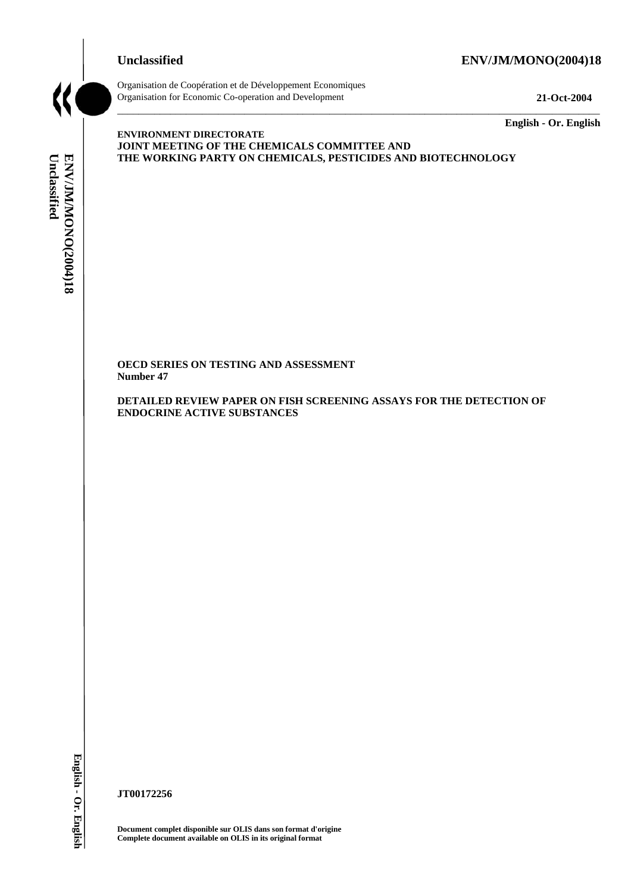**Unclassified** **ENV/JM/MONO(2004)18**

Organisation de Coopération et de Développement Economiques
Organisation for Economic Co-operation and Development **21-Oct-2004**

**English - Or. English**

**ENVIRONMENT DIRECTORATE**
**JOINT MEETING OF THE CHEMICALS COMMITTEE AND**
**THE WORKING PARTY ON CHEMICALS, PESTICIDES AND BIOTECHNOLOGY**

**OECD SERIES ON TESTING AND ASSESSMENT**
**Number 47**

**DETAILED REVIEW PAPER ON FISH SCREENING ASSAYS FOR THE DETECTION OF ENDOCRINE ACTIVE SUBSTANCES**

**JT00172256**

**Document complet disponible sur OLIS dans son format d'origine**
**Complete document available on OLIS in its original format**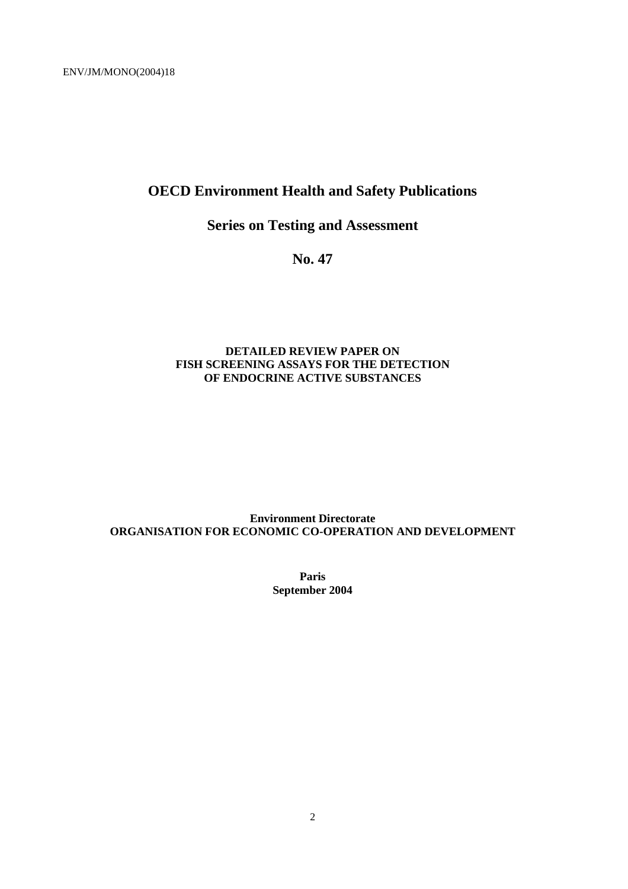ENV/JM/MONO(2004)18

# OECD Environment Health and Safety Publications

## Series on Testing and Assessment

## No. 47

**DETAILED REVIEW PAPER ON FISH SCREENING ASSAYS FOR THE DETECTION OF ENDOCRINE ACTIVE SUBSTANCES**

**Environment Directorate**
**ORGANISATION FOR ECONOMIC CO-OPERATION AND DEVELOPMENT**

**Paris**
**September 2004**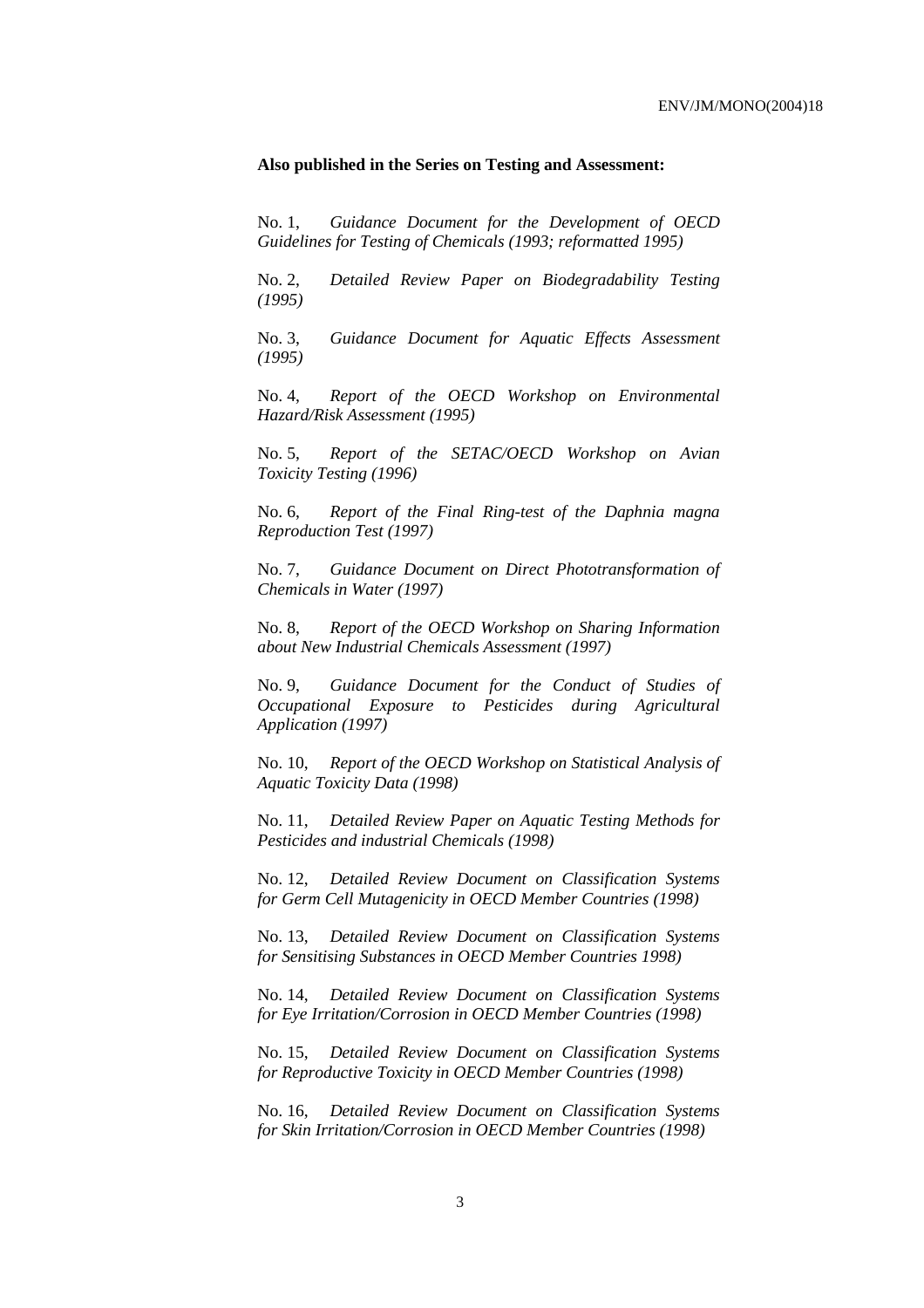**Also published in the Series on Testing and Assessment:**

No. 1, *Guidance Document for the Development of OECD Guidelines for Testing of Chemicals (1993; reformatted 1995)*

No. 2, *Detailed Review Paper on Biodegradability Testing (1995)*

No. 3, *Guidance Document for Aquatic Effects Assessment (1995)*

No. 4, *Report of the OECD Workshop on Environmental Hazard/Risk Assessment (1995)*

No. 5, *Report of the SETAC/OECD Workshop on Avian Toxicity Testing (1996)*

No. 6, *Report of the Final Ring-test of the Daphnia magna Reproduction Test (1997)*

No. 7, *Guidance Document on Direct Phototransformation of Chemicals in Water (1997)*

No. 8, *Report of the OECD Workshop on Sharing Information about New Industrial Chemicals Assessment (1997)*

No. 9, *Guidance Document for the Conduct of Studies of Occupational Exposure to Pesticides during Agricultural Application (1997)*

No. 10, *Report of the OECD Workshop on Statistical Analysis of Aquatic Toxicity Data (1998)*

No. 11, *Detailed Review Paper on Aquatic Testing Methods for Pesticides and industrial Chemicals (1998)*

No. 12, *Detailed Review Document on Classification Systems for Germ Cell Mutagenicity in OECD Member Countries (1998)*

No. 13, *Detailed Review Document on Classification Systems for Sensitising Substances in OECD Member Countries 1998)*

No. 14, *Detailed Review Document on Classification Systems for Eye Irritation/Corrosion in OECD Member Countries (1998)*

No. 15, *Detailed Review Document on Classification Systems for Reproductive Toxicity in OECD Member Countries (1998)*

No. 16, *Detailed Review Document on Classification Systems for Skin Irritation/Corrosion in OECD Member Countries (1998)*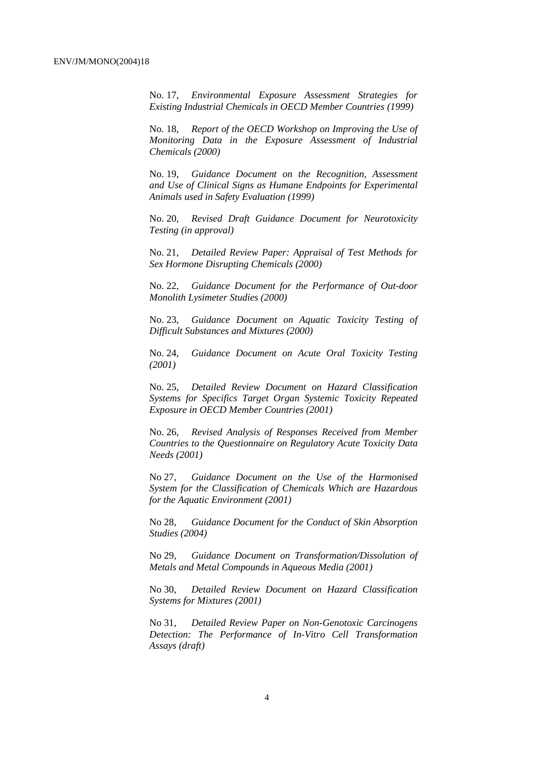No. 17, *Environmental Exposure Assessment Strategies for Existing Industrial Chemicals in OECD Member Countries (1999)*

No. 18, *Report of the OECD Workshop on Improving the Use of Monitoring Data in the Exposure Assessment of Industrial Chemicals (2000)*

No. 19, *Guidance Document on the Recognition, Assessment and Use of Clinical Signs as Humane Endpoints for Experimental Animals used in Safety Evaluation (1999)*

No. 20, *Revised Draft Guidance Document for Neurotoxicity Testing (in approval)*

No. 21, *Detailed Review Paper: Appraisal of Test Methods for Sex Hormone Disrupting Chemicals (2000)*

No. 22, *Guidance Document for the Performance of Out-door Monolith Lysimeter Studies (2000)*

No. 23, *Guidance Document on Aquatic Toxicity Testing of Difficult Substances and Mixtures (2000)*

No. 24, *Guidance Document on Acute Oral Toxicity Testing (2001)*

No. 25, *Detailed Review Document on Hazard Classification Systems for Specifics Target Organ Systemic Toxicity Repeated Exposure in OECD Member Countries (2001)*

No. 26, *Revised Analysis of Responses Received from Member Countries to the Questionnaire on Regulatory Acute Toxicity Data Needs (2001)*

No 27, *Guidance Document on the Use of the Harmonised System for the Classification of Chemicals Which are Hazardous for the Aquatic Environment (2001)*

No 28, *Guidance Document for the Conduct of Skin Absorption Studies (2004)*

No 29, *Guidance Document on Transformation/Dissolution of Metals and Metal Compounds in Aqueous Media (2001)*

No 30, *Detailed Review Document on Hazard Classification Systems for Mixtures (2001)*

No 31, *Detailed Review Paper on Non-Genotoxic Carcinogens Detection: The Performance of In-Vitro Cell Transformation Assays (draft)*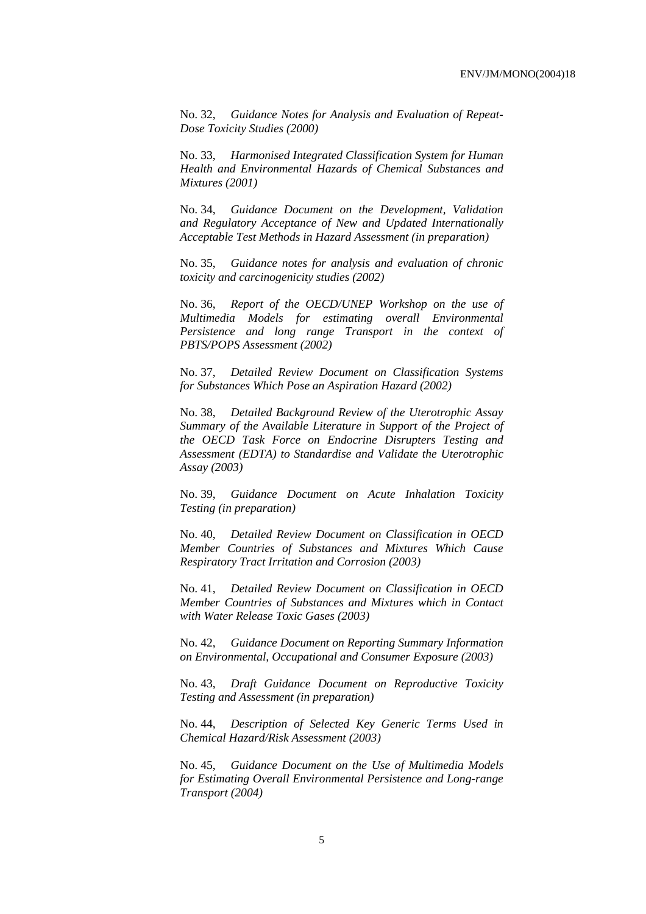No. 32, *Guidance Notes for Analysis and Evaluation of Repeat-Dose Toxicity Studies (2000)*

No. 33, *Harmonised Integrated Classification System for Human Health and Environmental Hazards of Chemical Substances and Mixtures (2001)*

No. 34, *Guidance Document on the Development, Validation and Regulatory Acceptance of New and Updated Internationally Acceptable Test Methods in Hazard Assessment (in preparation)*

No. 35, *Guidance notes for analysis and evaluation of chronic toxicity and carcinogenicity studies (2002)*

No. 36, *Report of the OECD/UNEP Workshop on the use of Multimedia Models for estimating overall Environmental Persistence and long range Transport in the context of PBTS/POPS Assessment (2002)*

No. 37, *Detailed Review Document on Classification Systems for Substances Which Pose an Aspiration Hazard (2002)*

No. 38, *Detailed Background Review of the Uterotrophic Assay Summary of the Available Literature in Support of the Project of the OECD Task Force on Endocrine Disrupters Testing and Assessment (EDTA) to Standardise and Validate the Uterotrophic Assay (2003)*

No. 39, *Guidance Document on Acute Inhalation Toxicity Testing (in preparation)*

No. 40, *Detailed Review Document on Classification in OECD Member Countries of Substances and Mixtures Which Cause Respiratory Tract Irritation and Corrosion (2003)*

No. 41, *Detailed Review Document on Classification in OECD Member Countries of Substances and Mixtures which in Contact with Water Release Toxic Gases (2003)*

No. 42, *Guidance Document on Reporting Summary Information on Environmental, Occupational and Consumer Exposure (2003)*

No. 43, *Draft Guidance Document on Reproductive Toxicity Testing and Assessment (in preparation)*

No. 44, *Description of Selected Key Generic Terms Used in Chemical Hazard/Risk Assessment (2003)*

No. 45, *Guidance Document on the Use of Multimedia Models for Estimating Overall Environmental Persistence and Long-range Transport (2004)*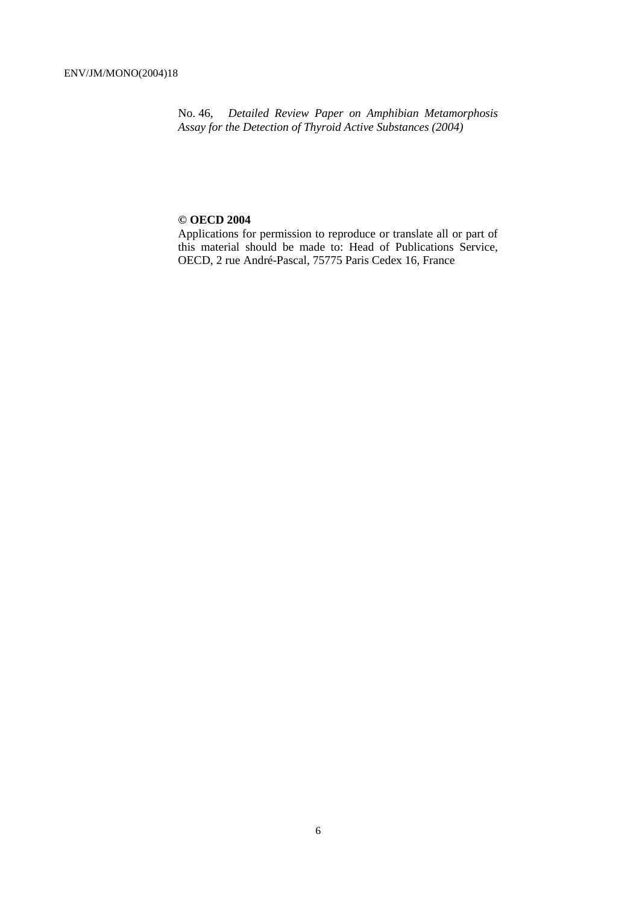No. 46, *Detailed Review Paper on Amphibian Metamorphosis Assay for the Detection of Thyroid Active Substances (2004)*

**© OECD 2004**

Applications for permission to reproduce or translate all or part of this material should be made to: Head of Publications Service, OECD, 2 rue André-Pascal, 75775 Paris Cedex 16, France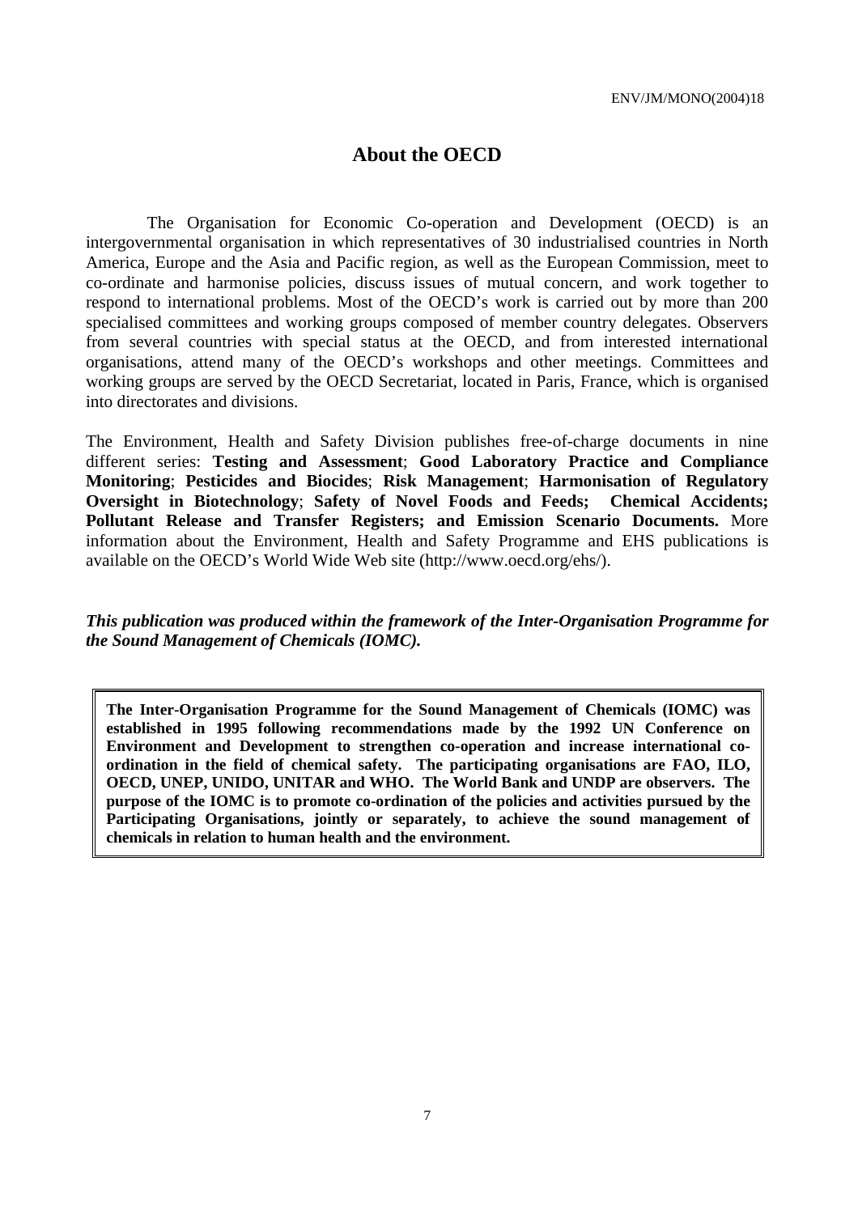# About the OECD

The Organisation for Economic Co-operation and Development (OECD) is an intergovernmental organisation in which representatives of 30 industrialised countries in North America, Europe and the Asia and Pacific region, as well as the European Commission, meet to co-ordinate and harmonise policies, discuss issues of mutual concern, and work together to respond to international problems. Most of the OECD's work is carried out by more than 200 specialised committees and working groups composed of member country delegates. Observers from several countries with special status at the OECD, and from interested international organisations, attend many of the OECD's workshops and other meetings. Committees and working groups are served by the OECD Secretariat, located in Paris, France, which is organised into directorates and divisions.

The Environment, Health and Safety Division publishes free-of-charge documents in nine different series: **Testing and Assessment**; **Good Laboratory Practice and Compliance Monitoring**; **Pesticides and Biocides**; **Risk Management**; **Harmonisation of Regulatory Oversight in Biotechnology**; **Safety of Novel Foods and Feeds; Chemical Accidents; Pollutant Release and Transfer Registers; and Emission Scenario Documents.** More information about the Environment, Health and Safety Programme and EHS publications is available on the OECD's World Wide Web site (http://www.oecd.org/ehs/).

***This publication was produced within the framework of the Inter-Organisation Programme for the Sound Management of Chemicals (IOMC).***

**The Inter-Organisation Programme for the Sound Management of Chemicals (IOMC) was established in 1995 following recommendations made by the 1992 UN Conference on Environment and Development to strengthen co-operation and increase international co-ordination in the field of chemical safety. The participating organisations are FAO, ILO, OECD, UNEP, UNIDO, UNITAR and WHO. The World Bank and UNDP are observers. The purpose of the IOMC is to promote co-ordination of the policies and activities pursued by the Participating Organisations, jointly or separately, to achieve the sound management of chemicals in relation to human health and the environment.**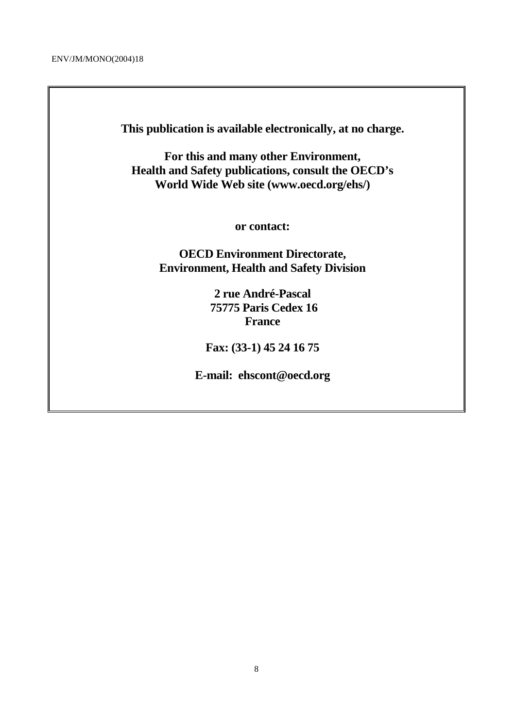**This publication is available electronically, at no charge.**

**For this and many other Environment, Health and Safety publications, consult the OECD's World Wide Web site (www.oecd.org/ehs/)**

**or contact:**

**OECD Environment Directorate, Environment, Health and Safety Division**

**2 rue André-Pascal  
75775 Paris Cedex 16  
France**

**Fax: (33-1) 45 24 16 75**

**E-mail: ehscont@oecd.org**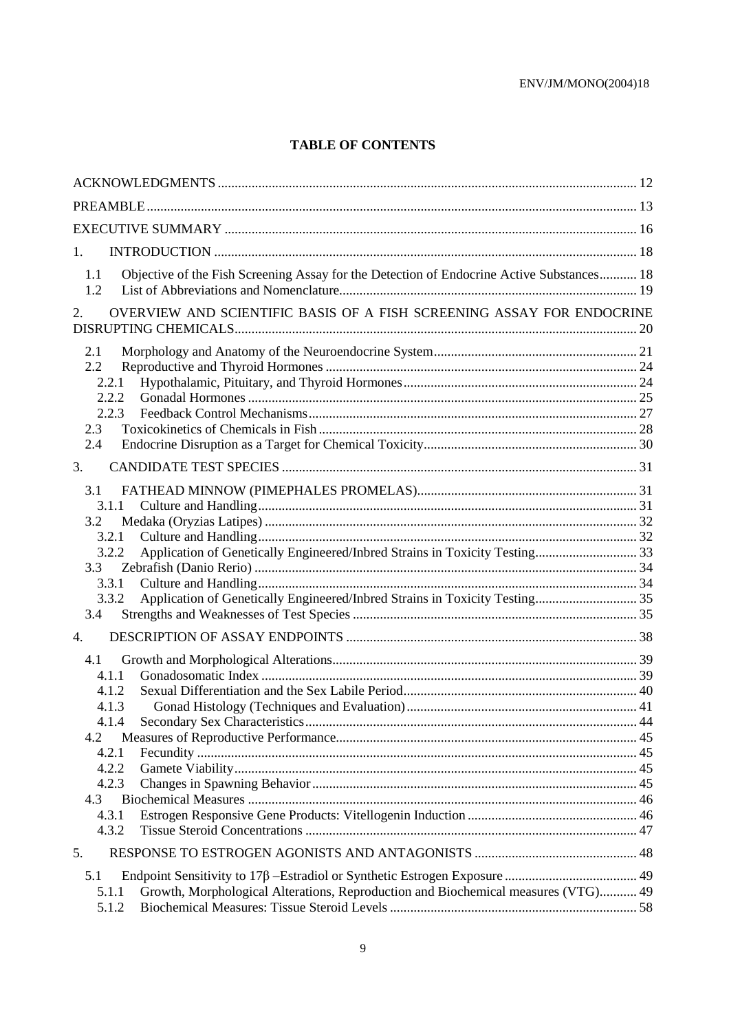## TABLE OF CONTENTS

ACKNOWLEDGMENTS ..... 12

PREAMBLE ..... 13

EXECUTIVE SUMMARY ..... 16

1. INTRODUCTION ..... 18
   - 1.1 Objective of the Fish Screening Assay for the Detection of Endocrine Active Substances ..... 18
   - 1.2 List of Abbreviations and Nomenclature ..... 19

2. OVERVIEW AND SCIENTIFIC BASIS OF A FISH SCREENING ASSAY FOR ENDOCRINE DISRUPTING CHEMICALS ..... 20
   - 2.1 Morphology and Anatomy of the Neuroendocrine System ..... 21
   - 2.2 Reproductive and Thyroid Hormones ..... 24
     - 2.2.1 Hypothalamic, Pituitary, and Thyroid Hormones ..... 24
     - 2.2.2 Gonadal Hormones ..... 25
     - 2.2.3 Feedback Control Mechanisms ..... 27
   - 2.3 Toxicokinetics of Chemicals in Fish ..... 28
   - 2.4 Endocrine Disruption as a Target for Chemical Toxicity ..... 30

3. CANDIDATE TEST SPECIES ..... 31
   - 3.1 FATHEAD MINNOW (PIMEPHALES PROMELAS) ..... 31
     - 3.1.1 Culture and Handling ..... 31
   - 3.2 Medaka (Oryzias Latipes) ..... 32
     - 3.2.1 Culture and Handling ..... 32
     - 3.2.2 Application of Genetically Engineered/Inbred Strains in Toxicity Testing ..... 33
   - 3.3 Zebrafish (Danio Rerio) ..... 34
     - 3.3.1 Culture and Handling ..... 34
     - 3.3.2 Application of Genetically Engineered/Inbred Strains in Toxicity Testing ..... 35
   - 3.4 Strengths and Weaknesses of Test Species ..... 35

4. DESCRIPTION OF ASSAY ENDPOINTS ..... 38
   - 4.1 Growth and Morphological Alterations ..... 39
     - 4.1.1 Gonadosomatic Index ..... 39
     - 4.1.2 Sexual Differentiation and the Sex Labile Period ..... 40
     - 4.1.3 Gonad Histology (Techniques and Evaluation) ..... 41
     - 4.1.4 Secondary Sex Characteristics ..... 44
   - 4.2 Measures of Reproductive Performance ..... 45
     - 4.2.1 Fecundity ..... 45
     - 4.2.2 Gamete Viability ..... 45
     - 4.2.3 Changes in Spawning Behavior ..... 45
   - 4.3 Biochemical Measures ..... 46
     - 4.3.1 Estrogen Responsive Gene Products: Vitellogenin Induction ..... 46
     - 4.3.2 Tissue Steroid Concentrations ..... 47

5. RESPONSE TO ESTROGEN AGONISTS AND ANTAGONISTS ..... 48
   - 5.1 Endpoint Sensitivity to 17β –Estradiol or Synthetic Estrogen Exposure ..... 49
     - 5.1.1 Growth, Morphological Alterations, Reproduction and Biochemical measures (VTG) ..... 49
     - 5.1.2 Biochemical Measures: Tissue Steroid Levels ..... 58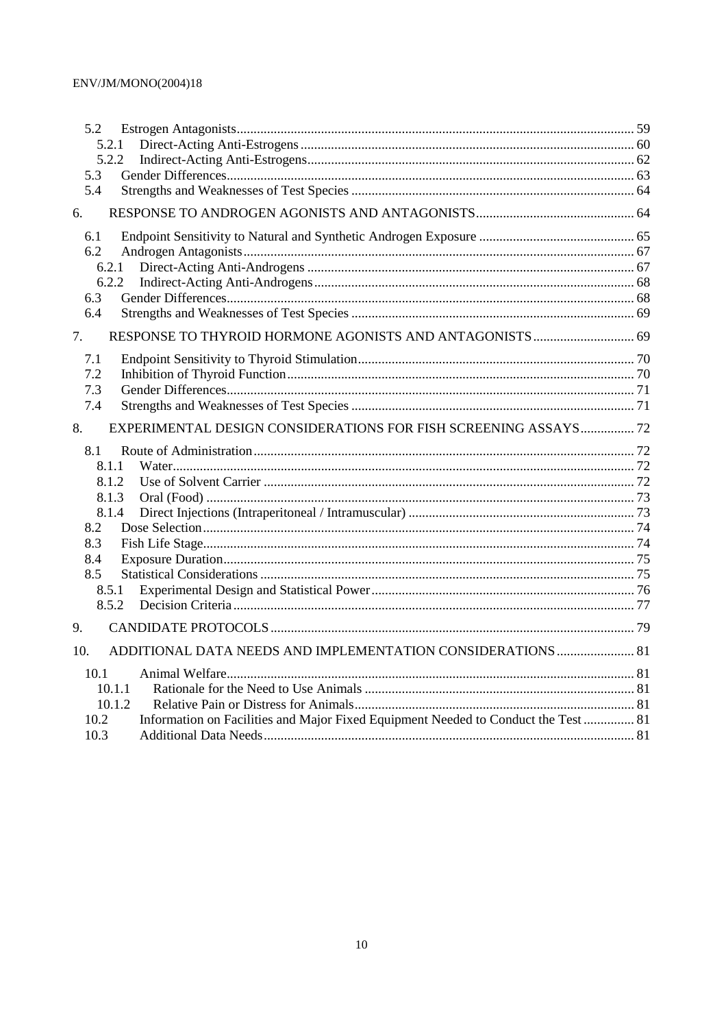- 5.2 Estrogen Antagonists ... 59
  - 5.2.1 Direct-Acting Anti-Estrogens ... 60
  - 5.2.2 Indirect-Acting Anti-Estrogens ... 62
- 5.3 Gender Differences ... 63
- 5.4 Strengths and Weaknesses of Test Species ... 64

6. RESPONSE TO ANDROGEN AGONISTS AND ANTAGONISTS ... 64

- 6.1 Endpoint Sensitivity to Natural and Synthetic Androgen Exposure ... 65
- 6.2 Androgen Antagonists ... 67
  - 6.2.1 Direct-Acting Anti-Androgens ... 67
  - 6.2.2 Indirect-Acting Anti-Androgens ... 68
- 6.3 Gender Differences ... 68
- 6.4 Strengths and Weaknesses of Test Species ... 69

7. RESPONSE TO THYROID HORMONE AGONISTS AND ANTAGONISTS ... 69

- 7.1 Endpoint Sensitivity to Thyroid Stimulation ... 70
- 7.2 Inhibition of Thyroid Function ... 70
- 7.3 Gender Differences ... 71
- 7.4 Strengths and Weaknesses of Test Species ... 71

8. EXPERIMENTAL DESIGN CONSIDERATIONS FOR FISH SCREENING ASSAYS ... 72

- 8.1 Route of Administration ... 72
  - 8.1.1 Water ... 72
  - 8.1.2 Use of Solvent Carrier ... 72
  - 8.1.3 Oral (Food) ... 73
  - 8.1.4 Direct Injections (Intraperitoneal / Intramuscular) ... 73
- 8.2 Dose Selection ... 74
- 8.3 Fish Life Stage ... 74
- 8.4 Exposure Duration ... 75
- 8.5 Statistical Considerations ... 75
  - 8.5.1 Experimental Design and Statistical Power ... 76
  - 8.5.2 Decision Criteria ... 77

9. CANDIDATE PROTOCOLS ... 79

10. ADDITIONAL DATA NEEDS AND IMPLEMENTATION CONSIDERATIONS ... 81

- 10.1 Animal Welfare ... 81
  - 10.1.1 Rationale for the Need to Use Animals ... 81
  - 10.1.2 Relative Pain or Distress for Animals ... 81
- 10.2 Information on Facilities and Major Fixed Equipment Needed to Conduct the Test ... 81
- 10.3 Additional Data Needs ... 81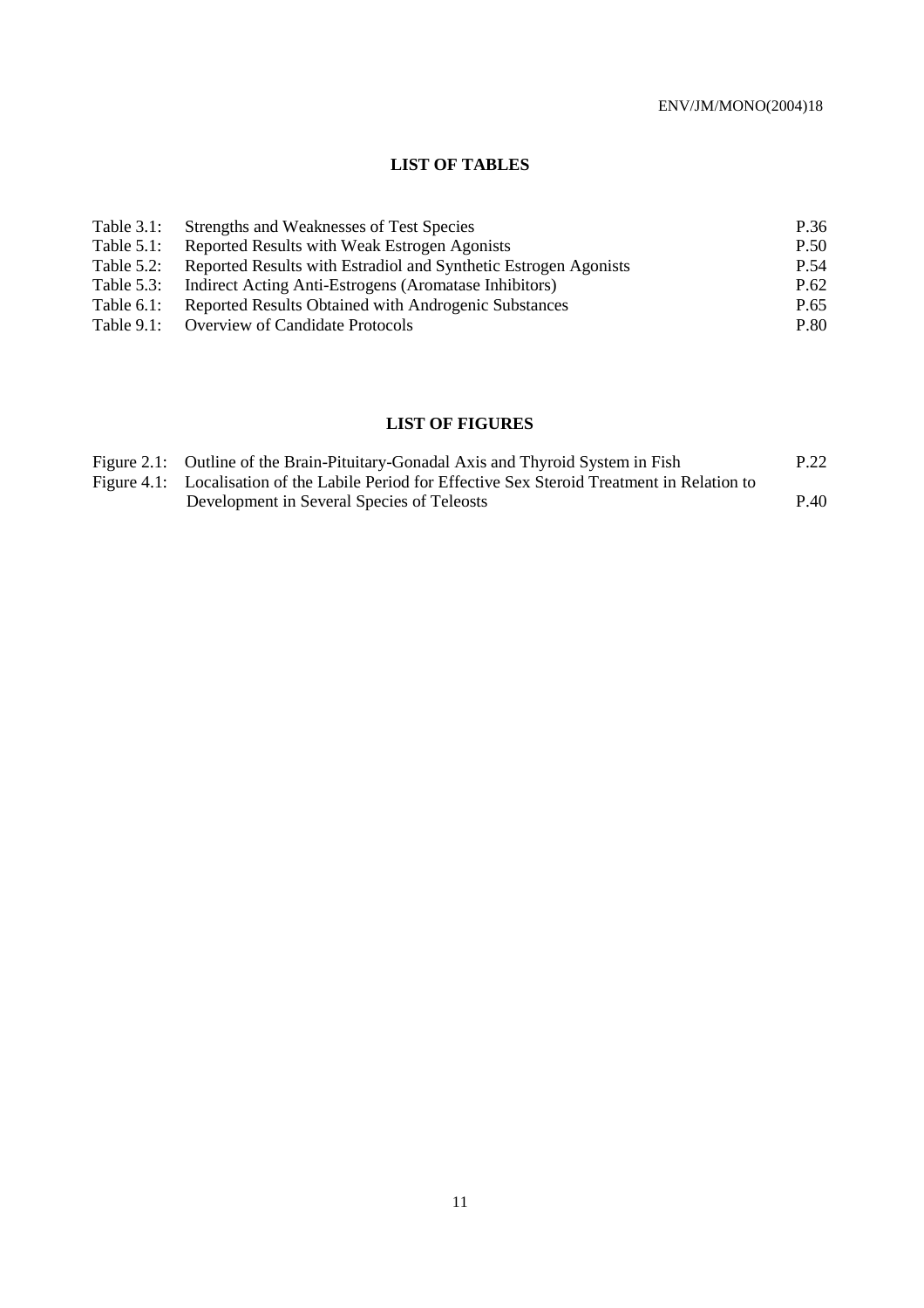## LIST OF TABLES

| | | |
|---|---|---|
| Table 3.1: | Strengths and Weaknesses of Test Species | P.36 |
| Table 5.1: | Reported Results with Weak Estrogen Agonists | P.50 |
| Table 5.2: | Reported Results with Estradiol and Synthetic Estrogen Agonists | P.54 |
| Table 5.3: | Indirect Acting Anti-Estrogens (Aromatase Inhibitors) | P.62 |
| Table 6.1: | Reported Results Obtained with Androgenic Substances | P.65 |
| Table 9.1: | Overview of Candidate Protocols | P.80 |

## LIST OF FIGURES

| | | |
|---|---|---|
| Figure 2.1: | Outline of the Brain-Pituitary-Gonadal Axis and Thyroid System in Fish | P.22 |
| Figure 4.1: | Localisation of the Labile Period for Effective Sex Steroid Treatment in Relation to Development in Several Species of Teleosts | P.40 |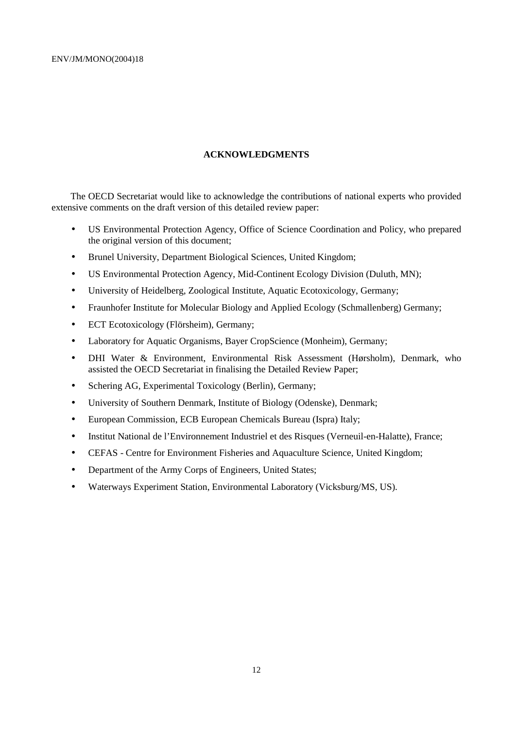## ACKNOWLEDGMENTS

The OECD Secretariat would like to acknowledge the contributions of national experts who provided extensive comments on the draft version of this detailed review paper:

- US Environmental Protection Agency, Office of Science Coordination and Policy, who prepared the original version of this document;
- Brunel University, Department Biological Sciences, United Kingdom;
- US Environmental Protection Agency, Mid-Continent Ecology Division (Duluth, MN);
- University of Heidelberg, Zoological Institute, Aquatic Ecotoxicology, Germany;
- Fraunhofer Institute for Molecular Biology and Applied Ecology (Schmallenberg) Germany;
- ECT Ecotoxicology (Flörsheim), Germany;
- Laboratory for Aquatic Organisms, Bayer CropScience (Monheim), Germany;
- DHI Water & Environment, Environmental Risk Assessment (Hørsholm), Denmark, who assisted the OECD Secretariat in finalising the Detailed Review Paper;
- Schering AG, Experimental Toxicology (Berlin), Germany;
- University of Southern Denmark, Institute of Biology (Odenske), Denmark;
- European Commission, ECB European Chemicals Bureau (Ispra) Italy;
- Institut National de l'Environnement Industriel et des Risques (Verneuil-en-Halatte), France;
- CEFAS - Centre for Environment Fisheries and Aquaculture Science, United Kingdom;
- Department of the Army Corps of Engineers, United States;
- Waterways Experiment Station, Environmental Laboratory (Vicksburg/MS, US).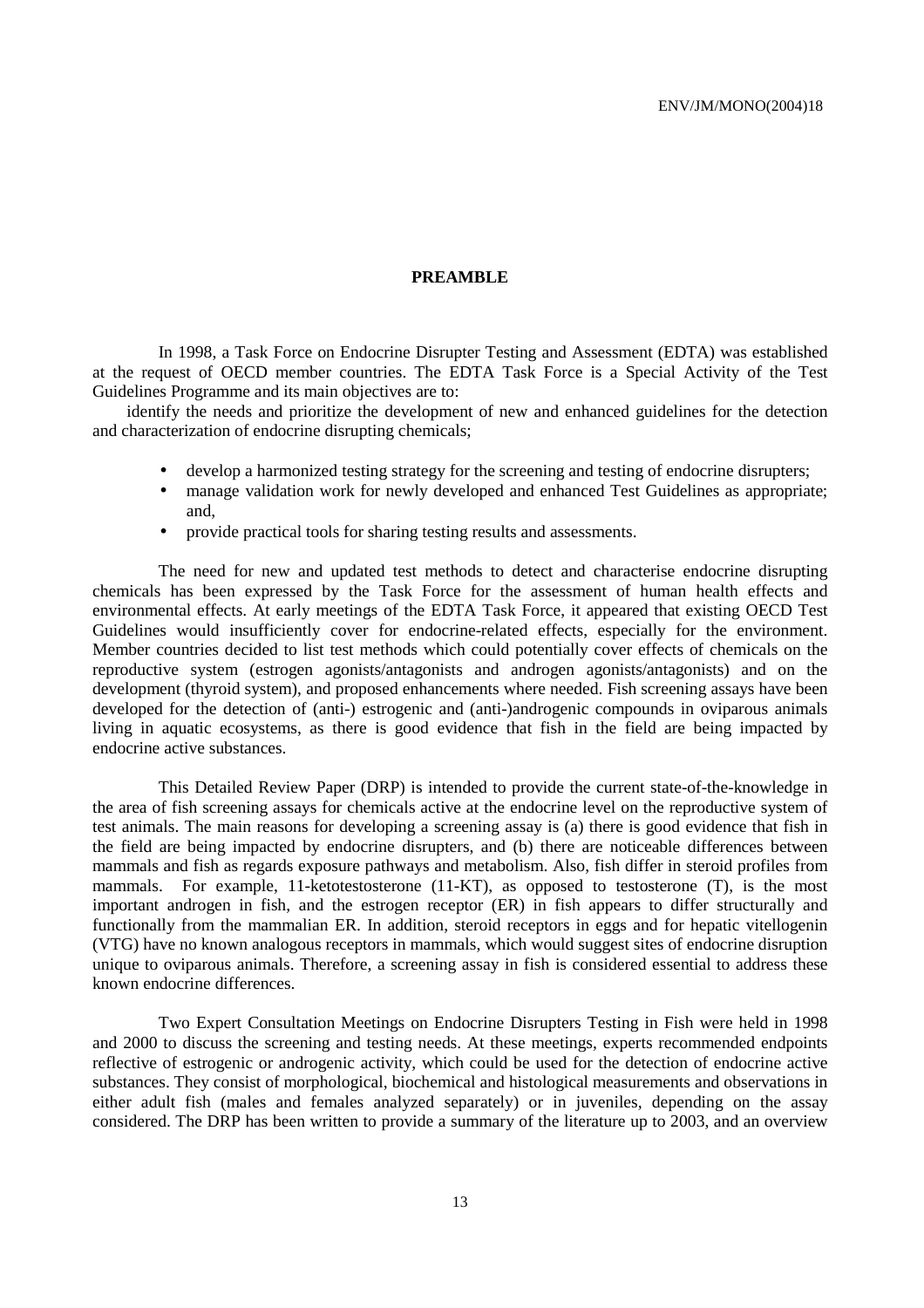**PREAMBLE**

In 1998, a Task Force on Endocrine Disrupter Testing and Assessment (EDTA) was established at the request of OECD member countries. The EDTA Task Force is a Special Activity of the Test Guidelines Programme and its main objectives are to:

identify the needs and prioritize the development of new and enhanced guidelines for the detection and characterization of endocrine disrupting chemicals;

- develop a harmonized testing strategy for the screening and testing of endocrine disrupters;
- manage validation work for newly developed and enhanced Test Guidelines as appropriate; and,
- provide practical tools for sharing testing results and assessments.

The need for new and updated test methods to detect and characterise endocrine disrupting chemicals has been expressed by the Task Force for the assessment of human health effects and environmental effects. At early meetings of the EDTA Task Force, it appeared that existing OECD Test Guidelines would insufficiently cover for endocrine-related effects, especially for the environment. Member countries decided to list test methods which could potentially cover effects of chemicals on the reproductive system (estrogen agonists/antagonists and androgen agonists/antagonists) and on the development (thyroid system), and proposed enhancements where needed. Fish screening assays have been developed for the detection of (anti-) estrogenic and (anti-)androgenic compounds in oviparous animals living in aquatic ecosystems, as there is good evidence that fish in the field are being impacted by endocrine active substances.

This Detailed Review Paper (DRP) is intended to provide the current state-of-the-knowledge in the area of fish screening assays for chemicals active at the endocrine level on the reproductive system of test animals. The main reasons for developing a screening assay is (a) there is good evidence that fish in the field are being impacted by endocrine disrupters, and (b) there are noticeable differences between mammals and fish as regards exposure pathways and metabolism. Also, fish differ in steroid profiles from mammals. For example, 11-ketotestosterone (11-KT), as opposed to testosterone (T), is the most important androgen in fish, and the estrogen receptor (ER) in fish appears to differ structurally and functionally from the mammalian ER. In addition, steroid receptors in eggs and for hepatic vitellogenin (VTG) have no known analogous receptors in mammals, which would suggest sites of endocrine disruption unique to oviparous animals. Therefore, a screening assay in fish is considered essential to address these known endocrine differences.

Two Expert Consultation Meetings on Endocrine Disrupters Testing in Fish were held in 1998 and 2000 to discuss the screening and testing needs. At these meetings, experts recommended endpoints reflective of estrogenic or androgenic activity, which could be used for the detection of endocrine active substances. They consist of morphological, biochemical and histological measurements and observations in either adult fish (males and females analyzed separately) or in juveniles, depending on the assay considered. The DRP has been written to provide a summary of the literature up to 2003, and an overview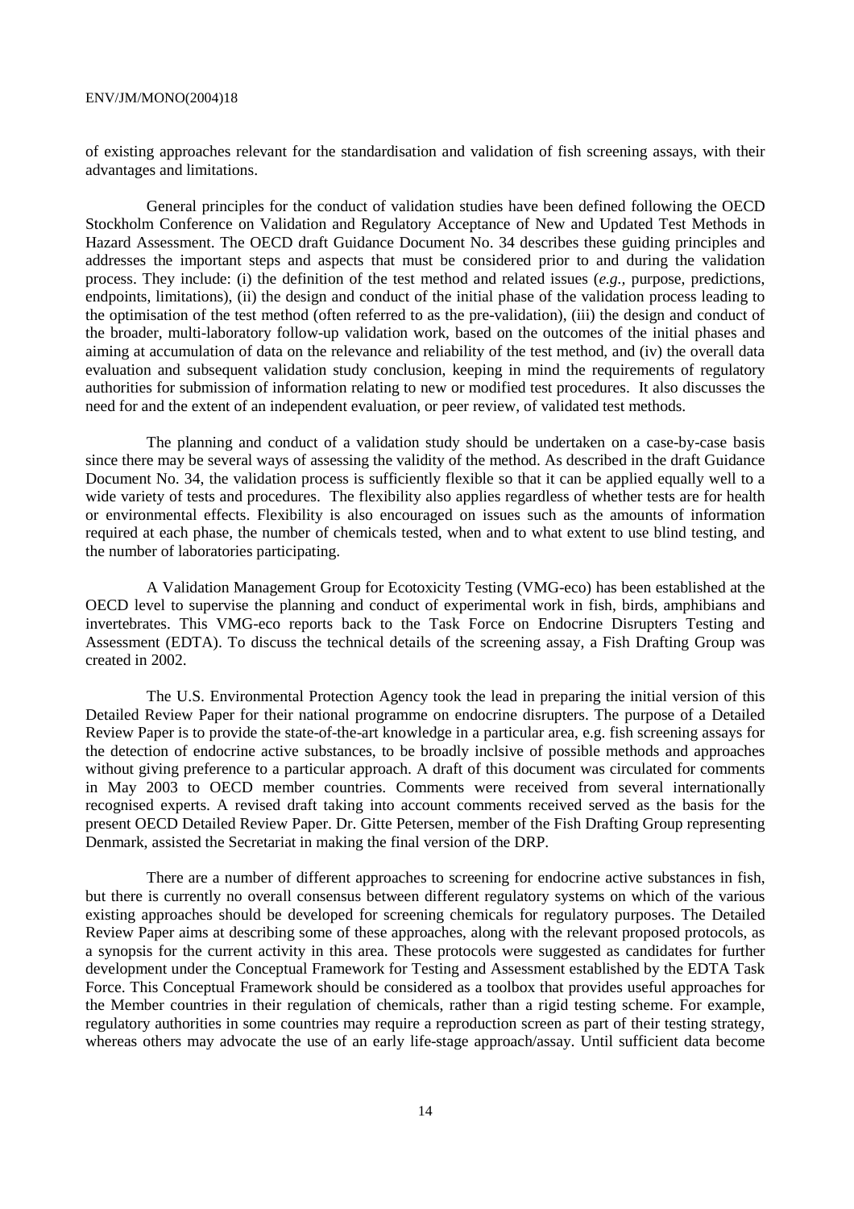of existing approaches relevant for the standardisation and validation of fish screening assays, with their advantages and limitations.

General principles for the conduct of validation studies have been defined following the OECD Stockholm Conference on Validation and Regulatory Acceptance of New and Updated Test Methods in Hazard Assessment. The OECD draft Guidance Document No. 34 describes these guiding principles and addresses the important steps and aspects that must be considered prior to and during the validation process. They include: (i) the definition of the test method and related issues (*e.g.,* purpose, predictions, endpoints, limitations), (ii) the design and conduct of the initial phase of the validation process leading to the optimisation of the test method (often referred to as the pre-validation), (iii) the design and conduct of the broader, multi-laboratory follow-up validation work, based on the outcomes of the initial phases and aiming at accumulation of data on the relevance and reliability of the test method, and (iv) the overall data evaluation and subsequent validation study conclusion, keeping in mind the requirements of regulatory authorities for submission of information relating to new or modified test procedures. It also discusses the need for and the extent of an independent evaluation, or peer review, of validated test methods.

The planning and conduct of a validation study should be undertaken on a case-by-case basis since there may be several ways of assessing the validity of the method. As described in the draft Guidance Document No. 34, the validation process is sufficiently flexible so that it can be applied equally well to a wide variety of tests and procedures. The flexibility also applies regardless of whether tests are for health or environmental effects. Flexibility is also encouraged on issues such as the amounts of information required at each phase, the number of chemicals tested, when and to what extent to use blind testing, and the number of laboratories participating.

A Validation Management Group for Ecotoxicity Testing (VMG-eco) has been established at the OECD level to supervise the planning and conduct of experimental work in fish, birds, amphibians and invertebrates. This VMG-eco reports back to the Task Force on Endocrine Disrupters Testing and Assessment (EDTA). To discuss the technical details of the screening assay, a Fish Drafting Group was created in 2002.

The U.S. Environmental Protection Agency took the lead in preparing the initial version of this Detailed Review Paper for their national programme on endocrine disrupters. The purpose of a Detailed Review Paper is to provide the state-of-the-art knowledge in a particular area, e.g. fish screening assays for the detection of endocrine active substances, to be broadly inclsive of possible methods and approaches without giving preference to a particular approach. A draft of this document was circulated for comments in May 2003 to OECD member countries. Comments were received from several internationally recognised experts. A revised draft taking into account comments received served as the basis for the present OECD Detailed Review Paper. Dr. Gitte Petersen, member of the Fish Drafting Group representing Denmark, assisted the Secretariat in making the final version of the DRP.

There are a number of different approaches to screening for endocrine active substances in fish, but there is currently no overall consensus between different regulatory systems on which of the various existing approaches should be developed for screening chemicals for regulatory purposes. The Detailed Review Paper aims at describing some of these approaches, along with the relevant proposed protocols, as a synopsis for the current activity in this area. These protocols were suggested as candidates for further development under the Conceptual Framework for Testing and Assessment established by the EDTA Task Force. This Conceptual Framework should be considered as a toolbox that provides useful approaches for the Member countries in their regulation of chemicals, rather than a rigid testing scheme. For example, regulatory authorities in some countries may require a reproduction screen as part of their testing strategy, whereas others may advocate the use of an early life-stage approach/assay. Until sufficient data become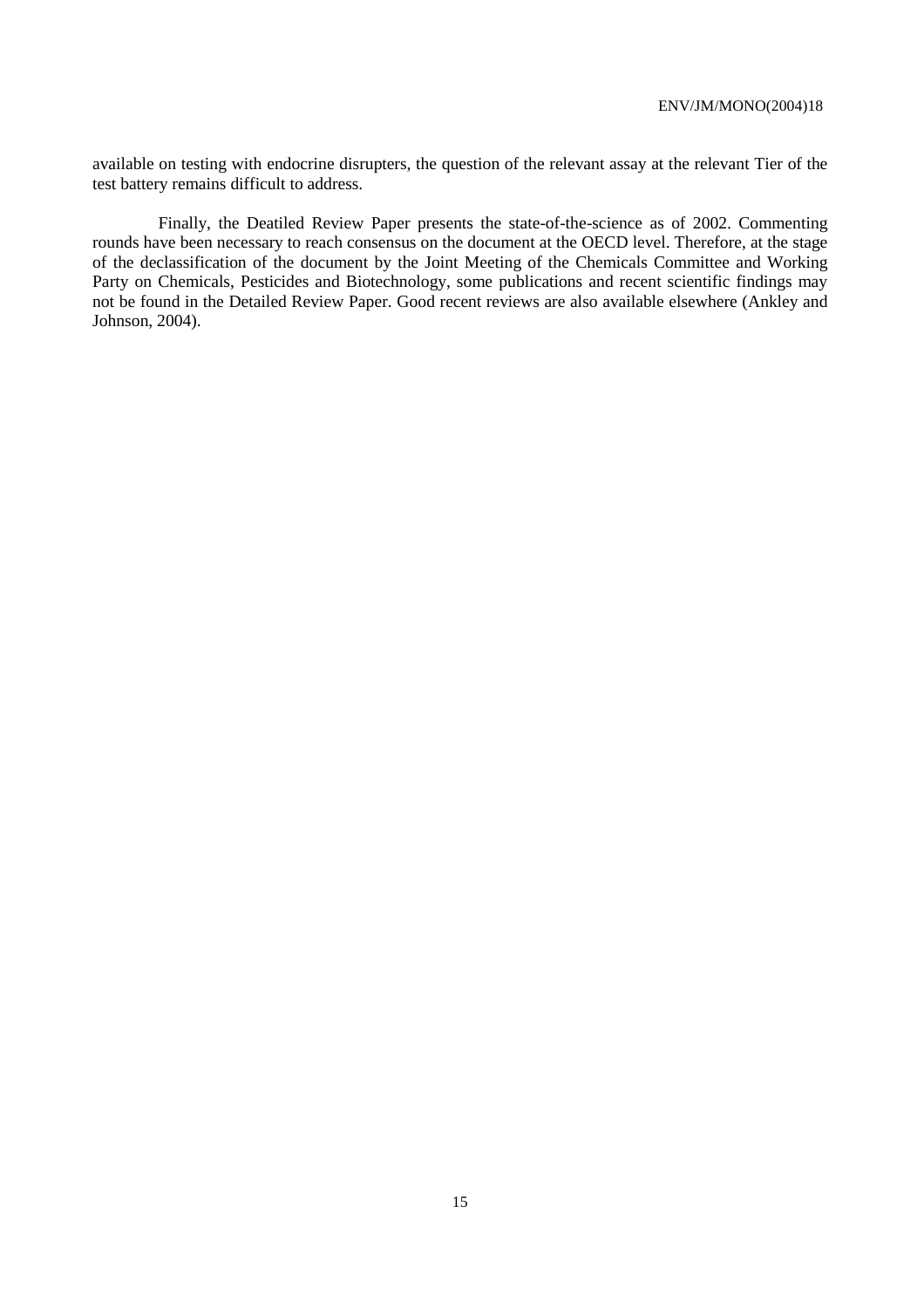available on testing with endocrine disrupters, the question of the relevant assay at the relevant Tier of the test battery remains difficult to address.

Finally, the Deatiled Review Paper presents the state-of-the-science as of 2002. Commenting rounds have been necessary to reach consensus on the document at the OECD level. Therefore, at the stage of the declassification of the document by the Joint Meeting of the Chemicals Committee and Working Party on Chemicals, Pesticides and Biotechnology, some publications and recent scientific findings may not be found in the Detailed Review Paper. Good recent reviews are also available elsewhere (Ankley and Johnson, 2004).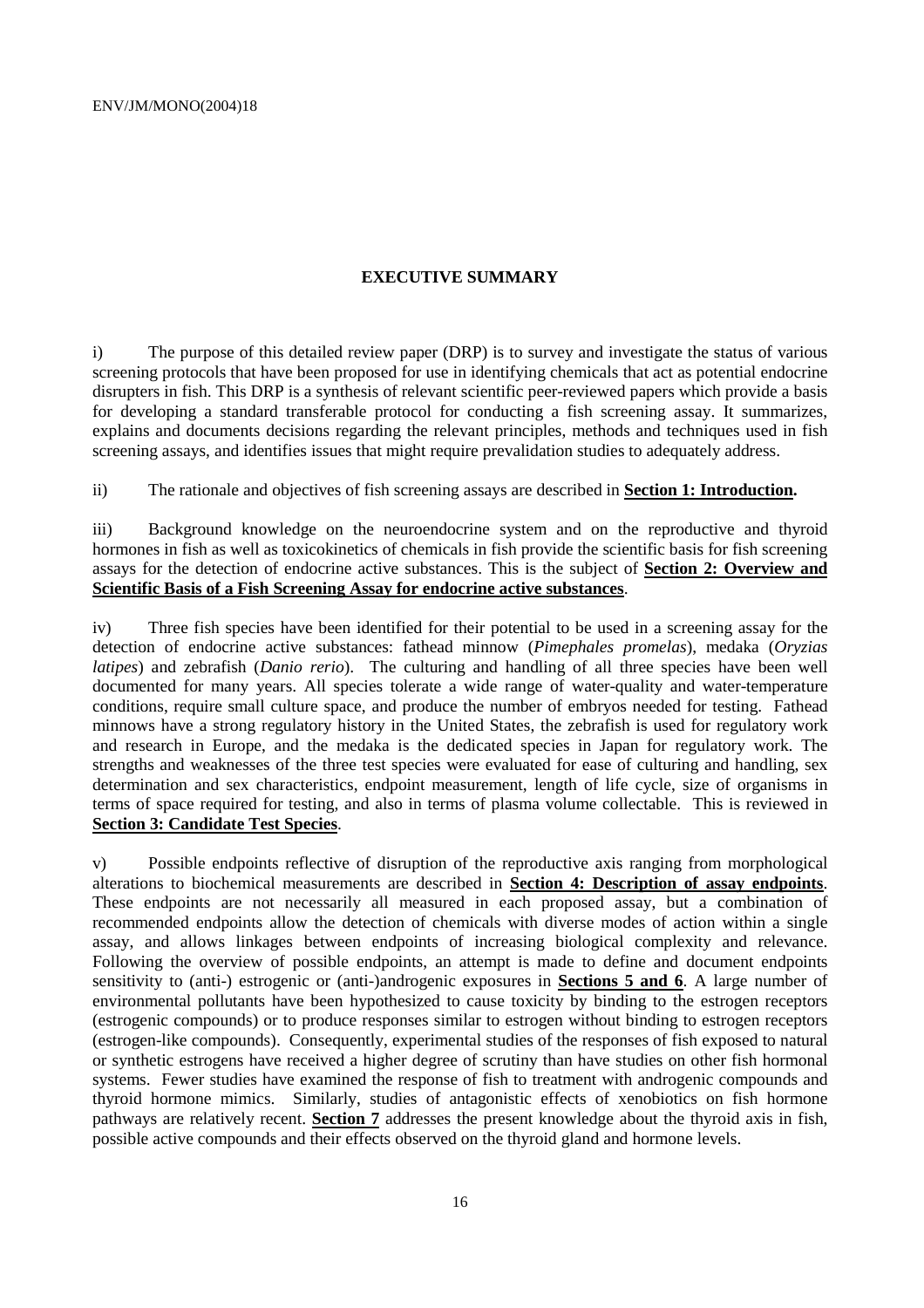## EXECUTIVE SUMMARY

i) The purpose of this detailed review paper (DRP) is to survey and investigate the status of various screening protocols that have been proposed for use in identifying chemicals that act as potential endocrine disrupters in fish. This DRP is a synthesis of relevant scientific peer-reviewed papers which provide a basis for developing a standard transferable protocol for conducting a fish screening assay. It summarizes, explains and documents decisions regarding the relevant principles, methods and techniques used in fish screening assays, and identifies issues that might require prevalidation studies to adequately address.

ii) The rationale and objectives of fish screening assays are described in **Section 1: Introduction.**

iii) Background knowledge on the neuroendocrine system and on the reproductive and thyroid hormones in fish as well as toxicokinetics of chemicals in fish provide the scientific basis for fish screening assays for the detection of endocrine active substances. This is the subject of **Section 2: Overview and Scientific Basis of a Fish Screening Assay for endocrine active substances**.

iv) Three fish species have been identified for their potential to be used in a screening assay for the detection of endocrine active substances: fathead minnow (*Pimephales promelas*), medaka (*Oryzias latipes*) and zebrafish (*Danio rerio*). The culturing and handling of all three species have been well documented for many years. All species tolerate a wide range of water-quality and water-temperature conditions, require small culture space, and produce the number of embryos needed for testing. Fathead minnows have a strong regulatory history in the United States, the zebrafish is used for regulatory work and research in Europe, and the medaka is the dedicated species in Japan for regulatory work. The strengths and weaknesses of the three test species were evaluated for ease of culturing and handling, sex determination and sex characteristics, endpoint measurement, length of life cycle, size of organisms in terms of space required for testing, and also in terms of plasma volume collectable. This is reviewed in **Section 3: Candidate Test Species**.

v) Possible endpoints reflective of disruption of the reproductive axis ranging from morphological alterations to biochemical measurements are described in **Section 4: Description of assay endpoints**. These endpoints are not necessarily all measured in each proposed assay, but a combination of recommended endpoints allow the detection of chemicals with diverse modes of action within a single assay, and allows linkages between endpoints of increasing biological complexity and relevance. Following the overview of possible endpoints, an attempt is made to define and document endpoints sensitivity to (anti-) estrogenic or (anti-)androgenic exposures in **Sections 5 and 6**. A large number of environmental pollutants have been hypothesized to cause toxicity by binding to the estrogen receptors (estrogenic compounds) or to produce responses similar to estrogen without binding to estrogen receptors (estrogen-like compounds). Consequently, experimental studies of the responses of fish exposed to natural or synthetic estrogens have received a higher degree of scrutiny than have studies on other fish hormonal systems. Fewer studies have examined the response of fish to treatment with androgenic compounds and thyroid hormone mimics. Similarly, studies of antagonistic effects of xenobiotics on fish hormone pathways are relatively recent. **Section 7** addresses the present knowledge about the thyroid axis in fish, possible active compounds and their effects observed on the thyroid gland and hormone levels.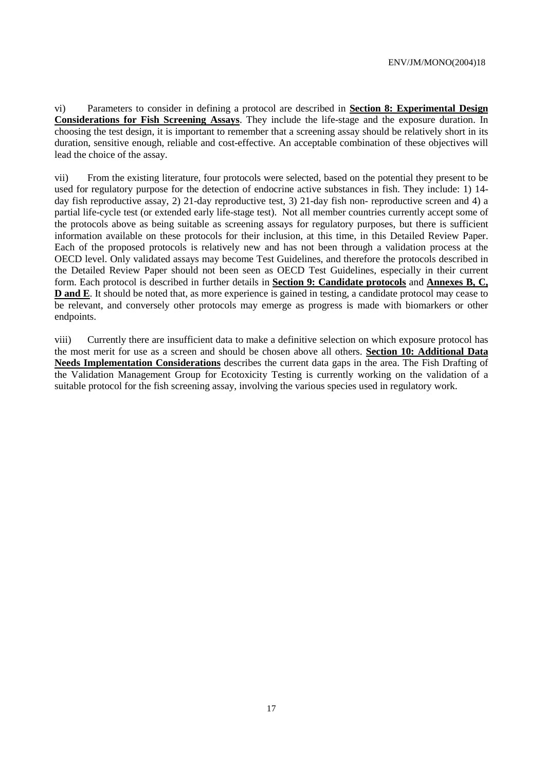vi) Parameters to consider in defining a protocol are described in **Section 8: Experimental Design Considerations for Fish Screening Assays**. They include the life-stage and the exposure duration. In choosing the test design, it is important to remember that a screening assay should be relatively short in its duration, sensitive enough, reliable and cost-effective. An acceptable combination of these objectives will lead the choice of the assay.

vii) From the existing literature, four protocols were selected, based on the potential they present to be used for regulatory purpose for the detection of endocrine active substances in fish. They include: 1) 14-day fish reproductive assay, 2) 21-day reproductive test, 3) 21-day fish non- reproductive screen and 4) a partial life-cycle test (or extended early life-stage test). Not all member countries currently accept some of the protocols above as being suitable as screening assays for regulatory purposes, but there is sufficient information available on these protocols for their inclusion, at this time, in this Detailed Review Paper. Each of the proposed protocols is relatively new and has not been through a validation process at the OECD level. Only validated assays may become Test Guidelines, and therefore the protocols described in the Detailed Review Paper should not been seen as OECD Test Guidelines, especially in their current form. Each protocol is described in further details in **Section 9: Candidate protocols** and **Annexes B, C, D and E**. It should be noted that, as more experience is gained in testing, a candidate protocol may cease to be relevant, and conversely other protocols may emerge as progress is made with biomarkers or other endpoints.

viii) Currently there are insufficient data to make a definitive selection on which exposure protocol has the most merit for use as a screen and should be chosen above all others. **Section 10: Additional Data Needs Implementation Considerations** describes the current data gaps in the area. The Fish Drafting of the Validation Management Group for Ecotoxicity Testing is currently working on the validation of a suitable protocol for the fish screening assay, involving the various species used in regulatory work.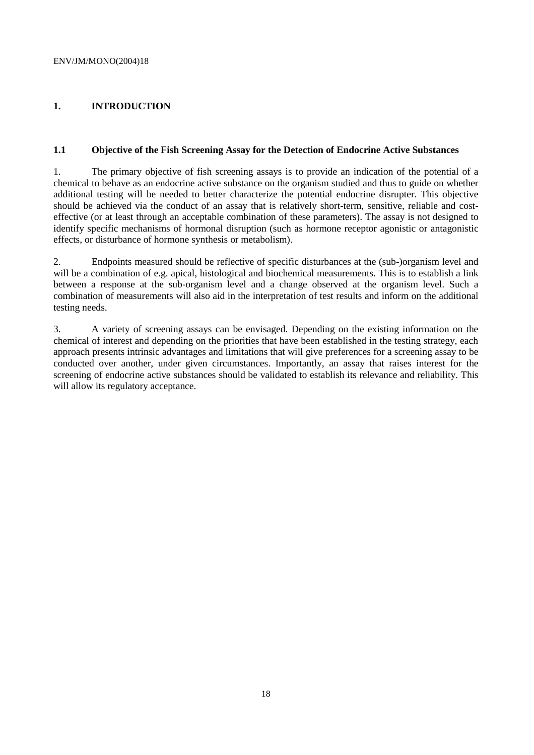# 1. INTRODUCTION

## 1.1 Objective of the Fish Screening Assay for the Detection of Endocrine Active Substances

1. The primary objective of fish screening assays is to provide an indication of the potential of a chemical to behave as an endocrine active substance on the organism studied and thus to guide on whether additional testing will be needed to better characterize the potential endocrine disrupter. This objective should be achieved via the conduct of an assay that is relatively short-term, sensitive, reliable and cost-effective (or at least through an acceptable combination of these parameters). The assay is not designed to identify specific mechanisms of hormonal disruption (such as hormone receptor agonistic or antagonistic effects, or disturbance of hormone synthesis or metabolism).

2. Endpoints measured should be reflective of specific disturbances at the (sub-)organism level and will be a combination of e.g. apical, histological and biochemical measurements. This is to establish a link between a response at the sub-organism level and a change observed at the organism level. Such a combination of measurements will also aid in the interpretation of test results and inform on the additional testing needs.

3. A variety of screening assays can be envisaged. Depending on the existing information on the chemical of interest and depending on the priorities that have been established in the testing strategy, each approach presents intrinsic advantages and limitations that will give preferences for a screening assay to be conducted over another, under given circumstances. Importantly, an assay that raises interest for the screening of endocrine active substances should be validated to establish its relevance and reliability. This will allow its regulatory acceptance.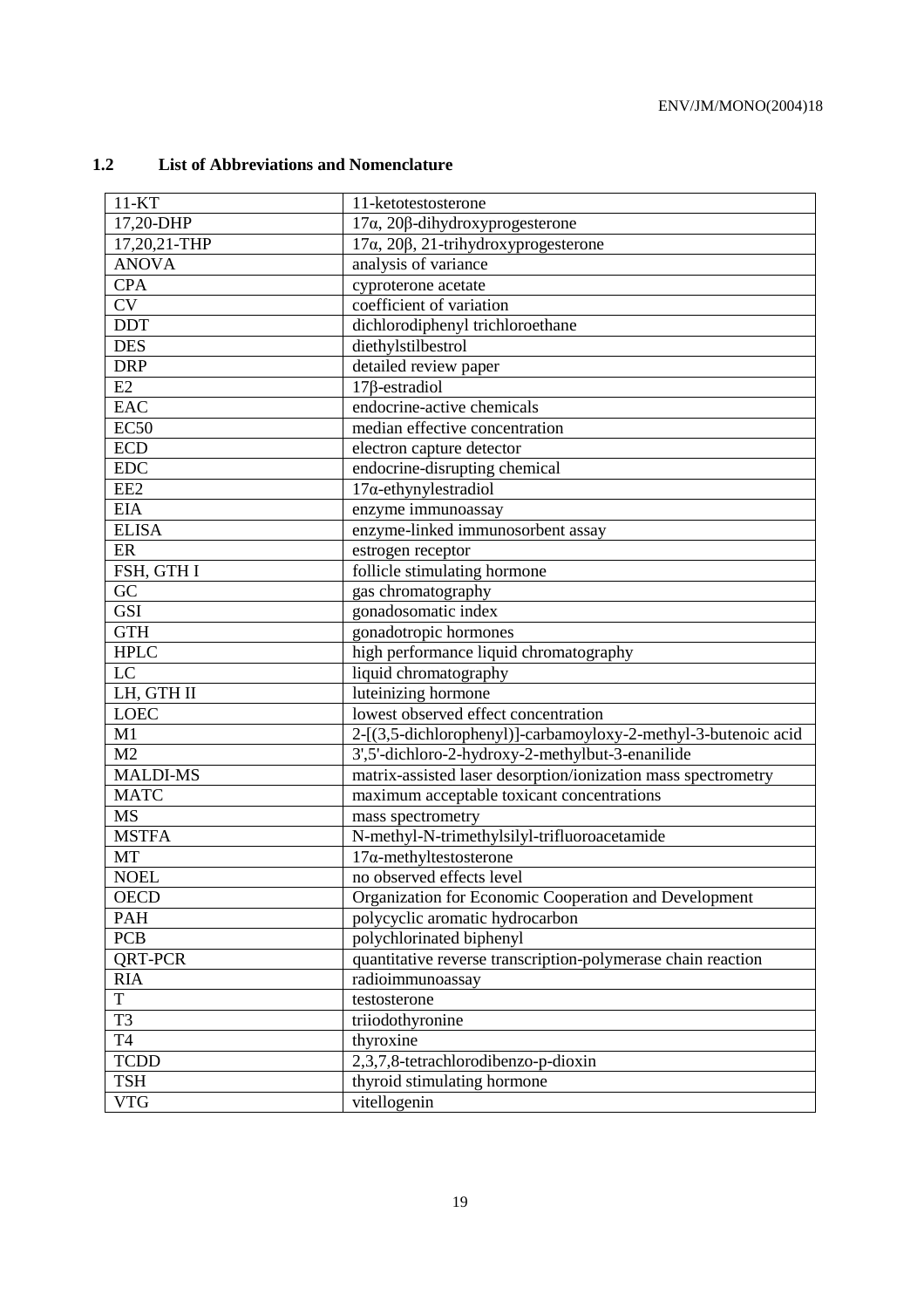## 1.2 List of Abbreviations and Nomenclature

| | |
|---|---|
| 11-KT | 11-ketotestosterone |
| 17,20-DHP | 17α, 20β-dihydroxyprogesterone |
| 17,20,21-THP | 17α, 20β, 21-trihydroxyprogesterone |
| ANOVA | analysis of variance |
| CPA | cyproterone acetate |
| CV | coefficient of variation |
| DDT | dichlorodiphenyl trichloroethane |
| DES | diethylstilbestrol |
| DRP | detailed review paper |
| E2 | 17β-estradiol |
| EAC | endocrine-active chemicals |
| EC50 | median effective concentration |
| ECD | electron capture detector |
| EDC | endocrine-disrupting chemical |
| EE2 | 17α-ethynylestradiol |
| EIA | enzyme immunoassay |
| ELISA | enzyme-linked immunosorbent assay |
| ER | estrogen receptor |
| FSH, GTH I | follicle stimulating hormone |
| GC | gas chromatography |
| GSI | gonadosomatic index |
| GTH | gonadotropic hormones |
| HPLC | high performance liquid chromatography |
| LC | liquid chromatography |
| LH, GTH II | luteinizing hormone |
| LOEC | lowest observed effect concentration |
| M1 | 2-[(3,5-dichlorophenyl)]-carbamoyloxy-2-methyl-3-butenoic acid |
| M2 | 3',5'-dichloro-2-hydroxy-2-methylbut-3-enanilide |
| MALDI-MS | matrix-assisted laser desorption/ionization mass spectrometry |
| MATC | maximum acceptable toxicant concentrations |
| MS | mass spectrometry |
| MSTFA | N-methyl-N-trimethylsilyl-trifluoroacetamide |
| MT | 17α-methyltestosterone |
| NOEL | no observed effects level |
| OECD | Organization for Economic Cooperation and Development |
| PAH | polycyclic aromatic hydrocarbon |
| PCB | polychlorinated biphenyl |
| QRT-PCR | quantitative reverse transcription-polymerase chain reaction |
| RIA | radioimmunoassay |
| T | testosterone |
| T3 | triiodothyronine |
| T4 | thyroxine |
| TCDD | 2,3,7,8-tetrachlorodibenzo-p-dioxin |
| TSH | thyroid stimulating hormone |
| VTG | vitellogenin |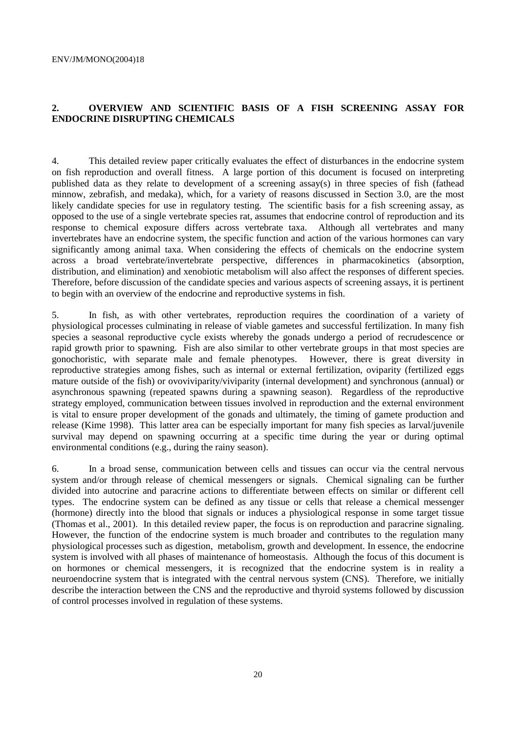## 2. OVERVIEW AND SCIENTIFIC BASIS OF A FISH SCREENING ASSAY FOR ENDOCRINE DISRUPTING CHEMICALS

4. This detailed review paper critically evaluates the effect of disturbances in the endocrine system on fish reproduction and overall fitness. A large portion of this document is focused on interpreting published data as they relate to development of a screening assay(s) in three species of fish (fathead minnow, zebrafish, and medaka), which, for a variety of reasons discussed in Section 3.0, are the most likely candidate species for use in regulatory testing. The scientific basis for a fish screening assay, as opposed to the use of a single vertebrate species rat, assumes that endocrine control of reproduction and its response to chemical exposure differs across vertebrate taxa. Although all vertebrates and many invertebrates have an endocrine system, the specific function and action of the various hormones can vary significantly among animal taxa. When considering the effects of chemicals on the endocrine system across a broad vertebrate/invertebrate perspective, differences in pharmacokinetics (absorption, distribution, and elimination) and xenobiotic metabolism will also affect the responses of different species. Therefore, before discussion of the candidate species and various aspects of screening assays, it is pertinent to begin with an overview of the endocrine and reproductive systems in fish.

5. In fish, as with other vertebrates, reproduction requires the coordination of a variety of physiological processes culminating in release of viable gametes and successful fertilization. In many fish species a seasonal reproductive cycle exists whereby the gonads undergo a period of recrudescence or rapid growth prior to spawning. Fish are also similar to other vertebrate groups in that most species are gonochoristic, with separate male and female phenotypes. However, there is great diversity in reproductive strategies among fishes, such as internal or external fertilization, oviparity (fertilized eggs mature outside of the fish) or ovoviviparity/viviparity (internal development) and synchronous (annual) or asynchronous spawning (repeated spawns during a spawning season). Regardless of the reproductive strategy employed, communication between tissues involved in reproduction and the external environment is vital to ensure proper development of the gonads and ultimately, the timing of gamete production and release (Kime 1998). This latter area can be especially important for many fish species as larval/juvenile survival may depend on spawning occurring at a specific time during the year or during optimal environmental conditions (e.g., during the rainy season).

6. In a broad sense, communication between cells and tissues can occur via the central nervous system and/or through release of chemical messengers or signals. Chemical signaling can be further divided into autocrine and paracrine actions to differentiate between effects on similar or different cell types. The endocrine system can be defined as any tissue or cells that release a chemical messenger (hormone) directly into the blood that signals or induces a physiological response in some target tissue (Thomas et al., 2001). In this detailed review paper, the focus is on reproduction and paracrine signaling. However, the function of the endocrine system is much broader and contributes to the regulation many physiological processes such as digestion, metabolism, growth and development. In essence, the endocrine system is involved with all phases of maintenance of homeostasis. Although the focus of this document is on hormones or chemical messengers, it is recognized that the endocrine system is in reality a neuroendocrine system that is integrated with the central nervous system (CNS). Therefore, we initially describe the interaction between the CNS and the reproductive and thyroid systems followed by discussion of control processes involved in regulation of these systems.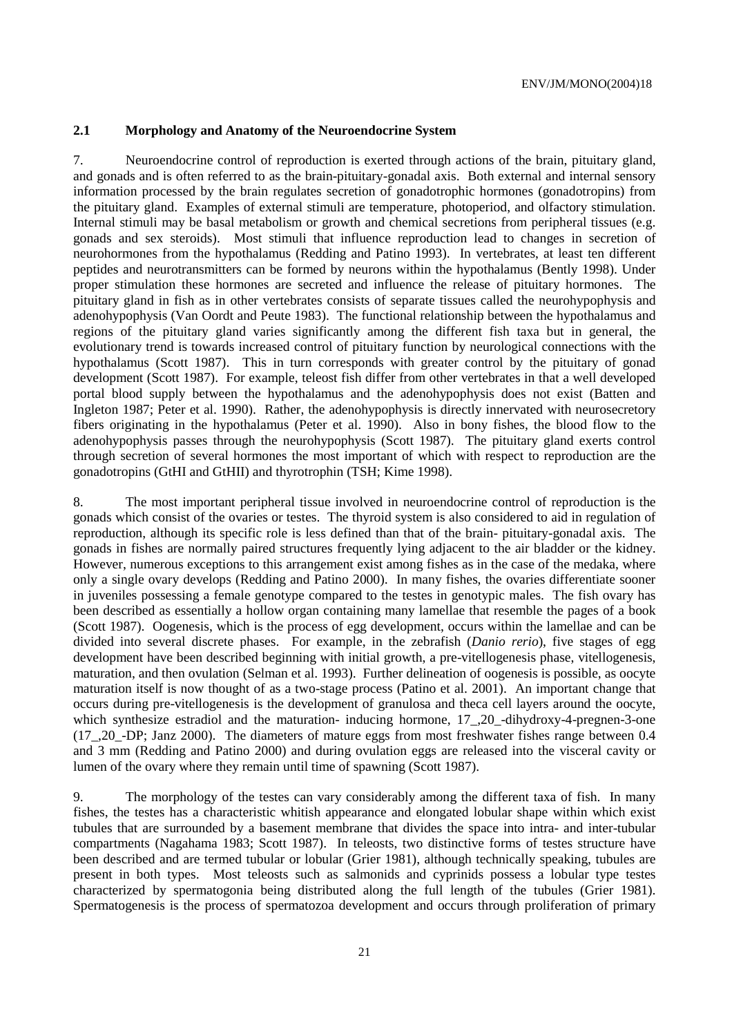### 2.1 Morphology and Anatomy of the Neuroendocrine System

7. Neuroendocrine control of reproduction is exerted through actions of the brain, pituitary gland, and gonads and is often referred to as the brain-pituitary-gonadal axis. Both external and internal sensory information processed by the brain regulates secretion of gonadotrophic hormones (gonadotropins) from the pituitary gland. Examples of external stimuli are temperature, photoperiod, and olfactory stimulation. Internal stimuli may be basal metabolism or growth and chemical secretions from peripheral tissues (e.g. gonads and sex steroids). Most stimuli that influence reproduction lead to changes in secretion of neurohormones from the hypothalamus (Redding and Patino 1993). In vertebrates, at least ten different peptides and neurotransmitters can be formed by neurons within the hypothalamus (Bently 1998). Under proper stimulation these hormones are secreted and influence the release of pituitary hormones. The pituitary gland in fish as in other vertebrates consists of separate tissues called the neurohypophysis and adenohypophysis (Van Oordt and Peute 1983). The functional relationship between the hypothalamus and regions of the pituitary gland varies significantly among the different fish taxa but in general, the evolutionary trend is towards increased control of pituitary function by neurological connections with the hypothalamus (Scott 1987). This in turn corresponds with greater control by the pituitary of gonad development (Scott 1987). For example, teleost fish differ from other vertebrates in that a well developed portal blood supply between the hypothalamus and the adenohypophysis does not exist (Batten and Ingleton 1987; Peter et al. 1990). Rather, the adenohypophysis is directly innervated with neurosecretory fibers originating in the hypothalamus (Peter et al. 1990). Also in bony fishes, the blood flow to the adenohypophysis passes through the neurohypophysis (Scott 1987). The pituitary gland exerts control through secretion of several hormones the most important of which with respect to reproduction are the gonadotropins (GtHI and GtHII) and thyrotrophin (TSH; Kime 1998).

8. The most important peripheral tissue involved in neuroendocrine control of reproduction is the gonads which consist of the ovaries or testes. The thyroid system is also considered to aid in regulation of reproduction, although its specific role is less defined than that of the brain- pituitary-gonadal axis. The gonads in fishes are normally paired structures frequently lying adjacent to the air bladder or the kidney. However, numerous exceptions to this arrangement exist among fishes as in the case of the medaka, where only a single ovary develops (Redding and Patino 2000). In many fishes, the ovaries differentiate sooner in juveniles possessing a female genotype compared to the testes in genotypic males. The fish ovary has been described as essentially a hollow organ containing many lamellae that resemble the pages of a book (Scott 1987). Oogenesis, which is the process of egg development, occurs within the lamellae and can be divided into several discrete phases. For example, in the zebrafish (*Danio rerio*), five stages of egg development have been described beginning with initial growth, a pre-vitellogenesis phase, vitellogenesis, maturation, and then ovulation (Selman et al. 1993). Further delineation of oogenesis is possible, as oocyte maturation itself is now thought of as a two-stage process (Patino et al. 2001). An important change that occurs during pre-vitellogenesis is the development of granulosa and theca cell layers around the oocyte, which synthesize estradiol and the maturation- inducing hormone, 17_,20_-dihydroxy-4-pregnen-3-one (17_,20_-DP; Janz 2000). The diameters of mature eggs from most freshwater fishes range between 0.4 and 3 mm (Redding and Patino 2000) and during ovulation eggs are released into the visceral cavity or lumen of the ovary where they remain until time of spawning (Scott 1987).

9. The morphology of the testes can vary considerably among the different taxa of fish. In many fishes, the testes has a characteristic whitish appearance and elongated lobular shape within which exist tubules that are surrounded by a basement membrane that divides the space into intra- and inter-tubular compartments (Nagahama 1983; Scott 1987). In teleosts, two distinctive forms of testes structure have been described and are termed tubular or lobular (Grier 1981), although technically speaking, tubules are present in both types. Most teleosts such as salmonids and cyprinids possess a lobular type testes characterized by spermatogonia being distributed along the full length of the tubules (Grier 1981). Spermatogenesis is the process of spermatozoa development and occurs through proliferation of primary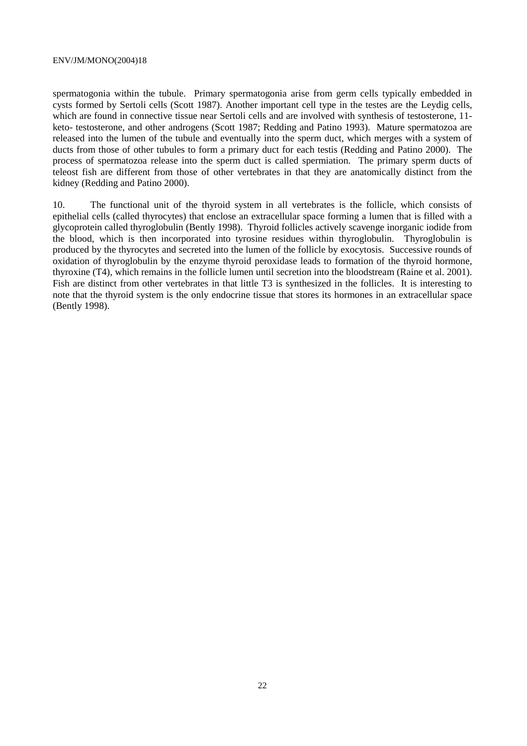spermatogonia within the tubule. Primary spermatogonia arise from germ cells typically embedded in cysts formed by Sertoli cells (Scott 1987). Another important cell type in the testes are the Leydig cells, which are found in connective tissue near Sertoli cells and are involved with synthesis of testosterone, 11-keto- testosterone, and other androgens (Scott 1987; Redding and Patino 1993). Mature spermatozoa are released into the lumen of the tubule and eventually into the sperm duct, which merges with a system of ducts from those of other tubules to form a primary duct for each testis (Redding and Patino 2000). The process of spermatozoa release into the sperm duct is called spermiation. The primary sperm ducts of teleost fish are different from those of other vertebrates in that they are anatomically distinct from the kidney (Redding and Patino 2000).

10. The functional unit of the thyroid system in all vertebrates is the follicle, which consists of epithelial cells (called thyrocytes) that enclose an extracellular space forming a lumen that is filled with a glycoprotein called thyroglobulin (Bently 1998). Thyroid follicles actively scavenge inorganic iodide from the blood, which is then incorporated into tyrosine residues within thyroglobulin. Thyroglobulin is produced by the thyrocytes and secreted into the lumen of the follicle by exocytosis. Successive rounds of oxidation of thyroglobulin by the enzyme thyroid peroxidase leads to formation of the thyroid hormone, thyroxine (T4), which remains in the follicle lumen until secretion into the bloodstream (Raine et al. 2001). Fish are distinct from other vertebrates in that little T3 is synthesized in the follicles. It is interesting to note that the thyroid system is the only endocrine tissue that stores its hormones in an extracellular space (Bently 1998).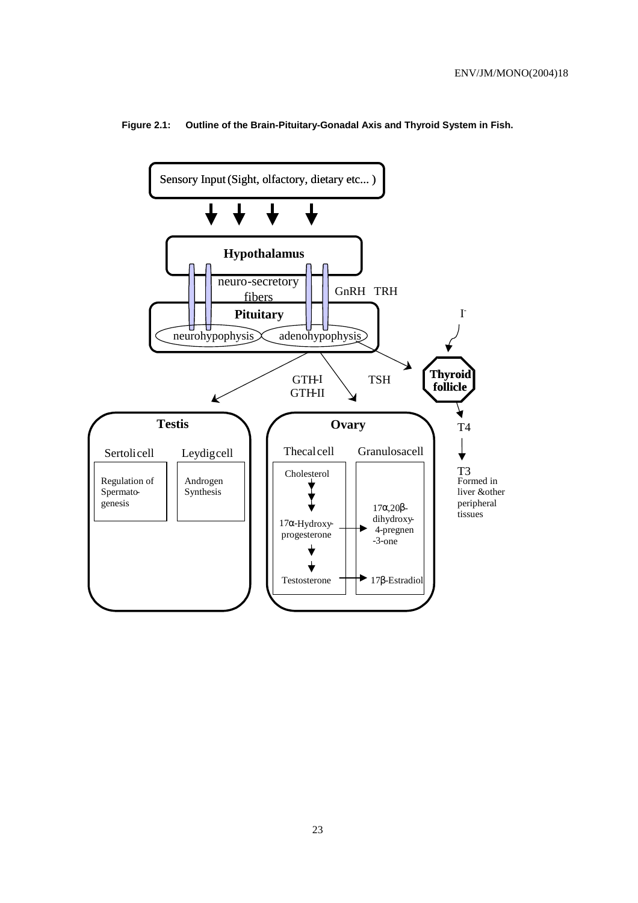**Figure 2.1: Outline of the Brain-Pituitary-Gonadal Axis and Thyroid System in Fish.**

Sensory Input (Sight, olfactory, dietary etc... )

**Hypothalamus**

neuro-secretory fibers

GnRH TRH

**Pituitary**

neurohypophysis

adenohypophysis

$I^-$

GTH-I

GTH-II

TSH

**Thyroid follicle**

T4

T3

Formed in liver &other peripheral tissues

**Testis**

Sertoli cell

Regulation of Spermato-genesis

Leydig cell

Androgen Synthesis

**Ovary**

Thecal cell

Cholesterol

17α-Hydroxy-progesterone

Testosterone

Granulosa cell

17α,20β-dihydroxy-4-pregnen-3-one

17β-Estradiol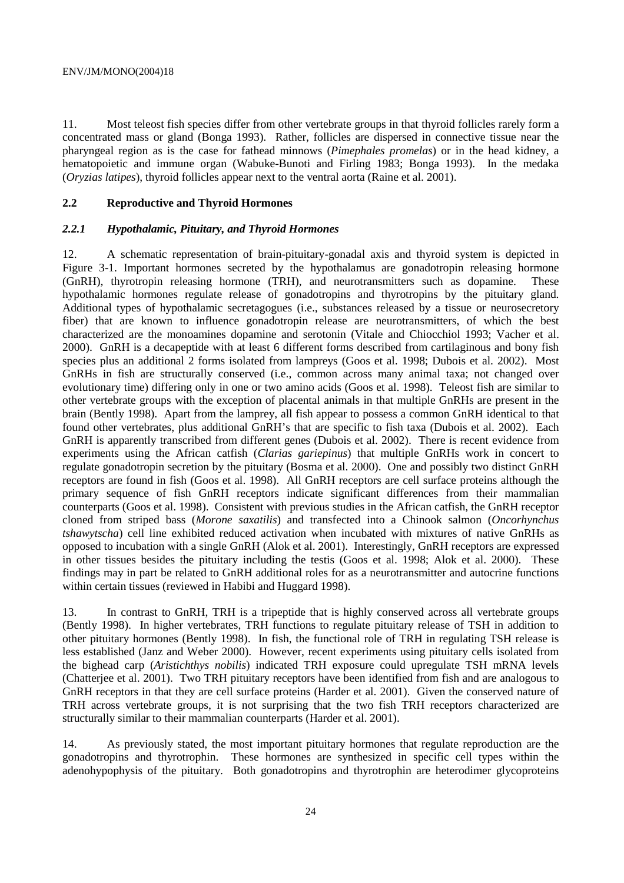11. Most teleost fish species differ from other vertebrate groups in that thyroid follicles rarely form a concentrated mass or gland (Bonga 1993). Rather, follicles are dispersed in connective tissue near the pharyngeal region as is the case for fathead minnows (*Pimephales promelas*) or in the head kidney, a hematopoietic and immune organ (Wabuke-Bunoti and Firling 1983; Bonga 1993). In the medaka (*Oryzias latipes*), thyroid follicles appear next to the ventral aorta (Raine et al. 2001).

## 2.2 Reproductive and Thyroid Hormones

### *2.2.1 Hypothalamic, Pituitary, and Thyroid Hormones*

12. A schematic representation of brain-pituitary-gonadal axis and thyroid system is depicted in Figure 3-1. Important hormones secreted by the hypothalamus are gonadotropin releasing hormone (GnRH), thyrotropin releasing hormone (TRH), and neurotransmitters such as dopamine. These hypothalamic hormones regulate release of gonadotropins and thyrotropins by the pituitary gland. Additional types of hypothalamic secretagogues (i.e., substances released by a tissue or neurosecretory fiber) that are known to influence gonadotropin release are neurotransmitters, of which the best characterized are the monoamines dopamine and serotonin (Vitale and Chiocchiol 1993; Vacher et al. 2000). GnRH is a decapeptide with at least 6 different forms described from cartilaginous and bony fish species plus an additional 2 forms isolated from lampreys (Goos et al. 1998; Dubois et al. 2002). Most GnRHs in fish are structurally conserved (i.e., common across many animal taxa; not changed over evolutionary time) differing only in one or two amino acids (Goos et al. 1998). Teleost fish are similar to other vertebrate groups with the exception of placental animals in that multiple GnRHs are present in the brain (Bently 1998). Apart from the lamprey, all fish appear to possess a common GnRH identical to that found other vertebrates, plus additional GnRH's that are specific to fish taxa (Dubois et al. 2002). Each GnRH is apparently transcribed from different genes (Dubois et al. 2002). There is recent evidence from experiments using the African catfish (*Clarias gariepinus*) that multiple GnRHs work in concert to regulate gonadotropin secretion by the pituitary (Bosma et al. 2000). One and possibly two distinct GnRH receptors are found in fish (Goos et al. 1998). All GnRH receptors are cell surface proteins although the primary sequence of fish GnRH receptors indicate significant differences from their mammalian counterparts (Goos et al. 1998). Consistent with previous studies in the African catfish, the GnRH receptor cloned from striped bass (*Morone saxatilis*) and transfected into a Chinook salmon (*Oncorhynchus tshawytscha*) cell line exhibited reduced activation when incubated with mixtures of native GnRHs as opposed to incubation with a single GnRH (Alok et al. 2001). Interestingly, GnRH receptors are expressed in other tissues besides the pituitary including the testis (Goos et al. 1998; Alok et al. 2000). These findings may in part be related to GnRH additional roles for as a neurotransmitter and autocrine functions within certain tissues (reviewed in Habibi and Huggard 1998).

13. In contrast to GnRH, TRH is a tripeptide that is highly conserved across all vertebrate groups (Bently 1998). In higher vertebrates, TRH functions to regulate pituitary release of TSH in addition to other pituitary hormones (Bently 1998). In fish, the functional role of TRH in regulating TSH release is less established (Janz and Weber 2000). However, recent experiments using pituitary cells isolated from the bighead carp (*Aristichthys nobilis*) indicated TRH exposure could upregulate TSH mRNA levels (Chatterjee et al. 2001). Two TRH pituitary receptors have been identified from fish and are analogous to GnRH receptors in that they are cell surface proteins (Harder et al. 2001). Given the conserved nature of TRH across vertebrate groups, it is not surprising that the two fish TRH receptors characterized are structurally similar to their mammalian counterparts (Harder et al. 2001).

14. As previously stated, the most important pituitary hormones that regulate reproduction are the gonadotropins and thyrotrophin. These hormones are synthesized in specific cell types within the adenohypophysis of the pituitary. Both gonadotropins and thyrotrophin are heterodimer glycoproteins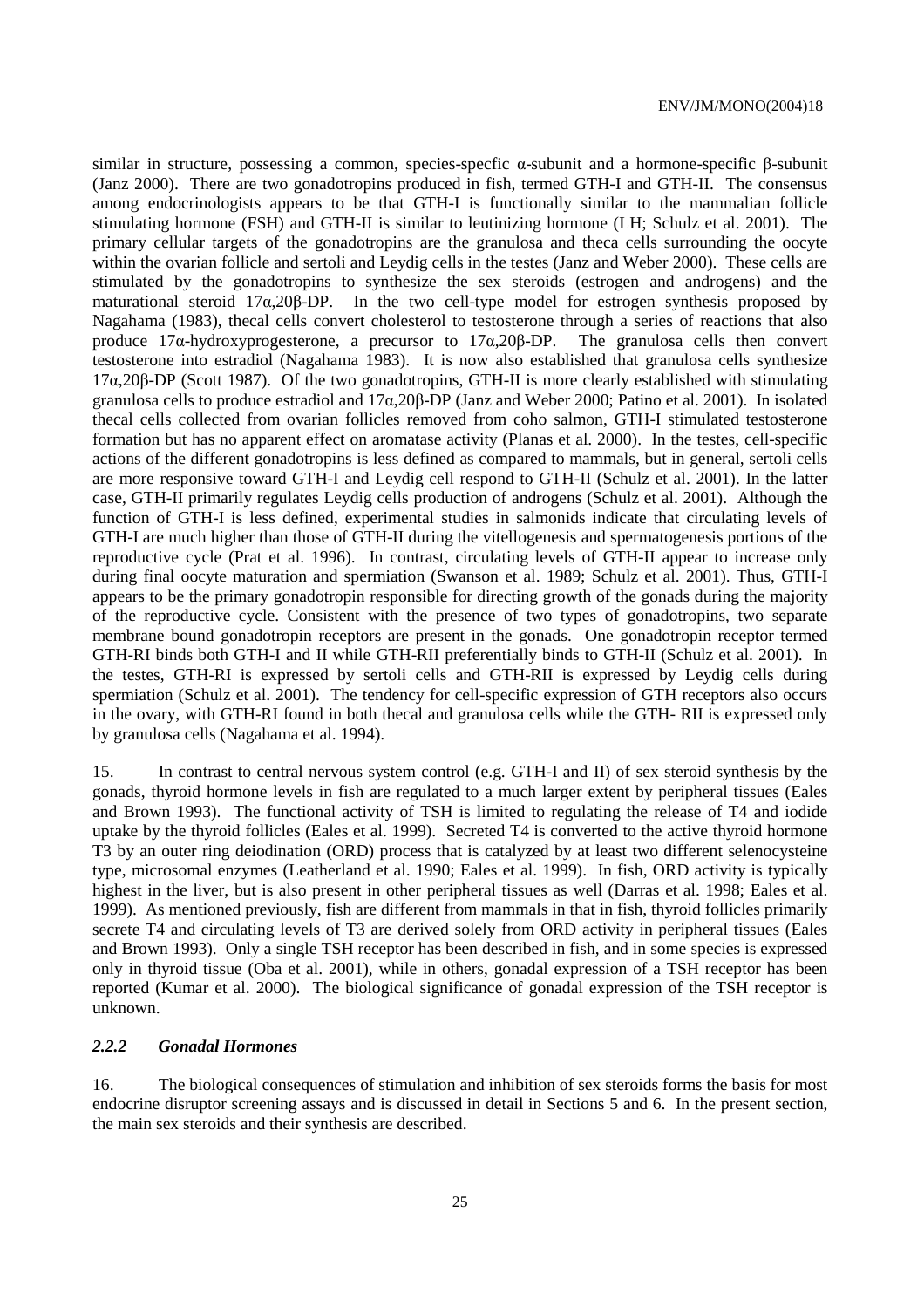similar in structure, possessing a common, species-specfic α-subunit and a hormone-specific β-subunit (Janz 2000). There are two gonadotropins produced in fish, termed GTH-I and GTH-II. The consensus among endocrinologists appears to be that GTH-I is functionally similar to the mammalian follicle stimulating hormone (FSH) and GTH-II is similar to leutinizing hormone (LH; Schulz et al. 2001). The primary cellular targets of the gonadotropins are the granulosa and theca cells surrounding the oocyte within the ovarian follicle and sertoli and Leydig cells in the testes (Janz and Weber 2000). These cells are stimulated by the gonadotropins to synthesize the sex steroids (estrogen and androgens) and the maturational steroid 17α,20β-DP. In the two cell-type model for estrogen synthesis proposed by Nagahama (1983), thecal cells convert cholesterol to testosterone through a series of reactions that also produce 17α-hydroxyprogesterone, a precursor to 17α,20β-DP. The granulosa cells then convert testosterone into estradiol (Nagahama 1983). It is now also established that granulosa cells synthesize 17α,20β-DP (Scott 1987). Of the two gonadotropins, GTH-II is more clearly established with stimulating granulosa cells to produce estradiol and 17α,20β-DP (Janz and Weber 2000; Patino et al. 2001). In isolated thecal cells collected from ovarian follicles removed from coho salmon, GTH-I stimulated testosterone formation but has no apparent effect on aromatase activity (Planas et al. 2000). In the testes, cell-specific actions of the different gonadotropins is less defined as compared to mammals, but in general, sertoli cells are more responsive toward GTH-I and Leydig cell respond to GTH-II (Schulz et al. 2001). In the latter case, GTH-II primarily regulates Leydig cells production of androgens (Schulz et al. 2001). Although the function of GTH-I is less defined, experimental studies in salmonids indicate that circulating levels of GTH-I are much higher than those of GTH-II during the vitellogenesis and spermatogenesis portions of the reproductive cycle (Prat et al. 1996). In contrast, circulating levels of GTH-II appear to increase only during final oocyte maturation and spermiation (Swanson et al. 1989; Schulz et al. 2001). Thus, GTH-I appears to be the primary gonadotropin responsible for directing growth of the gonads during the majority of the reproductive cycle. Consistent with the presence of two types of gonadotropins, two separate membrane bound gonadotropin receptors are present in the gonads. One gonadotropin receptor termed GTH-RI binds both GTH-I and II while GTH-RII preferentially binds to GTH-II (Schulz et al. 2001). In the testes, GTH-RI is expressed by sertoli cells and GTH-RII is expressed by Leydig cells during spermiation (Schulz et al. 2001). The tendency for cell-specific expression of GTH receptors also occurs in the ovary, with GTH-RI found in both thecal and granulosa cells while the GTH- RII is expressed only by granulosa cells (Nagahama et al. 1994).

15. In contrast to central nervous system control (e.g. GTH-I and II) of sex steroid synthesis by the gonads, thyroid hormone levels in fish are regulated to a much larger extent by peripheral tissues (Eales and Brown 1993). The functional activity of TSH is limited to regulating the release of T4 and iodide uptake by the thyroid follicles (Eales et al. 1999). Secreted T4 is converted to the active thyroid hormone T3 by an outer ring deiodination (ORD) process that is catalyzed by at least two different selenocysteine type, microsomal enzymes (Leatherland et al. 1990; Eales et al. 1999). In fish, ORD activity is typically highest in the liver, but is also present in other peripheral tissues as well (Darras et al. 1998; Eales et al. 1999). As mentioned previously, fish are different from mammals in that in fish, thyroid follicles primarily secrete T4 and circulating levels of T3 are derived solely from ORD activity in peripheral tissues (Eales and Brown 1993). Only a single TSH receptor has been described in fish, and in some species is expressed only in thyroid tissue (Oba et al. 2001), while in others, gonadal expression of a TSH receptor has been reported (Kumar et al. 2000). The biological significance of gonadal expression of the TSH receptor is unknown.

### *2.2.2 Gonadal Hormones*

16. The biological consequences of stimulation and inhibition of sex steroids forms the basis for most endocrine disruptor screening assays and is discussed in detail in Sections 5 and 6. In the present section, the main sex steroids and their synthesis are described.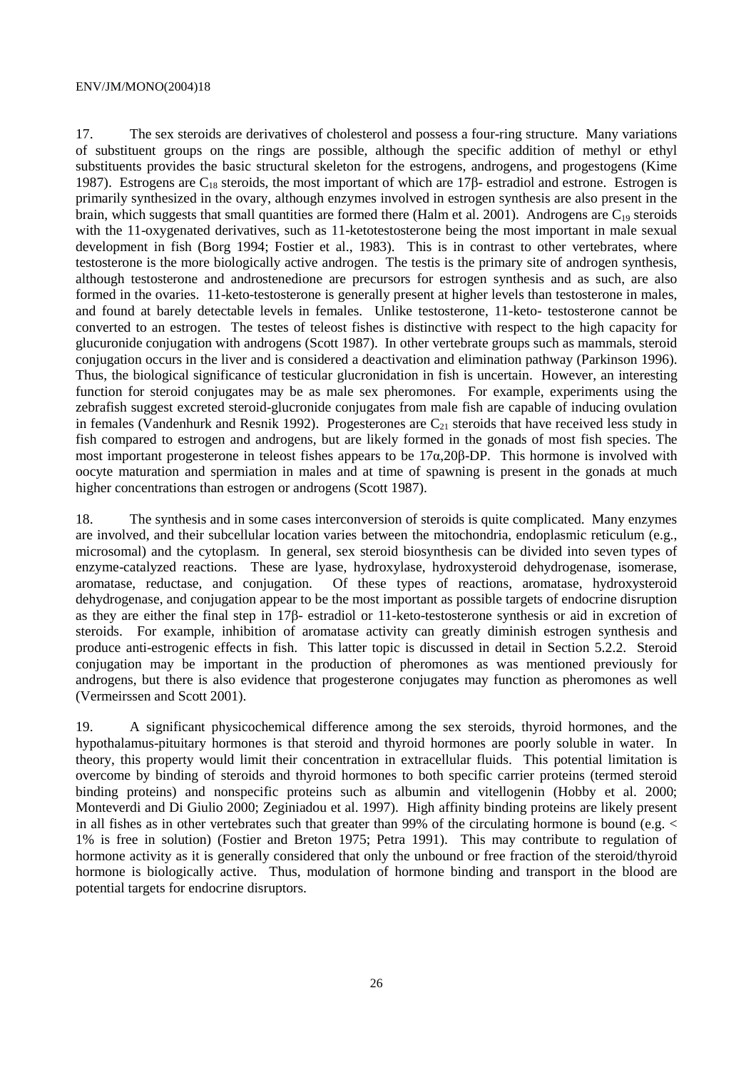17. The sex steroids are derivatives of cholesterol and possess a four-ring structure. Many variations of substituent groups on the rings are possible, although the specific addition of methyl or ethyl substituents provides the basic structural skeleton for the estrogens, androgens, and progestogens (Kime 1987). Estrogens are $C_{18}$ steroids, the most important of which are 17β- estradiol and estrone. Estrogen is primarily synthesized in the ovary, although enzymes involved in estrogen synthesis are also present in the brain, which suggests that small quantities are formed there (Halm et al. 2001). Androgens are $C_{19}$ steroids with the 11-oxygenated derivatives, such as 11-ketotestosterone being the most important in male sexual development in fish (Borg 1994; Fostier et al., 1983). This is in contrast to other vertebrates, where testosterone is the more biologically active androgen. The testis is the primary site of androgen synthesis, although testosterone and androstenedione are precursors for estrogen synthesis and as such, are also formed in the ovaries. 11-keto-testosterone is generally present at higher levels than testosterone in males, and found at barely detectable levels in females. Unlike testosterone, 11-keto- testosterone cannot be converted to an estrogen. The testes of teleost fishes is distinctive with respect to the high capacity for glucuronide conjugation with androgens (Scott 1987). In other vertebrate groups such as mammals, steroid conjugation occurs in the liver and is considered a deactivation and elimination pathway (Parkinson 1996). Thus, the biological significance of testicular glucronidation in fish is uncertain. However, an interesting function for steroid conjugates may be as male sex pheromones. For example, experiments using the zebrafish suggest excreted steroid-glucronide conjugates from male fish are capable of inducing ovulation in females (Vandenhurk and Resnik 1992). Progesterones are $C_{21}$ steroids that have received less study in fish compared to estrogen and androgens, but are likely formed in the gonads of most fish species. The most important progesterone in teleost fishes appears to be 17α,20β-DP. This hormone is involved with oocyte maturation and spermiation in males and at time of spawning is present in the gonads at much higher concentrations than estrogen or androgens (Scott 1987).

18. The synthesis and in some cases interconversion of steroids is quite complicated. Many enzymes are involved, and their subcellular location varies between the mitochondria, endoplasmic reticulum (e.g., microsomal) and the cytoplasm. In general, sex steroid biosynthesis can be divided into seven types of enzyme-catalyzed reactions. These are lyase, hydroxylase, hydroxysteroid dehydrogenase, isomerase, aromatase, reductase, and conjugation. Of these types of reactions, aromatase, hydroxysteroid dehydrogenase, and conjugation appear to be the most important as possible targets of endocrine disruption as they are either the final step in 17β- estradiol or 11-keto-testosterone synthesis or aid in excretion of steroids. For example, inhibition of aromatase activity can greatly diminish estrogen synthesis and produce anti-estrogenic effects in fish. This latter topic is discussed in detail in Section 5.2.2. Steroid conjugation may be important in the production of pheromones as was mentioned previously for androgens, but there is also evidence that progesterone conjugates may function as pheromones as well (Vermeirssen and Scott 2001).

19. A significant physicochemical difference among the sex steroids, thyroid hormones, and the hypothalamus-pituitary hormones is that steroid and thyroid hormones are poorly soluble in water. In theory, this property would limit their concentration in extracellular fluids. This potential limitation is overcome by binding of steroids and thyroid hormones to both specific carrier proteins (termed steroid binding proteins) and nonspecific proteins such as albumin and vitellogenin (Hobby et al. 2000; Monteverdi and Di Giulio 2000; Zeginiadou et al. 1997). High affinity binding proteins are likely present in all fishes as in other vertebrates such that greater than 99% of the circulating hormone is bound (e.g. $<$ 1% is free in solution) (Fostier and Breton 1975; Petra 1991). This may contribute to regulation of hormone activity as it is generally considered that only the unbound or free fraction of the steroid/thyroid hormone is biologically active. Thus, modulation of hormone binding and transport in the blood are potential targets for endocrine disruptors.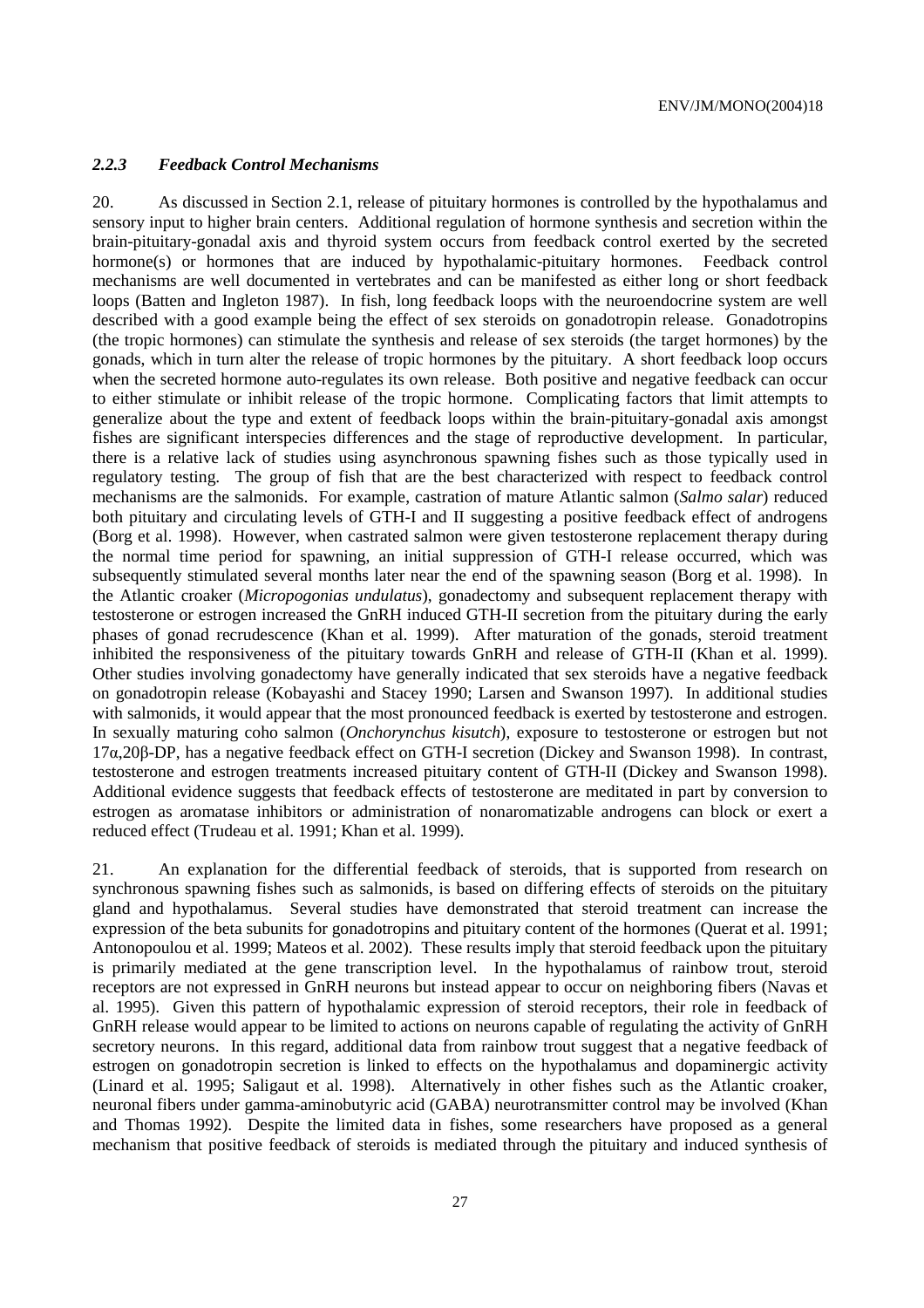### *2.2.3 Feedback Control Mechanisms*

20. As discussed in Section 2.1, release of pituitary hormones is controlled by the hypothalamus and sensory input to higher brain centers. Additional regulation of hormone synthesis and secretion within the brain-pituitary-gonadal axis and thyroid system occurs from feedback control exerted by the secreted hormone(s) or hormones that are induced by hypothalamic-pituitary hormones. Feedback control mechanisms are well documented in vertebrates and can be manifested as either long or short feedback loops (Batten and Ingleton 1987). In fish, long feedback loops with the neuroendocrine system are well described with a good example being the effect of sex steroids on gonadotropin release. Gonadotropins (the tropic hormones) can stimulate the synthesis and release of sex steroids (the target hormones) by the gonads, which in turn alter the release of tropic hormones by the pituitary. A short feedback loop occurs when the secreted hormone auto-regulates its own release. Both positive and negative feedback can occur to either stimulate or inhibit release of the tropic hormone. Complicating factors that limit attempts to generalize about the type and extent of feedback loops within the brain-pituitary-gonadal axis amongst fishes are significant interspecies differences and the stage of reproductive development. In particular, there is a relative lack of studies using asynchronous spawning fishes such as those typically used in regulatory testing. The group of fish that are the best characterized with respect to feedback control mechanisms are the salmonids. For example, castration of mature Atlantic salmon (*Salmo salar*) reduced both pituitary and circulating levels of GTH-I and II suggesting a positive feedback effect of androgens (Borg et al. 1998). However, when castrated salmon were given testosterone replacement therapy during the normal time period for spawning, an initial suppression of GTH-I release occurred, which was subsequently stimulated several months later near the end of the spawning season (Borg et al. 1998). In the Atlantic croaker (*Micropogonias undulatus*), gonadectomy and subsequent replacement therapy with testosterone or estrogen increased the GnRH induced GTH-II secretion from the pituitary during the early phases of gonad recrudescence (Khan et al. 1999). After maturation of the gonads, steroid treatment inhibited the responsiveness of the pituitary towards GnRH and release of GTH-II (Khan et al. 1999). Other studies involving gonadectomy have generally indicated that sex steroids have a negative feedback on gonadotropin release (Kobayashi and Stacey 1990; Larsen and Swanson 1997). In additional studies with salmonids, it would appear that the most pronounced feedback is exerted by testosterone and estrogen. In sexually maturing coho salmon (*Onchorynchus kisutch*), exposure to testosterone or estrogen but not 17α,20β-DP, has a negative feedback effect on GTH-I secretion (Dickey and Swanson 1998). In contrast, testosterone and estrogen treatments increased pituitary content of GTH-II (Dickey and Swanson 1998). Additional evidence suggests that feedback effects of testosterone are meditated in part by conversion to estrogen as aromatase inhibitors or administration of nonaromatizable androgens can block or exert a reduced effect (Trudeau et al. 1991; Khan et al. 1999).

21. An explanation for the differential feedback of steroids, that is supported from research on synchronous spawning fishes such as salmonids, is based on differing effects of steroids on the pituitary gland and hypothalamus. Several studies have demonstrated that steroid treatment can increase the expression of the beta subunits for gonadotropins and pituitary content of the hormones (Querat et al. 1991; Antonopoulou et al. 1999; Mateos et al. 2002). These results imply that steroid feedback upon the pituitary is primarily mediated at the gene transcription level. In the hypothalamus of rainbow trout, steroid receptors are not expressed in GnRH neurons but instead appear to occur on neighboring fibers (Navas et al. 1995). Given this pattern of hypothalamic expression of steroid receptors, their role in feedback of GnRH release would appear to be limited to actions on neurons capable of regulating the activity of GnRH secretory neurons. In this regard, additional data from rainbow trout suggest that a negative feedback of estrogen on gonadotropin secretion is linked to effects on the hypothalamus and dopaminergic activity (Linard et al. 1995; Saligaut et al. 1998). Alternatively in other fishes such as the Atlantic croaker, neuronal fibers under gamma-aminobutyric acid (GABA) neurotransmitter control may be involved (Khan and Thomas 1992). Despite the limited data in fishes, some researchers have proposed as a general mechanism that positive feedback of steroids is mediated through the pituitary and induced synthesis of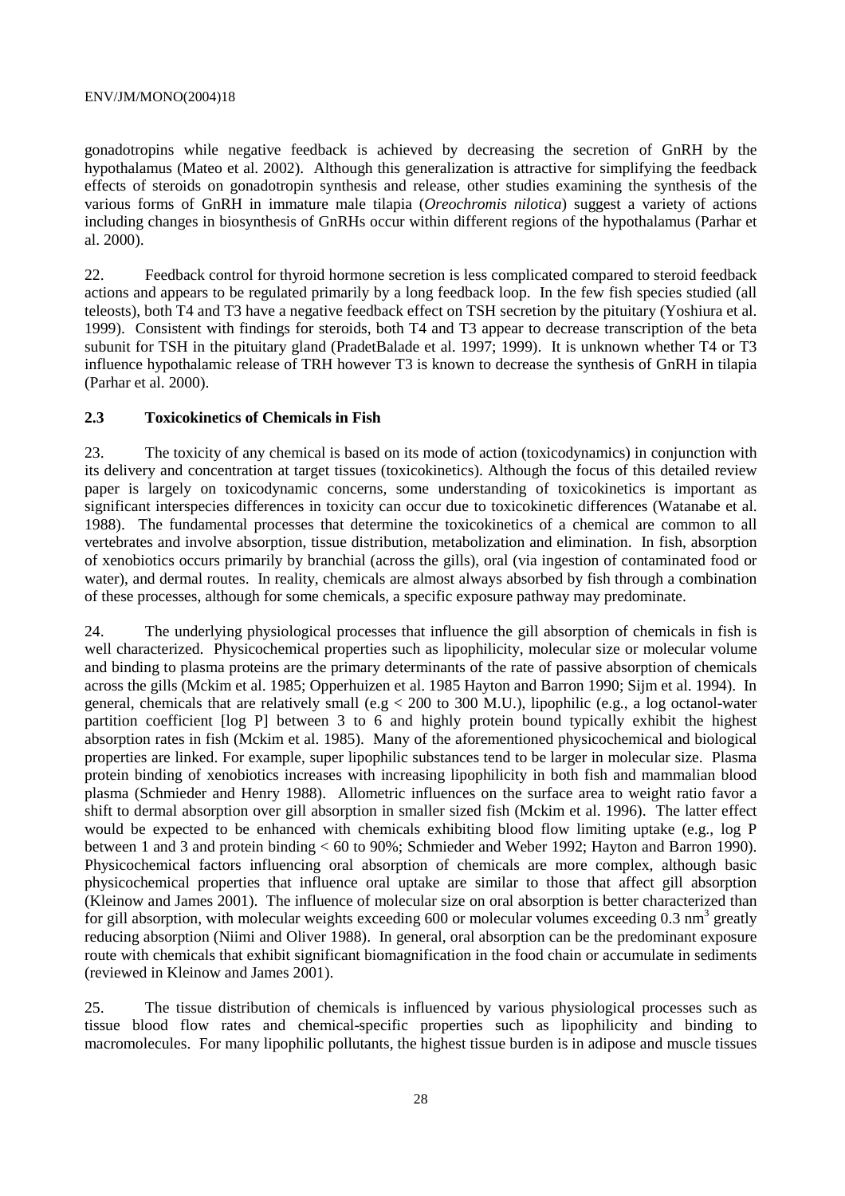gonadotropins while negative feedback is achieved by decreasing the secretion of GnRH by the hypothalamus (Mateo et al. 2002). Although this generalization is attractive for simplifying the feedback effects of steroids on gonadotropin synthesis and release, other studies examining the synthesis of the various forms of GnRH in immature male tilapia (*Oreochromis nilotica*) suggest a variety of actions including changes in biosynthesis of GnRHs occur within different regions of the hypothalamus (Parhar et al. 2000).

22. Feedback control for thyroid hormone secretion is less complicated compared to steroid feedback actions and appears to be regulated primarily by a long feedback loop. In the few fish species studied (all teleosts), both T4 and T3 have a negative feedback effect on TSH secretion by the pituitary (Yoshiura et al. 1999). Consistent with findings for steroids, both T4 and T3 appear to decrease transcription of the beta subunit for TSH in the pituitary gland (PradetBalade et al. 1997; 1999). It is unknown whether T4 or T3 influence hypothalamic release of TRH however T3 is known to decrease the synthesis of GnRH in tilapia (Parhar et al. 2000).

### 2.3 Toxicokinetics of Chemicals in Fish

23. The toxicity of any chemical is based on its mode of action (toxicodynamics) in conjunction with its delivery and concentration at target tissues (toxicokinetics). Although the focus of this detailed review paper is largely on toxicodynamic concerns, some understanding of toxicokinetics is important as significant interspecies differences in toxicity can occur due to toxicokinetic differences (Watanabe et al. 1988). The fundamental processes that determine the toxicokinetics of a chemical are common to all vertebrates and involve absorption, tissue distribution, metabolization and elimination. In fish, absorption of xenobiotics occurs primarily by branchial (across the gills), oral (via ingestion of contaminated food or water), and dermal routes. In reality, chemicals are almost always absorbed by fish through a combination of these processes, although for some chemicals, a specific exposure pathway may predominate.

24. The underlying physiological processes that influence the gill absorption of chemicals in fish is well characterized. Physicochemical properties such as lipophilicity, molecular size or molecular volume and binding to plasma proteins are the primary determinants of the rate of passive absorption of chemicals across the gills (Mckim et al. 1985; Opperhuizen et al. 1985 Hayton and Barron 1990; Sijm et al. 1994). In general, chemicals that are relatively small (e.g < 200 to 300 M.U.), lipophilic (e.g., a log octanol-water partition coefficient [log P] between 3 to 6 and highly protein bound typically exhibit the highest absorption rates in fish (Mckim et al. 1985). Many of the aforementioned physicochemical and biological properties are linked. For example, super lipophilic substances tend to be larger in molecular size. Plasma protein binding of xenobiotics increases with increasing lipophilicity in both fish and mammalian blood plasma (Schmieder and Henry 1988). Allometric influences on the surface area to weight ratio favor a shift to dermal absorption over gill absorption in smaller sized fish (Mckim et al. 1996). The latter effect would be expected to be enhanced with chemicals exhibiting blood flow limiting uptake (e.g., log P between 1 and 3 and protein binding < 60 to 90%; Schmieder and Weber 1992; Hayton and Barron 1990). Physicochemical factors influencing oral absorption of chemicals are more complex, although basic physicochemical properties that influence oral uptake are similar to those that affect gill absorption (Kleinow and James 2001). The influence of molecular size on oral absorption is better characterized than for gill absorption, with molecular weights exceeding 600 or molecular volumes exceeding 0.3 $nm^3$ greatly reducing absorption (Niimi and Oliver 1988). In general, oral absorption can be the predominant exposure route with chemicals that exhibit significant biomagnification in the food chain or accumulate in sediments (reviewed in Kleinow and James 2001).

25. The tissue distribution of chemicals is influenced by various physiological processes such as tissue blood flow rates and chemical-specific properties such as lipophilicity and binding to macromolecules. For many lipophilic pollutants, the highest tissue burden is in adipose and muscle tissues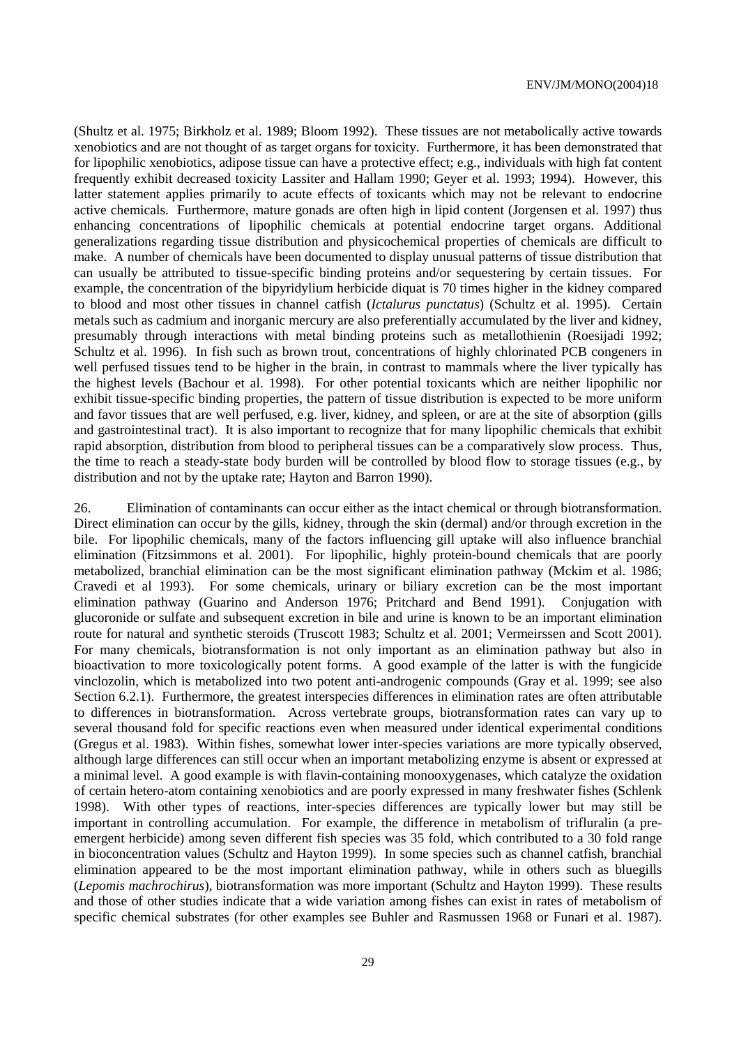(Shultz et al. 1975; Birkholz et al. 1989; Bloom 1992). These tissues are not metabolically active towards xenobiotics and are not thought of as target organs for toxicity. Furthermore, it has been demonstrated that for lipophilic xenobiotics, adipose tissue can have a protective effect; e.g., individuals with high fat content frequently exhibit decreased toxicity Lassiter and Hallam 1990; Geyer et al. 1993; 1994). However, this latter statement applies primarily to acute effects of toxicants which may not be relevant to endocrine active chemicals. Furthermore, mature gonads are often high in lipid content (Jorgensen et al. 1997) thus enhancing concentrations of lipophilic chemicals at potential endocrine target organs. Additional generalizations regarding tissue distribution and physicochemical properties of chemicals are difficult to make. A number of chemicals have been documented to display unusual patterns of tissue distribution that can usually be attributed to tissue-specific binding proteins and/or sequestering by certain tissues. For example, the concentration of the bipyridylium herbicide diquat is 70 times higher in the kidney compared to blood and most other tissues in channel catfish (*Ictalurus punctatus*) (Schultz et al. 1995). Certain metals such as cadmium and inorganic mercury are also preferentially accumulated by the liver and kidney, presumably through interactions with metal binding proteins such as metallothienin (Roesijadi 1992; Schultz et al. 1996). In fish such as brown trout, concentrations of highly chlorinated PCB congeners in well perfused tissues tend to be higher in the brain, in contrast to mammals where the liver typically has the highest levels (Bachour et al. 1998). For other potential toxicants which are neither lipophilic nor exhibit tissue-specific binding properties, the pattern of tissue distribution is expected to be more uniform and favor tissues that are well perfused, e.g. liver, kidney, and spleen, or are at the site of absorption (gills and gastrointestinal tract). It is also important to recognize that for many lipophilic chemicals that exhibit rapid absorption, distribution from blood to peripheral tissues can be a comparatively slow process. Thus, the time to reach a steady-state body burden will be controlled by blood flow to storage tissues (e.g., by distribution and not by the uptake rate; Hayton and Barron 1990).

26. Elimination of contaminants can occur either as the intact chemical or through biotransformation. Direct elimination can occur by the gills, kidney, through the skin (dermal) and/or through excretion in the bile. For lipophilic chemicals, many of the factors influencing gill uptake will also influence branchial elimination (Fitzsimmons et al. 2001). For lipophilic, highly protein-bound chemicals that are poorly metabolized, branchial elimination can be the most significant elimination pathway (Mckim et al. 1986; Cravedi et al 1993). For some chemicals, urinary or biliary excretion can be the most important elimination pathway (Guarino and Anderson 1976; Pritchard and Bend 1991). Conjugation with glucoronide or sulfate and subsequent excretion in bile and urine is known to be an important elimination route for natural and synthetic steroids (Truscott 1983; Schultz et al. 2001; Vermeirssen and Scott 2001). For many chemicals, biotransformation is not only important as an elimination pathway but also in bioactivation to more toxicologically potent forms. A good example of the latter is with the fungicide vinclozolin, which is metabolized into two potent anti-androgenic compounds (Gray et al. 1999; see also Section 6.2.1). Furthermore, the greatest interspecies differences in elimination rates are often attributable to differences in biotransformation. Across vertebrate groups, biotransformation rates can vary up to several thousand fold for specific reactions even when measured under identical experimental conditions (Gregus et al. 1983). Within fishes, somewhat lower inter-species variations are more typically observed, although large differences can still occur when an important metabolizing enzyme is absent or expressed at a minimal level. A good example is with flavin-containing monooxygenases, which catalyze the oxidation of certain hetero-atom containing xenobiotics and are poorly expressed in many freshwater fishes (Schlenk 1998). With other types of reactions, inter-species differences are typically lower but may still be important in controlling accumulation. For example, the difference in metabolism of trifluralin (a pre-emergent herbicide) among seven different fish species was 35 fold, which contributed to a 30 fold range in bioconcentration values (Schultz and Hayton 1999). In some species such as channel catfish, branchial elimination appeared to be the most important elimination pathway, while in others such as bluegills (*Lepomis machrochirus*), biotransformation was more important (Schultz and Hayton 1999). These results and those of other studies indicate that a wide variation among fishes can exist in rates of metabolism of specific chemical substrates (for other examples see Buhler and Rasmussen 1968 or Funari et al. 1987).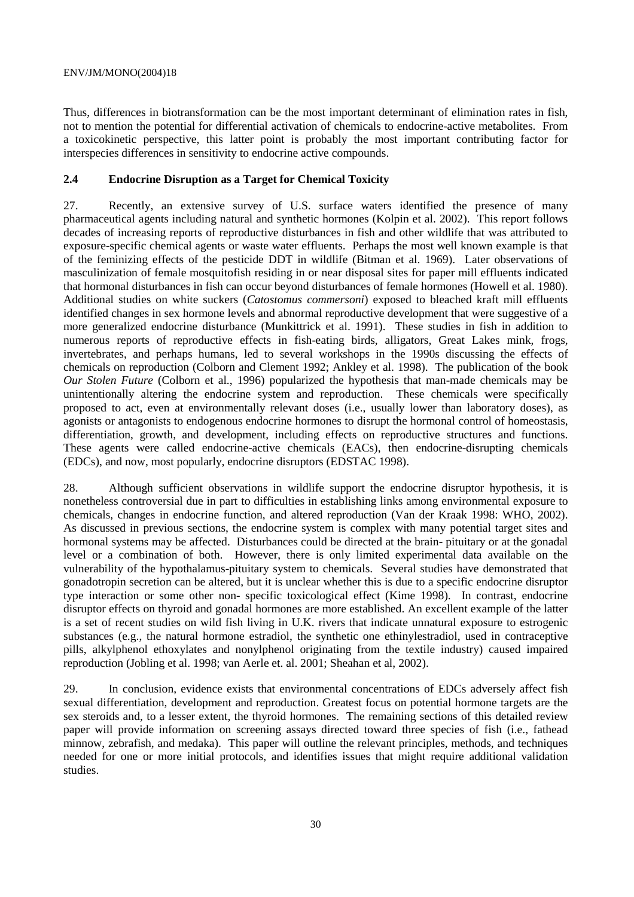Thus, differences in biotransformation can be the most important determinant of elimination rates in fish, not to mention the potential for differential activation of chemicals to endocrine-active metabolites. From a toxicokinetic perspective, this latter point is probably the most important contributing factor for interspecies differences in sensitivity to endocrine active compounds.

## 2.4 Endocrine Disruption as a Target for Chemical Toxicity

27. Recently, an extensive survey of U.S. surface waters identified the presence of many pharmaceutical agents including natural and synthetic hormones (Kolpin et al. 2002). This report follows decades of increasing reports of reproductive disturbances in fish and other wildlife that was attributed to exposure-specific chemical agents or waste water effluents. Perhaps the most well known example is that of the feminizing effects of the pesticide DDT in wildlife (Bitman et al. 1969). Later observations of masculinization of female mosquitofish residing in or near disposal sites for paper mill effluents indicated that hormonal disturbances in fish can occur beyond disturbances of female hormones (Howell et al. 1980). Additional studies on white suckers (*Catostomus commersoni*) exposed to bleached kraft mill effluents identified changes in sex hormone levels and abnormal reproductive development that were suggestive of a more generalized endocrine disturbance (Munkittrick et al. 1991). These studies in fish in addition to numerous reports of reproductive effects in fish-eating birds, alligators, Great Lakes mink, frogs, invertebrates, and perhaps humans, led to several workshops in the 1990s discussing the effects of chemicals on reproduction (Colborn and Clement 1992; Ankley et al. 1998). The publication of the book *Our Stolen Future* (Colborn et al., 1996) popularized the hypothesis that man-made chemicals may be unintentionally altering the endocrine system and reproduction. These chemicals were specifically proposed to act, even at environmentally relevant doses (i.e., usually lower than laboratory doses), as agonists or antagonists to endogenous endocrine hormones to disrupt the hormonal control of homeostasis, differentiation, growth, and development, including effects on reproductive structures and functions. These agents were called endocrine-active chemicals (EACs), then endocrine-disrupting chemicals (EDCs), and now, most popularly, endocrine disruptors (EDSTAC 1998).

28. Although sufficient observations in wildlife support the endocrine disruptor hypothesis, it is nonetheless controversial due in part to difficulties in establishing links among environmental exposure to chemicals, changes in endocrine function, and altered reproduction (Van der Kraak 1998: WHO, 2002). As discussed in previous sections, the endocrine system is complex with many potential target sites and hormonal systems may be affected. Disturbances could be directed at the brain- pituitary or at the gonadal level or a combination of both. However, there is only limited experimental data available on the vulnerability of the hypothalamus-pituitary system to chemicals. Several studies have demonstrated that gonadotropin secretion can be altered, but it is unclear whether this is due to a specific endocrine disruptor type interaction or some other non- specific toxicological effect (Kime 1998). In contrast, endocrine disruptor effects on thyroid and gonadal hormones are more established. An excellent example of the latter is a set of recent studies on wild fish living in U.K. rivers that indicate unnatural exposure to estrogenic substances (e.g., the natural hormone estradiol, the synthetic one ethinylestradiol, used in contraceptive pills, alkylphenol ethoxylates and nonylphenol originating from the textile industry) caused impaired reproduction (Jobling et al. 1998; van Aerle et. al. 2001; Sheahan et al, 2002).

29. In conclusion, evidence exists that environmental concentrations of EDCs adversely affect fish sexual differentiation, development and reproduction. Greatest focus on potential hormone targets are the sex steroids and, to a lesser extent, the thyroid hormones. The remaining sections of this detailed review paper will provide information on screening assays directed toward three species of fish (i.e., fathead minnow, zebrafish, and medaka). This paper will outline the relevant principles, methods, and techniques needed for one or more initial protocols, and identifies issues that might require additional validation studies.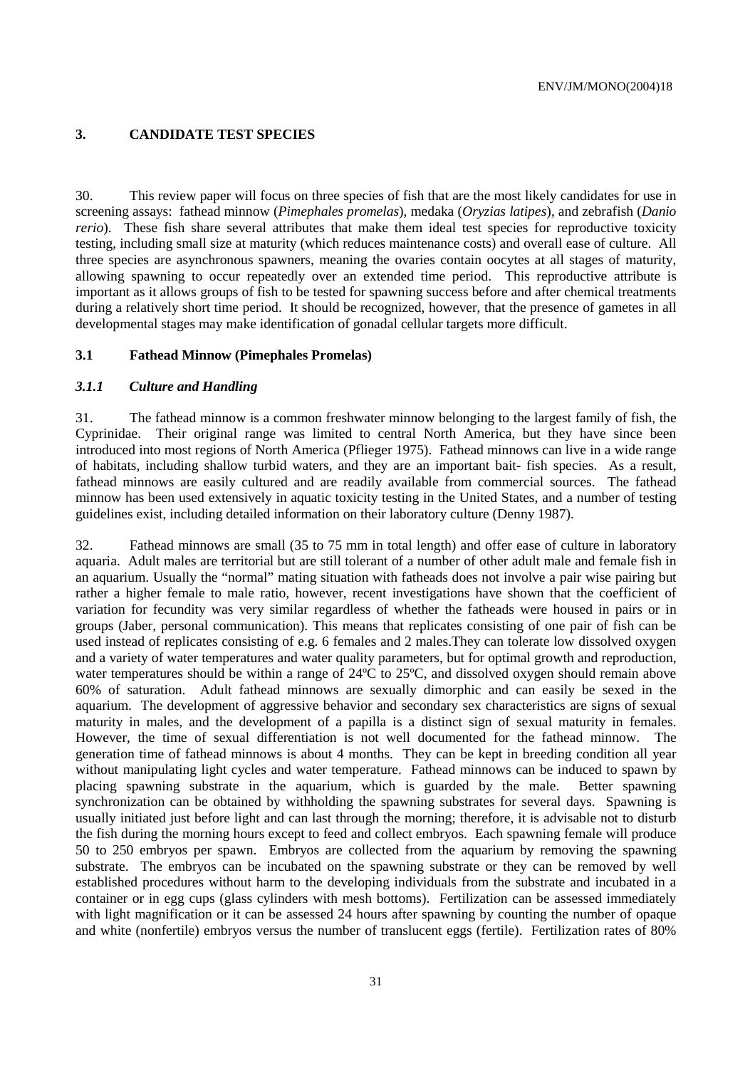## 3. CANDIDATE TEST SPECIES

30. This review paper will focus on three species of fish that are the most likely candidates for use in screening assays: fathead minnow (*Pimephales promelas*), medaka (*Oryzias latipes*), and zebrafish (*Danio rerio*). These fish share several attributes that make them ideal test species for reproductive toxicity testing, including small size at maturity (which reduces maintenance costs) and overall ease of culture. All three species are asynchronous spawners, meaning the ovaries contain oocytes at all stages of maturity, allowing spawning to occur repeatedly over an extended time period. This reproductive attribute is important as it allows groups of fish to be tested for spawning success before and after chemical treatments during a relatively short time period. It should be recognized, however, that the presence of gametes in all developmental stages may make identification of gonadal cellular targets more difficult.

### 3.1 Fathead Minnow (Pimephales Promelas)

#### *3.1.1 Culture and Handling*

31. The fathead minnow is a common freshwater minnow belonging to the largest family of fish, the Cyprinidae. Their original range was limited to central North America, but they have since been introduced into most regions of North America (Pflieger 1975). Fathead minnows can live in a wide range of habitats, including shallow turbid waters, and they are an important bait- fish species. As a result, fathead minnows are easily cultured and are readily available from commercial sources. The fathead minnow has been used extensively in aquatic toxicity testing in the United States, and a number of testing guidelines exist, including detailed information on their laboratory culture (Denny 1987).

32. Fathead minnows are small (35 to 75 mm in total length) and offer ease of culture in laboratory aquaria. Adult males are territorial but are still tolerant of a number of other adult male and female fish in an aquarium. Usually the "normal" mating situation with fatheads does not involve a pair wise pairing but rather a higher female to male ratio, however, recent investigations have shown that the coefficient of variation for fecundity was very similar regardless of whether the fatheads were housed in pairs or in groups (Jaber, personal communication). This means that replicates consisting of one pair of fish can be used instead of replicates consisting of e.g. 6 females and 2 males.They can tolerate low dissolved oxygen and a variety of water temperatures and water quality parameters, but for optimal growth and reproduction, water temperatures should be within a range of 24ºC to 25ºC, and dissolved oxygen should remain above 60% of saturation. Adult fathead minnows are sexually dimorphic and can easily be sexed in the aquarium. The development of aggressive behavior and secondary sex characteristics are signs of sexual maturity in males, and the development of a papilla is a distinct sign of sexual maturity in females. However, the time of sexual differentiation is not well documented for the fathead minnow. The generation time of fathead minnows is about 4 months. They can be kept in breeding condition all year without manipulating light cycles and water temperature. Fathead minnows can be induced to spawn by placing spawning substrate in the aquarium, which is guarded by the male. Better spawning synchronization can be obtained by withholding the spawning substrates for several days. Spawning is usually initiated just before light and can last through the morning; therefore, it is advisable not to disturb the fish during the morning hours except to feed and collect embryos. Each spawning female will produce 50 to 250 embryos per spawn. Embryos are collected from the aquarium by removing the spawning substrate. The embryos can be incubated on the spawning substrate or they can be removed by well established procedures without harm to the developing individuals from the substrate and incubated in a container or in egg cups (glass cylinders with mesh bottoms). Fertilization can be assessed immediately with light magnification or it can be assessed 24 hours after spawning by counting the number of opaque and white (nonfertile) embryos versus the number of translucent eggs (fertile). Fertilization rates of 80%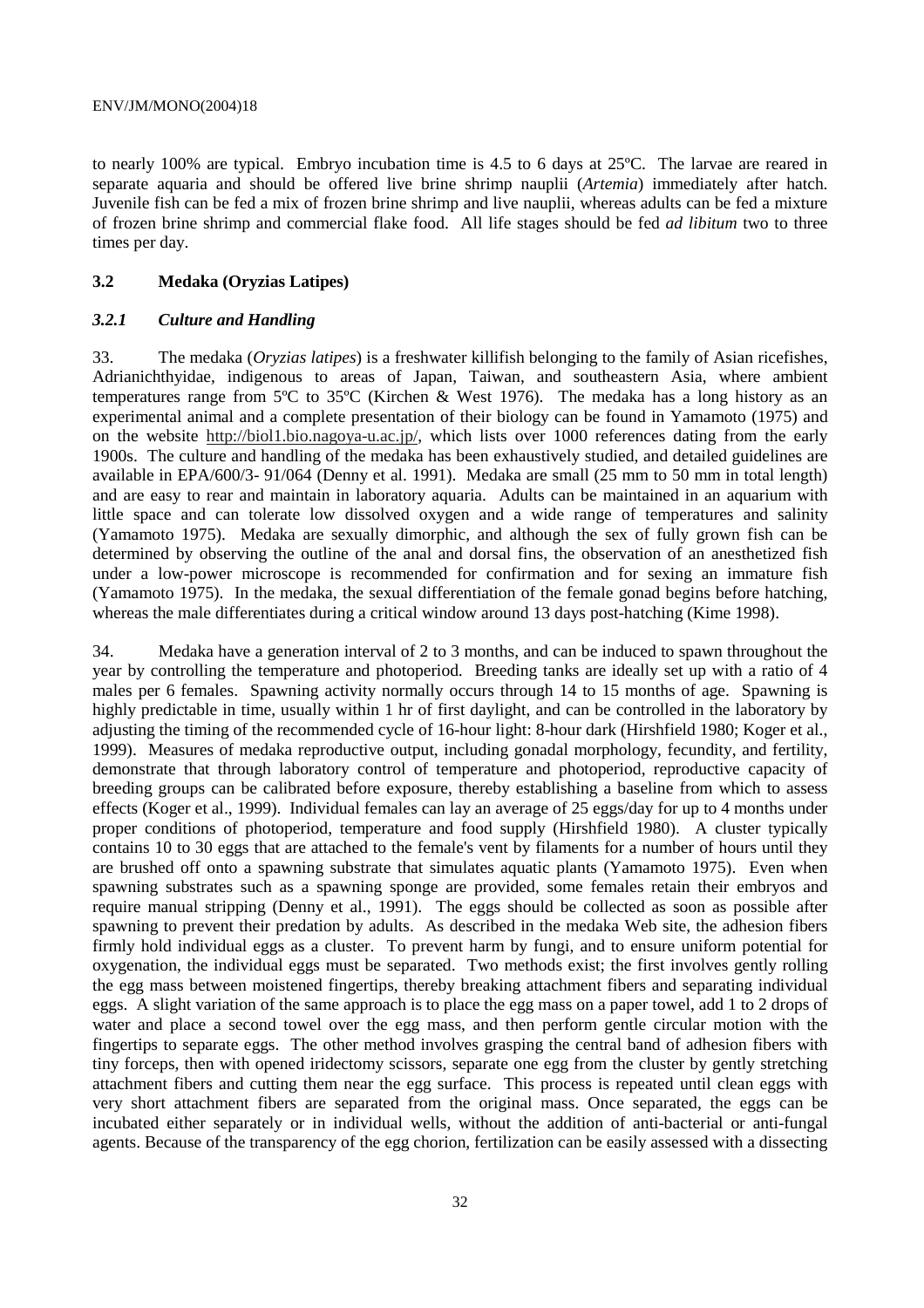to nearly 100% are typical. Embryo incubation time is 4.5 to 6 days at 25ºC. The larvae are reared in separate aquaria and should be offered live brine shrimp nauplii (*Artemia*) immediately after hatch. Juvenile fish can be fed a mix of frozen brine shrimp and live nauplii, whereas adults can be fed a mixture of frozen brine shrimp and commercial flake food. All life stages should be fed *ad libitum* two to three times per day.

### 3.2 Medaka (Oryzias Latipes)

#### *3.2.1 Culture and Handling*

33. The medaka (*Oryzias latipes*) is a freshwater killifish belonging to the family of Asian ricefishes, Adrianichthyidae, indigenous to areas of Japan, Taiwan, and southeastern Asia, where ambient temperatures range from 5ºC to 35ºC (Kirchen & West 1976). The medaka has a long history as an experimental animal and a complete presentation of their biology can be found in Yamamoto (1975) and on the website http://biol1.bio.nagoya-u.ac.jp/, which lists over 1000 references dating from the early 1900s. The culture and handling of the medaka has been exhaustively studied, and detailed guidelines are available in EPA/600/3- 91/064 (Denny et al. 1991). Medaka are small (25 mm to 50 mm in total length) and are easy to rear and maintain in laboratory aquaria. Adults can be maintained in an aquarium with little space and can tolerate low dissolved oxygen and a wide range of temperatures and salinity (Yamamoto 1975). Medaka are sexually dimorphic, and although the sex of fully grown fish can be determined by observing the outline of the anal and dorsal fins, the observation of an anesthetized fish under a low-power microscope is recommended for confirmation and for sexing an immature fish (Yamamoto 1975). In the medaka, the sexual differentiation of the female gonad begins before hatching, whereas the male differentiates during a critical window around 13 days post-hatching (Kime 1998).

34. Medaka have a generation interval of 2 to 3 months, and can be induced to spawn throughout the year by controlling the temperature and photoperiod. Breeding tanks are ideally set up with a ratio of 4 males per 6 females. Spawning activity normally occurs through 14 to 15 months of age. Spawning is highly predictable in time, usually within 1 hr of first daylight, and can be controlled in the laboratory by adjusting the timing of the recommended cycle of 16-hour light: 8-hour dark (Hirshfield 1980; Koger et al., 1999). Measures of medaka reproductive output, including gonadal morphology, fecundity, and fertility, demonstrate that through laboratory control of temperature and photoperiod, reproductive capacity of breeding groups can be calibrated before exposure, thereby establishing a baseline from which to assess effects (Koger et al., 1999). Individual females can lay an average of 25 eggs/day for up to 4 months under proper conditions of photoperiod, temperature and food supply (Hirshfield 1980). A cluster typically contains 10 to 30 eggs that are attached to the female's vent by filaments for a number of hours until they are brushed off onto a spawning substrate that simulates aquatic plants (Yamamoto 1975). Even when spawning substrates such as a spawning sponge are provided, some females retain their embryos and require manual stripping (Denny et al., 1991). The eggs should be collected as soon as possible after spawning to prevent their predation by adults. As described in the medaka Web site, the adhesion fibers firmly hold individual eggs as a cluster. To prevent harm by fungi, and to ensure uniform potential for oxygenation, the individual eggs must be separated. Two methods exist; the first involves gently rolling the egg mass between moistened fingertips, thereby breaking attachment fibers and separating individual eggs. A slight variation of the same approach is to place the egg mass on a paper towel, add 1 to 2 drops of water and place a second towel over the egg mass, and then perform gentle circular motion with the fingertips to separate eggs. The other method involves grasping the central band of adhesion fibers with tiny forceps, then with opened iridectomy scissors, separate one egg from the cluster by gently stretching attachment fibers and cutting them near the egg surface. This process is repeated until clean eggs with very short attachment fibers are separated from the original mass. Once separated, the eggs can be incubated either separately or in individual wells, without the addition of anti-bacterial or anti-fungal agents. Because of the transparency of the egg chorion, fertilization can be easily assessed with a dissecting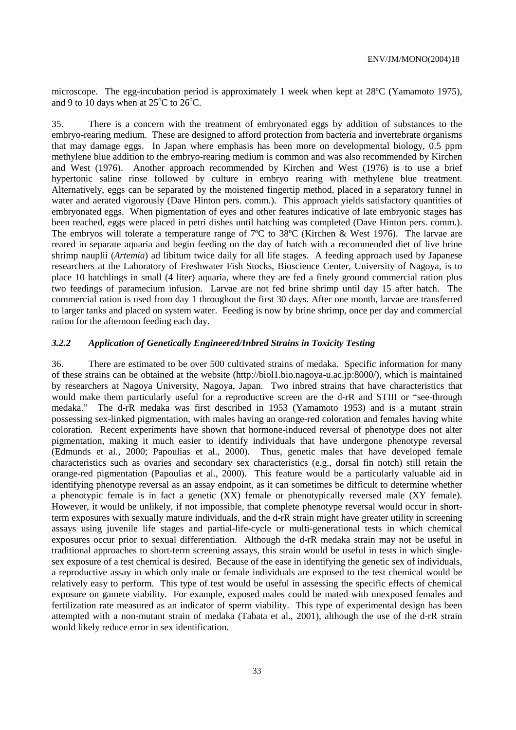microscope. The egg-incubation period is approximately 1 week when kept at 28ºC (Yamamoto 1975), and 9 to 10 days when at 25°C to 26°C.

35. There is a concern with the treatment of embryonated eggs by addition of substances to the embryo-rearing medium. These are designed to afford protection from bacteria and invertebrate organisms that may damage eggs. In Japan where emphasis has been more on developmental biology, 0.5 ppm methylene blue addition to the embryo-rearing medium is common and was also recommended by Kirchen and West (1976). Another approach recommended by Kirchen and West (1976) is to use a brief hypertonic saline rinse followed by culture in embryo rearing with methylene blue treatment. Alternatively, eggs can be separated by the moistened fingertip method, placed in a separatory funnel in water and aerated vigorously (Dave Hinton pers. comm.). This approach yields satisfactory quantities of embryonated eggs. When pigmentation of eyes and other features indicative of late embryonic stages has been reached, eggs were placed in petri dishes until hatching was completed (Dave Hinton pers. comm.). The embryos will tolerate a temperature range of 7ºC to 38ºC (Kirchen & West 1976). The larvae are reared in separate aquaria and begin feeding on the day of hatch with a recommended diet of live brine shrimp nauplii (*Artemia*) ad libitum twice daily for all life stages. A feeding approach used by Japanese researchers at the Laboratory of Freshwater Fish Stocks, Bioscience Center, University of Nagoya, is to place 10 hatchlings in small (4 liter) aquaria, where they are fed a finely ground commercial ration plus two feedings of paramecium infusion. Larvae are not fed brine shrimp until day 15 after hatch. The commercial ration is used from day 1 throughout the first 30 days. After one month, larvae are transferred to larger tanks and placed on system water. Feeding is now by brine shrimp, once per day and commercial ration for the afternoon feeding each day.

### *3.2.2 Application of Genetically Engineered/Inbred Strains in Toxicity Testing*

36. There are estimated to be over 500 cultivated strains of medaka. Specific information for many of these strains can be obtained at the website (http://biol1.bio.nagoya-u.ac.jp:8000/), which is maintained by researchers at Nagoya University, Nagoya, Japan. Two inbred strains that have characteristics that would make them particularly useful for a reproductive screen are the d-rR and STIII or "see-through medaka." The d-rR medaka was first described in 1953 (Yamamoto 1953) and is a mutant strain possessing sex-linked pigmentation, with males having an orange-red coloration and females having white coloration. Recent experiments have shown that hormone-induced reversal of phenotype does not alter pigmentation, making it much easier to identify individuals that have undergone phenotype reversal (Edmunds et al., 2000; Papoulias et al., 2000). Thus, genetic males that have developed female characteristics such as ovaries and secondary sex characteristics (e.g., dorsal fin notch) still retain the orange-red pigmentation (Papoulias et al., 2000). This feature would be a particularly valuable aid in identifying phenotype reversal as an assay endpoint, as it can sometimes be difficult to determine whether a phenotypic female is in fact a genetic (XX) female or phenotypically reversed male (XY female). However, it would be unlikely, if not impossible, that complete phenotype reversal would occur in short-term exposures with sexually mature individuals, and the d-rR strain might have greater utility in screening assays using juvenile life stages and partial-life-cycle or multi-generational tests in which chemical exposures occur prior to sexual differentiation. Although the d-rR medaka strain may not be useful in traditional approaches to short-term screening assays, this strain would be useful in tests in which single-sex exposure of a test chemical is desired. Because of the ease in identifying the genetic sex of individuals, a reproductive assay in which only male or female individuals are exposed to the test chemical would be relatively easy to perform. This type of test would be useful in assessing the specific effects of chemical exposure on gamete viability. For example, exposed males could be mated with unexposed females and fertilization rate measured as an indicator of sperm viability. This type of experimental design has been attempted with a non-mutant strain of medaka (Tabata et al., 2001), although the use of the d-rR strain would likely reduce error in sex identification.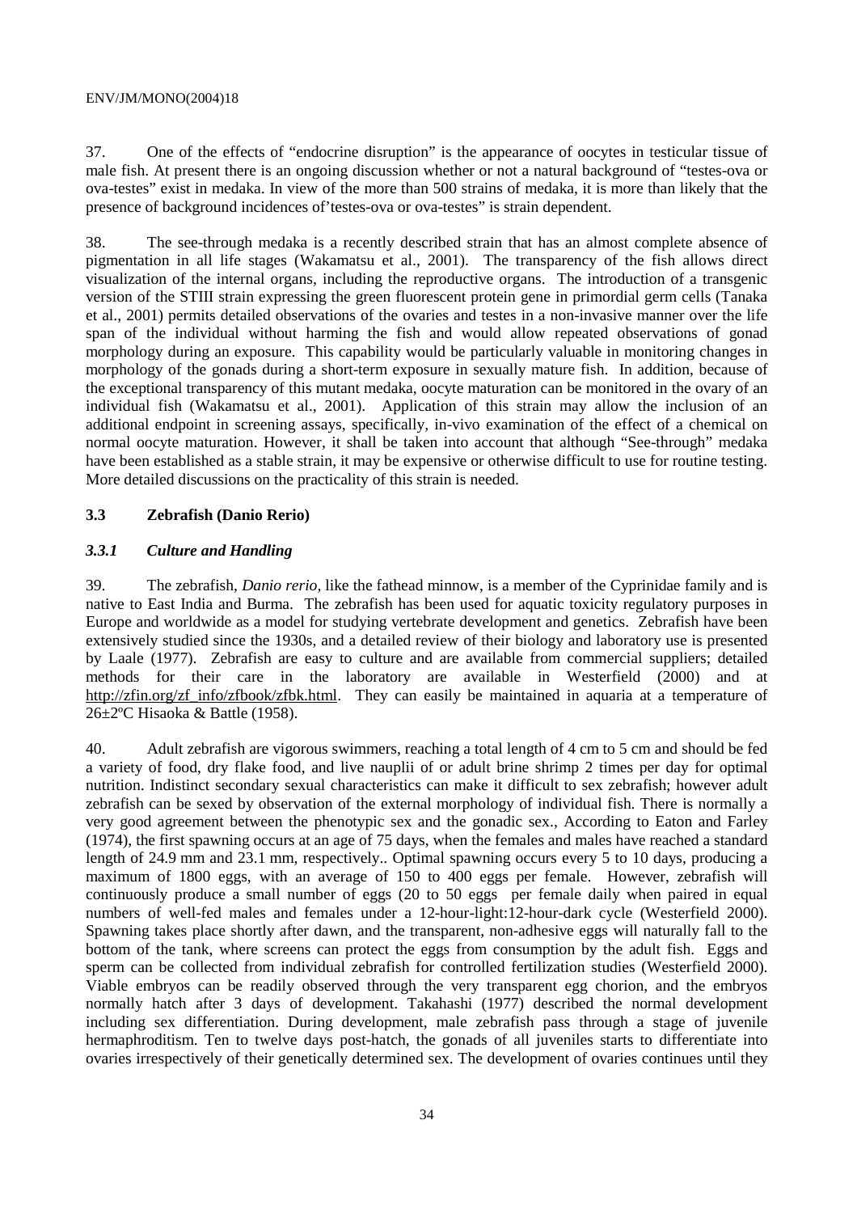37. One of the effects of "endocrine disruption" is the appearance of oocytes in testicular tissue of male fish. At present there is an ongoing discussion whether or not a natural background of "testes-ova or ova-testes" exist in medaka. In view of the more than 500 strains of medaka, it is more than likely that the presence of background incidences of'testes-ova or ova-testes" is strain dependent.

38. The see-through medaka is a recently described strain that has an almost complete absence of pigmentation in all life stages (Wakamatsu et al., 2001). The transparency of the fish allows direct visualization of the internal organs, including the reproductive organs. The introduction of a transgenic version of the STIII strain expressing the green fluorescent protein gene in primordial germ cells (Tanaka et al., 2001) permits detailed observations of the ovaries and testes in a non-invasive manner over the life span of the individual without harming the fish and would allow repeated observations of gonad morphology during an exposure. This capability would be particularly valuable in monitoring changes in morphology of the gonads during a short-term exposure in sexually mature fish. In addition, because of the exceptional transparency of this mutant medaka, oocyte maturation can be monitored in the ovary of an individual fish (Wakamatsu et al., 2001). Application of this strain may allow the inclusion of an additional endpoint in screening assays, specifically, in-vivo examination of the effect of a chemical on normal oocyte maturation. However, it shall be taken into account that although "See-through" medaka have been established as a stable strain, it may be expensive or otherwise difficult to use for routine testing. More detailed discussions on the practicality of this strain is needed.

### 3.3 Zebrafish (Danio Rerio)

#### *3.3.1 Culture and Handling*

39. The zebrafish, *Danio rerio,* like the fathead minnow, is a member of the Cyprinidae family and is native to East India and Burma. The zebrafish has been used for aquatic toxicity regulatory purposes in Europe and worldwide as a model for studying vertebrate development and genetics. Zebrafish have been extensively studied since the 1930s, and a detailed review of their biology and laboratory use is presented by Laale (1977). Zebrafish are easy to culture and are available from commercial suppliers; detailed methods for their care in the laboratory are available in Westerfield (2000) and at http://zfin.org/zf_info/zfbook/zfbk.html. They can easily be maintained in aquaria at a temperature of 26±2ºC Hisaoka & Battle (1958).

40. Adult zebrafish are vigorous swimmers, reaching a total length of 4 cm to 5 cm and should be fed a variety of food, dry flake food, and live nauplii of or adult brine shrimp 2 times per day for optimal nutrition. Indistinct secondary sexual characteristics can make it difficult to sex zebrafish; however adult zebrafish can be sexed by observation of the external morphology of individual fish. There is normally a very good agreement between the phenotypic sex and the gonadic sex., According to Eaton and Farley (1974), the first spawning occurs at an age of 75 days, when the females and males have reached a standard length of 24.9 mm and 23.1 mm, respectively.. Optimal spawning occurs every 5 to 10 days, producing a maximum of 1800 eggs, with an average of 150 to 400 eggs per female. However, zebrafish will continuously produce a small number of eggs (20 to 50 eggs per female daily when paired in equal numbers of well-fed males and females under a 12-hour-light:12-hour-dark cycle (Westerfield 2000). Spawning takes place shortly after dawn, and the transparent, non-adhesive eggs will naturally fall to the bottom of the tank, where screens can protect the eggs from consumption by the adult fish. Eggs and sperm can be collected from individual zebrafish for controlled fertilization studies (Westerfield 2000). Viable embryos can be readily observed through the very transparent egg chorion, and the embryos normally hatch after 3 days of development. Takahashi (1977) described the normal development including sex differentiation. During development, male zebrafish pass through a stage of juvenile hermaphroditism. Ten to twelve days post-hatch, the gonads of all juveniles starts to differentiate into ovaries irrespectively of their genetically determined sex. The development of ovaries continues until they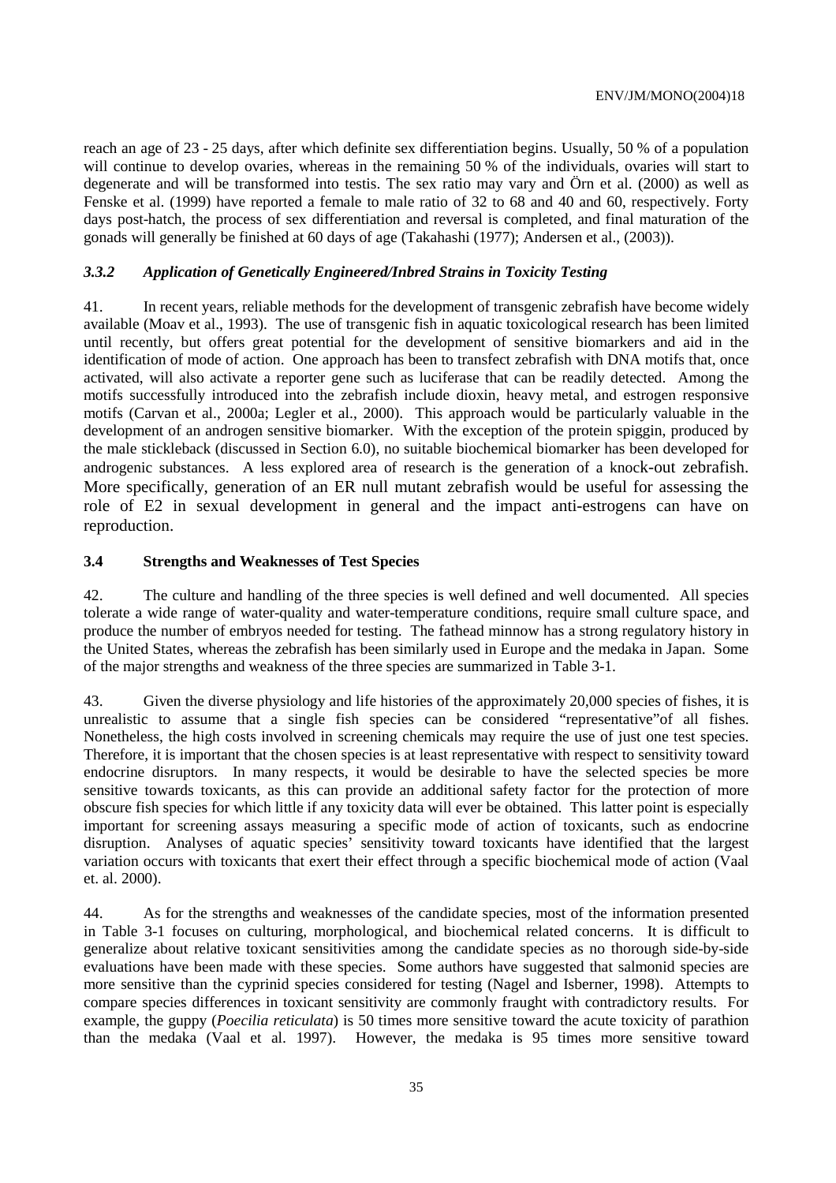reach an age of 23 - 25 days, after which definite sex differentiation begins. Usually, 50 % of a population will continue to develop ovaries, whereas in the remaining 50 % of the individuals, ovaries will start to degenerate and will be transformed into testis. The sex ratio may vary and Örn et al. (2000) as well as Fenske et al. (1999) have reported a female to male ratio of 32 to 68 and 40 and 60, respectively. Forty days post-hatch, the process of sex differentiation and reversal is completed, and final maturation of the gonads will generally be finished at 60 days of age (Takahashi (1977); Andersen et al., (2003)).

### *3.3.2 Application of Genetically Engineered/Inbred Strains in Toxicity Testing*

41. In recent years, reliable methods for the development of transgenic zebrafish have become widely available (Moav et al., 1993). The use of transgenic fish in aquatic toxicological research has been limited until recently, but offers great potential for the development of sensitive biomarkers and aid in the identification of mode of action. One approach has been to transfect zebrafish with DNA motifs that, once activated, will also activate a reporter gene such as luciferase that can be readily detected. Among the motifs successfully introduced into the zebrafish include dioxin, heavy metal, and estrogen responsive motifs (Carvan et al., 2000a; Legler et al., 2000). This approach would be particularly valuable in the development of an androgen sensitive biomarker. With the exception of the protein spiggin, produced by the male stickleback (discussed in Section 6.0), no suitable biochemical biomarker has been developed for androgenic substances. A less explored area of research is the generation of a knock-out zebrafish. More specifically, generation of an ER null mutant zebrafish would be useful for assessing the role of E2 in sexual development in general and the impact anti-estrogens can have on reproduction.

## 3.4 Strengths and Weaknesses of Test Species

42. The culture and handling of the three species is well defined and well documented. All species tolerate a wide range of water-quality and water-temperature conditions, require small culture space, and produce the number of embryos needed for testing. The fathead minnow has a strong regulatory history in the United States, whereas the zebrafish has been similarly used in Europe and the medaka in Japan. Some of the major strengths and weakness of the three species are summarized in Table 3-1.

43. Given the diverse physiology and life histories of the approximately 20,000 species of fishes, it is unrealistic to assume that a single fish species can be considered "representative"of all fishes. Nonetheless, the high costs involved in screening chemicals may require the use of just one test species. Therefore, it is important that the chosen species is at least representative with respect to sensitivity toward endocrine disruptors. In many respects, it would be desirable to have the selected species be more sensitive towards toxicants, as this can provide an additional safety factor for the protection of more obscure fish species for which little if any toxicity data will ever be obtained. This latter point is especially important for screening assays measuring a specific mode of action of toxicants, such as endocrine disruption. Analyses of aquatic species' sensitivity toward toxicants have identified that the largest variation occurs with toxicants that exert their effect through a specific biochemical mode of action (Vaal et. al. 2000).

44. As for the strengths and weaknesses of the candidate species, most of the information presented in Table 3-1 focuses on culturing, morphological, and biochemical related concerns. It is difficult to generalize about relative toxicant sensitivities among the candidate species as no thorough side-by-side evaluations have been made with these species. Some authors have suggested that salmonid species are more sensitive than the cyprinid species considered for testing (Nagel and Isberner, 1998). Attempts to compare species differences in toxicant sensitivity are commonly fraught with contradictory results. For example, the guppy (*Poecilia reticulata*) is 50 times more sensitive toward the acute toxicity of parathion than the medaka (Vaal et al. 1997). However, the medaka is 95 times more sensitive toward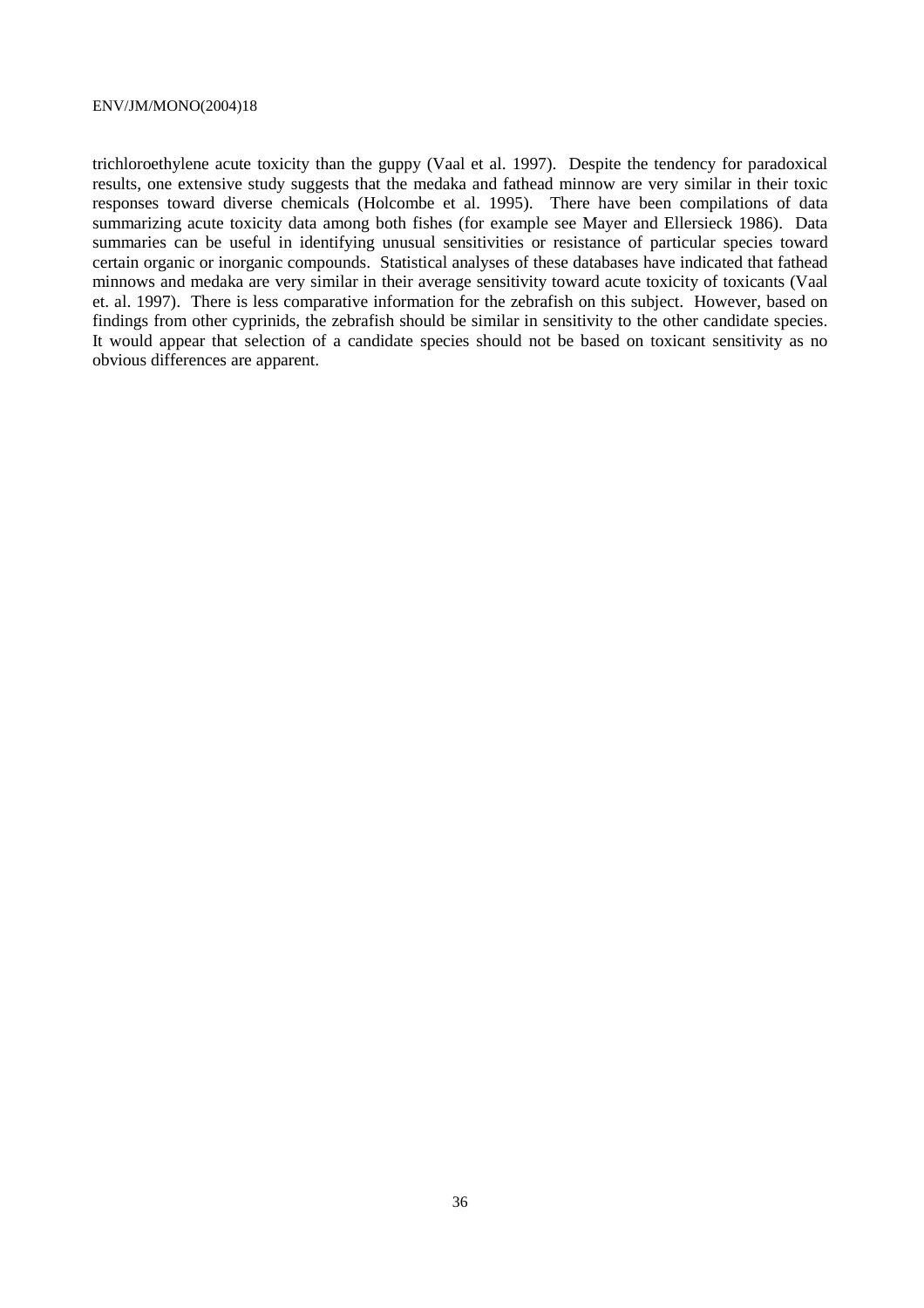trichloroethylene acute toxicity than the guppy (Vaal et al. 1997). Despite the tendency for paradoxical results, one extensive study suggests that the medaka and fathead minnow are very similar in their toxic responses toward diverse chemicals (Holcombe et al. 1995). There have been compilations of data summarizing acute toxicity data among both fishes (for example see Mayer and Ellersieck 1986). Data summaries can be useful in identifying unusual sensitivities or resistance of particular species toward certain organic or inorganic compounds. Statistical analyses of these databases have indicated that fathead minnows and medaka are very similar in their average sensitivity toward acute toxicity of toxicants (Vaal et. al. 1997). There is less comparative information for the zebrafish on this subject. However, based on findings from other cyprinids, the zebrafish should be similar in sensitivity to the other candidate species. It would appear that selection of a candidate species should not be based on toxicant sensitivity as no obvious differences are apparent.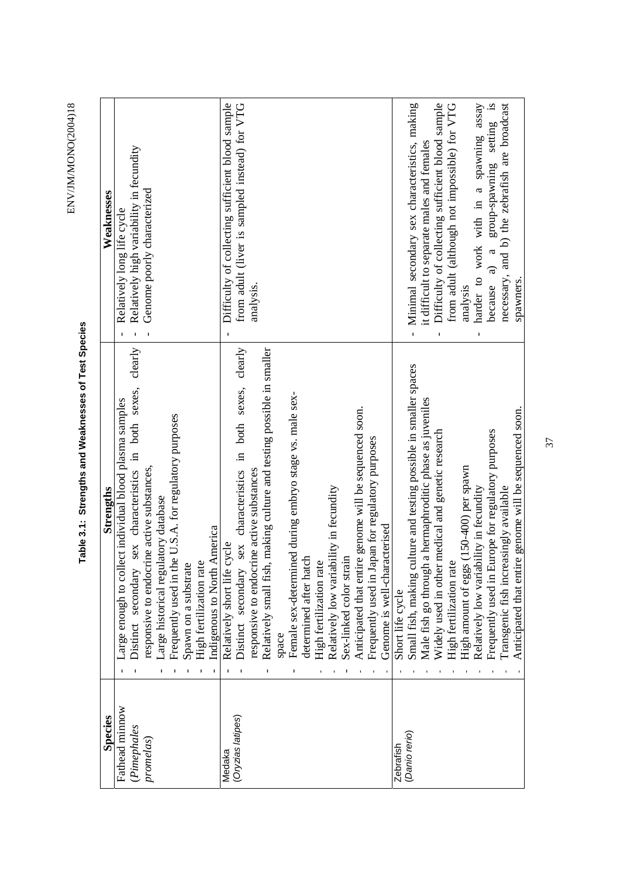**Table 3.1: Strengths and Weaknesses of Test Species**

| Species | Strengths | Weaknesses |
|---|---|---|
| Fathead minnow (*Pimephales promelas*) | - Large enough to collect individual blood plasma samples<br>- Distinct secondary sex characteristics in both sexes, clearly responsive to endocrine active substances,<br>- Large historical regulatory database<br>- Frequently used in the U.S.A. for regulatory purposes<br>- Spawn on a substrate<br>- High fertilization rate<br>- Indigenous to North America | - Relatively long life cycle<br>- Relatively high variability in fecundity<br>- Genome poorly characterized |
| Medaka (*Oryzias latipes*) | - Relatively short life cycle<br>- Distinct secondary sex characteristics in both sexes, clearly responsive to endocrine active substances<br>- Relatively small fish, making culture and testing possible in smaller space<br>- Female sex-determined during embryo stage vs. male sex-determined after hatch<br>- High fertilization rate<br>- Relatively low variability in fecundity<br>- Sex-linked color strain<br>- Anticipated that entire genome will be sequenced soon.<br>- Frequently used in Japan for regulatory purposes<br>- Genome is well-characterised | - Difficulty of collecting sufficient blood sample from adult (liver is sampled instead) for VTG analysis. |
| Zebrafish (*Danio rerio*) | - Short life cycle<br>- Small fish, making culture and testing possible in smaller spaces<br>- Male fish go through a hermaphroditic phase as juveniles<br>- Widely used in other medical and genetic research<br>- High fertilization rate<br>- High amount of eggs (150-400) per spawn<br>- Relatively low variability in fecundity<br>- Frequently used in Europe for regulatory purposes<br>- Transgenic fish increasingly available<br>- Anticipated that entire genome will be sequenced soon. | - Minimal secondary sex characteristics, making it difficult to separate males and females<br>- Difficulty of collecting sufficient blood sample from adult (although not impossible) for VTG analysis<br>- harder to work with in a spawning assay because a) a group-spawning setting is necessary, and b) the zebrafish are broadcast spawners. |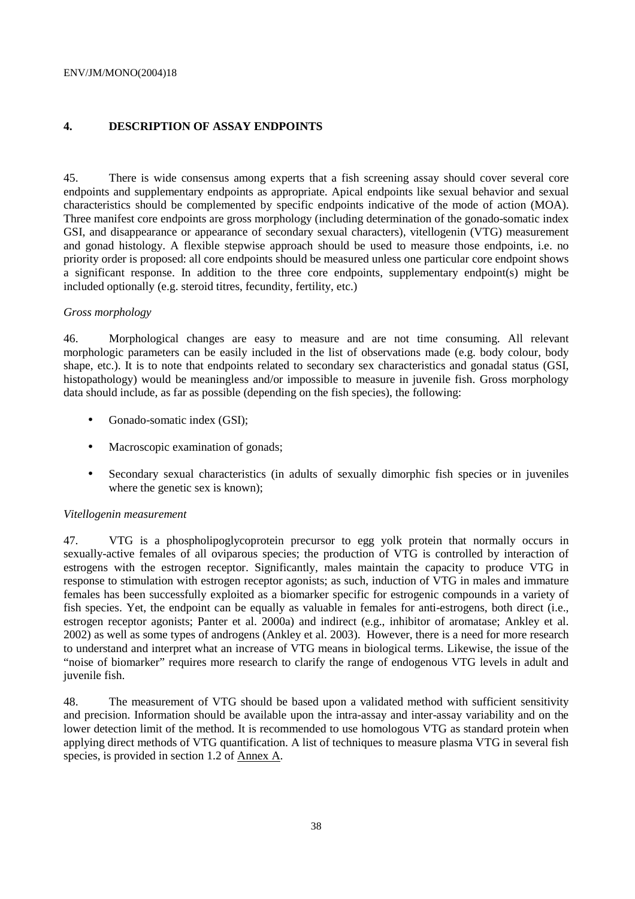## 4. DESCRIPTION OF ASSAY ENDPOINTS

45. There is wide consensus among experts that a fish screening assay should cover several core endpoints and supplementary endpoints as appropriate. Apical endpoints like sexual behavior and sexual characteristics should be complemented by specific endpoints indicative of the mode of action (MOA). Three manifest core endpoints are gross morphology (including determination of the gonado-somatic index GSI, and disappearance or appearance of secondary sexual characters), vitellogenin (VTG) measurement and gonad histology. A flexible stepwise approach should be used to measure those endpoints, i.e. no priority order is proposed: all core endpoints should be measured unless one particular core endpoint shows a significant response. In addition to the three core endpoints, supplementary endpoint(s) might be included optionally (e.g. steroid titres, fecundity, fertility, etc.)

*Gross morphology*

46. Morphological changes are easy to measure and are not time consuming. All relevant morphologic parameters can be easily included in the list of observations made (e.g. body colour, body shape, etc.). It is to note that endpoints related to secondary sex characteristics and gonadal status (GSI, histopathology) would be meaningless and/or impossible to measure in juvenile fish. Gross morphology data should include, as far as possible (depending on the fish species), the following:

- Gonado-somatic index (GSI);
- Macroscopic examination of gonads;
- Secondary sexual characteristics (in adults of sexually dimorphic fish species or in juveniles where the genetic sex is known);

*Vitellogenin measurement*

47. VTG is a phospholipoglycoprotein precursor to egg yolk protein that normally occurs in sexually-active females of all oviparous species; the production of VTG is controlled by interaction of estrogens with the estrogen receptor. Significantly, males maintain the capacity to produce VTG in response to stimulation with estrogen receptor agonists; as such, induction of VTG in males and immature females has been successfully exploited as a biomarker specific for estrogenic compounds in a variety of fish species. Yet, the endpoint can be equally as valuable in females for anti-estrogens, both direct (i.e., estrogen receptor agonists; Panter et al. 2000a) and indirect (e.g., inhibitor of aromatase; Ankley et al. 2002) as well as some types of androgens (Ankley et al. 2003). However, there is a need for more research to understand and interpret what an increase of VTG means in biological terms. Likewise, the issue of the "noise of biomarker" requires more research to clarify the range of endogenous VTG levels in adult and juvenile fish.

48. The measurement of VTG should be based upon a validated method with sufficient sensitivity and precision. Information should be available upon the intra-assay and inter-assay variability and on the lower detection limit of the method. It is recommended to use homologous VTG as standard protein when applying direct methods of VTG quantification. A list of techniques to measure plasma VTG in several fish species, is provided in section 1.2 of Annex A.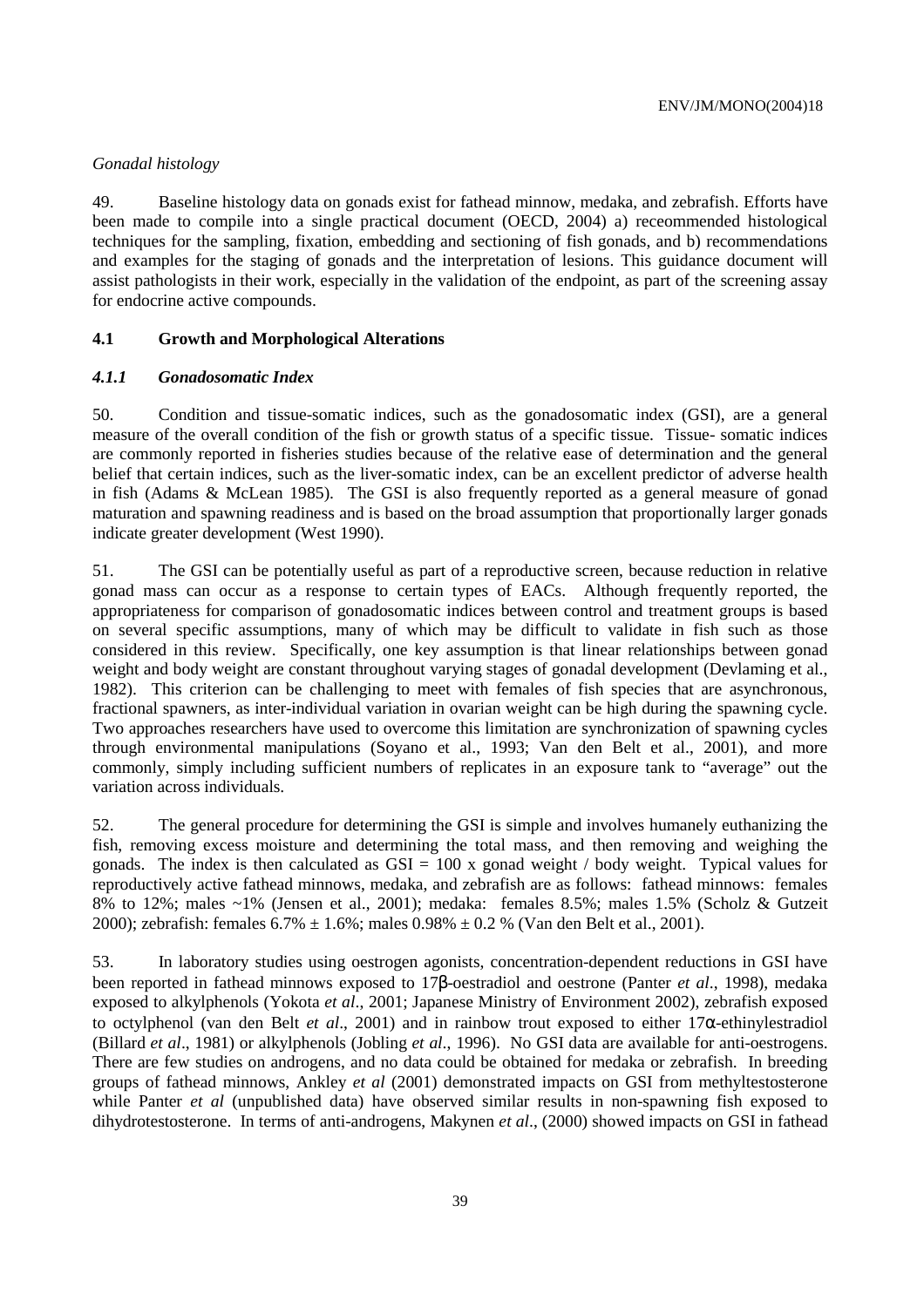*Gonadal histology*

49. Baseline histology data on gonads exist for fathead minnow, medaka, and zebrafish. Efforts have been made to compile into a single practical document (OECD, 2004) a) receommended histological techniques for the sampling, fixation, embedding and sectioning of fish gonads, and b) recommendations and examples for the staging of gonads and the interpretation of lesions. This guidance document will assist pathologists in their work, especially in the validation of the endpoint, as part of the screening assay for endocrine active compounds.

## 4.1 Growth and Morphological Alterations

### *4.1.1 Gonadosomatic Index*

50. Condition and tissue-somatic indices, such as the gonadosomatic index (GSI), are a general measure of the overall condition of the fish or growth status of a specific tissue. Tissue- somatic indices are commonly reported in fisheries studies because of the relative ease of determination and the general belief that certain indices, such as the liver-somatic index, can be an excellent predictor of adverse health in fish (Adams & McLean 1985). The GSI is also frequently reported as a general measure of gonad maturation and spawning readiness and is based on the broad assumption that proportionally larger gonads indicate greater development (West 1990).

51. The GSI can be potentially useful as part of a reproductive screen, because reduction in relative gonad mass can occur as a response to certain types of EACs. Although frequently reported, the appropriateness for comparison of gonadosomatic indices between control and treatment groups is based on several specific assumptions, many of which may be difficult to validate in fish such as those considered in this review. Specifically, one key assumption is that linear relationships between gonad weight and body weight are constant throughout varying stages of gonadal development (Devlaming et al., 1982). This criterion can be challenging to meet with females of fish species that are asynchronous, fractional spawners, as inter-individual variation in ovarian weight can be high during the spawning cycle. Two approaches researchers have used to overcome this limitation are synchronization of spawning cycles through environmental manipulations (Soyano et al., 1993; Van den Belt et al., 2001), and more commonly, simply including sufficient numbers of replicates in an exposure tank to "average" out the variation across individuals.

52. The general procedure for determining the GSI is simple and involves humanely euthanizing the fish, removing excess moisture and determining the total mass, and then removing and weighing the gonads. The index is then calculated as GSI = 100 x gonad weight / body weight. Typical values for reproductively active fathead minnows, medaka, and zebrafish are as follows: fathead minnows: females 8% to 12%; males ~1% (Jensen et al., 2001); medaka: females 8.5%; males 1.5% (Scholz & Gutzeit 2000); zebrafish: females 6.7% ± 1.6%; males 0.98% ± 0.2 % (Van den Belt et al., 2001).

53. In laboratory studies using oestrogen agonists, concentration-dependent reductions in GSI have been reported in fathead minnows exposed to 17β-oestradiol and oestrone (Panter *et al*., 1998), medaka exposed to alkylphenols (Yokota *et al*., 2001; Japanese Ministry of Environment 2002), zebrafish exposed to octylphenol (van den Belt *et al*., 2001) and in rainbow trout exposed to either 17α-ethinylestradiol (Billard *et al*., 1981) or alkylphenols (Jobling *et al*., 1996). No GSI data are available for anti-oestrogens. There are few studies on androgens, and no data could be obtained for medaka or zebrafish. In breeding groups of fathead minnows, Ankley *et al* (2001) demonstrated impacts on GSI from methyltestosterone while Panter *et al* (unpublished data) have observed similar results in non-spawning fish exposed to dihydrotestosterone. In terms of anti-androgens, Makynen *et al*., (2000) showed impacts on GSI in fathead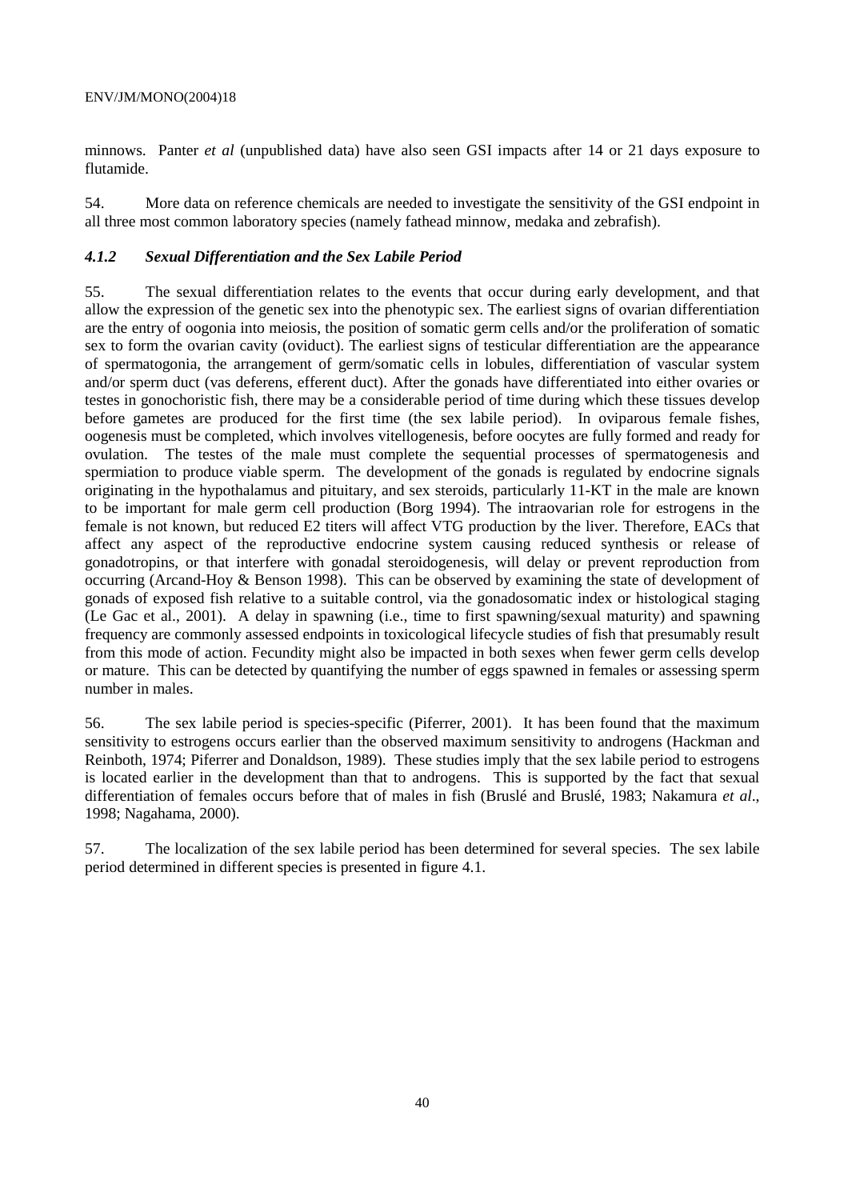minnows. Panter *et al* (unpublished data) have also seen GSI impacts after 14 or 21 days exposure to flutamide.

54. More data on reference chemicals are needed to investigate the sensitivity of the GSI endpoint in all three most common laboratory species (namely fathead minnow, medaka and zebrafish).

### *4.1.2 Sexual Differentiation and the Sex Labile Period*

55. The sexual differentiation relates to the events that occur during early development, and that allow the expression of the genetic sex into the phenotypic sex. The earliest signs of ovarian differentiation are the entry of oogonia into meiosis, the position of somatic germ cells and/or the proliferation of somatic sex to form the ovarian cavity (oviduct). The earliest signs of testicular differentiation are the appearance of spermatogonia, the arrangement of germ/somatic cells in lobules, differentiation of vascular system and/or sperm duct (vas deferens, efferent duct). After the gonads have differentiated into either ovaries or testes in gonochoristic fish, there may be a considerable period of time during which these tissues develop before gametes are produced for the first time (the sex labile period). In oviparous female fishes, oogenesis must be completed, which involves vitellogenesis, before oocytes are fully formed and ready for ovulation. The testes of the male must complete the sequential processes of spermatogenesis and spermiation to produce viable sperm. The development of the gonads is regulated by endocrine signals originating in the hypothalamus and pituitary, and sex steroids, particularly 11-KT in the male are known to be important for male germ cell production (Borg 1994). The intraovarian role for estrogens in the female is not known, but reduced E2 titers will affect VTG production by the liver. Therefore, EACs that affect any aspect of the reproductive endocrine system causing reduced synthesis or release of gonadotropins, or that interfere with gonadal steroidogenesis, will delay or prevent reproduction from occurring (Arcand-Hoy & Benson 1998). This can be observed by examining the state of development of gonads of exposed fish relative to a suitable control, via the gonadosomatic index or histological staging (Le Gac et al., 2001). A delay in spawning (i.e., time to first spawning/sexual maturity) and spawning frequency are commonly assessed endpoints in toxicological lifecycle studies of fish that presumably result from this mode of action. Fecundity might also be impacted in both sexes when fewer germ cells develop or mature. This can be detected by quantifying the number of eggs spawned in females or assessing sperm number in males.

56. The sex labile period is species-specific (Piferrer, 2001). It has been found that the maximum sensitivity to estrogens occurs earlier than the observed maximum sensitivity to androgens (Hackman and Reinboth, 1974; Piferrer and Donaldson, 1989). These studies imply that the sex labile period to estrogens is located earlier in the development than that to androgens. This is supported by the fact that sexual differentiation of females occurs before that of males in fish (Bruslé and Bruslé, 1983; Nakamura *et al*., 1998; Nagahama, 2000).

57. The localization of the sex labile period has been determined for several species. The sex labile period determined in different species is presented in figure 4.1.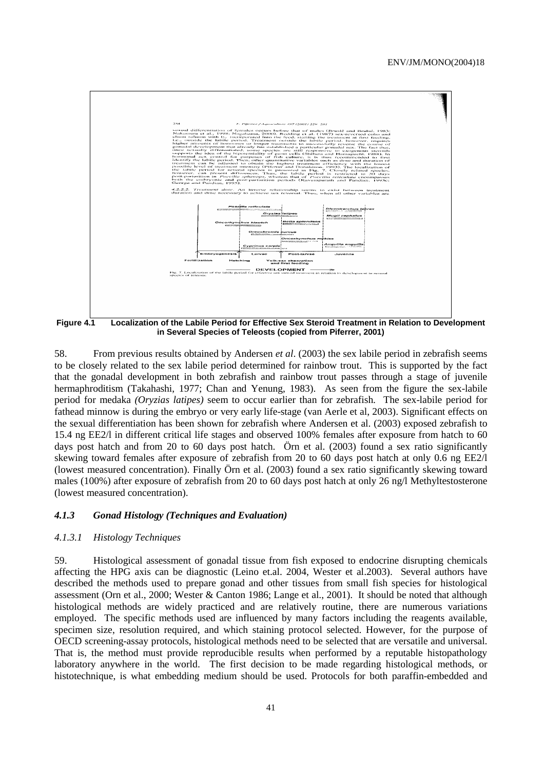**Figure 4.1 Localization of the Labile Period for Effective Sex Steroid Treatment in Relation to Development in Several Species of Teleosts (copied from Piferrer, 2001)**

58. From previous results obtained by Andersen *et al*. (2003) the sex labile period in zebrafish seems to be closely related to the sex labile period determined for rainbow trout. This is supported by the fact that the gonadal development in both zebrafish and rainbow trout passes through a stage of juvenile hermaphroditism (Takahashi, 1977; Chan and Yenung, 1983). As seen from the figure the sex-labile period for medaka *(Oryzias latipes)* seem to occur earlier than for zebrafish. The sex-labile period for fathead minnow is during the embryo or very early life-stage (van Aerle et al, 2003). Significant effects on the sexual differentiation has been shown for zebrafish where Andersen et al. (2003) exposed zebrafish to 15.4 ng EE2/l in different critical life stages and observed 100% females after exposure from hatch to 60 days post hatch and from 20 to 60 days post hatch. Örn et al. (2003) found a sex ratio significantly skewing toward females after exposure of zebrafish from 20 to 60 days post hatch at only 0.6 ng EE2/l (lowest measured concentration). Finally Örn et al. (2003) found a sex ratio significantly skewing toward males (100%) after exposure of zebrafish from 20 to 60 days post hatch at only 26 ng/l Methyltestosterone (lowest measured concentration).

### *4.1.3 Gonad Histology (Techniques and Evaluation)*

#### *4.1.3.1 Histology Techniques*

59. Histological assessment of gonadal tissue from fish exposed to endocrine disrupting chemicals affecting the HPG axis can be diagnostic (Leino et.al. 2004, Wester et al.2003). Several authors have described the methods used to prepare gonad and other tissues from small fish species for histological assessment (Orn et al., 2000; Wester & Canton 1986; Lange et al., 2001). It should be noted that although histological methods are widely practiced and are relatively routine, there are numerous variations employed. The specific methods used are influenced by many factors including the reagents available, specimen size, resolution required, and which staining protocol selected. However, for the purpose of OECD screening-assay protocols, histological methods need to be selected that are versatile and universal. That is, the method must provide reproducible results when performed by a reputable histopathology laboratory anywhere in the world. The first decision to be made regarding histological methods, or histotechnique, is what embedding medium should be used. Protocols for both paraffin-embedded and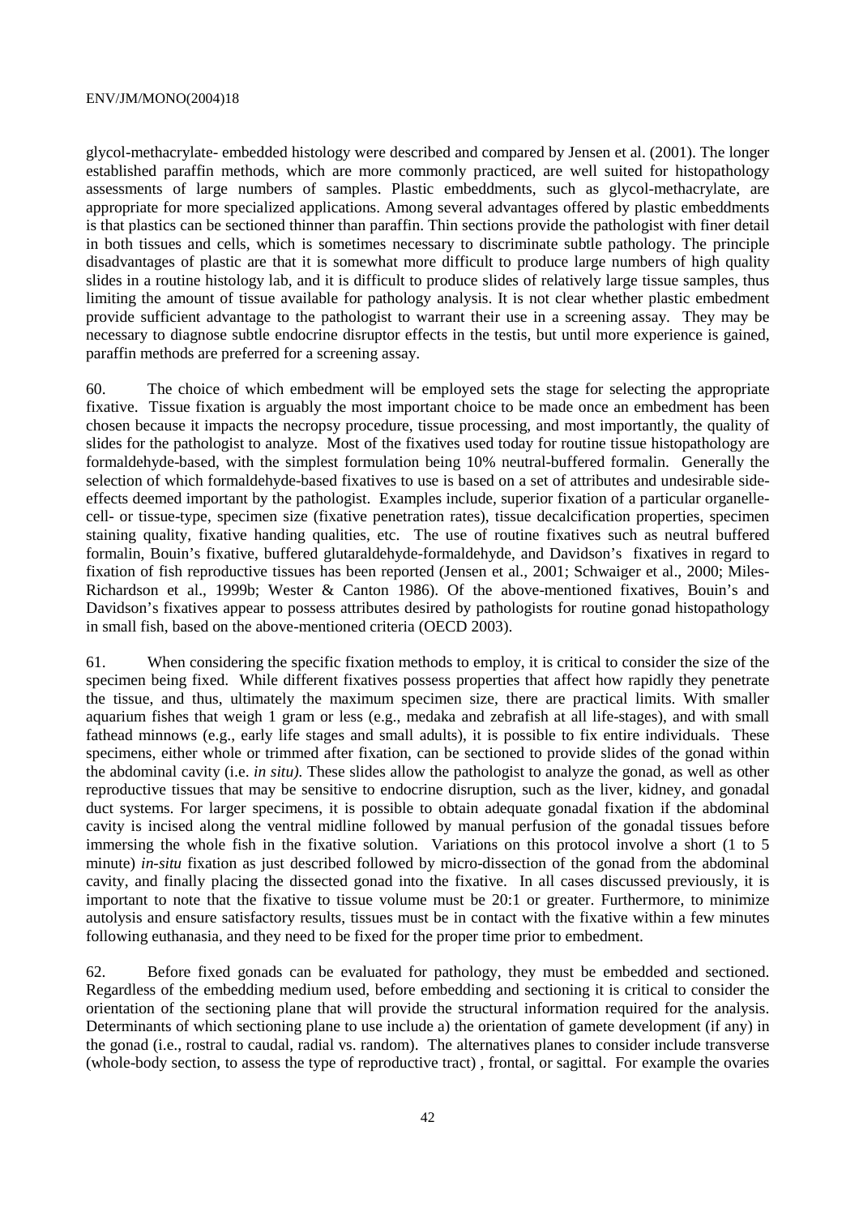glycol-methacrylate- embedded histology were described and compared by Jensen et al. (2001). The longer established paraffin methods, which are more commonly practiced, are well suited for histopathology assessments of large numbers of samples. Plastic embeddments, such as glycol-methacrylate, are appropriate for more specialized applications. Among several advantages offered by plastic embeddments is that plastics can be sectioned thinner than paraffin. Thin sections provide the pathologist with finer detail in both tissues and cells, which is sometimes necessary to discriminate subtle pathology. The principle disadvantages of plastic are that it is somewhat more difficult to produce large numbers of high quality slides in a routine histology lab, and it is difficult to produce slides of relatively large tissue samples, thus limiting the amount of tissue available for pathology analysis. It is not clear whether plastic embedment provide sufficient advantage to the pathologist to warrant their use in a screening assay. They may be necessary to diagnose subtle endocrine disruptor effects in the testis, but until more experience is gained, paraffin methods are preferred for a screening assay.

60. The choice of which embedment will be employed sets the stage for selecting the appropriate fixative. Tissue fixation is arguably the most important choice to be made once an embedment has been chosen because it impacts the necropsy procedure, tissue processing, and most importantly, the quality of slides for the pathologist to analyze. Most of the fixatives used today for routine tissue histopathology are formaldehyde-based, with the simplest formulation being 10% neutral-buffered formalin. Generally the selection of which formaldehyde-based fixatives to use is based on a set of attributes and undesirable side-effects deemed important by the pathologist. Examples include, superior fixation of a particular organelle-cell- or tissue-type, specimen size (fixative penetration rates), tissue decalcification properties, specimen staining quality, fixative handing qualities, etc. The use of routine fixatives such as neutral buffered formalin, Bouin's fixative, buffered glutaraldehyde-formaldehyde, and Davidson's fixatives in regard to fixation of fish reproductive tissues has been reported (Jensen et al., 2001; Schwaiger et al., 2000; Miles-Richardson et al., 1999b; Wester & Canton 1986). Of the above-mentioned fixatives, Bouin's and Davidson's fixatives appear to possess attributes desired by pathologists for routine gonad histopathology in small fish, based on the above-mentioned criteria (OECD 2003).

61. When considering the specific fixation methods to employ, it is critical to consider the size of the specimen being fixed. While different fixatives possess properties that affect how rapidly they penetrate the tissue, and thus, ultimately the maximum specimen size, there are practical limits. With smaller aquarium fishes that weigh 1 gram or less (e.g., medaka and zebrafish at all life-stages), and with small fathead minnows (e.g., early life stages and small adults), it is possible to fix entire individuals. These specimens, either whole or trimmed after fixation, can be sectioned to provide slides of the gonad within the abdominal cavity (i.e. *in situ).* These slides allow the pathologist to analyze the gonad, as well as other reproductive tissues that may be sensitive to endocrine disruption, such as the liver, kidney, and gonadal duct systems. For larger specimens, it is possible to obtain adequate gonadal fixation if the abdominal cavity is incised along the ventral midline followed by manual perfusion of the gonadal tissues before immersing the whole fish in the fixative solution. Variations on this protocol involve a short (1 to 5 minute) *in-situ* fixation as just described followed by micro-dissection of the gonad from the abdominal cavity, and finally placing the dissected gonad into the fixative. In all cases discussed previously, it is important to note that the fixative to tissue volume must be 20:1 or greater. Furthermore, to minimize autolysis and ensure satisfactory results, tissues must be in contact with the fixative within a few minutes following euthanasia, and they need to be fixed for the proper time prior to embedment.

62. Before fixed gonads can be evaluated for pathology, they must be embedded and sectioned. Regardless of the embedding medium used, before embedding and sectioning it is critical to consider the orientation of the sectioning plane that will provide the structural information required for the analysis. Determinants of which sectioning plane to use include a) the orientation of gamete development (if any) in the gonad (i.e., rostral to caudal, radial vs. random). The alternatives planes to consider include transverse (whole-body section, to assess the type of reproductive tract) , frontal, or sagittal. For example the ovaries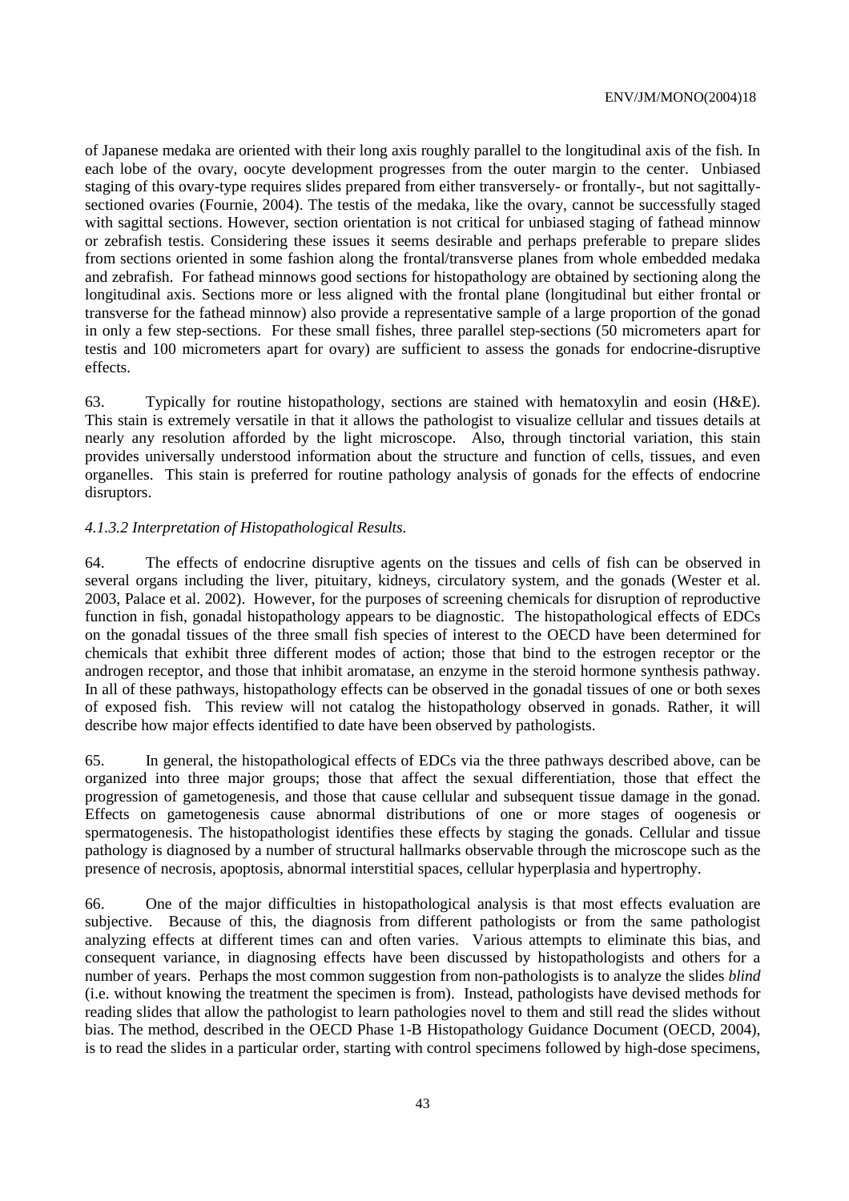of Japanese medaka are oriented with their long axis roughly parallel to the longitudinal axis of the fish. In each lobe of the ovary, oocyte development progresses from the outer margin to the center. Unbiased staging of this ovary-type requires slides prepared from either transversely- or frontally-, but not sagittally-sectioned ovaries (Fournie, 2004). The testis of the medaka, like the ovary, cannot be successfully staged with sagittal sections. However, section orientation is not critical for unbiased staging of fathead minnow or zebrafish testis. Considering these issues it seems desirable and perhaps preferable to prepare slides from sections oriented in some fashion along the frontal/transverse planes from whole embedded medaka and zebrafish. For fathead minnows good sections for histopathology are obtained by sectioning along the longitudinal axis. Sections more or less aligned with the frontal plane (longitudinal but either frontal or transverse for the fathead minnow) also provide a representative sample of a large proportion of the gonad in only a few step-sections. For these small fishes, three parallel step-sections (50 micrometers apart for testis and 100 micrometers apart for ovary) are sufficient to assess the gonads for endocrine-disruptive effects.

63. Typically for routine histopathology, sections are stained with hematoxylin and eosin (H&E). This stain is extremely versatile in that it allows the pathologist to visualize cellular and tissues details at nearly any resolution afforded by the light microscope. Also, through tinctorial variation, this stain provides universally understood information about the structure and function of cells, tissues, and even organelles. This stain is preferred for routine pathology analysis of gonads for the effects of endocrine disruptors.

*4.1.3.2 Interpretation of Histopathological Results.*

64. The effects of endocrine disruptive agents on the tissues and cells of fish can be observed in several organs including the liver, pituitary, kidneys, circulatory system, and the gonads (Wester et al. 2003, Palace et al. 2002). However, for the purposes of screening chemicals for disruption of reproductive function in fish, gonadal histopathology appears to be diagnostic. The histopathological effects of EDCs on the gonadal tissues of the three small fish species of interest to the OECD have been determined for chemicals that exhibit three different modes of action; those that bind to the estrogen receptor or the androgen receptor, and those that inhibit aromatase, an enzyme in the steroid hormone synthesis pathway. In all of these pathways, histopathology effects can be observed in the gonadal tissues of one or both sexes of exposed fish. This review will not catalog the histopathology observed in gonads. Rather, it will describe how major effects identified to date have been observed by pathologists.

65. In general, the histopathological effects of EDCs via the three pathways described above, can be organized into three major groups; those that affect the sexual differentiation, those that effect the progression of gametogenesis, and those that cause cellular and subsequent tissue damage in the gonad. Effects on gametogenesis cause abnormal distributions of one or more stages of oogenesis or spermatogenesis. The histopathologist identifies these effects by staging the gonads. Cellular and tissue pathology is diagnosed by a number of structural hallmarks observable through the microscope such as the presence of necrosis, apoptosis, abnormal interstitial spaces, cellular hyperplasia and hypertrophy.

66. One of the major difficulties in histopathological analysis is that most effects evaluation are subjective. Because of this, the diagnosis from different pathologists or from the same pathologist analyzing effects at different times can and often varies. Various attempts to eliminate this bias, and consequent variance, in diagnosing effects have been discussed by histopathologists and others for a number of years. Perhaps the most common suggestion from non-pathologists is to analyze the slides *blind* (i.e. without knowing the treatment the specimen is from). Instead, pathologists have devised methods for reading slides that allow the pathologist to learn pathologies novel to them and still read the slides without bias. The method, described in the OECD Phase 1-B Histopathology Guidance Document (OECD, 2004), is to read the slides in a particular order, starting with control specimens followed by high-dose specimens,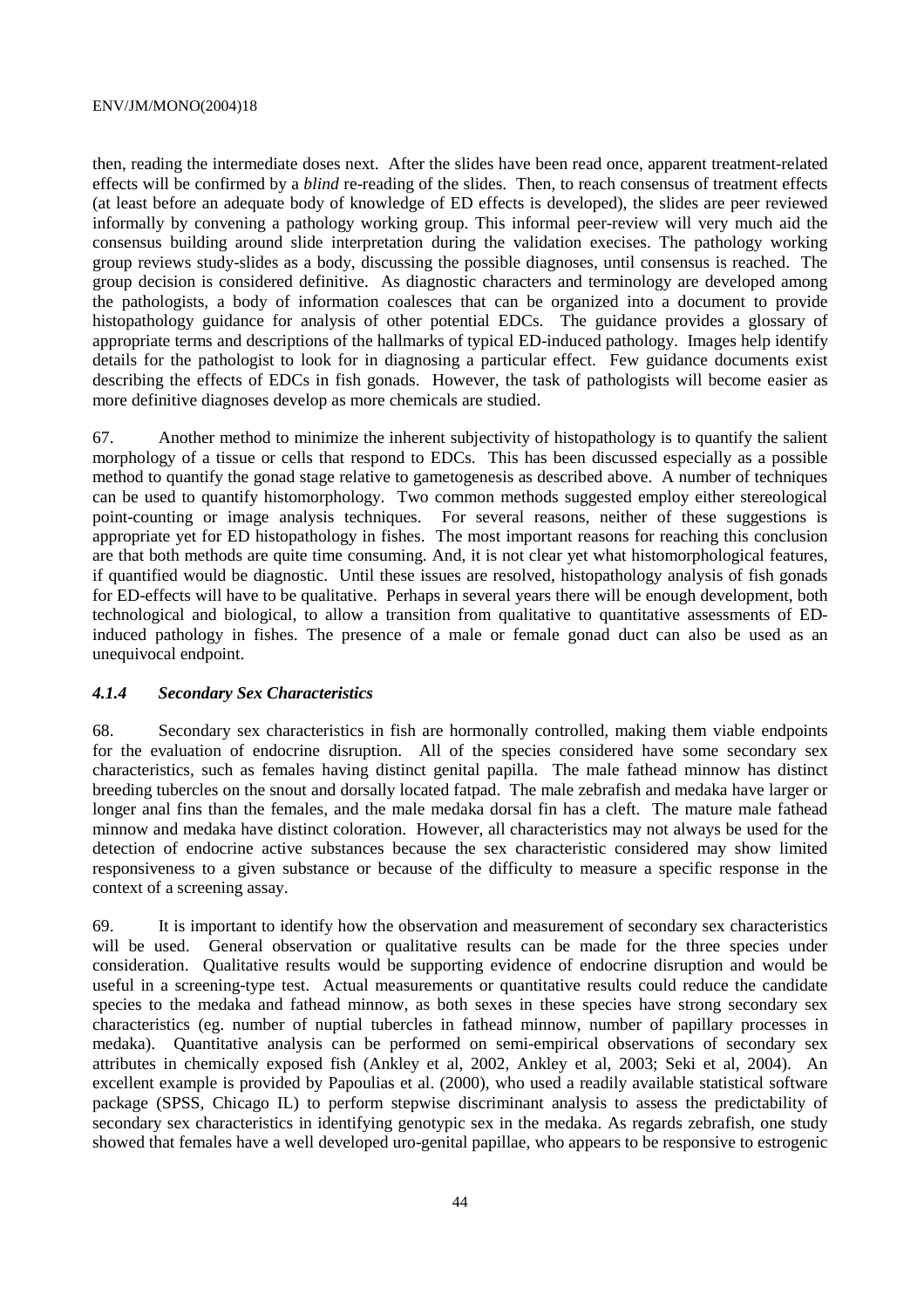then, reading the intermediate doses next. After the slides have been read once, apparent treatment-related effects will be confirmed by a *blind* re-reading of the slides. Then, to reach consensus of treatment effects (at least before an adequate body of knowledge of ED effects is developed), the slides are peer reviewed informally by convening a pathology working group. This informal peer-review will very much aid the consensus building around slide interpretation during the validation execises. The pathology working group reviews study-slides as a body, discussing the possible diagnoses, until consensus is reached. The group decision is considered definitive. As diagnostic characters and terminology are developed among the pathologists, a body of information coalesces that can be organized into a document to provide histopathology guidance for analysis of other potential EDCs. The guidance provides a glossary of appropriate terms and descriptions of the hallmarks of typical ED-induced pathology. Images help identify details for the pathologist to look for in diagnosing a particular effect. Few guidance documents exist describing the effects of EDCs in fish gonads. However, the task of pathologists will become easier as more definitive diagnoses develop as more chemicals are studied.

67. Another method to minimize the inherent subjectivity of histopathology is to quantify the salient morphology of a tissue or cells that respond to EDCs. This has been discussed especially as a possible method to quantify the gonad stage relative to gametogenesis as described above. A number of techniques can be used to quantify histomorphology. Two common methods suggested employ either stereological point-counting or image analysis techniques. For several reasons, neither of these suggestions is appropriate yet for ED histopathology in fishes. The most important reasons for reaching this conclusion are that both methods are quite time consuming. And, it is not clear yet what histomorphological features, if quantified would be diagnostic. Until these issues are resolved, histopathology analysis of fish gonads for ED-effects will have to be qualitative. Perhaps in several years there will be enough development, both technological and biological, to allow a transition from qualitative to quantitative assessments of ED-induced pathology in fishes. The presence of a male or female gonad duct can also be used as an unequivocal endpoint.

### *4.1.4 Secondary Sex Characteristics*

68. Secondary sex characteristics in fish are hormonally controlled, making them viable endpoints for the evaluation of endocrine disruption. All of the species considered have some secondary sex characteristics, such as females having distinct genital papilla. The male fathead minnow has distinct breeding tubercles on the snout and dorsally located fatpad. The male zebrafish and medaka have larger or longer anal fins than the females, and the male medaka dorsal fin has a cleft. The mature male fathead minnow and medaka have distinct coloration. However, all characteristics may not always be used for the detection of endocrine active substances because the sex characteristic considered may show limited responsiveness to a given substance or because of the difficulty to measure a specific response in the context of a screening assay.

69. It is important to identify how the observation and measurement of secondary sex characteristics will be used. General observation or qualitative results can be made for the three species under consideration. Qualitative results would be supporting evidence of endocrine disruption and would be useful in a screening-type test. Actual measurements or quantitative results could reduce the candidate species to the medaka and fathead minnow, as both sexes in these species have strong secondary sex characteristics (eg. number of nuptial tubercles in fathead minnow, number of papillary processes in medaka). Quantitative analysis can be performed on semi-empirical observations of secondary sex attributes in chemically exposed fish (Ankley et al, 2002, Ankley et al, 2003; Seki et al, 2004). An excellent example is provided by Papoulias et al. (2000), who used a readily available statistical software package (SPSS, Chicago IL) to perform stepwise discriminant analysis to assess the predictability of secondary sex characteristics in identifying genotypic sex in the medaka. As regards zebrafish, one study showed that females have a well developed uro-genital papillae, who appears to be responsive to estrogenic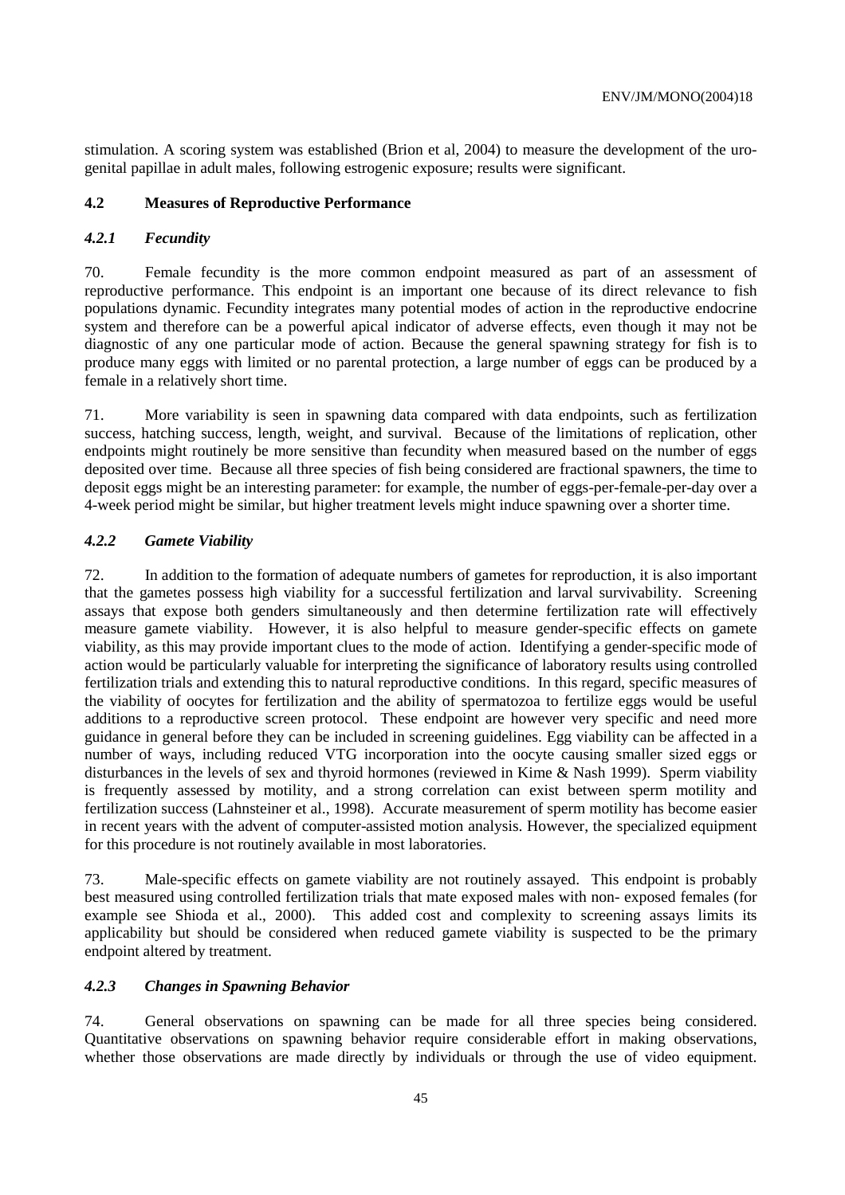stimulation. A scoring system was established (Brion et al, 2004) to measure the development of the uro-genital papillae in adult males, following estrogenic exposure; results were significant.

## 4.2 Measures of Reproductive Performance

### *4.2.1 Fecundity*

70. Female fecundity is the more common endpoint measured as part of an assessment of reproductive performance. This endpoint is an important one because of its direct relevance to fish populations dynamic. Fecundity integrates many potential modes of action in the reproductive endocrine system and therefore can be a powerful apical indicator of adverse effects, even though it may not be diagnostic of any one particular mode of action. Because the general spawning strategy for fish is to produce many eggs with limited or no parental protection, a large number of eggs can be produced by a female in a relatively short time.

71. More variability is seen in spawning data compared with data endpoints, such as fertilization success, hatching success, length, weight, and survival. Because of the limitations of replication, other endpoints might routinely be more sensitive than fecundity when measured based on the number of eggs deposited over time. Because all three species of fish being considered are fractional spawners, the time to deposit eggs might be an interesting parameter: for example, the number of eggs-per-female-per-day over a 4-week period might be similar, but higher treatment levels might induce spawning over a shorter time.

### *4.2.2 Gamete Viability*

72. In addition to the formation of adequate numbers of gametes for reproduction, it is also important that the gametes possess high viability for a successful fertilization and larval survivability. Screening assays that expose both genders simultaneously and then determine fertilization rate will effectively measure gamete viability. However, it is also helpful to measure gender-specific effects on gamete viability, as this may provide important clues to the mode of action. Identifying a gender-specific mode of action would be particularly valuable for interpreting the significance of laboratory results using controlled fertilization trials and extending this to natural reproductive conditions. In this regard, specific measures of the viability of oocytes for fertilization and the ability of spermatozoa to fertilize eggs would be useful additions to a reproductive screen protocol. These endpoint are however very specific and need more guidance in general before they can be included in screening guidelines. Egg viability can be affected in a number of ways, including reduced VTG incorporation into the oocyte causing smaller sized eggs or disturbances in the levels of sex and thyroid hormones (reviewed in Kime & Nash 1999). Sperm viability is frequently assessed by motility, and a strong correlation can exist between sperm motility and fertilization success (Lahnsteiner et al., 1998). Accurate measurement of sperm motility has become easier in recent years with the advent of computer-assisted motion analysis. However, the specialized equipment for this procedure is not routinely available in most laboratories.

73. Male-specific effects on gamete viability are not routinely assayed. This endpoint is probably best measured using controlled fertilization trials that mate exposed males with non- exposed females (for example see Shioda et al., 2000). This added cost and complexity to screening assays limits its applicability but should be considered when reduced gamete viability is suspected to be the primary endpoint altered by treatment.

### *4.2.3 Changes in Spawning Behavior*

74. General observations on spawning can be made for all three species being considered. Quantitative observations on spawning behavior require considerable effort in making observations, whether those observations are made directly by individuals or through the use of video equipment.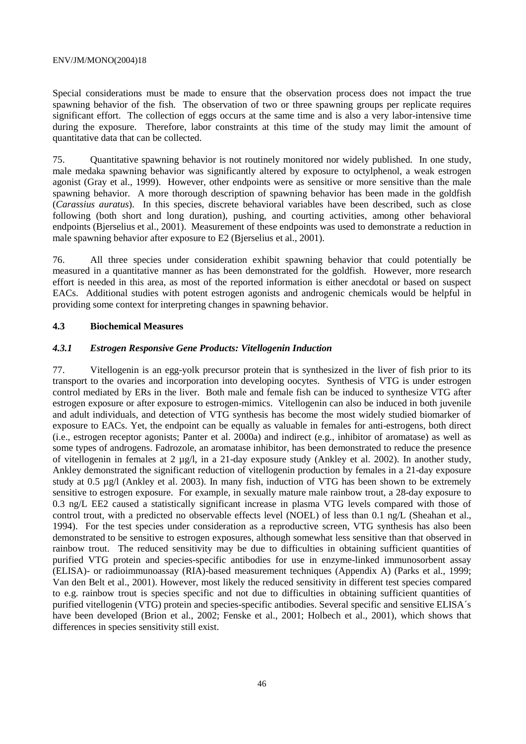Special considerations must be made to ensure that the observation process does not impact the true spawning behavior of the fish. The observation of two or three spawning groups per replicate requires significant effort. The collection of eggs occurs at the same time and is also a very labor-intensive time during the exposure. Therefore, labor constraints at this time of the study may limit the amount of quantitative data that can be collected.

75. Quantitative spawning behavior is not routinely monitored nor widely published. In one study, male medaka spawning behavior was significantly altered by exposure to octylphenol, a weak estrogen agonist (Gray et al., 1999). However, other endpoints were as sensitive or more sensitive than the male spawning behavior. A more thorough description of spawning behavior has been made in the goldfish (*Carassius auratus*). In this species, discrete behavioral variables have been described, such as close following (both short and long duration), pushing, and courting activities, among other behavioral endpoints (Bjerselius et al., 2001). Measurement of these endpoints was used to demonstrate a reduction in male spawning behavior after exposure to E2 (Bjerselius et al., 2001).

76. All three species under consideration exhibit spawning behavior that could potentially be measured in a quantitative manner as has been demonstrated for the goldfish. However, more research effort is needed in this area, as most of the reported information is either anecdotal or based on suspect EACs. Additional studies with potent estrogen agonists and androgenic chemicals would be helpful in providing some context for interpreting changes in spawning behavior.

## 4.3 Biochemical Measures

### *4.3.1 Estrogen Responsive Gene Products: Vitellogenin Induction*

77. Vitellogenin is an egg-yolk precursor protein that is synthesized in the liver of fish prior to its transport to the ovaries and incorporation into developing oocytes. Synthesis of VTG is under estrogen control mediated by ERs in the liver. Both male and female fish can be induced to synthesize VTG after estrogen exposure or after exposure to estrogen-mimics. Vitellogenin can also be induced in both juvenile and adult individuals, and detection of VTG synthesis has become the most widely studied biomarker of exposure to EACs. Yet, the endpoint can be equally as valuable in females for anti-estrogens, both direct (i.e., estrogen receptor agonists; Panter et al. 2000a) and indirect (e.g., inhibitor of aromatase) as well as some types of androgens. Fadrozole, an aromatase inhibitor, has been demonstrated to reduce the presence of vitellogenin in females at 2 µg/l, in a 21-day exposure study (Ankley et al. 2002). In another study, Ankley demonstrated the significant reduction of vitellogenin production by females in a 21-day exposure study at 0.5 µg/l (Ankley et al. 2003). In many fish, induction of VTG has been shown to be extremely sensitive to estrogen exposure. For example, in sexually mature male rainbow trout, a 28-day exposure to 0.3 ng/L EE2 caused a statistically significant increase in plasma VTG levels compared with those of control trout, with a predicted no observable effects level (NOEL) of less than 0.1 ng/L (Sheahan et al., 1994). For the test species under consideration as a reproductive screen, VTG synthesis has also been demonstrated to be sensitive to estrogen exposures, although somewhat less sensitive than that observed in rainbow trout. The reduced sensitivity may be due to difficulties in obtaining sufficient quantities of purified VTG protein and species-specific antibodies for use in enzyme-linked immunosorbent assay (ELISA)- or radioimmunoassay (RIA)-based measurement techniques (Appendix A) (Parks et al., 1999; Van den Belt et al., 2001). However, most likely the reduced sensitivity in different test species compared to e.g. rainbow trout is species specific and not due to difficulties in obtaining sufficient quantities of purified vitellogenin (VTG) protein and species-specific antibodies. Several specific and sensitive ELISA´s have been developed (Brion et al., 2002; Fenske et al., 2001; Holbech et al., 2001), which shows that differences in species sensitivity still exist.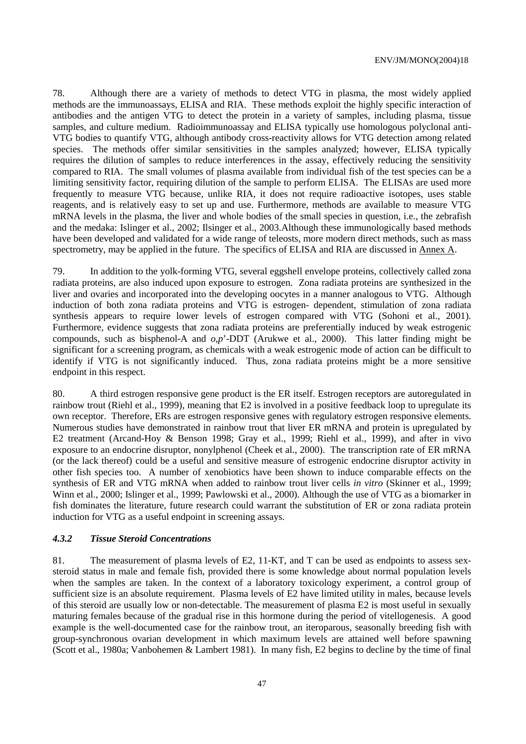78. Although there are a variety of methods to detect VTG in plasma, the most widely applied methods are the immunoassays, ELISA and RIA. These methods exploit the highly specific interaction of antibodies and the antigen VTG to detect the protein in a variety of samples, including plasma, tissue samples, and culture medium. Radioimmunoassay and ELISA typically use homologous polyclonal anti-VTG bodies to quantify VTG, although antibody cross-reactivity allows for VTG detection among related species. The methods offer similar sensitivities in the samples analyzed; however, ELISA typically requires the dilution of samples to reduce interferences in the assay, effectively reducing the sensitivity compared to RIA. The small volumes of plasma available from individual fish of the test species can be a limiting sensitivity factor, requiring dilution of the sample to perform ELISA. The ELISAs are used more frequently to measure VTG because, unlike RIA, it does not require radioactive isotopes, uses stable reagents, and is relatively easy to set up and use. Furthermore, methods are available to measure VTG mRNA levels in the plasma, the liver and whole bodies of the small species in question, i.e., the zebrafish and the medaka: Islinger et al., 2002; Ilsinger et al., 2003.Although these immunologically based methods have been developed and validated for a wide range of teleosts, more modern direct methods, such as mass spectrometry, may be applied in the future. The specifics of ELISA and RIA are discussed in Annex A.

79. In addition to the yolk-forming VTG, several eggshell envelope proteins, collectively called zona radiata proteins, are also induced upon exposure to estrogen. Zona radiata proteins are synthesized in the liver and ovaries and incorporated into the developing oocytes in a manner analogous to VTG. Although induction of both zona radiata proteins and VTG is estrogen- dependent, stimulation of zona radiata synthesis appears to require lower levels of estrogen compared with VTG (Sohoni et al., 2001). Furthermore, evidence suggests that zona radiata proteins are preferentially induced by weak estrogenic compounds, such as bisphenol-A and *o,p*'-DDT (Arukwe et al., 2000). This latter finding might be significant for a screening program, as chemicals with a weak estrogenic mode of action can be difficult to identify if VTG is not significantly induced. Thus, zona radiata proteins might be a more sensitive endpoint in this respect.

80. A third estrogen responsive gene product is the ER itself. Estrogen receptors are autoregulated in rainbow trout (Riehl et al., 1999), meaning that E2 is involved in a positive feedback loop to upregulate its own receptor. Therefore, ERs are estrogen responsive genes with regulatory estrogen responsive elements. Numerous studies have demonstrated in rainbow trout that liver ER mRNA and protein is upregulated by E2 treatment (Arcand-Hoy & Benson 1998; Gray et al., 1999; Riehl et al., 1999), and after in vivo exposure to an endocrine disruptor, nonylphenol (Cheek et al., 2000). The transcription rate of ER mRNA (or the lack thereof) could be a useful and sensitive measure of estrogenic endocrine disruptor activity in other fish species too. A number of xenobiotics have been shown to induce comparable effects on the synthesis of ER and VTG mRNA when added to rainbow trout liver cells *in vitro* (Skinner et al., 1999; Winn et al., 2000; Islinger et al., 1999; Pawlowski et al., 2000). Although the use of VTG as a biomarker in fish dominates the literature, future research could warrant the substitution of ER or zona radiata protein induction for VTG as a useful endpoint in screening assays.

### *4.3.2 Tissue Steroid Concentrations*

81. The measurement of plasma levels of E2, 11-KT, and T can be used as endpoints to assess sex-steroid status in male and female fish, provided there is some knowledge about normal population levels when the samples are taken. In the context of a laboratory toxicology experiment, a control group of sufficient size is an absolute requirement. Plasma levels of E2 have limited utility in males, because levels of this steroid are usually low or non-detectable. The measurement of plasma E2 is most useful in sexually maturing females because of the gradual rise in this hormone during the period of vitellogenesis. A good example is the well-documented case for the rainbow trout, an iteroparous, seasonally breeding fish with group-synchronous ovarian development in which maximum levels are attained well before spawning (Scott et al., 1980a; Vanbohemen & Lambert 1981). In many fish, E2 begins to decline by the time of final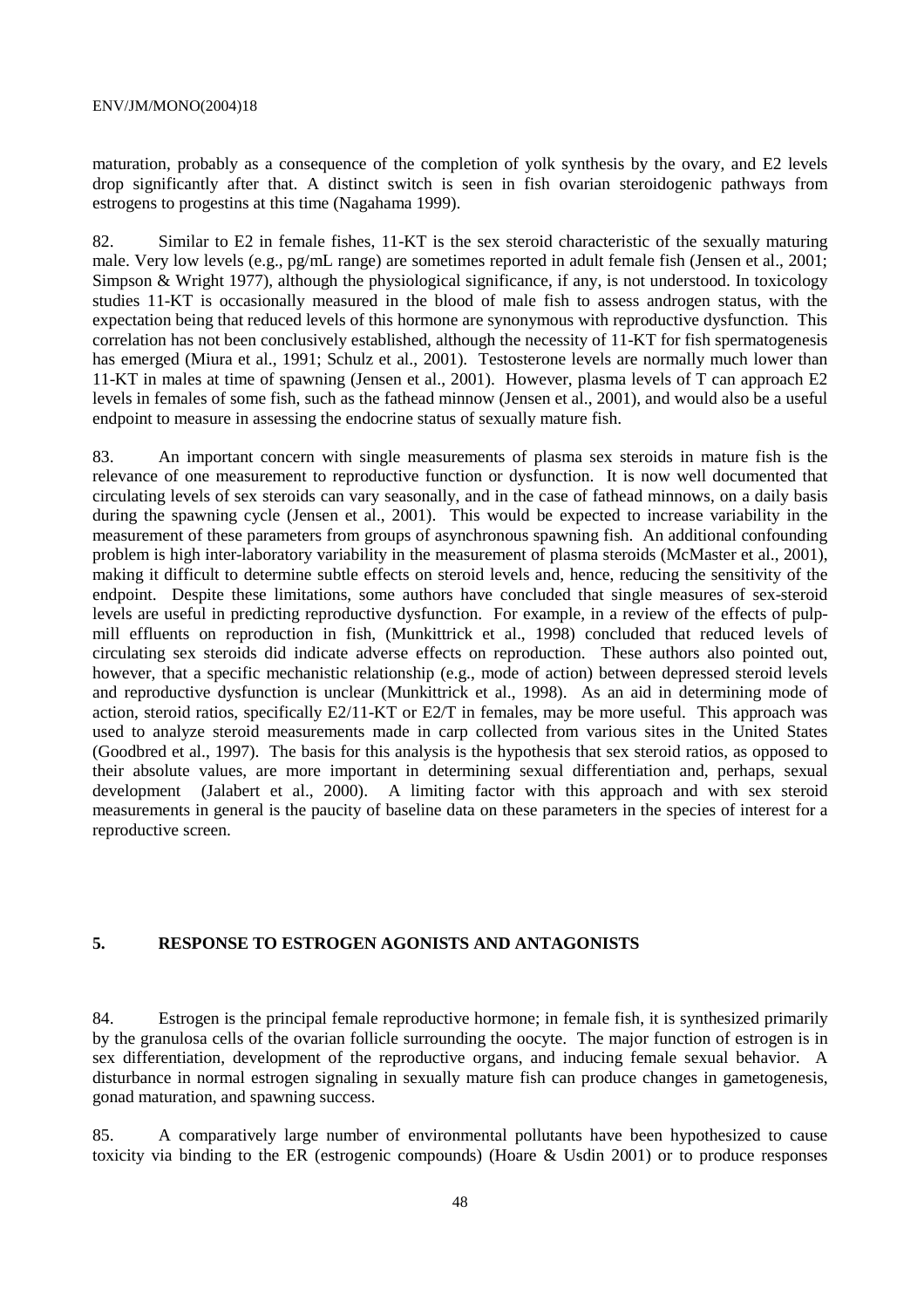maturation, probably as a consequence of the completion of yolk synthesis by the ovary, and E2 levels drop significantly after that. A distinct switch is seen in fish ovarian steroidogenic pathways from estrogens to progestins at this time (Nagahama 1999).

82. Similar to E2 in female fishes, 11-KT is the sex steroid characteristic of the sexually maturing male. Very low levels (e.g., pg/mL range) are sometimes reported in adult female fish (Jensen et al., 2001; Simpson & Wright 1977), although the physiological significance, if any, is not understood. In toxicology studies 11-KT is occasionally measured in the blood of male fish to assess androgen status, with the expectation being that reduced levels of this hormone are synonymous with reproductive dysfunction. This correlation has not been conclusively established, although the necessity of 11-KT for fish spermatogenesis has emerged (Miura et al., 1991; Schulz et al., 2001). Testosterone levels are normally much lower than 11-KT in males at time of spawning (Jensen et al., 2001). However, plasma levels of T can approach E2 levels in females of some fish, such as the fathead minnow (Jensen et al., 2001), and would also be a useful endpoint to measure in assessing the endocrine status of sexually mature fish.

83. An important concern with single measurements of plasma sex steroids in mature fish is the relevance of one measurement to reproductive function or dysfunction. It is now well documented that circulating levels of sex steroids can vary seasonally, and in the case of fathead minnows, on a daily basis during the spawning cycle (Jensen et al., 2001). This would be expected to increase variability in the measurement of these parameters from groups of asynchronous spawning fish. An additional confounding problem is high inter-laboratory variability in the measurement of plasma steroids (McMaster et al., 2001), making it difficult to determine subtle effects on steroid levels and, hence, reducing the sensitivity of the endpoint. Despite these limitations, some authors have concluded that single measures of sex-steroid levels are useful in predicting reproductive dysfunction. For example, in a review of the effects of pulp-mill effluents on reproduction in fish, (Munkittrick et al., 1998) concluded that reduced levels of circulating sex steroids did indicate adverse effects on reproduction. These authors also pointed out, however, that a specific mechanistic relationship (e.g., mode of action) between depressed steroid levels and reproductive dysfunction is unclear (Munkittrick et al., 1998). As an aid in determining mode of action, steroid ratios, specifically E2/11-KT or E2/T in females, may be more useful. This approach was used to analyze steroid measurements made in carp collected from various sites in the United States (Goodbred et al., 1997). The basis for this analysis is the hypothesis that sex steroid ratios, as opposed to their absolute values, are more important in determining sexual differentiation and, perhaps, sexual development (Jalabert et al., 2000). A limiting factor with this approach and with sex steroid measurements in general is the paucity of baseline data on these parameters in the species of interest for a reproductive screen.

## 5. RESPONSE TO ESTROGEN AGONISTS AND ANTAGONISTS

84. Estrogen is the principal female reproductive hormone; in female fish, it is synthesized primarily by the granulosa cells of the ovarian follicle surrounding the oocyte. The major function of estrogen is in sex differentiation, development of the reproductive organs, and inducing female sexual behavior. A disturbance in normal estrogen signaling in sexually mature fish can produce changes in gametogenesis, gonad maturation, and spawning success.

85. A comparatively large number of environmental pollutants have been hypothesized to cause toxicity via binding to the ER (estrogenic compounds) (Hoare & Usdin 2001) or to produce responses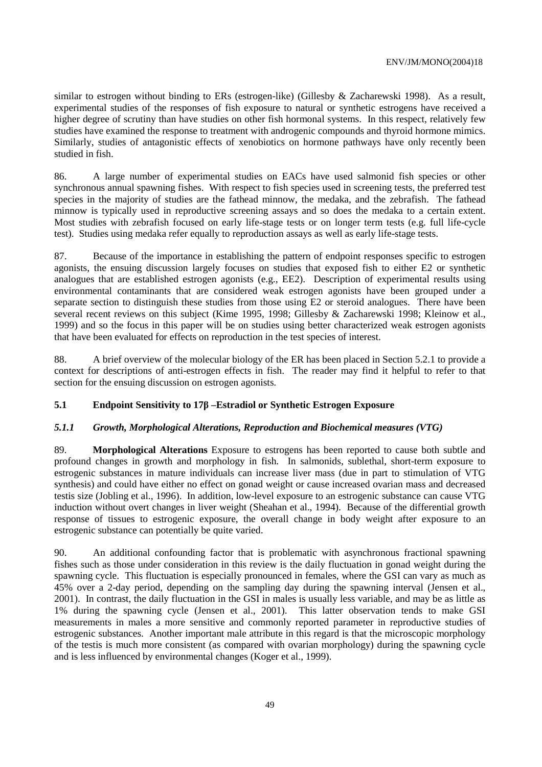similar to estrogen without binding to ERs (estrogen-like) (Gillesby & Zacharewski 1998). As a result, experimental studies of the responses of fish exposure to natural or synthetic estrogens have received a higher degree of scrutiny than have studies on other fish hormonal systems. In this respect, relatively few studies have examined the response to treatment with androgenic compounds and thyroid hormone mimics. Similarly, studies of antagonistic effects of xenobiotics on hormone pathways have only recently been studied in fish.

86. A large number of experimental studies on EACs have used salmonid fish species or other synchronous annual spawning fishes. With respect to fish species used in screening tests, the preferred test species in the majority of studies are the fathead minnow, the medaka, and the zebrafish. The fathead minnow is typically used in reproductive screening assays and so does the medaka to a certain extent. Most studies with zebrafish focused on early life-stage tests or on longer term tests (e.g. full life-cycle test). Studies using medaka refer equally to reproduction assays as well as early life-stage tests.

87. Because of the importance in establishing the pattern of endpoint responses specific to estrogen agonists, the ensuing discussion largely focuses on studies that exposed fish to either E2 or synthetic analogues that are established estrogen agonists (e.g., EE2). Description of experimental results using environmental contaminants that are considered weak estrogen agonists have been grouped under a separate section to distinguish these studies from those using E2 or steroid analogues. There have been several recent reviews on this subject (Kime 1995, 1998; Gillesby & Zacharewski 1998; Kleinow et al., 1999) and so the focus in this paper will be on studies using better characterized weak estrogen agonists that have been evaluated for effects on reproduction in the test species of interest.

88. A brief overview of the molecular biology of the ER has been placed in Section 5.2.1 to provide a context for descriptions of anti-estrogen effects in fish. The reader may find it helpful to refer to that section for the ensuing discussion on estrogen agonists.

## 5.1 Endpoint Sensitivity to 17β –Estradiol or Synthetic Estrogen Exposure

### *5.1.1 Growth, Morphological Alterations, Reproduction and Biochemical measures (VTG)*

89. **Morphological Alterations** Exposure to estrogens has been reported to cause both subtle and profound changes in growth and morphology in fish. In salmonids, sublethal, short-term exposure to estrogenic substances in mature individuals can increase liver mass (due in part to stimulation of VTG synthesis) and could have either no effect on gonad weight or cause increased ovarian mass and decreased testis size (Jobling et al., 1996). In addition, low-level exposure to an estrogenic substance can cause VTG induction without overt changes in liver weight (Sheahan et al., 1994). Because of the differential growth response of tissues to estrogenic exposure, the overall change in body weight after exposure to an estrogenic substance can potentially be quite varied.

90. An additional confounding factor that is problematic with asynchronous fractional spawning fishes such as those under consideration in this review is the daily fluctuation in gonad weight during the spawning cycle. This fluctuation is especially pronounced in females, where the GSI can vary as much as 45% over a 2-day period, depending on the sampling day during the spawning interval (Jensen et al., 2001). In contrast, the daily fluctuation in the GSI in males is usually less variable, and may be as little as 1% during the spawning cycle (Jensen et al., 2001). This latter observation tends to make GSI measurements in males a more sensitive and commonly reported parameter in reproductive studies of estrogenic substances. Another important male attribute in this regard is that the microscopic morphology of the testis is much more consistent (as compared with ovarian morphology) during the spawning cycle and is less influenced by environmental changes (Koger et al., 1999).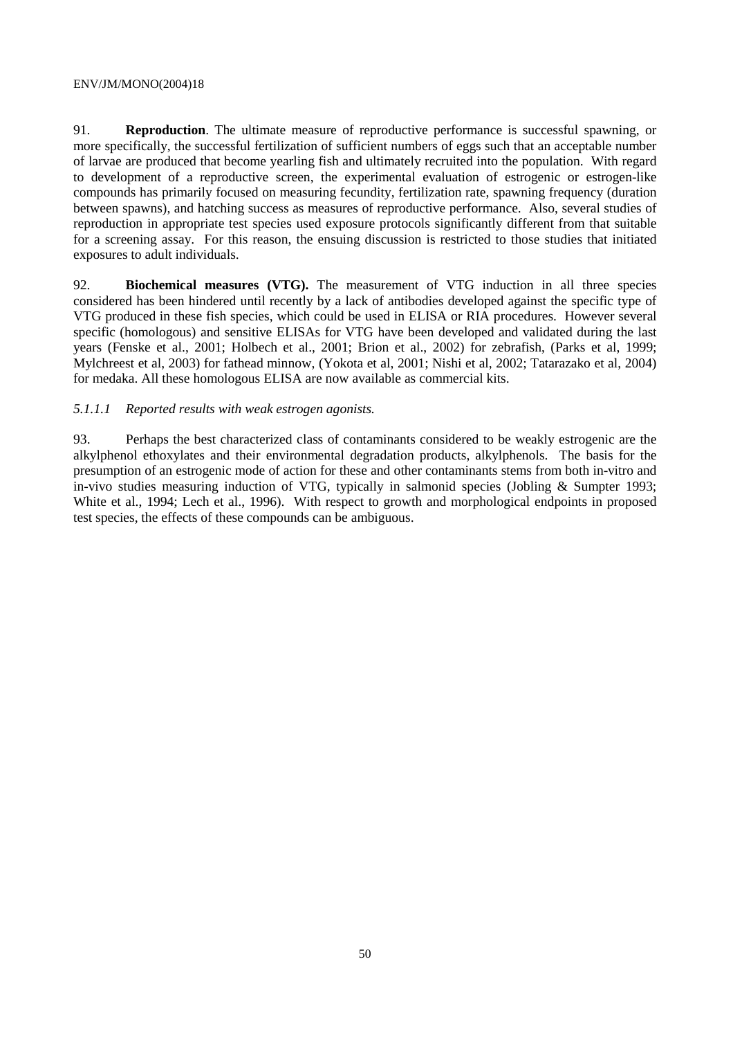91. **Reproduction**. The ultimate measure of reproductive performance is successful spawning, or more specifically, the successful fertilization of sufficient numbers of eggs such that an acceptable number of larvae are produced that become yearling fish and ultimately recruited into the population. With regard to development of a reproductive screen, the experimental evaluation of estrogenic or estrogen-like compounds has primarily focused on measuring fecundity, fertilization rate, spawning frequency (duration between spawns), and hatching success as measures of reproductive performance. Also, several studies of reproduction in appropriate test species used exposure protocols significantly different from that suitable for a screening assay. For this reason, the ensuing discussion is restricted to those studies that initiated exposures to adult individuals.

92. **Biochemical measures (VTG).** The measurement of VTG induction in all three species considered has been hindered until recently by a lack of antibodies developed against the specific type of VTG produced in these fish species, which could be used in ELISA or RIA procedures. However several specific (homologous) and sensitive ELISAs for VTG have been developed and validated during the last years (Fenske et al., 2001; Holbech et al., 2001; Brion et al., 2002) for zebrafish, (Parks et al, 1999; Mylchreest et al, 2003) for fathead minnow, (Yokota et al, 2001; Nishi et al, 2002; Tatarazako et al, 2004) for medaka. All these homologous ELISA are now available as commercial kits.

*5.1.1.1 Reported results with weak estrogen agonists.*

93. Perhaps the best characterized class of contaminants considered to be weakly estrogenic are the alkylphenol ethoxylates and their environmental degradation products, alkylphenols. The basis for the presumption of an estrogenic mode of action for these and other contaminants stems from both in-vitro and in-vivo studies measuring induction of VTG, typically in salmonid species (Jobling & Sumpter 1993; White et al., 1994; Lech et al., 1996). With respect to growth and morphological endpoints in proposed test species, the effects of these compounds can be ambiguous.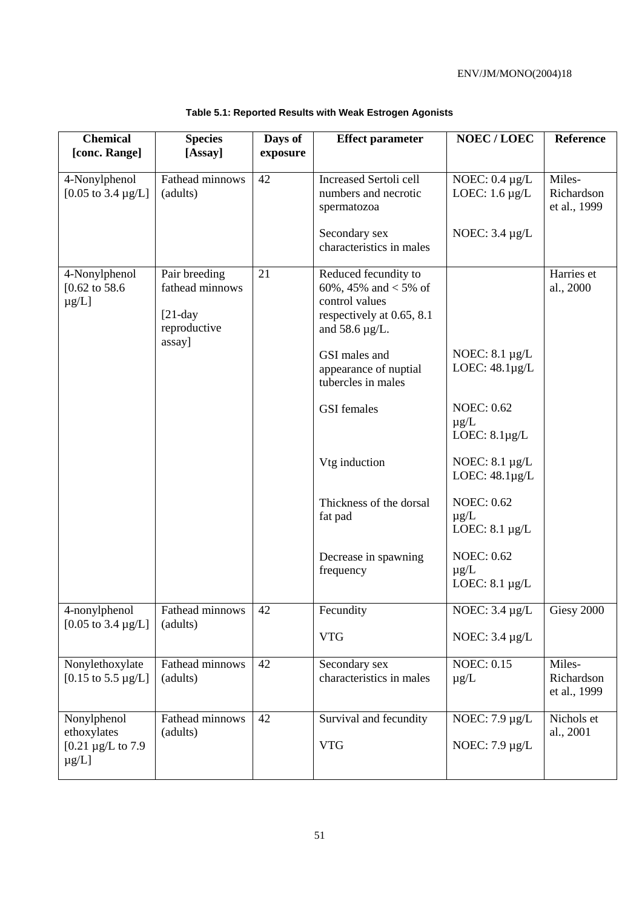**Table 5.1: Reported Results with Weak Estrogen Agonists**

| Chemical [conc. Range] | Species [Assay] | Days of exposure | Effect parameter | NOEC / LOEC | Reference |
|---|---|---|---|---|---|
| 4-Nonylphenol [0.05 to 3.4 µg/L] | Fathead minnows (adults) | 42 | Increased Sertoli cell numbers and necrotic spermatozoa | NOEC: 0.4 µg/L LOEC: 1.6 µg/L | Miles-Richardson et al., 1999 |
| | | | Secondary sex characteristics in males | NOEC: 3.4 µg/L | |
| 4-Nonylphenol [0.62 to 58.6 µg/L] | Pair breeding fathead minnows [21-day reproductive assay] | 21 | Reduced fecundity to 60%, 45% and < 5% of control values respectively at 0.65, 8.1 and 58.6 µg/L. | | Harries et al., 2000 |
| | | | GSI males and appearance of nuptial tubercles in males | NOEC: 8.1 µg/L LOEC: 48.1µg/L | |
| | | | GSI females | NOEC: 0.62 µg/L LOEC: 8.1µg/L | |
| | | | Vtg induction | NOEC: 8.1 µg/L LOEC: 48.1µg/L | |
| | | | Thickness of the dorsal fat pad | NOEC: 0.62 µg/L LOEC: 8.1 µg/L | |
| | | | Decrease in spawning frequency | NOEC: 0.62 µg/L LOEC: 8.1 µg/L | |
| 4-nonylphenol [0.05 to 3.4 µg/L] | Fathead minnows (adults) | 42 | Fecundity | NOEC: 3.4 µg/L | Giesy 2000 |
| | | | VTG | NOEC: 3.4 µg/L | |
| Nonylethoxylate [0.15 to 5.5 µg/L] | Fathead minnows (adults) | 42 | Secondary sex characteristics in males | NOEC: 0.15 µg/L | Miles-Richardson et al., 1999 |
| Nonylphenol ethoxylates [0.21 µg/L to 7.9 µg/L] | Fathead minnows (adults) | 42 | Survival and fecundity | NOEC: 7.9 µg/L | Nichols et al., 2001 |
| | | | VTG | NOEC: 7.9 µg/L | |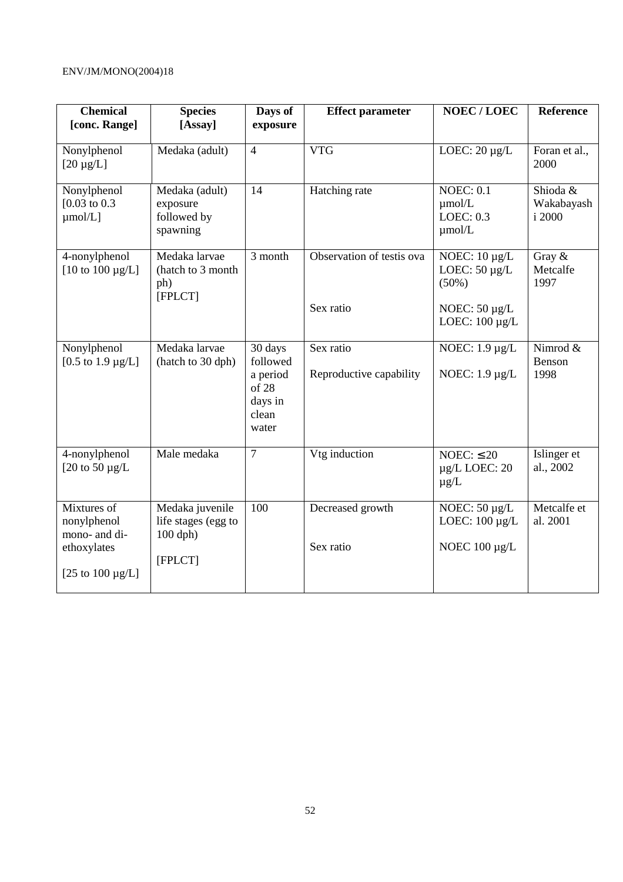| Chemical [conc. Range] | Species [Assay] | Days of exposure | Effect parameter | NOEC / LOEC | Reference |
|---|---|---|---|---|---|
| Nonylphenol [20 µg/L] | Medaka (adult) | 4 | VTG | LOEC: 20 µg/L | Foran et al., 2000 |
| Nonylphenol [0.03 to 0.3 µmol/L] | Medaka (adult) exposure followed by spawning | 14 | Hatching rate | NOEC: 0.1 µmol/L LOEC: 0.3 µmol/L | Shioda & Wakabayashi 2000 |
| 4-nonylphenol [10 to 100 µg/L] | Medaka larvae (hatch to 3 month ph) [FPLCT] | 3 month | Observation of testis ova<br><br>Sex ratio | NOEC: 10 µg/L LOEC: 50 µg/L (50%)<br><br>NOEC: 50 µg/L LOEC: 100 µg/L | Gray & Metcalfe 1997 |
| Nonylphenol [0.5 to 1.9 µg/L] | Medaka larvae (hatch to 30 dph) | 30 days followed a period of 28 days in clean water | Sex ratio<br><br>Reproductive capability | NOEC: 1.9 µg/L<br><br>NOEC: 1.9 µg/L | Nimrod & Benson 1998 |
| 4-nonylphenol [20 to 50 µg/L | Male medaka | 7 | Vtg induction | NOEC: ≤ 20 µg/L LOEC: 20 µg/L | Islinger et al., 2002 |
| Mixtures of nonylphenol mono- and di-ethoxylates<br><br>[25 to 100 µg/L] | Medaka juvenile life stages (egg to 100 dph)<br><br>[FPLCT] | 100 | Decreased growth<br><br>Sex ratio | NOEC: 50 µg/L LOEC: 100 µg/L<br><br>NOEC 100 µg/L | Metcalfe et al. 2001 |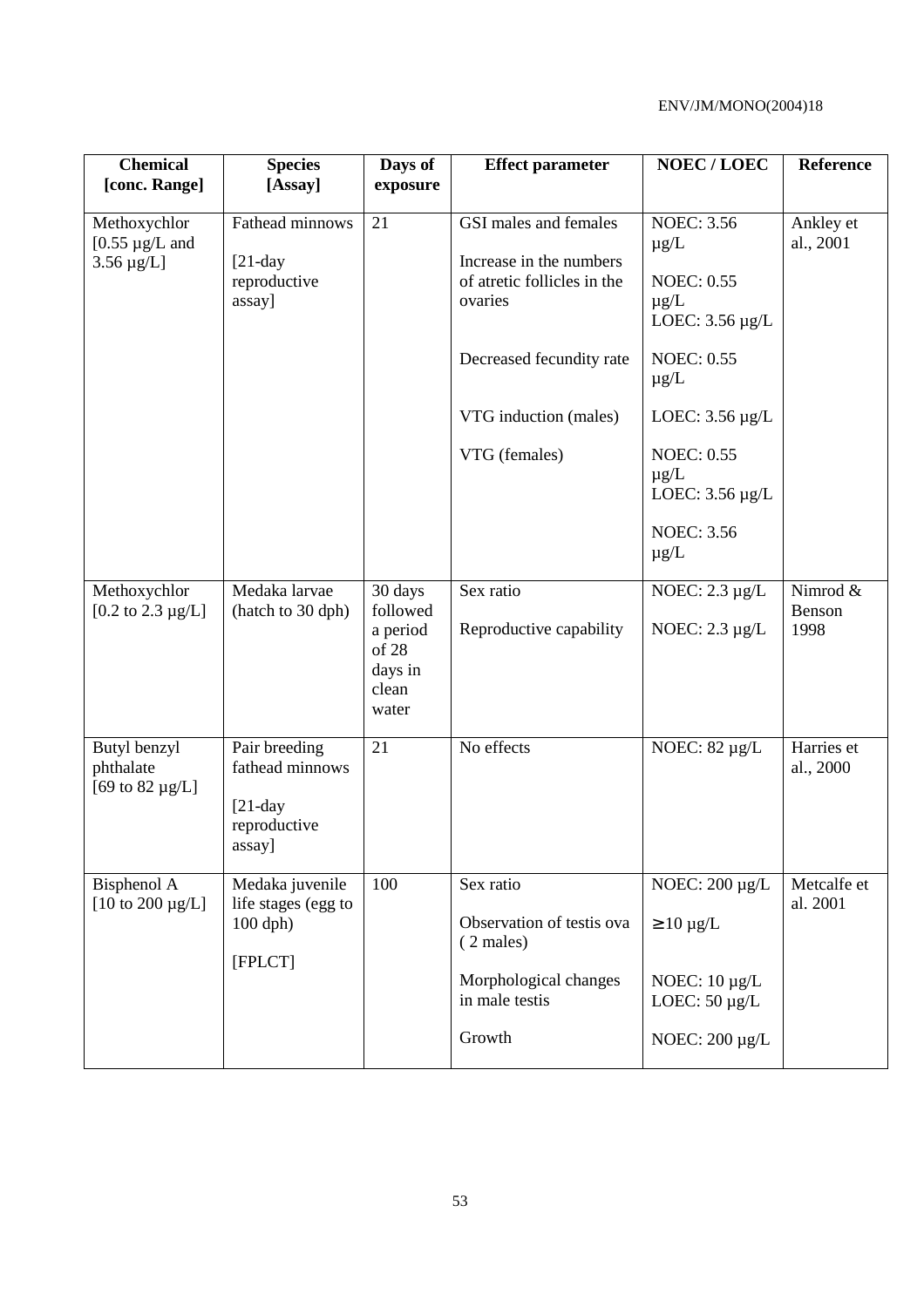| Chemical [conc. Range] | Species [Assay] | Days of exposure | Effect parameter | NOEC / LOEC | Reference |
|---|---|---|---|---|---|
| Methoxychlor [0.55 µg/L and 3.56 µg/L] | Fathead minnows<br><br>[21-day reproductive assay] | 21 | GSI males and females<br><br>Increase in the numbers of atretic follicles in the ovaries<br><br>Decreased fecundity rate<br><br>VTG induction (males)<br><br>VTG (females) | NOEC: 3.56 µg/L<br><br>NOEC: 0.55 µg/L<br>LOEC: 3.56 µg/L<br><br>NOEC: 0.55 µg/L<br><br>LOEC: 3.56 µg/L<br><br>NOEC: 0.55 µg/L<br>LOEC: 3.56 µg/L<br><br>NOEC: 3.56 µg/L | Ankley et al., 2001 |
| Methoxychlor [0.2 to 2.3 µg/L] | Medaka larvae (hatch to 30 dph) | 30 days followed a period of 28 days in clean water | Sex ratio<br><br>Reproductive capability | NOEC: 2.3 µg/L<br><br>NOEC: 2.3 µg/L | Nimrod & Benson 1998 |
| Butyl benzyl phthalate [69 to 82 µg/L] | Pair breeding fathead minnows<br><br>[21-day reproductive assay] | 21 | No effects | NOEC: 82 µg/L | Harries et al., 2000 |
| Bisphenol A [10 to 200 µg/L] | Medaka juvenile life stages (egg to 100 dph)<br><br>[FPLCT] | 100 | Sex ratio<br><br>Observation of testis ova ( 2 males)<br><br>Morphological changes in male testis<br><br>Growth | NOEC: 200 µg/L<br><br>≥ 10 µg/L<br><br>NOEC: 10 µg/L<br>LOEC: 50 µg/L<br><br>NOEC: 200 µg/L | Metcalfe et al. 2001 |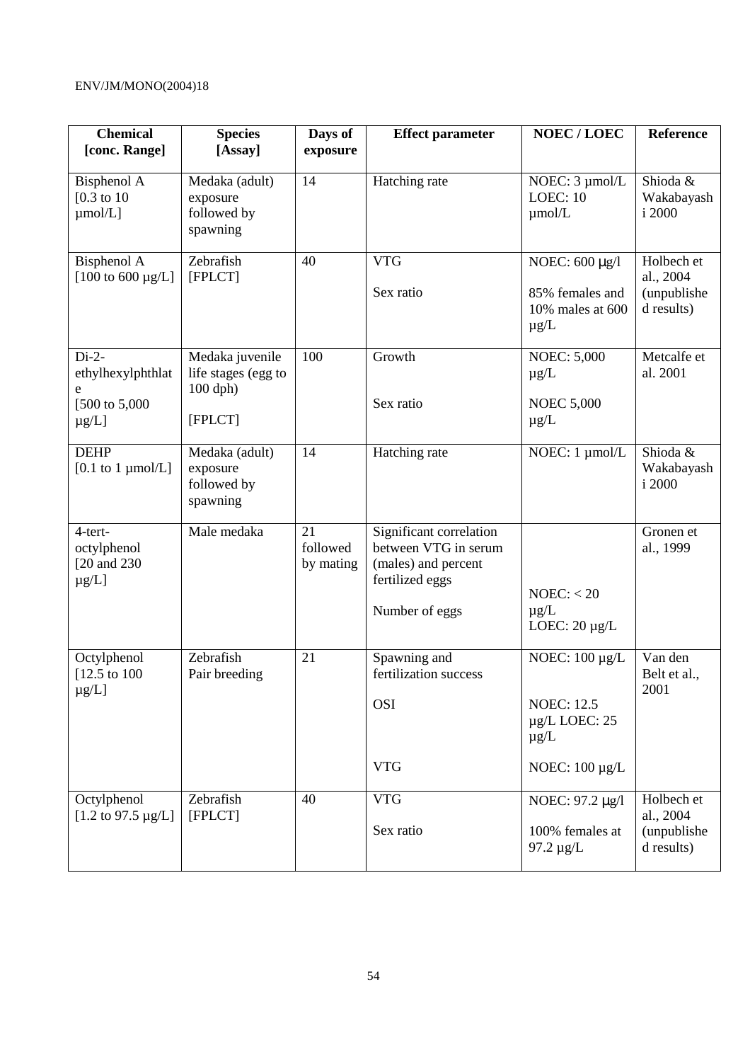| Chemical [conc. Range] | Species [Assay] | Days of exposure | Effect parameter | NOEC / LOEC | Reference |
|---|---|---|---|---|---|
| Bisphenol A [0.3 to 10 µmol/L] | Medaka (adult) exposure followed by spawning | 14 | Hatching rate | NOEC: 3 µmol/L LOEC: 10 µmol/L | Shioda & Wakabayashi 2000 |
| Bisphenol A [100 to 600 µg/L] | Zebrafish [FPLCT] | 40 | VTG<br><br>Sex ratio | NOEC: 600 µg/l<br><br>85% females and 10% males at 600 µg/L | Holbech et al., 2004 (unpublished results) |
| Di-2-ethylhexylphthlate [500 to 5,000 µg/L] | Medaka juvenile life stages (egg to 100 dph)<br><br>[FPLCT] | 100 | Growth<br><br>Sex ratio | NOEC: 5,000 µg/L<br><br>NOEC 5,000 µg/L | Metcalfe et al. 2001 |
| DEHP [0.1 to 1 µmol/L] | Medaka (adult) exposure followed by spawning | 14 | Hatching rate | NOEC: 1 µmol/L | Shioda & Wakabayashi 2000 |
| 4-tert-octylphenol [20 and 230 µg/L] | Male medaka | 21 followed by mating | Significant correlation between VTG in serum (males) and percent fertilized eggs<br><br>Number of eggs | NOEC: < 20 µg/L LOEC: 20 µg/L | Gronen et al., 1999 |
| Octylphenol [12.5 to 100 µg/L] | Zebrafish Pair breeding | 21 | Spawning and fertilization success<br><br>OSI<br><br>VTG | NOEC: 100 µg/L<br><br>NOEC: 12.5 µg/L LOEC: 25 µg/L<br><br>NOEC: 100 µg/L | Van den Belt et al., 2001 |
| Octylphenol [1.2 to 97.5 µg/L] | Zebrafish [FPLCT] | 40 | VTG<br><br>Sex ratio | NOEC: 97.2 µg/l<br><br>100% females at 97.2 µg/L | Holbech et al., 2004 (unpublished results) |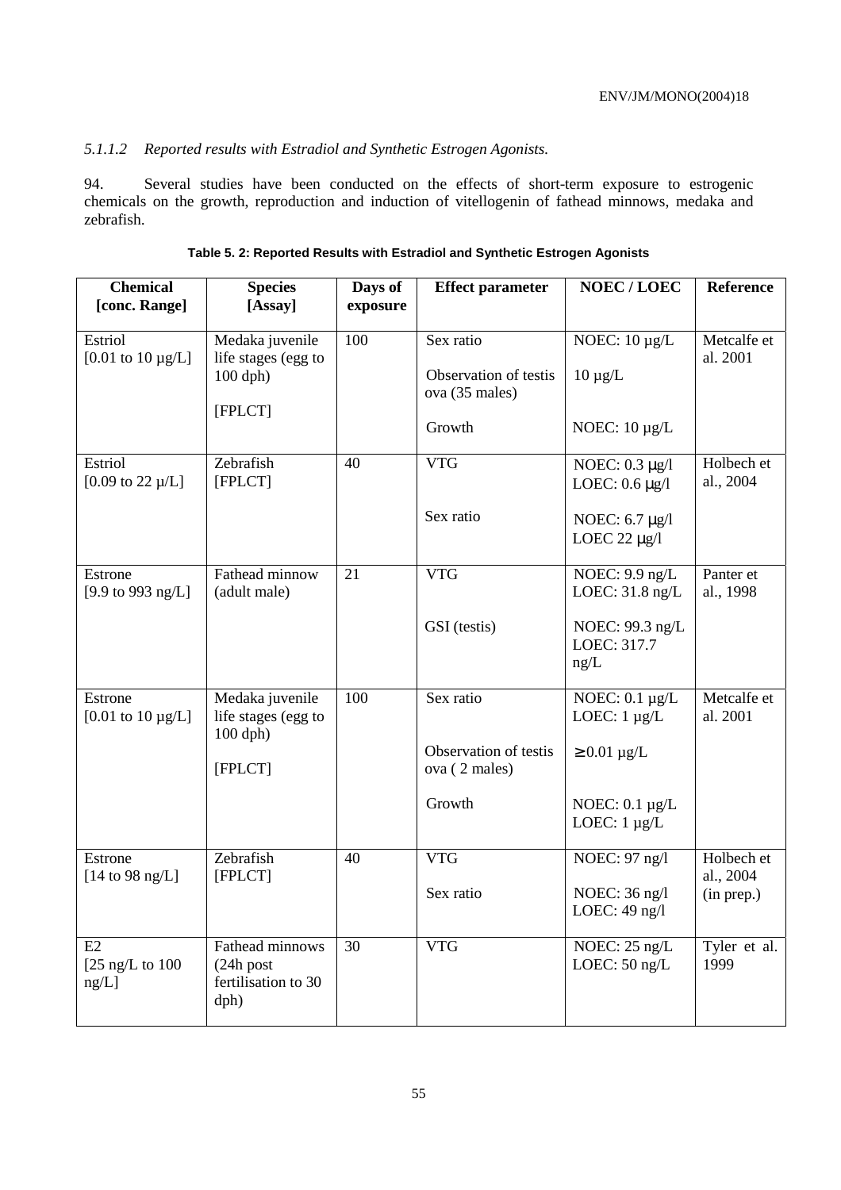### *5.1.1.2 Reported results with Estradiol and Synthetic Estrogen Agonists.*

94. Several studies have been conducted on the effects of short-term exposure to estrogenic chemicals on the growth, reproduction and induction of vitellogenin of fathead minnows, medaka and zebrafish.

**Table 5. 2: Reported Results with Estradiol and Synthetic Estrogen Agonists**

| Chemical [conc. Range] | Species [Assay] | Days of exposure | Effect parameter | NOEC / LOEC | Reference |
|---|---|---|---|---|---|
| Estriol [0.01 to 10 µg/L] | Medaka juvenile life stages (egg to 100 dph) [FPLCT] | 100 | Sex ratio<br>Observation of testis ova (35 males)<br>Growth | NOEC: 10 µg/L<br>10 µg/L<br>NOEC: 10 µg/L | Metcalfe et al. 2001 |
| Estriol [0.09 to 22 µ/L] | Zebrafish [FPLCT] | 40 | VTG<br>Sex ratio | NOEC: 0.3 µg/l LOEC: 0.6 µg/l<br>NOEC: 6.7 µg/l LOEC 22 µg/l | Holbech et al., 2004 |
| Estrone [9.9 to 993 ng/L] | Fathead minnow (adult male) | 21 | VTG<br>GSI (testis) | NOEC: 9.9 ng/L LOEC: 31.8 ng/L<br>NOEC: 99.3 ng/L LOEC: 317.7 ng/L | Panter et al., 1998 |
| Estrone [0.01 to 10 µg/L] | Medaka juvenile life stages (egg to 100 dph) [FPLCT] | 100 | Sex ratio<br>Observation of testis ova ( 2 males)<br>Growth | NOEC: 0.1 µg/L LOEC: 1 µg/L<br>≥ 0.01 µg/L<br>NOEC: 0.1 µg/L LOEC: 1 µg/L | Metcalfe et al. 2001 |
| Estrone [14 to 98 ng/L] | Zebrafish [FPLCT] | 40 | VTG<br>Sex ratio | NOEC: 97 ng/l<br>NOEC: 36 ng/l LOEC: 49 ng/l | Holbech et al., 2004 (in prep.) |
| E2 [25 ng/L to 100 ng/L] | Fathead minnows (24h post fertilisation to 30 dph) | 30 | VTG | NOEC: 25 ng/L LOEC: 50 ng/L | Tyler et al. 1999 |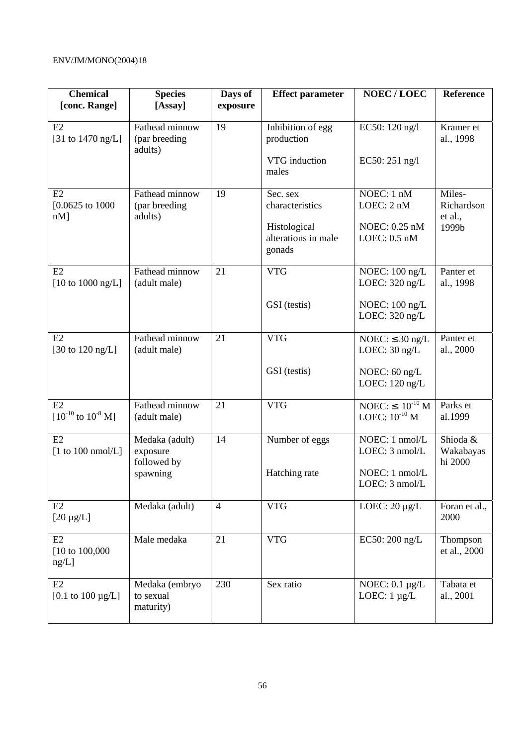| Chemical [conc. Range] | Species [Assay] | Days of exposure | Effect parameter | NOEC / LOEC | Reference |
|---|---|---|---|---|---|
| E2 [31 to 1470 ng/L] | Fathead minnow (par breeding adults) | 19 | Inhibition of egg production<br><br>VTG induction males | EC50: 120 ng/l<br><br>EC50: 251 ng/l | Kramer et al., 1998 |
| E2 [0.0625 to 1000 nM] | Fathead minnow (par breeding adults) | 19 | Sec. sex characteristics<br><br>Histological alterations in male gonads | NOEC: 1 nM<br>LOEC: 2 nM<br><br>NOEC: 0.25 nM<br>LOEC: 0.5 nM | Miles-Richardson et al., 1999b |
| E2 [10 to 1000 ng/L] | Fathead minnow (adult male) | 21 | VTG<br><br>GSI (testis) | NOEC: 100 ng/L<br>LOEC: 320 ng/L<br><br>NOEC: 100 ng/L<br>LOEC: 320 ng/L | Panter et al., 1998 |
| E2 [30 to 120 ng/L] | Fathead minnow (adult male) | 21 | VTG<br><br>GSI (testis) | NOEC: ≤ 30 ng/L<br>LOEC: 30 ng/L<br><br>NOEC: 60 ng/L<br>LOEC: 120 ng/L | Panter et al., 2000 |
| E2 [$10^{-10}$ to $10^{-8}$ M] | Fathead minnow (adult male) | 21 | VTG | NOEC: ≤ $10^{-10}$ M<br>LOEC: $10^{-10}$ M | Parks et al.1999 |
| E2 [1 to 100 nmol/L] | Medaka (adult) exposure followed by spawning | 14 | Number of eggs<br><br>Hatching rate | NOEC: 1 nmol/L<br>LOEC: 3 nmol/L<br><br>NOEC: 1 nmol/L<br>LOEC: 3 nmol/L | Shioda & Wakabayashi 2000 |
| E2 [20 µg/L] | Medaka (adult) | 4 | VTG | LOEC: 20 µg/L | Foran et al., 2000 |
| E2 [10 to 100,000 ng/L] | Male medaka | 21 | VTG | EC50: 200 ng/L | Thompson et al., 2000 |
| E2 [0.1 to 100 µg/L] | Medaka (embryo to sexual maturity) | 230 | Sex ratio | NOEC: 0.1 µg/L<br>LOEC: 1 µg/L | Tabata et al., 2001 |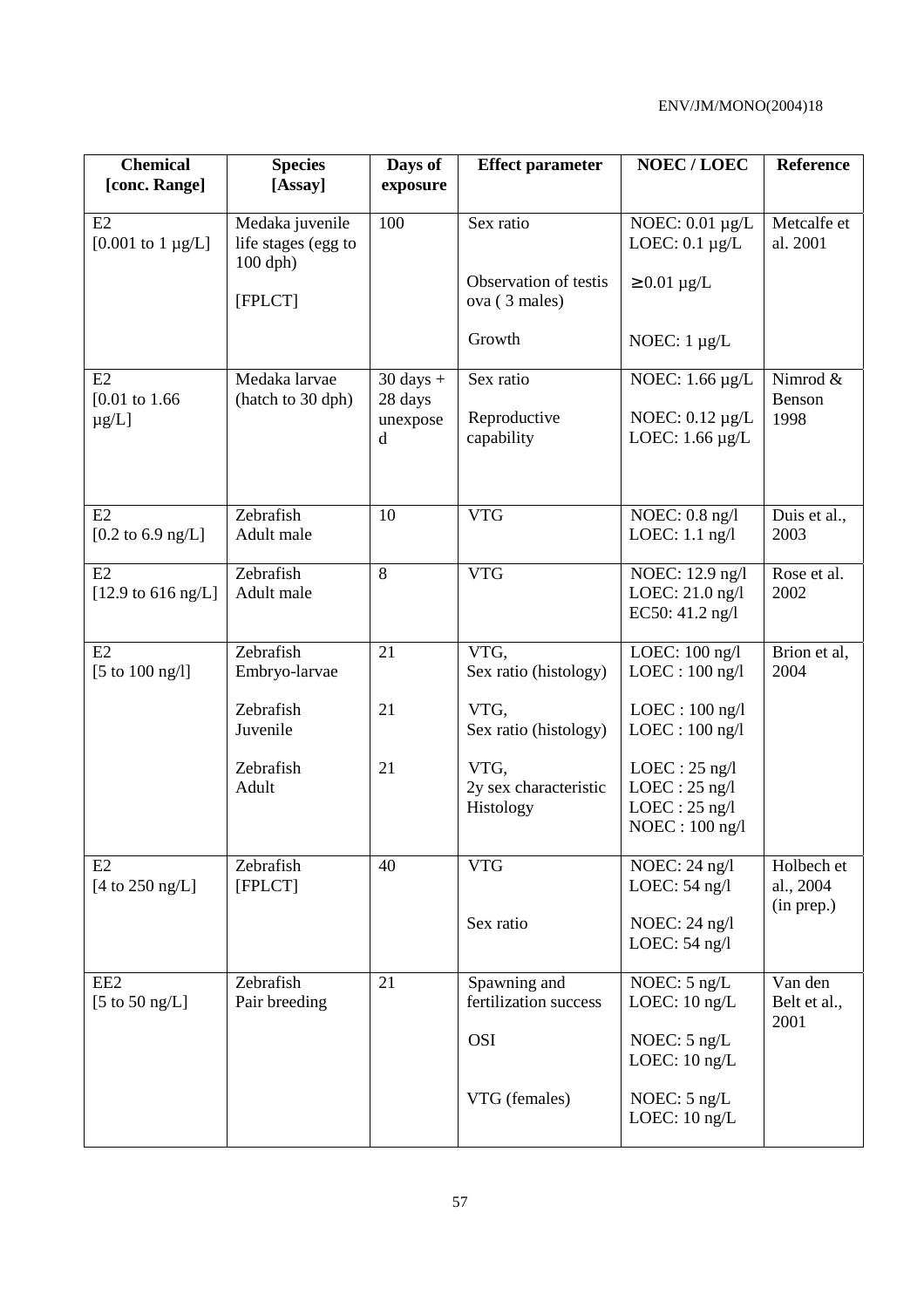| Chemical [conc. Range] | Species [Assay] | Days of exposure | Effect parameter | NOEC / LOEC | Reference |
|---|---|---|---|---|---|
| E2 [0.001 to 1 µg/L] | Medaka juvenile life stages (egg to 100 dph) [FPLCT] | 100 | Sex ratio<br><br>Observation of testis ova ( 3 males)<br><br>Growth | NOEC: 0.01 µg/L LOEC: 0.1 µg/L<br><br>≥ 0.01 µg/L<br><br>NOEC: 1 µg/L | Metcalfe et al. 2001 |
| E2 [0.01 to 1.66 µg/L] | Medaka larvae (hatch to 30 dph) | 30 days + 28 days unexposed | Sex ratio<br><br>Reproductive capability | NOEC: 1.66 µg/L<br><br>NOEC: 0.12 µg/L LOEC: 1.66 µg/L | Nimrod & Benson 1998 |
| E2 [0.2 to 6.9 ng/L] | Zebrafish Adult male | 10 | VTG | NOEC: 0.8 ng/l LOEC: 1.1 ng/l | Duis et al., 2003 |
| E2 [12.9 to 616 ng/L] | Zebrafish Adult male | 8 | VTG | NOEC: 12.9 ng/l LOEC: 21.0 ng/l EC50: 41.2 ng/l | Rose et al. 2002 |
| E2 [5 to 100 ng/l] | Zebrafish Embryo-larvae<br><br>Zebrafish Juvenile<br><br>Zebrafish Adult | 21<br><br>21<br><br>21 | VTG, Sex ratio (histology)<br><br>VTG, Sex ratio (histology)<br><br>VTG, 2y sex characteristic Histology | LOEC: 100 ng/l LOEC : 100 ng/l<br><br>LOEC : 100 ng/l LOEC : 100 ng/l<br><br>LOEC : 25 ng/l LOEC : 25 ng/l LOEC : 25 ng/l NOEC : 100 ng/l | Brion et al, 2004 |
| E2 [4 to 250 ng/L] | Zebrafish [FPLCT] | 40 | VTG<br><br>Sex ratio | NOEC: 24 ng/l LOEC: 54 ng/l<br><br>NOEC: 24 ng/l LOEC: 54 ng/l | Holbech et al., 2004 (in prep.) |
| EE2 [5 to 50 ng/L] | Zebrafish Pair breeding | 21 | Spawning and fertilization success<br><br>OSI<br><br>VTG (females) | NOEC: 5 ng/L LOEC: 10 ng/L<br><br>NOEC: 5 ng/L LOEC: 10 ng/L<br><br>NOEC: 5 ng/L LOEC: 10 ng/L | Van den Belt et al., 2001 |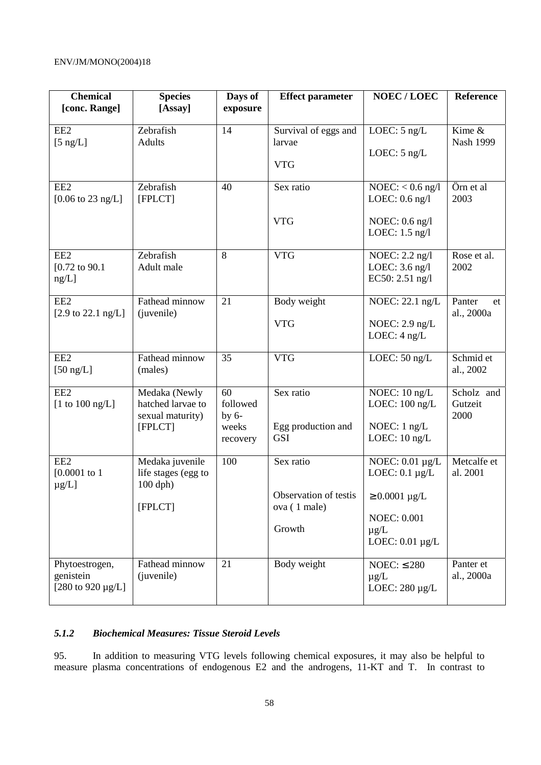| Chemical [conc. Range] | Species [Assay] | Days of exposure | Effect parameter | NOEC / LOEC | Reference |
|---|---|---|---|---|---|
| EE2 [5 ng/L] | Zebrafish Adults | 14 | Survival of eggs and larvae<br><br>VTG | LOEC: 5 ng/L<br><br>LOEC: 5 ng/L | Kime & Nash 1999 |
| EE2 [0.06 to 23 ng/L] | Zebrafish [FPLCT] | 40 | Sex ratio<br><br>VTG | NOEC: < 0.6 ng/l<br>LOEC: 0.6 ng/l<br><br>NOEC: 0.6 ng/l<br>LOEC: 1.5 ng/l | Örn et al 2003 |
| EE2 [0.72 to 90.1 ng/L] | Zebrafish Adult male | 8 | VTG | NOEC: 2.2 ng/l<br>LOEC: 3.6 ng/l<br>EC50: 2.51 ng/l | Rose et al. 2002 |
| EE2 [2.9 to 22.1 ng/L] | Fathead minnow (juvenile) | 21 | Body weight<br><br>VTG | NOEC: 22.1 ng/L<br><br>NOEC: 2.9 ng/L<br>LOEC: 4 ng/L | Panter et al., 2000a |
| EE2 [50 ng/L] | Fathead minnow (males) | 35 | VTG | LOEC: 50 ng/L | Schmid et al., 2002 |
| EE2 [1 to 100 ng/L] | Medaka (Newly hatched larvae to sexual maturity) [FPLCT] | 60 followed by 6-weeks recovery | Sex ratio<br><br>Egg production and GSI | NOEC: 10 ng/L<br>LOEC: 100 ng/L<br><br>NOEC: 1 ng/L<br>LOEC: 10 ng/L | Scholz and Gutzeit 2000 |
| EE2 [0.0001 to 1 µg/L] | Medaka juvenile life stages (egg to 100 dph)<br><br>[FPLCT] | 100 | Sex ratio<br><br>Observation of testis ova ( 1 male)<br><br>Growth | NOEC: 0.01 µg/L<br>LOEC: 0.1 µg/L<br><br>≥ 0.0001 µg/L<br><br>NOEC: 0.001 µg/L<br>LOEC: 0.01 µg/L | Metcalfe et al. 2001 |
| Phytoestrogen, genistein [280 to 920 µg/L] | Fathead minnow (juvenile) | 21 | Body weight | NOEC: ≤ 280 µg/L<br>LOEC: 280 µg/L | Panter et al., 2000a |

### *5.1.2 Biochemical Measures: Tissue Steroid Levels*

95. In addition to measuring VTG levels following chemical exposures, it may also be helpful to measure plasma concentrations of endogenous E2 and the androgens, 11-KT and T. In contrast to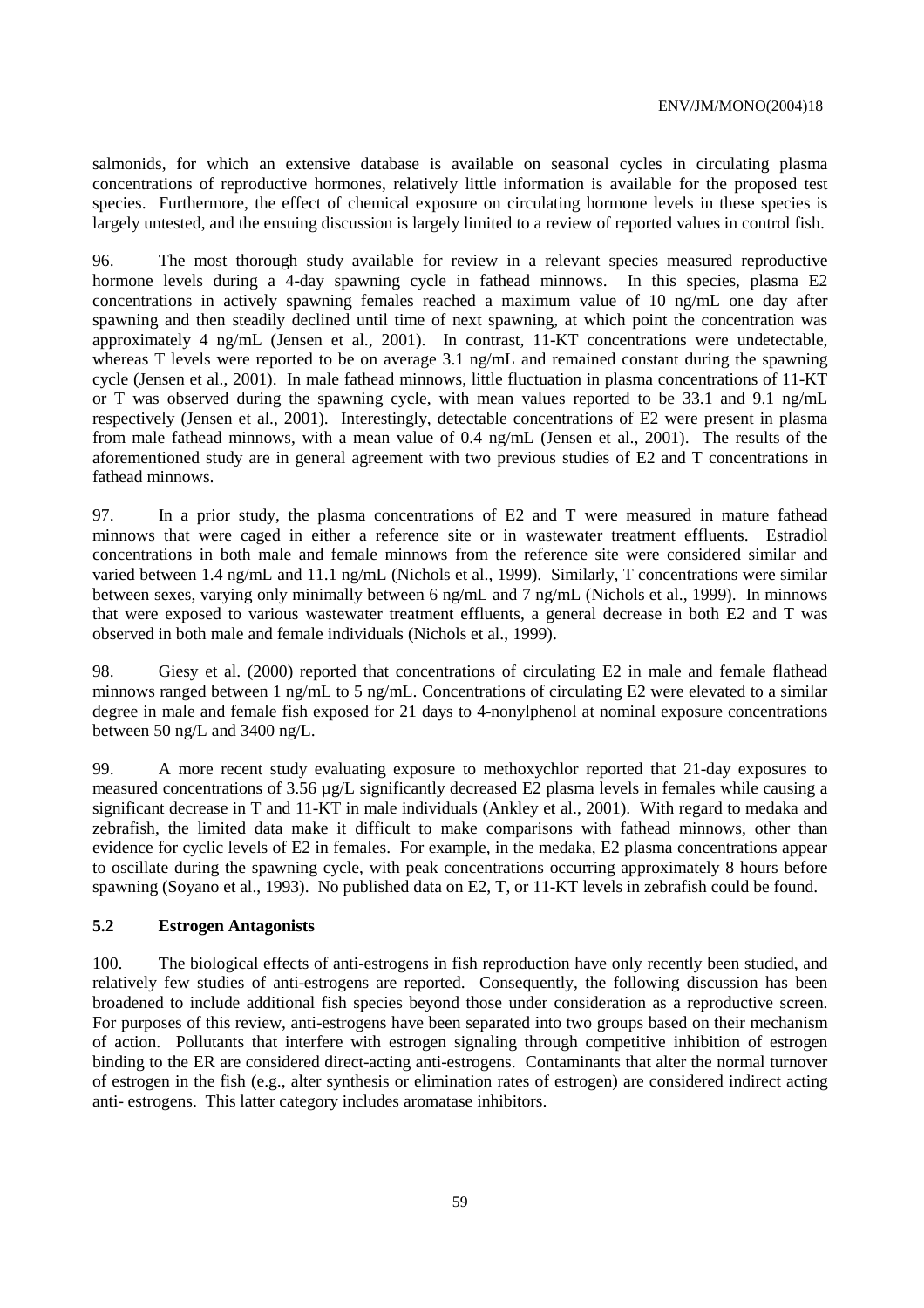salmonids, for which an extensive database is available on seasonal cycles in circulating plasma concentrations of reproductive hormones, relatively little information is available for the proposed test species. Furthermore, the effect of chemical exposure on circulating hormone levels in these species is largely untested, and the ensuing discussion is largely limited to a review of reported values in control fish.

96. The most thorough study available for review in a relevant species measured reproductive hormone levels during a 4-day spawning cycle in fathead minnows. In this species, plasma E2 concentrations in actively spawning females reached a maximum value of 10 ng/mL one day after spawning and then steadily declined until time of next spawning, at which point the concentration was approximately 4 ng/mL (Jensen et al., 2001). In contrast, 11-KT concentrations were undetectable, whereas T levels were reported to be on average 3.1 ng/mL and remained constant during the spawning cycle (Jensen et al., 2001). In male fathead minnows, little fluctuation in plasma concentrations of 11-KT or T was observed during the spawning cycle, with mean values reported to be 33.1 and 9.1 ng/mL respectively (Jensen et al., 2001). Interestingly, detectable concentrations of E2 were present in plasma from male fathead minnows, with a mean value of 0.4 ng/mL (Jensen et al., 2001). The results of the aforementioned study are in general agreement with two previous studies of E2 and T concentrations in fathead minnows.

97. In a prior study, the plasma concentrations of E2 and T were measured in mature fathead minnows that were caged in either a reference site or in wastewater treatment effluents. Estradiol concentrations in both male and female minnows from the reference site were considered similar and varied between 1.4 ng/mL and 11.1 ng/mL (Nichols et al., 1999). Similarly, T concentrations were similar between sexes, varying only minimally between 6 ng/mL and 7 ng/mL (Nichols et al., 1999). In minnows that were exposed to various wastewater treatment effluents, a general decrease in both E2 and T was observed in both male and female individuals (Nichols et al., 1999).

98. Giesy et al. (2000) reported that concentrations of circulating E2 in male and female flathead minnows ranged between 1 ng/mL to 5 ng/mL. Concentrations of circulating E2 were elevated to a similar degree in male and female fish exposed for 21 days to 4-nonylphenol at nominal exposure concentrations between 50 ng/L and 3400 ng/L.

99. A more recent study evaluating exposure to methoxychlor reported that 21-day exposures to measured concentrations of 3.56 µg/L significantly decreased E2 plasma levels in females while causing a significant decrease in T and 11-KT in male individuals (Ankley et al., 2001). With regard to medaka and zebrafish, the limited data make it difficult to make comparisons with fathead minnows, other than evidence for cyclic levels of E2 in females. For example, in the medaka, E2 plasma concentrations appear to oscillate during the spawning cycle, with peak concentrations occurring approximately 8 hours before spawning (Soyano et al., 1993). No published data on E2, T, or 11-KT levels in zebrafish could be found.

### 5.2 Estrogen Antagonists

100. The biological effects of anti-estrogens in fish reproduction have only recently been studied, and relatively few studies of anti-estrogens are reported. Consequently, the following discussion has been broadened to include additional fish species beyond those under consideration as a reproductive screen. For purposes of this review, anti-estrogens have been separated into two groups based on their mechanism of action. Pollutants that interfere with estrogen signaling through competitive inhibition of estrogen binding to the ER are considered direct-acting anti-estrogens. Contaminants that alter the normal turnover of estrogen in the fish (e.g., alter synthesis or elimination rates of estrogen) are considered indirect acting anti- estrogens. This latter category includes aromatase inhibitors.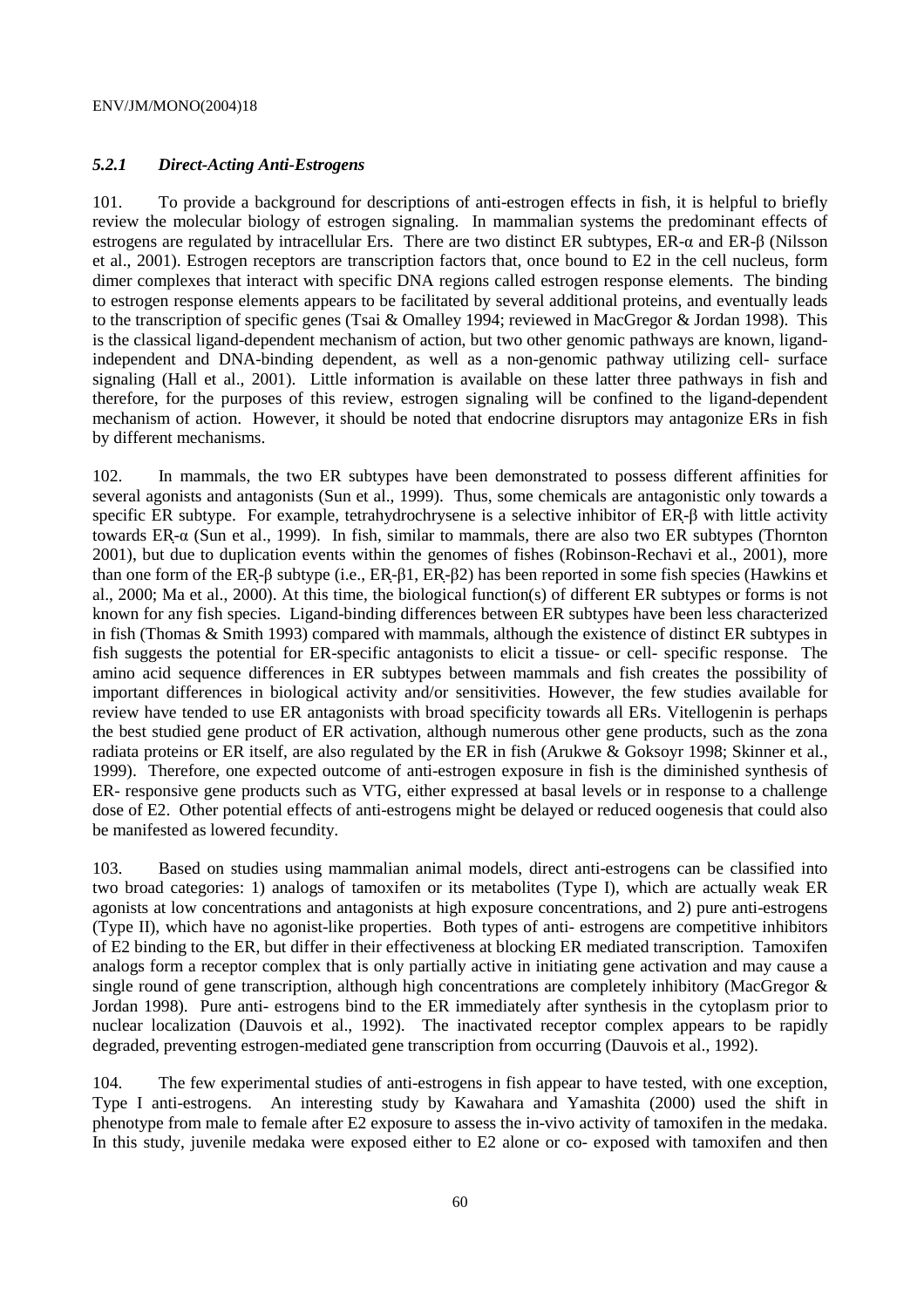### *5.2.1 Direct-Acting Anti-Estrogens*

101. To provide a background for descriptions of anti-estrogen effects in fish, it is helpful to briefly review the molecular biology of estrogen signaling. In mammalian systems the predominant effects of estrogens are regulated by intracellular Ers. There are two distinct ER subtypes, ER-α and ER-β (Nilsson et al., 2001). Estrogen receptors are transcription factors that, once bound to E2 in the cell nucleus, form dimer complexes that interact with specific DNA regions called estrogen response elements. The binding to estrogen response elements appears to be facilitated by several additional proteins, and eventually leads to the transcription of specific genes (Tsai & Omalley 1994; reviewed in MacGregor & Jordan 1998). This is the classical ligand-dependent mechanism of action, but two other genomic pathways are known, ligand-independent and DNA-binding dependent, as well as a non-genomic pathway utilizing cell- surface signaling (Hall et al., 2001). Little information is available on these latter three pathways in fish and therefore, for the purposes of this review, estrogen signaling will be confined to the ligand-dependent mechanism of action. However, it should be noted that endocrine disruptors may antagonize ERs in fish by different mechanisms.

102. In mammals, the two ER subtypes have been demonstrated to possess different affinities for several agonists and antagonists (Sun et al., 1999). Thus, some chemicals are antagonistic only towards a specific ER subtype. For example, tetrahydrochrysene is a selective inhibitor of ER-β with little activity towards ER-α (Sun et al., 1999). In fish, similar to mammals, there are also two ER subtypes (Thornton 2001), but due to duplication events within the genomes of fishes (Robinson-Rechavi et al., 2001), more than one form of the ER-β subtype (i.e., ER-β1, ER-β2) has been reported in some fish species (Hawkins et al., 2000; Ma et al., 2000). At this time, the biological function(s) of different ER subtypes or forms is not known for any fish species. Ligand-binding differences between ER subtypes have been less characterized in fish (Thomas & Smith 1993) compared with mammals, although the existence of distinct ER subtypes in fish suggests the potential for ER-specific antagonists to elicit a tissue- or cell- specific response. The amino acid sequence differences in ER subtypes between mammals and fish creates the possibility of important differences in biological activity and/or sensitivities. However, the few studies available for review have tended to use ER antagonists with broad specificity towards all ERs. Vitellogenin is perhaps the best studied gene product of ER activation, although numerous other gene products, such as the zona radiata proteins or ER itself, are also regulated by the ER in fish (Arukwe & Goksoyr 1998; Skinner et al., 1999). Therefore, one expected outcome of anti-estrogen exposure in fish is the diminished synthesis of ER- responsive gene products such as VTG, either expressed at basal levels or in response to a challenge dose of E2. Other potential effects of anti-estrogens might be delayed or reduced oogenesis that could also be manifested as lowered fecundity.

103. Based on studies using mammalian animal models, direct anti-estrogens can be classified into two broad categories: 1) analogs of tamoxifen or its metabolites (Type I), which are actually weak ER agonists at low concentrations and antagonists at high exposure concentrations, and 2) pure anti-estrogens (Type II), which have no agonist-like properties. Both types of anti- estrogens are competitive inhibitors of E2 binding to the ER, but differ in their effectiveness at blocking ER mediated transcription. Tamoxifen analogs form a receptor complex that is only partially active in initiating gene activation and may cause a single round of gene transcription, although high concentrations are completely inhibitory (MacGregor & Jordan 1998). Pure anti- estrogens bind to the ER immediately after synthesis in the cytoplasm prior to nuclear localization (Dauvois et al., 1992). The inactivated receptor complex appears to be rapidly degraded, preventing estrogen-mediated gene transcription from occurring (Dauvois et al., 1992).

104. The few experimental studies of anti-estrogens in fish appear to have tested, with one exception, Type I anti-estrogens. An interesting study by Kawahara and Yamashita (2000) used the shift in phenotype from male to female after E2 exposure to assess the in-vivo activity of tamoxifen in the medaka. In this study, juvenile medaka were exposed either to E2 alone or co- exposed with tamoxifen and then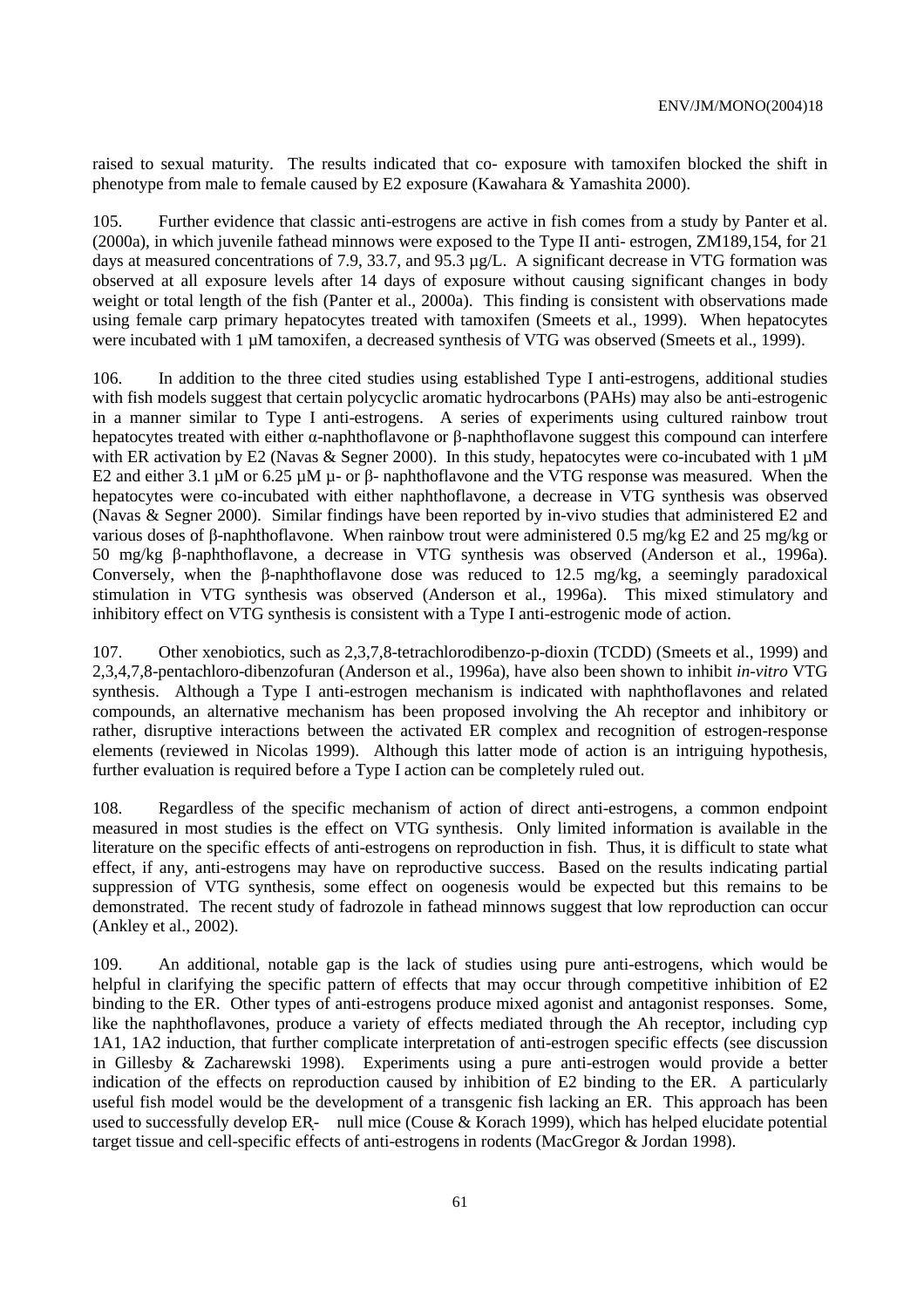raised to sexual maturity. The results indicated that co- exposure with tamoxifen blocked the shift in phenotype from male to female caused by E2 exposure (Kawahara & Yamashita 2000).

105. Further evidence that classic anti-estrogens are active in fish comes from a study by Panter et al. (2000a), in which juvenile fathead minnows were exposed to the Type II anti- estrogen, ZM189,154, for 21 days at measured concentrations of 7.9, 33.7, and 95.3 µg/L. A significant decrease in VTG formation was observed at all exposure levels after 14 days of exposure without causing significant changes in body weight or total length of the fish (Panter et al., 2000a). This finding is consistent with observations made using female carp primary hepatocytes treated with tamoxifen (Smeets et al., 1999). When hepatocytes were incubated with 1 µM tamoxifen, a decreased synthesis of VTG was observed (Smeets et al., 1999).

106. In addition to the three cited studies using established Type I anti-estrogens, additional studies with fish models suggest that certain polycyclic aromatic hydrocarbons (PAHs) may also be anti-estrogenic in a manner similar to Type I anti-estrogens. A series of experiments using cultured rainbow trout hepatocytes treated with either α-naphthoflavone or β-naphthoflavone suggest this compound can interfere with ER activation by E2 (Navas & Segner 2000). In this study, hepatocytes were co-incubated with 1 µM E2 and either 3.1 µM or 6.25 µM µ- or β- naphthoflavone and the VTG response was measured. When the hepatocytes were co-incubated with either naphthoflavone, a decrease in VTG synthesis was observed (Navas & Segner 2000). Similar findings have been reported by in-vivo studies that administered E2 and various doses of β-naphthoflavone. When rainbow trout were administered 0.5 mg/kg E2 and 25 mg/kg or 50 mg/kg β-naphthoflavone, a decrease in VTG synthesis was observed (Anderson et al., 1996a). Conversely, when the β-naphthoflavone dose was reduced to 12.5 mg/kg, a seemingly paradoxical stimulation in VTG synthesis was observed (Anderson et al., 1996a). This mixed stimulatory and inhibitory effect on VTG synthesis is consistent with a Type I anti-estrogenic mode of action.

107. Other xenobiotics, such as 2,3,7,8-tetrachlorodibenzo-p-dioxin (TCDD) (Smeets et al., 1999) and 2,3,4,7,8-pentachloro-dibenzofuran (Anderson et al., 1996a), have also been shown to inhibit *in-vitro* VTG synthesis. Although a Type I anti-estrogen mechanism is indicated with naphthoflavones and related compounds, an alternative mechanism has been proposed involving the Ah receptor and inhibitory or rather, disruptive interactions between the activated ER complex and recognition of estrogen-response elements (reviewed in Nicolas 1999). Although this latter mode of action is an intriguing hypothesis, further evaluation is required before a Type I action can be completely ruled out.

108. Regardless of the specific mechanism of action of direct anti-estrogens, a common endpoint measured in most studies is the effect on VTG synthesis. Only limited information is available in the literature on the specific effects of anti-estrogens on reproduction in fish. Thus, it is difficult to state what effect, if any, anti-estrogens may have on reproductive success. Based on the results indicating partial suppression of VTG synthesis, some effect on oogenesis would be expected but this remains to be demonstrated. The recent study of fadrozole in fathead minnows suggest that low reproduction can occur (Ankley et al., 2002).

109. An additional, notable gap is the lack of studies using pure anti-estrogens, which would be helpful in clarifying the specific pattern of effects that may occur through competitive inhibition of E2 binding to the ER. Other types of anti-estrogens produce mixed agonist and antagonist responses. Some, like the naphthoflavones, produce a variety of effects mediated through the Ah receptor, including cyp 1A1, 1A2 induction, that further complicate interpretation of anti-estrogen specific effects (see discussion in Gillesby & Zacharewski 1998). Experiments using a pure anti-estrogen would provide a better indication of the effects on reproduction caused by inhibition of E2 binding to the ER. A particularly useful fish model would be the development of a transgenic fish lacking an ER. This approach has been used to successfully develop ER- null mice (Couse & Korach 1999), which has helped elucidate potential target tissue and cell-specific effects of anti-estrogens in rodents (MacGregor & Jordan 1998).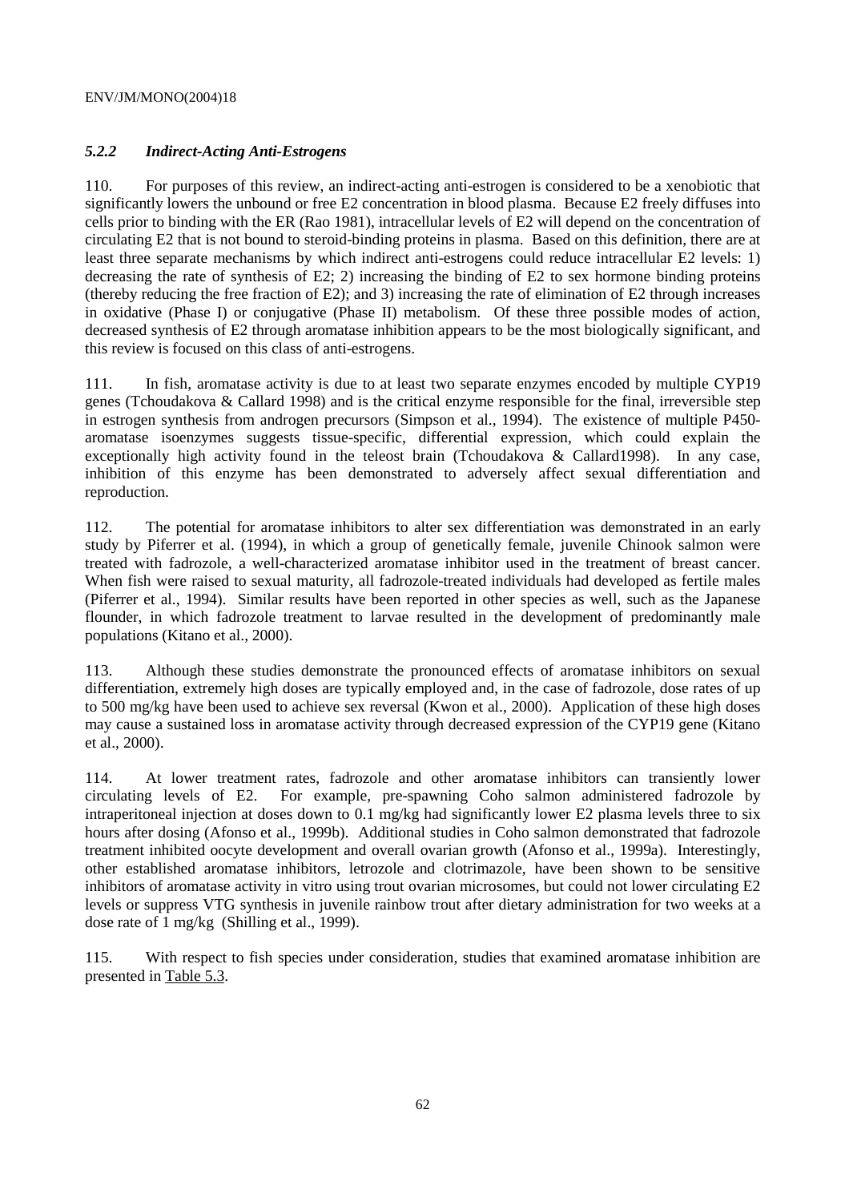### *5.2.2 Indirect-Acting Anti-Estrogens*

110. For purposes of this review, an indirect-acting anti-estrogen is considered to be a xenobiotic that significantly lowers the unbound or free E2 concentration in blood plasma. Because E2 freely diffuses into cells prior to binding with the ER (Rao 1981), intracellular levels of E2 will depend on the concentration of circulating E2 that is not bound to steroid-binding proteins in plasma. Based on this definition, there are at least three separate mechanisms by which indirect anti-estrogens could reduce intracellular E2 levels: 1) decreasing the rate of synthesis of E2; 2) increasing the binding of E2 to sex hormone binding proteins (thereby reducing the free fraction of E2); and 3) increasing the rate of elimination of E2 through increases in oxidative (Phase I) or conjugative (Phase II) metabolism. Of these three possible modes of action, decreased synthesis of E2 through aromatase inhibition appears to be the most biologically significant, and this review is focused on this class of anti-estrogens.

111. In fish, aromatase activity is due to at least two separate enzymes encoded by multiple CYP19 genes (Tchoudakova & Callard 1998) and is the critical enzyme responsible for the final, irreversible step in estrogen synthesis from androgen precursors (Simpson et al., 1994). The existence of multiple P450-aromatase isoenzymes suggests tissue-specific, differential expression, which could explain the exceptionally high activity found in the teleost brain (Tchoudakova & Callard1998). In any case, inhibition of this enzyme has been demonstrated to adversely affect sexual differentiation and reproduction.

112. The potential for aromatase inhibitors to alter sex differentiation was demonstrated in an early study by Piferrer et al. (1994), in which a group of genetically female, juvenile Chinook salmon were treated with fadrozole, a well-characterized aromatase inhibitor used in the treatment of breast cancer. When fish were raised to sexual maturity, all fadrozole-treated individuals had developed as fertile males (Piferrer et al., 1994). Similar results have been reported in other species as well, such as the Japanese flounder, in which fadrozole treatment to larvae resulted in the development of predominantly male populations (Kitano et al., 2000).

113. Although these studies demonstrate the pronounced effects of aromatase inhibitors on sexual differentiation, extremely high doses are typically employed and, in the case of fadrozole, dose rates of up to 500 mg/kg have been used to achieve sex reversal (Kwon et al., 2000). Application of these high doses may cause a sustained loss in aromatase activity through decreased expression of the CYP19 gene (Kitano et al., 2000).

114. At lower treatment rates, fadrozole and other aromatase inhibitors can transiently lower circulating levels of E2. For example, pre-spawning Coho salmon administered fadrozole by intraperitoneal injection at doses down to 0.1 mg/kg had significantly lower E2 plasma levels three to six hours after dosing (Afonso et al., 1999b). Additional studies in Coho salmon demonstrated that fadrozole treatment inhibited oocyte development and overall ovarian growth (Afonso et al., 1999a). Interestingly, other established aromatase inhibitors, letrozole and clotrimazole, have been shown to be sensitive inhibitors of aromatase activity in vitro using trout ovarian microsomes, but could not lower circulating E2 levels or suppress VTG synthesis in juvenile rainbow trout after dietary administration for two weeks at a dose rate of 1 mg/kg (Shilling et al., 1999).

115. With respect to fish species under consideration, studies that examined aromatase inhibition are presented in Table 5.3.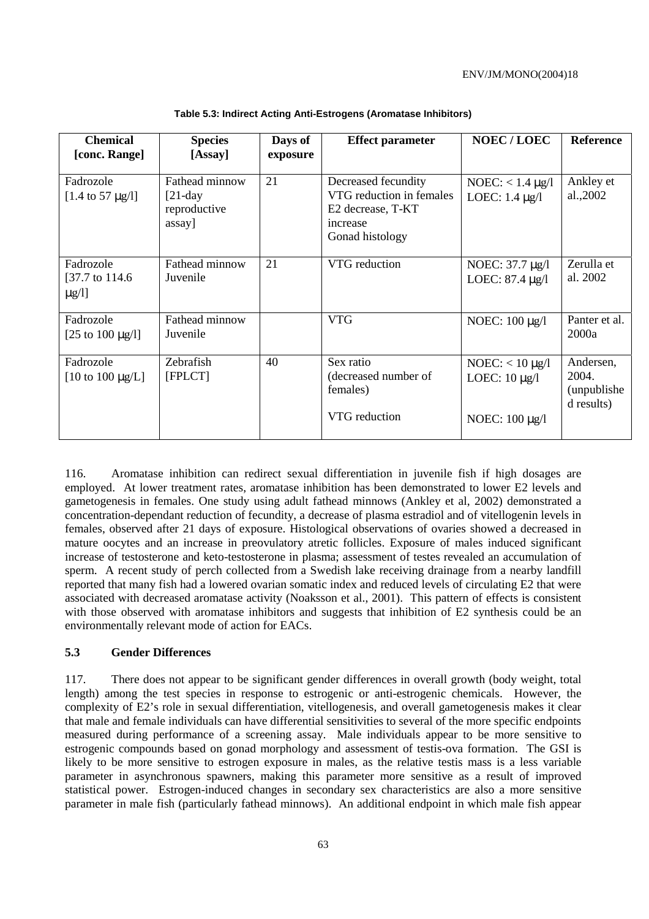**Table 5.3: Indirect Acting Anti-Estrogens (Aromatase Inhibitors)**

| Chemical [conc. Range] | Species [Assay] | Days of exposure | Effect parameter | NOEC / LOEC | Reference |
|---|---|---|---|---|---|
| Fadrozole [1.4 to 57 µg/l] | Fathead minnow [21-day reproductive assay] | 21 | Decreased fecundity<br>VTG reduction in females<br>E2 decrease, T-KT increase<br>Gonad histology | NOEC: < 1.4 µg/l<br>LOEC: 1.4 µg/l | Ankley et al.,2002 |
| Fadrozole [37.7 to 114.6 µg/l] | Fathead minnow Juvenile | 21 | VTG reduction | NOEC: 37.7 µg/l<br>LOEC: 87.4 µg/l | Zerulla et al. 2002 |
| Fadrozole [25 to 100 µg/l] | Fathead minnow Juvenile | | VTG | NOEC: 100 µg/l | Panter et al. 2000a |
| Fadrozole [10 to 100 µg/L] | Zebrafish [FPLCT] | 40 | Sex ratio (decreased number of females)<br><br>VTG reduction | NOEC: < 10 µg/l<br>LOEC: 10 µg/l<br><br>NOEC: 100 µg/l | Andersen, 2004. (unpublished results) |

116. Aromatase inhibition can redirect sexual differentiation in juvenile fish if high dosages are employed. At lower treatment rates, aromatase inhibition has been demonstrated to lower E2 levels and gametogenesis in females. One study using adult fathead minnows (Ankley et al, 2002) demonstrated a concentration-dependant reduction of fecundity, a decrease of plasma estradiol and of vitellogenin levels in females, observed after 21 days of exposure. Histological observations of ovaries showed a decreased in mature oocytes and an increase in preovulatory atretic follicles. Exposure of males induced significant increase of testosterone and keto-testosterone in plasma; assessment of testes revealed an accumulation of sperm. A recent study of perch collected from a Swedish lake receiving drainage from a nearby landfill reported that many fish had a lowered ovarian somatic index and reduced levels of circulating E2 that were associated with decreased aromatase activity (Noaksson et al., 2001). This pattern of effects is consistent with those observed with aromatase inhibitors and suggests that inhibition of E2 synthesis could be an environmentally relevant mode of action for EACs.

## 5.3 Gender Differences

117. There does not appear to be significant gender differences in overall growth (body weight, total length) among the test species in response to estrogenic or anti-estrogenic chemicals. However, the complexity of E2's role in sexual differentiation, vitellogenesis, and overall gametogenesis makes it clear that male and female individuals can have differential sensitivities to several of the more specific endpoints measured during performance of a screening assay. Male individuals appear to be more sensitive to estrogenic compounds based on gonad morphology and assessment of testis-ova formation. The GSI is likely to be more sensitive to estrogen exposure in males, as the relative testis mass is a less variable parameter in asynchronous spawners, making this parameter more sensitive as a result of improved statistical power. Estrogen-induced changes in secondary sex characteristics are also a more sensitive parameter in male fish (particularly fathead minnows). An additional endpoint in which male fish appear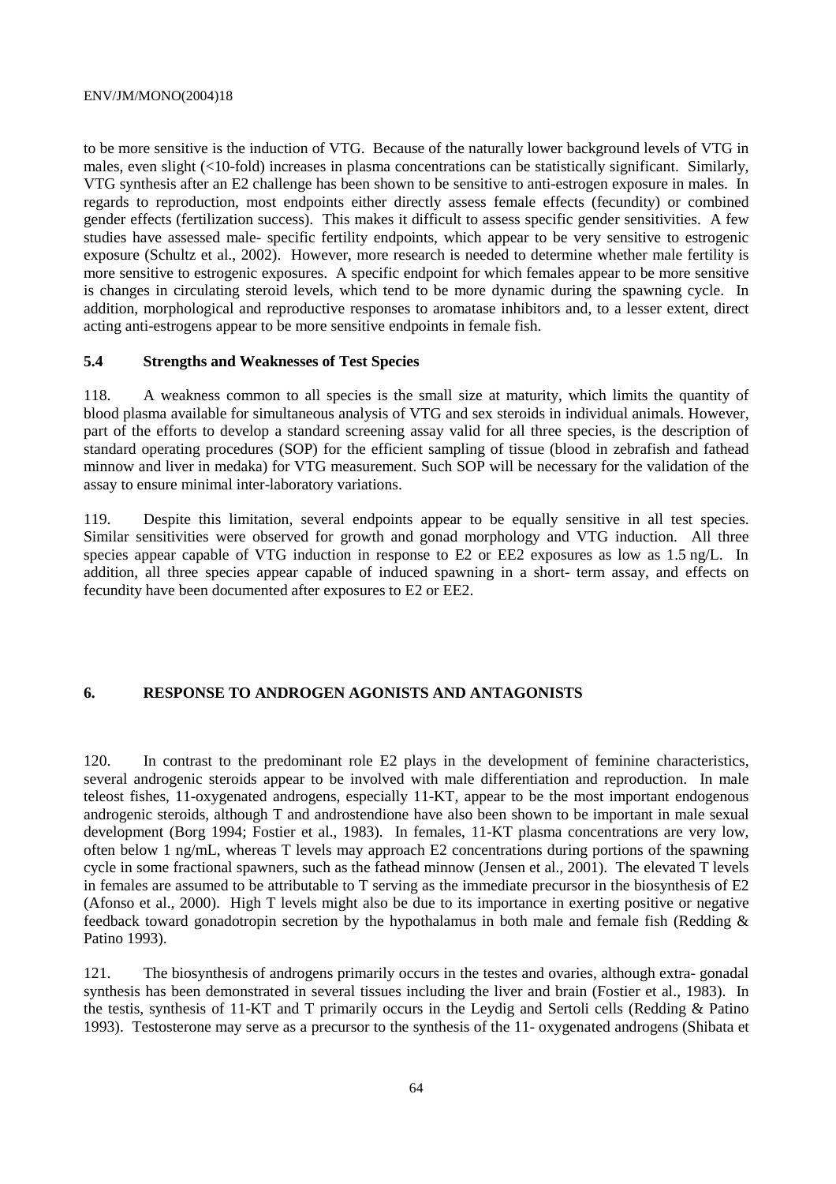to be more sensitive is the induction of VTG. Because of the naturally lower background levels of VTG in males, even slight (<10-fold) increases in plasma concentrations can be statistically significant. Similarly, VTG synthesis after an E2 challenge has been shown to be sensitive to anti-estrogen exposure in males. In regards to reproduction, most endpoints either directly assess female effects (fecundity) or combined gender effects (fertilization success). This makes it difficult to assess specific gender sensitivities. A few studies have assessed male- specific fertility endpoints, which appear to be very sensitive to estrogenic exposure (Schultz et al., 2002). However, more research is needed to determine whether male fertility is more sensitive to estrogenic exposures. A specific endpoint for which females appear to be more sensitive is changes in circulating steroid levels, which tend to be more dynamic during the spawning cycle. In addition, morphological and reproductive responses to aromatase inhibitors and, to a lesser extent, direct acting anti-estrogens appear to be more sensitive endpoints in female fish.

### 5.4 Strengths and Weaknesses of Test Species

118. A weakness common to all species is the small size at maturity, which limits the quantity of blood plasma available for simultaneous analysis of VTG and sex steroids in individual animals. However, part of the efforts to develop a standard screening assay valid for all three species, is the description of standard operating procedures (SOP) for the efficient sampling of tissue (blood in zebrafish and fathead minnow and liver in medaka) for VTG measurement. Such SOP will be necessary for the validation of the assay to ensure minimal inter-laboratory variations.

119. Despite this limitation, several endpoints appear to be equally sensitive in all test species. Similar sensitivities were observed for growth and gonad morphology and VTG induction. All three species appear capable of VTG induction in response to E2 or EE2 exposures as low as 1.5 ng/L. In addition, all three species appear capable of induced spawning in a short- term assay, and effects on fecundity have been documented after exposures to E2 or EE2.

## 6. RESPONSE TO ANDROGEN AGONISTS AND ANTAGONISTS

120. In contrast to the predominant role E2 plays in the development of feminine characteristics, several androgenic steroids appear to be involved with male differentiation and reproduction. In male teleost fishes, 11-oxygenated androgens, especially 11-KT, appear to be the most important endogenous androgenic steroids, although T and androstendione have also been shown to be important in male sexual development (Borg 1994; Fostier et al., 1983). In females, 11-KT plasma concentrations are very low, often below 1 ng/mL, whereas T levels may approach E2 concentrations during portions of the spawning cycle in some fractional spawners, such as the fathead minnow (Jensen et al., 2001). The elevated T levels in females are assumed to be attributable to T serving as the immediate precursor in the biosynthesis of E2 (Afonso et al., 2000). High T levels might also be due to its importance in exerting positive or negative feedback toward gonadotropin secretion by the hypothalamus in both male and female fish (Redding & Patino 1993).

121. The biosynthesis of androgens primarily occurs in the testes and ovaries, although extra- gonadal synthesis has been demonstrated in several tissues including the liver and brain (Fostier et al., 1983). In the testis, synthesis of 11-KT and T primarily occurs in the Leydig and Sertoli cells (Redding & Patino 1993). Testosterone may serve as a precursor to the synthesis of the 11- oxygenated androgens (Shibata et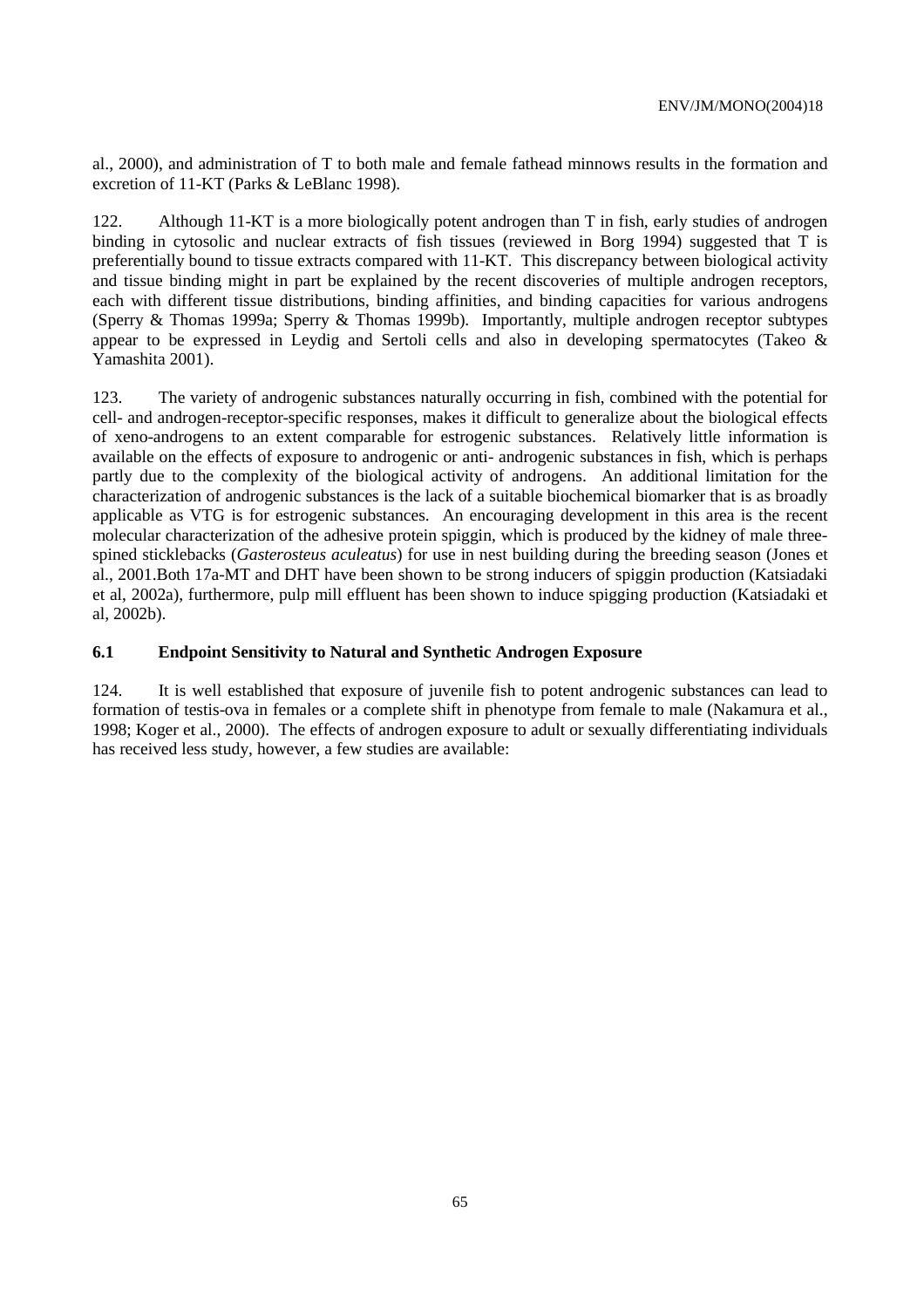al., 2000), and administration of T to both male and female fathead minnows results in the formation and excretion of 11-KT (Parks & LeBlanc 1998).

122. Although 11-KT is a more biologically potent androgen than T in fish, early studies of androgen binding in cytosolic and nuclear extracts of fish tissues (reviewed in Borg 1994) suggested that T is preferentially bound to tissue extracts compared with 11-KT. This discrepancy between biological activity and tissue binding might in part be explained by the recent discoveries of multiple androgen receptors, each with different tissue distributions, binding affinities, and binding capacities for various androgens (Sperry & Thomas 1999a; Sperry & Thomas 1999b). Importantly, multiple androgen receptor subtypes appear to be expressed in Leydig and Sertoli cells and also in developing spermatocytes (Takeo & Yamashita 2001).

123. The variety of androgenic substances naturally occurring in fish, combined with the potential for cell- and androgen-receptor-specific responses, makes it difficult to generalize about the biological effects of xeno-androgens to an extent comparable for estrogenic substances. Relatively little information is available on the effects of exposure to androgenic or anti- androgenic substances in fish, which is perhaps partly due to the complexity of the biological activity of androgens. An additional limitation for the characterization of androgenic substances is the lack of a suitable biochemical biomarker that is as broadly applicable as VTG is for estrogenic substances. An encouraging development in this area is the recent molecular characterization of the adhesive protein spiggin, which is produced by the kidney of male three-spined sticklebacks (*Gasterosteus aculeatus*) for use in nest building during the breeding season (Jones et al., 2001.Both 17a-MT and DHT have been shown to be strong inducers of spiggin production (Katsiadaki et al, 2002a), furthermore, pulp mill effluent has been shown to induce spigging production (Katsiadaki et al, 2002b).

### 6.1 Endpoint Sensitivity to Natural and Synthetic Androgen Exposure

124. It is well established that exposure of juvenile fish to potent androgenic substances can lead to formation of testis-ova in females or a complete shift in phenotype from female to male (Nakamura et al., 1998; Koger et al., 2000). The effects of androgen exposure to adult or sexually differentiating individuals has received less study, however, a few studies are available: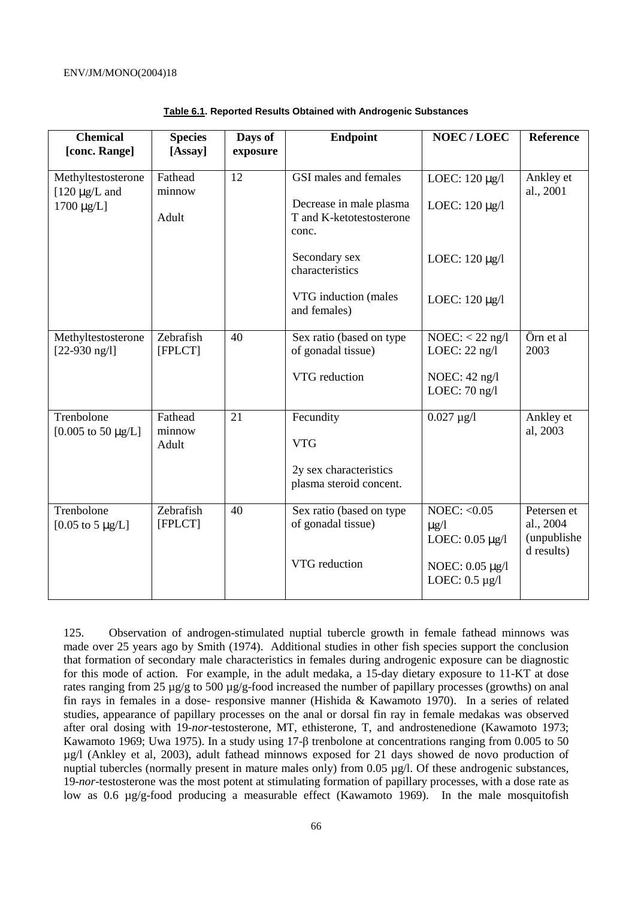**Table 6.1. Reported Results Obtained with Androgenic Substances**

| Chemical [conc. Range] | Species [Assay] | Days of exposure | Endpoint | NOEC / LOEC | Reference |
|---|---|---|---|---|---|
| Methyltestosterone [120 µg/L and 1700 µg/L] | Fathead minnow Adult | 12 | GSI males and females<br><br>Decrease in male plasma T and K-ketotestosterone conc.<br><br>Secondary sex characteristics<br><br>VTG induction (males and females) | LOEC: 120 µg/l<br><br>LOEC: 120 µg/l<br><br>LOEC: 120 µg/l<br><br>LOEC: 120 µg/l | Ankley et al., 2001 |
| Methyltestosterone [22-930 ng/l] | Zebrafish [FPLCT] | 40 | Sex ratio (based on type of gonadal tissue)<br><br>VTG reduction | NOEC: < 22 ng/l<br>LOEC: 22 ng/l<br><br>NOEC: 42 ng/l<br>LOEC: 70 ng/l | Örn et al 2003 |
| Trenbolone [0.005 to 50 µg/L] | Fathead minnow Adult | 21 | Fecundity<br><br>VTG<br><br>2y sex characteristics plasma steroid concent. | 0.027 µg/l | Ankley et al, 2003 |
| Trenbolone [0.05 to 5 µg/L] | Zebrafish [FPLCT] | 40 | Sex ratio (based on type of gonadal tissue)<br><br>VTG reduction | NOEC: <0.05 µg/l<br>LOEC: 0.05 µg/l<br><br>NOEC: 0.05 µg/l<br>LOEC: 0.5 µg/l | Petersen et al., 2004 (unpublished results) |

125. Observation of androgen-stimulated nuptial tubercle growth in female fathead minnows was made over 25 years ago by Smith (1974). Additional studies in other fish species support the conclusion that formation of secondary male characteristics in females during androgenic exposure can be diagnostic for this mode of action. For example, in the adult medaka, a 15-day dietary exposure to 11-KT at dose rates ranging from 25 µg/g to 500 µg/g-food increased the number of papillary processes (growths) on anal fin rays in females in a dose- responsive manner (Hishida & Kawamoto 1970). In a series of related studies, appearance of papillary processes on the anal or dorsal fin ray in female medakas was observed after oral dosing with 19-*nor*-testosterone, MT, ethisterone, T, and androstenedione (Kawamoto 1973; Kawamoto 1969; Uwa 1975). In a study using 17-β trenbolone at concentrations ranging from 0.005 to 50 µg/l (Ankley et al, 2003), adult fathead minnows exposed for 21 days showed de novo production of nuptial tubercles (normally present in mature males only) from 0.05 µg/l. Of these androgenic substances, 19-*nor*-testosterone was the most potent at stimulating formation of papillary processes, with a dose rate as low as 0.6 µg/g-food producing a measurable effect (Kawamoto 1969). In the male mosquitofish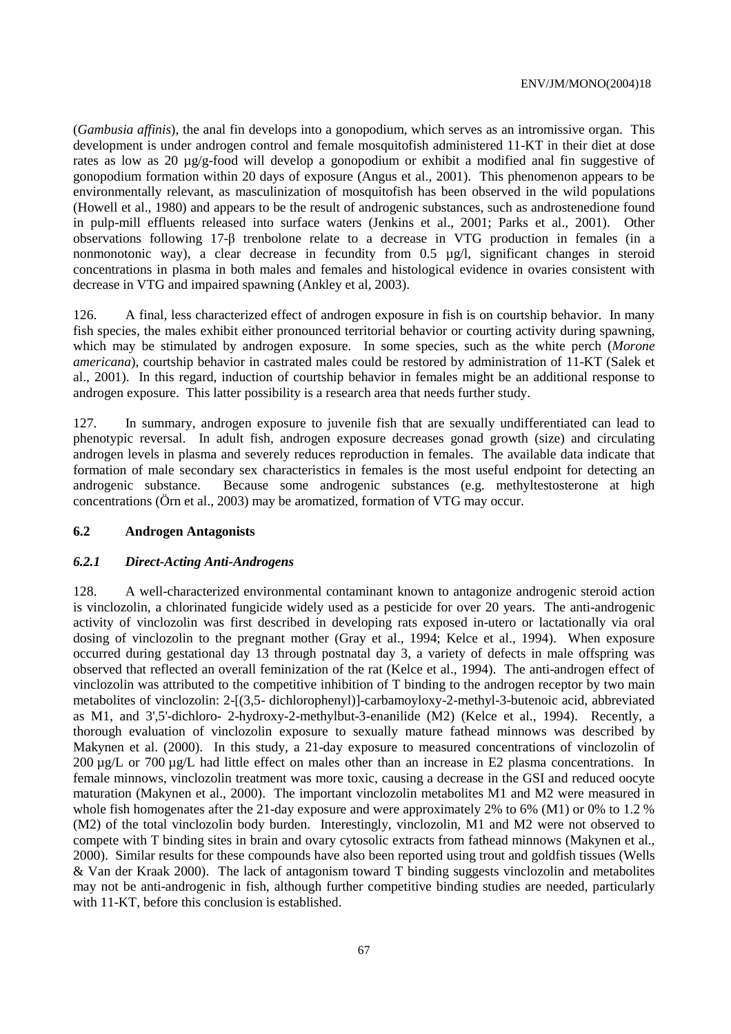(*Gambusia affinis*), the anal fin develops into a gonopodium, which serves as an intromissive organ. This development is under androgen control and female mosquitofish administered 11-KT in their diet at dose rates as low as 20 µg/g-food will develop a gonopodium or exhibit a modified anal fin suggestive of gonopodium formation within 20 days of exposure (Angus et al., 2001). This phenomenon appears to be environmentally relevant, as masculinization of mosquitofish has been observed in the wild populations (Howell et al., 1980) and appears to be the result of androgenic substances, such as androstenedione found in pulp-mill effluents released into surface waters (Jenkins et al., 2001; Parks et al., 2001). Other observations following 17-β trenbolone relate to a decrease in VTG production in females (in a nonmonotonic way), a clear decrease in fecundity from 0.5 µg/l, significant changes in steroid concentrations in plasma in both males and females and histological evidence in ovaries consistent with decrease in VTG and impaired spawning (Ankley et al, 2003).

126. A final, less characterized effect of androgen exposure in fish is on courtship behavior. In many fish species, the males exhibit either pronounced territorial behavior or courting activity during spawning, which may be stimulated by androgen exposure. In some species, such as the white perch (*Morone americana*), courtship behavior in castrated males could be restored by administration of 11-KT (Salek et al., 2001). In this regard, induction of courtship behavior in females might be an additional response to androgen exposure. This latter possibility is a research area that needs further study.

127. In summary, androgen exposure to juvenile fish that are sexually undifferentiated can lead to phenotypic reversal. In adult fish, androgen exposure decreases gonad growth (size) and circulating androgen levels in plasma and severely reduces reproduction in females. The available data indicate that formation of male secondary sex characteristics in females is the most useful endpoint for detecting an androgenic substance. Because some androgenic substances (e.g. methyltestosterone at high concentrations (Örn et al., 2003) may be aromatized, formation of VTG may occur.

## 6.2 Androgen Antagonists

### *6.2.1 Direct-Acting Anti-Androgens*

128. A well-characterized environmental contaminant known to antagonize androgenic steroid action is vinclozolin, a chlorinated fungicide widely used as a pesticide for over 20 years. The anti-androgenic activity of vinclozolin was first described in developing rats exposed in-utero or lactationally via oral dosing of vinclozolin to the pregnant mother (Gray et al., 1994; Kelce et al., 1994). When exposure occurred during gestational day 13 through postnatal day 3, a variety of defects in male offspring was observed that reflected an overall feminization of the rat (Kelce et al., 1994). The anti-androgen effect of vinclozolin was attributed to the competitive inhibition of T binding to the androgen receptor by two main metabolites of vinclozolin: 2-[(3,5- dichlorophenyl)]-carbamoyloxy-2-methyl-3-butenoic acid, abbreviated as M1, and 3',5'-dichloro- 2-hydroxy-2-methylbut-3-enanilide (M2) (Kelce et al., 1994). Recently, a thorough evaluation of vinclozolin exposure to sexually mature fathead minnows was described by Makynen et al. (2000). In this study, a 21-day exposure to measured concentrations of vinclozolin of 200 µg/L or 700 µg/L had little effect on males other than an increase in E2 plasma concentrations. In female minnows, vinclozolin treatment was more toxic, causing a decrease in the GSI and reduced oocyte maturation (Makynen et al., 2000). The important vinclozolin metabolites M1 and M2 were measured in whole fish homogenates after the 21-day exposure and were approximately 2% to 6% (M1) or 0% to 1.2 % (M2) of the total vinclozolin body burden. Interestingly, vinclozolin, M1 and M2 were not observed to compete with T binding sites in brain and ovary cytosolic extracts from fathead minnows (Makynen et al., 2000). Similar results for these compounds have also been reported using trout and goldfish tissues (Wells & Van der Kraak 2000). The lack of antagonism toward T binding suggests vinclozolin and metabolites may not be anti-androgenic in fish, although further competitive binding studies are needed, particularly with 11-KT, before this conclusion is established.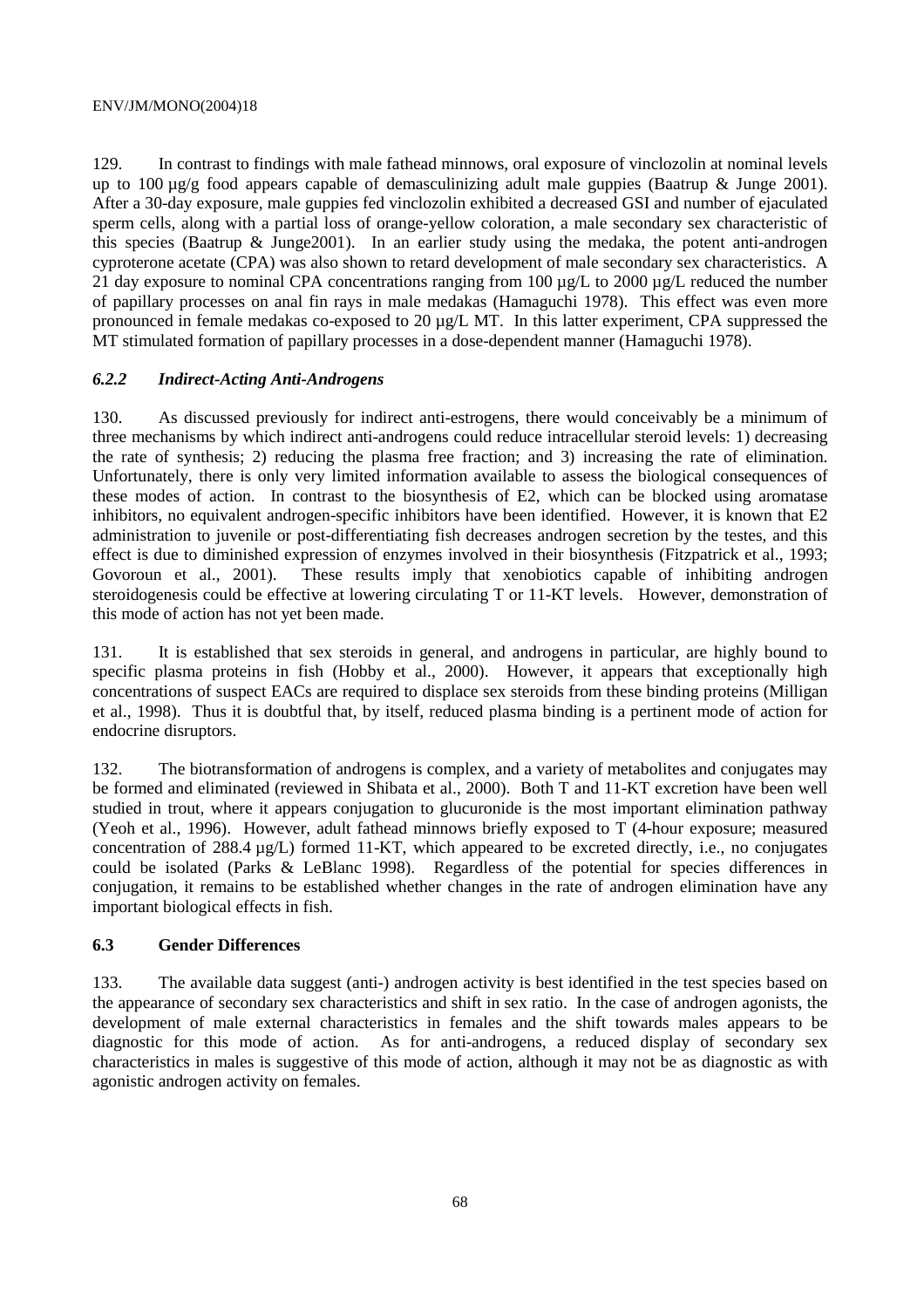129. In contrast to findings with male fathead minnows, oral exposure of vinclozolin at nominal levels up to 100 µg/g food appears capable of demasculinizing adult male guppies (Baatrup & Junge 2001). After a 30-day exposure, male guppies fed vinclozolin exhibited a decreased GSI and number of ejaculated sperm cells, along with a partial loss of orange-yellow coloration, a male secondary sex characteristic of this species (Baatrup & Junge2001). In an earlier study using the medaka, the potent anti-androgen cyproterone acetate (CPA) was also shown to retard development of male secondary sex characteristics. A 21 day exposure to nominal CPA concentrations ranging from 100 µg/L to 2000 µg/L reduced the number of papillary processes on anal fin rays in male medakas (Hamaguchi 1978). This effect was even more pronounced in female medakas co-exposed to 20 µg/L MT. In this latter experiment, CPA suppressed the MT stimulated formation of papillary processes in a dose-dependent manner (Hamaguchi 1978).

### *6.2.2 Indirect-Acting Anti-Androgens*

130. As discussed previously for indirect anti-estrogens, there would conceivably be a minimum of three mechanisms by which indirect anti-androgens could reduce intracellular steroid levels: 1) decreasing the rate of synthesis; 2) reducing the plasma free fraction; and 3) increasing the rate of elimination. Unfortunately, there is only very limited information available to assess the biological consequences of these modes of action. In contrast to the biosynthesis of E2, which can be blocked using aromatase inhibitors, no equivalent androgen-specific inhibitors have been identified. However, it is known that E2 administration to juvenile or post-differentiating fish decreases androgen secretion by the testes, and this effect is due to diminished expression of enzymes involved in their biosynthesis (Fitzpatrick et al., 1993; Govoroun et al., 2001). These results imply that xenobiotics capable of inhibiting androgen steroidogenesis could be effective at lowering circulating T or 11-KT levels. However, demonstration of this mode of action has not yet been made.

131. It is established that sex steroids in general, and androgens in particular, are highly bound to specific plasma proteins in fish (Hobby et al., 2000). However, it appears that exceptionally high concentrations of suspect EACs are required to displace sex steroids from these binding proteins (Milligan et al., 1998). Thus it is doubtful that, by itself, reduced plasma binding is a pertinent mode of action for endocrine disruptors.

132. The biotransformation of androgens is complex, and a variety of metabolites and conjugates may be formed and eliminated (reviewed in Shibata et al., 2000). Both T and 11-KT excretion have been well studied in trout, where it appears conjugation to glucuronide is the most important elimination pathway (Yeoh et al., 1996). However, adult fathead minnows briefly exposed to T (4-hour exposure; measured concentration of 288.4 µg/L) formed 11-KT, which appeared to be excreted directly, i.e., no conjugates could be isolated (Parks & LeBlanc 1998). Regardless of the potential for species differences in conjugation, it remains to be established whether changes in the rate of androgen elimination have any important biological effects in fish.

### **6.3 Gender Differences**

133. The available data suggest (anti-) androgen activity is best identified in the test species based on the appearance of secondary sex characteristics and shift in sex ratio. In the case of androgen agonists, the development of male external characteristics in females and the shift towards males appears to be diagnostic for this mode of action. As for anti-androgens, a reduced display of secondary sex characteristics in males is suggestive of this mode of action, although it may not be as diagnostic as with agonistic androgen activity on females.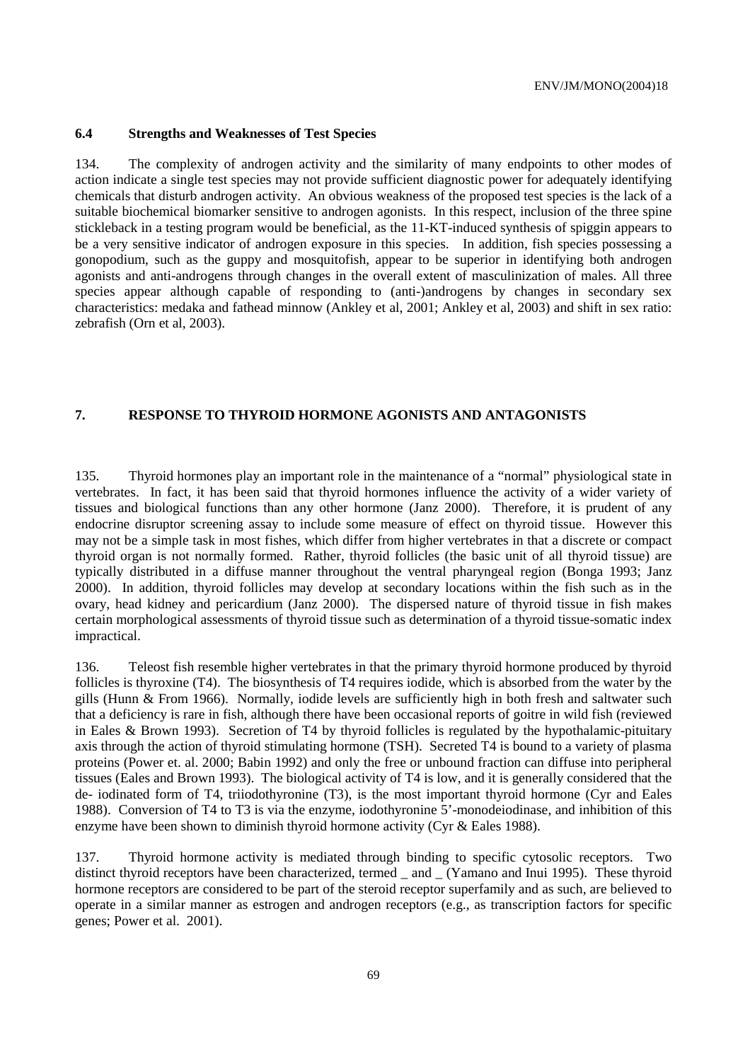### 6.4 Strengths and Weaknesses of Test Species

134. The complexity of androgen activity and the similarity of many endpoints to other modes of action indicate a single test species may not provide sufficient diagnostic power for adequately identifying chemicals that disturb androgen activity. An obvious weakness of the proposed test species is the lack of a suitable biochemical biomarker sensitive to androgen agonists. In this respect, inclusion of the three spine stickleback in a testing program would be beneficial, as the 11-KT-induced synthesis of spiggin appears to be a very sensitive indicator of androgen exposure in this species. In addition, fish species possessing a gonopodium, such as the guppy and mosquitofish, appear to be superior in identifying both androgen agonists and anti-androgens through changes in the overall extent of masculinization of males. All three species appear although capable of responding to (anti-)androgens by changes in secondary sex characteristics: medaka and fathead minnow (Ankley et al, 2001; Ankley et al, 2003) and shift in sex ratio: zebrafish (Orn et al, 2003).

## 7. RESPONSE TO THYROID HORMONE AGONISTS AND ANTAGONISTS

135. Thyroid hormones play an important role in the maintenance of a "normal" physiological state in vertebrates. In fact, it has been said that thyroid hormones influence the activity of a wider variety of tissues and biological functions than any other hormone (Janz 2000). Therefore, it is prudent of any endocrine disruptor screening assay to include some measure of effect on thyroid tissue. However this may not be a simple task in most fishes, which differ from higher vertebrates in that a discrete or compact thyroid organ is not normally formed. Rather, thyroid follicles (the basic unit of all thyroid tissue) are typically distributed in a diffuse manner throughout the ventral pharyngeal region (Bonga 1993; Janz 2000). In addition, thyroid follicles may develop at secondary locations within the fish such as in the ovary, head kidney and pericardium (Janz 2000). The dispersed nature of thyroid tissue in fish makes certain morphological assessments of thyroid tissue such as determination of a thyroid tissue-somatic index impractical.

136. Teleost fish resemble higher vertebrates in that the primary thyroid hormone produced by thyroid follicles is thyroxine (T4). The biosynthesis of T4 requires iodide, which is absorbed from the water by the gills (Hunn & From 1966). Normally, iodide levels are sufficiently high in both fresh and saltwater such that a deficiency is rare in fish, although there have been occasional reports of goitre in wild fish (reviewed in Eales & Brown 1993). Secretion of T4 by thyroid follicles is regulated by the hypothalamic-pituitary axis through the action of thyroid stimulating hormone (TSH). Secreted T4 is bound to a variety of plasma proteins (Power et. al. 2000; Babin 1992) and only the free or unbound fraction can diffuse into peripheral tissues (Eales and Brown 1993). The biological activity of T4 is low, and it is generally considered that the de- iodinated form of T4, triiodothyronine (T3), is the most important thyroid hormone (Cyr and Eales 1988). Conversion of T4 to T3 is via the enzyme, iodothyronine 5'-monodeiodinase, and inhibition of this enzyme have been shown to diminish thyroid hormone activity (Cyr & Eales 1988).

137. Thyroid hormone activity is mediated through binding to specific cytosolic receptors. Two distinct thyroid receptors have been characterized, termed _ and _ (Yamano and Inui 1995). These thyroid hormone receptors are considered to be part of the steroid receptor superfamily and as such, are believed to operate in a similar manner as estrogen and androgen receptors (e.g., as transcription factors for specific genes; Power et al. 2001).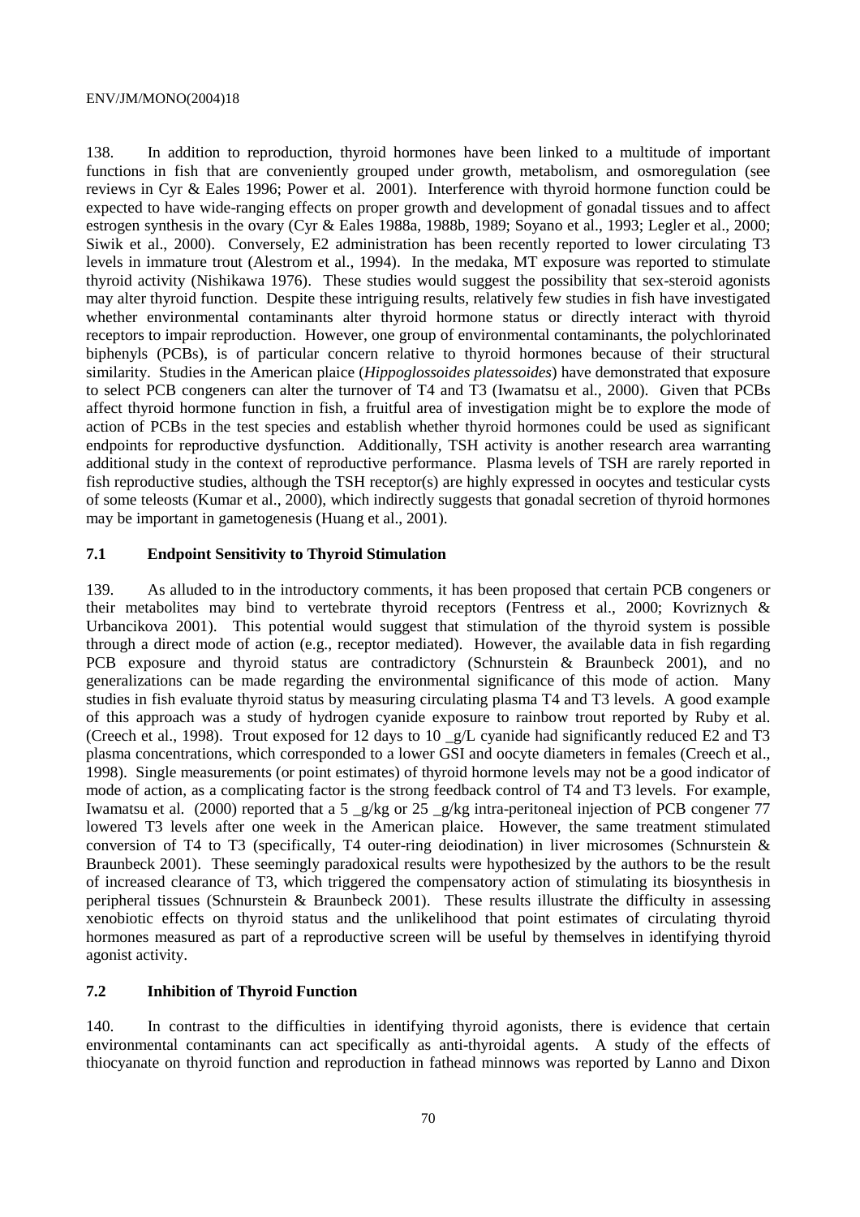138. In addition to reproduction, thyroid hormones have been linked to a multitude of important functions in fish that are conveniently grouped under growth, metabolism, and osmoregulation (see reviews in Cyr & Eales 1996; Power et al. 2001). Interference with thyroid hormone function could be expected to have wide-ranging effects on proper growth and development of gonadal tissues and to affect estrogen synthesis in the ovary (Cyr & Eales 1988a, 1988b, 1989; Soyano et al., 1993; Legler et al., 2000; Siwik et al., 2000). Conversely, E2 administration has been recently reported to lower circulating T3 levels in immature trout (Alestrom et al., 1994). In the medaka, MT exposure was reported to stimulate thyroid activity (Nishikawa 1976). These studies would suggest the possibility that sex-steroid agonists may alter thyroid function. Despite these intriguing results, relatively few studies in fish have investigated whether environmental contaminants alter thyroid hormone status or directly interact with thyroid receptors to impair reproduction. However, one group of environmental contaminants, the polychlorinated biphenyls (PCBs), is of particular concern relative to thyroid hormones because of their structural similarity. Studies in the American plaice (*Hippoglossoides platessoides*) have demonstrated that exposure to select PCB congeners can alter the turnover of T4 and T3 (Iwamatsu et al., 2000). Given that PCBs affect thyroid hormone function in fish, a fruitful area of investigation might be to explore the mode of action of PCBs in the test species and establish whether thyroid hormones could be used as significant endpoints for reproductive dysfunction. Additionally, TSH activity is another research area warranting additional study in the context of reproductive performance. Plasma levels of TSH are rarely reported in fish reproductive studies, although the TSH receptor(s) are highly expressed in oocytes and testicular cysts of some teleosts (Kumar et al., 2000), which indirectly suggests that gonadal secretion of thyroid hormones may be important in gametogenesis (Huang et al., 2001).

### 7.1 Endpoint Sensitivity to Thyroid Stimulation

139. As alluded to in the introductory comments, it has been proposed that certain PCB congeners or their metabolites may bind to vertebrate thyroid receptors (Fentress et al., 2000; Kovriznych & Urbancikova 2001). This potential would suggest that stimulation of the thyroid system is possible through a direct mode of action (e.g., receptor mediated). However, the available data in fish regarding PCB exposure and thyroid status are contradictory (Schnurstein & Braunbeck 2001), and no generalizations can be made regarding the environmental significance of this mode of action. Many studies in fish evaluate thyroid status by measuring circulating plasma T4 and T3 levels. A good example of this approach was a study of hydrogen cyanide exposure to rainbow trout reported by Ruby et al. (Creech et al., 1998). Trout exposed for 12 days to 10 _g/L cyanide had significantly reduced E2 and T3 plasma concentrations, which corresponded to a lower GSI and oocyte diameters in females (Creech et al., 1998). Single measurements (or point estimates) of thyroid hormone levels may not be a good indicator of mode of action, as a complicating factor is the strong feedback control of T4 and T3 levels. For example, Iwamatsu et al. (2000) reported that a 5 _g/kg or 25 _g/kg intra-peritoneal injection of PCB congener 77 lowered T3 levels after one week in the American plaice. However, the same treatment stimulated conversion of T4 to T3 (specifically, T4 outer-ring deiodination) in liver microsomes (Schnurstein & Braunbeck 2001). These seemingly paradoxical results were hypothesized by the authors to be the result of increased clearance of T3, which triggered the compensatory action of stimulating its biosynthesis in peripheral tissues (Schnurstein & Braunbeck 2001). These results illustrate the difficulty in assessing xenobiotic effects on thyroid status and the unlikelihood that point estimates of circulating thyroid hormones measured as part of a reproductive screen will be useful by themselves in identifying thyroid agonist activity.

### 7.2 Inhibition of Thyroid Function

140. In contrast to the difficulties in identifying thyroid agonists, there is evidence that certain environmental contaminants can act specifically as anti-thyroidal agents. A study of the effects of thiocyanate on thyroid function and reproduction in fathead minnows was reported by Lanno and Dixon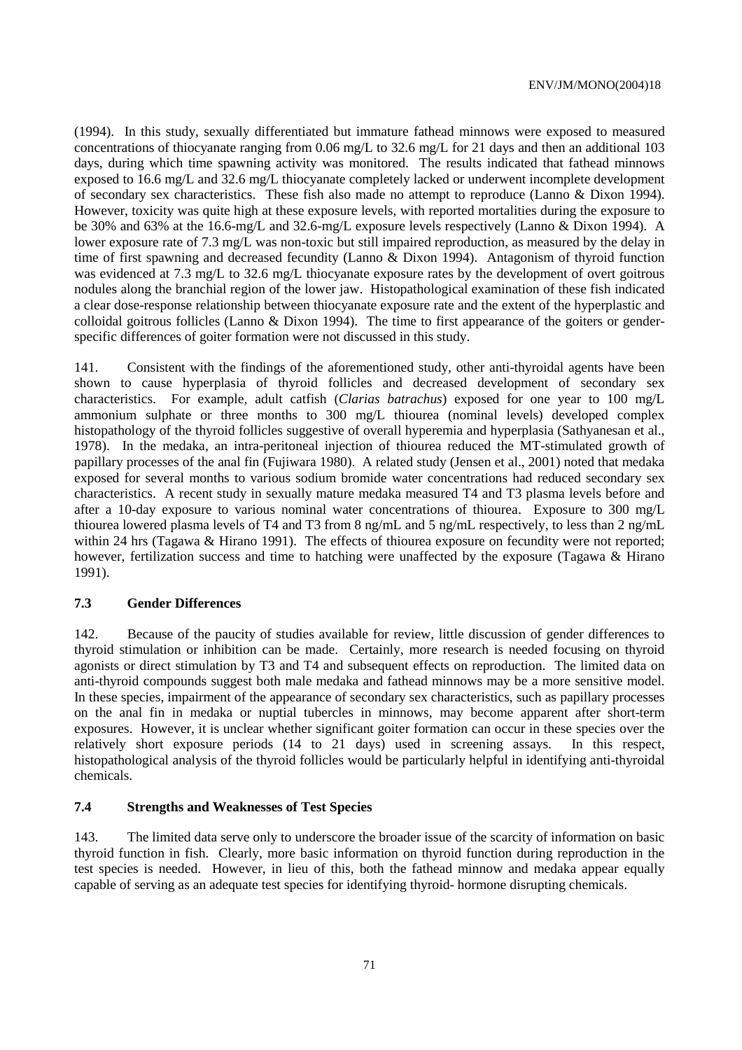(1994). In this study, sexually differentiated but immature fathead minnows were exposed to measured concentrations of thiocyanate ranging from 0.06 mg/L to 32.6 mg/L for 21 days and then an additional 103 days, during which time spawning activity was monitored. The results indicated that fathead minnows exposed to 16.6 mg/L and 32.6 mg/L thiocyanate completely lacked or underwent incomplete development of secondary sex characteristics. These fish also made no attempt to reproduce (Lanno & Dixon 1994). However, toxicity was quite high at these exposure levels, with reported mortalities during the exposure to be 30% and 63% at the 16.6-mg/L and 32.6-mg/L exposure levels respectively (Lanno & Dixon 1994). A lower exposure rate of 7.3 mg/L was non-toxic but still impaired reproduction, as measured by the delay in time of first spawning and decreased fecundity (Lanno & Dixon 1994). Antagonism of thyroid function was evidenced at 7.3 mg/L to 32.6 mg/L thiocyanate exposure rates by the development of overt goitrous nodules along the branchial region of the lower jaw. Histopathological examination of these fish indicated a clear dose-response relationship between thiocyanate exposure rate and the extent of the hyperplastic and colloidal goitrous follicles (Lanno & Dixon 1994). The time to first appearance of the goiters or gender-specific differences of goiter formation were not discussed in this study.

141. Consistent with the findings of the aforementioned study, other anti-thyroidal agents have been shown to cause hyperplasia of thyroid follicles and decreased development of secondary sex characteristics. For example, adult catfish (*Clarias batrachus*) exposed for one year to 100 mg/L ammonium sulphate or three months to 300 mg/L thiourea (nominal levels) developed complex histopathology of the thyroid follicles suggestive of overall hyperemia and hyperplasia (Sathyanesan et al., 1978). In the medaka, an intra-peritoneal injection of thiourea reduced the MT-stimulated growth of papillary processes of the anal fin (Fujiwara 1980). A related study (Jensen et al., 2001) noted that medaka exposed for several months to various sodium bromide water concentrations had reduced secondary sex characteristics. A recent study in sexually mature medaka measured T4 and T3 plasma levels before and after a 10-day exposure to various nominal water concentrations of thiourea. Exposure to 300 mg/L thiourea lowered plasma levels of T4 and T3 from 8 ng/mL and 5 ng/mL respectively, to less than 2 ng/mL within 24 hrs (Tagawa & Hirano 1991). The effects of thiourea exposure on fecundity were not reported; however, fertilization success and time to hatching were unaffected by the exposure (Tagawa & Hirano 1991).

### 7.3 Gender Differences

142. Because of the paucity of studies available for review, little discussion of gender differences to thyroid stimulation or inhibition can be made. Certainly, more research is needed focusing on thyroid agonists or direct stimulation by T3 and T4 and subsequent effects on reproduction. The limited data on anti-thyroid compounds suggest both male medaka and fathead minnows may be a more sensitive model. In these species, impairment of the appearance of secondary sex characteristics, such as papillary processes on the anal fin in medaka or nuptial tubercles in minnows, may become apparent after short-term exposures. However, it is unclear whether significant goiter formation can occur in these species over the relatively short exposure periods (14 to 21 days) used in screening assays. In this respect, histopathological analysis of the thyroid follicles would be particularly helpful in identifying anti-thyroidal chemicals.

### 7.4 Strengths and Weaknesses of Test Species

143. The limited data serve only to underscore the broader issue of the scarcity of information on basic thyroid function in fish. Clearly, more basic information on thyroid function during reproduction in the test species is needed. However, in lieu of this, both the fathead minnow and medaka appear equally capable of serving as an adequate test species for identifying thyroid- hormone disrupting chemicals.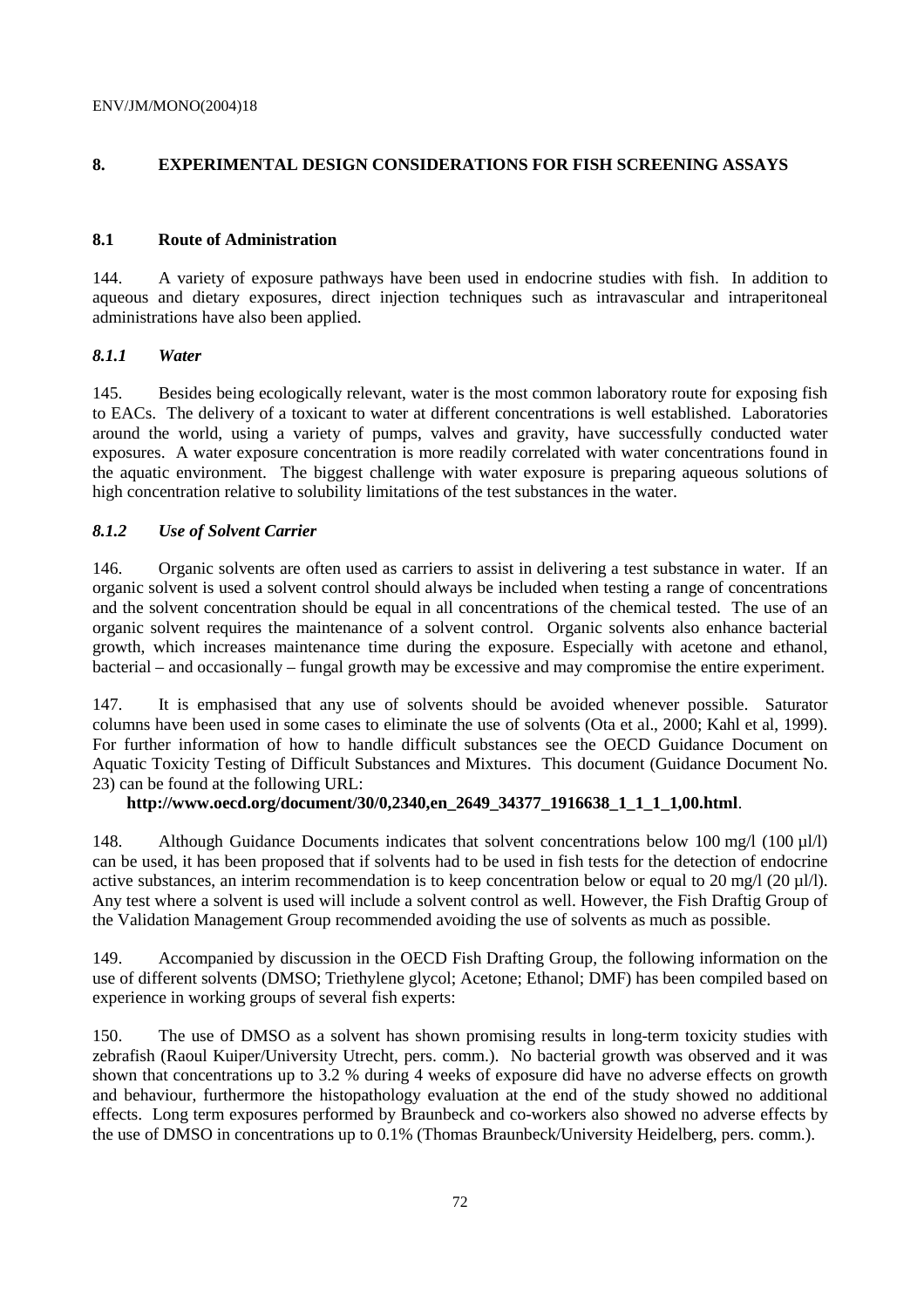## 8. EXPERIMENTAL DESIGN CONSIDERATIONS FOR FISH SCREENING ASSAYS

### 8.1 Route of Administration

144. A variety of exposure pathways have been used in endocrine studies with fish. In addition to aqueous and dietary exposures, direct injection techniques such as intravascular and intraperitoneal administrations have also been applied.

#### *8.1.1 Water*

145. Besides being ecologically relevant, water is the most common laboratory route for exposing fish to EACs. The delivery of a toxicant to water at different concentrations is well established. Laboratories around the world, using a variety of pumps, valves and gravity, have successfully conducted water exposures. A water exposure concentration is more readily correlated with water concentrations found in the aquatic environment. The biggest challenge with water exposure is preparing aqueous solutions of high concentration relative to solubility limitations of the test substances in the water.

#### *8.1.2 Use of Solvent Carrier*

146. Organic solvents are often used as carriers to assist in delivering a test substance in water. If an organic solvent is used a solvent control should always be included when testing a range of concentrations and the solvent concentration should be equal in all concentrations of the chemical tested. The use of an organic solvent requires the maintenance of a solvent control. Organic solvents also enhance bacterial growth, which increases maintenance time during the exposure. Especially with acetone and ethanol, bacterial – and occasionally – fungal growth may be excessive and may compromise the entire experiment.

147. It is emphasised that any use of solvents should be avoided whenever possible. Saturator columns have been used in some cases to eliminate the use of solvents (Ota et al., 2000; Kahl et al, 1999). For further information of how to handle difficult substances see the OECD Guidance Document on Aquatic Toxicity Testing of Difficult Substances and Mixtures. This document (Guidance Document No. 23) can be found at the following URL:

**http://www.oecd.org/document/30/0,2340,en_2649_34377_1916638_1_1_1_1,00.html**.

148. Although Guidance Documents indicates that solvent concentrations below 100 mg/l (100 µl/l) can be used, it has been proposed that if solvents had to be used in fish tests for the detection of endocrine active substances, an interim recommendation is to keep concentration below or equal to 20 mg/l (20 µl/l). Any test where a solvent is used will include a solvent control as well. However, the Fish Draftig Group of the Validation Management Group recommended avoiding the use of solvents as much as possible.

149. Accompanied by discussion in the OECD Fish Drafting Group, the following information on the use of different solvents (DMSO; Triethylene glycol; Acetone; Ethanol; DMF) has been compiled based on experience in working groups of several fish experts:

150. The use of DMSO as a solvent has shown promising results in long-term toxicity studies with zebrafish (Raoul Kuiper/University Utrecht, pers. comm.). No bacterial growth was observed and it was shown that concentrations up to 3.2 % during 4 weeks of exposure did have no adverse effects on growth and behaviour, furthermore the histopathology evaluation at the end of the study showed no additional effects. Long term exposures performed by Braunbeck and co-workers also showed no adverse effects by the use of DMSO in concentrations up to 0.1% (Thomas Braunbeck/University Heidelberg, pers. comm.).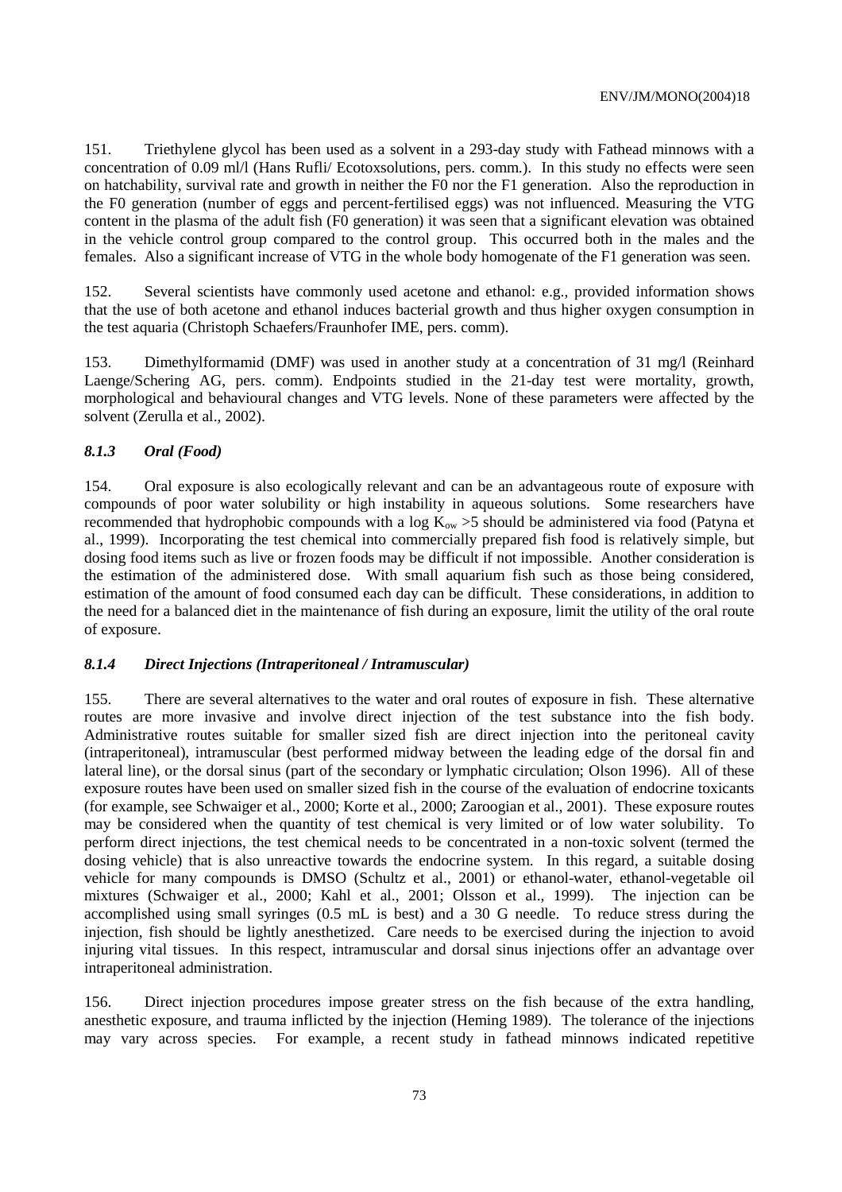151. Triethylene glycol has been used as a solvent in a 293-day study with Fathead minnows with a concentration of 0.09 ml/l (Hans Rufli/ Ecotoxsolutions, pers. comm.). In this study no effects were seen on hatchability, survival rate and growth in neither the F0 nor the F1 generation. Also the reproduction in the F0 generation (number of eggs and percent-fertilised eggs) was not influenced. Measuring the VTG content in the plasma of the adult fish (F0 generation) it was seen that a significant elevation was obtained in the vehicle control group compared to the control group. This occurred both in the males and the females. Also a significant increase of VTG in the whole body homogenate of the F1 generation was seen.

152. Several scientists have commonly used acetone and ethanol: e.g., provided information shows that the use of both acetone and ethanol induces bacterial growth and thus higher oxygen consumption in the test aquaria (Christoph Schaefers/Fraunhofer IME, pers. comm).

153. Dimethylformamid (DMF) was used in another study at a concentration of 31 mg/l (Reinhard Laenge/Schering AG, pers. comm). Endpoints studied in the 21-day test were mortality, growth, morphological and behavioural changes and VTG levels. None of these parameters were affected by the solvent (Zerulla et al., 2002).

### *8.1.3 Oral (Food)*

154. Oral exposure is also ecologically relevant and can be an advantageous route of exposure with compounds of poor water solubility or high instability in aqueous solutions. Some researchers have recommended that hydrophobic compounds with a log $K_{ow}$ >5 should be administered via food (Patyna et al., 1999). Incorporating the test chemical into commercially prepared fish food is relatively simple, but dosing food items such as live or frozen foods may be difficult if not impossible. Another consideration is the estimation of the administered dose. With small aquarium fish such as those being considered, estimation of the amount of food consumed each day can be difficult. These considerations, in addition to the need for a balanced diet in the maintenance of fish during an exposure, limit the utility of the oral route of exposure.

### *8.1.4 Direct Injections (Intraperitoneal / Intramuscular)*

155. There are several alternatives to the water and oral routes of exposure in fish. These alternative routes are more invasive and involve direct injection of the test substance into the fish body. Administrative routes suitable for smaller sized fish are direct injection into the peritoneal cavity (intraperitoneal), intramuscular (best performed midway between the leading edge of the dorsal fin and lateral line), or the dorsal sinus (part of the secondary or lymphatic circulation; Olson 1996). All of these exposure routes have been used on smaller sized fish in the course of the evaluation of endocrine toxicants (for example, see Schwaiger et al., 2000; Korte et al., 2000; Zaroogian et al., 2001). These exposure routes may be considered when the quantity of test chemical is very limited or of low water solubility. To perform direct injections, the test chemical needs to be concentrated in a non-toxic solvent (termed the dosing vehicle) that is also unreactive towards the endocrine system. In this regard, a suitable dosing vehicle for many compounds is DMSO (Schultz et al., 2001) or ethanol-water, ethanol-vegetable oil mixtures (Schwaiger et al., 2000; Kahl et al., 2001; Olsson et al., 1999). The injection can be accomplished using small syringes (0.5 mL is best) and a 30 G needle. To reduce stress during the injection, fish should be lightly anesthetized. Care needs to be exercised during the injection to avoid injuring vital tissues. In this respect, intramuscular and dorsal sinus injections offer an advantage over intraperitoneal administration.

156. Direct injection procedures impose greater stress on the fish because of the extra handling, anesthetic exposure, and trauma inflicted by the injection (Heming 1989). The tolerance of the injections may vary across species. For example, a recent study in fathead minnows indicated repetitive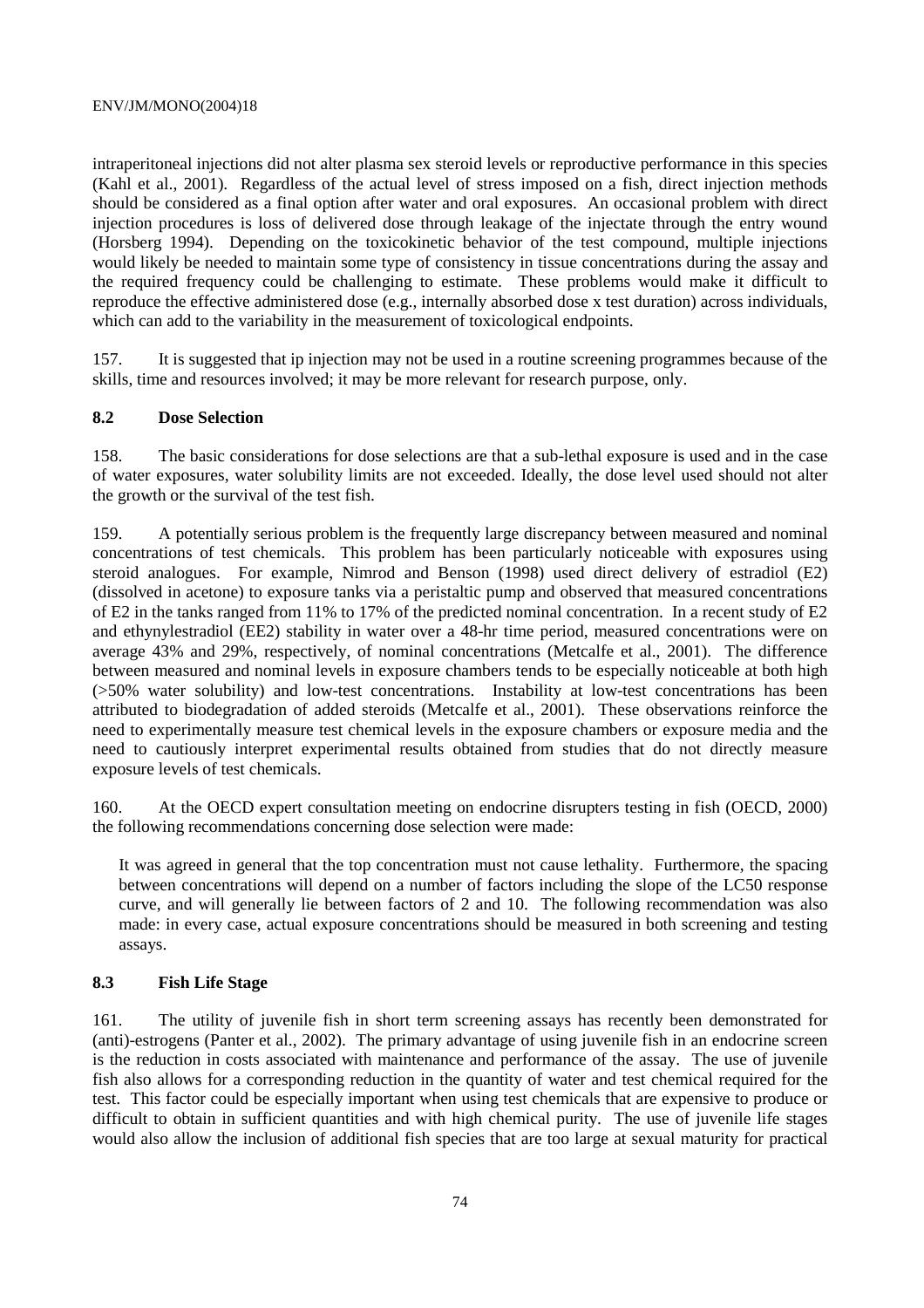intraperitoneal injections did not alter plasma sex steroid levels or reproductive performance in this species (Kahl et al., 2001). Regardless of the actual level of stress imposed on a fish, direct injection methods should be considered as a final option after water and oral exposures. An occasional problem with direct injection procedures is loss of delivered dose through leakage of the injectate through the entry wound (Horsberg 1994). Depending on the toxicokinetic behavior of the test compound, multiple injections would likely be needed to maintain some type of consistency in tissue concentrations during the assay and the required frequency could be challenging to estimate. These problems would make it difficult to reproduce the effective administered dose (e.g., internally absorbed dose x test duration) across individuals, which can add to the variability in the measurement of toxicological endpoints.

157. It is suggested that ip injection may not be used in a routine screening programmes because of the skills, time and resources involved; it may be more relevant for research purpose, only.

### 8.2 Dose Selection

158. The basic considerations for dose selections are that a sub-lethal exposure is used and in the case of water exposures, water solubility limits are not exceeded. Ideally, the dose level used should not alter the growth or the survival of the test fish.

159. A potentially serious problem is the frequently large discrepancy between measured and nominal concentrations of test chemicals. This problem has been particularly noticeable with exposures using steroid analogues. For example, Nimrod and Benson (1998) used direct delivery of estradiol (E2) (dissolved in acetone) to exposure tanks via a peristaltic pump and observed that measured concentrations of E2 in the tanks ranged from 11% to 17% of the predicted nominal concentration. In a recent study of E2 and ethynylestradiol (EE2) stability in water over a 48-hr time period, measured concentrations were on average 43% and 29%, respectively, of nominal concentrations (Metcalfe et al., 2001). The difference between measured and nominal levels in exposure chambers tends to be especially noticeable at both high (>50% water solubility) and low-test concentrations. Instability at low-test concentrations has been attributed to biodegradation of added steroids (Metcalfe et al., 2001). These observations reinforce the need to experimentally measure test chemical levels in the exposure chambers or exposure media and the need to cautiously interpret experimental results obtained from studies that do not directly measure exposure levels of test chemicals.

160. At the OECD expert consultation meeting on endocrine disrupters testing in fish (OECD, 2000) the following recommendations concerning dose selection were made:

> It was agreed in general that the top concentration must not cause lethality. Furthermore, the spacing between concentrations will depend on a number of factors including the slope of the LC50 response curve, and will generally lie between factors of 2 and 10. The following recommendation was also made: in every case, actual exposure concentrations should be measured in both screening and testing assays.

### 8.3 Fish Life Stage

161. The utility of juvenile fish in short term screening assays has recently been demonstrated for (anti)-estrogens (Panter et al., 2002). The primary advantage of using juvenile fish in an endocrine screen is the reduction in costs associated with maintenance and performance of the assay. The use of juvenile fish also allows for a corresponding reduction in the quantity of water and test chemical required for the test. This factor could be especially important when using test chemicals that are expensive to produce or difficult to obtain in sufficient quantities and with high chemical purity. The use of juvenile life stages would also allow the inclusion of additional fish species that are too large at sexual maturity for practical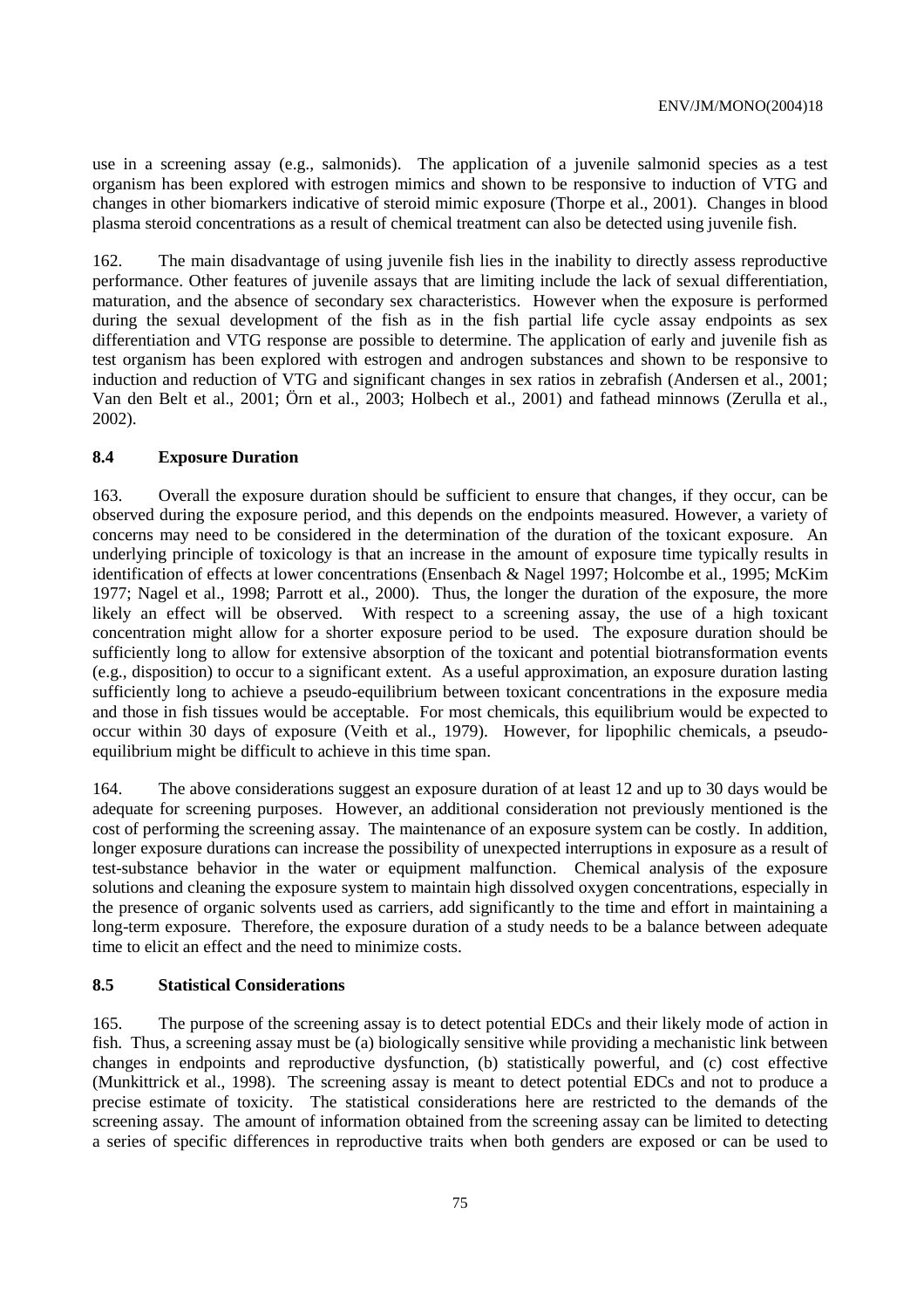use in a screening assay (e.g., salmonids). The application of a juvenile salmonid species as a test organism has been explored with estrogen mimics and shown to be responsive to induction of VTG and changes in other biomarkers indicative of steroid mimic exposure (Thorpe et al., 2001). Changes in blood plasma steroid concentrations as a result of chemical treatment can also be detected using juvenile fish.

162. The main disadvantage of using juvenile fish lies in the inability to directly assess reproductive performance. Other features of juvenile assays that are limiting include the lack of sexual differentiation, maturation, and the absence of secondary sex characteristics. However when the exposure is performed during the sexual development of the fish as in the fish partial life cycle assay endpoints as sex differentiation and VTG response are possible to determine. The application of early and juvenile fish as test organism has been explored with estrogen and androgen substances and shown to be responsive to induction and reduction of VTG and significant changes in sex ratios in zebrafish (Andersen et al., 2001; Van den Belt et al., 2001; Örn et al., 2003; Holbech et al., 2001) and fathead minnows (Zerulla et al., 2002).

### 8.4 Exposure Duration

163. Overall the exposure duration should be sufficient to ensure that changes, if they occur, can be observed during the exposure period, and this depends on the endpoints measured. However, a variety of concerns may need to be considered in the determination of the duration of the toxicant exposure. An underlying principle of toxicology is that an increase in the amount of exposure time typically results in identification of effects at lower concentrations (Ensenbach & Nagel 1997; Holcombe et al., 1995; McKim 1977; Nagel et al., 1998; Parrott et al., 2000). Thus, the longer the duration of the exposure, the more likely an effect will be observed. With respect to a screening assay, the use of a high toxicant concentration might allow for a shorter exposure period to be used. The exposure duration should be sufficiently long to allow for extensive absorption of the toxicant and potential biotransformation events (e.g., disposition) to occur to a significant extent. As a useful approximation, an exposure duration lasting sufficiently long to achieve a pseudo-equilibrium between toxicant concentrations in the exposure media and those in fish tissues would be acceptable. For most chemicals, this equilibrium would be expected to occur within 30 days of exposure (Veith et al., 1979). However, for lipophilic chemicals, a pseudo-equilibrium might be difficult to achieve in this time span.

164. The above considerations suggest an exposure duration of at least 12 and up to 30 days would be adequate for screening purposes. However, an additional consideration not previously mentioned is the cost of performing the screening assay. The maintenance of an exposure system can be costly. In addition, longer exposure durations can increase the possibility of unexpected interruptions in exposure as a result of test-substance behavior in the water or equipment malfunction. Chemical analysis of the exposure solutions and cleaning the exposure system to maintain high dissolved oxygen concentrations, especially in the presence of organic solvents used as carriers, add significantly to the time and effort in maintaining a long-term exposure. Therefore, the exposure duration of a study needs to be a balance between adequate time to elicit an effect and the need to minimize costs.

### 8.5 Statistical Considerations

165. The purpose of the screening assay is to detect potential EDCs and their likely mode of action in fish. Thus, a screening assay must be (a) biologically sensitive while providing a mechanistic link between changes in endpoints and reproductive dysfunction, (b) statistically powerful, and (c) cost effective (Munkittrick et al., 1998). The screening assay is meant to detect potential EDCs and not to produce a precise estimate of toxicity. The statistical considerations here are restricted to the demands of the screening assay. The amount of information obtained from the screening assay can be limited to detecting a series of specific differences in reproductive traits when both genders are exposed or can be used to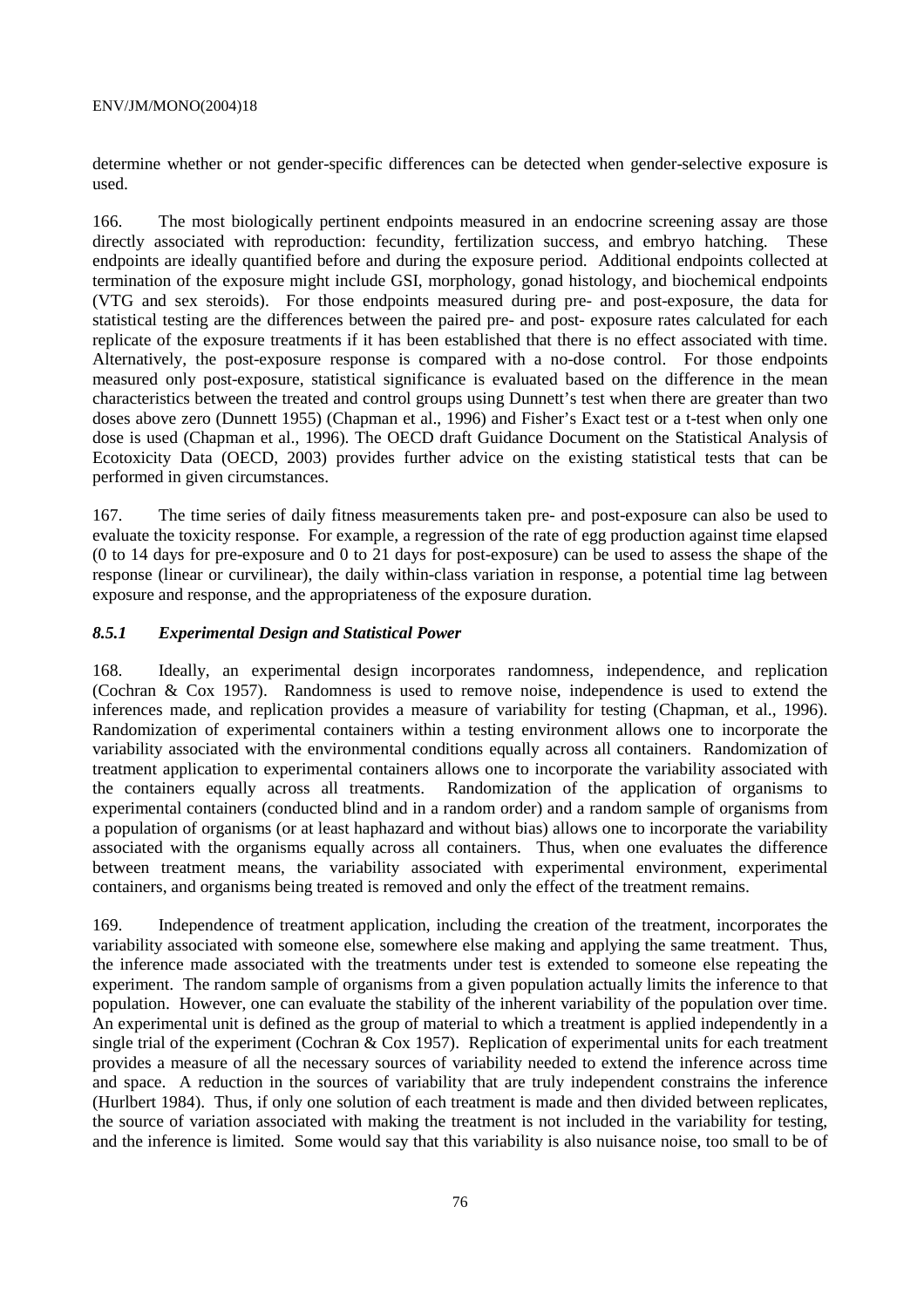determine whether or not gender-specific differences can be detected when gender-selective exposure is used.

166. The most biologically pertinent endpoints measured in an endocrine screening assay are those directly associated with reproduction: fecundity, fertilization success, and embryo hatching. These endpoints are ideally quantified before and during the exposure period. Additional endpoints collected at termination of the exposure might include GSI, morphology, gonad histology, and biochemical endpoints (VTG and sex steroids). For those endpoints measured during pre- and post-exposure, the data for statistical testing are the differences between the paired pre- and post- exposure rates calculated for each replicate of the exposure treatments if it has been established that there is no effect associated with time. Alternatively, the post-exposure response is compared with a no-dose control. For those endpoints measured only post-exposure, statistical significance is evaluated based on the difference in the mean characteristics between the treated and control groups using Dunnett's test when there are greater than two doses above zero (Dunnett 1955) (Chapman et al., 1996) and Fisher's Exact test or a t-test when only one dose is used (Chapman et al., 1996). The OECD draft Guidance Document on the Statistical Analysis of Ecotoxicity Data (OECD, 2003) provides further advice on the existing statistical tests that can be performed in given circumstances.

167. The time series of daily fitness measurements taken pre- and post-exposure can also be used to evaluate the toxicity response. For example, a regression of the rate of egg production against time elapsed (0 to 14 days for pre-exposure and 0 to 21 days for post-exposure) can be used to assess the shape of the response (linear or curvilinear), the daily within-class variation in response, a potential time lag between exposure and response, and the appropriateness of the exposure duration.

### *8.5.1 Experimental Design and Statistical Power*

168. Ideally, an experimental design incorporates randomness, independence, and replication (Cochran & Cox 1957). Randomness is used to remove noise, independence is used to extend the inferences made, and replication provides a measure of variability for testing (Chapman, et al., 1996). Randomization of experimental containers within a testing environment allows one to incorporate the variability associated with the environmental conditions equally across all containers. Randomization of treatment application to experimental containers allows one to incorporate the variability associated with the containers equally across all treatments. Randomization of the application of organisms to experimental containers (conducted blind and in a random order) and a random sample of organisms from a population of organisms (or at least haphazard and without bias) allows one to incorporate the variability associated with the organisms equally across all containers. Thus, when one evaluates the difference between treatment means, the variability associated with experimental environment, experimental containers, and organisms being treated is removed and only the effect of the treatment remains.

169. Independence of treatment application, including the creation of the treatment, incorporates the variability associated with someone else, somewhere else making and applying the same treatment. Thus, the inference made associated with the treatments under test is extended to someone else repeating the experiment. The random sample of organisms from a given population actually limits the inference to that population. However, one can evaluate the stability of the inherent variability of the population over time. An experimental unit is defined as the group of material to which a treatment is applied independently in a single trial of the experiment (Cochran & Cox 1957). Replication of experimental units for each treatment provides a measure of all the necessary sources of variability needed to extend the inference across time and space. A reduction in the sources of variability that are truly independent constrains the inference (Hurlbert 1984). Thus, if only one solution of each treatment is made and then divided between replicates, the source of variation associated with making the treatment is not included in the variability for testing, and the inference is limited. Some would say that this variability is also nuisance noise, too small to be of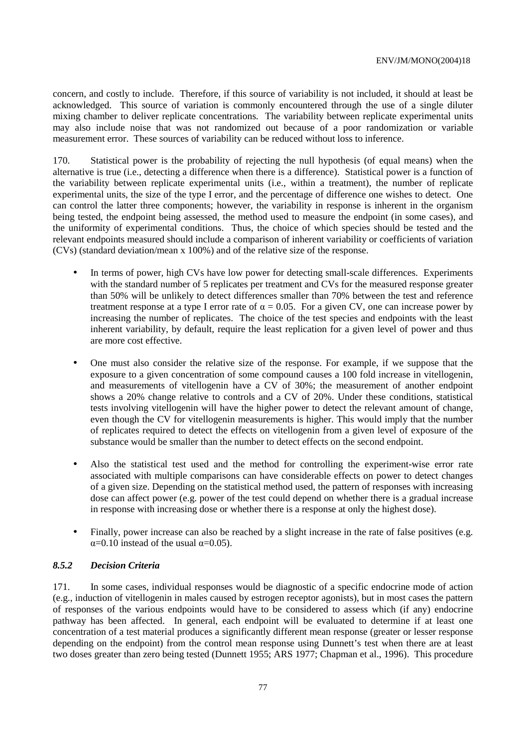concern, and costly to include. Therefore, if this source of variability is not included, it should at least be acknowledged. This source of variation is commonly encountered through the use of a single diluter mixing chamber to deliver replicate concentrations. The variability between replicate experimental units may also include noise that was not randomized out because of a poor randomization or variable measurement error. These sources of variability can be reduced without loss to inference.

170. Statistical power is the probability of rejecting the null hypothesis (of equal means) when the alternative is true (i.e., detecting a difference when there is a difference). Statistical power is a function of the variability between replicate experimental units (i.e., within a treatment), the number of replicate experimental units, the size of the type I error, and the percentage of difference one wishes to detect. One can control the latter three components; however, the variability in response is inherent in the organism being tested, the endpoint being assessed, the method used to measure the endpoint (in some cases), and the uniformity of experimental conditions. Thus, the choice of which species should be tested and the relevant endpoints measured should include a comparison of inherent variability or coefficients of variation (CVs) (standard deviation/mean x 100%) and of the relative size of the response.

- In terms of power, high CVs have low power for detecting small-scale differences. Experiments with the standard number of 5 replicates per treatment and CVs for the measured response greater than 50% will be unlikely to detect differences smaller than 70% between the test and reference treatment response at a type I error rate of $\alpha = 0.05$. For a given CV, one can increase power by increasing the number of replicates. The choice of the test species and endpoints with the least inherent variability, by default, require the least replication for a given level of power and thus are more cost effective.

- One must also consider the relative size of the response. For example, if we suppose that the exposure to a given concentration of some compound causes a 100 fold increase in vitellogenin, and measurements of vitellogenin have a CV of 30%; the measurement of another endpoint shows a 20% change relative to controls and a CV of 20%. Under these conditions, statistical tests involving vitellogenin will have the higher power to detect the relevant amount of change, even though the CV for vitellogenin measurements is higher. This would imply that the number of replicates required to detect the effects on vitellogenin from a given level of exposure of the substance would be smaller than the number to detect effects on the second endpoint.

- Also the statistical test used and the method for controlling the experiment-wise error rate associated with multiple comparisons can have considerable effects on power to detect changes of a given size. Depending on the statistical method used, the pattern of responses with increasing dose can affect power (e.g. power of the test could depend on whether there is a gradual increase in response with increasing dose or whether there is a response at only the highest dose).

- Finally, power increase can also be reached by a slight increase in the rate of false positives (e.g. $\alpha$=0.10 instead of the usual $\alpha$=0.05).

### *8.5.2 Decision Criteria*

171. In some cases, individual responses would be diagnostic of a specific endocrine mode of action (e.g., induction of vitellogenin in males caused by estrogen receptor agonists), but in most cases the pattern of responses of the various endpoints would have to be considered to assess which (if any) endocrine pathway has been affected. In general, each endpoint will be evaluated to determine if at least one concentration of a test material produces a significantly different mean response (greater or lesser response depending on the endpoint) from the control mean response using Dunnett's test when there are at least two doses greater than zero being tested (Dunnett 1955; ARS 1977; Chapman et al., 1996). This procedure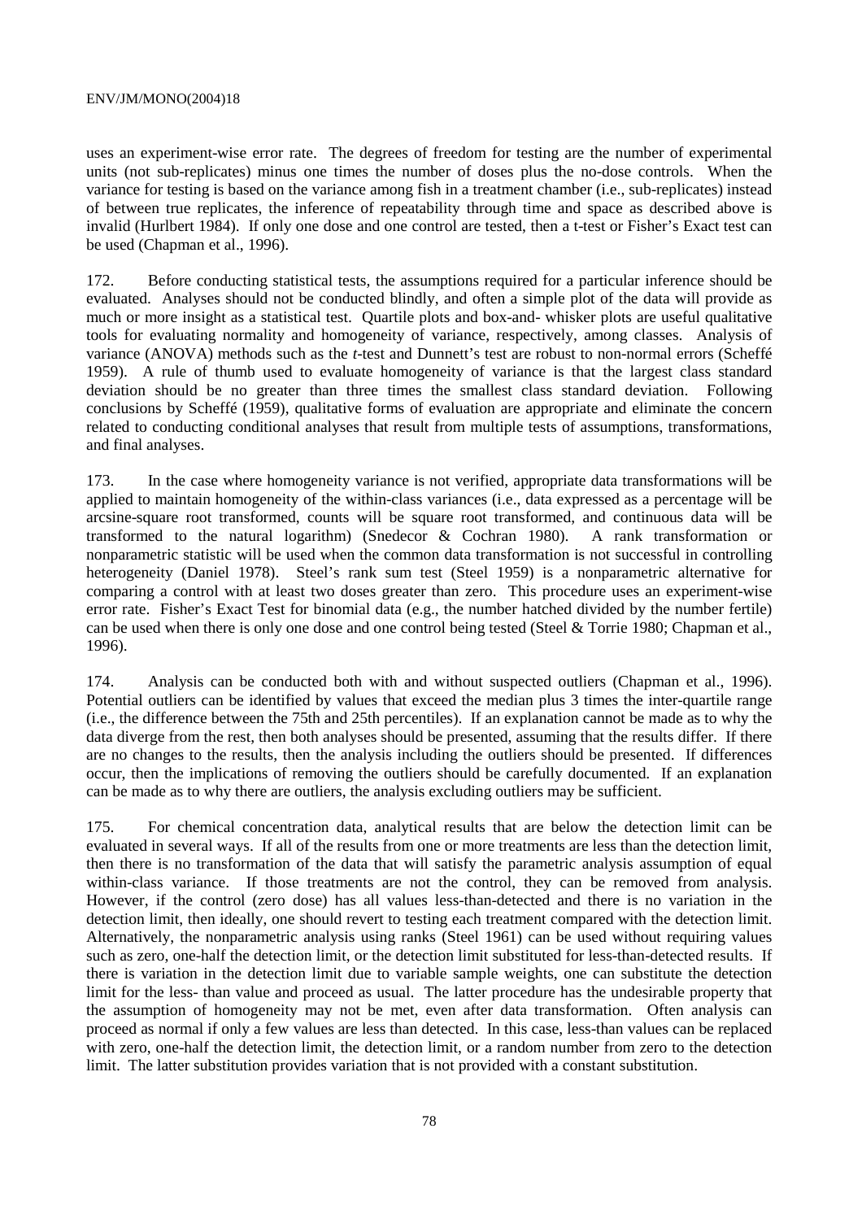uses an experiment-wise error rate. The degrees of freedom for testing are the number of experimental units (not sub-replicates) minus one times the number of doses plus the no-dose controls. When the variance for testing is based on the variance among fish in a treatment chamber (i.e., sub-replicates) instead of between true replicates, the inference of repeatability through time and space as described above is invalid (Hurlbert 1984). If only one dose and one control are tested, then a t-test or Fisher's Exact test can be used (Chapman et al., 1996).

172. Before conducting statistical tests, the assumptions required for a particular inference should be evaluated. Analyses should not be conducted blindly, and often a simple plot of the data will provide as much or more insight as a statistical test. Quartile plots and box-and- whisker plots are useful qualitative tools for evaluating normality and homogeneity of variance, respectively, among classes. Analysis of variance (ANOVA) methods such as the *t*-test and Dunnett's test are robust to non-normal errors (Scheffé 1959). A rule of thumb used to evaluate homogeneity of variance is that the largest class standard deviation should be no greater than three times the smallest class standard deviation. Following conclusions by Scheffé (1959), qualitative forms of evaluation are appropriate and eliminate the concern related to conducting conditional analyses that result from multiple tests of assumptions, transformations, and final analyses.

173. In the case where homogeneity variance is not verified, appropriate data transformations will be applied to maintain homogeneity of the within-class variances (i.e., data expressed as a percentage will be arcsine-square root transformed, counts will be square root transformed, and continuous data will be transformed to the natural logarithm) (Snedecor & Cochran 1980). A rank transformation or nonparametric statistic will be used when the common data transformation is not successful in controlling heterogeneity (Daniel 1978). Steel's rank sum test (Steel 1959) is a nonparametric alternative for comparing a control with at least two doses greater than zero. This procedure uses an experiment-wise error rate. Fisher's Exact Test for binomial data (e.g., the number hatched divided by the number fertile) can be used when there is only one dose and one control being tested (Steel & Torrie 1980; Chapman et al., 1996).

174. Analysis can be conducted both with and without suspected outliers (Chapman et al., 1996). Potential outliers can be identified by values that exceed the median plus 3 times the inter-quartile range (i.e., the difference between the 75th and 25th percentiles). If an explanation cannot be made as to why the data diverge from the rest, then both analyses should be presented, assuming that the results differ. If there are no changes to the results, then the analysis including the outliers should be presented. If differences occur, then the implications of removing the outliers should be carefully documented. If an explanation can be made as to why there are outliers, the analysis excluding outliers may be sufficient.

175. For chemical concentration data, analytical results that are below the detection limit can be evaluated in several ways. If all of the results from one or more treatments are less than the detection limit, then there is no transformation of the data that will satisfy the parametric analysis assumption of equal within-class variance. If those treatments are not the control, they can be removed from analysis. However, if the control (zero dose) has all values less-than-detected and there is no variation in the detection limit, then ideally, one should revert to testing each treatment compared with the detection limit. Alternatively, the nonparametric analysis using ranks (Steel 1961) can be used without requiring values such as zero, one-half the detection limit, or the detection limit substituted for less-than-detected results. If there is variation in the detection limit due to variable sample weights, one can substitute the detection limit for the less- than value and proceed as usual. The latter procedure has the undesirable property that the assumption of homogeneity may not be met, even after data transformation. Often analysis can proceed as normal if only a few values are less than detected. In this case, less-than values can be replaced with zero, one-half the detection limit, the detection limit, or a random number from zero to the detection limit. The latter substitution provides variation that is not provided with a constant substitution.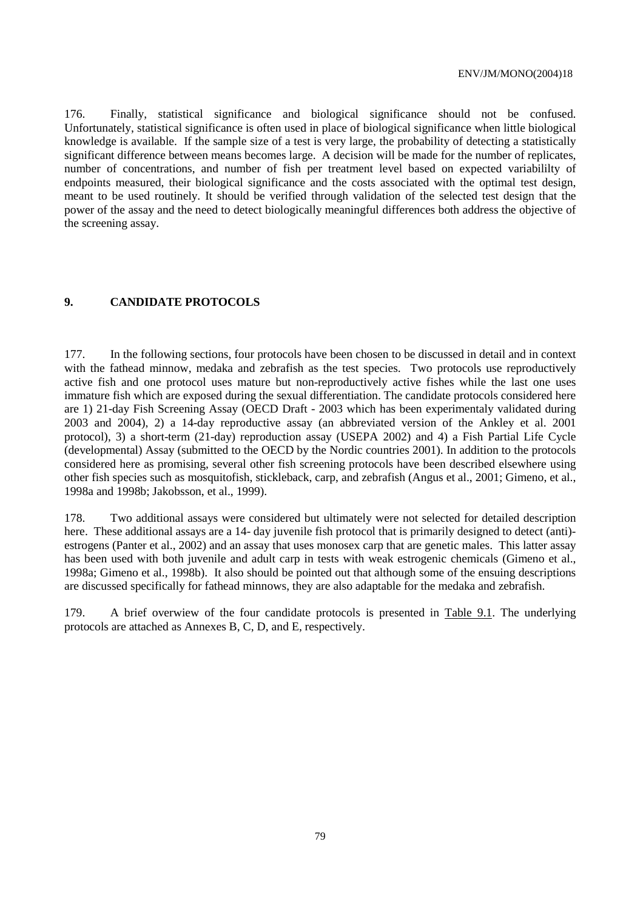176. Finally, statistical significance and biological significance should not be confused. Unfortunately, statistical significance is often used in place of biological significance when little biological knowledge is available. If the sample size of a test is very large, the probability of detecting a statistically significant difference between means becomes large. A decision will be made for the number of replicates, number of concentrations, and number of fish per treatment level based on expected variabililty of endpoints measured, their biological significance and the costs associated with the optimal test design, meant to be used routinely. It should be verified through validation of the selected test design that the power of the assay and the need to detect biologically meaningful differences both address the objective of the screening assay.

## 9. CANDIDATE PROTOCOLS

177. In the following sections, four protocols have been chosen to be discussed in detail and in context with the fathead minnow, medaka and zebrafish as the test species. Two protocols use reproductively active fish and one protocol uses mature but non-reproductively active fishes while the last one uses immature fish which are exposed during the sexual differentiation. The candidate protocols considered here are 1) 21-day Fish Screening Assay (OECD Draft - 2003 which has been experimentaly validated during 2003 and 2004), 2) a 14-day reproductive assay (an abbreviated version of the Ankley et al. 2001 protocol), 3) a short-term (21-day) reproduction assay (USEPA 2002) and 4) a Fish Partial Life Cycle (developmental) Assay (submitted to the OECD by the Nordic countries 2001). In addition to the protocols considered here as promising, several other fish screening protocols have been described elsewhere using other fish species such as mosquitofish, stickleback, carp, and zebrafish (Angus et al., 2001; Gimeno, et al., 1998a and 1998b; Jakobsson, et al., 1999).

178. Two additional assays were considered but ultimately were not selected for detailed description here. These additional assays are a 14- day juvenile fish protocol that is primarily designed to detect (anti)-estrogens (Panter et al., 2002) and an assay that uses monosex carp that are genetic males. This latter assay has been used with both juvenile and adult carp in tests with weak estrogenic chemicals (Gimeno et al., 1998a; Gimeno et al., 1998b). It also should be pointed out that although some of the ensuing descriptions are discussed specifically for fathead minnows, they are also adaptable for the medaka and zebrafish.

179. A brief overwiew of the four candidate protocols is presented in Table 9.1. The underlying protocols are attached as Annexes B, C, D, and E, respectively.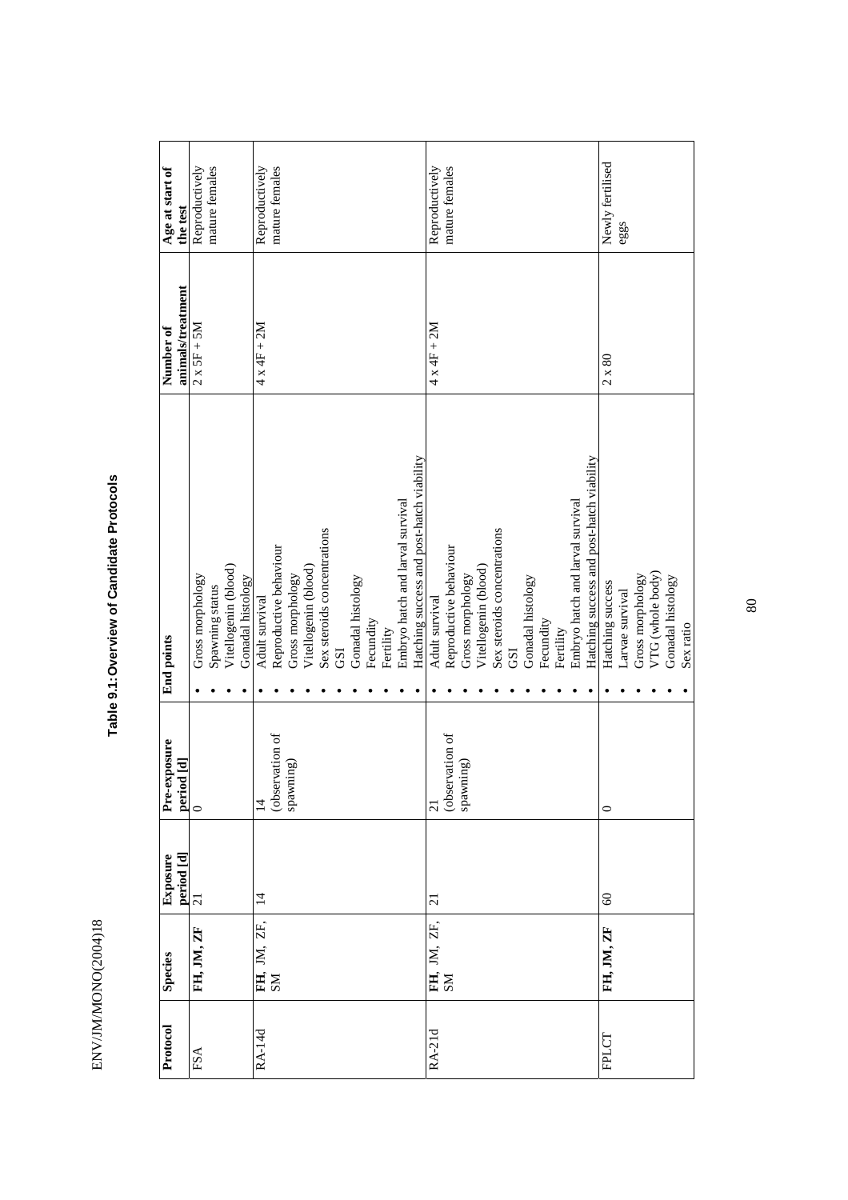**Table 9.1: Overview of Candidate Protocols**

| Protocol | Species | Exposure period [d] | Pre-exposure period [d] | End points | Number of animals/treatment | Age at start of the test |
|---|---|---|---|---|---|---|
| FSA | **FH, JM, ZF** | 21 | 0 | • Gross morphology<br>• Spawning status<br>• Vitellogenin (blood)<br>• Gonadal histology | 2 x 5F + 5M | Reproductively mature females |
| RA-14d | **FH**, JM, ZF, SM | 14 | 14 (observation of spawning) | • Adult survival<br>• Reproductive behaviour<br>• Gross morphology<br>• Vitellogenin (blood)<br>• Sex steroids concentrations<br>• GSI<br>• Gonadal histology<br>• Fecundity<br>• Fertility<br>• Embryo hatch and larval survival<br>• Hatching success and post-hatch viability | 4 x 4F + 2M | Reproductively mature females |
| RA-21d | **FH**, JM, ZF, SM | 21 | 21 (observation of spawning) | • Adult survival<br>• Reproductive behaviour<br>• Gross morphology<br>• Vitellogenin (blood)<br>• Sex steroids concentrations<br>• GSI<br>• Gonadal histology<br>• Fecundity<br>• Fertility<br>• Embryo hatch and larval survival<br>• Hatching success and post-hatch viability | 4 x 4F + 2M | Reproductively mature females |
| FPLCT | **FH, JM, ZF** | 60 | 0 | • Hatching success<br>• Larvae survival<br>• Gross morphology<br>• VTG (whole body)<br>• Gonadal histology<br>• Sex ratio | 2 x 80 | Newly fertilised eggs |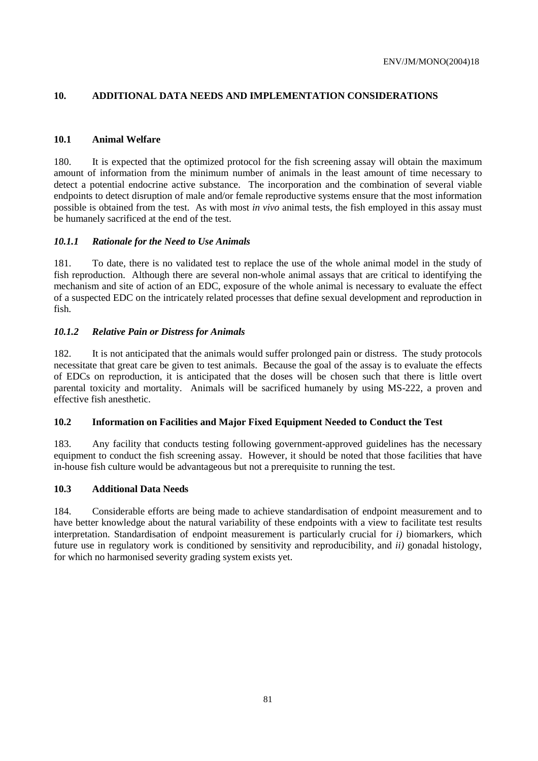## 10. ADDITIONAL DATA NEEDS AND IMPLEMENTATION CONSIDERATIONS

### 10.1 Animal Welfare

180. It is expected that the optimized protocol for the fish screening assay will obtain the maximum amount of information from the minimum number of animals in the least amount of time necessary to detect a potential endocrine active substance. The incorporation and the combination of several viable endpoints to detect disruption of male and/or female reproductive systems ensure that the most information possible is obtained from the test. As with most *in vivo* animal tests, the fish employed in this assay must be humanely sacrificed at the end of the test.

#### *10.1.1 Rationale for the Need to Use Animals*

181. To date, there is no validated test to replace the use of the whole animal model in the study of fish reproduction. Although there are several non-whole animal assays that are critical to identifying the mechanism and site of action of an EDC, exposure of the whole animal is necessary to evaluate the effect of a suspected EDC on the intricately related processes that define sexual development and reproduction in fish.

#### *10.1.2 Relative Pain or Distress for Animals*

182. It is not anticipated that the animals would suffer prolonged pain or distress. The study protocols necessitate that great care be given to test animals. Because the goal of the assay is to evaluate the effects of EDCs on reproduction, it is anticipated that the doses will be chosen such that there is little overt parental toxicity and mortality. Animals will be sacrificed humanely by using MS-222, a proven and effective fish anesthetic.

### 10.2 Information on Facilities and Major Fixed Equipment Needed to Conduct the Test

183. Any facility that conducts testing following government-approved guidelines has the necessary equipment to conduct the fish screening assay. However, it should be noted that those facilities that have in-house fish culture would be advantageous but not a prerequisite to running the test.

### 10.3 Additional Data Needs

184. Considerable efforts are being made to achieve standardisation of endpoint measurement and to have better knowledge about the natural variability of these endpoints with a view to facilitate test results interpretation. Standardisation of endpoint measurement is particularly crucial for *i)* biomarkers, which future use in regulatory work is conditioned by sensitivity and reproducibility, and *ii)* gonadal histology, for which no harmonised severity grading system exists yet.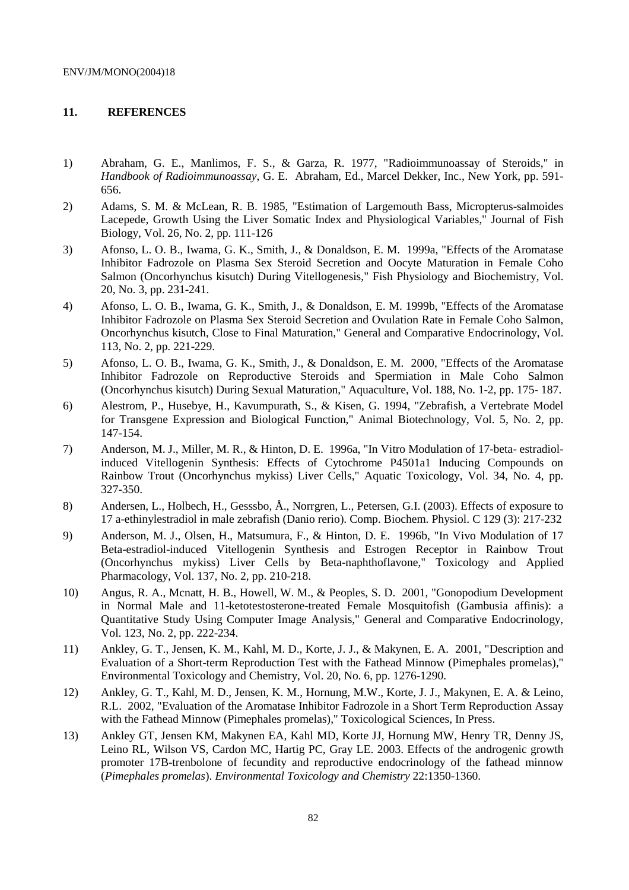## 11. REFERENCES

1) Abraham, G. E., Manlimos, F. S., & Garza, R. 1977, "Radioimmunoassay of Steroids," in *Handbook of Radioimmunoassay*, G. E. Abraham, Ed., Marcel Dekker, Inc., New York, pp. 591-656.

2) Adams, S. M. & McLean, R. B. 1985, "Estimation of Largemouth Bass, Micropterus-salmoides Lacepede, Growth Using the Liver Somatic Index and Physiological Variables," Journal of Fish Biology, Vol. 26, No. 2, pp. 111-126

3) Afonso, L. O. B., Iwama, G. K., Smith, J., & Donaldson, E. M. 1999a, "Effects of the Aromatase Inhibitor Fadrozole on Plasma Sex Steroid Secretion and Oocyte Maturation in Female Coho Salmon (Oncorhynchus kisutch) During Vitellogenesis," Fish Physiology and Biochemistry, Vol. 20, No. 3, pp. 231-241.

4) Afonso, L. O. B., Iwama, G. K., Smith, J., & Donaldson, E. M. 1999b, "Effects of the Aromatase Inhibitor Fadrozole on Plasma Sex Steroid Secretion and Ovulation Rate in Female Coho Salmon, Oncorhynchus kisutch, Close to Final Maturation," General and Comparative Endocrinology, Vol. 113, No. 2, pp. 221-229.

5) Afonso, L. O. B., Iwama, G. K., Smith, J., & Donaldson, E. M. 2000, "Effects of the Aromatase Inhibitor Fadrozole on Reproductive Steroids and Spermiation in Male Coho Salmon (Oncorhynchus kisutch) During Sexual Maturation," Aquaculture, Vol. 188, No. 1-2, pp. 175- 187.

6) Alestrom, P., Husebye, H., Kavumpurath, S., & Kisen, G. 1994, "Zebrafish, a Vertebrate Model for Transgene Expression and Biological Function," Animal Biotechnology, Vol. 5, No. 2, pp. 147-154.

7) Anderson, M. J., Miller, M. R., & Hinton, D. E. 1996a, "In Vitro Modulation of 17-beta- estradiol-induced Vitellogenin Synthesis: Effects of Cytochrome P4501a1 Inducing Compounds on Rainbow Trout (Oncorhynchus mykiss) Liver Cells," Aquatic Toxicology, Vol. 34, No. 4, pp. 327-350.

8) Andersen, L., Holbech, H., Gesssbo, Å., Norrgren, L., Petersen, G.I. (2003). Effects of exposure to 17 a-ethinylestradiol in male zebrafish (Danio rerio). Comp. Biochem. Physiol. C 129 (3): 217-232

9) Anderson, M. J., Olsen, H., Matsumura, F., & Hinton, D. E. 1996b, "In Vivo Modulation of 17 Beta-estradiol-induced Vitellogenin Synthesis and Estrogen Receptor in Rainbow Trout (Oncorhynchus mykiss) Liver Cells by Beta-naphthoflavone," Toxicology and Applied Pharmacology, Vol. 137, No. 2, pp. 210-218.

10) Angus, R. A., Mcnatt, H. B., Howell, W. M., & Peoples, S. D. 2001, "Gonopodium Development in Normal Male and 11-ketotestosterone-treated Female Mosquitofish (Gambusia affinis): a Quantitative Study Using Computer Image Analysis," General and Comparative Endocrinology, Vol. 123, No. 2, pp. 222-234.

11) Ankley, G. T., Jensen, K. M., Kahl, M. D., Korte, J. J., & Makynen, E. A. 2001, "Description and Evaluation of a Short-term Reproduction Test with the Fathead Minnow (Pimephales promelas)," Environmental Toxicology and Chemistry, Vol. 20, No. 6, pp. 1276-1290.

12) Ankley, G. T., Kahl, M. D., Jensen, K. M., Hornung, M.W., Korte, J. J., Makynen, E. A. & Leino, R.L. 2002, "Evaluation of the Aromatase Inhibitor Fadrozole in a Short Term Reproduction Assay with the Fathead Minnow (Pimephales promelas)," Toxicological Sciences, In Press.

13) Ankley GT, Jensen KM, Makynen EA, Kahl MD, Korte JJ, Hornung MW, Henry TR, Denny JS, Leino RL, Wilson VS, Cardon MC, Hartig PC, Gray LE. 2003. Effects of the androgenic growth promoter 17B-trenbolone of fecundity and reproductive endocrinology of the fathead minnow (*Pimephales promelas*). *Environmental Toxicology and Chemistry* 22:1350-1360.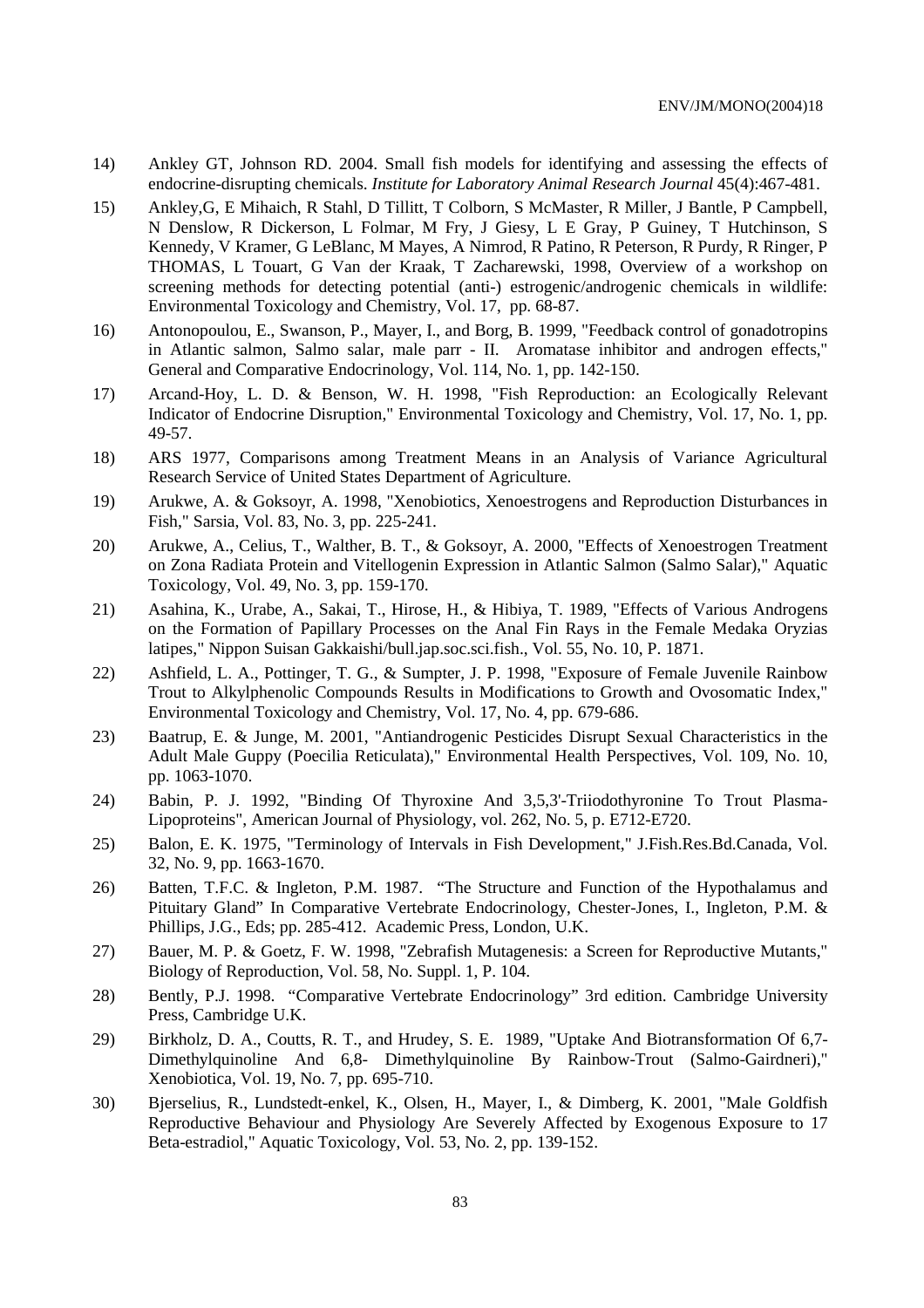14) Ankley GT, Johnson RD. 2004. Small fish models for identifying and assessing the effects of endocrine-disrupting chemicals. *Institute for Laboratory Animal Research Journal* 45(4):467-481.

15) Ankley,G, E Mihaich, R Stahl, D Tillitt, T Colborn, S McMaster, R Miller, J Bantle, P Campbell, N Denslow, R Dickerson, L Folmar, M Fry, J Giesy, L E Gray, P Guiney, T Hutchinson, S Kennedy, V Kramer, G LeBlanc, M Mayes, A Nimrod, R Patino, R Peterson, R Purdy, R Ringer, P THOMAS, L Touart, G Van der Kraak, T Zacharewski, 1998, Overview of a workshop on screening methods for detecting potential (anti-) estrogenic/androgenic chemicals in wildlife: Environmental Toxicology and Chemistry, Vol. 17, pp. 68-87.

16) Antonopoulou, E., Swanson, P., Mayer, I., and Borg, B. 1999, "Feedback control of gonadotropins in Atlantic salmon, Salmo salar, male parr - II. Aromatase inhibitor and androgen effects," General and Comparative Endocrinology, Vol. 114, No. 1, pp. 142-150.

17) Arcand-Hoy, L. D. & Benson, W. H. 1998, "Fish Reproduction: an Ecologically Relevant Indicator of Endocrine Disruption," Environmental Toxicology and Chemistry, Vol. 17, No. 1, pp. 49-57.

18) ARS 1977, Comparisons among Treatment Means in an Analysis of Variance Agricultural Research Service of United States Department of Agriculture.

19) Arukwe, A. & Goksoyr, A. 1998, "Xenobiotics, Xenoestrogens and Reproduction Disturbances in Fish," Sarsia, Vol. 83, No. 3, pp. 225-241.

20) Arukwe, A., Celius, T., Walther, B. T., & Goksoyr, A. 2000, "Effects of Xenoestrogen Treatment on Zona Radiata Protein and Vitellogenin Expression in Atlantic Salmon (Salmo Salar)," Aquatic Toxicology, Vol. 49, No. 3, pp. 159-170.

21) Asahina, K., Urabe, A., Sakai, T., Hirose, H., & Hibiya, T. 1989, "Effects of Various Androgens on the Formation of Papillary Processes on the Anal Fin Rays in the Female Medaka Oryzias latipes," Nippon Suisan Gakkaishi/bull.jap.soc.sci.fish., Vol. 55, No. 10, P. 1871.

22) Ashfield, L. A., Pottinger, T. G., & Sumpter, J. P. 1998, "Exposure of Female Juvenile Rainbow Trout to Alkylphenolic Compounds Results in Modifications to Growth and Ovosomatic Index," Environmental Toxicology and Chemistry, Vol. 17, No. 4, pp. 679-686.

23) Baatrup, E. & Junge, M. 2001, "Antiandrogenic Pesticides Disrupt Sexual Characteristics in the Adult Male Guppy (Poecilia Reticulata)," Environmental Health Perspectives, Vol. 109, No. 10, pp. 1063-1070.

24) Babin, P. J. 1992, "Binding Of Thyroxine And 3,5,3'-Triiodothyronine To Trout Plasma-Lipoproteins", American Journal of Physiology, vol. 262, No. 5, p. E712-E720.

25) Balon, E. K. 1975, "Terminology of Intervals in Fish Development," J.Fish.Res.Bd.Canada, Vol. 32, No. 9, pp. 1663-1670.

26) Batten, T.F.C. & Ingleton, P.M. 1987. "The Structure and Function of the Hypothalamus and Pituitary Gland" In Comparative Vertebrate Endocrinology, Chester-Jones, I., Ingleton, P.M. & Phillips, J.G., Eds; pp. 285-412. Academic Press, London, U.K.

27) Bauer, M. P. & Goetz, F. W. 1998, "Zebrafish Mutagenesis: a Screen for Reproductive Mutants," Biology of Reproduction, Vol. 58, No. Suppl. 1, P. 104.

28) Bently, P.J. 1998. "Comparative Vertebrate Endocrinology" 3rd edition. Cambridge University Press, Cambridge U.K.

29) Birkholz, D. A., Coutts, R. T., and Hrudey, S. E. 1989, "Uptake And Biotransformation Of 6,7-Dimethylquinoline And 6,8- Dimethylquinoline By Rainbow-Trout (Salmo-Gairdneri)," Xenobiotica, Vol. 19, No. 7, pp. 695-710.

30) Bjerselius, R., Lundstedt-enkel, K., Olsen, H., Mayer, I., & Dimberg, K. 2001, "Male Goldfish Reproductive Behaviour and Physiology Are Severely Affected by Exogenous Exposure to 17 Beta-estradiol," Aquatic Toxicology, Vol. 53, No. 2, pp. 139-152.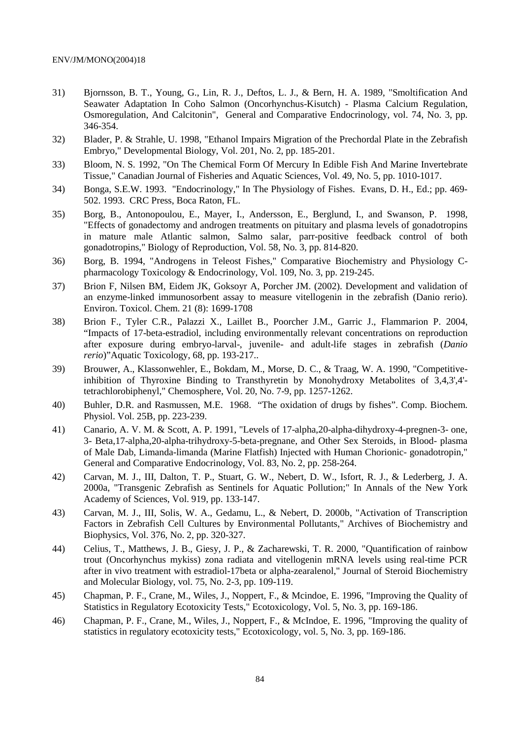31) Bjornsson, B. T., Young, G., Lin, R. J., Deftos, L. J., & Bern, H. A. 1989, "Smoltification And Seawater Adaptation In Coho Salmon (Oncorhynchus-Kisutch) - Plasma Calcium Regulation, Osmoregulation, And Calcitonin", General and Comparative Endocrinology, vol. 74, No. 3, pp. 346-354.

32) Blader, P. & Strahle, U. 1998, "Ethanol Impairs Migration of the Prechordal Plate in the Zebrafish Embryo," Developmental Biology, Vol. 201, No. 2, pp. 185-201.

33) Bloom, N. S. 1992, "On The Chemical Form Of Mercury In Edible Fish And Marine Invertebrate Tissue," Canadian Journal of Fisheries and Aquatic Sciences, Vol. 49, No. 5, pp. 1010-1017.

34) Bonga, S.E.W. 1993. "Endocrinology," In The Physiology of Fishes. Evans, D. H., Ed.; pp. 469-502. 1993. CRC Press, Boca Raton, FL.

35) Borg, B., Antonopoulou, E., Mayer, I., Andersson, E., Berglund, I., and Swanson, P. 1998, "Effects of gonadectomy and androgen treatments on pituitary and plasma levels of gonadotropins in mature male Atlantic salmon, Salmo salar, parr-positive feedback control of both gonadotropins," Biology of Reproduction, Vol. 58, No. 3, pp. 814-820.

36) Borg, B. 1994, "Androgens in Teleost Fishes," Comparative Biochemistry and Physiology C-pharmacology Toxicology & Endocrinology, Vol. 109, No. 3, pp. 219-245.

37) Brion F, Nilsen BM, Eidem JK, Goksoyr A, Porcher JM. (2002). Development and validation of an enzyme-linked immunosorbent assay to measure vitellogenin in the zebrafish (Danio rerio). Environ. Toxicol. Chem. 21 (8): 1699-1708

38) Brion F., Tyler C.R., Palazzi X., Laillet B., Poorcher J.M., Garric J., Flammarion P. 2004, "Impacts of 17-beta-estradiol, including environmentally relevant concentrations on reproduction after exposure during embryo-larval-, juvenile- and adult-life stages in zebrafish (*Danio rerio*)"Aquatic Toxicology, 68, pp. 193-217..

39) Brouwer, A., Klassonwehler, E., Bokdam, M., Morse, D. C., & Traag, W. A. 1990, "Competitive-inhibition of Thyroxine Binding to Transthyretin by Monohydroxy Metabolites of 3,4,3',4'-tetrachlorobiphenyl," Chemosphere, Vol. 20, No. 7-9, pp. 1257-1262.

40) Buhler, D.R. and Rasmussen, M.E. 1968. "The oxidation of drugs by fishes". Comp. Biochem. Physiol. Vol. 25B, pp. 223-239.

41) Canario, A. V. M. & Scott, A. P. 1991, "Levels of 17-alpha,20-alpha-dihydroxy-4-pregnen-3- one, 3- Beta,17-alpha,20-alpha-trihydroxy-5-beta-pregnane, and Other Sex Steroids, in Blood- plasma of Male Dab, Limanda-limanda (Marine Flatfish) Injected with Human Chorionic- gonadotropin," General and Comparative Endocrinology, Vol. 83, No. 2, pp. 258-264.

42) Carvan, M. J., III, Dalton, T. P., Stuart, G. W., Nebert, D. W., Isfort, R. J., & Lederberg, J. A. 2000a, "Transgenic Zebrafish as Sentinels for Aquatic Pollution;" In Annals of the New York Academy of Sciences, Vol. 919, pp. 133-147.

43) Carvan, M. J., III, Solis, W. A., Gedamu, L., & Nebert, D. 2000b, "Activation of Transcription Factors in Zebrafish Cell Cultures by Environmental Pollutants," Archives of Biochemistry and Biophysics, Vol. 376, No. 2, pp. 320-327.

44) Celius, T., Matthews, J. B., Giesy, J. P., & Zacharewski, T. R. 2000, "Quantification of rainbow trout (Oncorhynchus mykiss) zona radiata and vitellogenin mRNA levels using real-time PCR after in vivo treatment with estradiol-17beta or alpha-zearalenol," Journal of Steroid Biochemistry and Molecular Biology, vol. 75, No. 2-3, pp. 109-119.

45) Chapman, P. F., Crane, M., Wiles, J., Noppert, F., & Mcindoe, E. 1996, "Improving the Quality of Statistics in Regulatory Ecotoxicity Tests," Ecotoxicology, Vol. 5, No. 3, pp. 169-186.

46) Chapman, P. F., Crane, M., Wiles, J., Noppert, F., & McIndoe, E. 1996, "Improving the quality of statistics in regulatory ecotoxicity tests," Ecotoxicology, vol. 5, No. 3, pp. 169-186.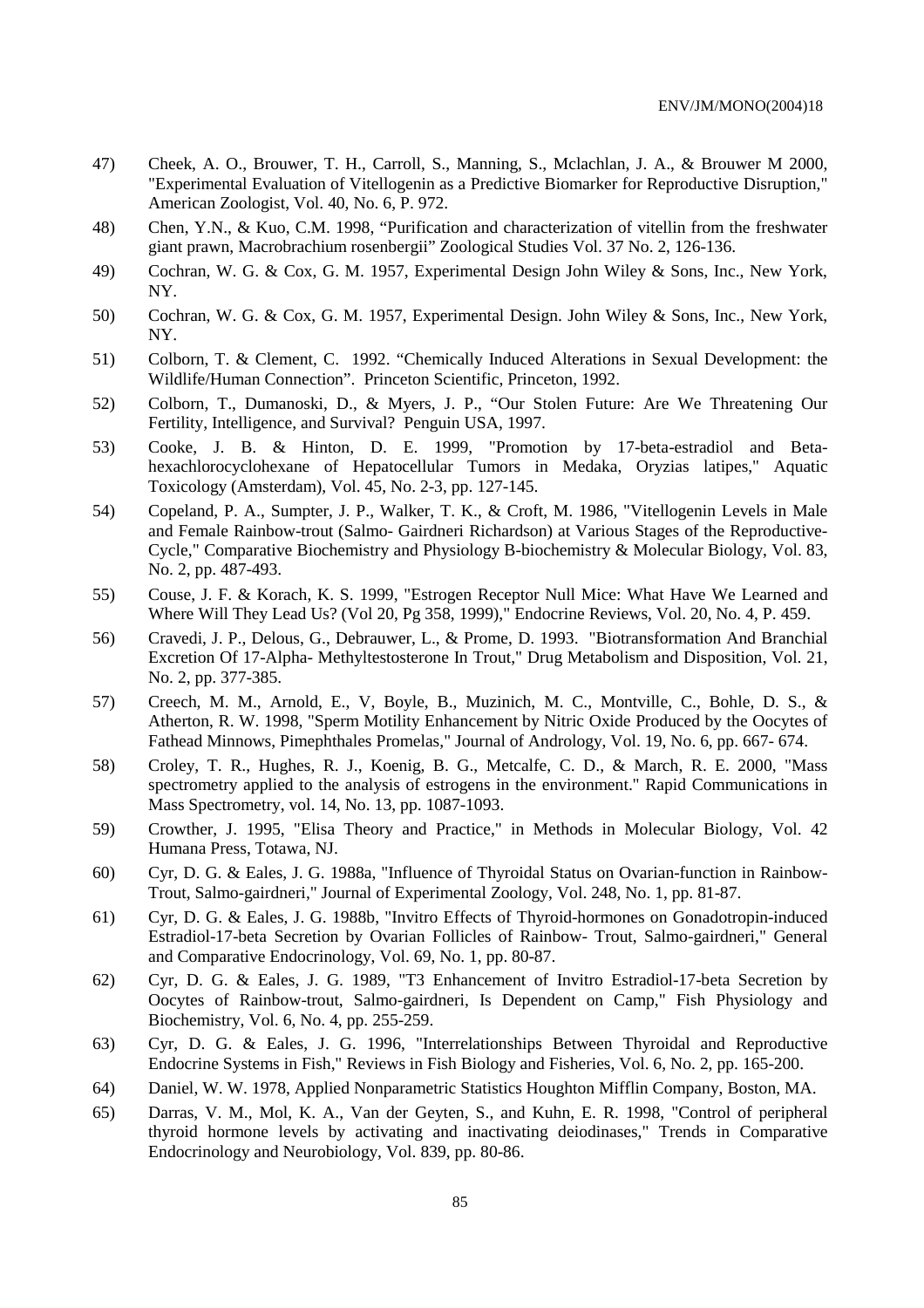47) Cheek, A. O., Brouwer, T. H., Carroll, S., Manning, S., Mclachlan, J. A., & Brouwer M 2000, "Experimental Evaluation of Vitellogenin as a Predictive Biomarker for Reproductive Disruption," American Zoologist, Vol. 40, No. 6, P. 972.

48) Chen, Y.N., & Kuo, C.M. 1998, “Purification and characterization of vitellin from the freshwater giant prawn, Macrobrachium rosenbergii” Zoological Studies Vol. 37 No. 2, 126-136.

49) Cochran, W. G. & Cox, G. M. 1957, Experimental Design John Wiley & Sons, Inc., New York, NY.

50) Cochran, W. G. & Cox, G. M. 1957, Experimental Design. John Wiley & Sons, Inc., New York, NY.

51) Colborn, T. & Clement, C. 1992. “Chemically Induced Alterations in Sexual Development: the Wildlife/Human Connection”. Princeton Scientific, Princeton, 1992.

52) Colborn, T., Dumanoski, D., & Myers, J. P., “Our Stolen Future: Are We Threatening Our Fertility, Intelligence, and Survival? Penguin USA, 1997.

53) Cooke, J. B. & Hinton, D. E. 1999, "Promotion by 17-beta-estradiol and Beta-hexachlorocyclohexane of Hepatocellular Tumors in Medaka, Oryzias latipes," Aquatic Toxicology (Amsterdam), Vol. 45, No. 2-3, pp. 127-145.

54) Copeland, P. A., Sumpter, J. P., Walker, T. K., & Croft, M. 1986, "Vitellogenin Levels in Male and Female Rainbow-trout (Salmo- Gairdneri Richardson) at Various Stages of the Reproductive-Cycle," Comparative Biochemistry and Physiology B-biochemistry & Molecular Biology, Vol. 83, No. 2, pp. 487-493.

55) Couse, J. F. & Korach, K. S. 1999, "Estrogen Receptor Null Mice: What Have We Learned and Where Will They Lead Us? (Vol 20, Pg 358, 1999)," Endocrine Reviews, Vol. 20, No. 4, P. 459.

56) Cravedi, J. P., Delous, G., Debrauwer, L., & Prome, D. 1993. "Biotransformation And Branchial Excretion Of 17-Alpha- Methyltestosterone In Trout," Drug Metabolism and Disposition, Vol. 21, No. 2, pp. 377-385.

57) Creech, M. M., Arnold, E., V, Boyle, B., Muzinich, M. C., Montville, C., Bohle, D. S., & Atherton, R. W. 1998, "Sperm Motility Enhancement by Nitric Oxide Produced by the Oocytes of Fathead Minnows, Pimephthales Promelas," Journal of Andrology, Vol. 19, No. 6, pp. 667- 674.

58) Croley, T. R., Hughes, R. J., Koenig, B. G., Metcalfe, C. D., & March, R. E. 2000, "Mass spectrometry applied to the analysis of estrogens in the environment." Rapid Communications in Mass Spectrometry, vol. 14, No. 13, pp. 1087-1093.

59) Crowther, J. 1995, "Elisa Theory and Practice," in Methods in Molecular Biology, Vol. 42 Humana Press, Totawa, NJ.

60) Cyr, D. G. & Eales, J. G. 1988a, "Influence of Thyroidal Status on Ovarian-function in Rainbow-Trout, Salmo-gairdneri," Journal of Experimental Zoology, Vol. 248, No. 1, pp. 81-87.

61) Cyr, D. G. & Eales, J. G. 1988b, "Invitro Effects of Thyroid-hormones on Gonadotropin-induced Estradiol-17-beta Secretion by Ovarian Follicles of Rainbow- Trout, Salmo-gairdneri," General and Comparative Endocrinology, Vol. 69, No. 1, pp. 80-87.

62) Cyr, D. G. & Eales, J. G. 1989, "T3 Enhancement of Invitro Estradiol-17-beta Secretion by Oocytes of Rainbow-trout, Salmo-gairdneri, Is Dependent on Camp," Fish Physiology and Biochemistry, Vol. 6, No. 4, pp. 255-259.

63) Cyr, D. G. & Eales, J. G. 1996, "Interrelationships Between Thyroidal and Reproductive Endocrine Systems in Fish," Reviews in Fish Biology and Fisheries, Vol. 6, No. 2, pp. 165-200.

64) Daniel, W. W. 1978, Applied Nonparametric Statistics Houghton Mifflin Company, Boston, MA.

65) Darras, V. M., Mol, K. A., Van der Geyten, S., and Kuhn, E. R. 1998, "Control of peripheral thyroid hormone levels by activating and inactivating deiodinases," Trends in Comparative Endocrinology and Neurobiology, Vol. 839, pp. 80-86.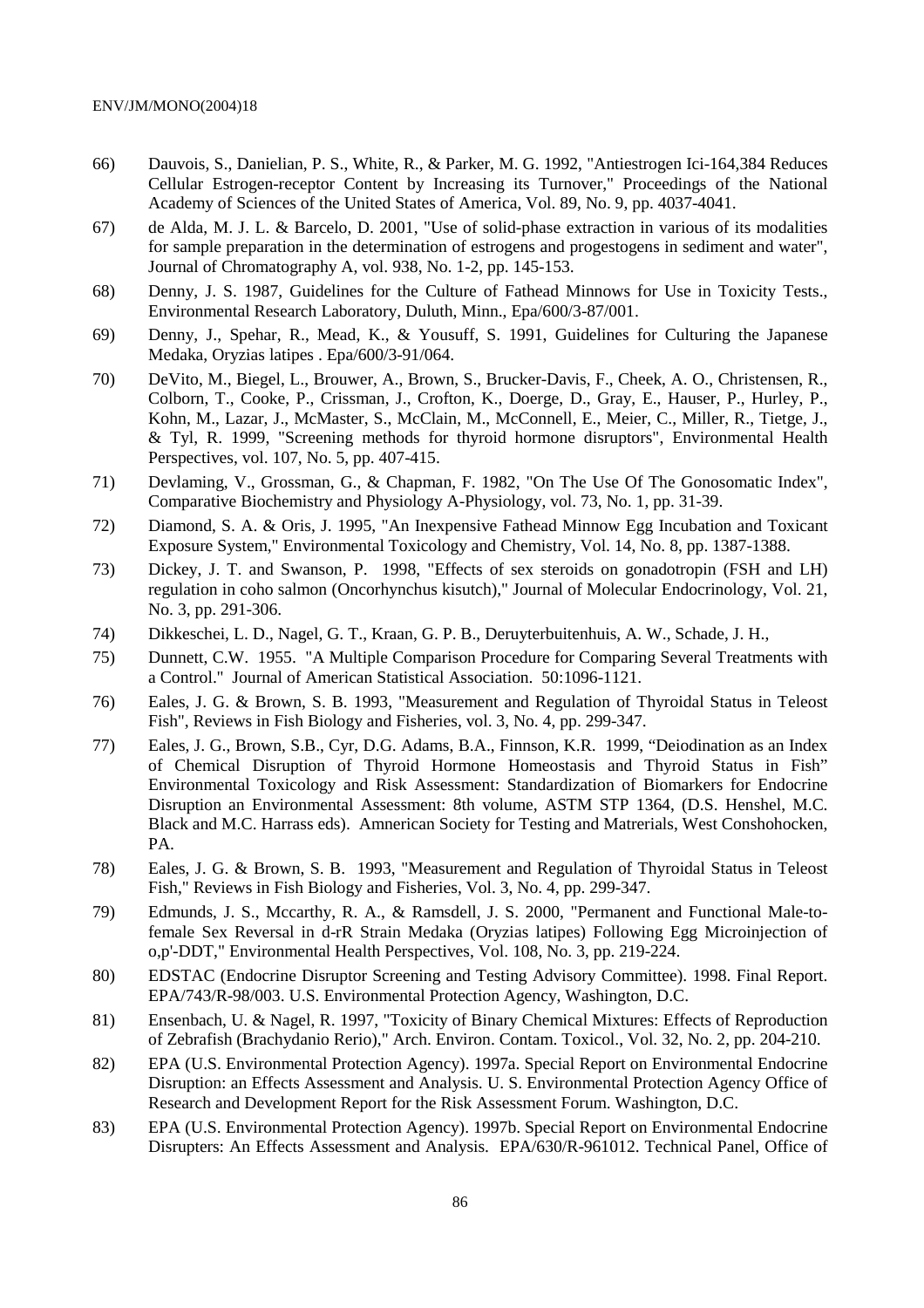66) Dauvois, S., Danielian, P. S., White, R., & Parker, M. G. 1992, "Antiestrogen Ici-164,384 Reduces Cellular Estrogen-receptor Content by Increasing its Turnover," Proceedings of the National Academy of Sciences of the United States of America, Vol. 89, No. 9, pp. 4037-4041.

67) de Alda, M. J. L. & Barcelo, D. 2001, "Use of solid-phase extraction in various of its modalities for sample preparation in the determination of estrogens and progestogens in sediment and water", Journal of Chromatography A, vol. 938, No. 1-2, pp. 145-153.

68) Denny, J. S. 1987, Guidelines for the Culture of Fathead Minnows for Use in Toxicity Tests., Environmental Research Laboratory, Duluth, Minn., Epa/600/3-87/001.

69) Denny, J., Spehar, R., Mead, K., & Yousuff, S. 1991, Guidelines for Culturing the Japanese Medaka, Oryzias latipes . Epa/600/3-91/064.

70) DeVito, M., Biegel, L., Brouwer, A., Brown, S., Brucker-Davis, F., Cheek, A. O., Christensen, R., Colborn, T., Cooke, P., Crissman, J., Crofton, K., Doerge, D., Gray, E., Hauser, P., Hurley, P., Kohn, M., Lazar, J., McMaster, S., McClain, M., McConnell, E., Meier, C., Miller, R., Tietge, J., & Tyl, R. 1999, "Screening methods for thyroid hormone disruptors", Environmental Health Perspectives, vol. 107, No. 5, pp. 407-415.

71) Devlaming, V., Grossman, G., & Chapman, F. 1982, "On The Use Of The Gonosomatic Index", Comparative Biochemistry and Physiology A-Physiology, vol. 73, No. 1, pp. 31-39.

72) Diamond, S. A. & Oris, J. 1995, "An Inexpensive Fathead Minnow Egg Incubation and Toxicant Exposure System," Environmental Toxicology and Chemistry, Vol. 14, No. 8, pp. 1387-1388.

73) Dickey, J. T. and Swanson, P. 1998, "Effects of sex steroids on gonadotropin (FSH and LH) regulation in coho salmon (Oncorhynchus kisutch)," Journal of Molecular Endocrinology, Vol. 21, No. 3, pp. 291-306.

74) Dikkeschei, L. D., Nagel, G. T., Kraan, G. P. B., Deruyterbuitenhuis, A. W., Schade, J. H.,

75) Dunnett, C.W. 1955. "A Multiple Comparison Procedure for Comparing Several Treatments with a Control." Journal of American Statistical Association. 50:1096-1121.

76) Eales, J. G. & Brown, S. B. 1993, "Measurement and Regulation of Thyroidal Status in Teleost Fish", Reviews in Fish Biology and Fisheries, vol. 3, No. 4, pp. 299-347.

77) Eales, J. G., Brown, S.B., Cyr, D.G. Adams, B.A., Finnson, K.R. 1999, "Deiodination as an Index of Chemical Disruption of Thyroid Hormone Homeostasis and Thyroid Status in Fish" Environmental Toxicology and Risk Assessment: Standardization of Biomarkers for Endocrine Disruption an Environmental Assessment: 8th volume, ASTM STP 1364, (D.S. Henshel, M.C. Black and M.C. Harrass eds). Amnerican Society for Testing and Matrerials, West Conshohocken, PA.

78) Eales, J. G. & Brown, S. B. 1993, "Measurement and Regulation of Thyroidal Status in Teleost Fish," Reviews in Fish Biology and Fisheries, Vol. 3, No. 4, pp. 299-347.

79) Edmunds, J. S., Mccarthy, R. A., & Ramsdell, J. S. 2000, "Permanent and Functional Male-to-female Sex Reversal in d-rR Strain Medaka (Oryzias latipes) Following Egg Microinjection of o,p'-DDT," Environmental Health Perspectives, Vol. 108, No. 3, pp. 219-224.

80) EDSTAC (Endocrine Disruptor Screening and Testing Advisory Committee). 1998. Final Report. EPA/743/R-98/003. U.S. Environmental Protection Agency, Washington, D.C.

81) Ensenbach, U. & Nagel, R. 1997, "Toxicity of Binary Chemical Mixtures: Effects of Reproduction of Zebrafish (Brachydanio Rerio)," Arch. Environ. Contam. Toxicol., Vol. 32, No. 2, pp. 204-210.

82) EPA (U.S. Environmental Protection Agency). 1997a. Special Report on Environmental Endocrine Disruption: an Effects Assessment and Analysis. U. S. Environmental Protection Agency Office of Research and Development Report for the Risk Assessment Forum. Washington, D.C.

83) EPA (U.S. Environmental Protection Agency). 1997b. Special Report on Environmental Endocrine Disrupters: An Effects Assessment and Analysis. EPA/630/R-961012. Technical Panel, Office of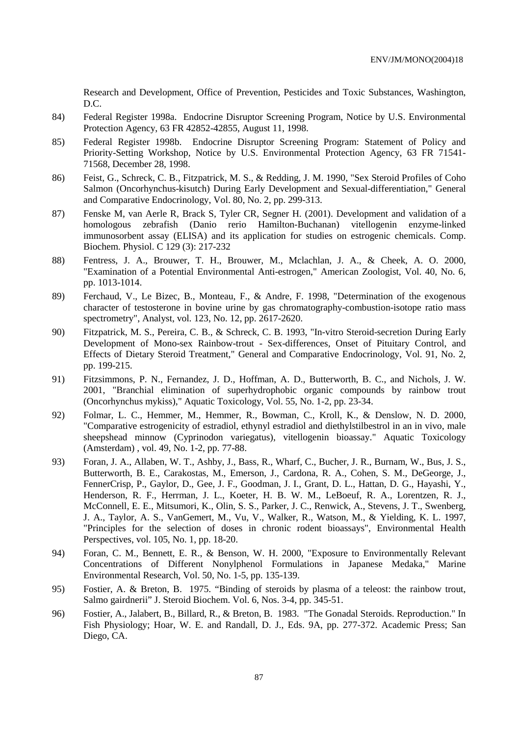Research and Development, Office of Prevention, Pesticides and Toxic Substances, Washington, D.C.

84) Federal Register 1998a. Endocrine Disruptor Screening Program, Notice by U.S. Environmental Protection Agency, 63 FR 42852-42855, August 11, 1998.

85) Federal Register 1998b. Endocrine Disruptor Screening Program: Statement of Policy and Priority-Setting Workshop, Notice by U.S. Environmental Protection Agency, 63 FR 71541-71568, December 28, 1998.

86) Feist, G., Schreck, C. B., Fitzpatrick, M. S., & Redding, J. M. 1990, "Sex Steroid Profiles of Coho Salmon (Oncorhynchus-kisutch) During Early Development and Sexual-differentiation," General and Comparative Endocrinology, Vol. 80, No. 2, pp. 299-313.

87) Fenske M, van Aerle R, Brack S, Tyler CR, Segner H. (2001). Development and validation of a homologous zebrafish (Danio rerio Hamilton-Buchanan) vitellogenin enzyme-linked immunosorbent assay (ELISA) and its application for studies on estrogenic chemicals. Comp. Biochem. Physiol. C 129 (3): 217-232

88) Fentress, J. A., Brouwer, T. H., Brouwer, M., Mclachlan, J. A., & Cheek, A. O. 2000, "Examination of a Potential Environmental Anti-estrogen," American Zoologist, Vol. 40, No. 6, pp. 1013-1014.

89) Ferchaud, V., Le Bizec, B., Monteau, F., & Andre, F. 1998, "Determination of the exogenous character of testosterone in bovine urine by gas chromatography-combustion-isotope ratio mass spectrometry", Analyst, vol. 123, No. 12, pp. 2617-2620.

90) Fitzpatrick, M. S., Pereira, C. B., & Schreck, C. B. 1993, "In-vitro Steroid-secretion During Early Development of Mono-sex Rainbow-trout - Sex-differences, Onset of Pituitary Control, and Effects of Dietary Steroid Treatment," General and Comparative Endocrinology, Vol. 91, No. 2, pp. 199-215.

91) Fitzsimmons, P. N., Fernandez, J. D., Hoffman, A. D., Butterworth, B. C., and Nichols, J. W. 2001, "Branchial elimination of superhydrophobic organic compounds by rainbow trout (Oncorhynchus mykiss)," Aquatic Toxicology, Vol. 55, No. 1-2, pp. 23-34.

92) Folmar, L. C., Hemmer, M., Hemmer, R., Bowman, C., Kroll, K., & Denslow, N. D. 2000, "Comparative estrogenicity of estradiol, ethynyl estradiol and diethylstilbestrol in an in vivo, male sheepshead minnow (Cyprinodon variegatus), vitellogenin bioassay." Aquatic Toxicology (Amsterdam) , vol. 49, No. 1-2, pp. 77-88.

93) Foran, J. A., Allaben, W. T., Ashby, J., Bass, R., Wharf, C., Bucher, J. R., Burnam, W., Bus, J. S., Butterworth, B. E., Carakostas, M., Emerson, J., Cardona, R. A., Cohen, S. M., DeGeorge, J., FennerCrisp, P., Gaylor, D., Gee, J. F., Goodman, J. I., Grant, D. L., Hattan, D. G., Hayashi, Y., Henderson, R. F., Herrman, J. L., Koeter, H. B. W. M., LeBoeuf, R. A., Lorentzen, R. J., McConnell, E. E., Mitsumori, K., Olin, S. S., Parker, J. C., Renwick, A., Stevens, J. T., Swenberg, J. A., Taylor, A. S., VanGemert, M., Vu, V., Walker, R., Watson, M., & Yielding, K. L. 1997, "Principles for the selection of doses in chronic rodent bioassays", Environmental Health Perspectives, vol. 105, No. 1, pp. 18-20.

94) Foran, C. M., Bennett, E. R., & Benson, W. H. 2000, "Exposure to Environmentally Relevant Concentrations of Different Nonylphenol Formulations in Japanese Medaka," Marine Environmental Research, Vol. 50, No. 1-5, pp. 135-139.

95) Fostier, A. & Breton, B. 1975. "Binding of steroids by plasma of a teleost: the rainbow trout, Salmo gairdnerii" J. Steroid Biochem. Vol. 6, Nos. 3-4, pp. 345-51.

96) Fostier, A., Jalabert, B., Billard, R., & Breton, B. 1983. "The Gonadal Steroids. Reproduction." In Fish Physiology; Hoar, W. E. and Randall, D. J., Eds. 9A, pp. 277-372. Academic Press; San Diego, CA.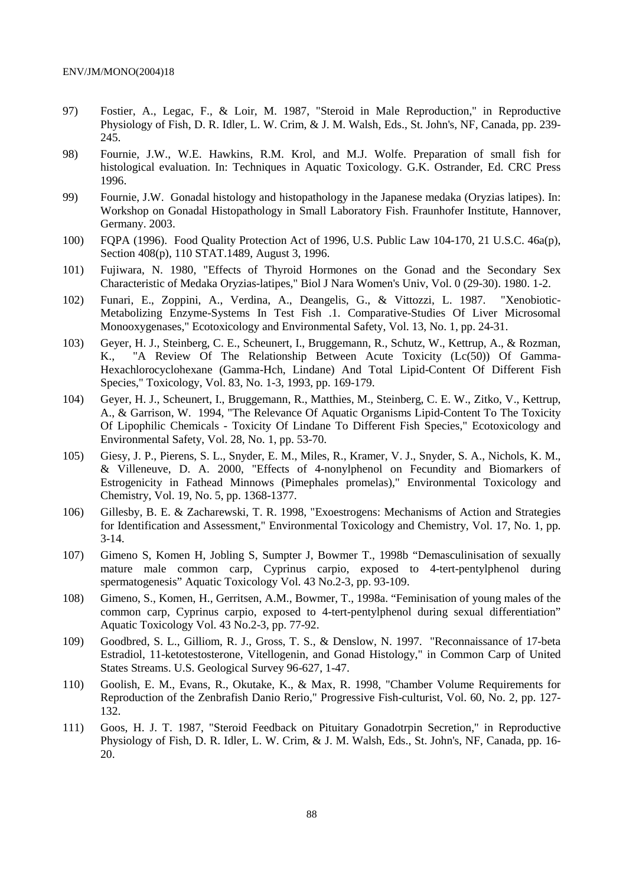97) Fostier, A., Legac, F., & Loir, M. 1987, "Steroid in Male Reproduction," in Reproductive Physiology of Fish, D. R. Idler, L. W. Crim, & J. M. Walsh, Eds., St. John's, NF, Canada, pp. 239-245.

98) Fournie, J.W., W.E. Hawkins, R.M. Krol, and M.J. Wolfe. Preparation of small fish for histological evaluation. In: Techniques in Aquatic Toxicology. G.K. Ostrander, Ed. CRC Press 1996.

99) Fournie, J.W. Gonadal histology and histopathology in the Japanese medaka (Oryzias latipes). In: Workshop on Gonadal Histopathology in Small Laboratory Fish. Fraunhofer Institute, Hannover, Germany. 2003.

100) FQPA (1996). Food Quality Protection Act of 1996, U.S. Public Law 104-170, 21 U.S.C. 46a(p), Section 408(p), 110 STAT.1489, August 3, 1996.

101) Fujiwara, N. 1980, "Effects of Thyroid Hormones on the Gonad and the Secondary Sex Characteristic of Medaka Oryzias-latipes," Biol J Nara Women's Univ, Vol. 0 (29-30). 1980. 1-2.

102) Funari, E., Zoppini, A., Verdina, A., Deangelis, G., & Vittozzi, L. 1987. "Xenobiotic-Metabolizing Enzyme-Systems In Test Fish .1. Comparative-Studies Of Liver Microsomal Monooxygenases," Ecotoxicology and Environmental Safety, Vol. 13, No. 1, pp. 24-31.

103) Geyer, H. J., Steinberg, C. E., Scheunert, I., Bruggemann, R., Schutz, W., Kettrup, A., & Rozman, K., "A Review Of The Relationship Between Acute Toxicity (Lc(50)) Of Gamma-Hexachlorocyclohexane (Gamma-Hch, Lindane) And Total Lipid-Content Of Different Fish Species," Toxicology, Vol. 83, No. 1-3, 1993, pp. 169-179.

104) Geyer, H. J., Scheunert, I., Bruggemann, R., Matthies, M., Steinberg, C. E. W., Zitko, V., Kettrup, A., & Garrison, W. 1994, "The Relevance Of Aquatic Organisms Lipid-Content To The Toxicity Of Lipophilic Chemicals - Toxicity Of Lindane To Different Fish Species," Ecotoxicology and Environmental Safety, Vol. 28, No. 1, pp. 53-70.

105) Giesy, J. P., Pierens, S. L., Snyder, E. M., Miles, R., Kramer, V. J., Snyder, S. A., Nichols, K. M., & Villeneuve, D. A. 2000, "Effects of 4-nonylphenol on Fecundity and Biomarkers of Estrogenicity in Fathead Minnows (Pimephales promelas)," Environmental Toxicology and Chemistry, Vol. 19, No. 5, pp. 1368-1377.

106) Gillesby, B. E. & Zacharewski, T. R. 1998, "Exoestrogens: Mechanisms of Action and Strategies for Identification and Assessment," Environmental Toxicology and Chemistry, Vol. 17, No. 1, pp. 3-14.

107) Gimeno S, Komen H, Jobling S, Sumpter J, Bowmer T., 1998b "Demasculinisation of sexually mature male common carp, Cyprinus carpio, exposed to 4-tert-pentylphenol during spermatogenesis" Aquatic Toxicology Vol. 43 No.2-3, pp. 93-109.

108) Gimeno, S., Komen, H., Gerritsen, A.M., Bowmer, T., 1998a. "Feminisation of young males of the common carp, Cyprinus carpio, exposed to 4-tert-pentylphenol during sexual differentiation" Aquatic Toxicology Vol. 43 No.2-3, pp. 77-92.

109) Goodbred, S. L., Gilliom, R. J., Gross, T. S., & Denslow, N. 1997. "Reconnaissance of 17-beta Estradiol, 11-ketotestosterone, Vitellogenin, and Gonad Histology," in Common Carp of United States Streams. U.S. Geological Survey 96-627, 1-47.

110) Goolish, E. M., Evans, R., Okutake, K., & Max, R. 1998, "Chamber Volume Requirements for Reproduction of the Zenbrafish Danio Rerio," Progressive Fish-culturist, Vol. 60, No. 2, pp. 127-132.

111) Goos, H. J. T. 1987, "Steroid Feedback on Pituitary Gonadotrpin Secretion," in Reproductive Physiology of Fish, D. R. Idler, L. W. Crim, & J. M. Walsh, Eds., St. John's, NF, Canada, pp. 16-20.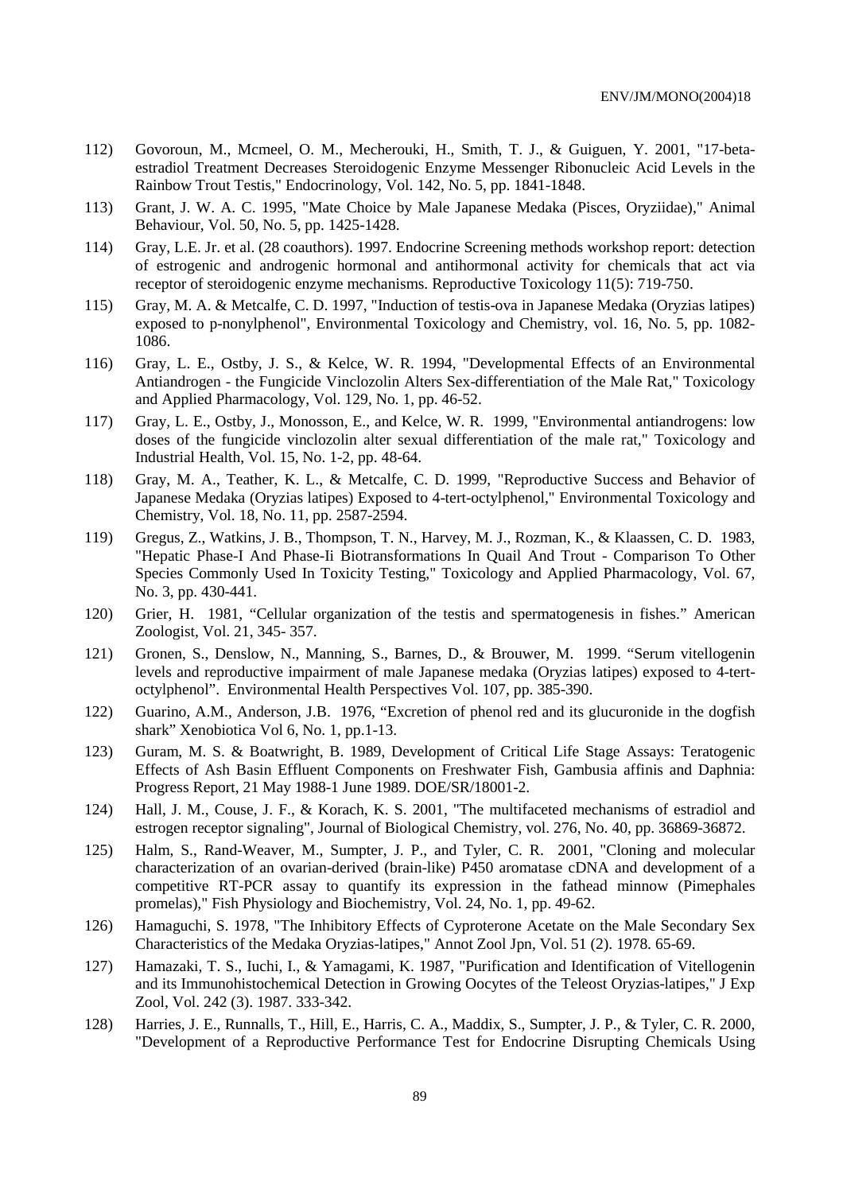112) Govoroun, M., Mcmeel, O. M., Mecherouki, H., Smith, T. J., & Guiguen, Y. 2001, "17-beta-estradiol Treatment Decreases Steroidogenic Enzyme Messenger Ribonucleic Acid Levels in the Rainbow Trout Testis," Endocrinology, Vol. 142, No. 5, pp. 1841-1848.

113) Grant, J. W. A. C. 1995, "Mate Choice by Male Japanese Medaka (Pisces, Oryziidae)," Animal Behaviour, Vol. 50, No. 5, pp. 1425-1428.

114) Gray, L.E. Jr. et al. (28 coauthors). 1997. Endocrine Screening methods workshop report: detection of estrogenic and androgenic hormonal and antihormonal activity for chemicals that act via receptor of steroidogenic enzyme mechanisms. Reproductive Toxicology 11(5): 719-750.

115) Gray, M. A. & Metcalfe, C. D. 1997, "Induction of testis-ova in Japanese Medaka (Oryzias latipes) exposed to p-nonylphenol", Environmental Toxicology and Chemistry, vol. 16, No. 5, pp. 1082-1086.

116) Gray, L. E., Ostby, J. S., & Kelce, W. R. 1994, "Developmental Effects of an Environmental Antiandrogen - the Fungicide Vinclozolin Alters Sex-differentiation of the Male Rat," Toxicology and Applied Pharmacology, Vol. 129, No. 1, pp. 46-52.

117) Gray, L. E., Ostby, J., Monosson, E., and Kelce, W. R. 1999, "Environmental antiandrogens: low doses of the fungicide vinclozolin alter sexual differentiation of the male rat," Toxicology and Industrial Health, Vol. 15, No. 1-2, pp. 48-64.

118) Gray, M. A., Teather, K. L., & Metcalfe, C. D. 1999, "Reproductive Success and Behavior of Japanese Medaka (Oryzias latipes) Exposed to 4-tert-octylphenol," Environmental Toxicology and Chemistry, Vol. 18, No. 11, pp. 2587-2594.

119) Gregus, Z., Watkins, J. B., Thompson, T. N., Harvey, M. J., Rozman, K., & Klaassen, C. D. 1983, "Hepatic Phase-I And Phase-Ii Biotransformations In Quail And Trout - Comparison To Other Species Commonly Used In Toxicity Testing," Toxicology and Applied Pharmacology, Vol. 67, No. 3, pp. 430-441.

120) Grier, H. 1981, "Cellular organization of the testis and spermatogenesis in fishes." American Zoologist, Vol. 21, 345- 357.

121) Gronen, S., Denslow, N., Manning, S., Barnes, D., & Brouwer, M. 1999. "Serum vitellogenin levels and reproductive impairment of male Japanese medaka (Oryzias latipes) exposed to 4-tert-octylphenol". Environmental Health Perspectives Vol. 107, pp. 385-390.

122) Guarino, A.M., Anderson, J.B. 1976, "Excretion of phenol red and its glucuronide in the dogfish shark" Xenobiotica Vol 6, No. 1, pp.1-13.

123) Guram, M. S. & Boatwright, B. 1989, Development of Critical Life Stage Assays: Teratogenic Effects of Ash Basin Effluent Components on Freshwater Fish, Gambusia affinis and Daphnia: Progress Report, 21 May 1988-1 June 1989. DOE/SR/18001-2.

124) Hall, J. M., Couse, J. F., & Korach, K. S. 2001, "The multifaceted mechanisms of estradiol and estrogen receptor signaling", Journal of Biological Chemistry, vol. 276, No. 40, pp. 36869-36872.

125) Halm, S., Rand-Weaver, M., Sumpter, J. P., and Tyler, C. R. 2001, "Cloning and molecular characterization of an ovarian-derived (brain-like) P450 aromatase cDNA and development of a competitive RT-PCR assay to quantify its expression in the fathead minnow (Pimephales promelas)," Fish Physiology and Biochemistry, Vol. 24, No. 1, pp. 49-62.

126) Hamaguchi, S. 1978, "The Inhibitory Effects of Cyproterone Acetate on the Male Secondary Sex Characteristics of the Medaka Oryzias-latipes," Annot Zool Jpn, Vol. 51 (2). 1978. 65-69.

127) Hamazaki, T. S., Iuchi, I., & Yamagami, K. 1987, "Purification and Identification of Vitellogenin and its Immunohistochemical Detection in Growing Oocytes of the Teleost Oryzias-latipes," J Exp Zool, Vol. 242 (3). 1987. 333-342.

128) Harries, J. E., Runnalls, T., Hill, E., Harris, C. A., Maddix, S., Sumpter, J. P., & Tyler, C. R. 2000, "Development of a Reproductive Performance Test for Endocrine Disrupting Chemicals Using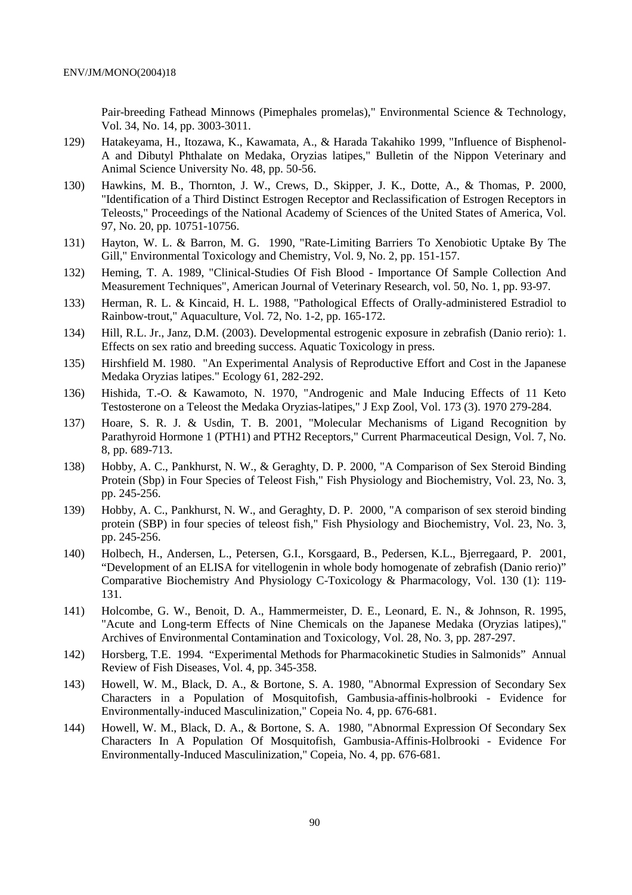Pair-breeding Fathead Minnows (Pimephales promelas)," Environmental Science & Technology, Vol. 34, No. 14, pp. 3003-3011.

129) Hatakeyama, H., Itozawa, K., Kawamata, A., & Harada Takahiko 1999, "Influence of Bisphenol-A and Dibutyl Phthalate on Medaka, Oryzias latipes," Bulletin of the Nippon Veterinary and Animal Science University No. 48, pp. 50-56.

130) Hawkins, M. B., Thornton, J. W., Crews, D., Skipper, J. K., Dotte, A., & Thomas, P. 2000, "Identification of a Third Distinct Estrogen Receptor and Reclassification of Estrogen Receptors in Teleosts," Proceedings of the National Academy of Sciences of the United States of America, Vol. 97, No. 20, pp. 10751-10756.

131) Hayton, W. L. & Barron, M. G. 1990, "Rate-Limiting Barriers To Xenobiotic Uptake By The Gill," Environmental Toxicology and Chemistry, Vol. 9, No. 2, pp. 151-157.

132) Heming, T. A. 1989, "Clinical-Studies Of Fish Blood - Importance Of Sample Collection And Measurement Techniques", American Journal of Veterinary Research, vol. 50, No. 1, pp. 93-97.

133) Herman, R. L. & Kincaid, H. L. 1988, "Pathological Effects of Orally-administered Estradiol to Rainbow-trout," Aquaculture, Vol. 72, No. 1-2, pp. 165-172.

134) Hill, R.L. Jr., Janz, D.M. (2003). Developmental estrogenic exposure in zebrafish (Danio rerio): 1. Effects on sex ratio and breeding success. Aquatic Toxicology in press.

135) Hirshfield M. 1980. "An Experimental Analysis of Reproductive Effort and Cost in the Japanese Medaka Oryzias latipes." Ecology 61, 282-292.

136) Hishida, T.-O. & Kawamoto, N. 1970, "Androgenic and Male Inducing Effects of 11 Keto Testosterone on a Teleost the Medaka Oryzias-latipes," J Exp Zool, Vol. 173 (3). 1970 279-284.

137) Hoare, S. R. J. & Usdin, T. B. 2001, "Molecular Mechanisms of Ligand Recognition by Parathyroid Hormone 1 (PTH1) and PTH2 Receptors," Current Pharmaceutical Design, Vol. 7, No. 8, pp. 689-713.

138) Hobby, A. C., Pankhurst, N. W., & Geraghty, D. P. 2000, "A Comparison of Sex Steroid Binding Protein (Sbp) in Four Species of Teleost Fish," Fish Physiology and Biochemistry, Vol. 23, No. 3, pp. 245-256.

139) Hobby, A. C., Pankhurst, N. W., and Geraghty, D. P. 2000, "A comparison of sex steroid binding protein (SBP) in four species of teleost fish," Fish Physiology and Biochemistry, Vol. 23, No. 3, pp. 245-256.

140) Holbech, H., Andersen, L., Petersen, G.I., Korsgaard, B., Pedersen, K.L., Bjerregaard, P. 2001, "Development of an ELISA for vitellogenin in whole body homogenate of zebrafish (Danio rerio)" Comparative Biochemistry And Physiology C-Toxicology & Pharmacology, Vol. 130 (1): 119-131.

141) Holcombe, G. W., Benoit, D. A., Hammermeister, D. E., Leonard, E. N., & Johnson, R. 1995, "Acute and Long-term Effects of Nine Chemicals on the Japanese Medaka (Oryzias latipes)," Archives of Environmental Contamination and Toxicology, Vol. 28, No. 3, pp. 287-297.

142) Horsberg, T.E. 1994. "Experimental Methods for Pharmacokinetic Studies in Salmonids" Annual Review of Fish Diseases, Vol. 4, pp. 345-358.

143) Howell, W. M., Black, D. A., & Bortone, S. A. 1980, "Abnormal Expression of Secondary Sex Characters in a Population of Mosquitofish, Gambusia-affinis-holbrooki - Evidence for Environmentally-induced Masculinization," Copeia No. 4, pp. 676-681.

144) Howell, W. M., Black, D. A., & Bortone, S. A. 1980, "Abnormal Expression Of Secondary Sex Characters In A Population Of Mosquitofish, Gambusia-Affinis-Holbrooki - Evidence For Environmentally-Induced Masculinization," Copeia, No. 4, pp. 676-681.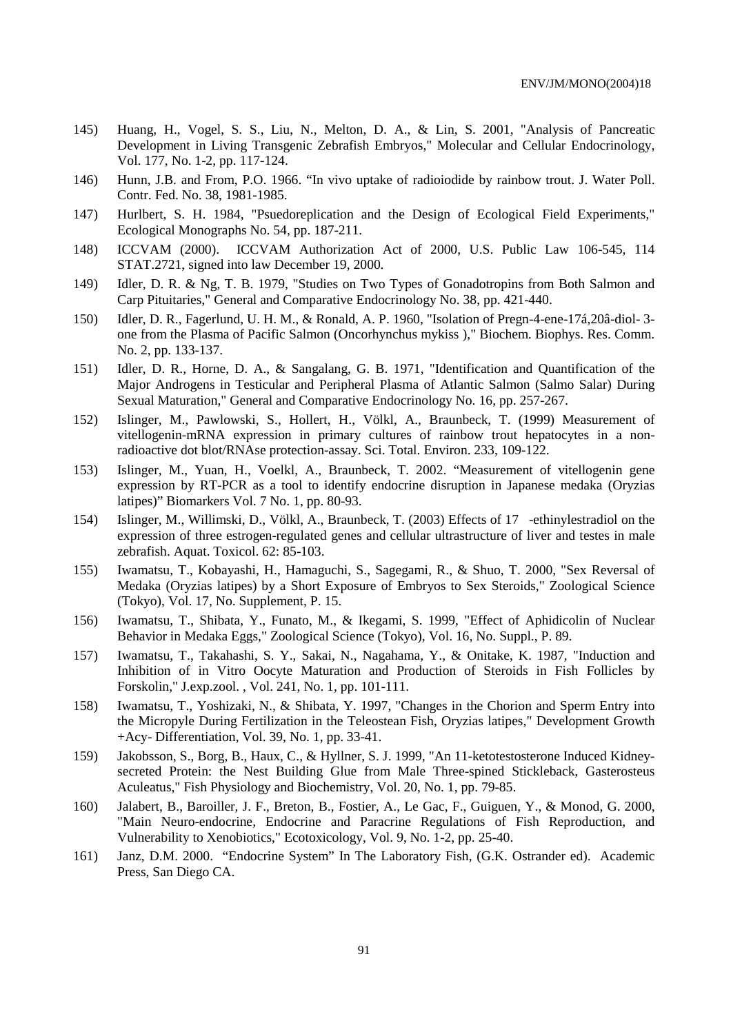145) Huang, H., Vogel, S. S., Liu, N., Melton, D. A., & Lin, S. 2001, "Analysis of Pancreatic Development in Living Transgenic Zebrafish Embryos," Molecular and Cellular Endocrinology, Vol. 177, No. 1-2, pp. 117-124.

146) Hunn, J.B. and From, P.O. 1966. "In vivo uptake of radioiodide by rainbow trout. J. Water Poll. Contr. Fed. No. 38, 1981-1985.

147) Hurlbert, S. H. 1984, "Psuedoreplication and the Design of Ecological Field Experiments," Ecological Monographs No. 54, pp. 187-211.

148) ICCVAM (2000). ICCVAM Authorization Act of 2000, U.S. Public Law 106-545, 114 STAT.2721, signed into law December 19, 2000.

149) Idler, D. R. & Ng, T. B. 1979, "Studies on Two Types of Gonadotropins from Both Salmon and Carp Pituitaries," General and Comparative Endocrinology No. 38, pp. 421-440.

150) Idler, D. R., Fagerlund, U. H. M., & Ronald, A. P. 1960, "Isolation of Pregn-4-ene-17á,20â-diol- 3-one from the Plasma of Pacific Salmon (Oncorhynchus mykiss )," Biochem. Biophys. Res. Comm. No. 2, pp. 133-137.

151) Idler, D. R., Horne, D. A., & Sangalang, G. B. 1971, "Identification and Quantification of the Major Androgens in Testicular and Peripheral Plasma of Atlantic Salmon (Salmo Salar) During Sexual Maturation," General and Comparative Endocrinology No. 16, pp. 257-267.

152) Islinger, M., Pawlowski, S., Hollert, H., Völkl, A., Braunbeck, T. (1999) Measurement of vitellogenin-mRNA expression in primary cultures of rainbow trout hepatocytes in a non-radioactive dot blot/RNAse protection-assay. Sci. Total. Environ. 233, 109-122.

153) Islinger, M., Yuan, H., Voelkl, A., Braunbeck, T. 2002. "Measurement of vitellogenin gene expression by RT-PCR as a tool to identify endocrine disruption in Japanese medaka (Oryzias latipes)" Biomarkers Vol. 7 No. 1, pp. 80-93.

154) Islinger, M., Willimski, D., Völkl, A., Braunbeck, T. (2003) Effects of 17 -ethinylestradiol on the expression of three estrogen-regulated genes and cellular ultrastructure of liver and testes in male zebrafish. Aquat. Toxicol. 62: 85-103.

155) Iwamatsu, T., Kobayashi, H., Hamaguchi, S., Sagegami, R., & Shuo, T. 2000, "Sex Reversal of Medaka (Oryzias latipes) by a Short Exposure of Embryos to Sex Steroids," Zoological Science (Tokyo), Vol. 17, No. Supplement, P. 15.

156) Iwamatsu, T., Shibata, Y., Funato, M., & Ikegami, S. 1999, "Effect of Aphidicolin of Nuclear Behavior in Medaka Eggs," Zoological Science (Tokyo), Vol. 16, No. Suppl., P. 89.

157) Iwamatsu, T., Takahashi, S. Y., Sakai, N., Nagahama, Y., & Onitake, K. 1987, "Induction and Inhibition of in Vitro Oocyte Maturation and Production of Steroids in Fish Follicles by Forskolin," J.exp.zool. , Vol. 241, No. 1, pp. 101-111.

158) Iwamatsu, T., Yoshizaki, N., & Shibata, Y. 1997, "Changes in the Chorion and Sperm Entry into the Micropyle During Fertilization in the Teleostean Fish, Oryzias latipes," Development Growth +Acy- Differentiation, Vol. 39, No. 1, pp. 33-41.

159) Jakobsson, S., Borg, B., Haux, C., & Hyllner, S. J. 1999, "An 11-ketotestosterone Induced Kidney-secreted Protein: the Nest Building Glue from Male Three-spined Stickleback, Gasterosteus Aculeatus," Fish Physiology and Biochemistry, Vol. 20, No. 1, pp. 79-85.

160) Jalabert, B., Baroiller, J. F., Breton, B., Fostier, A., Le Gac, F., Guiguen, Y., & Monod, G. 2000, "Main Neuro-endocrine, Endocrine and Paracrine Regulations of Fish Reproduction, and Vulnerability to Xenobiotics," Ecotoxicology, Vol. 9, No. 1-2, pp. 25-40.

161) Janz, D.M. 2000. "Endocrine System" In The Laboratory Fish, (G.K. Ostrander ed). Academic Press, San Diego CA.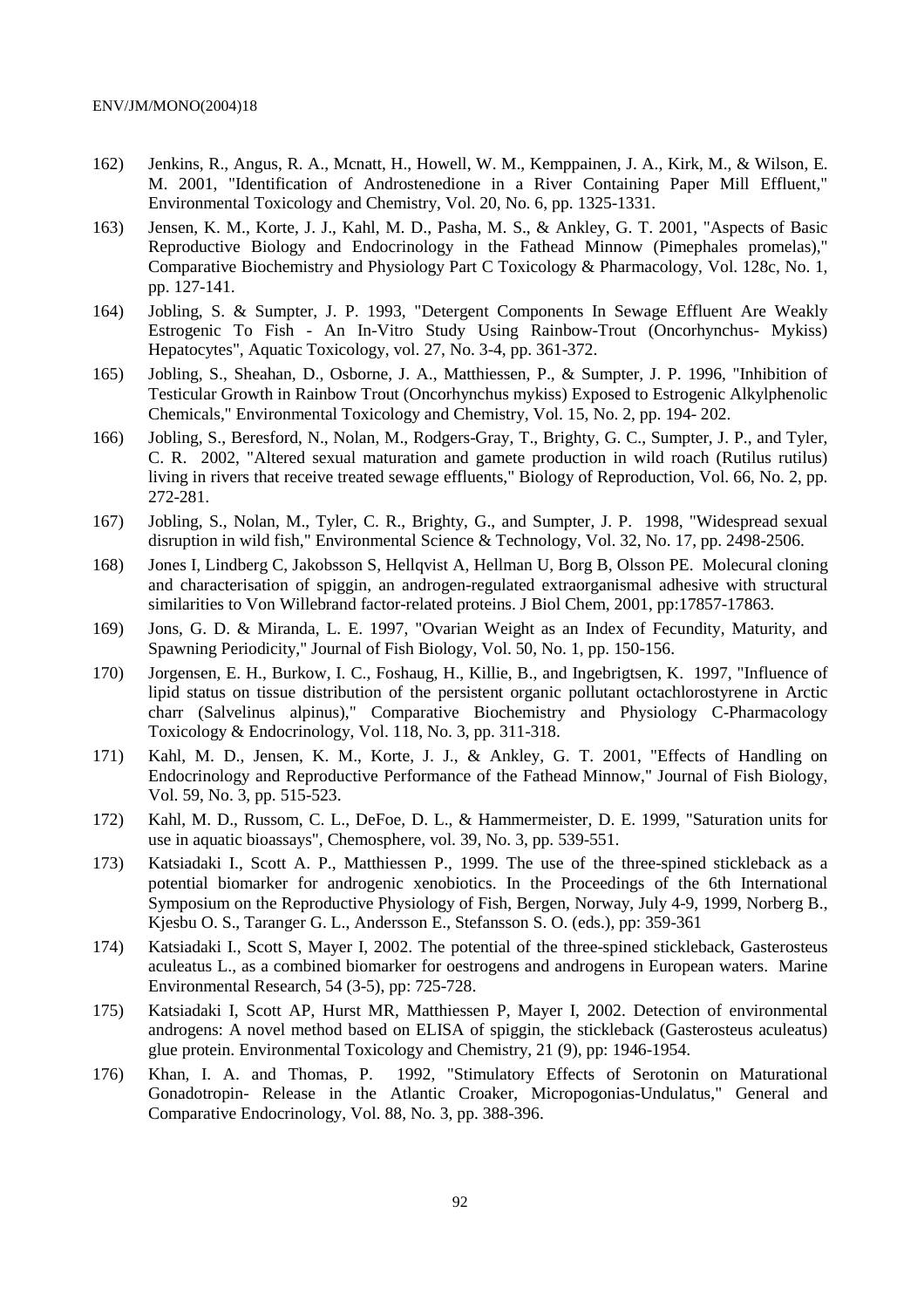162) Jenkins, R., Angus, R. A., Mcnatt, H., Howell, W. M., Kemppainen, J. A., Kirk, M., & Wilson, E. M. 2001, "Identification of Androstenedione in a River Containing Paper Mill Effluent," Environmental Toxicology and Chemistry, Vol. 20, No. 6, pp. 1325-1331.

163) Jensen, K. M., Korte, J. J., Kahl, M. D., Pasha, M. S., & Ankley, G. T. 2001, "Aspects of Basic Reproductive Biology and Endocrinology in the Fathead Minnow (Pimephales promelas)," Comparative Biochemistry and Physiology Part C Toxicology & Pharmacology, Vol. 128c, No. 1, pp. 127-141.

164) Jobling, S. & Sumpter, J. P. 1993, "Detergent Components In Sewage Effluent Are Weakly Estrogenic To Fish - An In-Vitro Study Using Rainbow-Trout (Oncorhynchus- Mykiss) Hepatocytes", Aquatic Toxicology, vol. 27, No. 3-4, pp. 361-372.

165) Jobling, S., Sheahan, D., Osborne, J. A., Matthiessen, P., & Sumpter, J. P. 1996, "Inhibition of Testicular Growth in Rainbow Trout (Oncorhynchus mykiss) Exposed to Estrogenic Alkylphenolic Chemicals," Environmental Toxicology and Chemistry, Vol. 15, No. 2, pp. 194- 202.

166) Jobling, S., Beresford, N., Nolan, M., Rodgers-Gray, T., Brighty, G. C., Sumpter, J. P., and Tyler, C. R. 2002, "Altered sexual maturation and gamete production in wild roach (Rutilus rutilus) living in rivers that receive treated sewage effluents," Biology of Reproduction, Vol. 66, No. 2, pp. 272-281.

167) Jobling, S., Nolan, M., Tyler, C. R., Brighty, G., and Sumpter, J. P. 1998, "Widespread sexual disruption in wild fish," Environmental Science & Technology, Vol. 32, No. 17, pp. 2498-2506.

168) Jones I, Lindberg C, Jakobsson S, Hellqvist A, Hellman U, Borg B, Olsson PE. Molecural cloning and characterisation of spiggin, an androgen-regulated extraorganismal adhesive with structural similarities to Von Willebrand factor-related proteins. J Biol Chem, 2001, pp:17857-17863.

169) Jons, G. D. & Miranda, L. E. 1997, "Ovarian Weight as an Index of Fecundity, Maturity, and Spawning Periodicity," Journal of Fish Biology, Vol. 50, No. 1, pp. 150-156.

170) Jorgensen, E. H., Burkow, I. C., Foshaug, H., Killie, B., and Ingebrigtsen, K. 1997, "Influence of lipid status on tissue distribution of the persistent organic pollutant octachlorostyrene in Arctic charr (Salvelinus alpinus)," Comparative Biochemistry and Physiology C-Pharmacology Toxicology & Endocrinology, Vol. 118, No. 3, pp. 311-318.

171) Kahl, M. D., Jensen, K. M., Korte, J. J., & Ankley, G. T. 2001, "Effects of Handling on Endocrinology and Reproductive Performance of the Fathead Minnow," Journal of Fish Biology, Vol. 59, No. 3, pp. 515-523.

172) Kahl, M. D., Russom, C. L., DeFoe, D. L., & Hammermeister, D. E. 1999, "Saturation units for use in aquatic bioassays", Chemosphere, vol. 39, No. 3, pp. 539-551.

173) Katsiadaki I., Scott A. P., Matthiessen P., 1999. The use of the three-spined stickleback as a potential biomarker for androgenic xenobiotics. In the Proceedings of the 6th International Symposium on the Reproductive Physiology of Fish, Bergen, Norway, July 4-9, 1999, Norberg B., Kjesbu O. S., Taranger G. L., Andersson E., Stefansson S. O. (eds.), pp: 359-361

174) Katsiadaki I., Scott S, Mayer I, 2002. The potential of the three-spined stickleback, Gasterosteus aculeatus L., as a combined biomarker for oestrogens and androgens in European waters. Marine Environmental Research, 54 (3-5), pp: 725-728.

175) Katsiadaki I, Scott AP, Hurst MR, Matthiessen P, Mayer I, 2002. Detection of environmental androgens: A novel method based on ELISA of spiggin, the stickleback (Gasterosteus aculeatus) glue protein. Environmental Toxicology and Chemistry, 21 (9), pp: 1946-1954.

176) Khan, I. A. and Thomas, P. 1992, "Stimulatory Effects of Serotonin on Maturational Gonadotropin- Release in the Atlantic Croaker, Micropogonias-Undulatus," General and Comparative Endocrinology, Vol. 88, No. 3, pp. 388-396.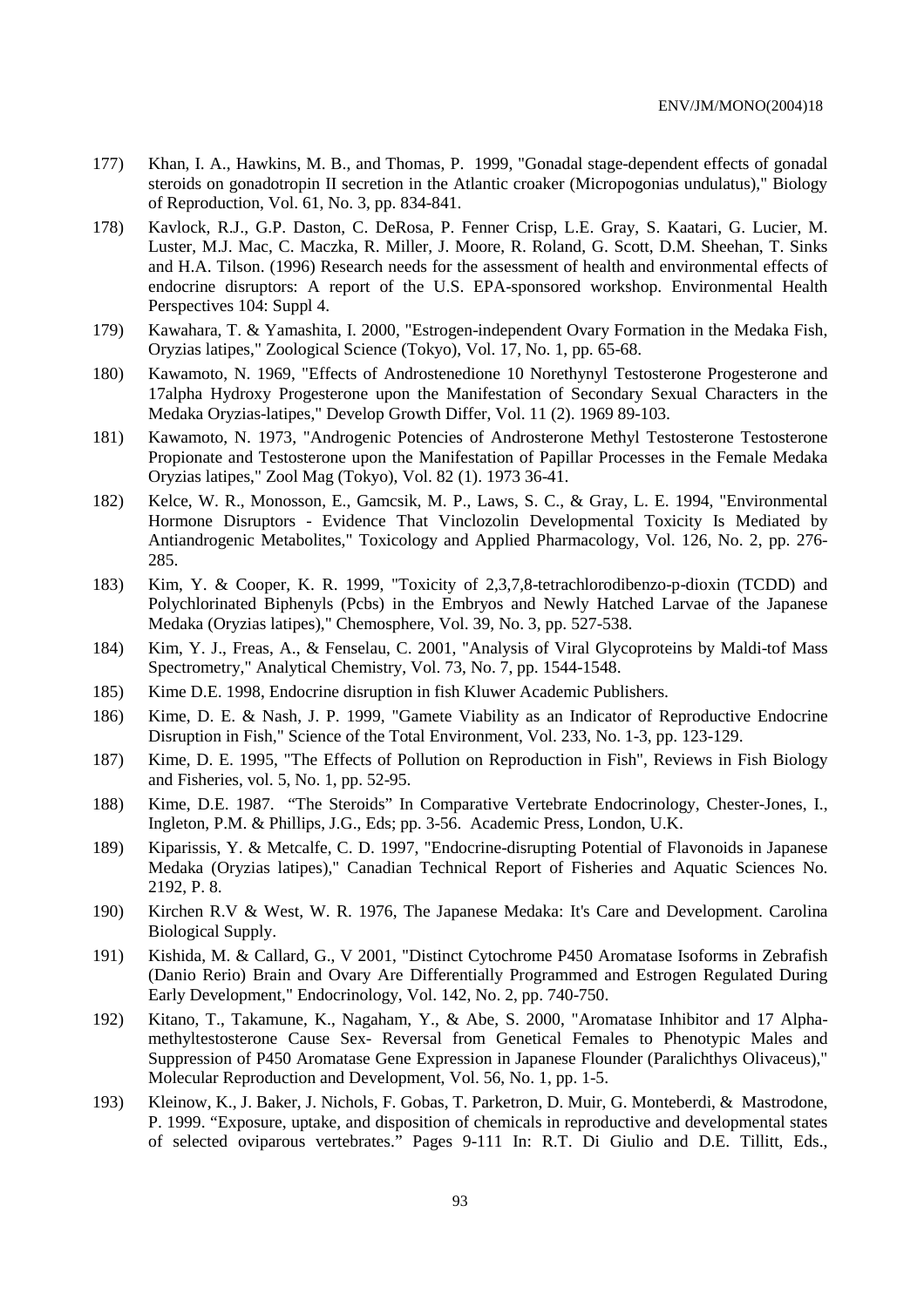177) Khan, I. A., Hawkins, M. B., and Thomas, P. 1999, "Gonadal stage-dependent effects of gonadal steroids on gonadotropin II secretion in the Atlantic croaker (Micropogonias undulatus)," Biology of Reproduction, Vol. 61, No. 3, pp. 834-841.

178) Kavlock, R.J., G.P. Daston, C. DeRosa, P. Fenner Crisp, L.E. Gray, S. Kaatari, G. Lucier, M. Luster, M.J. Mac, C. Maczka, R. Miller, J. Moore, R. Roland, G. Scott, D.M. Sheehan, T. Sinks and H.A. Tilson. (1996) Research needs for the assessment of health and environmental effects of endocrine disruptors: A report of the U.S. EPA-sponsored workshop. Environmental Health Perspectives 104: Suppl 4.

179) Kawahara, T. & Yamashita, I. 2000, "Estrogen-independent Ovary Formation in the Medaka Fish, Oryzias latipes," Zoological Science (Tokyo), Vol. 17, No. 1, pp. 65-68.

180) Kawamoto, N. 1969, "Effects of Androstenedione 10 Norethynyl Testosterone Progesterone and 17alpha Hydroxy Progesterone upon the Manifestation of Secondary Sexual Characters in the Medaka Oryzias-latipes," Develop Growth Differ, Vol. 11 (2). 1969 89-103.

181) Kawamoto, N. 1973, "Androgenic Potencies of Androsterone Methyl Testosterone Testosterone Propionate and Testosterone upon the Manifestation of Papillar Processes in the Female Medaka Oryzias latipes," Zool Mag (Tokyo), Vol. 82 (1). 1973 36-41.

182) Kelce, W. R., Monosson, E., Gamcsik, M. P., Laws, S. C., & Gray, L. E. 1994, "Environmental Hormone Disruptors - Evidence That Vinclozolin Developmental Toxicity Is Mediated by Antiandrogenic Metabolites," Toxicology and Applied Pharmacology, Vol. 126, No. 2, pp. 276-285.

183) Kim, Y. & Cooper, K. R. 1999, "Toxicity of 2,3,7,8-tetrachlorodibenzo-p-dioxin (TCDD) and Polychlorinated Biphenyls (Pcbs) in the Embryos and Newly Hatched Larvae of the Japanese Medaka (Oryzias latipes)," Chemosphere, Vol. 39, No. 3, pp. 527-538.

184) Kim, Y. J., Freas, A., & Fenselau, C. 2001, "Analysis of Viral Glycoproteins by Maldi-tof Mass Spectrometry," Analytical Chemistry, Vol. 73, No. 7, pp. 1544-1548.

185) Kime D.E. 1998, Endocrine disruption in fish Kluwer Academic Publishers.

186) Kime, D. E. & Nash, J. P. 1999, "Gamete Viability as an Indicator of Reproductive Endocrine Disruption in Fish," Science of the Total Environment, Vol. 233, No. 1-3, pp. 123-129.

187) Kime, D. E. 1995, "The Effects of Pollution on Reproduction in Fish", Reviews in Fish Biology and Fisheries, vol. 5, No. 1, pp. 52-95.

188) Kime, D.E. 1987. "The Steroids" In Comparative Vertebrate Endocrinology, Chester-Jones, I., Ingleton, P.M. & Phillips, J.G., Eds; pp. 3-56. Academic Press, London, U.K.

189) Kiparissis, Y. & Metcalfe, C. D. 1997, "Endocrine-disrupting Potential of Flavonoids in Japanese Medaka (Oryzias latipes)," Canadian Technical Report of Fisheries and Aquatic Sciences No. 2192, P. 8.

190) Kirchen R.V & West, W. R. 1976, The Japanese Medaka: It's Care and Development. Carolina Biological Supply.

191) Kishida, M. & Callard, G., V 2001, "Distinct Cytochrome P450 Aromatase Isoforms in Zebrafish (Danio Rerio) Brain and Ovary Are Differentially Programmed and Estrogen Regulated During Early Development," Endocrinology, Vol. 142, No. 2, pp. 740-750.

192) Kitano, T., Takamune, K., Nagaham, Y., & Abe, S. 2000, "Aromatase Inhibitor and 17 Alpha-methyltestosterone Cause Sex- Reversal from Genetical Females to Phenotypic Males and Suppression of P450 Aromatase Gene Expression in Japanese Flounder (Paralichthys Olivaceus)," Molecular Reproduction and Development, Vol. 56, No. 1, pp. 1-5.

193) Kleinow, K., J. Baker, J. Nichols, F. Gobas, T. Parketron, D. Muir, G. Monteberdi, & Mastrodone, P. 1999. "Exposure, uptake, and disposition of chemicals in reproductive and developmental states of selected oviparous vertebrates." Pages 9-111 In: R.T. Di Giulio and D.E. Tillitt, Eds.,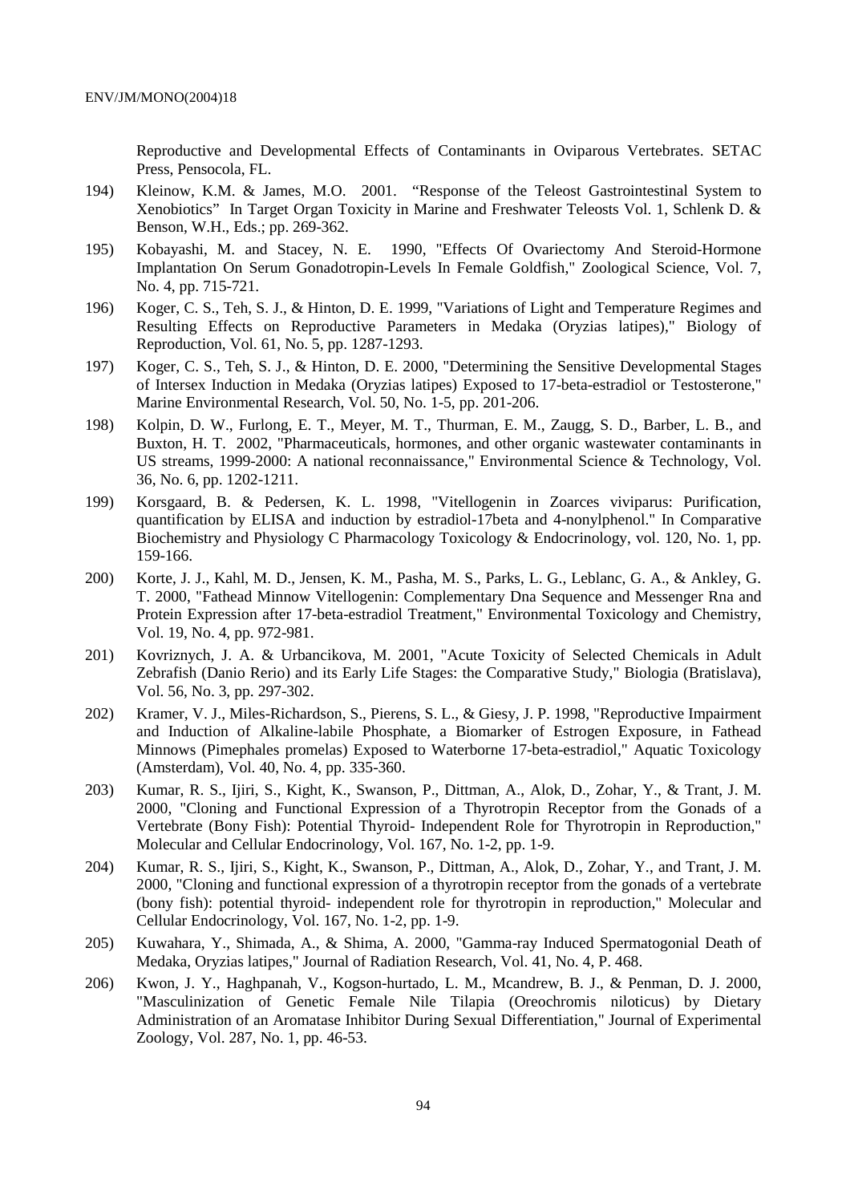Reproductive and Developmental Effects of Contaminants in Oviparous Vertebrates. SETAC Press, Pensocola, FL.

194) Kleinow, K.M. & James, M.O. 2001. "Response of the Teleost Gastrointestinal System to Xenobiotics" In Target Organ Toxicity in Marine and Freshwater Teleosts Vol. 1, Schlenk D. & Benson, W.H., Eds.; pp. 269-362.

195) Kobayashi, M. and Stacey, N. E. 1990, "Effects Of Ovariectomy And Steroid-Hormone Implantation On Serum Gonadotropin-Levels In Female Goldfish," Zoological Science, Vol. 7, No. 4, pp. 715-721.

196) Koger, C. S., Teh, S. J., & Hinton, D. E. 1999, "Variations of Light and Temperature Regimes and Resulting Effects on Reproductive Parameters in Medaka (Oryzias latipes)," Biology of Reproduction, Vol. 61, No. 5, pp. 1287-1293.

197) Koger, C. S., Teh, S. J., & Hinton, D. E. 2000, "Determining the Sensitive Developmental Stages of Intersex Induction in Medaka (Oryzias latipes) Exposed to 17-beta-estradiol or Testosterone," Marine Environmental Research, Vol. 50, No. 1-5, pp. 201-206.

198) Kolpin, D. W., Furlong, E. T., Meyer, M. T., Thurman, E. M., Zaugg, S. D., Barber, L. B., and Buxton, H. T. 2002, "Pharmaceuticals, hormones, and other organic wastewater contaminants in US streams, 1999-2000: A national reconnaissance," Environmental Science & Technology, Vol. 36, No. 6, pp. 1202-1211.

199) Korsgaard, B. & Pedersen, K. L. 1998, "Vitellogenin in Zoarces viviparus: Purification, quantification by ELISA and induction by estradiol-17beta and 4-nonylphenol." In Comparative Biochemistry and Physiology C Pharmacology Toxicology & Endocrinology, vol. 120, No. 1, pp. 159-166.

200) Korte, J. J., Kahl, M. D., Jensen, K. M., Pasha, M. S., Parks, L. G., Leblanc, G. A., & Ankley, G. T. 2000, "Fathead Minnow Vitellogenin: Complementary Dna Sequence and Messenger Rna and Protein Expression after 17-beta-estradiol Treatment," Environmental Toxicology and Chemistry, Vol. 19, No. 4, pp. 972-981.

201) Kovriznych, J. A. & Urbancikova, M. 2001, "Acute Toxicity of Selected Chemicals in Adult Zebrafish (Danio Rerio) and its Early Life Stages: the Comparative Study," Biologia (Bratislava), Vol. 56, No. 3, pp. 297-302.

202) Kramer, V. J., Miles-Richardson, S., Pierens, S. L., & Giesy, J. P. 1998, "Reproductive Impairment and Induction of Alkaline-labile Phosphate, a Biomarker of Estrogen Exposure, in Fathead Minnows (Pimephales promelas) Exposed to Waterborne 17-beta-estradiol," Aquatic Toxicology (Amsterdam), Vol. 40, No. 4, pp. 335-360.

203) Kumar, R. S., Ijiri, S., Kight, K., Swanson, P., Dittman, A., Alok, D., Zohar, Y., & Trant, J. M. 2000, "Cloning and Functional Expression of a Thyrotropin Receptor from the Gonads of a Vertebrate (Bony Fish): Potential Thyroid- Independent Role for Thyrotropin in Reproduction," Molecular and Cellular Endocrinology, Vol. 167, No. 1-2, pp. 1-9.

204) Kumar, R. S., Ijiri, S., Kight, K., Swanson, P., Dittman, A., Alok, D., Zohar, Y., and Trant, J. M. 2000, "Cloning and functional expression of a thyrotropin receptor from the gonads of a vertebrate (bony fish): potential thyroid- independent role for thyrotropin in reproduction," Molecular and Cellular Endocrinology, Vol. 167, No. 1-2, pp. 1-9.

205) Kuwahara, Y., Shimada, A., & Shima, A. 2000, "Gamma-ray Induced Spermatogonial Death of Medaka, Oryzias latipes," Journal of Radiation Research, Vol. 41, No. 4, P. 468.

206) Kwon, J. Y., Haghpanah, V., Kogson-hurtado, L. M., Mcandrew, B. J., & Penman, D. J. 2000, "Masculinization of Genetic Female Nile Tilapia (Oreochromis niloticus) by Dietary Administration of an Aromatase Inhibitor During Sexual Differentiation," Journal of Experimental Zoology, Vol. 287, No. 1, pp. 46-53.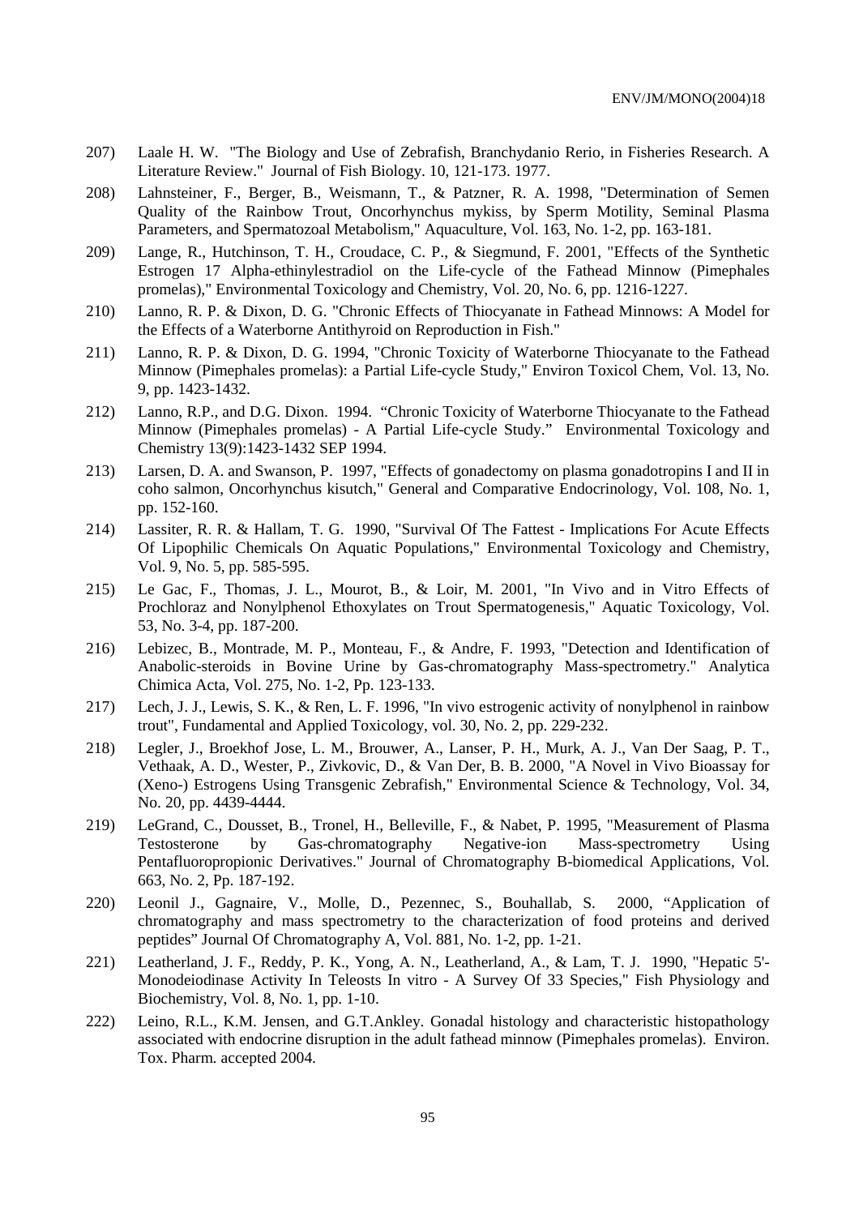207) Laale H. W. "The Biology and Use of Zebrafish, Branchydanio Rerio, in Fisheries Research. A Literature Review." Journal of Fish Biology. 10, 121-173. 1977.

208) Lahnsteiner, F., Berger, B., Weismann, T., & Patzner, R. A. 1998, "Determination of Semen Quality of the Rainbow Trout, Oncorhynchus mykiss, by Sperm Motility, Seminal Plasma Parameters, and Spermatozoal Metabolism," Aquaculture, Vol. 163, No. 1-2, pp. 163-181.

209) Lange, R., Hutchinson, T. H., Croudace, C. P., & Siegmund, F. 2001, "Effects of the Synthetic Estrogen 17 Alpha-ethinylestradiol on the Life-cycle of the Fathead Minnow (Pimephales promelas)," Environmental Toxicology and Chemistry, Vol. 20, No. 6, pp. 1216-1227.

210) Lanno, R. P. & Dixon, D. G. "Chronic Effects of Thiocyanate in Fathead Minnows: A Model for the Effects of a Waterborne Antithyroid on Reproduction in Fish."

211) Lanno, R. P. & Dixon, D. G. 1994, "Chronic Toxicity of Waterborne Thiocyanate to the Fathead Minnow (Pimephales promelas): a Partial Life-cycle Study," Environ Toxicol Chem, Vol. 13, No. 9, pp. 1423-1432.

212) Lanno, R.P., and D.G. Dixon. 1994. "Chronic Toxicity of Waterborne Thiocyanate to the Fathead Minnow (Pimephales promelas) - A Partial Life-cycle Study." Environmental Toxicology and Chemistry 13(9):1423-1432 SEP 1994.

213) Larsen, D. A. and Swanson, P. 1997, "Effects of gonadectomy on plasma gonadotropins I and II in coho salmon, Oncorhynchus kisutch," General and Comparative Endocrinology, Vol. 108, No. 1, pp. 152-160.

214) Lassiter, R. R. & Hallam, T. G. 1990, "Survival Of The Fattest - Implications For Acute Effects Of Lipophilic Chemicals On Aquatic Populations," Environmental Toxicology and Chemistry, Vol. 9, No. 5, pp. 585-595.

215) Le Gac, F., Thomas, J. L., Mourot, B., & Loir, M. 2001, "In Vivo and in Vitro Effects of Prochloraz and Nonylphenol Ethoxylates on Trout Spermatogenesis," Aquatic Toxicology, Vol. 53, No. 3-4, pp. 187-200.

216) Lebizec, B., Montrade, M. P., Monteau, F., & Andre, F. 1993, "Detection and Identification of Anabolic-steroids in Bovine Urine by Gas-chromatography Mass-spectrometry." Analytica Chimica Acta, Vol. 275, No. 1-2, Pp. 123-133.

217) Lech, J. J., Lewis, S. K., & Ren, L. F. 1996, "In vivo estrogenic activity of nonylphenol in rainbow trout", Fundamental and Applied Toxicology, vol. 30, No. 2, pp. 229-232.

218) Legler, J., Broekhof Jose, L. M., Brouwer, A., Lanser, P. H., Murk, A. J., Van Der Saag, P. T., Vethaak, A. D., Wester, P., Zivkovic, D., & Van Der, B. B. 2000, "A Novel in Vivo Bioassay for (Xeno-) Estrogens Using Transgenic Zebrafish," Environmental Science & Technology, Vol. 34, No. 20, pp. 4439-4444.

219) LeGrand, C., Dousset, B., Tronel, H., Belleville, F., & Nabet, P. 1995, "Measurement of Plasma Testosterone by Gas-chromatography Negative-ion Mass-spectrometry Using Pentafluoropropionic Derivatives." Journal of Chromatography B-biomedical Applications, Vol. 663, No. 2, Pp. 187-192.

220) Leonil J., Gagnaire, V., Molle, D., Pezennec, S., Bouhallab, S. 2000, "Application of chromatography and mass spectrometry to the characterization of food proteins and derived peptides" Journal Of Chromatography A, Vol. 881, No. 1-2, pp. 1-21.

221) Leatherland, J. F., Reddy, P. K., Yong, A. N., Leatherland, A., & Lam, T. J. 1990, "Hepatic 5'-Monodeiodinase Activity In Teleosts In vitro - A Survey Of 33 Species," Fish Physiology and Biochemistry, Vol. 8, No. 1, pp. 1-10.

222) Leino, R.L., K.M. Jensen, and G.T.Ankley. Gonadal histology and characteristic histopathology associated with endocrine disruption in the adult fathead minnow (Pimephales promelas). Environ. Tox. Pharm. accepted 2004.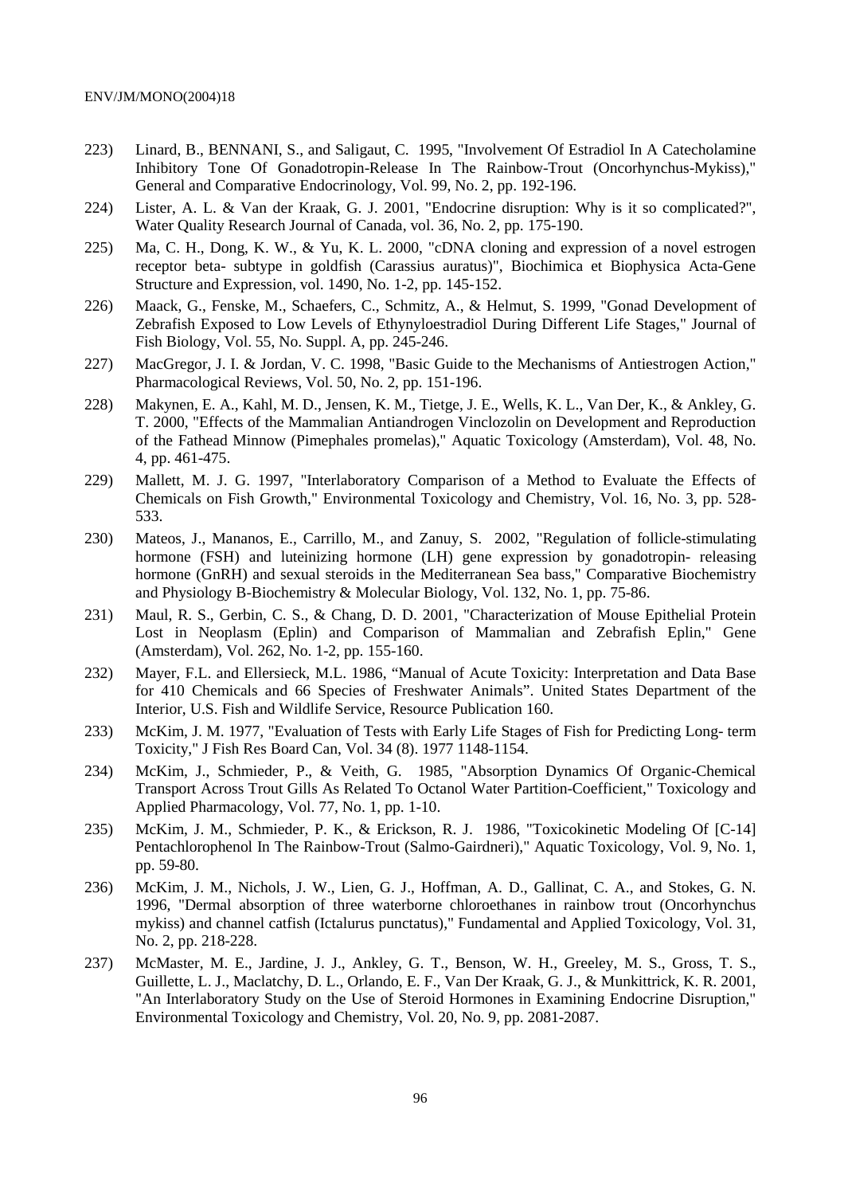223) Linard, B., BENNANI, S., and Saligaut, C. 1995, "Involvement Of Estradiol In A Catecholamine Inhibitory Tone Of Gonadotropin-Release In The Rainbow-Trout (Oncorhynchus-Mykiss)," General and Comparative Endocrinology, Vol. 99, No. 2, pp. 192-196.

224) Lister, A. L. & Van der Kraak, G. J. 2001, "Endocrine disruption: Why is it so complicated?", Water Quality Research Journal of Canada, vol. 36, No. 2, pp. 175-190.

225) Ma, C. H., Dong, K. W., & Yu, K. L. 2000, "cDNA cloning and expression of a novel estrogen receptor beta- subtype in goldfish (Carassius auratus)", Biochimica et Biophysica Acta-Gene Structure and Expression, vol. 1490, No. 1-2, pp. 145-152.

226) Maack, G., Fenske, M., Schaefers, C., Schmitz, A., & Helmut, S. 1999, "Gonad Development of Zebrafish Exposed to Low Levels of Ethynyloestradiol During Different Life Stages," Journal of Fish Biology, Vol. 55, No. Suppl. A, pp. 245-246.

227) MacGregor, J. I. & Jordan, V. C. 1998, "Basic Guide to the Mechanisms of Antiestrogen Action," Pharmacological Reviews, Vol. 50, No. 2, pp. 151-196.

228) Makynen, E. A., Kahl, M. D., Jensen, K. M., Tietge, J. E., Wells, K. L., Van Der, K., & Ankley, G. T. 2000, "Effects of the Mammalian Antiandrogen Vinclozolin on Development and Reproduction of the Fathead Minnow (Pimephales promelas)," Aquatic Toxicology (Amsterdam), Vol. 48, No. 4, pp. 461-475.

229) Mallett, M. J. G. 1997, "Interlaboratory Comparison of a Method to Evaluate the Effects of Chemicals on Fish Growth," Environmental Toxicology and Chemistry, Vol. 16, No. 3, pp. 528-533.

230) Mateos, J., Mananos, E., Carrillo, M., and Zanuy, S. 2002, "Regulation of follicle-stimulating hormone (FSH) and luteinizing hormone (LH) gene expression by gonadotropin- releasing hormone (GnRH) and sexual steroids in the Mediterranean Sea bass," Comparative Biochemistry and Physiology B-Biochemistry & Molecular Biology, Vol. 132, No. 1, pp. 75-86.

231) Maul, R. S., Gerbin, C. S., & Chang, D. D. 2001, "Characterization of Mouse Epithelial Protein Lost in Neoplasm (Eplin) and Comparison of Mammalian and Zebrafish Eplin," Gene (Amsterdam), Vol. 262, No. 1-2, pp. 155-160.

232) Mayer, F.L. and Ellersieck, M.L. 1986, "Manual of Acute Toxicity: Interpretation and Data Base for 410 Chemicals and 66 Species of Freshwater Animals". United States Department of the Interior, U.S. Fish and Wildlife Service, Resource Publication 160.

233) McKim, J. M. 1977, "Evaluation of Tests with Early Life Stages of Fish for Predicting Long- term Toxicity," J Fish Res Board Can, Vol. 34 (8). 1977 1148-1154.

234) McKim, J., Schmieder, P., & Veith, G. 1985, "Absorption Dynamics Of Organic-Chemical Transport Across Trout Gills As Related To Octanol Water Partition-Coefficient," Toxicology and Applied Pharmacology, Vol. 77, No. 1, pp. 1-10.

235) McKim, J. M., Schmieder, P. K., & Erickson, R. J. 1986, "Toxicokinetic Modeling Of [C-14] Pentachlorophenol In The Rainbow-Trout (Salmo-Gairdneri)," Aquatic Toxicology, Vol. 9, No. 1, pp. 59-80.

236) McKim, J. M., Nichols, J. W., Lien, G. J., Hoffman, A. D., Gallinat, C. A., and Stokes, G. N. 1996, "Dermal absorption of three waterborne chloroethanes in rainbow trout (Oncorhynchus mykiss) and channel catfish (Ictalurus punctatus)," Fundamental and Applied Toxicology, Vol. 31, No. 2, pp. 218-228.

237) McMaster, M. E., Jardine, J. J., Ankley, G. T., Benson, W. H., Greeley, M. S., Gross, T. S., Guillette, L. J., Maclatchy, D. L., Orlando, E. F., Van Der Kraak, G. J., & Munkittrick, K. R. 2001, "An Interlaboratory Study on the Use of Steroid Hormones in Examining Endocrine Disruption," Environmental Toxicology and Chemistry, Vol. 20, No. 9, pp. 2081-2087.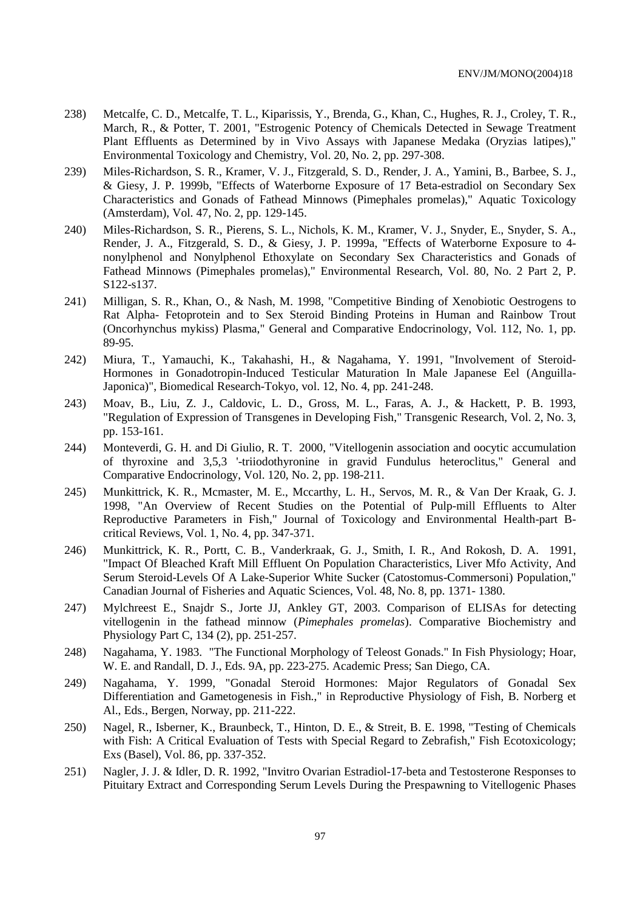238) Metcalfe, C. D., Metcalfe, T. L., Kiparissis, Y., Brenda, G., Khan, C., Hughes, R. J., Croley, T. R., March, R., & Potter, T. 2001, "Estrogenic Potency of Chemicals Detected in Sewage Treatment Plant Effluents as Determined by in Vivo Assays with Japanese Medaka (Oryzias latipes)," Environmental Toxicology and Chemistry, Vol. 20, No. 2, pp. 297-308.

239) Miles-Richardson, S. R., Kramer, V. J., Fitzgerald, S. D., Render, J. A., Yamini, B., Barbee, S. J., & Giesy, J. P. 1999b, "Effects of Waterborne Exposure of 17 Beta-estradiol on Secondary Sex Characteristics and Gonads of Fathead Minnows (Pimephales promelas)," Aquatic Toxicology (Amsterdam), Vol. 47, No. 2, pp. 129-145.

240) Miles-Richardson, S. R., Pierens, S. L., Nichols, K. M., Kramer, V. J., Snyder, E., Snyder, S. A., Render, J. A., Fitzgerald, S. D., & Giesy, J. P. 1999a, "Effects of Waterborne Exposure to 4-nonylphenol and Nonylphenol Ethoxylate on Secondary Sex Characteristics and Gonads of Fathead Minnows (Pimephales promelas)," Environmental Research, Vol. 80, No. 2 Part 2, P. S122-s137.

241) Milligan, S. R., Khan, O., & Nash, M. 1998, "Competitive Binding of Xenobiotic Oestrogens to Rat Alpha- Fetoprotein and to Sex Steroid Binding Proteins in Human and Rainbow Trout (Oncorhynchus mykiss) Plasma," General and Comparative Endocrinology, Vol. 112, No. 1, pp. 89-95.

242) Miura, T., Yamauchi, K., Takahashi, H., & Nagahama, Y. 1991, "Involvement of Steroid-Hormones in Gonadotropin-Induced Testicular Maturation In Male Japanese Eel (Anguilla-Japonica)", Biomedical Research-Tokyo, vol. 12, No. 4, pp. 241-248.

243) Moav, B., Liu, Z. J., Caldovic, L. D., Gross, M. L., Faras, A. J., & Hackett, P. B. 1993, "Regulation of Expression of Transgenes in Developing Fish," Transgenic Research, Vol. 2, No. 3, pp. 153-161.

244) Monteverdi, G. H. and Di Giulio, R. T. 2000, "Vitellogenin association and oocytic accumulation of thyroxine and 3,5,3 '-triiodothyronine in gravid Fundulus heteroclitus," General and Comparative Endocrinology, Vol. 120, No. 2, pp. 198-211.

245) Munkittrick, K. R., Mcmaster, M. E., Mccarthy, L. H., Servos, M. R., & Van Der Kraak, G. J. 1998, "An Overview of Recent Studies on the Potential of Pulp-mill Effluents to Alter Reproductive Parameters in Fish," Journal of Toxicology and Environmental Health-part B-critical Reviews, Vol. 1, No. 4, pp. 347-371.

246) Munkittrick, K. R., Portt, C. B., Vanderkraak, G. J., Smith, I. R., And Rokosh, D. A. 1991, "Impact Of Bleached Kraft Mill Effluent On Population Characteristics, Liver Mfo Activity, And Serum Steroid-Levels Of A Lake-Superior White Sucker (Catostomus-Commersoni) Population," Canadian Journal of Fisheries and Aquatic Sciences, Vol. 48, No. 8, pp. 1371- 1380.

247) Mylchreest E., Snajdr S., Jorte JJ, Ankley GT, 2003. Comparison of ELISAs for detecting vitellogenin in the fathead minnow (*Pimephales promelas*). Comparative Biochemistry and Physiology Part C, 134 (2), pp. 251-257.

248) Nagahama, Y. 1983. "The Functional Morphology of Teleost Gonads." In Fish Physiology; Hoar, W. E. and Randall, D. J., Eds. 9A, pp. 223-275. Academic Press; San Diego, CA.

249) Nagahama, Y. 1999, "Gonadal Steroid Hormones: Major Regulators of Gonadal Sex Differentiation and Gametogenesis in Fish.," in Reproductive Physiology of Fish, B. Norberg et Al., Eds., Bergen, Norway, pp. 211-222.

250) Nagel, R., Isberner, K., Braunbeck, T., Hinton, D. E., & Streit, B. E. 1998, "Testing of Chemicals with Fish: A Critical Evaluation of Tests with Special Regard to Zebrafish," Fish Ecotoxicology; Exs (Basel), Vol. 86, pp. 337-352.

251) Nagler, J. J. & Idler, D. R. 1992, "Invitro Ovarian Estradiol-17-beta and Testosterone Responses to Pituitary Extract and Corresponding Serum Levels During the Prespawning to Vitellogenic Phases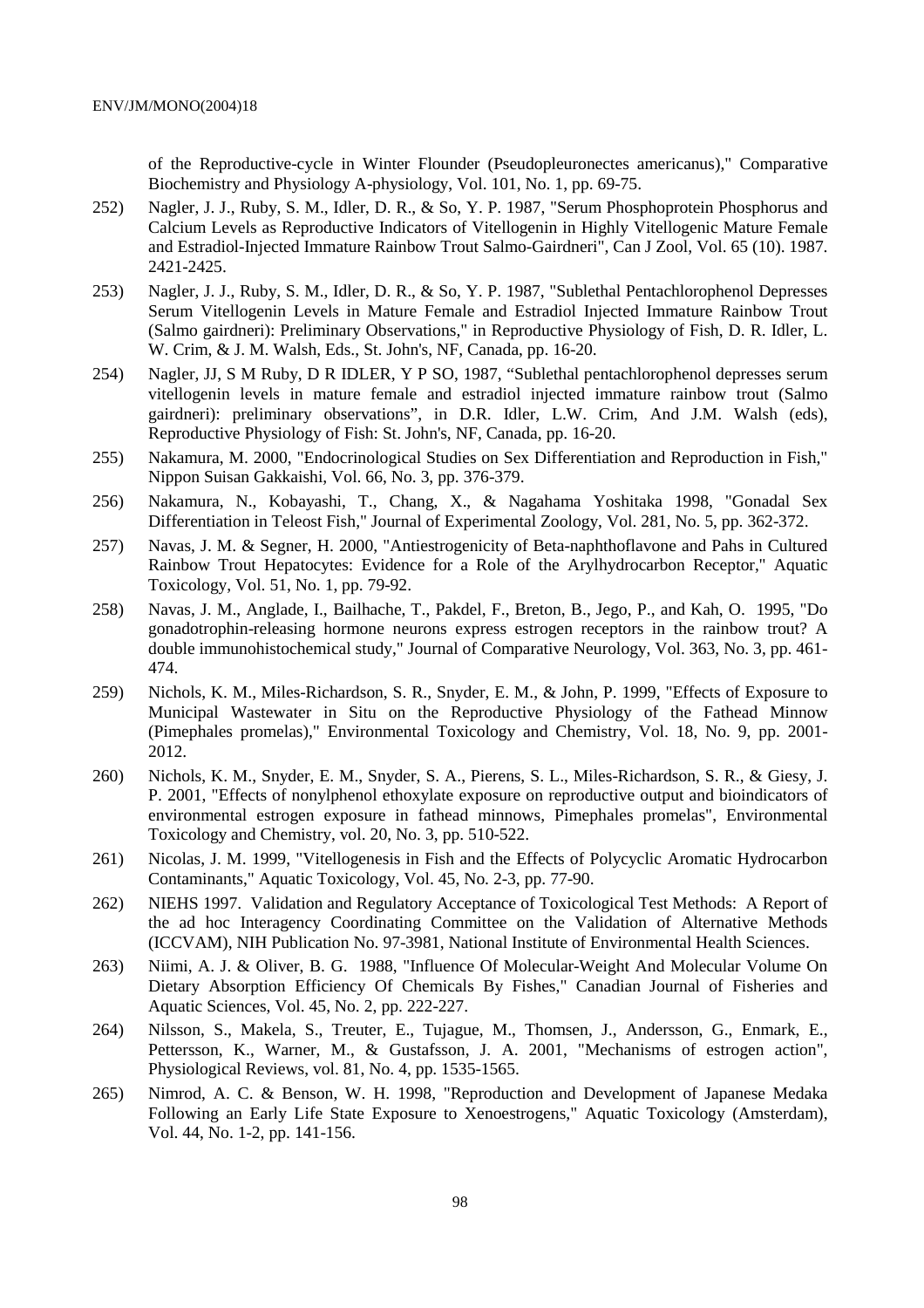of the Reproductive-cycle in Winter Flounder (Pseudopleuronectes americanus)," Comparative Biochemistry and Physiology A-physiology, Vol. 101, No. 1, pp. 69-75.

252) Nagler, J. J., Ruby, S. M., Idler, D. R., & So, Y. P. 1987, "Serum Phosphoprotein Phosphorus and Calcium Levels as Reproductive Indicators of Vitellogenin in Highly Vitellogenic Mature Female and Estradiol-Injected Immature Rainbow Trout Salmo-Gairdneri", Can J Zool, Vol. 65 (10). 1987. 2421-2425.

253) Nagler, J. J., Ruby, S. M., Idler, D. R., & So, Y. P. 1987, "Sublethal Pentachlorophenol Depresses Serum Vitellogenin Levels in Mature Female and Estradiol Injected Immature Rainbow Trout (Salmo gairdneri): Preliminary Observations," in Reproductive Physiology of Fish, D. R. Idler, L. W. Crim, & J. M. Walsh, Eds., St. John's, NF, Canada, pp. 16-20.

254) Nagler, JJ, S M Ruby, D R IDLER, Y P SO, 1987, "Sublethal pentachlorophenol depresses serum vitellogenin levels in mature female and estradiol injected immature rainbow trout (Salmo gairdneri): preliminary observations", in D.R. Idler, L.W. Crim, And J.M. Walsh (eds), Reproductive Physiology of Fish: St. John's, NF, Canada, pp. 16-20.

255) Nakamura, M. 2000, "Endocrinological Studies on Sex Differentiation and Reproduction in Fish," Nippon Suisan Gakkaishi, Vol. 66, No. 3, pp. 376-379.

256) Nakamura, N., Kobayashi, T., Chang, X., & Nagahama Yoshitaka 1998, "Gonadal Sex Differentiation in Teleost Fish," Journal of Experimental Zoology, Vol. 281, No. 5, pp. 362-372.

257) Navas, J. M. & Segner, H. 2000, "Antiestrogenicity of Beta-naphthoflavone and Pahs in Cultured Rainbow Trout Hepatocytes: Evidence for a Role of the Arylhydrocarbon Receptor," Aquatic Toxicology, Vol. 51, No. 1, pp. 79-92.

258) Navas, J. M., Anglade, I., Bailhache, T., Pakdel, F., Breton, B., Jego, P., and Kah, O. 1995, "Do gonadotrophin-releasing hormone neurons express estrogen receptors in the rainbow trout? A double immunohistochemical study," Journal of Comparative Neurology, Vol. 363, No. 3, pp. 461-474.

259) Nichols, K. M., Miles-Richardson, S. R., Snyder, E. M., & John, P. 1999, "Effects of Exposure to Municipal Wastewater in Situ on the Reproductive Physiology of the Fathead Minnow (Pimephales promelas)," Environmental Toxicology and Chemistry, Vol. 18, No. 9, pp. 2001-2012.

260) Nichols, K. M., Snyder, E. M., Snyder, S. A., Pierens, S. L., Miles-Richardson, S. R., & Giesy, J. P. 2001, "Effects of nonylphenol ethoxylate exposure on reproductive output and bioindicators of environmental estrogen exposure in fathead minnows, Pimephales promelas", Environmental Toxicology and Chemistry, vol. 20, No. 3, pp. 510-522.

261) Nicolas, J. M. 1999, "Vitellogenesis in Fish and the Effects of Polycyclic Aromatic Hydrocarbon Contaminants," Aquatic Toxicology, Vol. 45, No. 2-3, pp. 77-90.

262) NIEHS 1997. Validation and Regulatory Acceptance of Toxicological Test Methods: A Report of the ad hoc Interagency Coordinating Committee on the Validation of Alternative Methods (ICCVAM), NIH Publication No. 97-3981, National Institute of Environmental Health Sciences.

263) Niimi, A. J. & Oliver, B. G. 1988, "Influence Of Molecular-Weight And Molecular Volume On Dietary Absorption Efficiency Of Chemicals By Fishes," Canadian Journal of Fisheries and Aquatic Sciences, Vol. 45, No. 2, pp. 222-227.

264) Nilsson, S., Makela, S., Treuter, E., Tujague, M., Thomsen, J., Andersson, G., Enmark, E., Pettersson, K., Warner, M., & Gustafsson, J. A. 2001, "Mechanisms of estrogen action", Physiological Reviews, vol. 81, No. 4, pp. 1535-1565.

265) Nimrod, A. C. & Benson, W. H. 1998, "Reproduction and Development of Japanese Medaka Following an Early Life State Exposure to Xenoestrogens," Aquatic Toxicology (Amsterdam), Vol. 44, No. 1-2, pp. 141-156.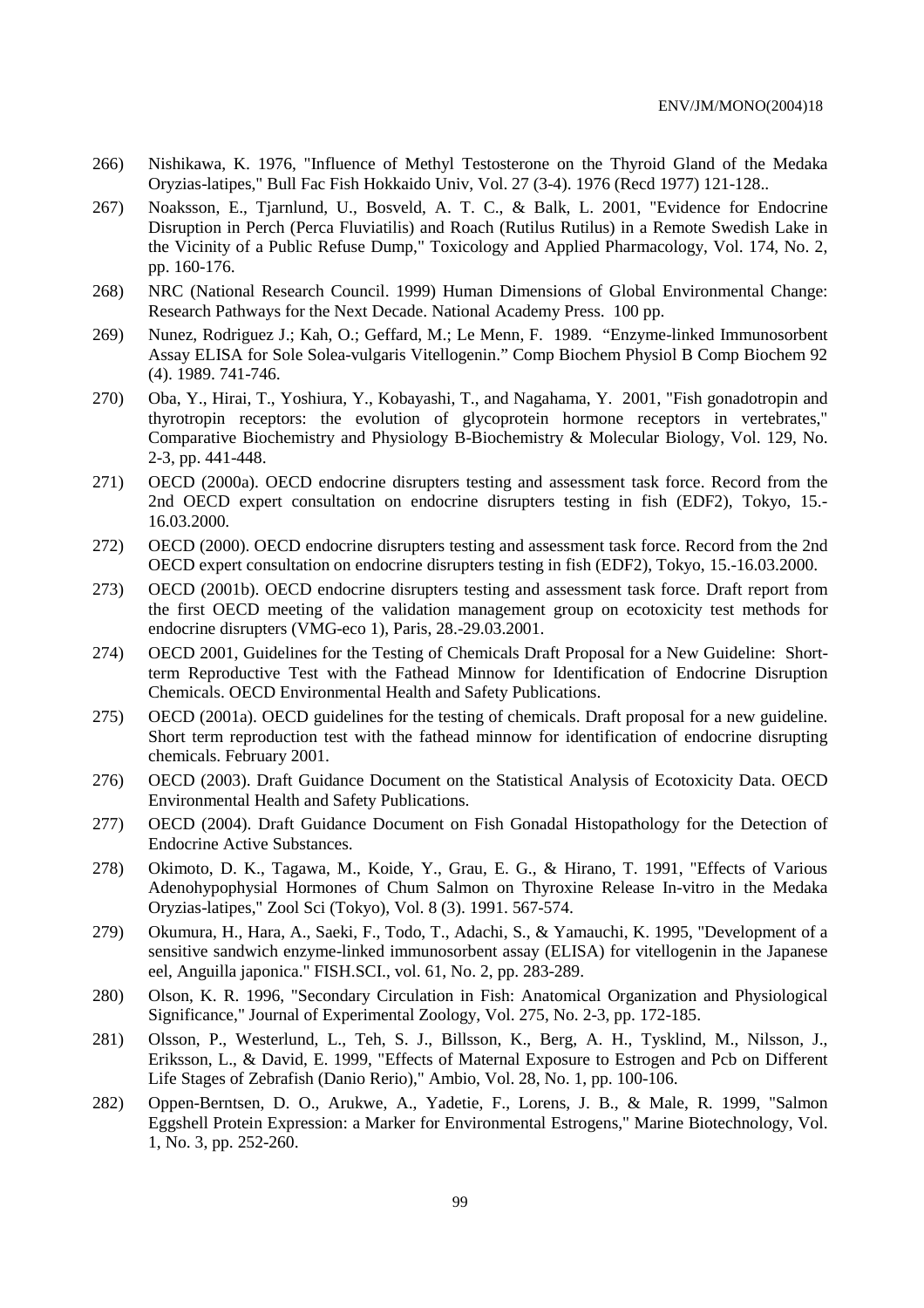266) Nishikawa, K. 1976, "Influence of Methyl Testosterone on the Thyroid Gland of the Medaka Oryzias-latipes," Bull Fac Fish Hokkaido Univ, Vol. 27 (3-4). 1976 (Recd 1977) 121-128..

267) Noaksson, E., Tjarnlund, U., Bosveld, A. T. C., & Balk, L. 2001, "Evidence for Endocrine Disruption in Perch (Perca Fluviatilis) and Roach (Rutilus Rutilus) in a Remote Swedish Lake in the Vicinity of a Public Refuse Dump," Toxicology and Applied Pharmacology, Vol. 174, No. 2, pp. 160-176.

268) NRC (National Research Council. 1999) Human Dimensions of Global Environmental Change: Research Pathways for the Next Decade. National Academy Press. 100 pp.

269) Nunez, Rodriguez J.; Kah, O.; Geffard, M.; Le Menn, F. 1989. "Enzyme-linked Immunosorbent Assay ELISA for Sole Solea-vulgaris Vitellogenin." Comp Biochem Physiol B Comp Biochem 92 (4). 1989. 741-746.

270) Oba, Y., Hirai, T., Yoshiura, Y., Kobayashi, T., and Nagahama, Y. 2001, "Fish gonadotropin and thyrotropin receptors: the evolution of glycoprotein hormone receptors in vertebrates," Comparative Biochemistry and Physiology B-Biochemistry & Molecular Biology, Vol. 129, No. 2-3, pp. 441-448.

271) OECD (2000a). OECD endocrine disrupters testing and assessment task force. Record from the 2nd OECD expert consultation on endocrine disrupters testing in fish (EDF2), Tokyo, 15.-16.03.2000.

272) OECD (2000). OECD endocrine disrupters testing and assessment task force. Record from the 2nd OECD expert consultation on endocrine disrupters testing in fish (EDF2), Tokyo, 15.-16.03.2000.

273) OECD (2001b). OECD endocrine disrupters testing and assessment task force. Draft report from the first OECD meeting of the validation management group on ecotoxicity test methods for endocrine disrupters (VMG-eco 1), Paris, 28.-29.03.2001.

274) OECD 2001, Guidelines for the Testing of Chemicals Draft Proposal for a New Guideline: Short-term Reproductive Test with the Fathead Minnow for Identification of Endocrine Disruption Chemicals. OECD Environmental Health and Safety Publications.

275) OECD (2001a). OECD guidelines for the testing of chemicals. Draft proposal for a new guideline. Short term reproduction test with the fathead minnow for identification of endocrine disrupting chemicals. February 2001.

276) OECD (2003). Draft Guidance Document on the Statistical Analysis of Ecotoxicity Data. OECD Environmental Health and Safety Publications.

277) OECD (2004). Draft Guidance Document on Fish Gonadal Histopathology for the Detection of Endocrine Active Substances.

278) Okimoto, D. K., Tagawa, M., Koide, Y., Grau, E. G., & Hirano, T. 1991, "Effects of Various Adenohypophysial Hormones of Chum Salmon on Thyroxine Release In-vitro in the Medaka Oryzias-latipes," Zool Sci (Tokyo), Vol. 8 (3). 1991. 567-574.

279) Okumura, H., Hara, A., Saeki, F., Todo, T., Adachi, S., & Yamauchi, K. 1995, "Development of a sensitive sandwich enzyme-linked immunosorbent assay (ELISA) for vitellogenin in the Japanese eel, Anguilla japonica." FISH.SCI., vol. 61, No. 2, pp. 283-289.

280) Olson, K. R. 1996, "Secondary Circulation in Fish: Anatomical Organization and Physiological Significance," Journal of Experimental Zoology, Vol. 275, No. 2-3, pp. 172-185.

281) Olsson, P., Westerlund, L., Teh, S. J., Billsson, K., Berg, A. H., Tysklind, M., Nilsson, J., Eriksson, L., & David, E. 1999, "Effects of Maternal Exposure to Estrogen and Pcb on Different Life Stages of Zebrafish (Danio Rerio)," Ambio, Vol. 28, No. 1, pp. 100-106.

282) Oppen-Berntsen, D. O., Arukwe, A., Yadetie, F., Lorens, J. B., & Male, R. 1999, "Salmon Eggshell Protein Expression: a Marker for Environmental Estrogens," Marine Biotechnology, Vol. 1, No. 3, pp. 252-260.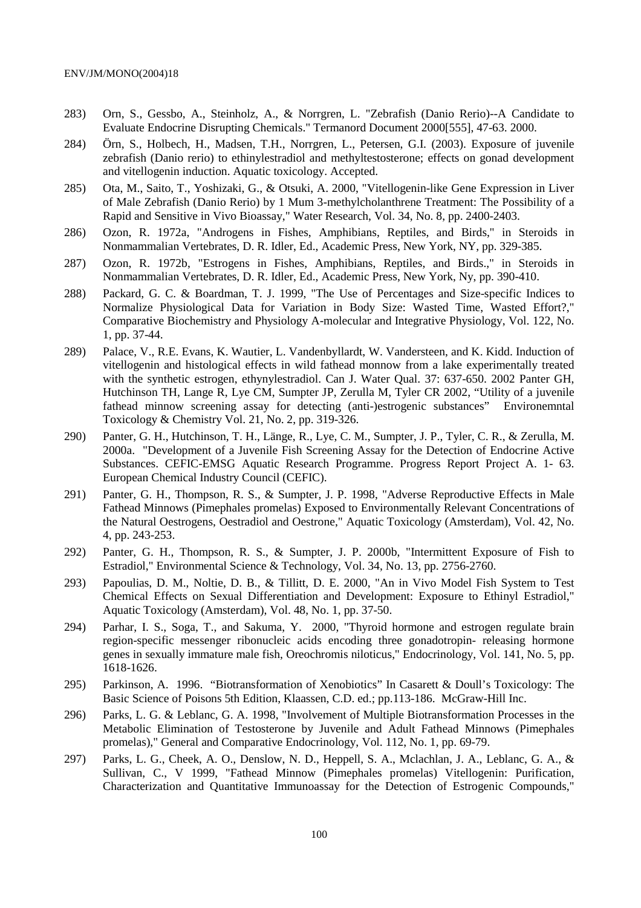283) Orn, S., Gessbo, A., Steinholz, A., & Norrgren, L. "Zebrafish (Danio Rerio)--A Candidate to Evaluate Endocrine Disrupting Chemicals." Termanord Document 2000[555], 47-63. 2000.

284) Örn, S., Holbech, H., Madsen, T.H., Norrgren, L., Petersen, G.I. (2003). Exposure of juvenile zebrafish (Danio rerio) to ethinylestradiol and methyltestosterone; effects on gonad development and vitellogenin induction. Aquatic toxicology. Accepted.

285) Ota, M., Saito, T., Yoshizaki, G., & Otsuki, A. 2000, "Vitellogenin-like Gene Expression in Liver of Male Zebrafish (Danio Rerio) by 1 Mum 3-methylcholanthrene Treatment: The Possibility of a Rapid and Sensitive in Vivo Bioassay," Water Research, Vol. 34, No. 8, pp. 2400-2403.

286) Ozon, R. 1972a, "Androgens in Fishes, Amphibians, Reptiles, and Birds," in Steroids in Nonmammalian Vertebrates, D. R. Idler, Ed., Academic Press, New York, NY, pp. 329-385.

287) Ozon, R. 1972b, "Estrogens in Fishes, Amphibians, Reptiles, and Birds.," in Steroids in Nonmammalian Vertebrates, D. R. Idler, Ed., Academic Press, New York, Ny, pp. 390-410.

288) Packard, G. C. & Boardman, T. J. 1999, "The Use of Percentages and Size-specific Indices to Normalize Physiological Data for Variation in Body Size: Wasted Time, Wasted Effort?," Comparative Biochemistry and Physiology A-molecular and Integrative Physiology, Vol. 122, No. 1, pp. 37-44.

289) Palace, V., R.E. Evans, K. Wautier, L. Vandenbyllardt, W. Vandersteen, and K. Kidd. Induction of vitellogenin and histological effects in wild fathead monnow from a lake experimentally treated with the synthetic estrogen, ethynylestradiol. Can J. Water Qual. 37: 637-650. 2002 Panter GH, Hutchinson TH, Lange R, Lye CM, Sumpter JP, Zerulla M, Tyler CR 2002, "Utility of a juvenile fathead minnow screening assay for detecting (anti-)estrogenic substances" Environemntal Toxicology & Chemistry Vol. 21, No. 2, pp. 319-326.

290) Panter, G. H., Hutchinson, T. H., Länge, R., Lye, C. M., Sumpter, J. P., Tyler, C. R., & Zerulla, M. 2000a. "Development of a Juvenile Fish Screening Assay for the Detection of Endocrine Active Substances. CEFIC-EMSG Aquatic Research Programme. Progress Report Project A. 1- 63. European Chemical Industry Council (CEFIC).

291) Panter, G. H., Thompson, R. S., & Sumpter, J. P. 1998, "Adverse Reproductive Effects in Male Fathead Minnows (Pimephales promelas) Exposed to Environmentally Relevant Concentrations of the Natural Oestrogens, Oestradiol and Oestrone," Aquatic Toxicology (Amsterdam), Vol. 42, No. 4, pp. 243-253.

292) Panter, G. H., Thompson, R. S., & Sumpter, J. P. 2000b, "Intermittent Exposure of Fish to Estradiol," Environmental Science & Technology, Vol. 34, No. 13, pp. 2756-2760.

293) Papoulias, D. M., Noltie, D. B., & Tillitt, D. E. 2000, "An in Vivo Model Fish System to Test Chemical Effects on Sexual Differentiation and Development: Exposure to Ethinyl Estradiol," Aquatic Toxicology (Amsterdam), Vol. 48, No. 1, pp. 37-50.

294) Parhar, I. S., Soga, T., and Sakuma, Y. 2000, "Thyroid hormone and estrogen regulate brain region-specific messenger ribonucleic acids encoding three gonadotropin- releasing hormone genes in sexually immature male fish, Oreochromis niloticus," Endocrinology, Vol. 141, No. 5, pp. 1618-1626.

295) Parkinson, A. 1996. "Biotransformation of Xenobiotics" In Casarett & Doull's Toxicology: The Basic Science of Poisons 5th Edition, Klaassen, C.D. ed.; pp.113-186. McGraw-Hill Inc.

296) Parks, L. G. & Leblanc, G. A. 1998, "Involvement of Multiple Biotransformation Processes in the Metabolic Elimination of Testosterone by Juvenile and Adult Fathead Minnows (Pimephales promelas)," General and Comparative Endocrinology, Vol. 112, No. 1, pp. 69-79.

297) Parks, L. G., Cheek, A. O., Denslow, N. D., Heppell, S. A., Mclachlan, J. A., Leblanc, G. A., & Sullivan, C., V 1999, "Fathead Minnow (Pimephales promelas) Vitellogenin: Purification, Characterization and Quantitative Immunoassay for the Detection of Estrogenic Compounds,"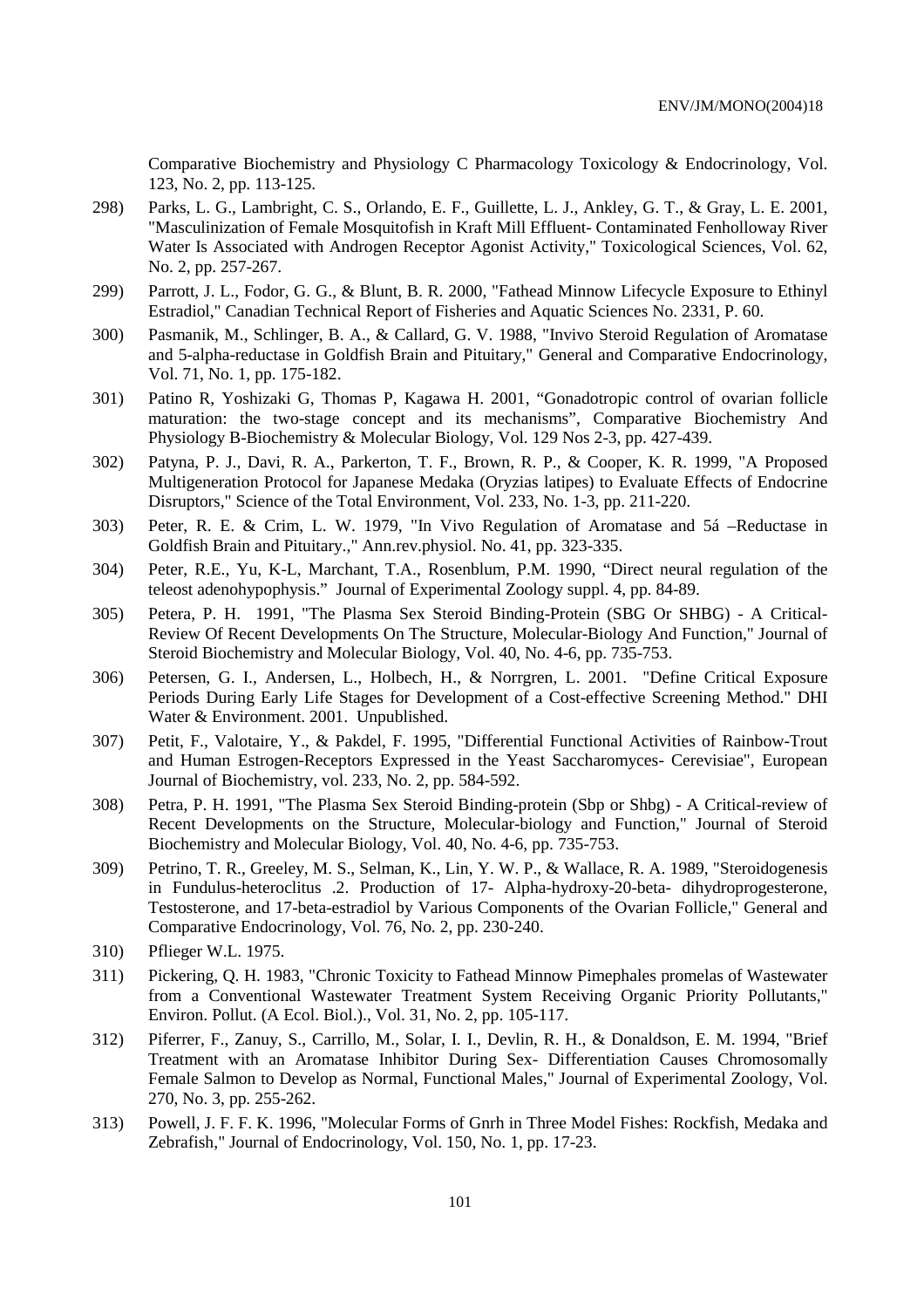Comparative Biochemistry and Physiology C Pharmacology Toxicology & Endocrinology, Vol. 123, No. 2, pp. 113-125.

298) Parks, L. G., Lambright, C. S., Orlando, E. F., Guillette, L. J., Ankley, G. T., & Gray, L. E. 2001, "Masculinization of Female Mosquitofish in Kraft Mill Effluent- Contaminated Fenholloway River Water Is Associated with Androgen Receptor Agonist Activity," Toxicological Sciences, Vol. 62, No. 2, pp. 257-267.

299) Parrott, J. L., Fodor, G. G., & Blunt, B. R. 2000, "Fathead Minnow Lifecycle Exposure to Ethinyl Estradiol," Canadian Technical Report of Fisheries and Aquatic Sciences No. 2331, P. 60.

300) Pasmanik, M., Schlinger, B. A., & Callard, G. V. 1988, "Invivo Steroid Regulation of Aromatase and 5-alpha-reductase in Goldfish Brain and Pituitary," General and Comparative Endocrinology, Vol. 71, No. 1, pp. 175-182.

301) Patino R, Yoshizaki G, Thomas P, Kagawa H. 2001, "Gonadotropic control of ovarian follicle maturation: the two-stage concept and its mechanisms", Comparative Biochemistry And Physiology B-Biochemistry & Molecular Biology, Vol. 129 Nos 2-3, pp. 427-439.

302) Patyna, P. J., Davi, R. A., Parkerton, T. F., Brown, R. P., & Cooper, K. R. 1999, "A Proposed Multigeneration Protocol for Japanese Medaka (Oryzias latipes) to Evaluate Effects of Endocrine Disruptors," Science of the Total Environment, Vol. 233, No. 1-3, pp. 211-220.

303) Peter, R. E. & Crim, L. W. 1979, "In Vivo Regulation of Aromatase and 5á –Reductase in Goldfish Brain and Pituitary.," Ann.rev.physiol. No. 41, pp. 323-335.

304) Peter, R.E., Yu, K-L, Marchant, T.A., Rosenblum, P.M. 1990, "Direct neural regulation of the teleost adenohypophysis." Journal of Experimental Zoology suppl. 4, pp. 84-89.

305) Petera, P. H. 1991, "The Plasma Sex Steroid Binding-Protein (SBG Or SHBG) - A Critical-Review Of Recent Developments On The Structure, Molecular-Biology And Function," Journal of Steroid Biochemistry and Molecular Biology, Vol. 40, No. 4-6, pp. 735-753.

306) Petersen, G. I., Andersen, L., Holbech, H., & Norrgren, L. 2001. "Define Critical Exposure Periods During Early Life Stages for Development of a Cost-effective Screening Method." DHI Water & Environment. 2001. Unpublished.

307) Petit, F., Valotaire, Y., & Pakdel, F. 1995, "Differential Functional Activities of Rainbow-Trout and Human Estrogen-Receptors Expressed in the Yeast Saccharomyces- Cerevisiae", European Journal of Biochemistry, vol. 233, No. 2, pp. 584-592.

308) Petra, P. H. 1991, "The Plasma Sex Steroid Binding-protein (Sbp or Shbg) - A Critical-review of Recent Developments on the Structure, Molecular-biology and Function," Journal of Steroid Biochemistry and Molecular Biology, Vol. 40, No. 4-6, pp. 735-753.

309) Petrino, T. R., Greeley, M. S., Selman, K., Lin, Y. W. P., & Wallace, R. A. 1989, "Steroidogenesis in Fundulus-heteroclitus .2. Production of 17- Alpha-hydroxy-20-beta- dihydroprogesterone, Testosterone, and 17-beta-estradiol by Various Components of the Ovarian Follicle," General and Comparative Endocrinology, Vol. 76, No. 2, pp. 230-240.

310) Pflieger W.L. 1975.

311) Pickering, Q. H. 1983, "Chronic Toxicity to Fathead Minnow Pimephales promelas of Wastewater from a Conventional Wastewater Treatment System Receiving Organic Priority Pollutants," Environ. Pollut. (A Ecol. Biol.)., Vol. 31, No. 2, pp. 105-117.

312) Piferrer, F., Zanuy, S., Carrillo, M., Solar, I. I., Devlin, R. H., & Donaldson, E. M. 1994, "Brief Treatment with an Aromatase Inhibitor During Sex- Differentiation Causes Chromosomally Female Salmon to Develop as Normal, Functional Males," Journal of Experimental Zoology, Vol. 270, No. 3, pp. 255-262.

313) Powell, J. F. F. K. 1996, "Molecular Forms of Gnrh in Three Model Fishes: Rockfish, Medaka and Zebrafish," Journal of Endocrinology, Vol. 150, No. 1, pp. 17-23.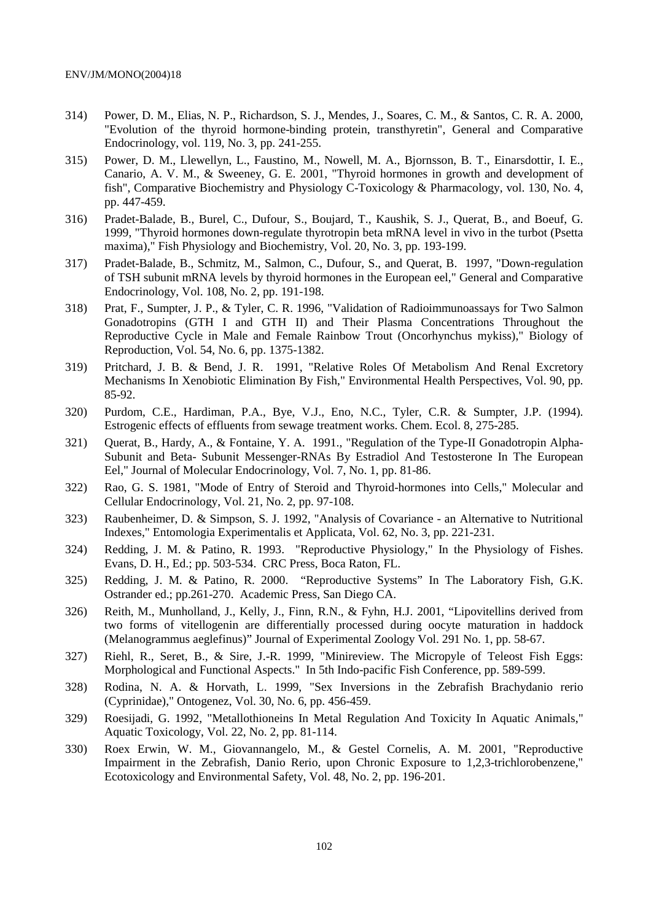314) Power, D. M., Elias, N. P., Richardson, S. J., Mendes, J., Soares, C. M., & Santos, C. R. A. 2000, "Evolution of the thyroid hormone-binding protein, transthyretin", General and Comparative Endocrinology, vol. 119, No. 3, pp. 241-255.

315) Power, D. M., Llewellyn, L., Faustino, M., Nowell, M. A., Bjornsson, B. T., Einarsdottir, I. E., Canario, A. V. M., & Sweeney, G. E. 2001, "Thyroid hormones in growth and development of fish", Comparative Biochemistry and Physiology C-Toxicology & Pharmacology, vol. 130, No. 4, pp. 447-459.

316) Pradet-Balade, B., Burel, C., Dufour, S., Boujard, T., Kaushik, S. J., Querat, B., and Boeuf, G. 1999, "Thyroid hormones down-regulate thyrotropin beta mRNA level in vivo in the turbot (Psetta maxima)," Fish Physiology and Biochemistry, Vol. 20, No. 3, pp. 193-199.

317) Pradet-Balade, B., Schmitz, M., Salmon, C., Dufour, S., and Querat, B. 1997, "Down-regulation of TSH subunit mRNA levels by thyroid hormones in the European eel," General and Comparative Endocrinology, Vol. 108, No. 2, pp. 191-198.

318) Prat, F., Sumpter, J. P., & Tyler, C. R. 1996, "Validation of Radioimmunoassays for Two Salmon Gonadotropins (GTH I and GTH II) and Their Plasma Concentrations Throughout the Reproductive Cycle in Male and Female Rainbow Trout (Oncorhynchus mykiss)," Biology of Reproduction, Vol. 54, No. 6, pp. 1375-1382.

319) Pritchard, J. B. & Bend, J. R. 1991, "Relative Roles Of Metabolism And Renal Excretory Mechanisms In Xenobiotic Elimination By Fish," Environmental Health Perspectives, Vol. 90, pp. 85-92.

320) Purdom, C.E., Hardiman, P.A., Bye, V.J., Eno, N.C., Tyler, C.R. & Sumpter, J.P. (1994). Estrogenic effects of effluents from sewage treatment works. Chem. Ecol. 8, 275-285.

321) Querat, B., Hardy, A., & Fontaine, Y. A. 1991., "Regulation of the Type-II Gonadotropin Alpha-Subunit and Beta- Subunit Messenger-RNAs By Estradiol And Testosterone In The European Eel," Journal of Molecular Endocrinology, Vol. 7, No. 1, pp. 81-86.

322) Rao, G. S. 1981, "Mode of Entry of Steroid and Thyroid-hormones into Cells," Molecular and Cellular Endocrinology, Vol. 21, No. 2, pp. 97-108.

323) Raubenheimer, D. & Simpson, S. J. 1992, "Analysis of Covariance - an Alternative to Nutritional Indexes," Entomologia Experimentalis et Applicata, Vol. 62, No. 3, pp. 221-231.

324) Redding, J. M. & Patino, R. 1993. "Reproductive Physiology," In the Physiology of Fishes. Evans, D. H., Ed.; pp. 503-534. CRC Press, Boca Raton, FL.

325) Redding, J. M. & Patino, R. 2000. "Reproductive Systems" In The Laboratory Fish, G.K. Ostrander ed.; pp.261-270. Academic Press, San Diego CA.

326) Reith, M., Munholland, J., Kelly, J., Finn, R.N., & Fyhn, H.J. 2001, "Lipovitellins derived from two forms of vitellogenin are differentially processed during oocyte maturation in haddock (Melanogrammus aeglefinus)" Journal of Experimental Zoology Vol. 291 No. 1, pp. 58-67.

327) Riehl, R., Seret, B., & Sire, J.-R. 1999, "Minireview. The Micropyle of Teleost Fish Eggs: Morphological and Functional Aspects." In 5th Indo-pacific Fish Conference, pp. 589-599.

328) Rodina, N. A. & Horvath, L. 1999, "Sex Inversions in the Zebrafish Brachydanio rerio (Cyprinidae)," Ontogenez, Vol. 30, No. 6, pp. 456-459.

329) Roesijadi, G. 1992, "Metallothioneins In Metal Regulation And Toxicity In Aquatic Animals," Aquatic Toxicology, Vol. 22, No. 2, pp. 81-114.

330) Roex Erwin, W. M., Giovannangelo, M., & Gestel Cornelis, A. M. 2001, "Reproductive Impairment in the Zebrafish, Danio Rerio, upon Chronic Exposure to 1,2,3-trichlorobenzene," Ecotoxicology and Environmental Safety, Vol. 48, No. 2, pp. 196-201.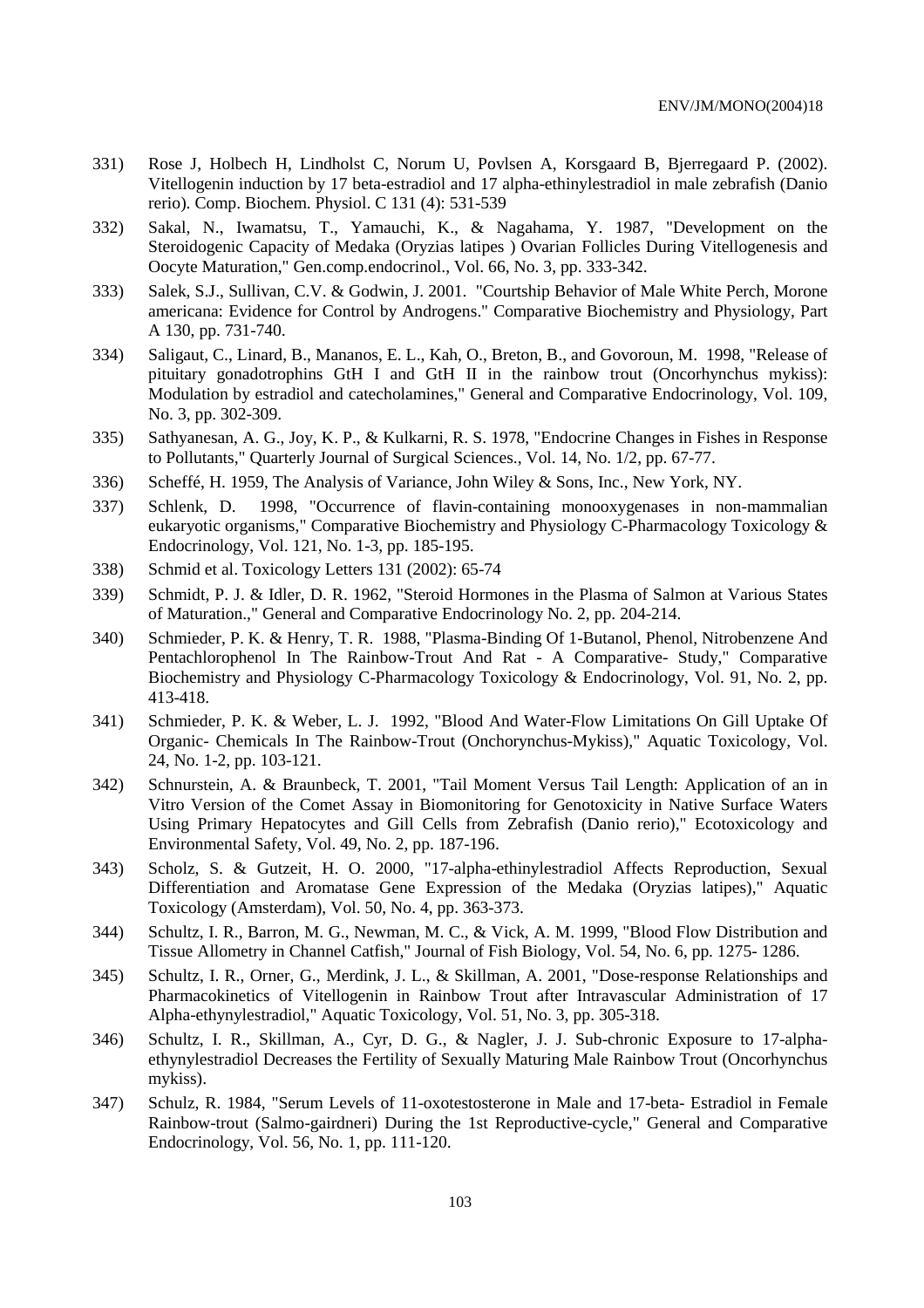331) Rose J, Holbech H, Lindholst C, Norum U, Povlsen A, Korsgaard B, Bjerregaard P. (2002). Vitellogenin induction by 17 beta-estradiol and 17 alpha-ethinylestradiol in male zebrafish (Danio rerio). Comp. Biochem. Physiol. C 131 (4): 531-539

332) Sakal, N., Iwamatsu, T., Yamauchi, K., & Nagahama, Y. 1987, "Development on the Steroidogenic Capacity of Medaka (Oryzias latipes ) Ovarian Follicles During Vitellogenesis and Oocyte Maturation," Gen.comp.endocrinol., Vol. 66, No. 3, pp. 333-342.

333) Salek, S.J., Sullivan, C.V. & Godwin, J. 2001. "Courtship Behavior of Male White Perch, Morone americana: Evidence for Control by Androgens." Comparative Biochemistry and Physiology, Part A 130, pp. 731-740.

334) Saligaut, C., Linard, B., Mananos, E. L., Kah, O., Breton, B., and Govoroun, M. 1998, "Release of pituitary gonadotrophins GtH I and GtH II in the rainbow trout (Oncorhynchus mykiss): Modulation by estradiol and catecholamines," General and Comparative Endocrinology, Vol. 109, No. 3, pp. 302-309.

335) Sathyanesan, A. G., Joy, K. P., & Kulkarni, R. S. 1978, "Endocrine Changes in Fishes in Response to Pollutants," Quarterly Journal of Surgical Sciences., Vol. 14, No. 1/2, pp. 67-77.

336) Scheffé, H. 1959, The Analysis of Variance, John Wiley & Sons, Inc., New York, NY.

337) Schlenk, D. 1998, "Occurrence of flavin-containing monooxygenases in non-mammalian eukaryotic organisms," Comparative Biochemistry and Physiology C-Pharmacology Toxicology & Endocrinology, Vol. 121, No. 1-3, pp. 185-195.

338) Schmid et al. Toxicology Letters 131 (2002): 65-74

339) Schmidt, P. J. & Idler, D. R. 1962, "Steroid Hormones in the Plasma of Salmon at Various States of Maturation.," General and Comparative Endocrinology No. 2, pp. 204-214.

340) Schmieder, P. K. & Henry, T. R. 1988, "Plasma-Binding Of 1-Butanol, Phenol, Nitrobenzene And Pentachlorophenol In The Rainbow-Trout And Rat - A Comparative- Study," Comparative Biochemistry and Physiology C-Pharmacology Toxicology & Endocrinology, Vol. 91, No. 2, pp. 413-418.

341) Schmieder, P. K. & Weber, L. J. 1992, "Blood And Water-Flow Limitations On Gill Uptake Of Organic- Chemicals In The Rainbow-Trout (Onchorynchus-Mykiss)," Aquatic Toxicology, Vol. 24, No. 1-2, pp. 103-121.

342) Schnurstein, A. & Braunbeck, T. 2001, "Tail Moment Versus Tail Length: Application of an in Vitro Version of the Comet Assay in Biomonitoring for Genotoxicity in Native Surface Waters Using Primary Hepatocytes and Gill Cells from Zebrafish (Danio rerio)," Ecotoxicology and Environmental Safety, Vol. 49, No. 2, pp. 187-196.

343) Scholz, S. & Gutzeit, H. O. 2000, "17-alpha-ethinylestradiol Affects Reproduction, Sexual Differentiation and Aromatase Gene Expression of the Medaka (Oryzias latipes)," Aquatic Toxicology (Amsterdam), Vol. 50, No. 4, pp. 363-373.

344) Schultz, I. R., Barron, M. G., Newman, M. C., & Vick, A. M. 1999, "Blood Flow Distribution and Tissue Allometry in Channel Catfish," Journal of Fish Biology, Vol. 54, No. 6, pp. 1275- 1286.

345) Schultz, I. R., Orner, G., Merdink, J. L., & Skillman, A. 2001, "Dose-response Relationships and Pharmacokinetics of Vitellogenin in Rainbow Trout after Intravascular Administration of 17 Alpha-ethynylestradiol," Aquatic Toxicology, Vol. 51, No. 3, pp. 305-318.

346) Schultz, I. R., Skillman, A., Cyr, D. G., & Nagler, J. J. Sub-chronic Exposure to 17-alpha-ethynylestradiol Decreases the Fertility of Sexually Maturing Male Rainbow Trout (Oncorhynchus mykiss).

347) Schulz, R. 1984, "Serum Levels of 11-oxotestosterone in Male and 17-beta- Estradiol in Female Rainbow-trout (Salmo-gairdneri) During the 1st Reproductive-cycle," General and Comparative Endocrinology, Vol. 56, No. 1, pp. 111-120.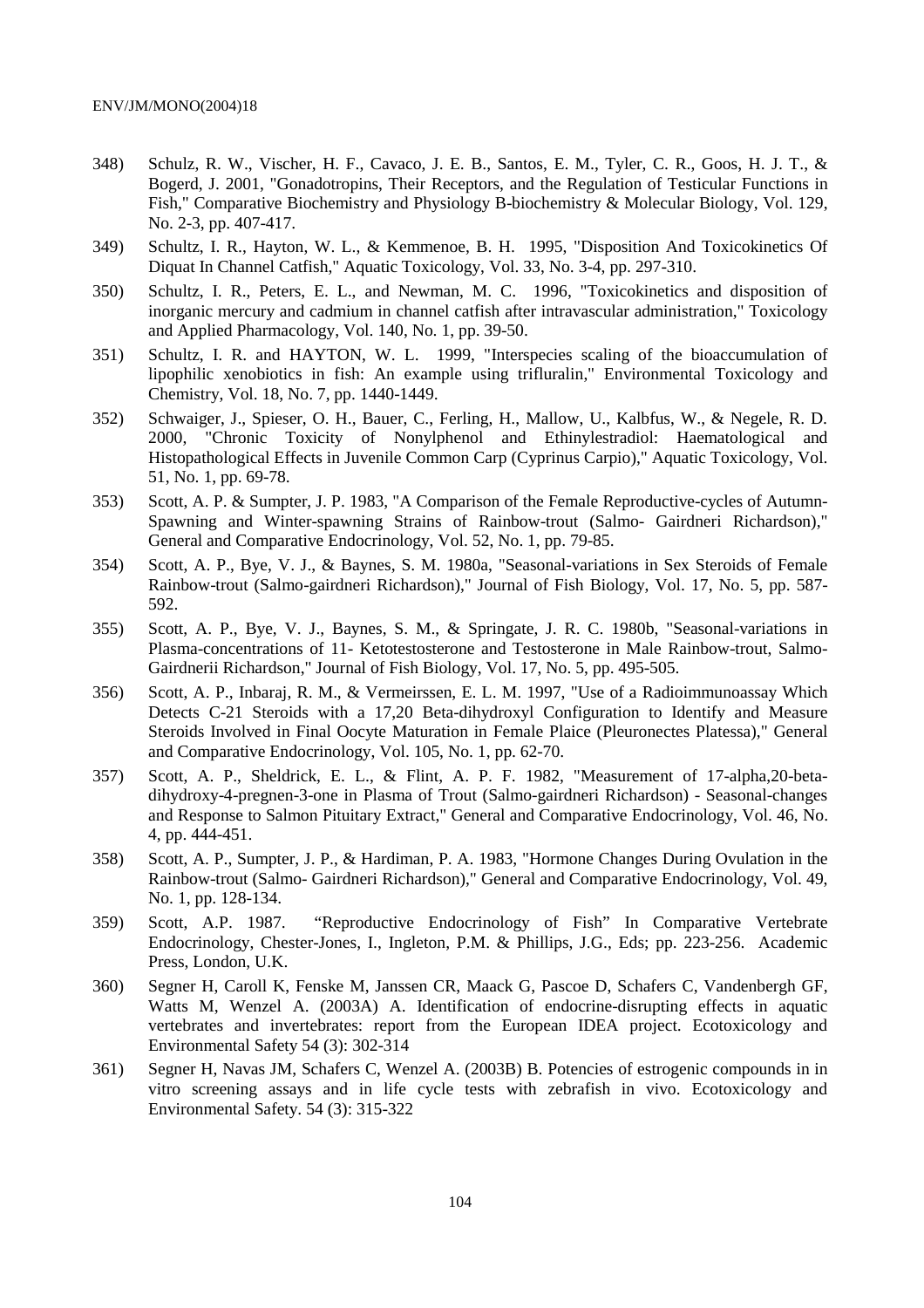348) Schulz, R. W., Vischer, H. F., Cavaco, J. E. B., Santos, E. M., Tyler, C. R., Goos, H. J. T., & Bogerd, J. 2001, "Gonadotropins, Their Receptors, and the Regulation of Testicular Functions in Fish," Comparative Biochemistry and Physiology B-biochemistry & Molecular Biology, Vol. 129, No. 2-3, pp. 407-417.

349) Schultz, I. R., Hayton, W. L., & Kemmenoe, B. H. 1995, "Disposition And Toxicokinetics Of Diquat In Channel Catfish," Aquatic Toxicology, Vol. 33, No. 3-4, pp. 297-310.

350) Schultz, I. R., Peters, E. L., and Newman, M. C. 1996, "Toxicokinetics and disposition of inorganic mercury and cadmium in channel catfish after intravascular administration," Toxicology and Applied Pharmacology, Vol. 140, No. 1, pp. 39-50.

351) Schultz, I. R. and HAYTON, W. L. 1999, "Interspecies scaling of the bioaccumulation of lipophilic xenobiotics in fish: An example using trifluralin," Environmental Toxicology and Chemistry, Vol. 18, No. 7, pp. 1440-1449.

352) Schwaiger, J., Spieser, O. H., Bauer, C., Ferling, H., Mallow, U., Kalbfus, W., & Negele, R. D. 2000, "Chronic Toxicity of Nonylphenol and Ethinylestradiol: Haematological and Histopathological Effects in Juvenile Common Carp (Cyprinus Carpio)," Aquatic Toxicology, Vol. 51, No. 1, pp. 69-78.

353) Scott, A. P. & Sumpter, J. P. 1983, "A Comparison of the Female Reproductive-cycles of Autumn-Spawning and Winter-spawning Strains of Rainbow-trout (Salmo- Gairdneri Richardson)," General and Comparative Endocrinology, Vol. 52, No. 1, pp. 79-85.

354) Scott, A. P., Bye, V. J., & Baynes, S. M. 1980a, "Seasonal-variations in Sex Steroids of Female Rainbow-trout (Salmo-gairdneri Richardson)," Journal of Fish Biology, Vol. 17, No. 5, pp. 587-592.

355) Scott, A. P., Bye, V. J., Baynes, S. M., & Springate, J. R. C. 1980b, "Seasonal-variations in Plasma-concentrations of 11- Ketotestosterone and Testosterone in Male Rainbow-trout, Salmo-Gairdnerii Richardson," Journal of Fish Biology, Vol. 17, No. 5, pp. 495-505.

356) Scott, A. P., Inbaraj, R. M., & Vermeirssen, E. L. M. 1997, "Use of a Radioimmunoassay Which Detects C-21 Steroids with a 17,20 Beta-dihydroxyl Configuration to Identify and Measure Steroids Involved in Final Oocyte Maturation in Female Plaice (Pleuronectes Platessa)," General and Comparative Endocrinology, Vol. 105, No. 1, pp. 62-70.

357) Scott, A. P., Sheldrick, E. L., & Flint, A. P. F. 1982, "Measurement of 17-alpha,20-beta-dihydroxy-4-pregnen-3-one in Plasma of Trout (Salmo-gairdneri Richardson) - Seasonal-changes and Response to Salmon Pituitary Extract," General and Comparative Endocrinology, Vol. 46, No. 4, pp. 444-451.

358) Scott, A. P., Sumpter, J. P., & Hardiman, P. A. 1983, "Hormone Changes During Ovulation in the Rainbow-trout (Salmo- Gairdneri Richardson)," General and Comparative Endocrinology, Vol. 49, No. 1, pp. 128-134.

359) Scott, A.P. 1987. "Reproductive Endocrinology of Fish" In Comparative Vertebrate Endocrinology, Chester-Jones, I., Ingleton, P.M. & Phillips, J.G., Eds; pp. 223-256. Academic Press, London, U.K.

360) Segner H, Caroll K, Fenske M, Janssen CR, Maack G, Pascoe D, Schafers C, Vandenbergh GF, Watts M, Wenzel A. (2003A) A. Identification of endocrine-disrupting effects in aquatic vertebrates and invertebrates: report from the European IDEA project. Ecotoxicology and Environmental Safety 54 (3): 302-314

361) Segner H, Navas JM, Schafers C, Wenzel A. (2003B) B. Potencies of estrogenic compounds in in vitro screening assays and in life cycle tests with zebrafish in vivo. Ecotoxicology and Environmental Safety. 54 (3): 315-322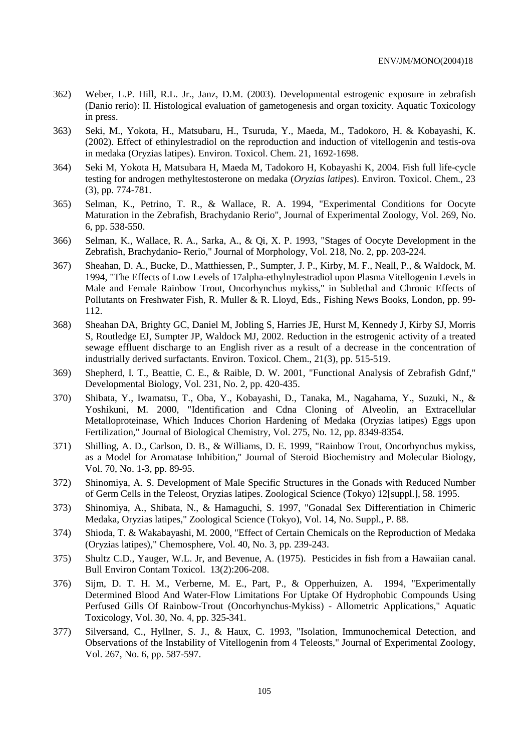362) Weber, L.P. Hill, R.L. Jr., Janz, D.M. (2003). Developmental estrogenic exposure in zebrafish (Danio rerio): II. Histological evaluation of gametogenesis and organ toxicity. Aquatic Toxicology in press.

363) Seki, M., Yokota, H., Matsubaru, H., Tsuruda, Y., Maeda, M., Tadokoro, H. & Kobayashi, K. (2002). Effect of ethinylestradiol on the reproduction and induction of vitellogenin and testis-ova in medaka (Oryzias latipes). Environ. Toxicol. Chem. 21, 1692-1698.

364) Seki M, Yokota H, Matsubara H, Maeda M, Tadokoro H, Kobayashi K, 2004. Fish full life-cycle testing for androgen methyltestosterone on medaka (*Oryzias latipes*). Environ. Toxicol. Chem., 23 (3), pp. 774-781.

365) Selman, K., Petrino, T. R., & Wallace, R. A. 1994, "Experimental Conditions for Oocyte Maturation in the Zebrafish, Brachydanio Rerio", Journal of Experimental Zoology, Vol. 269, No. 6, pp. 538-550.

366) Selman, K., Wallace, R. A., Sarka, A., & Qi, X. P. 1993, "Stages of Oocyte Development in the Zebrafish, Brachydanio- Rerio," Journal of Morphology, Vol. 218, No. 2, pp. 203-224.

367) Sheahan, D. A., Bucke, D., Matthiessen, P., Sumpter, J. P., Kirby, M. F., Neall, P., & Waldock, M. 1994, "The Effects of Low Levels of 17alpha-ethylnylestradiol upon Plasma Vitellogenin Levels in Male and Female Rainbow Trout, Oncorhynchus mykiss," in Sublethal and Chronic Effects of Pollutants on Freshwater Fish, R. Muller & R. Lloyd, Eds., Fishing News Books, London, pp. 99-112.

368) Sheahan DA, Brighty GC, Daniel M, Jobling S, Harries JE, Hurst M, Kennedy J, Kirby SJ, Morris S, Routledge EJ, Sumpter JP, Waldock MJ, 2002. Reduction in the estrogenic activity of a treated sewage effluent discharge to an English river as a result of a decrease in the concentration of industrially derived surfactants. Environ. Toxicol. Chem., 21(3), pp. 515-519.

369) Shepherd, I. T., Beattie, C. E., & Raible, D. W. 2001, "Functional Analysis of Zebrafish Gdnf," Developmental Biology, Vol. 231, No. 2, pp. 420-435.

370) Shibata, Y., Iwamatsu, T., Oba, Y., Kobayashi, D., Tanaka, M., Nagahama, Y., Suzuki, N., & Yoshikuni, M. 2000, "Identification and Cdna Cloning of Alveolin, an Extracellular Metalloproteinase, Which Induces Chorion Hardening of Medaka (Oryzias latipes) Eggs upon Fertilization," Journal of Biological Chemistry, Vol. 275, No. 12, pp. 8349-8354.

371) Shilling, A. D., Carlson, D. B., & Williams, D. E. 1999, "Rainbow Trout, Oncorhynchus mykiss, as a Model for Aromatase Inhibition," Journal of Steroid Biochemistry and Molecular Biology, Vol. 70, No. 1-3, pp. 89-95.

372) Shinomiya, A. S. Development of Male Specific Structures in the Gonads with Reduced Number of Germ Cells in the Teleost, Oryzias latipes. Zoological Science (Tokyo) 12[suppl.], 58. 1995.

373) Shinomiya, A., Shibata, N., & Hamaguchi, S. 1997, "Gonadal Sex Differentiation in Chimeric Medaka, Oryzias latipes," Zoological Science (Tokyo), Vol. 14, No. Suppl., P. 88.

374) Shioda, T. & Wakabayashi, M. 2000, "Effect of Certain Chemicals on the Reproduction of Medaka (Oryzias latipes)," Chemosphere, Vol. 40, No. 3, pp. 239-243.

375) Shultz C.D., Yauger, W.L. Jr, and Bevenue, A. (1975). Pesticides in fish from a Hawaiian canal. Bull Environ Contam Toxicol. 13(2):206-208.

376) Sijm, D. T. H. M., Verberne, M. E., Part, P., & Opperhuizen, A. 1994, "Experimentally Determined Blood And Water-Flow Limitations For Uptake Of Hydrophobic Compounds Using Perfused Gills Of Rainbow-Trout (Oncorhynchus-Mykiss) - Allometric Applications," Aquatic Toxicology, Vol. 30, No. 4, pp. 325-341.

377) Silversand, C., Hyllner, S. J., & Haux, C. 1993, "Isolation, Immunochemical Detection, and Observations of the Instability of Vitellogenin from 4 Teleosts," Journal of Experimental Zoology, Vol. 267, No. 6, pp. 587-597.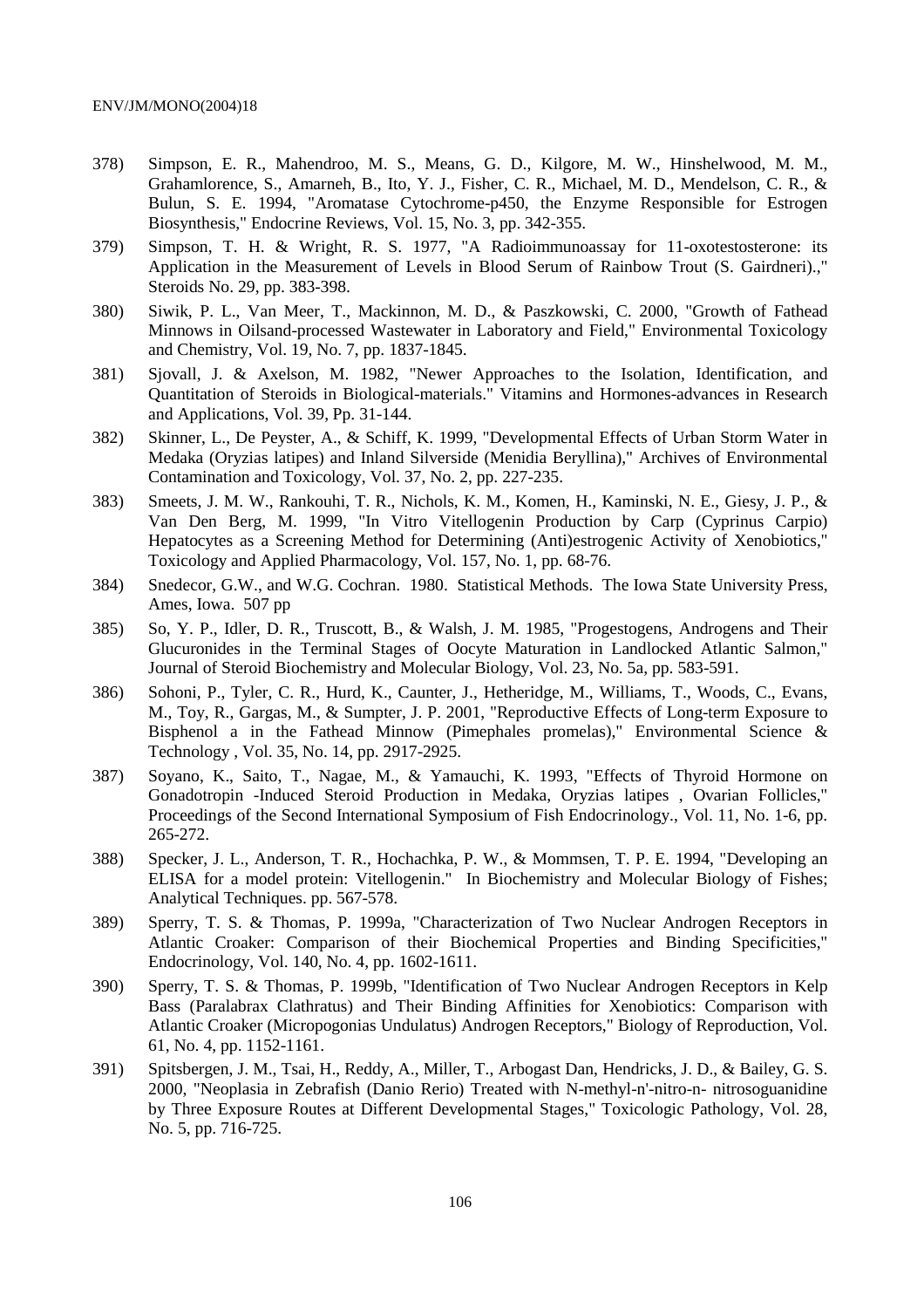378) Simpson, E. R., Mahendroo, M. S., Means, G. D., Kilgore, M. W., Hinshelwood, M. M., Grahamlorence, S., Amarneh, B., Ito, Y. J., Fisher, C. R., Michael, M. D., Mendelson, C. R., & Bulun, S. E. 1994, "Aromatase Cytochrome-p450, the Enzyme Responsible for Estrogen Biosynthesis," Endocrine Reviews, Vol. 15, No. 3, pp. 342-355.

379) Simpson, T. H. & Wright, R. S. 1977, "A Radioimmunoassay for 11-oxotestosterone: its Application in the Measurement of Levels in Blood Serum of Rainbow Trout (S. Gairdneri).," Steroids No. 29, pp. 383-398.

380) Siwik, P. L., Van Meer, T., Mackinnon, M. D., & Paszkowski, C. 2000, "Growth of Fathead Minnows in Oilsand-processed Wastewater in Laboratory and Field," Environmental Toxicology and Chemistry, Vol. 19, No. 7, pp. 1837-1845.

381) Sjovall, J. & Axelson, M. 1982, "Newer Approaches to the Isolation, Identification, and Quantitation of Steroids in Biological-materials." Vitamins and Hormones-advances in Research and Applications, Vol. 39, Pp. 31-144.

382) Skinner, L., De Peyster, A., & Schiff, K. 1999, "Developmental Effects of Urban Storm Water in Medaka (Oryzias latipes) and Inland Silverside (Menidia Beryllina)," Archives of Environmental Contamination and Toxicology, Vol. 37, No. 2, pp. 227-235.

383) Smeets, J. M. W., Rankouhi, T. R., Nichols, K. M., Komen, H., Kaminski, N. E., Giesy, J. P., & Van Den Berg, M. 1999, "In Vitro Vitellogenin Production by Carp (Cyprinus Carpio) Hepatocytes as a Screening Method for Determining (Anti)estrogenic Activity of Xenobiotics," Toxicology and Applied Pharmacology, Vol. 157, No. 1, pp. 68-76.

384) Snedecor, G.W., and W.G. Cochran. 1980. Statistical Methods. The Iowa State University Press, Ames, Iowa. 507 pp

385) So, Y. P., Idler, D. R., Truscott, B., & Walsh, J. M. 1985, "Progestogens, Androgens and Their Glucuronides in the Terminal Stages of Oocyte Maturation in Landlocked Atlantic Salmon," Journal of Steroid Biochemistry and Molecular Biology, Vol. 23, No. 5a, pp. 583-591.

386) Sohoni, P., Tyler, C. R., Hurd, K., Caunter, J., Hetheridge, M., Williams, T., Woods, C., Evans, M., Toy, R., Gargas, M., & Sumpter, J. P. 2001, "Reproductive Effects of Long-term Exposure to Bisphenol a in the Fathead Minnow (Pimephales promelas)," Environmental Science & Technology , Vol. 35, No. 14, pp. 2917-2925.

387) Soyano, K., Saito, T., Nagae, M., & Yamauchi, K. 1993, "Effects of Thyroid Hormone on Gonadotropin -Induced Steroid Production in Medaka, Oryzias latipes , Ovarian Follicles," Proceedings of the Second International Symposium of Fish Endocrinology., Vol. 11, No. 1-6, pp. 265-272.

388) Specker, J. L., Anderson, T. R., Hochachka, P. W., & Mommsen, T. P. E. 1994, "Developing an ELISA for a model protein: Vitellogenin." In Biochemistry and Molecular Biology of Fishes; Analytical Techniques. pp. 567-578.

389) Sperry, T. S. & Thomas, P. 1999a, "Characterization of Two Nuclear Androgen Receptors in Atlantic Croaker: Comparison of their Biochemical Properties and Binding Specificities," Endocrinology, Vol. 140, No. 4, pp. 1602-1611.

390) Sperry, T. S. & Thomas, P. 1999b, "Identification of Two Nuclear Androgen Receptors in Kelp Bass (Paralabrax Clathratus) and Their Binding Affinities for Xenobiotics: Comparison with Atlantic Croaker (Micropogonias Undulatus) Androgen Receptors," Biology of Reproduction, Vol. 61, No. 4, pp. 1152-1161.

391) Spitsbergen, J. M., Tsai, H., Reddy, A., Miller, T., Arbogast Dan, Hendricks, J. D., & Bailey, G. S. 2000, "Neoplasia in Zebrafish (Danio Rerio) Treated with N-methyl-n'-nitro-n- nitrosoguanidine by Three Exposure Routes at Different Developmental Stages," Toxicologic Pathology, Vol. 28, No. 5, pp. 716-725.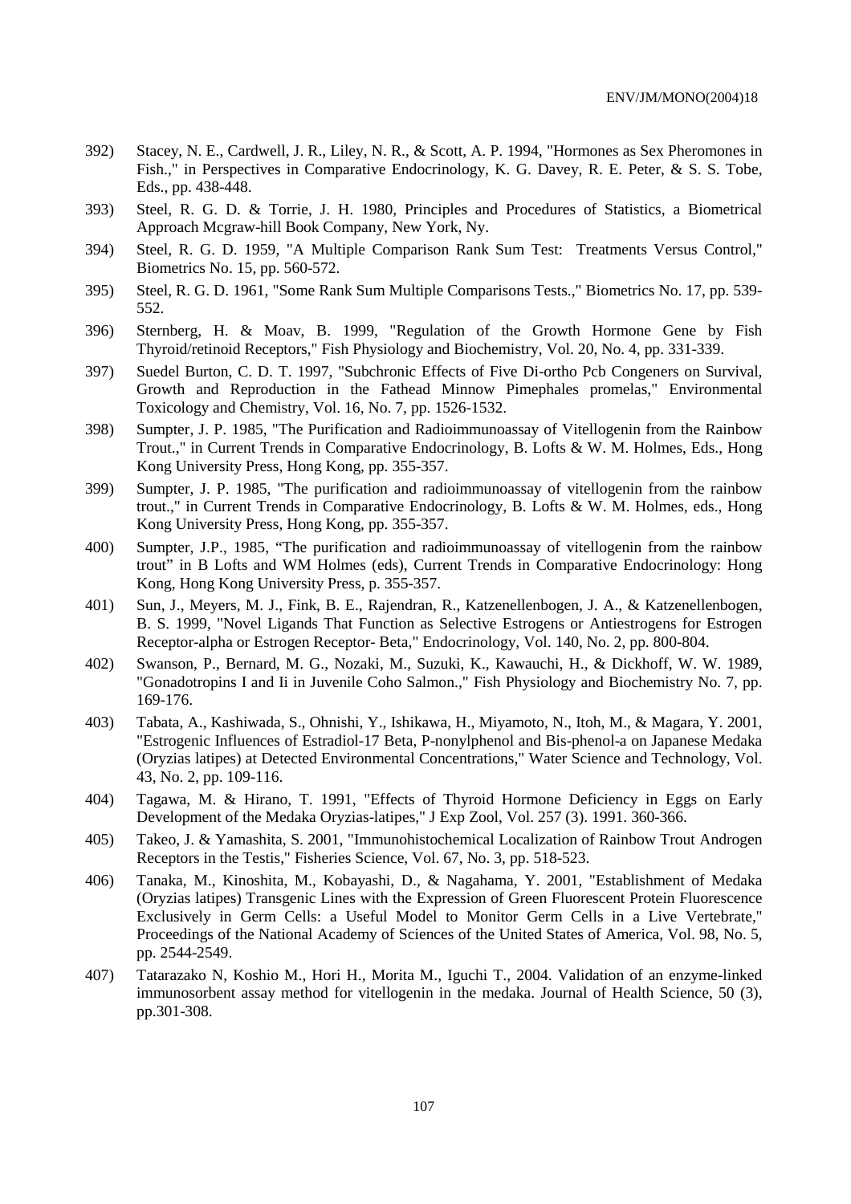392) Stacey, N. E., Cardwell, J. R., Liley, N. R., & Scott, A. P. 1994, "Hormones as Sex Pheromones in Fish.," in Perspectives in Comparative Endocrinology, K. G. Davey, R. E. Peter, & S. S. Tobe, Eds., pp. 438-448.

393) Steel, R. G. D. & Torrie, J. H. 1980, Principles and Procedures of Statistics, a Biometrical Approach Mcgraw-hill Book Company, New York, Ny.

394) Steel, R. G. D. 1959, "A Multiple Comparison Rank Sum Test: Treatments Versus Control," Biometrics No. 15, pp. 560-572.

395) Steel, R. G. D. 1961, "Some Rank Sum Multiple Comparisons Tests.," Biometrics No. 17, pp. 539-552.

396) Sternberg, H. & Moav, B. 1999, "Regulation of the Growth Hormone Gene by Fish Thyroid/retinoid Receptors," Fish Physiology and Biochemistry, Vol. 20, No. 4, pp. 331-339.

397) Suedel Burton, C. D. T. 1997, "Subchronic Effects of Five Di-ortho Pcb Congeners on Survival, Growth and Reproduction in the Fathead Minnow Pimephales promelas," Environmental Toxicology and Chemistry, Vol. 16, No. 7, pp. 1526-1532.

398) Sumpter, J. P. 1985, "The Purification and Radioimmunoassay of Vitellogenin from the Rainbow Trout.," in Current Trends in Comparative Endocrinology, B. Lofts & W. M. Holmes, Eds., Hong Kong University Press, Hong Kong, pp. 355-357.

399) Sumpter, J. P. 1985, "The purification and radioimmunoassay of vitellogenin from the rainbow trout.," in Current Trends in Comparative Endocrinology, B. Lofts & W. M. Holmes, eds., Hong Kong University Press, Hong Kong, pp. 355-357.

400) Sumpter, J.P., 1985, "The purification and radioimmunoassay of vitellogenin from the rainbow trout" in B Lofts and WM Holmes (eds), Current Trends in Comparative Endocrinology: Hong Kong, Hong Kong University Press, p. 355-357.

401) Sun, J., Meyers, M. J., Fink, B. E., Rajendran, R., Katzenellenbogen, J. A., & Katzenellenbogen, B. S. 1999, "Novel Ligands That Function as Selective Estrogens or Antiestrogens for Estrogen Receptor-alpha or Estrogen Receptor- Beta," Endocrinology, Vol. 140, No. 2, pp. 800-804.

402) Swanson, P., Bernard, M. G., Nozaki, M., Suzuki, K., Kawauchi, H., & Dickhoff, W. W. 1989, "Gonadotropins I and Ii in Juvenile Coho Salmon.," Fish Physiology and Biochemistry No. 7, pp. 169-176.

403) Tabata, A., Kashiwada, S., Ohnishi, Y., Ishikawa, H., Miyamoto, N., Itoh, M., & Magara, Y. 2001, "Estrogenic Influences of Estradiol-17 Beta, P-nonylphenol and Bis-phenol-a on Japanese Medaka (Oryzias latipes) at Detected Environmental Concentrations," Water Science and Technology, Vol. 43, No. 2, pp. 109-116.

404) Tagawa, M. & Hirano, T. 1991, "Effects of Thyroid Hormone Deficiency in Eggs on Early Development of the Medaka Oryzias-latipes," J Exp Zool, Vol. 257 (3). 1991. 360-366.

405) Takeo, J. & Yamashita, S. 2001, "Immunohistochemical Localization of Rainbow Trout Androgen Receptors in the Testis," Fisheries Science, Vol. 67, No. 3, pp. 518-523.

406) Tanaka, M., Kinoshita, M., Kobayashi, D., & Nagahama, Y. 2001, "Establishment of Medaka (Oryzias latipes) Transgenic Lines with the Expression of Green Fluorescent Protein Fluorescence Exclusively in Germ Cells: a Useful Model to Monitor Germ Cells in a Live Vertebrate," Proceedings of the National Academy of Sciences of the United States of America, Vol. 98, No. 5, pp. 2544-2549.

407) Tatarazako N, Koshio M., Hori H., Morita M., Iguchi T., 2004. Validation of an enzyme-linked immunosorbent assay method for vitellogenin in the medaka. Journal of Health Science, 50 (3), pp.301-308.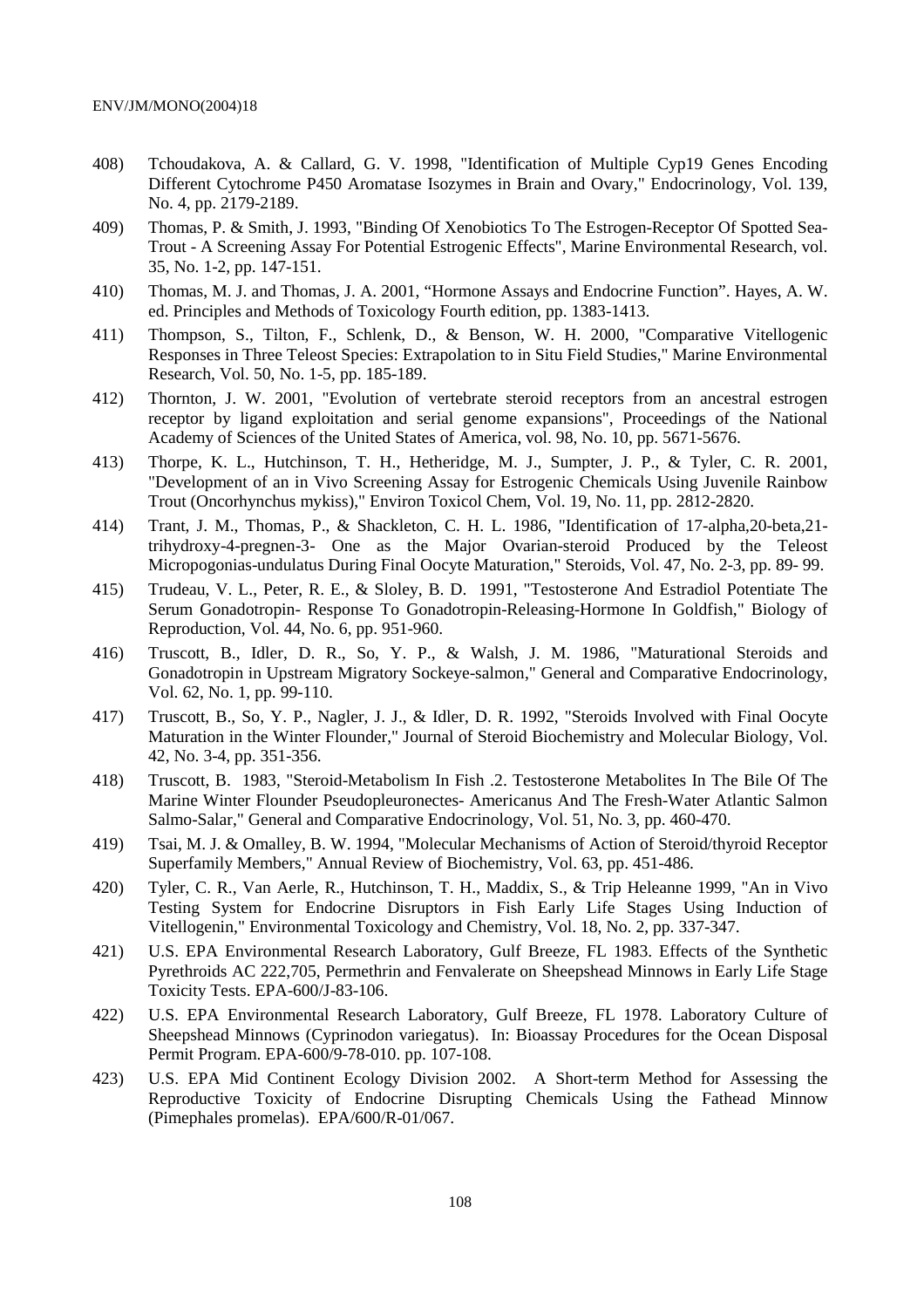408) Tchoudakova, A. & Callard, G. V. 1998, "Identification of Multiple Cyp19 Genes Encoding Different Cytochrome P450 Aromatase Isozymes in Brain and Ovary," Endocrinology, Vol. 139, No. 4, pp. 2179-2189.

409) Thomas, P. & Smith, J. 1993, "Binding Of Xenobiotics To The Estrogen-Receptor Of Spotted Sea-Trout - A Screening Assay For Potential Estrogenic Effects", Marine Environmental Research, vol. 35, No. 1-2, pp. 147-151.

410) Thomas, M. J. and Thomas, J. A. 2001, "Hormone Assays and Endocrine Function". Hayes, A. W. ed. Principles and Methods of Toxicology Fourth edition, pp. 1383-1413.

411) Thompson, S., Tilton, F., Schlenk, D., & Benson, W. H. 2000, "Comparative Vitellogenic Responses in Three Teleost Species: Extrapolation to in Situ Field Studies," Marine Environmental Research, Vol. 50, No. 1-5, pp. 185-189.

412) Thornton, J. W. 2001, "Evolution of vertebrate steroid receptors from an ancestral estrogen receptor by ligand exploitation and serial genome expansions", Proceedings of the National Academy of Sciences of the United States of America, vol. 98, No. 10, pp. 5671-5676.

413) Thorpe, K. L., Hutchinson, T. H., Hetheridge, M. J., Sumpter, J. P., & Tyler, C. R. 2001, "Development of an in Vivo Screening Assay for Estrogenic Chemicals Using Juvenile Rainbow Trout (Oncorhynchus mykiss)," Environ Toxicol Chem, Vol. 19, No. 11, pp. 2812-2820.

414) Trant, J. M., Thomas, P., & Shackleton, C. H. L. 1986, "Identification of 17-alpha,20-beta,21-trihydroxy-4-pregnen-3- One as the Major Ovarian-steroid Produced by the Teleost Micropogonias-undulatus During Final Oocyte Maturation," Steroids, Vol. 47, No. 2-3, pp. 89- 99.

415) Trudeau, V. L., Peter, R. E., & Sloley, B. D. 1991, "Testosterone And Estradiol Potentiate The Serum Gonadotropin- Response To Gonadotropin-Releasing-Hormone In Goldfish," Biology of Reproduction, Vol. 44, No. 6, pp. 951-960.

416) Truscott, B., Idler, D. R., So, Y. P., & Walsh, J. M. 1986, "Maturational Steroids and Gonadotropin in Upstream Migratory Sockeye-salmon," General and Comparative Endocrinology, Vol. 62, No. 1, pp. 99-110.

417) Truscott, B., So, Y. P., Nagler, J. J., & Idler, D. R. 1992, "Steroids Involved with Final Oocyte Maturation in the Winter Flounder," Journal of Steroid Biochemistry and Molecular Biology, Vol. 42, No. 3-4, pp. 351-356.

418) Truscott, B. 1983, "Steroid-Metabolism In Fish .2. Testosterone Metabolites In The Bile Of The Marine Winter Flounder Pseudopleuronectes- Americanus And The Fresh-Water Atlantic Salmon Salmo-Salar," General and Comparative Endocrinology, Vol. 51, No. 3, pp. 460-470.

419) Tsai, M. J. & Omalley, B. W. 1994, "Molecular Mechanisms of Action of Steroid/thyroid Receptor Superfamily Members," Annual Review of Biochemistry, Vol. 63, pp. 451-486.

420) Tyler, C. R., Van Aerle, R., Hutchinson, T. H., Maddix, S., & Trip Heleanne 1999, "An in Vivo Testing System for Endocrine Disruptors in Fish Early Life Stages Using Induction of Vitellogenin," Environmental Toxicology and Chemistry, Vol. 18, No. 2, pp. 337-347.

421) U.S. EPA Environmental Research Laboratory, Gulf Breeze, FL 1983. Effects of the Synthetic Pyrethroids AC 222,705, Permethrin and Fenvalerate on Sheepshead Minnows in Early Life Stage Toxicity Tests. EPA-600/J-83-106.

422) U.S. EPA Environmental Research Laboratory, Gulf Breeze, FL 1978. Laboratory Culture of Sheepshead Minnows (Cyprinodon variegatus). In: Bioassay Procedures for the Ocean Disposal Permit Program. EPA-600/9-78-010. pp. 107-108.

423) U.S. EPA Mid Continent Ecology Division 2002. A Short-term Method for Assessing the Reproductive Toxicity of Endocrine Disrupting Chemicals Using the Fathead Minnow (Pimephales promelas). EPA/600/R-01/067.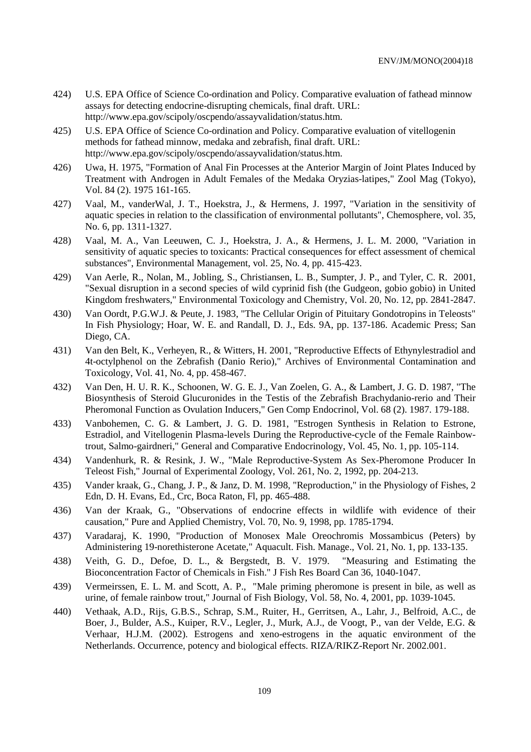424) U.S. EPA Office of Science Co-ordination and Policy. Comparative evaluation of fathead minnow assays for detecting endocrine-disrupting chemicals, final draft. URL: http://www.epa.gov/scipoly/oscpendo/assayvalidation/status.htm.

425) U.S. EPA Office of Science Co-ordination and Policy. Comparative evaluation of vitellogenin methods for fathead minnow, medaka and zebrafish, final draft. URL: http://www.epa.gov/scipoly/oscpendo/assayvalidation/status.htm.

426) Uwa, H. 1975, "Formation of Anal Fin Processes at the Anterior Margin of Joint Plates Induced by Treatment with Androgen in Adult Females of the Medaka Oryzias-latipes," Zool Mag (Tokyo), Vol. 84 (2). 1975 161-165.

427) Vaal, M., vanderWal, J. T., Hoekstra, J., & Hermens, J. 1997, "Variation in the sensitivity of aquatic species in relation to the classification of environmental pollutants", Chemosphere, vol. 35, No. 6, pp. 1311-1327.

428) Vaal, M. A., Van Leeuwen, C. J., Hoekstra, J. A., & Hermens, J. L. M. 2000, "Variation in sensitivity of aquatic species to toxicants: Practical consequences for effect assessment of chemical substances", Environmental Management, vol. 25, No. 4, pp. 415-423.

429) Van Aerle, R., Nolan, M., Jobling, S., Christiansen, L. B., Sumpter, J. P., and Tyler, C. R. 2001, "Sexual disruption in a second species of wild cyprinid fish (the Gudgeon, gobio gobio) in United Kingdom freshwaters," Environmental Toxicology and Chemistry, Vol. 20, No. 12, pp. 2841-2847.

430) Van Oordt, P.G.W.J. & Peute, J. 1983, "The Cellular Origin of Pituitary Gondotropins in Teleosts" In Fish Physiology; Hoar, W. E. and Randall, D. J., Eds. 9A, pp. 137-186. Academic Press; San Diego, CA.

431) Van den Belt, K., Verheyen, R., & Witters, H. 2001, "Reproductive Effects of Ethynylestradiol and 4t-octylphenol on the Zebrafish (Danio Rerio)," Archives of Environmental Contamination and Toxicology, Vol. 41, No. 4, pp. 458-467.

432) Van Den, H. U. R. K., Schoonen, W. G. E. J., Van Zoelen, G. A., & Lambert, J. G. D. 1987, "The Biosynthesis of Steroid Glucuronides in the Testis of the Zebrafish Brachydanio-rerio and Their Pheromonal Function as Ovulation Inducers," Gen Comp Endocrinol, Vol. 68 (2). 1987. 179-188.

433) Vanbohemen, C. G. & Lambert, J. G. D. 1981, "Estrogen Synthesis in Relation to Estrone, Estradiol, and Vitellogenin Plasma-levels During the Reproductive-cycle of the Female Rainbow-trout, Salmo-gairdneri," General and Comparative Endocrinology, Vol. 45, No. 1, pp. 105-114.

434) Vandenhurk, R. & Resink, J. W., "Male Reproductive-System As Sex-Pheromone Producer In Teleost Fish," Journal of Experimental Zoology, Vol. 261, No. 2, 1992, pp. 204-213.

435) Vander kraak, G., Chang, J. P., & Janz, D. M. 1998, "Reproduction," in the Physiology of Fishes, 2 Edn, D. H. Evans, Ed., Crc, Boca Raton, Fl, pp. 465-488.

436) Van der Kraak, G., "Observations of endocrine effects in wildlife with evidence of their causation," Pure and Applied Chemistry, Vol. 70, No. 9, 1998, pp. 1785-1794.

437) Varadaraj, K. 1990, "Production of Monosex Male Oreochromis Mossambicus (Peters) by Administering 19-norethisterone Acetate," Aquacult. Fish. Manage., Vol. 21, No. 1, pp. 133-135.

438) Veith, G. D., Defoe, D. L., & Bergstedt, B. V. 1979. "Measuring and Estimating the Bioconcentration Factor of Chemicals in Fish." J Fish Res Board Can 36, 1040-1047.

439) Vermeirssen, E. L. M. and Scott, A. P., "Male priming pheromone is present in bile, as well as urine, of female rainbow trout," Journal of Fish Biology, Vol. 58, No. 4, 2001, pp. 1039-1045.

440) Vethaak, A.D., Rijs, G.B.S., Schrap, S.M., Ruiter, H., Gerritsen, A., Lahr, J., Belfroid, A.C., de Boer, J., Bulder, A.S., Kuiper, R.V., Legler, J., Murk, A.J., de Voogt, P., van der Velde, E.G. & Verhaar, H.J.M. (2002). Estrogens and xeno-estrogens in the aquatic environment of the Netherlands. Occurrence, potency and biological effects. RIZA/RIKZ-Report Nr. 2002.001.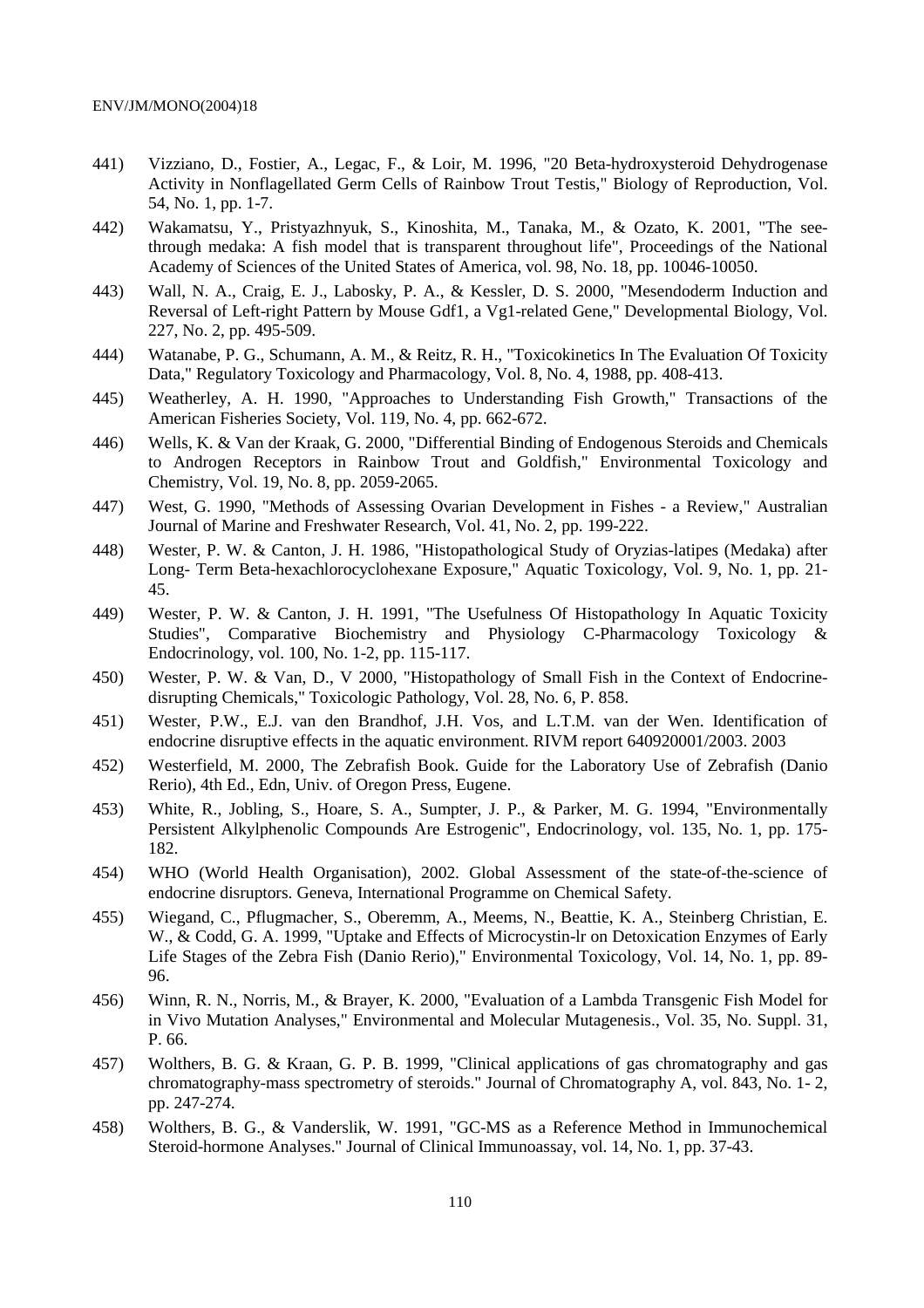441) Vizziano, D., Fostier, A., Legac, F., & Loir, M. 1996, "20 Beta-hydroxysteroid Dehydrogenase Activity in Nonflagellated Germ Cells of Rainbow Trout Testis," Biology of Reproduction, Vol. 54, No. 1, pp. 1-7.

442) Wakamatsu, Y., Pristyazhnyuk, S., Kinoshita, M., Tanaka, M., & Ozato, K. 2001, "The see-through medaka: A fish model that is transparent throughout life", Proceedings of the National Academy of Sciences of the United States of America, vol. 98, No. 18, pp. 10046-10050.

443) Wall, N. A., Craig, E. J., Labosky, P. A., & Kessler, D. S. 2000, "Mesendoderm Induction and Reversal of Left-right Pattern by Mouse Gdf1, a Vg1-related Gene," Developmental Biology, Vol. 227, No. 2, pp. 495-509.

444) Watanabe, P. G., Schumann, A. M., & Reitz, R. H., "Toxicokinetics In The Evaluation Of Toxicity Data," Regulatory Toxicology and Pharmacology, Vol. 8, No. 4, 1988, pp. 408-413.

445) Weatherley, A. H. 1990, "Approaches to Understanding Fish Growth," Transactions of the American Fisheries Society, Vol. 119, No. 4, pp. 662-672.

446) Wells, K. & Van der Kraak, G. 2000, "Differential Binding of Endogenous Steroids and Chemicals to Androgen Receptors in Rainbow Trout and Goldfish," Environmental Toxicology and Chemistry, Vol. 19, No. 8, pp. 2059-2065.

447) West, G. 1990, "Methods of Assessing Ovarian Development in Fishes - a Review," Australian Journal of Marine and Freshwater Research, Vol. 41, No. 2, pp. 199-222.

448) Wester, P. W. & Canton, J. H. 1986, "Histopathological Study of Oryzias-latipes (Medaka) after Long- Term Beta-hexachlorocyclohexane Exposure," Aquatic Toxicology, Vol. 9, No. 1, pp. 21-45.

449) Wester, P. W. & Canton, J. H. 1991, "The Usefulness Of Histopathology In Aquatic Toxicity Studies", Comparative Biochemistry and Physiology C-Pharmacology Toxicology & Endocrinology, vol. 100, No. 1-2, pp. 115-117.

450) Wester, P. W. & Van, D., V 2000, "Histopathology of Small Fish in the Context of Endocrine-disrupting Chemicals," Toxicologic Pathology, Vol. 28, No. 6, P. 858.

451) Wester, P.W., E.J. van den Brandhof, J.H. Vos, and L.T.M. van der Wen. Identification of endocrine disruptive effects in the aquatic environment. RIVM report 640920001/2003. 2003

452) Westerfield, M. 2000, The Zebrafish Book. Guide for the Laboratory Use of Zebrafish (Danio Rerio), 4th Ed., Edn, Univ. of Oregon Press, Eugene.

453) White, R., Jobling, S., Hoare, S. A., Sumpter, J. P., & Parker, M. G. 1994, "Environmentally Persistent Alkylphenolic Compounds Are Estrogenic", Endocrinology, vol. 135, No. 1, pp. 175-182.

454) WHO (World Health Organisation), 2002. Global Assessment of the state-of-the-science of endocrine disruptors. Geneva, International Programme on Chemical Safety.

455) Wiegand, C., Pflugmacher, S., Oberemm, A., Meems, N., Beattie, K. A., Steinberg Christian, E. W., & Codd, G. A. 1999, "Uptake and Effects of Microcystin-lr on Detoxication Enzymes of Early Life Stages of the Zebra Fish (Danio Rerio)," Environmental Toxicology, Vol. 14, No. 1, pp. 89-96.

456) Winn, R. N., Norris, M., & Brayer, K. 2000, "Evaluation of a Lambda Transgenic Fish Model for in Vivo Mutation Analyses," Environmental and Molecular Mutagenesis., Vol. 35, No. Suppl. 31, P. 66.

457) Wolthers, B. G. & Kraan, G. P. B. 1999, "Clinical applications of gas chromatography and gas chromatography-mass spectrometry of steroids." Journal of Chromatography A, vol. 843, No. 1- 2, pp. 247-274.

458) Wolthers, B. G., & Vanderslik, W. 1991, "GC-MS as a Reference Method in Immunochemical Steroid-hormone Analyses." Journal of Clinical Immunoassay, vol. 14, No. 1, pp. 37-43.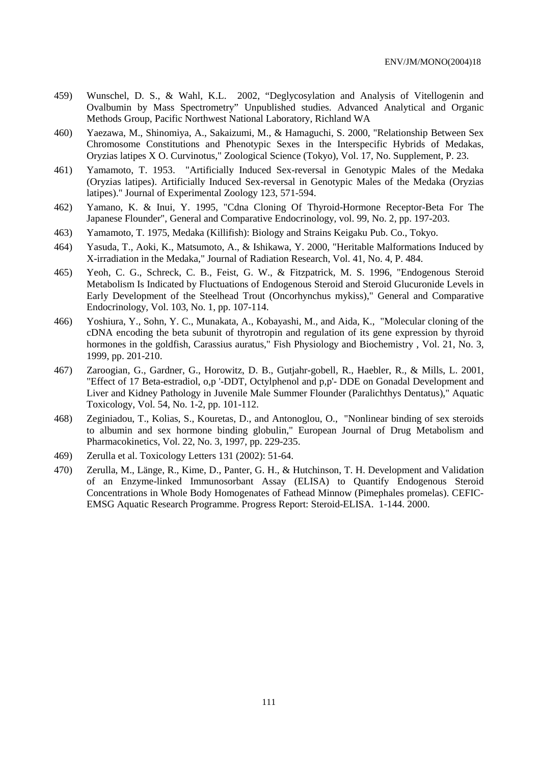459) Wunschel, D. S., & Wahl, K.L. 2002, “Deglycosylation and Analysis of Vitellogenin and Ovalbumin by Mass Spectrometry” Unpublished studies. Advanced Analytical and Organic Methods Group, Pacific Northwest National Laboratory, Richland WA

460) Yaezawa, M., Shinomiya, A., Sakaizumi, M., & Hamaguchi, S. 2000, "Relationship Between Sex Chromosome Constitutions and Phenotypic Sexes in the Interspecific Hybrids of Medakas, Oryzias latipes X O. Curvinotus," Zoological Science (Tokyo), Vol. 17, No. Supplement, P. 23.

461) Yamamoto, T. 1953. "Artificially Induced Sex-reversal in Genotypic Males of the Medaka (Oryzias latipes). Artificially Induced Sex-reversal in Genotypic Males of the Medaka (Oryzias latipes)." Journal of Experimental Zoology 123, 571-594.

462) Yamano, K. & Inui, Y. 1995, "Cdna Cloning Of Thyroid-Hormone Receptor-Beta For The Japanese Flounder", General and Comparative Endocrinology, vol. 99, No. 2, pp. 197-203.

463) Yamamoto, T. 1975, Medaka (Killifish): Biology and Strains Keigaku Pub. Co., Tokyo.

464) Yasuda, T., Aoki, K., Matsumoto, A., & Ishikawa, Y. 2000, "Heritable Malformations Induced by X-irradiation in the Medaka," Journal of Radiation Research, Vol. 41, No. 4, P. 484.

465) Yeoh, C. G., Schreck, C. B., Feist, G. W., & Fitzpatrick, M. S. 1996, "Endogenous Steroid Metabolism Is Indicated by Fluctuations of Endogenous Steroid and Steroid Glucuronide Levels in Early Development of the Steelhead Trout (Oncorhynchus mykiss)," General and Comparative Endocrinology, Vol. 103, No. 1, pp. 107-114.

466) Yoshiura, Y., Sohn, Y. C., Munakata, A., Kobayashi, M., and Aida, K., "Molecular cloning of the cDNA encoding the beta subunit of thyrotropin and regulation of its gene expression by thyroid hormones in the goldfish, Carassius auratus," Fish Physiology and Biochemistry , Vol. 21, No. 3, 1999, pp. 201-210.

467) Zaroogian, G., Gardner, G., Horowitz, D. B., Gutjahr-gobell, R., Haebler, R., & Mills, L. 2001, "Effect of 17 Beta-estradiol, o,p '-DDT, Octylphenol and p,p'- DDE on Gonadal Development and Liver and Kidney Pathology in Juvenile Male Summer Flounder (Paralichthys Dentatus)," Aquatic Toxicology, Vol. 54, No. 1-2, pp. 101-112.

468) Zeginiadou, T., Kolias, S., Kouretas, D., and Antonoglou, O., "Nonlinear binding of sex steroids to albumin and sex hormone binding globulin," European Journal of Drug Metabolism and Pharmacokinetics, Vol. 22, No. 3, 1997, pp. 229-235.

469) Zerulla et al. Toxicology Letters 131 (2002): 51-64.

470) Zerulla, M., Länge, R., Kime, D., Panter, G. H., & Hutchinson, T. H. Development and Validation of an Enzyme-linked Immunosorbant Assay (ELISA) to Quantify Endogenous Steroid Concentrations in Whole Body Homogenates of Fathead Minnow (Pimephales promelas). CEFIC-EMSG Aquatic Research Programme. Progress Report: Steroid-ELISA. 1-144. 2000.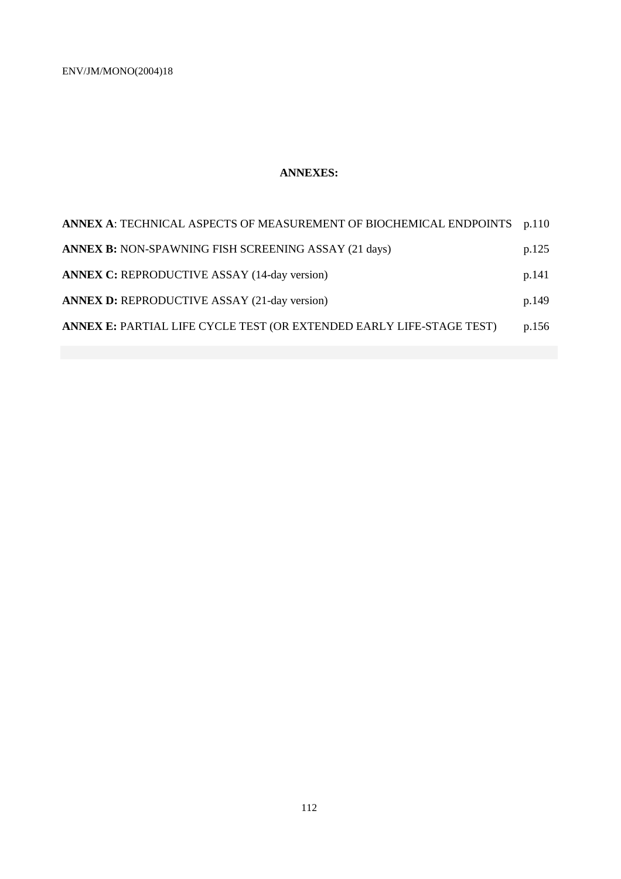## ANNEXES:

**ANNEX A**: TECHNICAL ASPECTS OF MEASUREMENT OF BIOCHEMICAL ENDPOINTS p.110

**ANNEX B:** NON-SPAWNING FISH SCREENING ASSAY (21 days) p.125

**ANNEX C:** REPRODUCTIVE ASSAY (14-day version) p.141

**ANNEX D:** REPRODUCTIVE ASSAY (21-day version) p.149

**ANNEX E:** PARTIAL LIFE CYCLE TEST (OR EXTENDED EARLY LIFE-STAGE TEST) p.156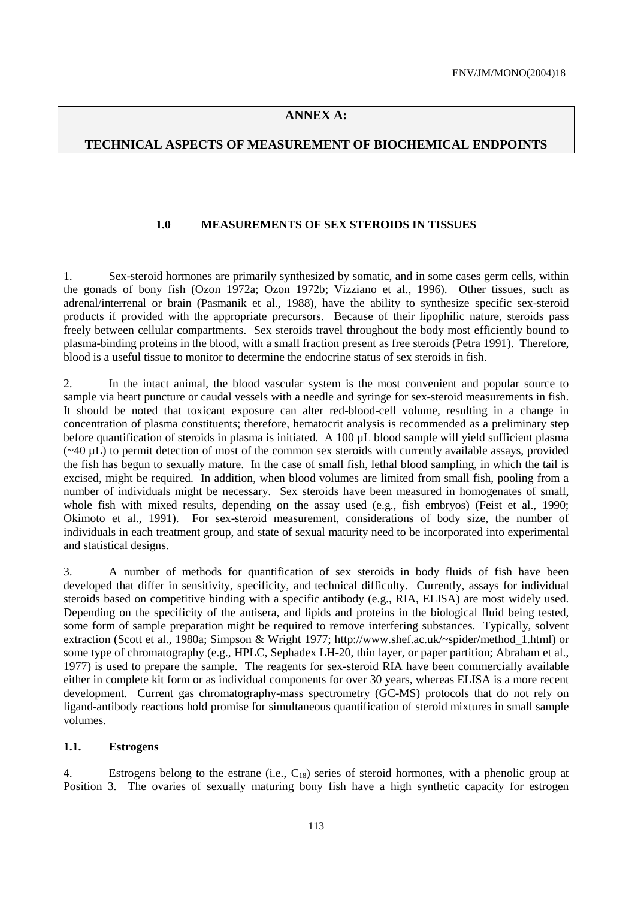# ANNEX A:

# TECHNICAL ASPECTS OF MEASUREMENT OF BIOCHEMICAL ENDPOINTS

## 1.0 MEASUREMENTS OF SEX STEROIDS IN TISSUES

1. Sex-steroid hormones are primarily synthesized by somatic, and in some cases germ cells, within the gonads of bony fish (Ozon 1972a; Ozon 1972b; Vizziano et al., 1996). Other tissues, such as adrenal/interrenal or brain (Pasmanik et al., 1988), have the ability to synthesize specific sex-steroid products if provided with the appropriate precursors. Because of their lipophilic nature, steroids pass freely between cellular compartments. Sex steroids travel throughout the body most efficiently bound to plasma-binding proteins in the blood, with a small fraction present as free steroids (Petra 1991). Therefore, blood is a useful tissue to monitor to determine the endocrine status of sex steroids in fish.

2. In the intact animal, the blood vascular system is the most convenient and popular source to sample via heart puncture or caudal vessels with a needle and syringe for sex-steroid measurements in fish. It should be noted that toxicant exposure can alter red-blood-cell volume, resulting in a change in concentration of plasma constituents; therefore, hematocrit analysis is recommended as a preliminary step before quantification of steroids in plasma is initiated. A 100 µL blood sample will yield sufficient plasma (~40 µL) to permit detection of most of the common sex steroids with currently available assays, provided the fish has begun to sexually mature. In the case of small fish, lethal blood sampling, in which the tail is excised, might be required. In addition, when blood volumes are limited from small fish, pooling from a number of individuals might be necessary. Sex steroids have been measured in homogenates of small, whole fish with mixed results, depending on the assay used (e.g., fish embryos) (Feist et al., 1990; Okimoto et al., 1991). For sex-steroid measurement, considerations of body size, the number of individuals in each treatment group, and state of sexual maturity need to be incorporated into experimental and statistical designs.

3. A number of methods for quantification of sex steroids in body fluids of fish have been developed that differ in sensitivity, specificity, and technical difficulty. Currently, assays for individual steroids based on competitive binding with a specific antibody (e.g., RIA, ELISA) are most widely used. Depending on the specificity of the antisera, and lipids and proteins in the biological fluid being tested, some form of sample preparation might be required to remove interfering substances. Typically, solvent extraction (Scott et al., 1980a; Simpson & Wright 1977; http://www.shef.ac.uk/~spider/method_1.html) or some type of chromatography (e.g., HPLC, Sephadex LH-20, thin layer, or paper partition; Abraham et al., 1977) is used to prepare the sample. The reagents for sex-steroid RIA have been commercially available either in complete kit form or as individual components for over 30 years, whereas ELISA is a more recent development. Current gas chromatography-mass spectrometry (GC-MS) protocols that do not rely on ligand-antibody reactions hold promise for simultaneous quantification of steroid mixtures in small sample volumes.

### 1.1. Estrogens

4. Estrogens belong to the estrane (i.e., $C_{18}$) series of steroid hormones, with a phenolic group at Position 3. The ovaries of sexually maturing bony fish have a high synthetic capacity for estrogen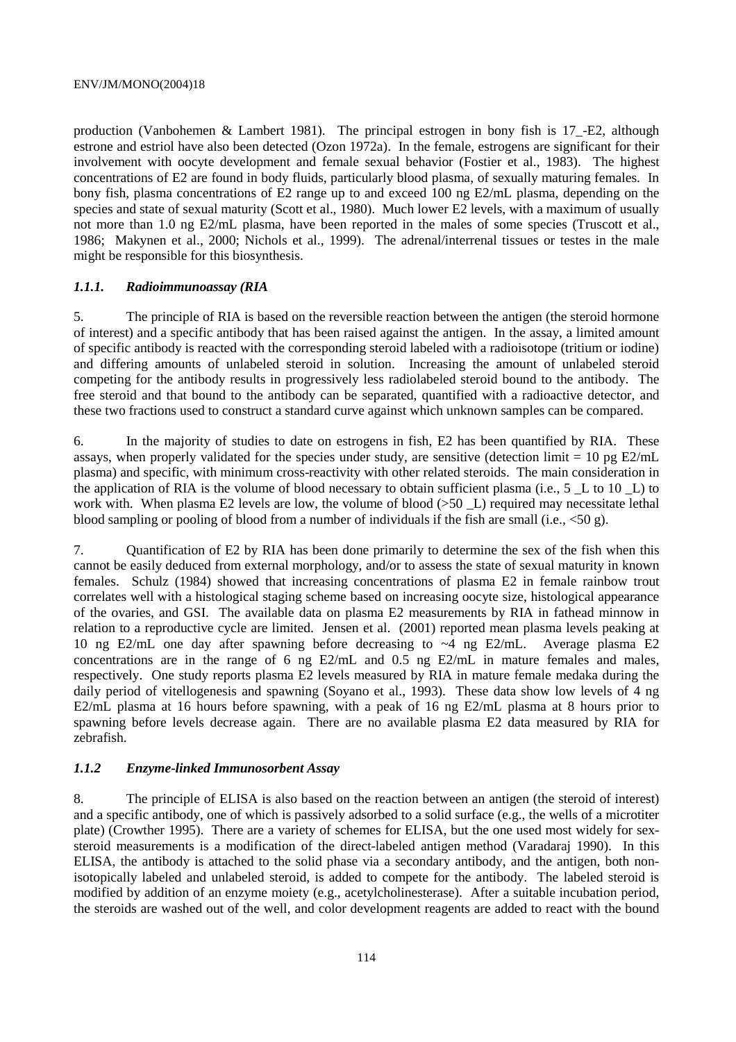production (Vanbohemen & Lambert 1981). The principal estrogen in bony fish is 17_-E2, although estrone and estriol have also been detected (Ozon 1972a). In the female, estrogens are significant for their involvement with oocyte development and female sexual behavior (Fostier et al., 1983). The highest concentrations of E2 are found in body fluids, particularly blood plasma, of sexually maturing females. In bony fish, plasma concentrations of E2 range up to and exceed 100 ng E2/mL plasma, depending on the species and state of sexual maturity (Scott et al., 1980). Much lower E2 levels, with a maximum of usually not more than 1.0 ng E2/mL plasma, have been reported in the males of some species (Truscott et al., 1986; Makynen et al., 2000; Nichols et al., 1999). The adrenal/interrenal tissues or testes in the male might be responsible for this biosynthesis.

### *1.1.1. Radioimmunoassay (RIA*

5. The principle of RIA is based on the reversible reaction between the antigen (the steroid hormone of interest) and a specific antibody that has been raised against the antigen. In the assay, a limited amount of specific antibody is reacted with the corresponding steroid labeled with a radioisotope (tritium or iodine) and differing amounts of unlabeled steroid in solution. Increasing the amount of unlabeled steroid competing for the antibody results in progressively less radiolabeled steroid bound to the antibody. The free steroid and that bound to the antibody can be separated, quantified with a radioactive detector, and these two fractions used to construct a standard curve against which unknown samples can be compared.

6. In the majority of studies to date on estrogens in fish, E2 has been quantified by RIA. These assays, when properly validated for the species under study, are sensitive (detection limit = 10 pg E2/mL plasma) and specific, with minimum cross-reactivity with other related steroids. The main consideration in the application of RIA is the volume of blood necessary to obtain sufficient plasma (i.e., 5 _L to 10 _L) to work with. When plasma E2 levels are low, the volume of blood (>50 _L) required may necessitate lethal blood sampling or pooling of blood from a number of individuals if the fish are small (i.e., <50 g).

7. Quantification of E2 by RIA has been done primarily to determine the sex of the fish when this cannot be easily deduced from external morphology, and/or to assess the state of sexual maturity in known females. Schulz (1984) showed that increasing concentrations of plasma E2 in female rainbow trout correlates well with a histological staging scheme based on increasing oocyte size, histological appearance of the ovaries, and GSI. The available data on plasma E2 measurements by RIA in fathead minnow in relation to a reproductive cycle are limited. Jensen et al. (2001) reported mean plasma levels peaking at 10 ng E2/mL one day after spawning before decreasing to ~4 ng E2/mL. Average plasma E2 concentrations are in the range of 6 ng E2/mL and 0.5 ng E2/mL in mature females and males, respectively. One study reports plasma E2 levels measured by RIA in mature female medaka during the daily period of vitellogenesis and spawning (Soyano et al., 1993). These data show low levels of 4 ng E2/mL plasma at 16 hours before spawning, with a peak of 16 ng E2/mL plasma at 8 hours prior to spawning before levels decrease again. There are no available plasma E2 data measured by RIA for zebrafish.

### *1.1.2 Enzyme-linked Immunosorbent Assay*

8. The principle of ELISA is also based on the reaction between an antigen (the steroid of interest) and a specific antibody, one of which is passively adsorbed to a solid surface (e.g., the wells of a microtiter plate) (Crowther 1995). There are a variety of schemes for ELISA, but the one used most widely for sex-steroid measurements is a modification of the direct-labeled antigen method (Varadaraj 1990). In this ELISA, the antibody is attached to the solid phase via a secondary antibody, and the antigen, both non-isotopically labeled and unlabeled steroid, is added to compete for the antibody. The labeled steroid is modified by addition of an enzyme moiety (e.g., acetylcholinesterase). After a suitable incubation period, the steroids are washed out of the well, and color development reagents are added to react with the bound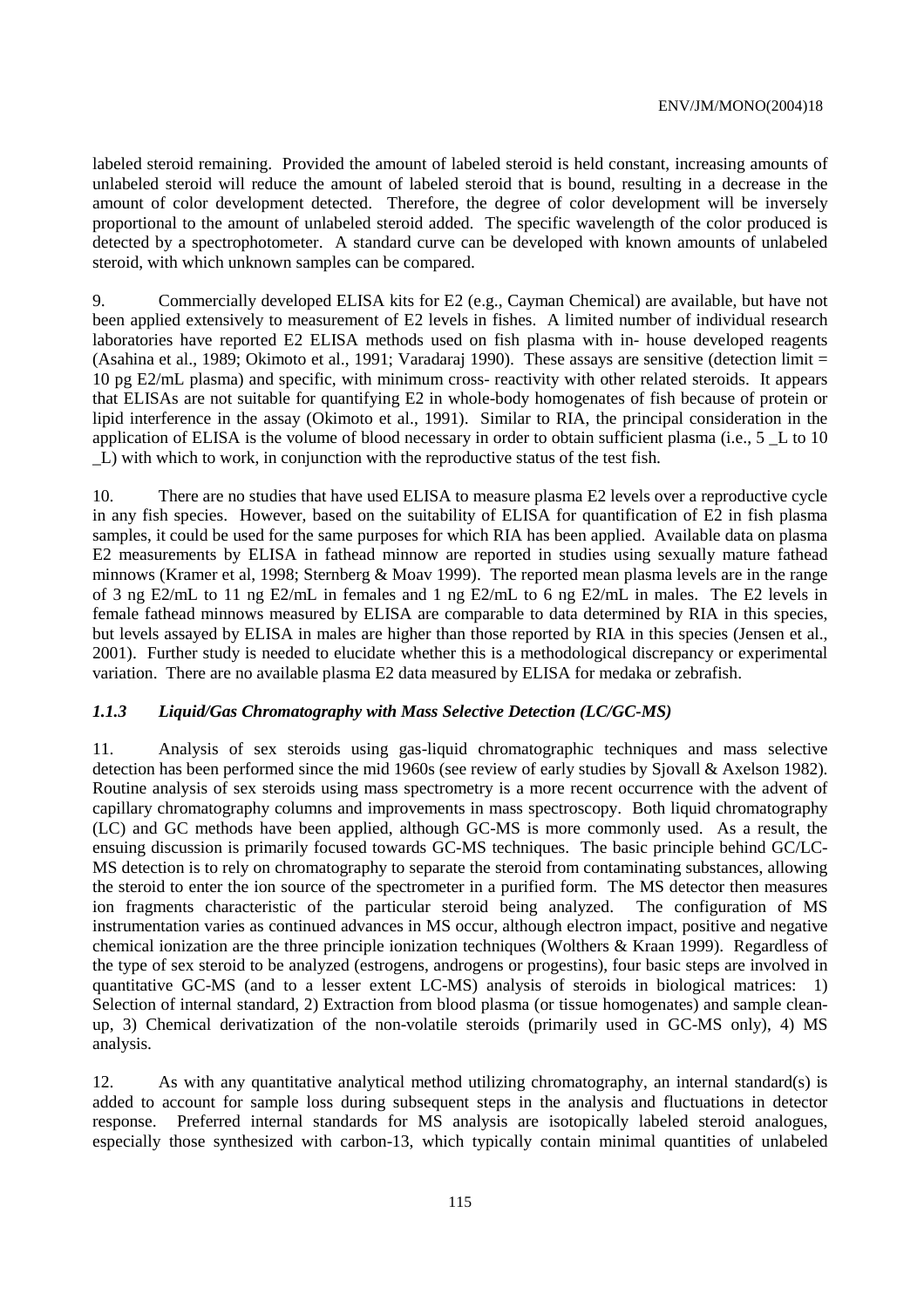labeled steroid remaining. Provided the amount of labeled steroid is held constant, increasing amounts of unlabeled steroid will reduce the amount of labeled steroid that is bound, resulting in a decrease in the amount of color development detected. Therefore, the degree of color development will be inversely proportional to the amount of unlabeled steroid added. The specific wavelength of the color produced is detected by a spectrophotometer. A standard curve can be developed with known amounts of unlabeled steroid, with which unknown samples can be compared.

9. Commercially developed ELISA kits for E2 (e.g., Cayman Chemical) are available, but have not been applied extensively to measurement of E2 levels in fishes. A limited number of individual research laboratories have reported E2 ELISA methods used on fish plasma with in- house developed reagents (Asahina et al., 1989; Okimoto et al., 1991; Varadaraj 1990). These assays are sensitive (detection limit = 10 pg E2/mL plasma) and specific, with minimum cross- reactivity with other related steroids. It appears that ELISAs are not suitable for quantifying E2 in whole-body homogenates of fish because of protein or lipid interference in the assay (Okimoto et al., 1991). Similar to RIA, the principal consideration in the application of ELISA is the volume of blood necessary in order to obtain sufficient plasma (i.e., 5 _L to 10 _L) with which to work, in conjunction with the reproductive status of the test fish.

10. There are no studies that have used ELISA to measure plasma E2 levels over a reproductive cycle in any fish species. However, based on the suitability of ELISA for quantification of E2 in fish plasma samples, it could be used for the same purposes for which RIA has been applied. Available data on plasma E2 measurements by ELISA in fathead minnow are reported in studies using sexually mature fathead minnows (Kramer et al, 1998; Sternberg & Moav 1999). The reported mean plasma levels are in the range of 3 ng E2/mL to 11 ng E2/mL in females and 1 ng E2/mL to 6 ng E2/mL in males. The E2 levels in female fathead minnows measured by ELISA are comparable to data determined by RIA in this species, but levels assayed by ELISA in males are higher than those reported by RIA in this species (Jensen et al., 2001). Further study is needed to elucidate whether this is a methodological discrepancy or experimental variation. There are no available plasma E2 data measured by ELISA for medaka or zebrafish.

### *1.1.3 Liquid/Gas Chromatography with Mass Selective Detection (LC/GC-MS)*

11. Analysis of sex steroids using gas-liquid chromatographic techniques and mass selective detection has been performed since the mid 1960s (see review of early studies by Sjovall & Axelson 1982). Routine analysis of sex steroids using mass spectrometry is a more recent occurrence with the advent of capillary chromatography columns and improvements in mass spectroscopy. Both liquid chromatography (LC) and GC methods have been applied, although GC-MS is more commonly used. As a result, the ensuing discussion is primarily focused towards GC-MS techniques. The basic principle behind GC/LC-MS detection is to rely on chromatography to separate the steroid from contaminating substances, allowing the steroid to enter the ion source of the spectrometer in a purified form. The MS detector then measures ion fragments characteristic of the particular steroid being analyzed. The configuration of MS instrumentation varies as continued advances in MS occur, although electron impact, positive and negative chemical ionization are the three principle ionization techniques (Wolthers & Kraan 1999). Regardless of the type of sex steroid to be analyzed (estrogens, androgens or progestins), four basic steps are involved in quantitative GC-MS (and to a lesser extent LC-MS) analysis of steroids in biological matrices: 1) Selection of internal standard, 2) Extraction from blood plasma (or tissue homogenates) and sample clean-up, 3) Chemical derivatization of the non-volatile steroids (primarily used in GC-MS only), 4) MS analysis.

12. As with any quantitative analytical method utilizing chromatography, an internal standard(s) is added to account for sample loss during subsequent steps in the analysis and fluctuations in detector response. Preferred internal standards for MS analysis are isotopically labeled steroid analogues, especially those synthesized with carbon-13, which typically contain minimal quantities of unlabeled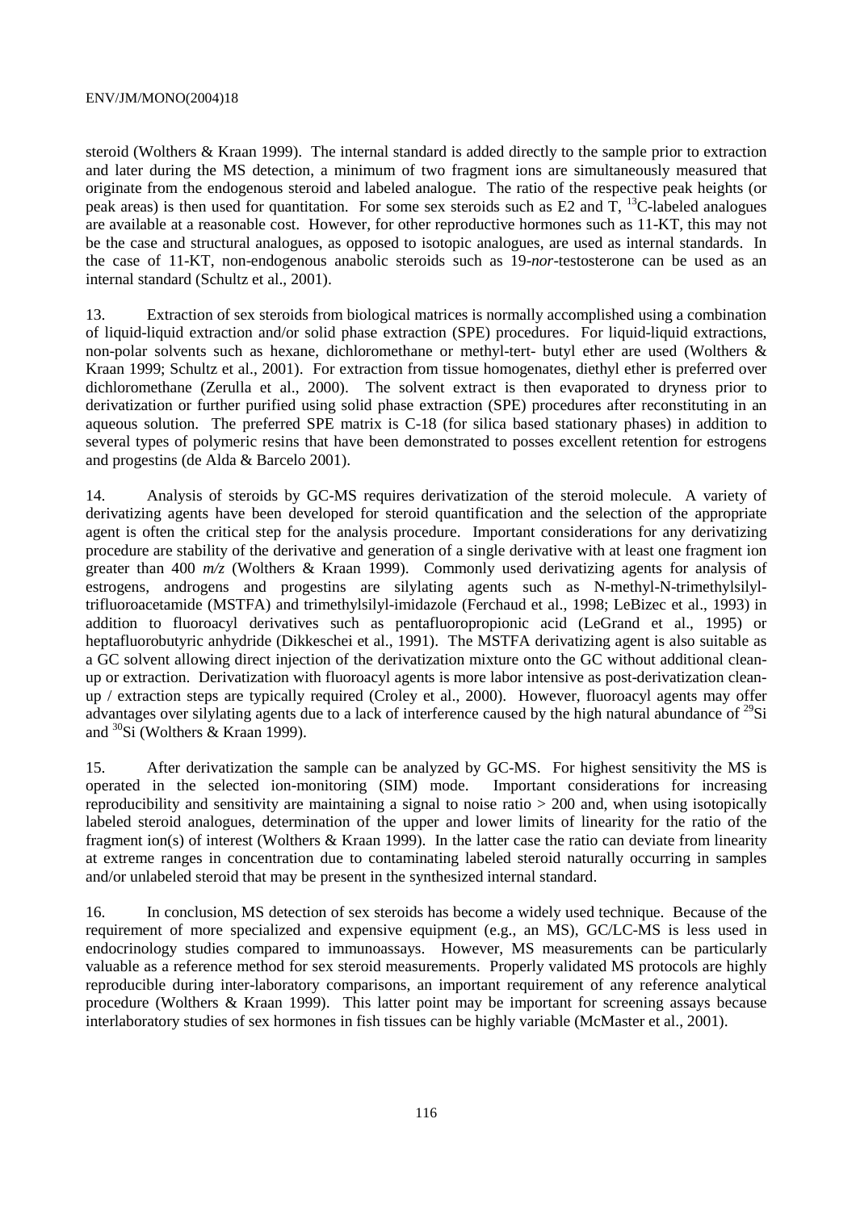steroid (Wolthers & Kraan 1999). The internal standard is added directly to the sample prior to extraction and later during the MS detection, a minimum of two fragment ions are simultaneously measured that originate from the endogenous steroid and labeled analogue. The ratio of the respective peak heights (or peak areas) is then used for quantitation. For some sex steroids such as E2 and T, $^{13}C$-labeled analogues are available at a reasonable cost. However, for other reproductive hormones such as 11-KT, this may not be the case and structural analogues, as opposed to isotopic analogues, are used as internal standards. In the case of 11-KT, non-endogenous anabolic steroids such as 19-*nor*-testosterone can be used as an internal standard (Schultz et al., 2001).

13. Extraction of sex steroids from biological matrices is normally accomplished using a combination of liquid-liquid extraction and/or solid phase extraction (SPE) procedures. For liquid-liquid extractions, non-polar solvents such as hexane, dichloromethane or methyl-tert- butyl ether are used (Wolthers & Kraan 1999; Schultz et al., 2001). For extraction from tissue homogenates, diethyl ether is preferred over dichloromethane (Zerulla et al., 2000). The solvent extract is then evaporated to dryness prior to derivatization or further purified using solid phase extraction (SPE) procedures after reconstituting in an aqueous solution. The preferred SPE matrix is C-18 (for silica based stationary phases) in addition to several types of polymeric resins that have been demonstrated to posses excellent retention for estrogens and progestins (de Alda & Barcelo 2001).

14. Analysis of steroids by GC-MS requires derivatization of the steroid molecule. A variety of derivatizing agents have been developed for steroid quantification and the selection of the appropriate agent is often the critical step for the analysis procedure. Important considerations for any derivatizing procedure are stability of the derivative and generation of a single derivative with at least one fragment ion greater than 400 *m/z* (Wolthers & Kraan 1999). Commonly used derivatizing agents for analysis of estrogens, androgens and progestins are silylating agents such as N-methyl-N-trimethylsilyl-trifluoroacetamide (MSTFA) and trimethylsilyl-imidazole (Ferchaud et al., 1998; LeBizec et al., 1993) in addition to fluoroacyl derivatives such as pentafluoropropionic acid (LeGrand et al., 1995) or heptafluorobutyric anhydride (Dikkeschei et al., 1991). The MSTFA derivatizing agent is also suitable as a GC solvent allowing direct injection of the derivatization mixture onto the GC without additional clean-up or extraction. Derivatization with fluoroacyl agents is more labor intensive as post-derivatization clean-up / extraction steps are typically required (Croley et al., 2000). However, fluoroacyl agents may offer advantages over silylating agents due to a lack of interference caused by the high natural abundance of $^{29}Si$ and $^{30}Si$ (Wolthers & Kraan 1999).

15. After derivatization the sample can be analyzed by GC-MS. For highest sensitivity the MS is operated in the selected ion-monitoring (SIM) mode. Important considerations for increasing reproducibility and sensitivity are maintaining a signal to noise ratio $> 200$ and, when using isotopically labeled steroid analogues, determination of the upper and lower limits of linearity for the ratio of the fragment ion(s) of interest (Wolthers & Kraan 1999). In the latter case the ratio can deviate from linearity at extreme ranges in concentration due to contaminating labeled steroid naturally occurring in samples and/or unlabeled steroid that may be present in the synthesized internal standard.

16. In conclusion, MS detection of sex steroids has become a widely used technique. Because of the requirement of more specialized and expensive equipment (e.g., an MS), GC/LC-MS is less used in endocrinology studies compared to immunoassays. However, MS measurements can be particularly valuable as a reference method for sex steroid measurements. Properly validated MS protocols are highly reproducible during inter-laboratory comparisons, an important requirement of any reference analytical procedure (Wolthers & Kraan 1999). This latter point may be important for screening assays because interlaboratory studies of sex hormones in fish tissues can be highly variable (McMaster et al., 2001).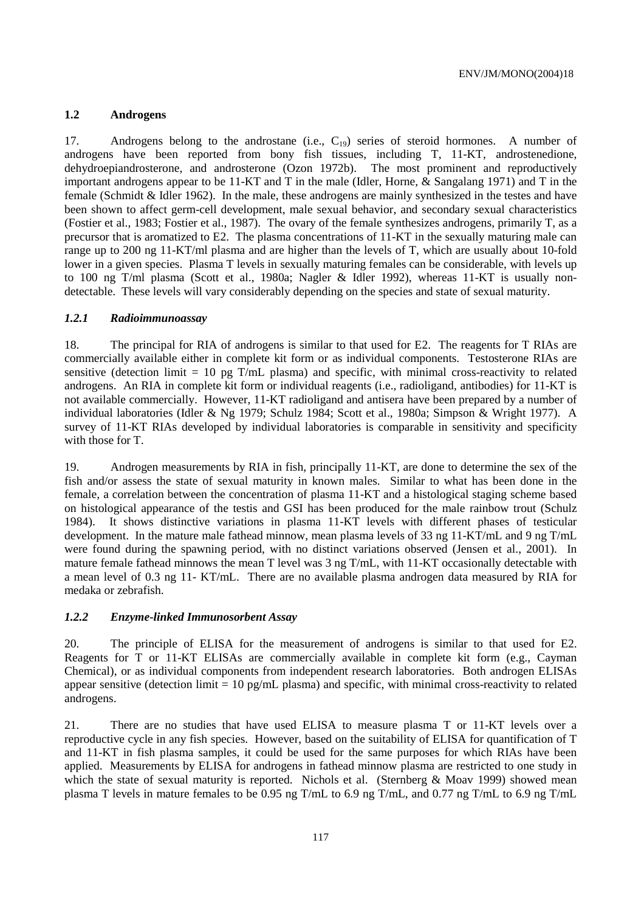## 1.2 Androgens

17. Androgens belong to the androstane (i.e., $C_{19}$) series of steroid hormones. A number of androgens have been reported from bony fish tissues, including T, 11-KT, androstenedione, dehydroepiandrosterone, and androsterone (Ozon 1972b). The most prominent and reproductively important androgens appear to be 11-KT and T in the male (Idler, Horne, & Sangalang 1971) and T in the female (Schmidt & Idler 1962). In the male, these androgens are mainly synthesized in the testes and have been shown to affect germ-cell development, male sexual behavior, and secondary sexual characteristics (Fostier et al., 1983; Fostier et al., 1987). The ovary of the female synthesizes androgens, primarily T, as a precursor that is aromatized to E2. The plasma concentrations of 11-KT in the sexually maturing male can range up to 200 ng 11-KT/ml plasma and are higher than the levels of T, which are usually about 10-fold lower in a given species. Plasma T levels in sexually maturing females can be considerable, with levels up to 100 ng T/ml plasma (Scott et al., 1980a; Nagler & Idler 1992), whereas 11-KT is usually non-detectable. These levels will vary considerably depending on the species and state of sexual maturity.

### *1.2.1 Radioimmunoassay*

18. The principal for RIA of androgens is similar to that used for E2. The reagents for T RIAs are commercially available either in complete kit form or as individual components. Testosterone RIAs are sensitive (detection limit = 10 pg T/mL plasma) and specific, with minimal cross-reactivity to related androgens. An RIA in complete kit form or individual reagents (i.e., radioligand, antibodies) for 11-KT is not available commercially. However, 11-KT radioligand and antisera have been prepared by a number of individual laboratories (Idler & Ng 1979; Schulz 1984; Scott et al., 1980a; Simpson & Wright 1977). A survey of 11-KT RIAs developed by individual laboratories is comparable in sensitivity and specificity with those for T.

19. Androgen measurements by RIA in fish, principally 11-KT, are done to determine the sex of the fish and/or assess the state of sexual maturity in known males. Similar to what has been done in the female, a correlation between the concentration of plasma 11-KT and a histological staging scheme based on histological appearance of the testis and GSI has been produced for the male rainbow trout (Schulz 1984). It shows distinctive variations in plasma 11-KT levels with different phases of testicular development. In the mature male fathead minnow, mean plasma levels of 33 ng 11-KT/mL and 9 ng T/mL were found during the spawning period, with no distinct variations observed (Jensen et al., 2001). In mature female fathead minnows the mean T level was 3 ng T/mL, with 11-KT occasionally detectable with a mean level of 0.3 ng 11- KT/mL. There are no available plasma androgen data measured by RIA for medaka or zebrafish.

### *1.2.2 Enzyme-linked Immunosorbent Assay*

20. The principle of ELISA for the measurement of androgens is similar to that used for E2. Reagents for T or 11-KT ELISAs are commercially available in complete kit form (e.g., Cayman Chemical), or as individual components from independent research laboratories. Both androgen ELISAs appear sensitive (detection limit = 10 pg/mL plasma) and specific, with minimal cross-reactivity to related androgens.

21. There are no studies that have used ELISA to measure plasma T or 11-KT levels over a reproductive cycle in any fish species. However, based on the suitability of ELISA for quantification of T and 11-KT in fish plasma samples, it could be used for the same purposes for which RIAs have been applied. Measurements by ELISA for androgens in fathead minnow plasma are restricted to one study in which the state of sexual maturity is reported. Nichols et al. (Sternberg & Moav 1999) showed mean plasma T levels in mature females to be 0.95 ng T/mL to 6.9 ng T/mL, and 0.77 ng T/mL to 6.9 ng T/mL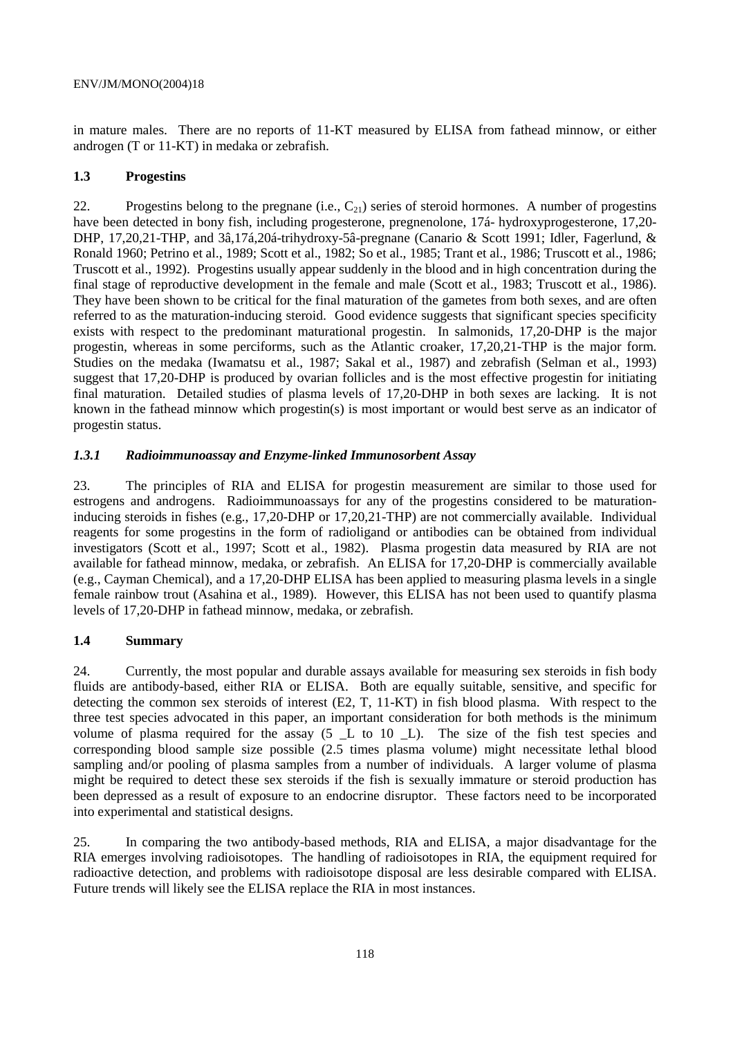in mature males. There are no reports of 11-KT measured by ELISA from fathead minnow, or either androgen (T or 11-KT) in medaka or zebrafish.

### 1.3 Progestins

22. Progestins belong to the pregnane (i.e., $C_{21}$) series of steroid hormones. A number of progestins have been detected in bony fish, including progesterone, pregnenolone, 17á- hydroxyprogesterone, 17,20-DHP, 17,20,21-THP, and 3â,17á,20á-trihydroxy-5â-pregnane (Canario & Scott 1991; Idler, Fagerlund, & Ronald 1960; Petrino et al., 1989; Scott et al., 1982; So et al., 1985; Trant et al., 1986; Truscott et al., 1986; Truscott et al., 1992). Progestins usually appear suddenly in the blood and in high concentration during the final stage of reproductive development in the female and male (Scott et al., 1983; Truscott et al., 1986). They have been shown to be critical for the final maturation of the gametes from both sexes, and are often referred to as the maturation-inducing steroid. Good evidence suggests that significant species specificity exists with respect to the predominant maturational progestin. In salmonids, 17,20-DHP is the major progestin, whereas in some perciforms, such as the Atlantic croaker, 17,20,21-THP is the major form. Studies on the medaka (Iwamatsu et al., 1987; Sakal et al., 1987) and zebrafish (Selman et al., 1993) suggest that 17,20-DHP is produced by ovarian follicles and is the most effective progestin for initiating final maturation. Detailed studies of plasma levels of 17,20-DHP in both sexes are lacking. It is not known in the fathead minnow which progestin(s) is most important or would best serve as an indicator of progestin status.

#### *1.3.1 Radioimmunoassay and Enzyme-linked Immunosorbent Assay*

23. The principles of RIA and ELISA for progestin measurement are similar to those used for estrogens and androgens. Radioimmunoassays for any of the progestins considered to be maturation-inducing steroids in fishes (e.g., 17,20-DHP or 17,20,21-THP) are not commercially available. Individual reagents for some progestins in the form of radioligand or antibodies can be obtained from individual investigators (Scott et al., 1997; Scott et al., 1982). Plasma progestin data measured by RIA are not available for fathead minnow, medaka, or zebrafish. An ELISA for 17,20-DHP is commercially available (e.g., Cayman Chemical), and a 17,20-DHP ELISA has been applied to measuring plasma levels in a single female rainbow trout (Asahina et al., 1989). However, this ELISA has not been used to quantify plasma levels of 17,20-DHP in fathead minnow, medaka, or zebrafish.

### 1.4 Summary

24. Currently, the most popular and durable assays available for measuring sex steroids in fish body fluids are antibody-based, either RIA or ELISA. Both are equally suitable, sensitive, and specific for detecting the common sex steroids of interest (E2, T, 11-KT) in fish blood plasma. With respect to the three test species advocated in this paper, an important consideration for both methods is the minimum volume of plasma required for the assay (5 _L to 10 _L). The size of the fish test species and corresponding blood sample size possible (2.5 times plasma volume) might necessitate lethal blood sampling and/or pooling of plasma samples from a number of individuals. A larger volume of plasma might be required to detect these sex steroids if the fish is sexually immature or steroid production has been depressed as a result of exposure to an endocrine disruptor. These factors need to be incorporated into experimental and statistical designs.

25. In comparing the two antibody-based methods, RIA and ELISA, a major disadvantage for the RIA emerges involving radioisotopes. The handling of radioisotopes in RIA, the equipment required for radioactive detection, and problems with radioisotope disposal are less desirable compared with ELISA. Future trends will likely see the ELISA replace the RIA in most instances.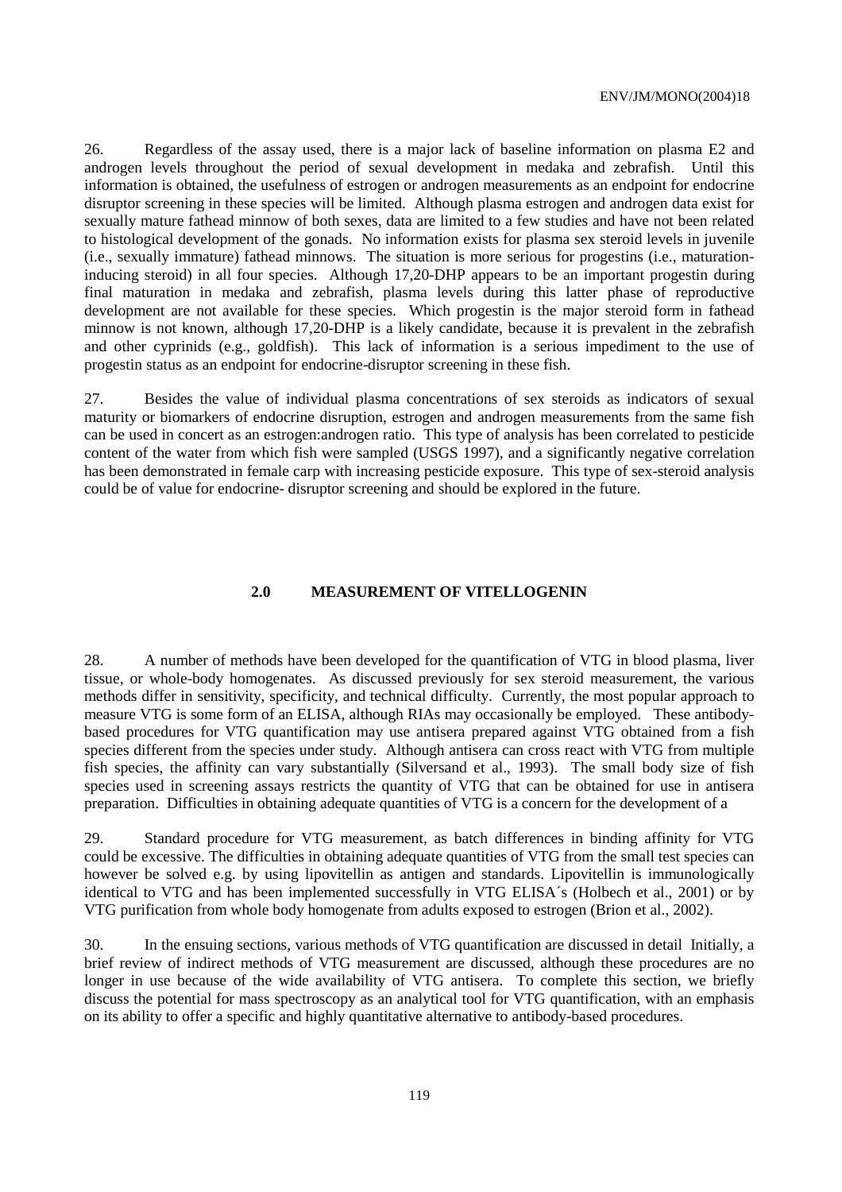26. Regardless of the assay used, there is a major lack of baseline information on plasma E2 and androgen levels throughout the period of sexual development in medaka and zebrafish. Until this information is obtained, the usefulness of estrogen or androgen measurements as an endpoint for endocrine disruptor screening in these species will be limited. Although plasma estrogen and androgen data exist for sexually mature fathead minnow of both sexes, data are limited to a few studies and have not been related to histological development of the gonads. No information exists for plasma sex steroid levels in juvenile (i.e., sexually immature) fathead minnows. The situation is more serious for progestins (i.e., maturation-inducing steroid) in all four species. Although 17,20-DHP appears to be an important progestin during final maturation in medaka and zebrafish, plasma levels during this latter phase of reproductive development are not available for these species. Which progestin is the major steroid form in fathead minnow is not known, although 17,20-DHP is a likely candidate, because it is prevalent in the zebrafish and other cyprinids (e.g., goldfish). This lack of information is a serious impediment to the use of progestin status as an endpoint for endocrine-disruptor screening in these fish.

27. Besides the value of individual plasma concentrations of sex steroids as indicators of sexual maturity or biomarkers of endocrine disruption, estrogen and androgen measurements from the same fish can be used in concert as an estrogen:androgen ratio. This type of analysis has been correlated to pesticide content of the water from which fish were sampled (USGS 1997), and a significantly negative correlation has been demonstrated in female carp with increasing pesticide exposure. This type of sex-steroid analysis could be of value for endocrine- disruptor screening and should be explored in the future.

## 2.0 MEASUREMENT OF VITELLOGENIN

28. A number of methods have been developed for the quantification of VTG in blood plasma, liver tissue, or whole-body homogenates. As discussed previously for sex steroid measurement, the various methods differ in sensitivity, specificity, and technical difficulty. Currently, the most popular approach to measure VTG is some form of an ELISA, although RIAs may occasionally be employed. These antibody-based procedures for VTG quantification may use antisera prepared against VTG obtained from a fish species different from the species under study. Although antisera can cross react with VTG from multiple fish species, the affinity can vary substantially (Silversand et al., 1993). The small body size of fish species used in screening assays restricts the quantity of VTG that can be obtained for use in antisera preparation. Difficulties in obtaining adequate quantities of VTG is a concern for the development of a

29. Standard procedure for VTG measurement, as batch differences in binding affinity for VTG could be excessive. The difficulties in obtaining adequate quantities of VTG from the small test species can however be solved e.g. by using lipovitellin as antigen and standards. Lipovitellin is immunologically identical to VTG and has been implemented successfully in VTG ELISA´s (Holbech et al., 2001) or by VTG purification from whole body homogenate from adults exposed to estrogen (Brion et al., 2002).

30. In the ensuing sections, various methods of VTG quantification are discussed in detail Initially, a brief review of indirect methods of VTG measurement are discussed, although these procedures are no longer in use because of the wide availability of VTG antisera. To complete this section, we briefly discuss the potential for mass spectroscopy as an analytical tool for VTG quantification, with an emphasis on its ability to offer a specific and highly quantitative alternative to antibody-based procedures.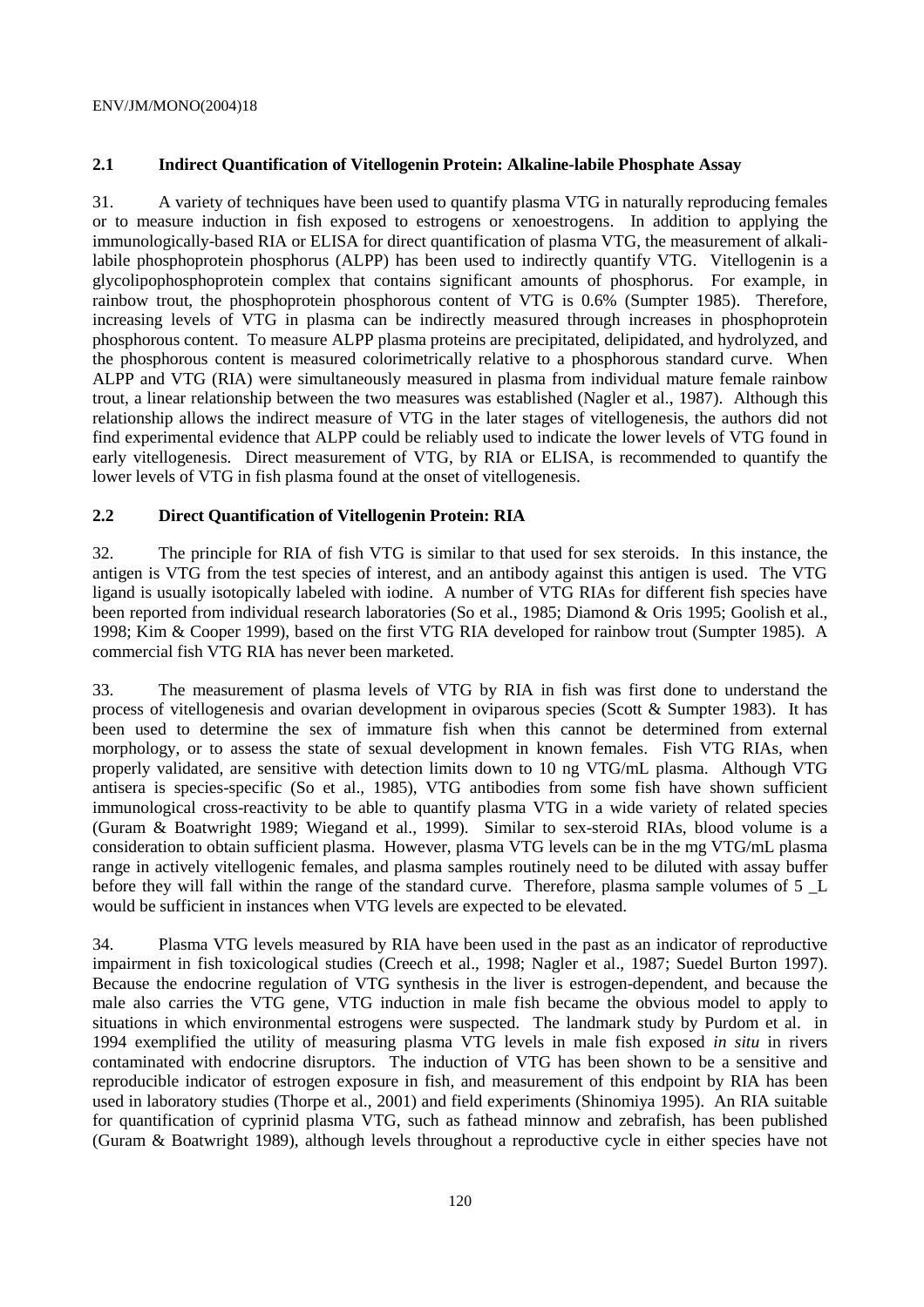## 2.1 Indirect Quantification of Vitellogenin Protein: Alkaline-labile Phosphate Assay

31. A variety of techniques have been used to quantify plasma VTG in naturally reproducing females or to measure induction in fish exposed to estrogens or xenoestrogens. In addition to applying the immunologically-based RIA or ELISA for direct quantification of plasma VTG, the measurement of alkali-labile phosphoprotein phosphorus (ALPP) has been used to indirectly quantify VTG. Vitellogenin is a glycolipophosphoprotein complex that contains significant amounts of phosphorus. For example, in rainbow trout, the phosphoprotein phosphorous content of VTG is 0.6% (Sumpter 1985). Therefore, increasing levels of VTG in plasma can be indirectly measured through increases in phosphoprotein phosphorous content. To measure ALPP plasma proteins are precipitated, delipidated, and hydrolyzed, and the phosphorous content is measured colorimetrically relative to a phosphorous standard curve. When ALPP and VTG (RIA) were simultaneously measured in plasma from individual mature female rainbow trout, a linear relationship between the two measures was established (Nagler et al., 1987). Although this relationship allows the indirect measure of VTG in the later stages of vitellogenesis, the authors did not find experimental evidence that ALPP could be reliably used to indicate the lower levels of VTG found in early vitellogenesis. Direct measurement of VTG, by RIA or ELISA, is recommended to quantify the lower levels of VTG in fish plasma found at the onset of vitellogenesis.

## 2.2 Direct Quantification of Vitellogenin Protein: RIA

32. The principle for RIA of fish VTG is similar to that used for sex steroids. In this instance, the antigen is VTG from the test species of interest, and an antibody against this antigen is used. The VTG ligand is usually isotopically labeled with iodine. A number of VTG RIAs for different fish species have been reported from individual research laboratories (So et al., 1985; Diamond & Oris 1995; Goolish et al., 1998; Kim & Cooper 1999), based on the first VTG RIA developed for rainbow trout (Sumpter 1985). A commercial fish VTG RIA has never been marketed.

33. The measurement of plasma levels of VTG by RIA in fish was first done to understand the process of vitellogenesis and ovarian development in oviparous species (Scott & Sumpter 1983). It has been used to determine the sex of immature fish when this cannot be determined from external morphology, or to assess the state of sexual development in known females. Fish VTG RIAs, when properly validated, are sensitive with detection limits down to 10 ng VTG/mL plasma. Although VTG antisera is species-specific (So et al., 1985), VTG antibodies from some fish have shown sufficient immunological cross-reactivity to be able to quantify plasma VTG in a wide variety of related species (Guram & Boatwright 1989; Wiegand et al., 1999). Similar to sex-steroid RIAs, blood volume is a consideration to obtain sufficient plasma. However, plasma VTG levels can be in the mg VTG/mL plasma range in actively vitellogenic females, and plasma samples routinely need to be diluted with assay buffer before they will fall within the range of the standard curve. Therefore, plasma sample volumes of 5 _L would be sufficient in instances when VTG levels are expected to be elevated.

34. Plasma VTG levels measured by RIA have been used in the past as an indicator of reproductive impairment in fish toxicological studies (Creech et al., 1998; Nagler et al., 1987; Suedel Burton 1997). Because the endocrine regulation of VTG synthesis in the liver is estrogen-dependent, and because the male also carries the VTG gene, VTG induction in male fish became the obvious model to apply to situations in which environmental estrogens were suspected. The landmark study by Purdom et al. in 1994 exemplified the utility of measuring plasma VTG levels in male fish exposed *in situ* in rivers contaminated with endocrine disruptors. The induction of VTG has been shown to be a sensitive and reproducible indicator of estrogen exposure in fish, and measurement of this endpoint by RIA has been used in laboratory studies (Thorpe et al., 2001) and field experiments (Shinomiya 1995). An RIA suitable for quantification of cyprinid plasma VTG, such as fathead minnow and zebrafish, has been published (Guram & Boatwright 1989), although levels throughout a reproductive cycle in either species have not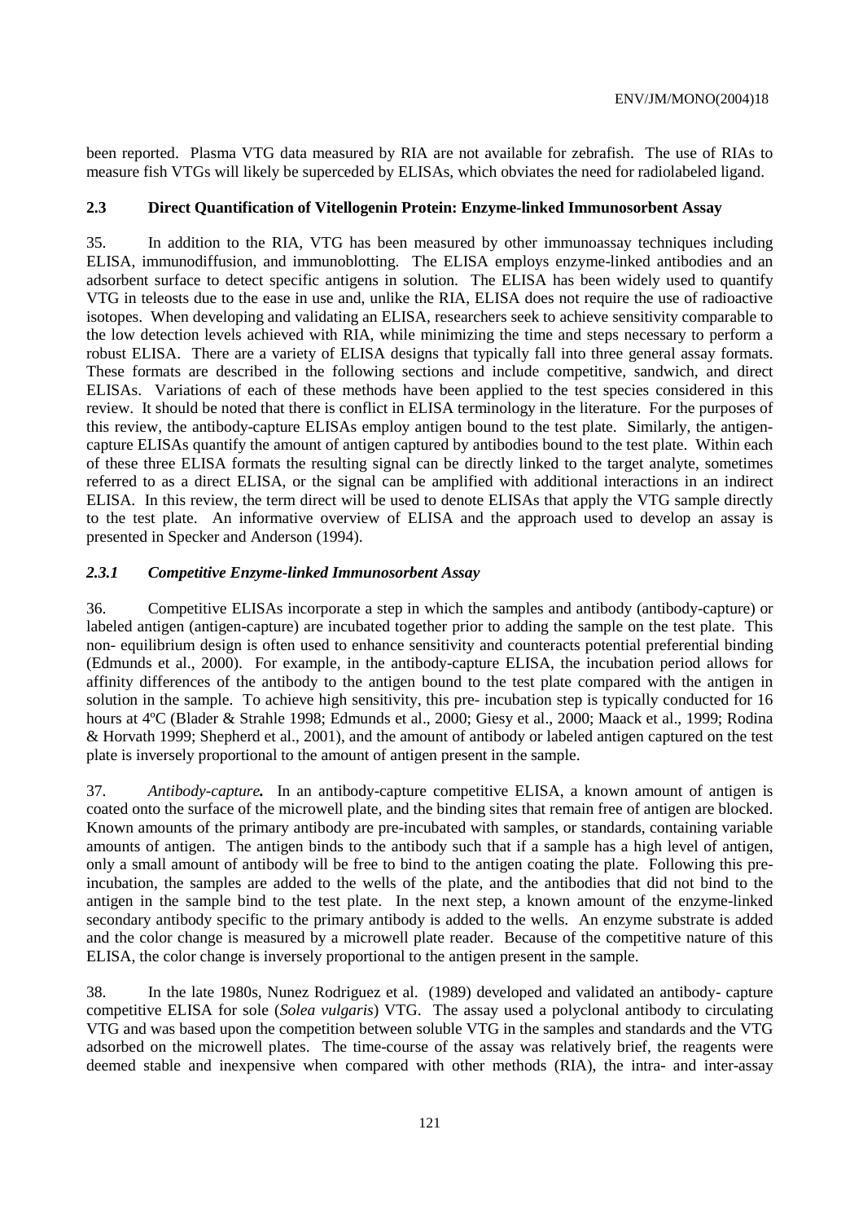been reported. Plasma VTG data measured by RIA are not available for zebrafish. The use of RIAs to measure fish VTGs will likely be superceded by ELISAs, which obviates the need for radiolabeled ligand.

## 2.3 Direct Quantification of Vitellogenin Protein: Enzyme-linked Immunosorbent Assay

35. In addition to the RIA, VTG has been measured by other immunoassay techniques including ELISA, immunodiffusion, and immunoblotting. The ELISA employs enzyme-linked antibodies and an adsorbent surface to detect specific antigens in solution. The ELISA has been widely used to quantify VTG in teleosts due to the ease in use and, unlike the RIA, ELISA does not require the use of radioactive isotopes. When developing and validating an ELISA, researchers seek to achieve sensitivity comparable to the low detection levels achieved with RIA, while minimizing the time and steps necessary to perform a robust ELISA. There are a variety of ELISA designs that typically fall into three general assay formats. These formats are described in the following sections and include competitive, sandwich, and direct ELISAs. Variations of each of these methods have been applied to the test species considered in this review. It should be noted that there is conflict in ELISA terminology in the literature. For the purposes of this review, the antibody-capture ELISAs employ antigen bound to the test plate. Similarly, the antigen-capture ELISAs quantify the amount of antigen captured by antibodies bound to the test plate. Within each of these three ELISA formats the resulting signal can be directly linked to the target analyte, sometimes referred to as a direct ELISA, or the signal can be amplified with additional interactions in an indirect ELISA. In this review, the term direct will be used to denote ELISAs that apply the VTG sample directly to the test plate. An informative overview of ELISA and the approach used to develop an assay is presented in Specker and Anderson (1994).

### *2.3.1 Competitive Enzyme-linked Immunosorbent Assay*

36. Competitive ELISAs incorporate a step in which the samples and antibody (antibody-capture) or labeled antigen (antigen-capture) are incubated together prior to adding the sample on the test plate. This non- equilibrium design is often used to enhance sensitivity and counteracts potential preferential binding (Edmunds et al., 2000). For example, in the antibody-capture ELISA, the incubation period allows for affinity differences of the antibody to the antigen bound to the test plate compared with the antigen in solution in the sample. To achieve high sensitivity, this pre- incubation step is typically conducted for 16 hours at 4ºC (Blader & Strahle 1998; Edmunds et al., 2000; Giesy et al., 2000; Maack et al., 1999; Rodina & Horvath 1999; Shepherd et al., 2001), and the amount of antibody or labeled antigen captured on the test plate is inversely proportional to the amount of antigen present in the sample.

37. ***Antibody-capture.*** In an antibody-capture competitive ELISA, a known amount of antigen is coated onto the surface of the microwell plate, and the binding sites that remain free of antigen are blocked. Known amounts of the primary antibody are pre-incubated with samples, or standards, containing variable amounts of antigen. The antigen binds to the antibody such that if a sample has a high level of antigen, only a small amount of antibody will be free to bind to the antigen coating the plate. Following this pre-incubation, the samples are added to the wells of the plate, and the antibodies that did not bind to the antigen in the sample bind to the test plate. In the next step, a known amount of the enzyme-linked secondary antibody specific to the primary antibody is added to the wells. An enzyme substrate is added and the color change is measured by a microwell plate reader. Because of the competitive nature of this ELISA, the color change is inversely proportional to the antigen present in the sample.

38. In the late 1980s, Nunez Rodriguez et al. (1989) developed and validated an antibody- capture competitive ELISA for sole (*Solea vulgaris*) VTG. The assay used a polyclonal antibody to circulating VTG and was based upon the competition between soluble VTG in the samples and standards and the VTG adsorbed on the microwell plates. The time-course of the assay was relatively brief, the reagents were deemed stable and inexpensive when compared with other methods (RIA), the intra- and inter-assay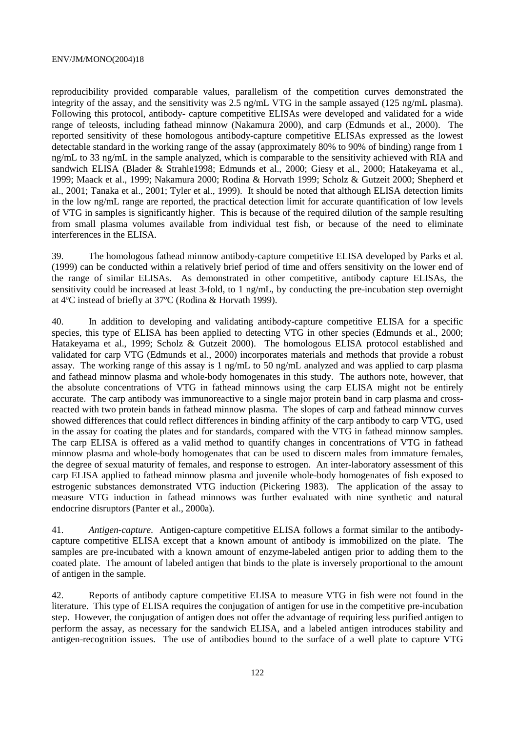reproducibility provided comparable values, parallelism of the competition curves demonstrated the integrity of the assay, and the sensitivity was 2.5 ng/mL VTG in the sample assayed (125 ng/mL plasma). Following this protocol, antibody- capture competitive ELISAs were developed and validated for a wide range of teleosts, including fathead minnow (Nakamura 2000), and carp (Edmunds et al., 2000). The reported sensitivity of these homologous antibody-capture competitive ELISAs expressed as the lowest detectable standard in the working range of the assay (approximately 80% to 90% of binding) range from 1 ng/mL to 33 ng/mL in the sample analyzed, which is comparable to the sensitivity achieved with RIA and sandwich ELISA (Blader & Strahle1998; Edmunds et al., 2000; Giesy et al., 2000; Hatakeyama et al., 1999; Maack et al., 1999; Nakamura 2000; Rodina & Horvath 1999; Scholz & Gutzeit 2000; Shepherd et al., 2001; Tanaka et al., 2001; Tyler et al., 1999). It should be noted that although ELISA detection limits in the low ng/mL range are reported, the practical detection limit for accurate quantification of low levels of VTG in samples is significantly higher. This is because of the required dilution of the sample resulting from small plasma volumes available from individual test fish, or because of the need to eliminate interferences in the ELISA.

39. The homologous fathead minnow antibody-capture competitive ELISA developed by Parks et al. (1999) can be conducted within a relatively brief period of time and offers sensitivity on the lower end of the range of similar ELISAs. As demonstrated in other competitive, antibody capture ELISAs, the sensitivity could be increased at least 3-fold, to 1 ng/mL, by conducting the pre-incubation step overnight at 4ºC instead of briefly at 37ºC (Rodina & Horvath 1999).

40. In addition to developing and validating antibody-capture competitive ELISA for a specific species, this type of ELISA has been applied to detecting VTG in other species (Edmunds et al., 2000; Hatakeyama et al., 1999; Scholz & Gutzeit 2000). The homologous ELISA protocol established and validated for carp VTG (Edmunds et al., 2000) incorporates materials and methods that provide a robust assay. The working range of this assay is 1 ng/mL to 50 ng/mL analyzed and was applied to carp plasma and fathead minnow plasma and whole-body homogenates in this study. The authors note, however, that the absolute concentrations of VTG in fathead minnows using the carp ELISA might not be entirely accurate. The carp antibody was immunoreactive to a single major protein band in carp plasma and cross-reacted with two protein bands in fathead minnow plasma. The slopes of carp and fathead minnow curves showed differences that could reflect differences in binding affinity of the carp antibody to carp VTG, used in the assay for coating the plates and for standards, compared with the VTG in fathead minnow samples. The carp ELISA is offered as a valid method to quantify changes in concentrations of VTG in fathead minnow plasma and whole-body homogenates that can be used to discern males from immature females, the degree of sexual maturity of females, and response to estrogen. An inter-laboratory assessment of this carp ELISA applied to fathead minnow plasma and juvenile whole-body homogenates of fish exposed to estrogenic substances demonstrated VTG induction (Pickering 1983). The application of the assay to measure VTG induction in fathead minnows was further evaluated with nine synthetic and natural endocrine disruptors (Panter et al., 2000a).

41. *Antigen-capture*. Antigen-capture competitive ELISA follows a format similar to the antibody-capture competitive ELISA except that a known amount of antibody is immobilized on the plate. The samples are pre-incubated with a known amount of enzyme-labeled antigen prior to adding them to the coated plate. The amount of labeled antigen that binds to the plate is inversely proportional to the amount of antigen in the sample.

42. Reports of antibody capture competitive ELISA to measure VTG in fish were not found in the literature. This type of ELISA requires the conjugation of antigen for use in the competitive pre-incubation step. However, the conjugation of antigen does not offer the advantage of requiring less purified antigen to perform the assay, as necessary for the sandwich ELISA, and a labeled antigen introduces stability and antigen-recognition issues. The use of antibodies bound to the surface of a well plate to capture VTG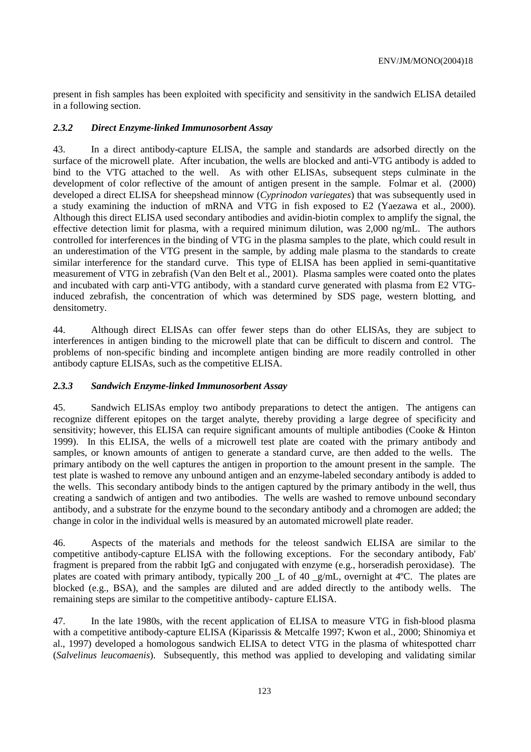present in fish samples has been exploited with specificity and sensitivity in the sandwich ELISA detailed in a following section.

### *2.3.2 Direct Enzyme-linked Immunosorbent Assay*

43. In a direct antibody-capture ELISA, the sample and standards are adsorbed directly on the surface of the microwell plate. After incubation, the wells are blocked and anti-VTG antibody is added to bind to the VTG attached to the well. As with other ELISAs, subsequent steps culminate in the development of color reflective of the amount of antigen present in the sample. Folmar et al. (2000) developed a direct ELISA for sheepshead minnow (*Cyprinodon variegates*) that was subsequently used in a study examining the induction of mRNA and VTG in fish exposed to E2 (Yaezawa et al., 2000). Although this direct ELISA used secondary antibodies and avidin-biotin complex to amplify the signal, the effective detection limit for plasma, with a required minimum dilution, was 2,000 ng/mL. The authors controlled for interferences in the binding of VTG in the plasma samples to the plate, which could result in an underestimation of the VTG present in the sample, by adding male plasma to the standards to create similar interference for the standard curve. This type of ELISA has been applied in semi-quantitative measurement of VTG in zebrafish (Van den Belt et al., 2001). Plasma samples were coated onto the plates and incubated with carp anti-VTG antibody, with a standard curve generated with plasma from E2 VTG-induced zebrafish, the concentration of which was determined by SDS page, western blotting, and densitometry.

44. Although direct ELISAs can offer fewer steps than do other ELISAs, they are subject to interferences in antigen binding to the microwell plate that can be difficult to discern and control. The problems of non-specific binding and incomplete antigen binding are more readily controlled in other antibody capture ELISAs, such as the competitive ELISA.

### *2.3.3 Sandwich Enzyme-linked Immunosorbent Assay*

45. Sandwich ELISAs employ two antibody preparations to detect the antigen. The antigens can recognize different epitopes on the target analyte, thereby providing a large degree of specificity and sensitivity; however, this ELISA can require significant amounts of multiple antibodies (Cooke & Hinton 1999). In this ELISA, the wells of a microwell test plate are coated with the primary antibody and samples, or known amounts of antigen to generate a standard curve, are then added to the wells. The primary antibody on the well captures the antigen in proportion to the amount present in the sample. The test plate is washed to remove any unbound antigen and an enzyme-labeled secondary antibody is added to the wells. This secondary antibody binds to the antigen captured by the primary antibody in the well, thus creating a sandwich of antigen and two antibodies. The wells are washed to remove unbound secondary antibody, and a substrate for the enzyme bound to the secondary antibody and a chromogen are added; the change in color in the individual wells is measured by an automated microwell plate reader.

46. Aspects of the materials and methods for the teleost sandwich ELISA are similar to the competitive antibody-capture ELISA with the following exceptions. For the secondary antibody, Fab' fragment is prepared from the rabbit IgG and conjugated with enzyme (e.g., horseradish peroxidase). The plates are coated with primary antibody, typically 200 _L of 40 _g/mL, overnight at 4ºC. The plates are blocked (e.g., BSA), and the samples are diluted and are added directly to the antibody wells. The remaining steps are similar to the competitive antibody- capture ELISA.

47. In the late 1980s, with the recent application of ELISA to measure VTG in fish-blood plasma with a competitive antibody-capture ELISA (Kiparissis & Metcalfe 1997; Kwon et al., 2000; Shinomiya et al., 1997) developed a homologous sandwich ELISA to detect VTG in the plasma of whitespotted charr (*Salvelinus leucomaenis*). Subsequently, this method was applied to developing and validating similar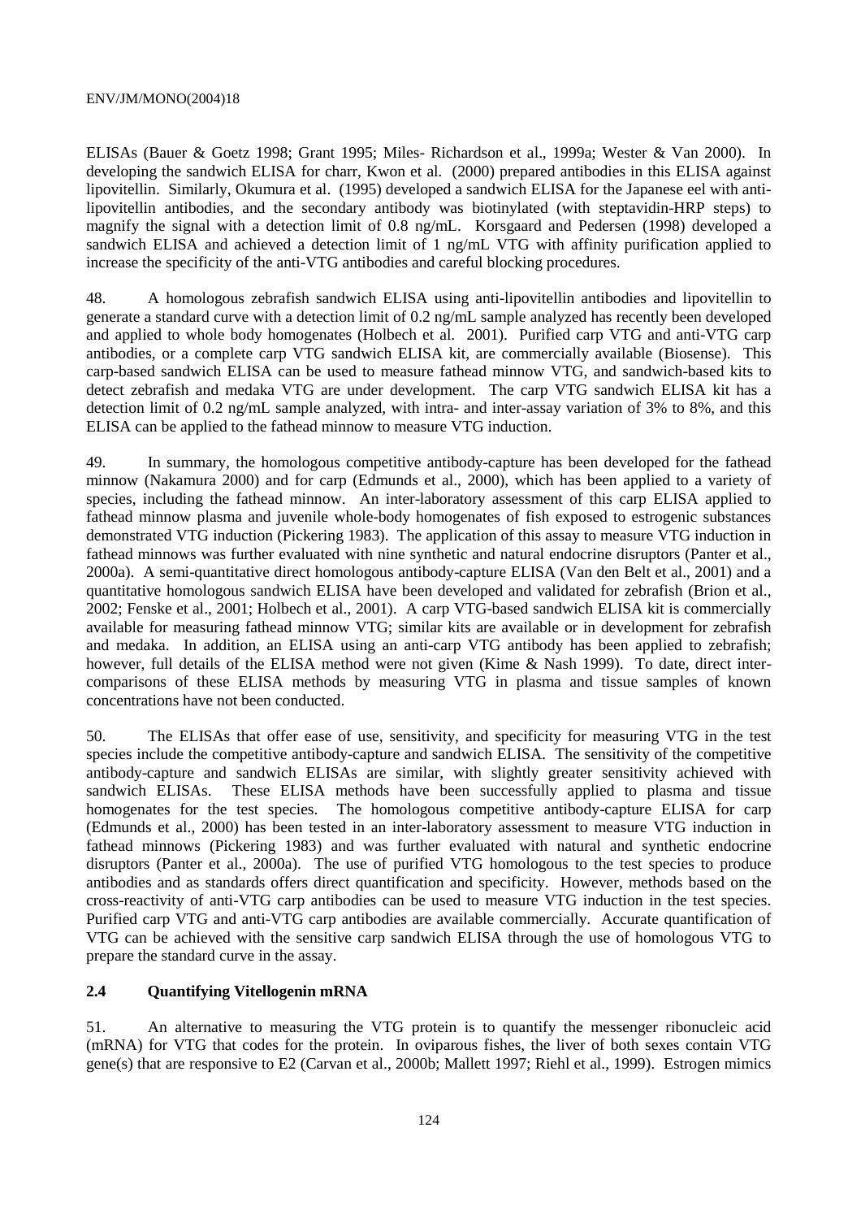ELISAs (Bauer & Goetz 1998; Grant 1995; Miles- Richardson et al., 1999a; Wester & Van 2000). In developing the sandwich ELISA for charr, Kwon et al. (2000) prepared antibodies in this ELISA against lipovitellin. Similarly, Okumura et al. (1995) developed a sandwich ELISA for the Japanese eel with anti-lipovitellin antibodies, and the secondary antibody was biotinylated (with steptavidin-HRP steps) to magnify the signal with a detection limit of 0.8 ng/mL. Korsgaard and Pedersen (1998) developed a sandwich ELISA and achieved a detection limit of 1 ng/mL VTG with affinity purification applied to increase the specificity of the anti-VTG antibodies and careful blocking procedures.

48. A homologous zebrafish sandwich ELISA using anti-lipovitellin antibodies and lipovitellin to generate a standard curve with a detection limit of 0.2 ng/mL sample analyzed has recently been developed and applied to whole body homogenates (Holbech et al. 2001). Purified carp VTG and anti-VTG carp antibodies, or a complete carp VTG sandwich ELISA kit, are commercially available (Biosense). This carp-based sandwich ELISA can be used to measure fathead minnow VTG, and sandwich-based kits to detect zebrafish and medaka VTG are under development. The carp VTG sandwich ELISA kit has a detection limit of 0.2 ng/mL sample analyzed, with intra- and inter-assay variation of 3% to 8%, and this ELISA can be applied to the fathead minnow to measure VTG induction.

49. In summary, the homologous competitive antibody-capture has been developed for the fathead minnow (Nakamura 2000) and for carp (Edmunds et al., 2000), which has been applied to a variety of species, including the fathead minnow. An inter-laboratory assessment of this carp ELISA applied to fathead minnow plasma and juvenile whole-body homogenates of fish exposed to estrogenic substances demonstrated VTG induction (Pickering 1983). The application of this assay to measure VTG induction in fathead minnows was further evaluated with nine synthetic and natural endocrine disruptors (Panter et al., 2000a). A semi-quantitative direct homologous antibody-capture ELISA (Van den Belt et al., 2001) and a quantitative homologous sandwich ELISA have been developed and validated for zebrafish (Brion et al., 2002; Fenske et al., 2001; Holbech et al., 2001). A carp VTG-based sandwich ELISA kit is commercially available for measuring fathead minnow VTG; similar kits are available or in development for zebrafish and medaka. In addition, an ELISA using an anti-carp VTG antibody has been applied to zebrafish; however, full details of the ELISA method were not given (Kime & Nash 1999). To date, direct inter-comparisons of these ELISA methods by measuring VTG in plasma and tissue samples of known concentrations have not been conducted.

50. The ELISAs that offer ease of use, sensitivity, and specificity for measuring VTG in the test species include the competitive antibody-capture and sandwich ELISA. The sensitivity of the competitive antibody-capture and sandwich ELISAs are similar, with slightly greater sensitivity achieved with sandwich ELISAs. These ELISA methods have been successfully applied to plasma and tissue homogenates for the test species. The homologous competitive antibody-capture ELISA for carp (Edmunds et al., 2000) has been tested in an inter-laboratory assessment to measure VTG induction in fathead minnows (Pickering 1983) and was further evaluated with natural and synthetic endocrine disruptors (Panter et al., 2000a). The use of purified VTG homologous to the test species to produce antibodies and as standards offers direct quantification and specificity. However, methods based on the cross-reactivity of anti-VTG carp antibodies can be used to measure VTG induction in the test species. Purified carp VTG and anti-VTG carp antibodies are available commercially. Accurate quantification of VTG can be achieved with the sensitive carp sandwich ELISA through the use of homologous VTG to prepare the standard curve in the assay.

## 2.4 Quantifying Vitellogenin mRNA

51. An alternative to measuring the VTG protein is to quantify the messenger ribonucleic acid (mRNA) for VTG that codes for the protein. In oviparous fishes, the liver of both sexes contain VTG gene(s) that are responsive to E2 (Carvan et al., 2000b; Mallett 1997; Riehl et al., 1999). Estrogen mimics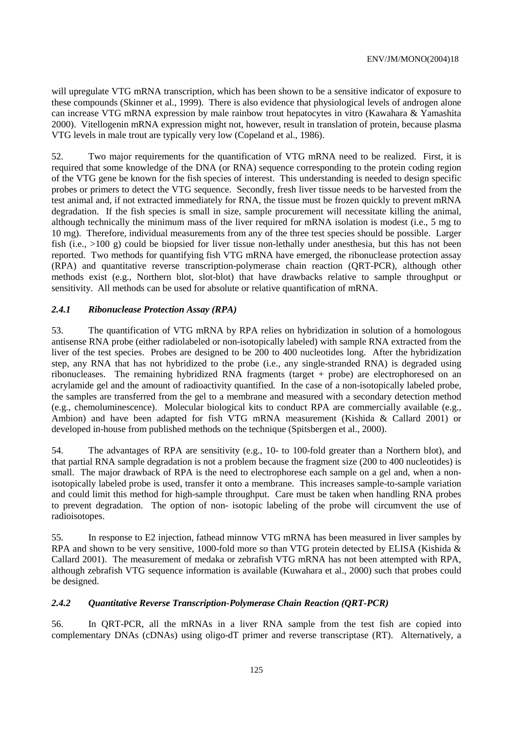will upregulate VTG mRNA transcription, which has been shown to be a sensitive indicator of exposure to these compounds (Skinner et al., 1999). There is also evidence that physiological levels of androgen alone can increase VTG mRNA expression by male rainbow trout hepatocytes in vitro (Kawahara & Yamashita 2000). Vitellogenin mRNA expression might not, however, result in translation of protein, because plasma VTG levels in male trout are typically very low (Copeland et al., 1986).

52. Two major requirements for the quantification of VTG mRNA need to be realized. First, it is required that some knowledge of the DNA (or RNA) sequence corresponding to the protein coding region of the VTG gene be known for the fish species of interest. This understanding is needed to design specific probes or primers to detect the VTG sequence. Secondly, fresh liver tissue needs to be harvested from the test animal and, if not extracted immediately for RNA, the tissue must be frozen quickly to prevent mRNA degradation. If the fish species is small in size, sample procurement will necessitate killing the animal, although technically the minimum mass of the liver required for mRNA isolation is modest (i.e., 5 mg to 10 mg). Therefore, individual measurements from any of the three test species should be possible. Larger fish (i.e., >100 g) could be biopsied for liver tissue non-lethally under anesthesia, but this has not been reported. Two methods for quantifying fish VTG mRNA have emerged, the ribonuclease protection assay (RPA) and quantitative reverse transcription-polymerase chain reaction (QRT-PCR), although other methods exist (e.g., Northern blot, slot-blot) that have drawbacks relative to sample throughput or sensitivity. All methods can be used for absolute or relative quantification of mRNA.

### *2.4.1 Ribonuclease Protection Assay (RPA)*

53. The quantification of VTG mRNA by RPA relies on hybridization in solution of a homologous antisense RNA probe (either radiolabeled or non-isotopically labeled) with sample RNA extracted from the liver of the test species. Probes are designed to be 200 to 400 nucleotides long. After the hybridization step, any RNA that has not hybridized to the probe (i.e., any single-stranded RNA) is degraded using ribonucleases. The remaining hybridized RNA fragments (target + probe) are electrophoresed on an acrylamide gel and the amount of radioactivity quantified. In the case of a non-isotopically labeled probe, the samples are transferred from the gel to a membrane and measured with a secondary detection method (e.g., chemoluminescence). Molecular biological kits to conduct RPA are commercially available (e.g., Ambion) and have been adapted for fish VTG mRNA measurement (Kishida & Callard 2001) or developed in-house from published methods on the technique (Spitsbergen et al., 2000).

54. The advantages of RPA are sensitivity (e.g., 10- to 100-fold greater than a Northern blot), and that partial RNA sample degradation is not a problem because the fragment size (200 to 400 nucleotides) is small. The major drawback of RPA is the need to electrophorese each sample on a gel and, when a non-isotopically labeled probe is used, transfer it onto a membrane. This increases sample-to-sample variation and could limit this method for high-sample throughput. Care must be taken when handling RNA probes to prevent degradation. The option of non- isotopic labeling of the probe will circumvent the use of radioisotopes.

55. In response to E2 injection, fathead minnow VTG mRNA has been measured in liver samples by RPA and shown to be very sensitive, 1000-fold more so than VTG protein detected by ELISA (Kishida & Callard 2001). The measurement of medaka or zebrafish VTG mRNA has not been attempted with RPA, although zebrafish VTG sequence information is available (Kuwahara et al., 2000) such that probes could be designed.

### *2.4.2 Quantitative Reverse Transcription-Polymerase Chain Reaction (QRT-PCR)*

56. In QRT-PCR, all the mRNAs in a liver RNA sample from the test fish are copied into complementary DNAs (cDNAs) using oligo-dT primer and reverse transcriptase (RT). Alternatively, a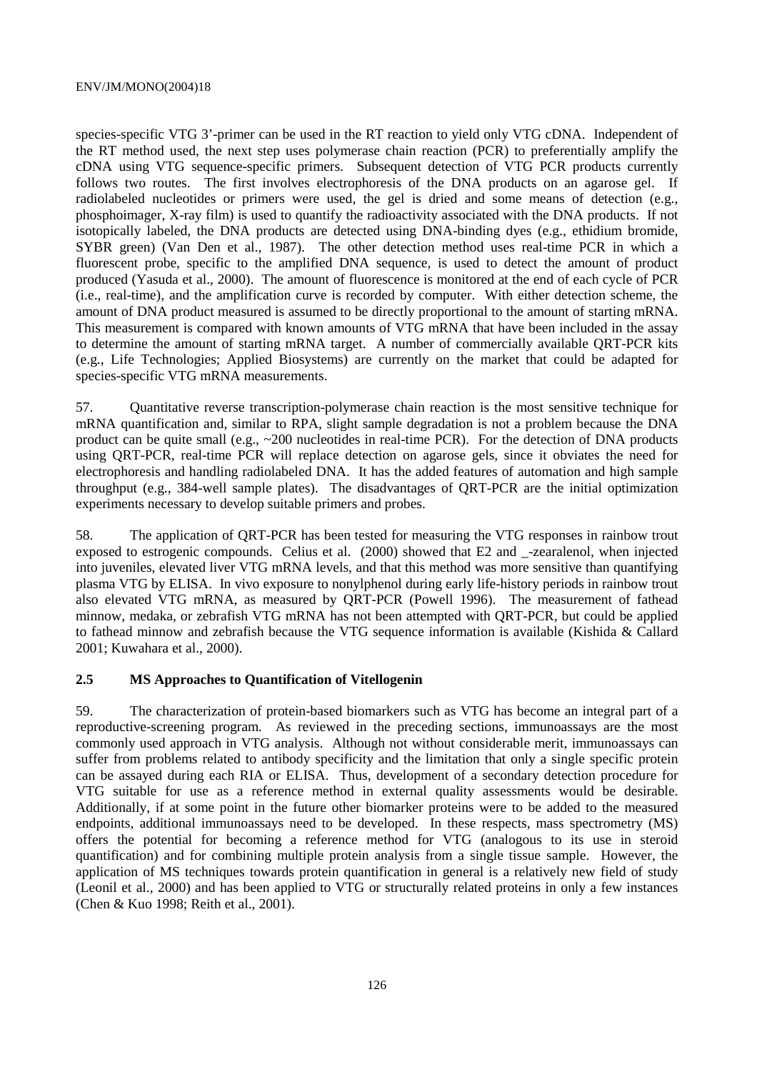species-specific VTG 3'-primer can be used in the RT reaction to yield only VTG cDNA. Independent of the RT method used, the next step uses polymerase chain reaction (PCR) to preferentially amplify the cDNA using VTG sequence-specific primers. Subsequent detection of VTG PCR products currently follows two routes. The first involves electrophoresis of the DNA products on an agarose gel. If radiolabeled nucleotides or primers were used, the gel is dried and some means of detection (e.g., phosphoimager, X-ray film) is used to quantify the radioactivity associated with the DNA products. If not isotopically labeled, the DNA products are detected using DNA-binding dyes (e.g., ethidium bromide, SYBR green) (Van Den et al., 1987). The other detection method uses real-time PCR in which a fluorescent probe, specific to the amplified DNA sequence, is used to detect the amount of product produced (Yasuda et al., 2000). The amount of fluorescence is monitored at the end of each cycle of PCR (i.e., real-time), and the amplification curve is recorded by computer. With either detection scheme, the amount of DNA product measured is assumed to be directly proportional to the amount of starting mRNA. This measurement is compared with known amounts of VTG mRNA that have been included in the assay to determine the amount of starting mRNA target. A number of commercially available QRT-PCR kits (e.g., Life Technologies; Applied Biosystems) are currently on the market that could be adapted for species-specific VTG mRNA measurements.

57. Quantitative reverse transcription-polymerase chain reaction is the most sensitive technique for mRNA quantification and, similar to RPA, slight sample degradation is not a problem because the DNA product can be quite small (e.g., ~200 nucleotides in real-time PCR). For the detection of DNA products using QRT-PCR, real-time PCR will replace detection on agarose gels, since it obviates the need for electrophoresis and handling radiolabeled DNA. It has the added features of automation and high sample throughput (e.g., 384-well sample plates). The disadvantages of QRT-PCR are the initial optimization experiments necessary to develop suitable primers and probes.

58. The application of QRT-PCR has been tested for measuring the VTG responses in rainbow trout exposed to estrogenic compounds. Celius et al. (2000) showed that E2 and _-zearalenol, when injected into juveniles, elevated liver VTG mRNA levels, and that this method was more sensitive than quantifying plasma VTG by ELISA. In vivo exposure to nonylphenol during early life-history periods in rainbow trout also elevated VTG mRNA, as measured by QRT-PCR (Powell 1996). The measurement of fathead minnow, medaka, or zebrafish VTG mRNA has not been attempted with QRT-PCR, but could be applied to fathead minnow and zebrafish because the VTG sequence information is available (Kishida & Callard 2001; Kuwahara et al., 2000).

## 2.5 MS Approaches to Quantification of Vitellogenin

59. The characterization of protein-based biomarkers such as VTG has become an integral part of a reproductive-screening program. As reviewed in the preceding sections, immunoassays are the most commonly used approach in VTG analysis. Although not without considerable merit, immunoassays can suffer from problems related to antibody specificity and the limitation that only a single specific protein can be assayed during each RIA or ELISA. Thus, development of a secondary detection procedure for VTG suitable for use as a reference method in external quality assessments would be desirable. Additionally, if at some point in the future other biomarker proteins were to be added to the measured endpoints, additional immunoassays need to be developed. In these respects, mass spectrometry (MS) offers the potential for becoming a reference method for VTG (analogous to its use in steroid quantification) and for combining multiple protein analysis from a single tissue sample. However, the application of MS techniques towards protein quantification in general is a relatively new field of study (Leonil et al., 2000) and has been applied to VTG or structurally related proteins in only a few instances (Chen & Kuo 1998; Reith et al., 2001).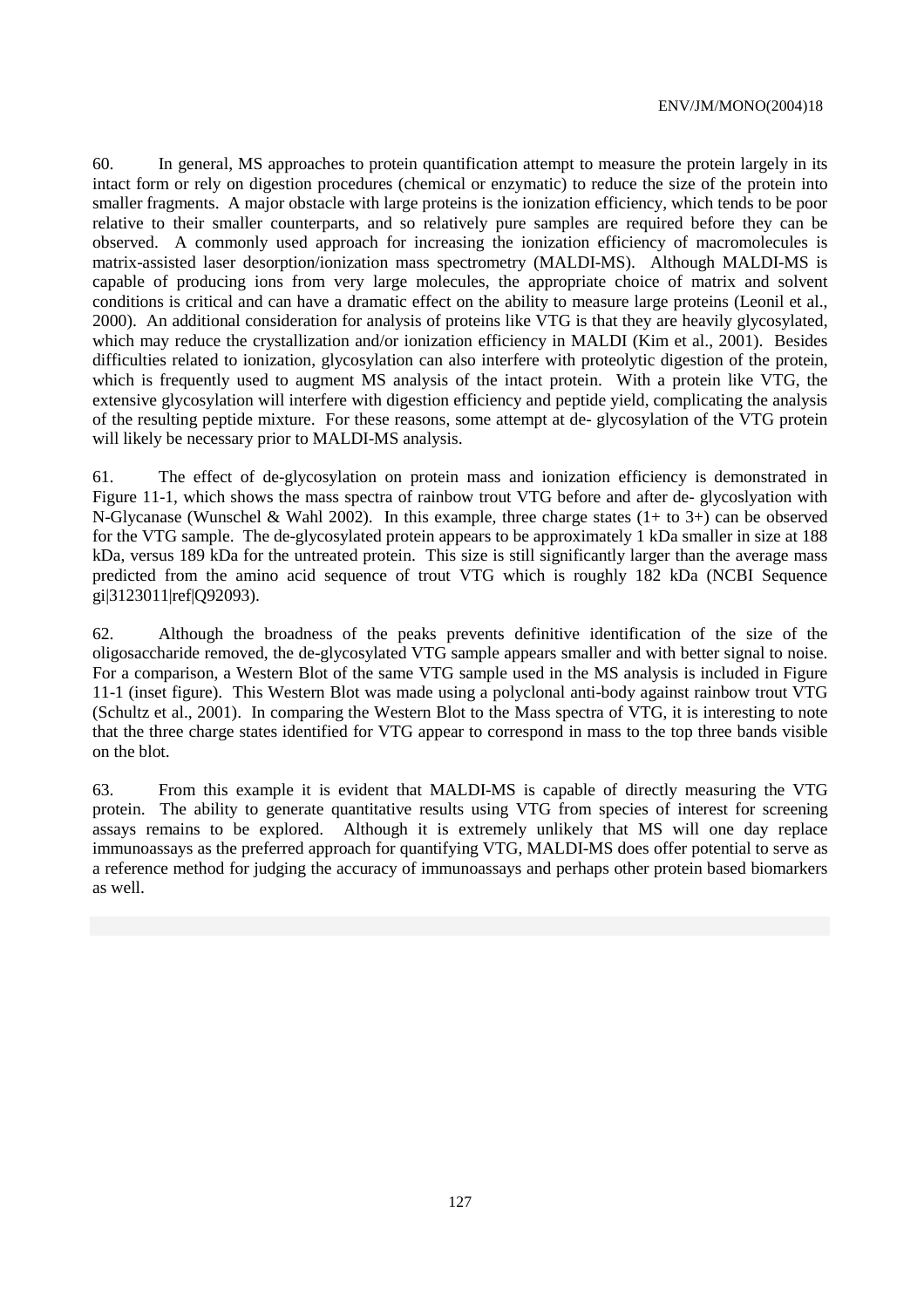60. In general, MS approaches to protein quantification attempt to measure the protein largely in its intact form or rely on digestion procedures (chemical or enzymatic) to reduce the size of the protein into smaller fragments. A major obstacle with large proteins is the ionization efficiency, which tends to be poor relative to their smaller counterparts, and so relatively pure samples are required before they can be observed. A commonly used approach for increasing the ionization efficiency of macromolecules is matrix-assisted laser desorption/ionization mass spectrometry (MALDI-MS). Although MALDI-MS is capable of producing ions from very large molecules, the appropriate choice of matrix and solvent conditions is critical and can have a dramatic effect on the ability to measure large proteins (Leonil et al., 2000). An additional consideration for analysis of proteins like VTG is that they are heavily glycosylated, which may reduce the crystallization and/or ionization efficiency in MALDI (Kim et al., 2001). Besides difficulties related to ionization, glycosylation can also interfere with proteolytic digestion of the protein, which is frequently used to augment MS analysis of the intact protein. With a protein like VTG, the extensive glycosylation will interfere with digestion efficiency and peptide yield, complicating the analysis of the resulting peptide mixture. For these reasons, some attempt at de- glycosylation of the VTG protein will likely be necessary prior to MALDI-MS analysis.

61. The effect of de-glycosylation on protein mass and ionization efficiency is demonstrated in Figure 11-1, which shows the mass spectra of rainbow trout VTG before and after de- glycoslyation with N-Glycanase (Wunschel & Wahl 2002). In this example, three charge states (1+ to 3+) can be observed for the VTG sample. The de-glycosylated protein appears to be approximately 1 kDa smaller in size at 188 kDa, versus 189 kDa for the untreated protein. This size is still significantly larger than the average mass predicted from the amino acid sequence of trout VTG which is roughly 182 kDa (NCBI Sequence gi|3123011|ref|Q92093).

62. Although the broadness of the peaks prevents definitive identification of the size of the oligosaccharide removed, the de-glycosylated VTG sample appears smaller and with better signal to noise. For a comparison, a Western Blot of the same VTG sample used in the MS analysis is included in Figure 11-1 (inset figure). This Western Blot was made using a polyclonal anti-body against rainbow trout VTG (Schultz et al., 2001). In comparing the Western Blot to the Mass spectra of VTG, it is interesting to note that the three charge states identified for VTG appear to correspond in mass to the top three bands visible on the blot.

63. From this example it is evident that MALDI-MS is capable of directly measuring the VTG protein. The ability to generate quantitative results using VTG from species of interest for screening assays remains to be explored. Although it is extremely unlikely that MS will one day replace immunoassays as the preferred approach for quantifying VTG, MALDI-MS does offer potential to serve as a reference method for judging the accuracy of immunoassays and perhaps other protein based biomarkers as well.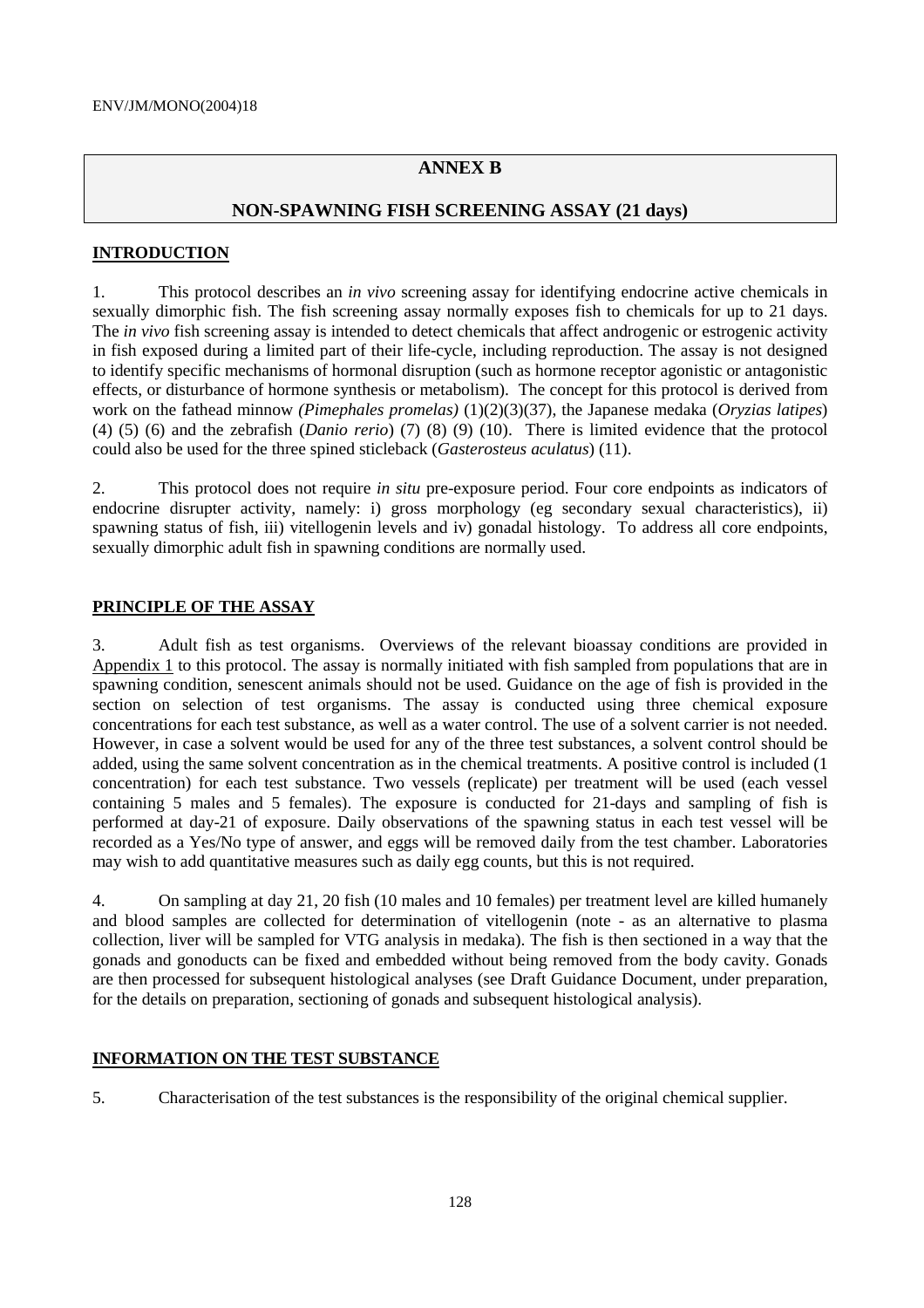## ANNEX B

## NON-SPAWNING FISH SCREENING ASSAY (21 days)

### INTRODUCTION

1. This protocol describes an *in vivo* screening assay for identifying endocrine active chemicals in sexually dimorphic fish. The fish screening assay normally exposes fish to chemicals for up to 21 days. The *in vivo* fish screening assay is intended to detect chemicals that affect androgenic or estrogenic activity in fish exposed during a limited part of their life-cycle, including reproduction. The assay is not designed to identify specific mechanisms of hormonal disruption (such as hormone receptor agonistic or antagonistic effects, or disturbance of hormone synthesis or metabolism). The concept for this protocol is derived from work on the fathead minnow *(Pimephales promelas)* (1)(2)(3)(37), the Japanese medaka (*Oryzias latipes*) (4) (5) (6) and the zebrafish (*Danio rerio*) (7) (8) (9) (10). There is limited evidence that the protocol could also be used for the three spined sticleback (*Gasterosteus aculatus*) (11).

2. This protocol does not require *in situ* pre-exposure period. Four core endpoints as indicators of endocrine disrupter activity, namely: i) gross morphology (eg secondary sexual characteristics), ii) spawning status of fish, iii) vitellogenin levels and iv) gonadal histology. To address all core endpoints, sexually dimorphic adult fish in spawning conditions are normally used.

### PRINCIPLE OF THE ASSAY

3. Adult fish as test organisms. Overviews of the relevant bioassay conditions are provided in Appendix 1 to this protocol. The assay is normally initiated with fish sampled from populations that are in spawning condition, senescent animals should not be used. Guidance on the age of fish is provided in the section on selection of test organisms. The assay is conducted using three chemical exposure concentrations for each test substance, as well as a water control. The use of a solvent carrier is not needed. However, in case a solvent would be used for any of the three test substances, a solvent control should be added, using the same solvent concentration as in the chemical treatments. A positive control is included (1 concentration) for each test substance. Two vessels (replicate) per treatment will be used (each vessel containing 5 males and 5 females). The exposure is conducted for 21-days and sampling of fish is performed at day-21 of exposure. Daily observations of the spawning status in each test vessel will be recorded as a Yes/No type of answer, and eggs will be removed daily from the test chamber. Laboratories may wish to add quantitative measures such as daily egg counts, but this is not required.

4. On sampling at day 21, 20 fish (10 males and 10 females) per treatment level are killed humanely and blood samples are collected for determination of vitellogenin (note - as an alternative to plasma collection, liver will be sampled for VTG analysis in medaka). The fish is then sectioned in a way that the gonads and gonoducts can be fixed and embedded without being removed from the body cavity. Gonads are then processed for subsequent histological analyses (see Draft Guidance Document, under preparation, for the details on preparation, sectioning of gonads and subsequent histological analysis).

### INFORMATION ON THE TEST SUBSTANCE

5. Characterisation of the test substances is the responsibility of the original chemical supplier.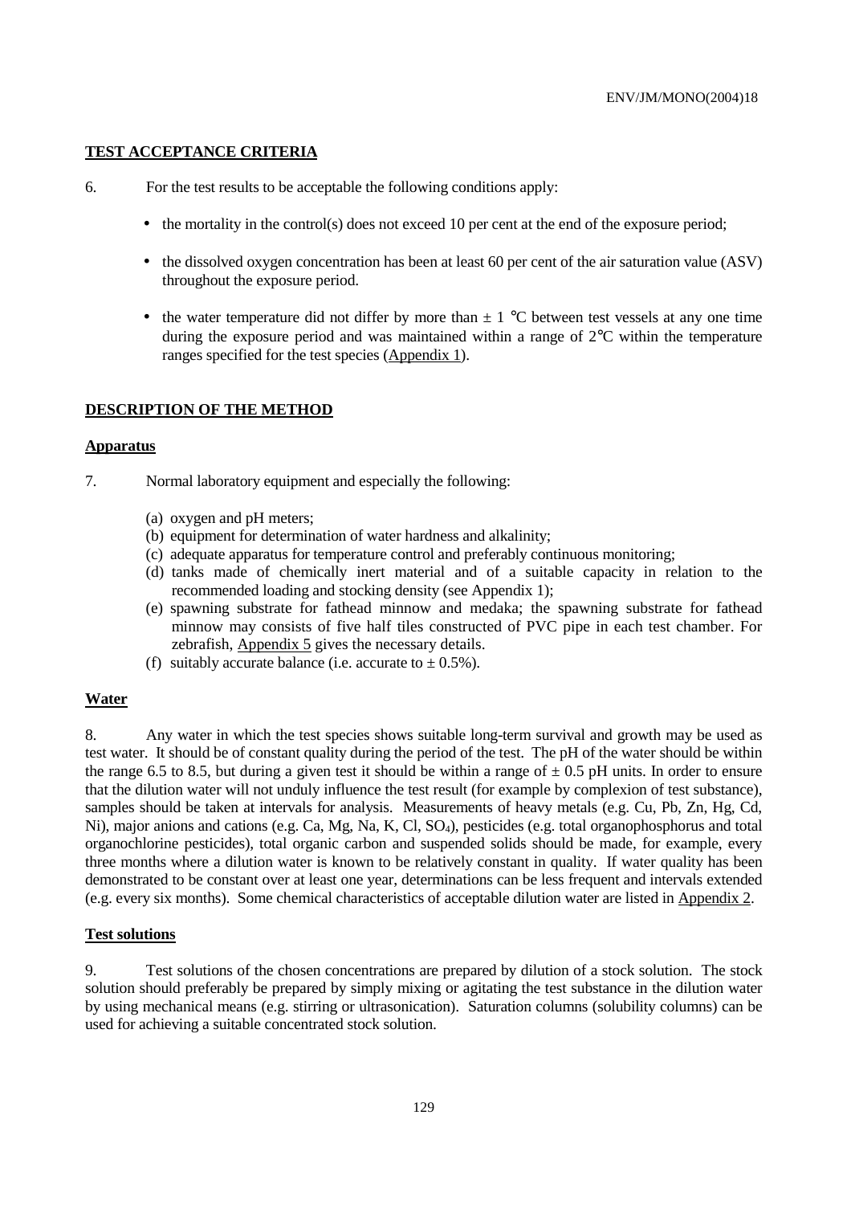**TEST ACCEPTANCE CRITERIA**

6. For the test results to be acceptable the following conditions apply:

- the mortality in the control(s) does not exceed 10 per cent at the end of the exposure period;
- the dissolved oxygen concentration has been at least 60 per cent of the air saturation value (ASV) throughout the exposure period.
- the water temperature did not differ by more than ± 1 °C between test vessels at any one time during the exposure period and was maintained within a range of 2°C within the temperature ranges specified for the test species (Appendix 1).

**DESCRIPTION OF THE METHOD**

**Apparatus**

7. Normal laboratory equipment and especially the following:

(a) oxygen and pH meters;
(b) equipment for determination of water hardness and alkalinity;
(c) adequate apparatus for temperature control and preferably continuous monitoring;
(d) tanks made of chemically inert material and of a suitable capacity in relation to the recommended loading and stocking density (see Appendix 1);
(e) spawning substrate for fathead minnow and medaka; the spawning substrate for fathead minnow may consists of five half tiles constructed of PVC pipe in each test chamber. For zebrafish, Appendix 5 gives the necessary details.
(f) suitably accurate balance (i.e. accurate to ± 0.5%).

**Water**

8. Any water in which the test species shows suitable long-term survival and growth may be used as test water. It should be of constant quality during the period of the test. The pH of the water should be within the range 6.5 to 8.5, but during a given test it should be within a range of ± 0.5 pH units. In order to ensure that the dilution water will not unduly influence the test result (for example by complexion of test substance), samples should be taken at intervals for analysis. Measurements of heavy metals (e.g. Cu, Pb, Zn, Hg, Cd, Ni), major anions and cations (e.g. Ca, Mg, Na, K, Cl, $SO_4$), pesticides (e.g. total organophosphorus and total organochlorine pesticides), total organic carbon and suspended solids should be made, for example, every three months where a dilution water is known to be relatively constant in quality. If water quality has been demonstrated to be constant over at least one year, determinations can be less frequent and intervals extended (e.g. every six months). Some chemical characteristics of acceptable dilution water are listed in Appendix 2.

**Test solutions**

9. Test solutions of the chosen concentrations are prepared by dilution of a stock solution. The stock solution should preferably be prepared by simply mixing or agitating the test substance in the dilution water by using mechanical means (e.g. stirring or ultrasonication). Saturation columns (solubility columns) can be used for achieving a suitable concentrated stock solution.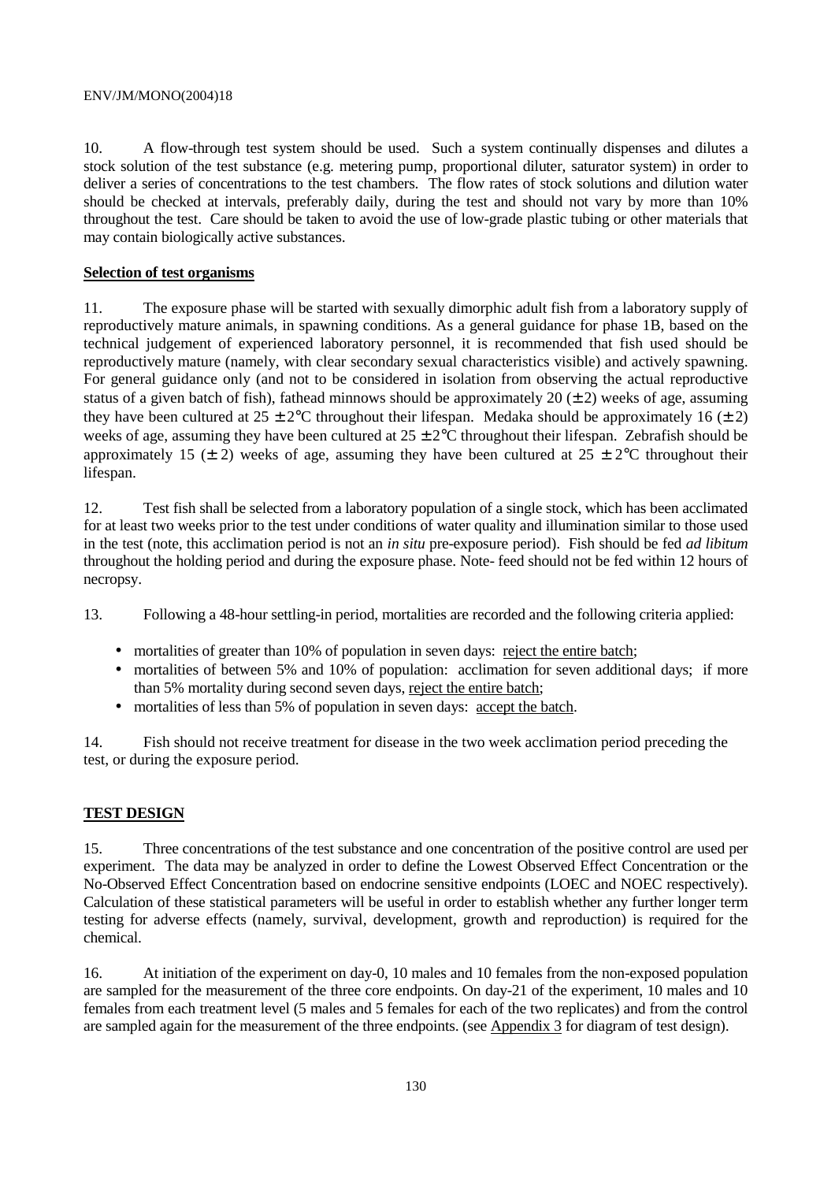10. A flow-through test system should be used. Such a system continually dispenses and dilutes a stock solution of the test substance (e.g. metering pump, proportional diluter, saturator system) in order to deliver a series of concentrations to the test chambers. The flow rates of stock solutions and dilution water should be checked at intervals, preferably daily, during the test and should not vary by more than 10% throughout the test. Care should be taken to avoid the use of low-grade plastic tubing or other materials that may contain biologically active substances.

**Selection of test organisms**

11. The exposure phase will be started with sexually dimorphic adult fish from a laboratory supply of reproductively mature animals, in spawning conditions. As a general guidance for phase 1B, based on the technical judgement of experienced laboratory personnel, it is recommended that fish used should be reproductively mature (namely, with clear secondary sexual characteristics visible) and actively spawning. For general guidance only (and not to be considered in isolation from observing the actual reproductive status of a given batch of fish), fathead minnows should be approximately 20 (± 2) weeks of age, assuming they have been cultured at 25 ± 2°C throughout their lifespan. Medaka should be approximately 16 (± 2) weeks of age, assuming they have been cultured at 25 ± 2°C throughout their lifespan. Zebrafish should be approximately 15 (± 2) weeks of age, assuming they have been cultured at 25 ± 2°C throughout their lifespan.

12. Test fish shall be selected from a laboratory population of a single stock, which has been acclimated for at least two weeks prior to the test under conditions of water quality and illumination similar to those used in the test (note, this acclimation period is not an *in situ* pre-exposure period). Fish should be fed *ad libitum* throughout the holding period and during the exposure phase. Note- feed should not be fed within 12 hours of necropsy.

13. Following a 48-hour settling-in period, mortalities are recorded and the following criteria applied:

- mortalities of greater than 10% of population in seven days: reject the entire batch;
- mortalities of between 5% and 10% of population: acclimation for seven additional days; if more than 5% mortality during second seven days, reject the entire batch;
- mortalities of less than 5% of population in seven days: accept the batch.

14. Fish should not receive treatment for disease in the two week acclimation period preceding the test, or during the exposure period.

## TEST DESIGN

15. Three concentrations of the test substance and one concentration of the positive control are used per experiment. The data may be analyzed in order to define the Lowest Observed Effect Concentration or the No-Observed Effect Concentration based on endocrine sensitive endpoints (LOEC and NOEC respectively). Calculation of these statistical parameters will be useful in order to establish whether any further longer term testing for adverse effects (namely, survival, development, growth and reproduction) is required for the chemical.

16. At initiation of the experiment on day-0, 10 males and 10 females from the non-exposed population are sampled for the measurement of the three core endpoints. On day-21 of the experiment, 10 males and 10 females from each treatment level (5 males and 5 females for each of the two replicates) and from the control are sampled again for the measurement of the three endpoints. (see Appendix 3 for diagram of test design).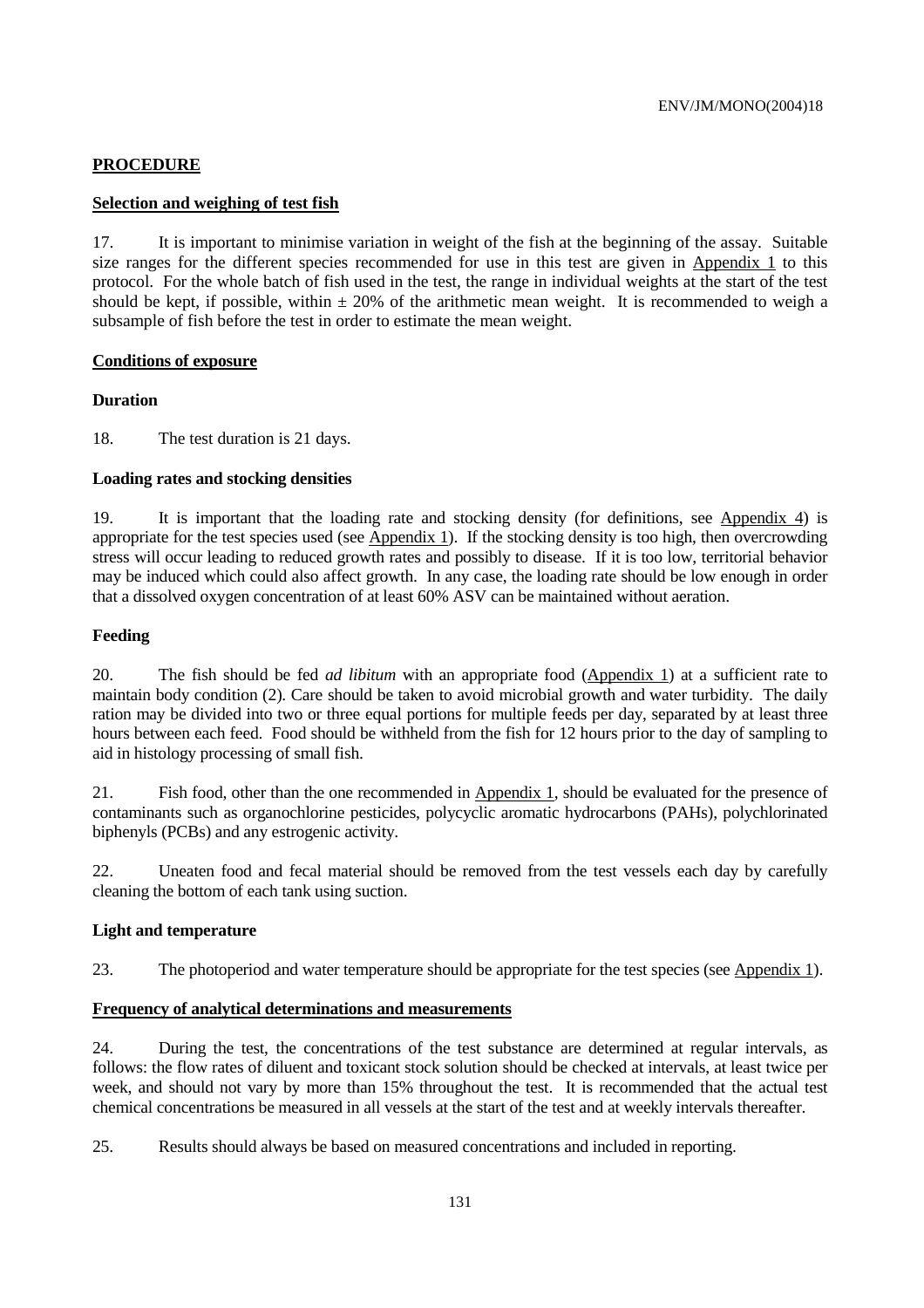## PROCEDURE

### Selection and weighing of test fish

17. It is important to minimise variation in weight of the fish at the beginning of the assay. Suitable size ranges for the different species recommended for use in this test are given in Appendix 1 to this protocol. For the whole batch of fish used in the test, the range in individual weights at the start of the test should be kept, if possible, within ± 20% of the arithmetic mean weight. It is recommended to weigh a subsample of fish before the test in order to estimate the mean weight.

### Conditions of exposure

#### Duration

18. The test duration is 21 days.

#### Loading rates and stocking densities

19. It is important that the loading rate and stocking density (for definitions, see Appendix 4) is appropriate for the test species used (see Appendix 1). If the stocking density is too high, then overcrowding stress will occur leading to reduced growth rates and possibly to disease. If it is too low, territorial behavior may be induced which could also affect growth. In any case, the loading rate should be low enough in order that a dissolved oxygen concentration of at least 60% ASV can be maintained without aeration.

#### Feeding

20. The fish should be fed *ad libitum* with an appropriate food (Appendix 1) at a sufficient rate to maintain body condition (2). Care should be taken to avoid microbial growth and water turbidity. The daily ration may be divided into two or three equal portions for multiple feeds per day, separated by at least three hours between each feed. Food should be withheld from the fish for 12 hours prior to the day of sampling to aid in histology processing of small fish.

21. Fish food, other than the one recommended in Appendix 1, should be evaluated for the presence of contaminants such as organochlorine pesticides, polycyclic aromatic hydrocarbons (PAHs), polychlorinated biphenyls (PCBs) and any estrogenic activity.

22. Uneaten food and fecal material should be removed from the test vessels each day by carefully cleaning the bottom of each tank using suction.

#### Light and temperature

23. The photoperiod and water temperature should be appropriate for the test species (see Appendix 1).

### Frequency of analytical determinations and measurements

24. During the test, the concentrations of the test substance are determined at regular intervals, as follows: the flow rates of diluent and toxicant stock solution should be checked at intervals, at least twice per week, and should not vary by more than 15% throughout the test. It is recommended that the actual test chemical concentrations be measured in all vessels at the start of the test and at weekly intervals thereafter.

25. Results should always be based on measured concentrations and included in reporting.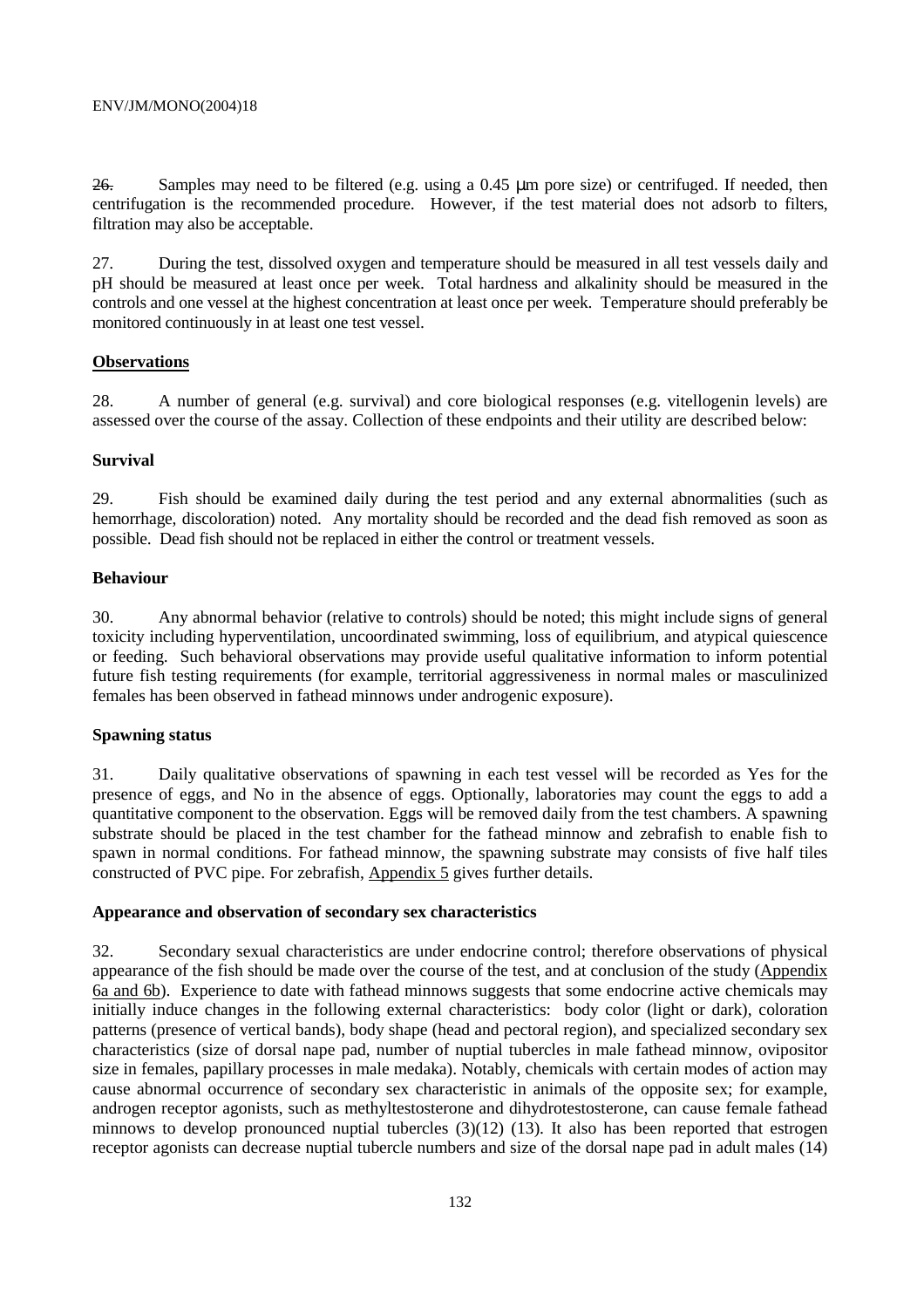26. Samples may need to be filtered (e.g. using a 0.45 μm pore size) or centrifuged. If needed, then centrifugation is the recommended procedure. However, if the test material does not adsorb to filters, filtration may also be acceptable.

27. During the test, dissolved oxygen and temperature should be measured in all test vessels daily and pH should be measured at least once per week. Total hardness and alkalinity should be measured in the controls and one vessel at the highest concentration at least once per week. Temperature should preferably be monitored continuously in at least one test vessel.

## Observations

28. A number of general (e.g. survival) and core biological responses (e.g. vitellogenin levels) are assessed over the course of the assay. Collection of these endpoints and their utility are described below:

### Survival

29. Fish should be examined daily during the test period and any external abnormalities (such as hemorrhage, discoloration) noted. Any mortality should be recorded and the dead fish removed as soon as possible. Dead fish should not be replaced in either the control or treatment vessels.

### Behaviour

30. Any abnormal behavior (relative to controls) should be noted; this might include signs of general toxicity including hyperventilation, uncoordinated swimming, loss of equilibrium, and atypical quiescence or feeding. Such behavioral observations may provide useful qualitative information to inform potential future fish testing requirements (for example, territorial aggressiveness in normal males or masculinized females has been observed in fathead minnows under androgenic exposure).

### Spawning status

31. Daily qualitative observations of spawning in each test vessel will be recorded as Yes for the presence of eggs, and No in the absence of eggs. Optionally, laboratories may count the eggs to add a quantitative component to the observation. Eggs will be removed daily from the test chambers. A spawning substrate should be placed in the test chamber for the fathead minnow and zebrafish to enable fish to spawn in normal conditions. For fathead minnow, the spawning substrate may consists of five half tiles constructed of PVC pipe. For zebrafish, Appendix 5 gives further details.

### Appearance and observation of secondary sex characteristics

32. Secondary sexual characteristics are under endocrine control; therefore observations of physical appearance of the fish should be made over the course of the test, and at conclusion of the study (Appendix 6a and 6b). Experience to date with fathead minnows suggests that some endocrine active chemicals may initially induce changes in the following external characteristics: body color (light or dark), coloration patterns (presence of vertical bands), body shape (head and pectoral region), and specialized secondary sex characteristics (size of dorsal nape pad, number of nuptial tubercles in male fathead minnow, ovipositor size in females, papillary processes in male medaka). Notably, chemicals with certain modes of action may cause abnormal occurrence of secondary sex characteristic in animals of the opposite sex; for example, androgen receptor agonists, such as methyltestosterone and dihydrotestosterone, can cause female fathead minnows to develop pronounced nuptial tubercles (3)(12) (13). It also has been reported that estrogen receptor agonists can decrease nuptial tubercle numbers and size of the dorsal nape pad in adult males (14)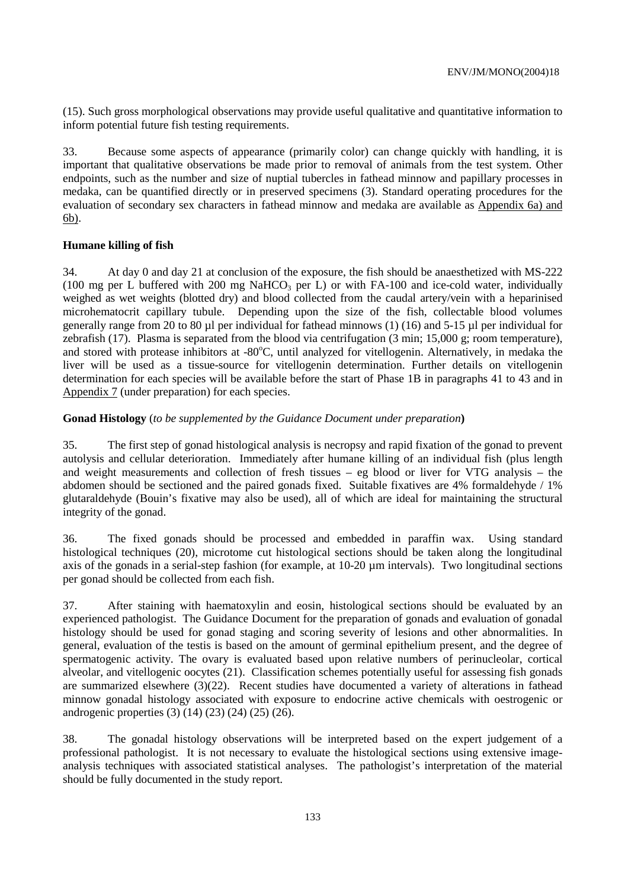(15). Such gross morphological observations may provide useful qualitative and quantitative information to inform potential future fish testing requirements.

33. Because some aspects of appearance (primarily color) can change quickly with handling, it is important that qualitative observations be made prior to removal of animals from the test system. Other endpoints, such as the number and size of nuptial tubercles in fathead minnow and papillary processes in medaka, can be quantified directly or in preserved specimens (3). Standard operating procedures for the evaluation of secondary sex characters in fathead minnow and medaka are available as Appendix 6a) and 6b).

**Humane killing of fish**

34. At day 0 and day 21 at conclusion of the exposure, the fish should be anaesthetized with MS-222 (100 mg per L buffered with 200 mg $NaHCO_3$ per L) or with FA-100 and ice-cold water, individually weighed as wet weights (blotted dry) and blood collected from the caudal artery/vein with a heparinised microhematocrit capillary tubule. Depending upon the size of the fish, collectable blood volumes generally range from 20 to 80 µl per individual for fathead minnows (1) (16) and 5-15 µl per individual for zebrafish (17). Plasma is separated from the blood via centrifugation (3 min; 15,000 g; room temperature), and stored with protease inhibitors at -80°C, until analyzed for vitellogenin. Alternatively, in medaka the liver will be used as a tissue-source for vitellogenin determination. Further details on vitellogenin determination for each species will be available before the start of Phase 1B in paragraphs 41 to 43 and in Appendix 7 (under preparation) for each species.

**Gonad Histology** (*to be supplemented by the Guidance Document under preparation***)**

35. The first step of gonad histological analysis is necropsy and rapid fixation of the gonad to prevent autolysis and cellular deterioration. Immediately after humane killing of an individual fish (plus length and weight measurements and collection of fresh tissues – eg blood or liver for VTG analysis – the abdomen should be sectioned and the paired gonads fixed. Suitable fixatives are 4% formaldehyde / 1% glutaraldehyde (Bouin's fixative may also be used), all of which are ideal for maintaining the structural integrity of the gonad.

36. The fixed gonads should be processed and embedded in paraffin wax. Using standard histological techniques (20), microtome cut histological sections should be taken along the longitudinal axis of the gonads in a serial-step fashion (for example, at 10-20 µm intervals). Two longitudinal sections per gonad should be collected from each fish.

37. After staining with haematoxylin and eosin, histological sections should be evaluated by an experienced pathologist. The Guidance Document for the preparation of gonads and evaluation of gonadal histology should be used for gonad staging and scoring severity of lesions and other abnormalities. In general, evaluation of the testis is based on the amount of germinal epithelium present, and the degree of spermatogenic activity. The ovary is evaluated based upon relative numbers of perinucleolar, cortical alveolar, and vitellogenic oocytes (21). Classification schemes potentially useful for assessing fish gonads are summarized elsewhere (3)(22). Recent studies have documented a variety of alterations in fathead minnow gonadal histology associated with exposure to endocrine active chemicals with oestrogenic or androgenic properties (3) (14) (23) (24) (25) (26).

38. The gonadal histology observations will be interpreted based on the expert judgement of a professional pathologist. It is not necessary to evaluate the histological sections using extensive image-analysis techniques with associated statistical analyses. The pathologist's interpretation of the material should be fully documented in the study report.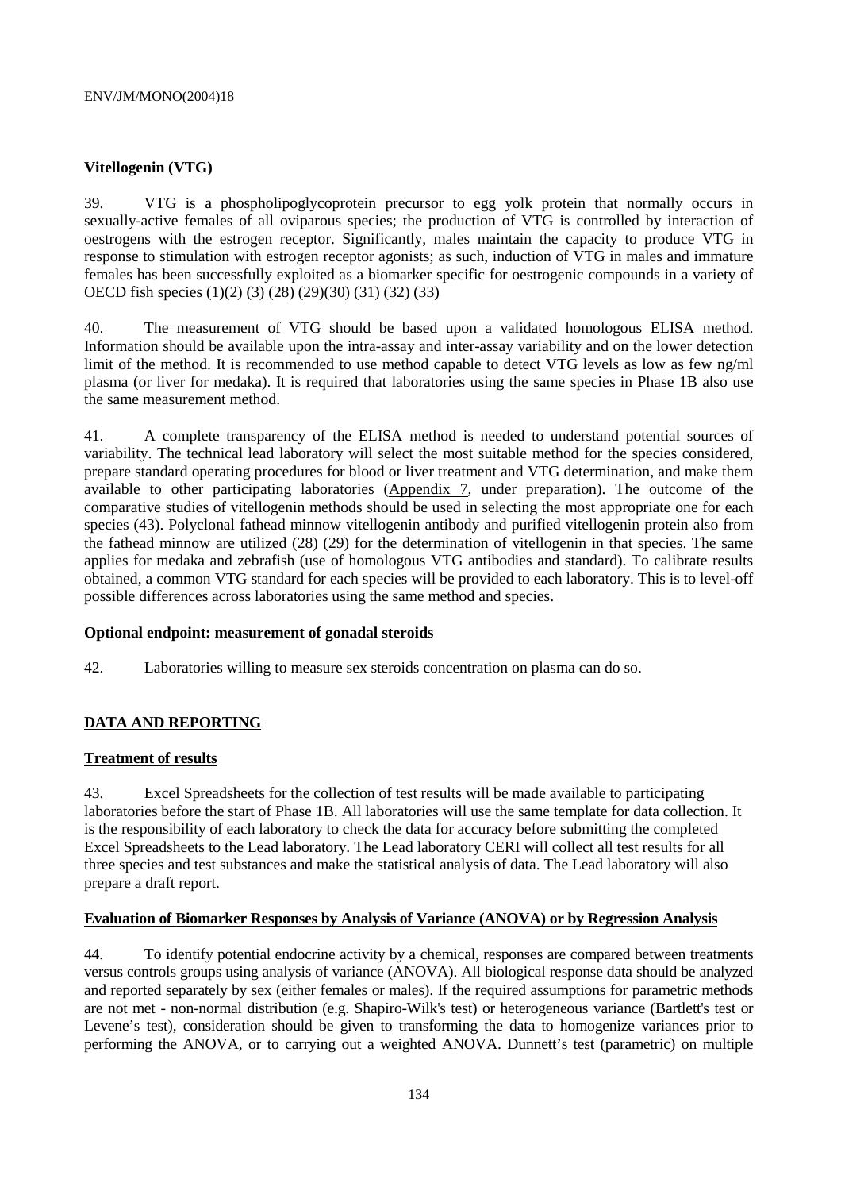### Vitellogenin (VTG)

39. VTG is a phospholipoglycoprotein precursor to egg yolk protein that normally occurs in sexually-active females of all oviparous species; the production of VTG is controlled by interaction of oestrogens with the estrogen receptor. Significantly, males maintain the capacity to produce VTG in response to stimulation with estrogen receptor agonists; as such, induction of VTG in males and immature females has been successfully exploited as a biomarker specific for oestrogenic compounds in a variety of OECD fish species (1)(2) (3) (28) (29)(30) (31) (32) (33)

40. The measurement of VTG should be based upon a validated homologous ELISA method. Information should be available upon the intra-assay and inter-assay variability and on the lower detection limit of the method. It is recommended to use method capable to detect VTG levels as low as few ng/ml plasma (or liver for medaka). It is required that laboratories using the same species in Phase 1B also use the same measurement method.

41. A complete transparency of the ELISA method is needed to understand potential sources of variability. The technical lead laboratory will select the most suitable method for the species considered, prepare standard operating procedures for blood or liver treatment and VTG determination, and make them available to other participating laboratories (Appendix 7, under preparation). The outcome of the comparative studies of vitellogenin methods should be used in selecting the most appropriate one for each species (43). Polyclonal fathead minnow vitellogenin antibody and purified vitellogenin protein also from the fathead minnow are utilized (28) (29) for the determination of vitellogenin in that species. The same applies for medaka and zebrafish (use of homologous VTG antibodies and standard). To calibrate results obtained, a common VTG standard for each species will be provided to each laboratory. This is to level-off possible differences across laboratories using the same method and species.

### Optional endpoint: measurement of gonadal steroids

42. Laboratories willing to measure sex steroids concentration on plasma can do so.

## DATA AND REPORTING

### Treatment of results

43. Excel Spreadsheets for the collection of test results will be made available to participating laboratories before the start of Phase 1B. All laboratories will use the same template for data collection. It is the responsibility of each laboratory to check the data for accuracy before submitting the completed Excel Spreadsheets to the Lead laboratory. The Lead laboratory CERI will collect all test results for all three species and test substances and make the statistical analysis of data. The Lead laboratory will also prepare a draft report.

### Evaluation of Biomarker Responses by Analysis of Variance (ANOVA) or by Regression Analysis

44. To identify potential endocrine activity by a chemical, responses are compared between treatments versus controls groups using analysis of variance (ANOVA). All biological response data should be analyzed and reported separately by sex (either females or males). If the required assumptions for parametric methods are not met - non-normal distribution (e.g. Shapiro-Wilk's test) or heterogeneous variance (Bartlett's test or Levene's test), consideration should be given to transforming the data to homogenize variances prior to performing the ANOVA, or to carrying out a weighted ANOVA. Dunnett's test (parametric) on multiple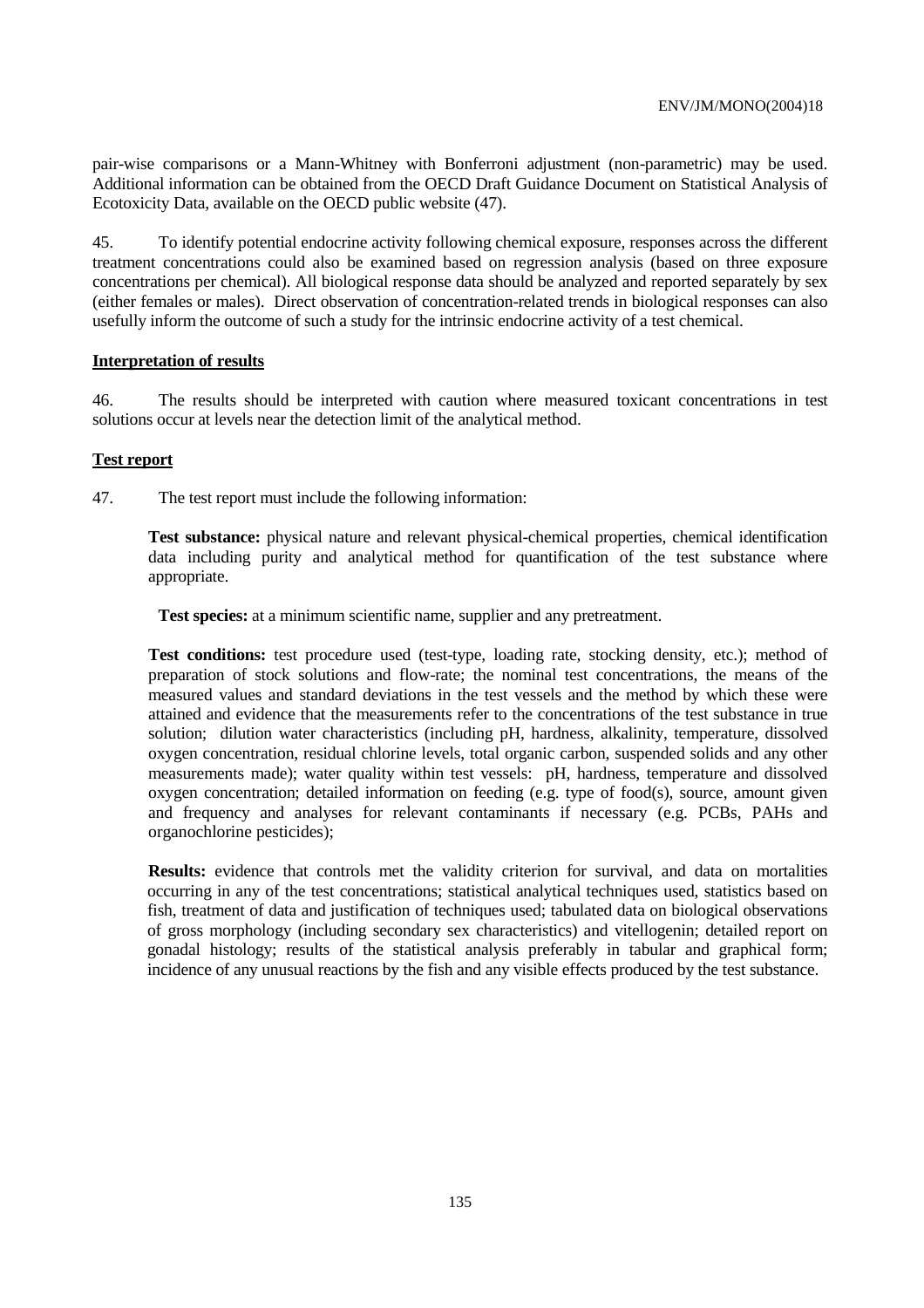pair-wise comparisons or a Mann-Whitney with Bonferroni adjustment (non-parametric) may be used. Additional information can be obtained from the OECD Draft Guidance Document on Statistical Analysis of Ecotoxicity Data, available on the OECD public website (47).

45. To identify potential endocrine activity following chemical exposure, responses across the different treatment concentrations could also be examined based on regression analysis (based on three exposure concentrations per chemical). All biological response data should be analyzed and reported separately by sex (either females or males). Direct observation of concentration-related trends in biological responses can also usefully inform the outcome of such a study for the intrinsic endocrine activity of a test chemical.

## Interpretation of results

46. The results should be interpreted with caution where measured toxicant concentrations in test solutions occur at levels near the detection limit of the analytical method.

## Test report

47. The test report must include the following information:

**Test substance:** physical nature and relevant physical-chemical properties, chemical identification data including purity and analytical method for quantification of the test substance where appropriate.

**Test species:** at a minimum scientific name, supplier and any pretreatment.

**Test conditions:** test procedure used (test-type, loading rate, stocking density, etc.); method of preparation of stock solutions and flow-rate; the nominal test concentrations, the means of the measured values and standard deviations in the test vessels and the method by which these were attained and evidence that the measurements refer to the concentrations of the test substance in true solution; dilution water characteristics (including pH, hardness, alkalinity, temperature, dissolved oxygen concentration, residual chlorine levels, total organic carbon, suspended solids and any other measurements made); water quality within test vessels: pH, hardness, temperature and dissolved oxygen concentration; detailed information on feeding (e.g. type of food(s), source, amount given and frequency and analyses for relevant contaminants if necessary (e.g. PCBs, PAHs and organochlorine pesticides);

**Results:** evidence that controls met the validity criterion for survival, and data on mortalities occurring in any of the test concentrations; statistical analytical techniques used, statistics based on fish, treatment of data and justification of techniques used; tabulated data on biological observations of gross morphology (including secondary sex characteristics) and vitellogenin; detailed report on gonadal histology; results of the statistical analysis preferably in tabular and graphical form; incidence of any unusual reactions by the fish and any visible effects produced by the test substance.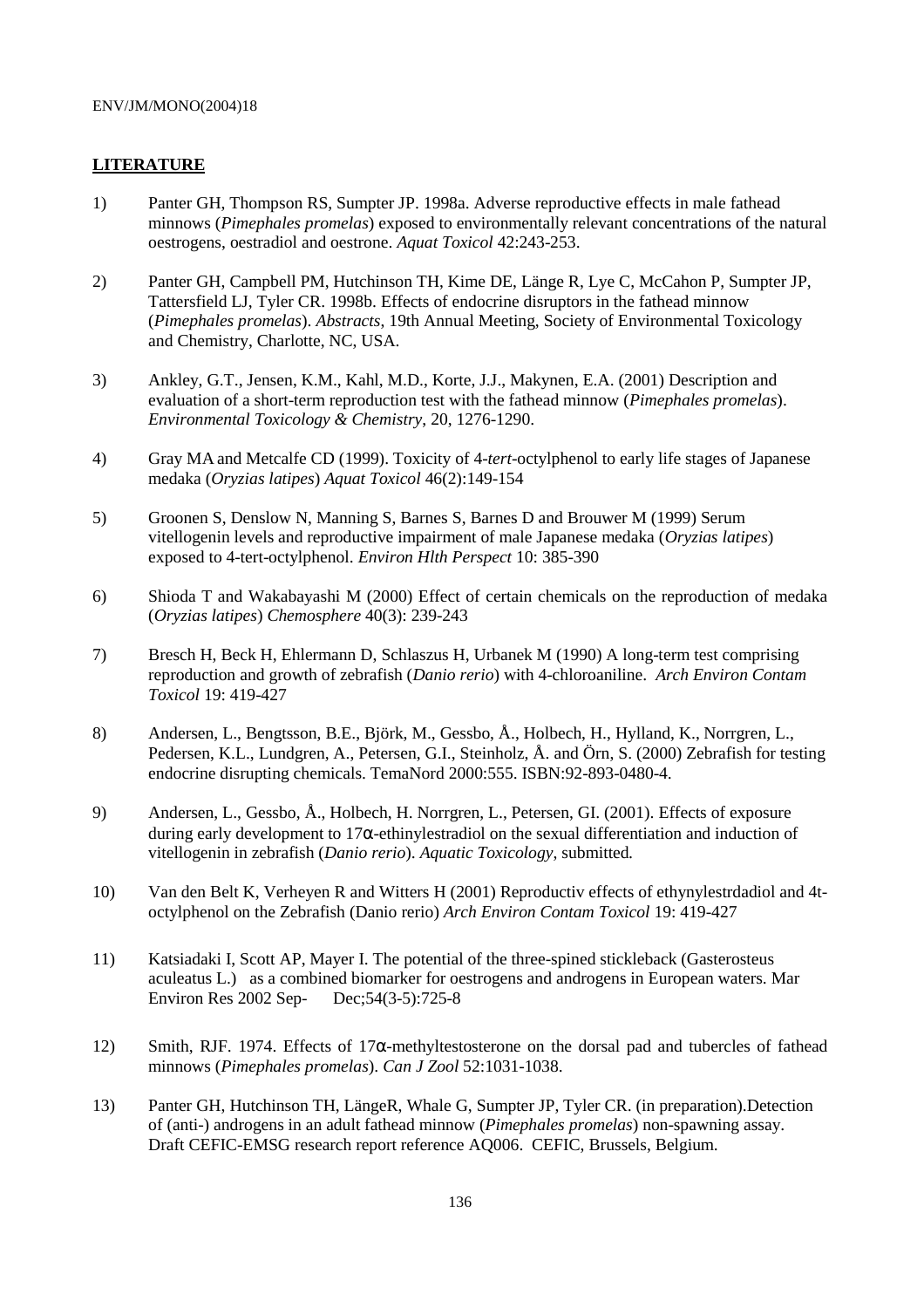## LITERATURE

1) Panter GH, Thompson RS, Sumpter JP. 1998a. Adverse reproductive effects in male fathead minnows (*Pimephales promelas*) exposed to environmentally relevant concentrations of the natural oestrogens, oestradiol and oestrone. *Aquat Toxicol* 42:243-253.

2) Panter GH, Campbell PM, Hutchinson TH, Kime DE, Länge R, Lye C, McCahon P, Sumpter JP, Tattersfield LJ, Tyler CR. 1998b. Effects of endocrine disruptors in the fathead minnow (*Pimephales promelas*). *Abstracts*, 19th Annual Meeting, Society of Environmental Toxicology and Chemistry, Charlotte, NC, USA.

3) Ankley, G.T., Jensen, K.M., Kahl, M.D., Korte, J.J., Makynen, E.A. (2001) Description and evaluation of a short-term reproduction test with the fathead minnow (*Pimephales promelas*). *Environmental Toxicology & Chemistry*, 20, 1276-1290.

4) Gray MA and Metcalfe CD (1999). Toxicity of 4-*tert*-octylphenol to early life stages of Japanese medaka (*Oryzias latipes*) *Aquat Toxicol* 46(2):149-154

5) Groonen S, Denslow N, Manning S, Barnes S, Barnes D and Brouwer M (1999) Serum vitellogenin levels and reproductive impairment of male Japanese medaka (*Oryzias latipes*) exposed to 4-tert-octylphenol. *Environ Hlth Perspect* 10: 385-390

6) Shioda T and Wakabayashi M (2000) Effect of certain chemicals on the reproduction of medaka (*Oryzias latipes*) *Chemosphere* 40(3): 239-243

7) Bresch H, Beck H, Ehlermann D, Schlaszus H, Urbanek M (1990) A long-term test comprising reproduction and growth of zebrafish (*Danio rerio*) with 4-chloroaniline. *Arch Environ Contam Toxicol* 19: 419-427

8) Andersen, L., Bengtsson, B.E., Björk, M., Gessbo, Å., Holbech, H., Hylland, K., Norrgren, L., Pedersen, K.L., Lundgren, A., Petersen, G.I., Steinholz, Å. and Örn, S. (2000) Zebrafish for testing endocrine disrupting chemicals. TemaNord 2000:555. ISBN:92-893-0480-4.

9) Andersen, L., Gessbo, Å., Holbech, H. Norrgren, L., Petersen, GI. (2001). Effects of exposure during early development to 17α-ethinylestradiol on the sexual differentiation and induction of vitellogenin in zebrafish (*Danio rerio*). *Aquatic Toxicology*, submitted.

10) Van den Belt K, Verheyen R and Witters H (2001) Reproductiv effects of ethynylestrdadiol and 4t-octylphenol on the Zebrafish (Danio rerio) *Arch Environ Contam Toxicol* 19: 419-427

11) Katsiadaki I, Scott AP, Mayer I. The potential of the three-spined stickleback (Gasterosteus aculeatus L.) as a combined biomarker for oestrogens and androgens in European waters. Mar Environ Res 2002 Sep- Dec;54(3-5):725-8

12) Smith, RJF. 1974. Effects of 17α-methyltestosterone on the dorsal pad and tubercles of fathead minnows (*Pimephales promelas*). *Can J Zool* 52:1031-1038.

13) Panter GH, Hutchinson TH, LängeR, Whale G, Sumpter JP, Tyler CR. (in preparation).Detection of (anti-) androgens in an adult fathead minnow (*Pimephales promelas*) non-spawning assay. Draft CEFIC-EMSG research report reference AQ006. CEFIC, Brussels, Belgium.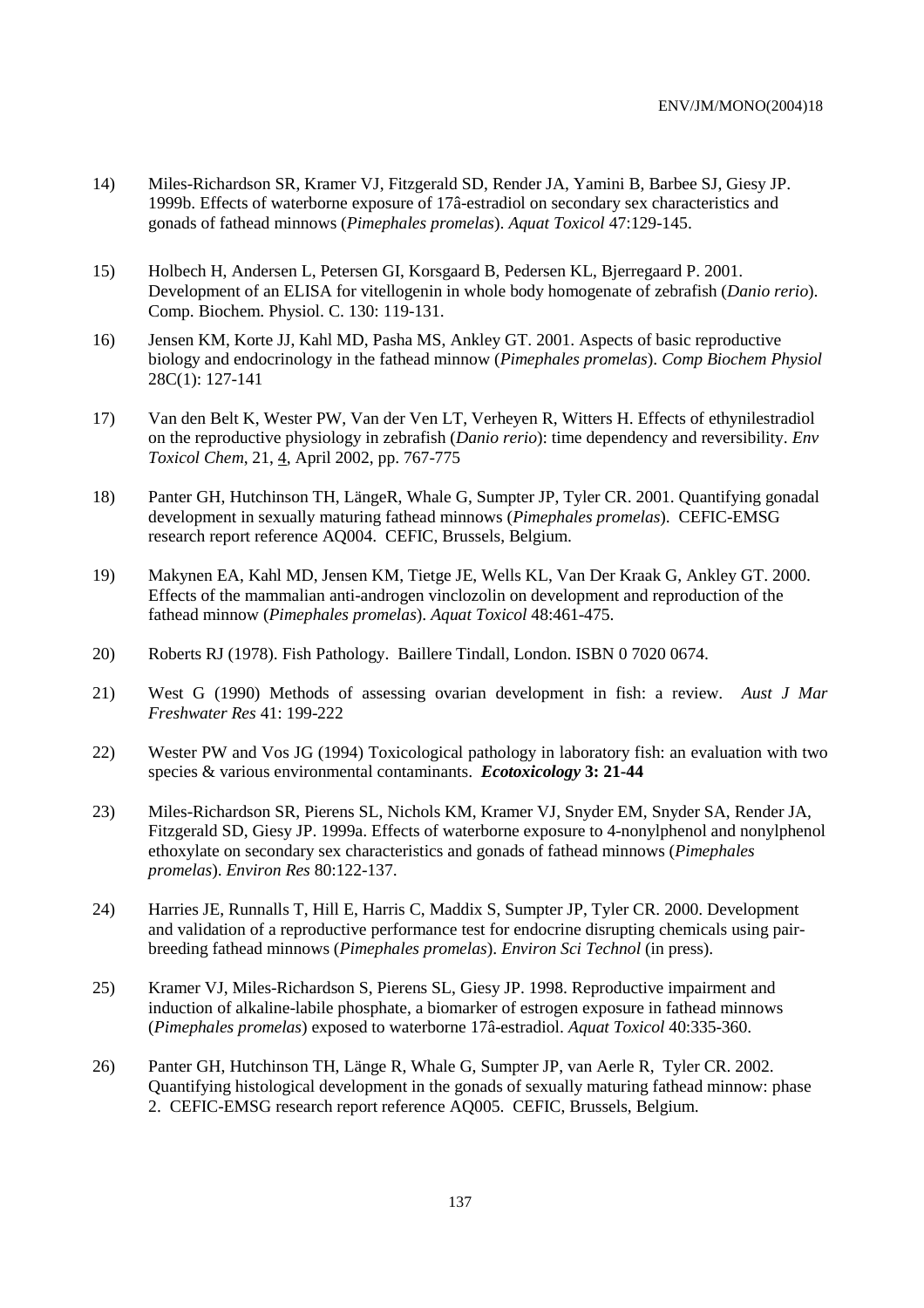14) Miles-Richardson SR, Kramer VJ, Fitzgerald SD, Render JA, Yamini B, Barbee SJ, Giesy JP. 1999b. Effects of waterborne exposure of 17â-estradiol on secondary sex characteristics and gonads of fathead minnows (*Pimephales promelas*). *Aquat Toxicol* 47:129-145.

15) Holbech H, Andersen L, Petersen GI, Korsgaard B, Pedersen KL, Bjerregaard P. 2001. Development of an ELISA for vitellogenin in whole body homogenate of zebrafish (*Danio rerio*). Comp. Biochem. Physiol. C. 130: 119-131.

16) Jensen KM, Korte JJ, Kahl MD, Pasha MS, Ankley GT. 2001. Aspects of basic reproductive biology and endocrinology in the fathead minnow (*Pimephales promelas*). *Comp Biochem Physiol* 28C(1): 127-141

17) Van den Belt K, Wester PW, Van der Ven LT, Verheyen R, Witters H. Effects of ethynilestradiol on the reproductive physiology in zebrafish (*Danio rerio*): time dependency and reversibility. *Env Toxicol Chem*, 21, 4, April 2002, pp. 767-775

18) Panter GH, Hutchinson TH, LängeR, Whale G, Sumpter JP, Tyler CR. 2001. Quantifying gonadal development in sexually maturing fathead minnows (*Pimephales promelas*). CEFIC-EMSG research report reference AQ004. CEFIC, Brussels, Belgium.

19) Makynen EA, Kahl MD, Jensen KM, Tietge JE, Wells KL, Van Der Kraak G, Ankley GT. 2000. Effects of the mammalian anti-androgen vinclozolin on development and reproduction of the fathead minnow (*Pimephales promelas*). *Aquat Toxicol* 48:461-475.

20) Roberts RJ (1978). Fish Pathology. Baillere Tindall, London. ISBN 0 7020 0674.

21) West G (1990) Methods of assessing ovarian development in fish: a review. *Aust J Mar Freshwater Res* 41: 199-222

22) Wester PW and Vos JG (1994) Toxicological pathology in laboratory fish: an evaluation with two species & various environmental contaminants. ***Ecotoxicology* 3: 21-44**

23) Miles-Richardson SR, Pierens SL, Nichols KM, Kramer VJ, Snyder EM, Snyder SA, Render JA, Fitzgerald SD, Giesy JP. 1999a. Effects of waterborne exposure to 4-nonylphenol and nonylphenol ethoxylate on secondary sex characteristics and gonads of fathead minnows (*Pimephales promelas*). *Environ Res* 80:122-137.

24) Harries JE, Runnalls T, Hill E, Harris C, Maddix S, Sumpter JP, Tyler CR. 2000. Development and validation of a reproductive performance test for endocrine disrupting chemicals using pair-breeding fathead minnows (*Pimephales promelas*). *Environ Sci Technol* (in press).

25) Kramer VJ, Miles-Richardson S, Pierens SL, Giesy JP. 1998. Reproductive impairment and induction of alkaline-labile phosphate, a biomarker of estrogen exposure in fathead minnows (*Pimephales promelas*) exposed to waterborne 17â-estradiol. *Aquat Toxicol* 40:335-360.

26) Panter GH, Hutchinson TH, Länge R, Whale G, Sumpter JP, van Aerle R, Tyler CR. 2002. Quantifying histological development in the gonads of sexually maturing fathead minnow: phase 2. CEFIC-EMSG research report reference AQ005. CEFIC, Brussels, Belgium.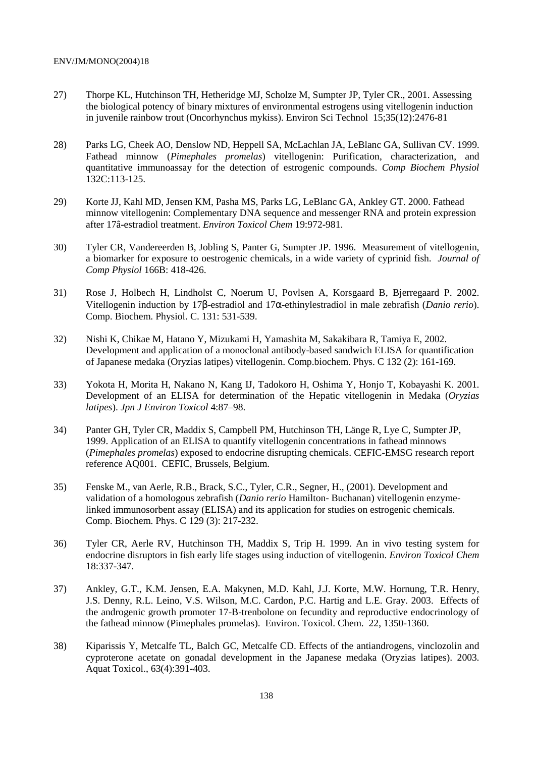27) Thorpe KL, Hutchinson TH, Hetheridge MJ, Scholze M, Sumpter JP, Tyler CR., 2001. Assessing the biological potency of binary mixtures of environmental estrogens using vitellogenin induction in juvenile rainbow trout (Oncorhynchus mykiss). Environ Sci Technol 15;35(12):2476-81

28) Parks LG, Cheek AO, Denslow ND, Heppell SA, McLachlan JA, LeBlanc GA, Sullivan CV. 1999. Fathead minnow (*Pimephales promelas*) vitellogenin: Purification, characterization, and quantitative immunoassay for the detection of estrogenic compounds. *Comp Biochem Physiol* 132C:113-125.

29) Korte JJ, Kahl MD, Jensen KM, Pasha MS, Parks LG, LeBlanc GA, Ankley GT. 2000. Fathead minnow vitellogenin: Complementary DNA sequence and messenger RNA and protein expression after 17â-estradiol treatment. *Environ Toxicol Chem* 19:972-981.

30) Tyler CR, Vandereerden B, Jobling S, Panter G, Sumpter JP. 1996. Measurement of vitellogenin, a biomarker for exposure to oestrogenic chemicals, in a wide variety of cyprinid fish. *Journal of Comp Physiol* 166B: 418-426.

31) Rose J, Holbech H, Lindholst C, Noerum U, Povlsen A, Korsgaard B, Bjerregaard P. 2002. Vitellogenin induction by 17β-estradiol and 17α-ethinylestradiol in male zebrafish (*Danio rerio*). Comp. Biochem. Physiol. C. 131: 531-539.

32) Nishi K, Chikae M, Hatano Y, Mizukami H, Yamashita M, Sakakibara R, Tamiya E, 2002. Development and application of a monoclonal antibody-based sandwich ELISA for quantification of Japanese medaka (Oryzias latipes) vitellogenin. Comp.biochem. Phys. C 132 (2): 161-169.

33) Yokota H, Morita H, Nakano N, Kang IJ, Tadokoro H, Oshima Y, Honjo T, Kobayashi K. 2001. Development of an ELISA for determination of the Hepatic vitellogenin in Medaka (*Oryzias latipes*). *Jpn J Environ Toxicol* 4:87–98.

34) Panter GH, Tyler CR, Maddix S, Campbell PM, Hutchinson TH, Länge R, Lye C, Sumpter JP, 1999. Application of an ELISA to quantify vitellogenin concentrations in fathead minnows (*Pimephales promelas*) exposed to endocrine disrupting chemicals. CEFIC-EMSG research report reference AQ001. CEFIC, Brussels, Belgium.

35) Fenske M., van Aerle, R.B., Brack, S.C., Tyler, C.R., Segner, H., (2001). Development and validation of a homologous zebrafish (*Danio rerio* Hamilton- Buchanan) vitellogenin enzyme-linked immunosorbent assay (ELISA) and its application for studies on estrogenic chemicals. Comp. Biochem. Phys. C 129 (3): 217-232.

36) Tyler CR, Aerle RV, Hutchinson TH, Maddix S, Trip H. 1999. An in vivo testing system for endocrine disruptors in fish early life stages using induction of vitellogenin. *Environ Toxicol Chem* 18:337-347.

37) Ankley, G.T., K.M. Jensen, E.A. Makynen, M.D. Kahl, J.J. Korte, M.W. Hornung, T.R. Henry, J.S. Denny, R.L. Leino, V.S. Wilson, M.C. Cardon, P.C. Hartig and L.E. Gray. 2003. Effects of the androgenic growth promoter 17-B-trenbolone on fecundity and reproductive endocrinology of the fathead minnow (Pimephales promelas). Environ. Toxicol. Chem. 22, 1350-1360.

38) Kiparissis Y, Metcalfe TL, Balch GC, Metcalfe CD. Effects of the antiandrogens, vinclozolin and cyproterone acetate on gonadal development in the Japanese medaka (Oryzias latipes). 2003. Aquat Toxicol., 63(4):391-403.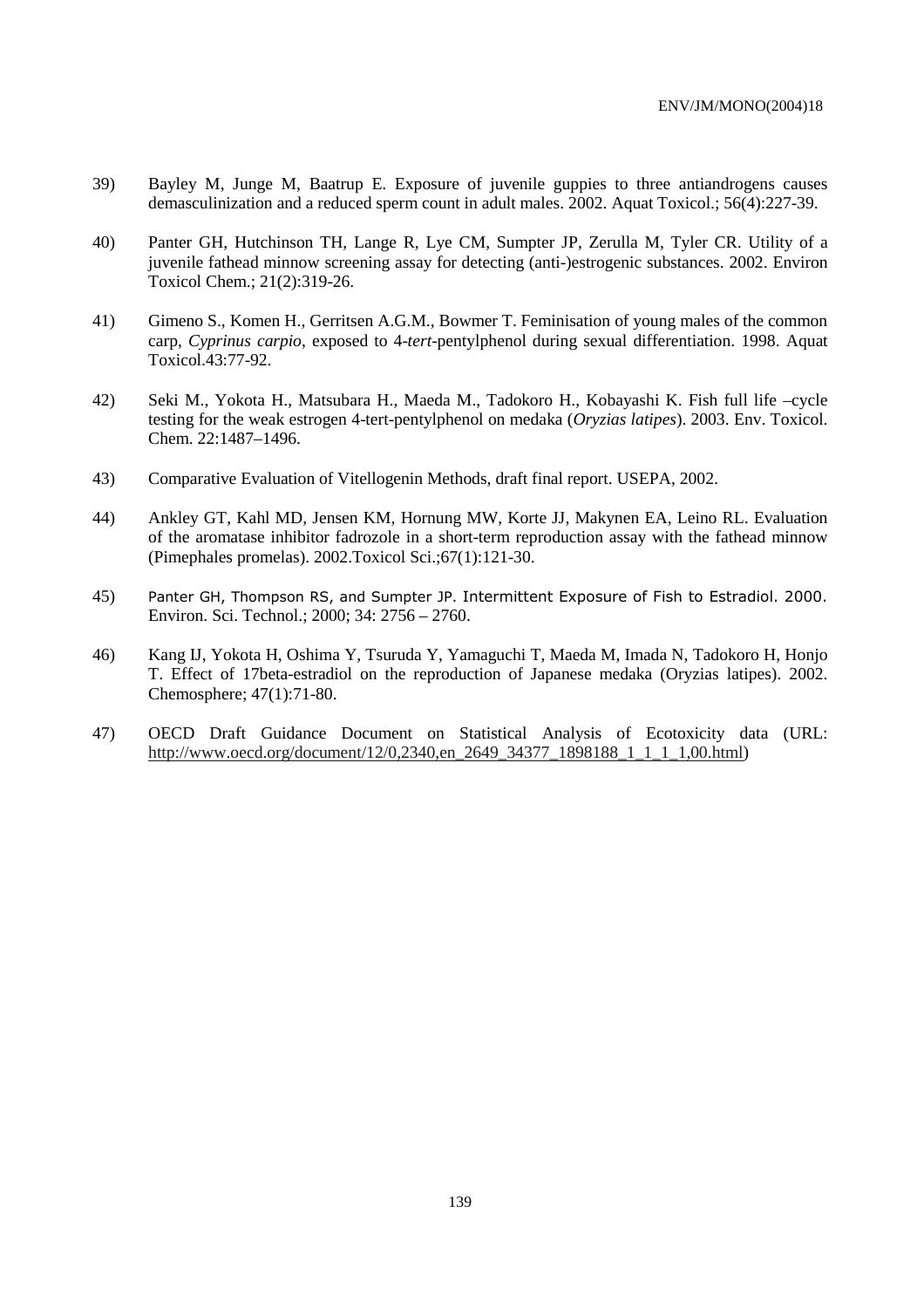39) Bayley M, Junge M, Baatrup E. Exposure of juvenile guppies to three antiandrogens causes demasculinization and a reduced sperm count in adult males. 2002. Aquat Toxicol.; 56(4):227-39.

40) Panter GH, Hutchinson TH, Lange R, Lye CM, Sumpter JP, Zerulla M, Tyler CR. Utility of a juvenile fathead minnow screening assay for detecting (anti-)estrogenic substances. 2002. Environ Toxicol Chem.; 21(2):319-26.

41) Gimeno S., Komen H., Gerritsen A.G.M., Bowmer T. Feminisation of young males of the common carp, *Cyprinus carpio*, exposed to 4-*tert*-pentylphenol during sexual differentiation. 1998. Aquat Toxicol.43:77-92.

42) Seki M., Yokota H., Matsubara H., Maeda M., Tadokoro H., Kobayashi K. Fish full life –cycle testing for the weak estrogen 4-tert-pentylphenol on medaka (*Oryzias latipes*). 2003. Env. Toxicol. Chem. 22:1487–1496.

43) Comparative Evaluation of Vitellogenin Methods, draft final report. USEPA, 2002.

44) Ankley GT, Kahl MD, Jensen KM, Hornung MW, Korte JJ, Makynen EA, Leino RL. Evaluation of the aromatase inhibitor fadrozole in a short-term reproduction assay with the fathead minnow (Pimephales promelas). 2002.Toxicol Sci.;67(1):121-30.

45) Panter GH, Thompson RS, and Sumpter JP. Intermittent Exposure of Fish to Estradiol. 2000. Environ. Sci. Technol.; 2000; 34: 2756 – 2760.

46) Kang IJ, Yokota H, Oshima Y, Tsuruda Y, Yamaguchi T, Maeda M, Imada N, Tadokoro H, Honjo T. Effect of 17beta-estradiol on the reproduction of Japanese medaka (Oryzias latipes). 2002. Chemosphere; 47(1):71-80.

47) OECD Draft Guidance Document on Statistical Analysis of Ecotoxicity data (URL: http://www.oecd.org/document/12/0,2340,en_2649_34377_1898188_1_1_1_1,00.html)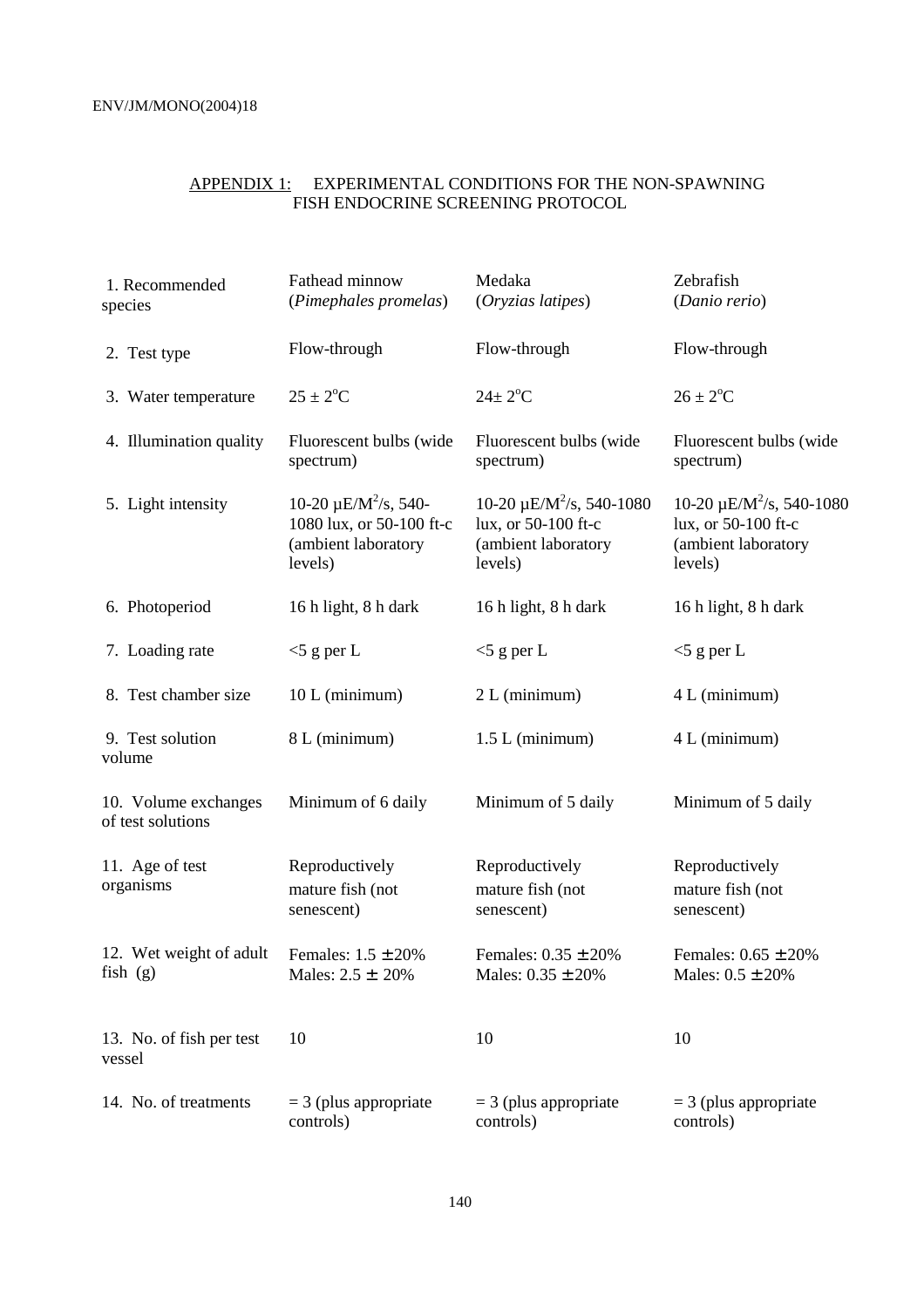## APPENDIX 1: EXPERIMENTAL CONDITIONS FOR THE NON-SPAWNING FISH ENDOCRINE SCREENING PROTOCOL

| | | | |
|---|---|---|---|
| 1. Recommended species | Fathead minnow (*Pimephales promelas*) | Medaka (*Oryzias latipes*) | Zebrafish (*Danio rerio*) |
| 2. Test type | Flow-through | Flow-through | Flow-through |
| 3. Water temperature | 25 ± 2°C | 24± 2°C | 26 ± 2°C |
| 4. Illumination quality | Fluorescent bulbs (wide spectrum) | Fluorescent bulbs (wide spectrum) | Fluorescent bulbs (wide spectrum) |
| 5. Light intensity | 10-20 µE/M$^2$/s, 540-1080 lux, or 50-100 ft-c (ambient laboratory levels) | 10-20 µE/M$^2$/s, 540-1080 lux, or 50-100 ft-c (ambient laboratory levels) | 10-20 µE/M$^2$/s, 540-1080 lux, or 50-100 ft-c (ambient laboratory levels) |
| 6. Photoperiod | 16 h light, 8 h dark | 16 h light, 8 h dark | 16 h light, 8 h dark |
| 7. Loading rate | <5 g per L | <5 g per L | <5 g per L |
| 8. Test chamber size | 10 L (minimum) | 2 L (minimum) | 4 L (minimum) |
| 9. Test solution volume | 8 L (minimum) | 1.5 L (minimum) | 4 L (minimum) |
| 10. Volume exchanges of test solutions | Minimum of 6 daily | Minimum of 5 daily | Minimum of 5 daily |
| 11. Age of test organisms | Reproductively mature fish (not senescent) | Reproductively mature fish (not senescent) | Reproductively mature fish (not senescent) |
| 12. Wet weight of adult fish (g) | Females: 1.5 ± 20%<br>Males: 2.5 ± 20% | Females: 0.35 ± 20%<br>Males: 0.35 ± 20% | Females: 0.65 ± 20%<br>Males: 0.5 ± 20% |
| 13. No. of fish per test vessel | 10 | 10 | 10 |
| 14. No. of treatments | = 3 (plus appropriate controls) | = 3 (plus appropriate controls) | = 3 (plus appropriate controls) |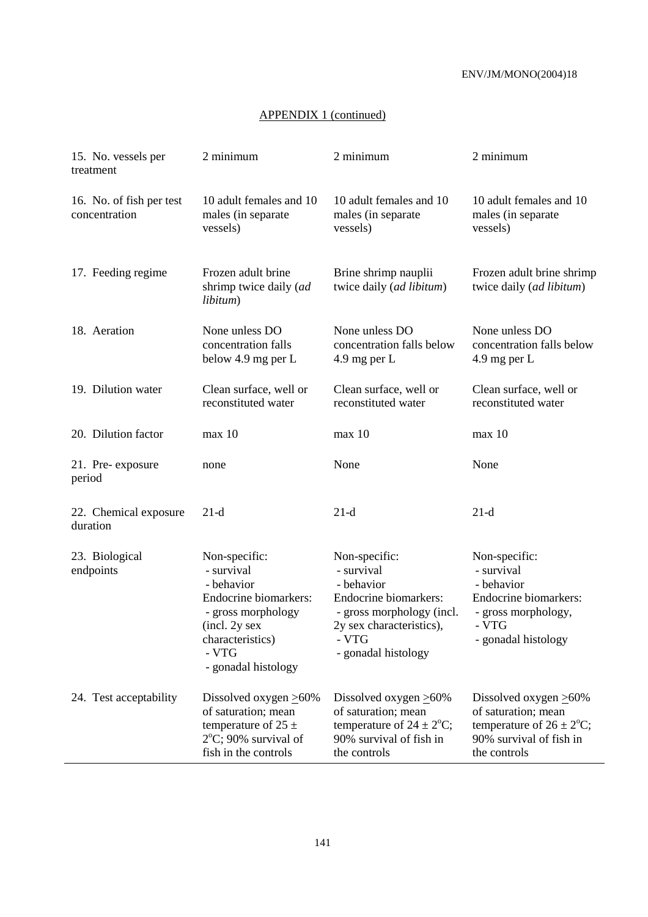APPENDIX 1 (continued)

| | | | |
|---|---|---|---|
| 15. No. vessels per treatment | 2 minimum | 2 minimum | 2 minimum |
| 16. No. of fish per test concentration | 10 adult females and 10 males (in separate vessels) | 10 adult females and 10 males (in separate vessels) | 10 adult females and 10 males (in separate vessels) |
| 17. Feeding regime | Frozen adult brine shrimp twice daily (*ad libitum*) | Brine shrimp nauplii twice daily (*ad libitum*) | Frozen adult brine shrimp twice daily (*ad libitum*) |
| 18. Aeration | None unless DO concentration falls below 4.9 mg per L | None unless DO concentration falls below 4.9 mg per L | None unless DO concentration falls below 4.9 mg per L |
| 19. Dilution water | Clean surface, well or reconstituted water | Clean surface, well or reconstituted water | Clean surface, well or reconstituted water |
| 20. Dilution factor | max 10 | max 10 | max 10 |
| 21. Pre- exposure period | none | None | None |
| 22. Chemical exposure duration | 21-d | 21-d | 21-d |
| 23. Biological endpoints | Non-specific:<br>- survival<br>- behavior<br>Endocrine biomarkers:<br>- gross morphology (incl. 2y sex characteristics)<br>- VTG<br>- gonadal histology | Non-specific:<br>- survival<br>- behavior<br>Endocrine biomarkers:<br>- gross morphology (incl. 2y sex characteristics),<br>- VTG<br>- gonadal histology | Non-specific:<br>- survival<br>- behavior<br>Endocrine biomarkers:<br>- gross morphology,<br>- VTG<br>- gonadal histology |
| 24. Test acceptability | Dissolved oxygen $\geq$60% of saturation; mean temperature of 25 $\pm$ 2$^{o}$C; 90% survival of fish in the controls | Dissolved oxygen $\geq$60% of saturation; mean temperature of 24 $\pm$ 2$^{o}$C; 90% survival of fish in the controls | Dissolved oxygen $\geq$60% of saturation; mean temperature of 26 $\pm$ 2$^{o}$C; 90% survival of fish in the controls |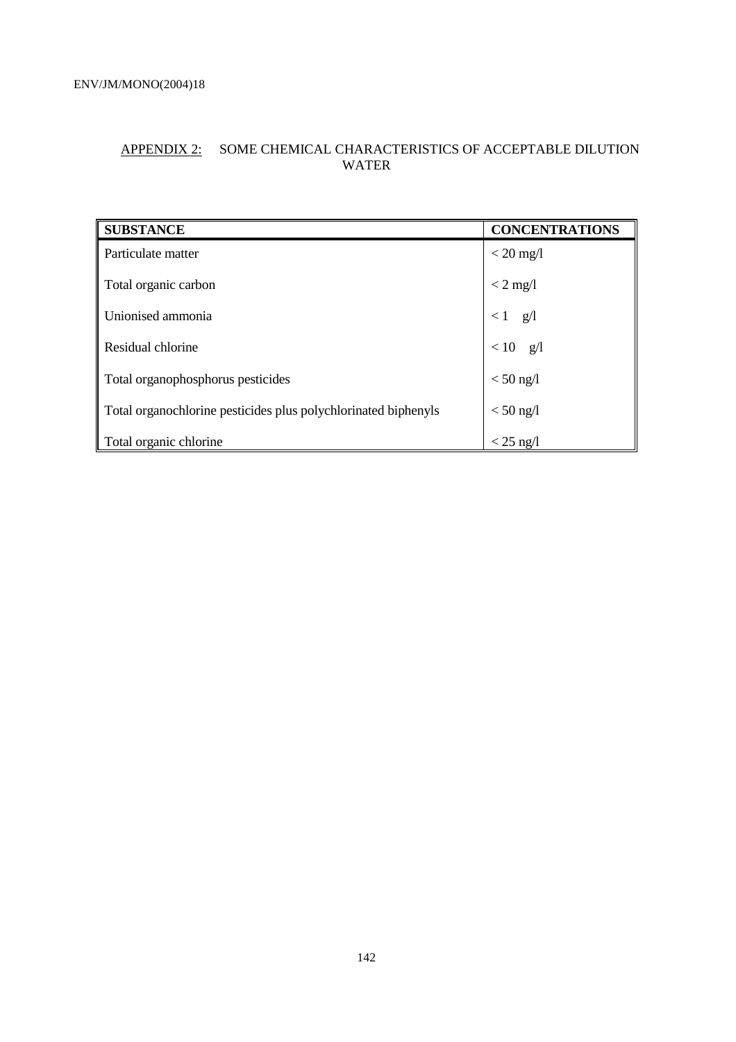## APPENDIX 2: SOME CHEMICAL CHARACTERISTICS OF ACCEPTABLE DILUTION WATER

| SUBSTANCE | CONCENTRATIONS |
|---|---|
| Particulate matter | < 20 mg/l |
| Total organic carbon | < 2 mg/l |
| Unionised ammonia | < 1 g/l |
| Residual chlorine | < 10 g/l |
| Total organophosphorus pesticides | < 50 ng/l |
| Total organochlorine pesticides plus polychlorinated biphenyls | < 50 ng/l |
| Total organic chlorine | < 25 ng/l |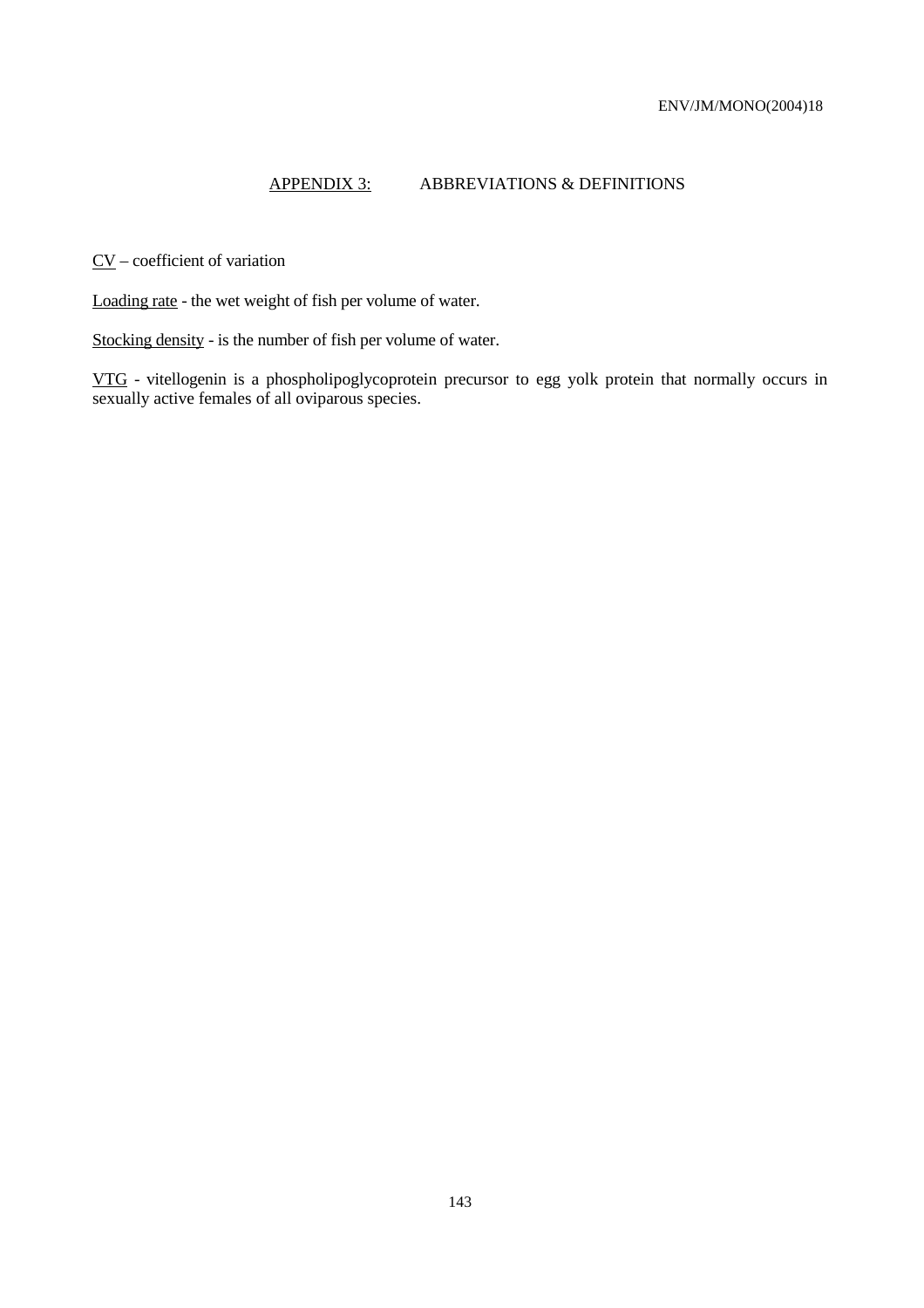## APPENDIX 3: ABBREVIATIONS & DEFINITIONS

CV – coefficient of variation

Loading rate - the wet weight of fish per volume of water.

Stocking density - is the number of fish per volume of water.

VTG - vitellogenin is a phospholipoglycoprotein precursor to egg yolk protein that normally occurs in sexually active females of all oviparous species.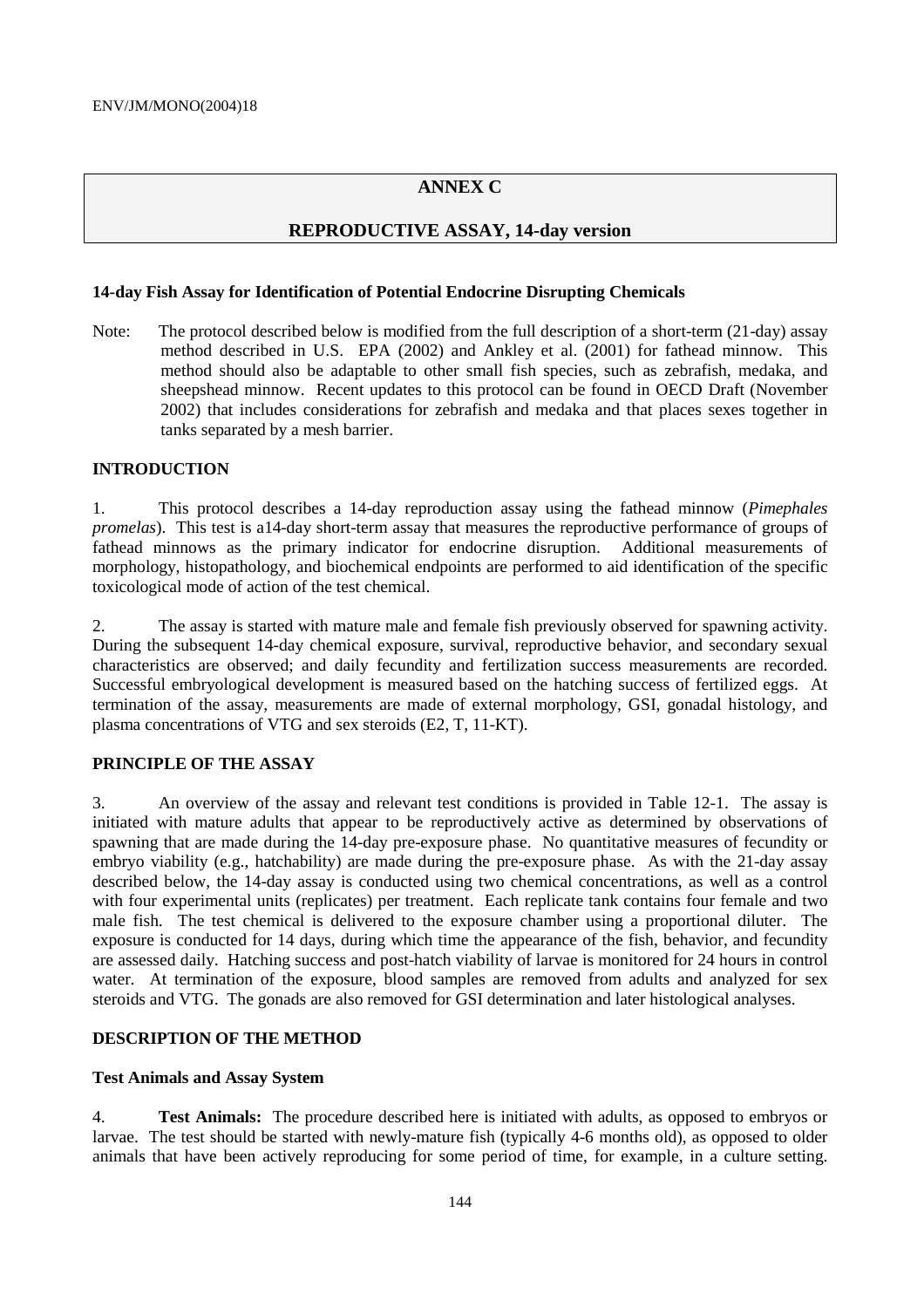# ANNEX C

## REPRODUCTIVE ASSAY, 14-day version

**14-day Fish Assay for Identification of Potential Endocrine Disrupting Chemicals**

Note: The protocol described below is modified from the full description of a short-term (21-day) assay method described in U.S. EPA (2002) and Ankley et al. (2001) for fathead minnow. This method should also be adaptable to other small fish species, such as zebrafish, medaka, and sheepshead minnow. Recent updates to this protocol can be found in OECD Draft (November 2002) that includes considerations for zebrafish and medaka and that places sexes together in tanks separated by a mesh barrier.

### INTRODUCTION

1. This protocol describes a 14-day reproduction assay using the fathead minnow (*Pimephales promelas*). This test is a14-day short-term assay that measures the reproductive performance of groups of fathead minnows as the primary indicator for endocrine disruption. Additional measurements of morphology, histopathology, and biochemical endpoints are performed to aid identification of the specific toxicological mode of action of the test chemical.

2. The assay is started with mature male and female fish previously observed for spawning activity. During the subsequent 14-day chemical exposure, survival, reproductive behavior, and secondary sexual characteristics are observed; and daily fecundity and fertilization success measurements are recorded. Successful embryological development is measured based on the hatching success of fertilized eggs. At termination of the assay, measurements are made of external morphology, GSI, gonadal histology, and plasma concentrations of VTG and sex steroids (E2, T, 11-KT).

### PRINCIPLE OF THE ASSAY

3. An overview of the assay and relevant test conditions is provided in Table 12-1. The assay is initiated with mature adults that appear to be reproductively active as determined by observations of spawning that are made during the 14-day pre-exposure phase. No quantitative measures of fecundity or embryo viability (e.g., hatchability) are made during the pre-exposure phase. As with the 21-day assay described below, the 14-day assay is conducted using two chemical concentrations, as well as a control with four experimental units (replicates) per treatment. Each replicate tank contains four female and two male fish. The test chemical is delivered to the exposure chamber using a proportional diluter. The exposure is conducted for 14 days, during which time the appearance of the fish, behavior, and fecundity are assessed daily. Hatching success and post-hatch viability of larvae is monitored for 24 hours in control water. At termination of the exposure, blood samples are removed from adults and analyzed for sex steroids and VTG. The gonads are also removed for GSI determination and later histological analyses.

### DESCRIPTION OF THE METHOD

#### Test Animals and Assay System

4. **Test Animals:** The procedure described here is initiated with adults, as opposed to embryos or larvae. The test should be started with newly-mature fish (typically 4-6 months old), as opposed to older animals that have been actively reproducing for some period of time, for example, in a culture setting.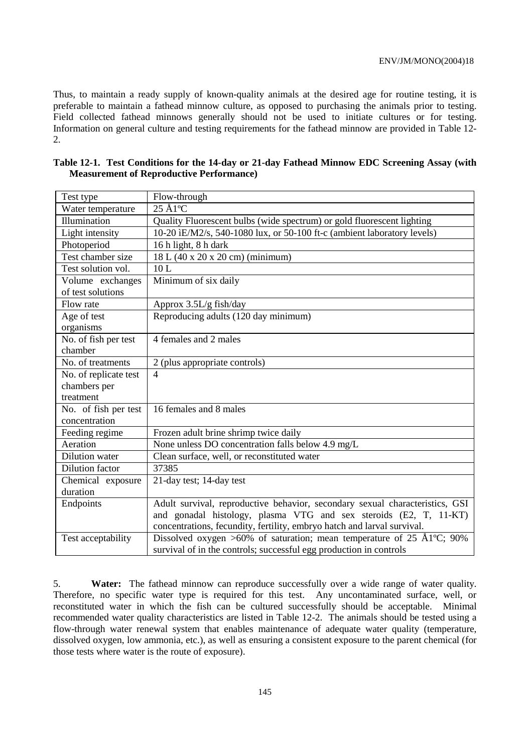Thus, to maintain a ready supply of known-quality animals at the desired age for routine testing, it is preferable to maintain a fathead minnow culture, as opposed to purchasing the animals prior to testing. Field collected fathead minnows generally should not be used to initiate cultures or for testing. Information on general culture and testing requirements for the fathead minnow are provided in Table 12-2.

**Table 12-1. Test Conditions for the 14-day or 21-day Fathead Minnow EDC Screening Assay (with Measurement of Reproductive Performance)**

| Test type | Flow-through |
|---|---|
| Water temperature | 25 Å1ºC |
| Illumination | Quality Fluorescent bulbs (wide spectrum) or gold fluorescent lighting |
| Light intensity | 10-20 ìE/M2/s, 540-1080 lux, or 50-100 ft-c (ambient laboratory levels) |
| Photoperiod | 16 h light, 8 h dark |
| Test chamber size | 18 L (40 x 20 x 20 cm) (minimum) |
| Test solution vol. | 10 L |
| Volume exchanges of test solutions | Minimum of six daily |
| Flow rate | Approx 3.5L/g fish/day |
| Age of test organisms | Reproducing adults (120 day minimum) |
| No. of fish per test chamber | 4 females and 2 males |
| No. of treatments | 2 (plus appropriate controls) |
| No. of replicate test chambers per treatment | 4 |
| No. of fish per test concentration | 16 females and 8 males |
| Feeding regime | Frozen adult brine shrimp twice daily |
| Aeration | None unless DO concentration falls below 4.9 mg/L |
| Dilution water | Clean surface, well, or reconstituted water |
| Dilution factor | 37385 |
| Chemical exposure duration | 21-day test; 14-day test |
| Endpoints | Adult survival, reproductive behavior, secondary sexual characteristics, GSI and gonadal histology, plasma VTG and sex steroids (E2, T, 11-KT) concentrations, fecundity, fertility, embryo hatch and larval survival. |
| Test acceptability | Dissolved oxygen >60% of saturation; mean temperature of 25 Å1ºC; 90% survival of in the controls; successful egg production in controls |

5. **Water:** The fathead minnow can reproduce successfully over a wide range of water quality. Therefore, no specific water type is required for this test. Any uncontaminated surface, well, or reconstituted water in which the fish can be cultured successfully should be acceptable. Minimal recommended water quality characteristics are listed in Table 12-2. The animals should be tested using a flow-through water renewal system that enables maintenance of adequate water quality (temperature, dissolved oxygen, low ammonia, etc.), as well as ensuring a consistent exposure to the parent chemical (for those tests where water is the route of exposure).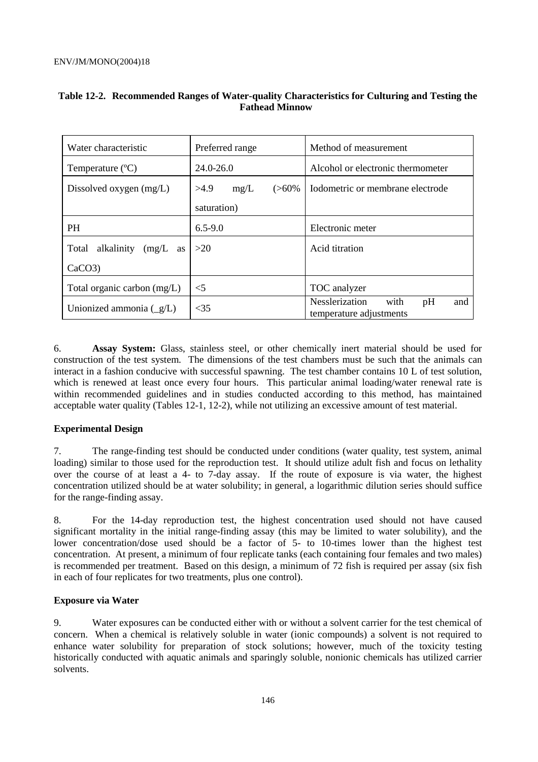**Table 12-2. Recommended Ranges of Water-quality Characteristics for Culturing and Testing the Fathead Minnow**

| Water characteristic | Preferred range | Method of measurement |
| --- | --- | --- |
| Temperature (ºC) | 24.0-26.0 | Alcohol or electronic thermometer |
| Dissolved oxygen (mg/L) | >4.9 mg/L (>60% saturation) | Iodometric or membrane electrode |
| PH | 6.5-9.0 | Electronic meter |
| Total alkalinity (mg/L as $CaCO_3$) | >20 | Acid titration |
| Total organic carbon (mg/L) | <5 | TOC analyzer |
| Unionized ammonia (_g/L) | <35 | Nesslerization with pH and temperature adjustments |

6. **Assay System:** Glass, stainless steel, or other chemically inert material should be used for construction of the test system. The dimensions of the test chambers must be such that the animals can interact in a fashion conducive with successful spawning. The test chamber contains 10 L of test solution, which is renewed at least once every four hours. This particular animal loading/water renewal rate is within recommended guidelines and in studies conducted according to this method, has maintained acceptable water quality (Tables 12-1, 12-2), while not utilizing an excessive amount of test material.

**Experimental Design**

7. The range-finding test should be conducted under conditions (water quality, test system, animal loading) similar to those used for the reproduction test. It should utilize adult fish and focus on lethality over the course of at least a 4- to 7-day assay. If the route of exposure is via water, the highest concentration utilized should be at water solubility; in general, a logarithmic dilution series should suffice for the range-finding assay.

8. For the 14-day reproduction test, the highest concentration used should not have caused significant mortality in the initial range-finding assay (this may be limited to water solubility), and the lower concentration/dose used should be a factor of 5- to 10-times lower than the highest test concentration. At present, a minimum of four replicate tanks (each containing four females and two males) is recommended per treatment. Based on this design, a minimum of 72 fish is required per assay (six fish in each of four replicates for two treatments, plus one control).

**Exposure via Water**

9. Water exposures can be conducted either with or without a solvent carrier for the test chemical of concern. When a chemical is relatively soluble in water (ionic compounds) a solvent is not required to enhance water solubility for preparation of stock solutions; however, much of the toxicity testing historically conducted with aquatic animals and sparingly soluble, nonionic chemicals has utilized carrier solvents.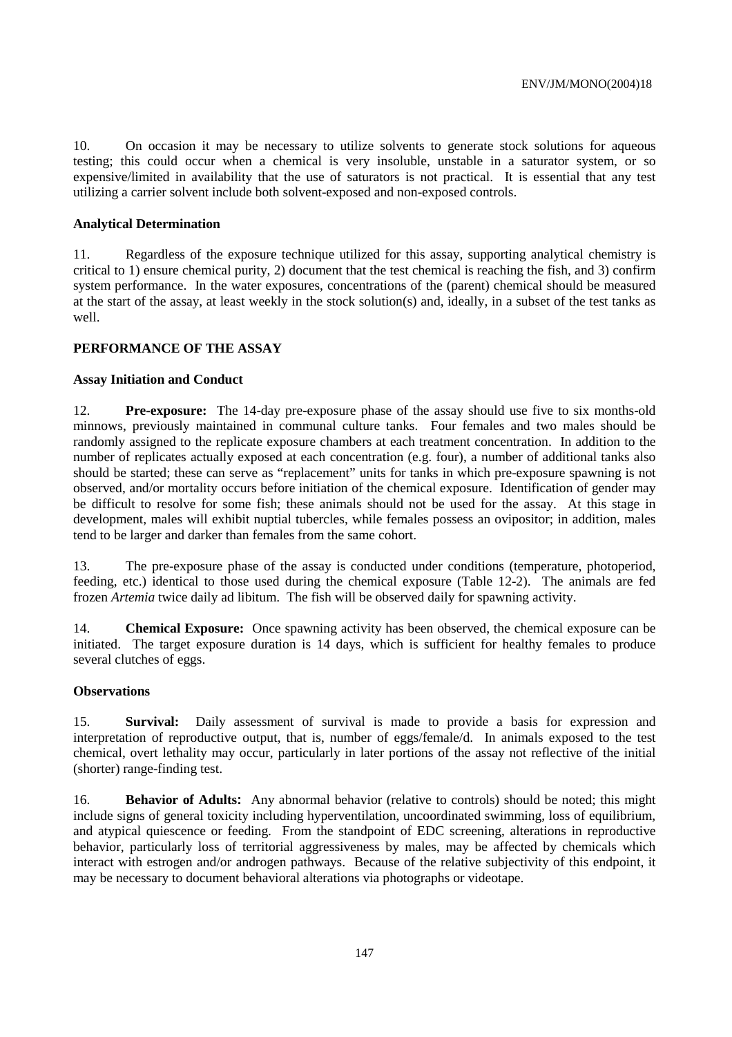10. On occasion it may be necessary to utilize solvents to generate stock solutions for aqueous testing; this could occur when a chemical is very insoluble, unstable in a saturator system, or so expensive/limited in availability that the use of saturators is not practical. It is essential that any test utilizing a carrier solvent include both solvent-exposed and non-exposed controls.

**Analytical Determination**

11. Regardless of the exposure technique utilized for this assay, supporting analytical chemistry is critical to 1) ensure chemical purity, 2) document that the test chemical is reaching the fish, and 3) confirm system performance. In the water exposures, concentrations of the (parent) chemical should be measured at the start of the assay, at least weekly in the stock solution(s) and, ideally, in a subset of the test tanks as well.

**PERFORMANCE OF THE ASSAY**

**Assay Initiation and Conduct**

12. **Pre-exposure:** The 14-day pre-exposure phase of the assay should use five to six months-old minnows, previously maintained in communal culture tanks. Four females and two males should be randomly assigned to the replicate exposure chambers at each treatment concentration. In addition to the number of replicates actually exposed at each concentration (e.g. four), a number of additional tanks also should be started; these can serve as "replacement" units for tanks in which pre-exposure spawning is not observed, and/or mortality occurs before initiation of the chemical exposure. Identification of gender may be difficult to resolve for some fish; these animals should not be used for the assay. At this stage in development, males will exhibit nuptial tubercles, while females possess an ovipositor; in addition, males tend to be larger and darker than females from the same cohort.

13. The pre-exposure phase of the assay is conducted under conditions (temperature, photoperiod, feeding, etc.) identical to those used during the chemical exposure (Table 12-2). The animals are fed frozen *Artemia* twice daily ad libitum. The fish will be observed daily for spawning activity.

14. **Chemical Exposure:** Once spawning activity has been observed, the chemical exposure can be initiated. The target exposure duration is 14 days, which is sufficient for healthy females to produce several clutches of eggs.

**Observations**

15. **Survival:** Daily assessment of survival is made to provide a basis for expression and interpretation of reproductive output, that is, number of eggs/female/d. In animals exposed to the test chemical, overt lethality may occur, particularly in later portions of the assay not reflective of the initial (shorter) range-finding test.

16. **Behavior of Adults:** Any abnormal behavior (relative to controls) should be noted; this might include signs of general toxicity including hyperventilation, uncoordinated swimming, loss of equilibrium, and atypical quiescence or feeding. From the standpoint of EDC screening, alterations in reproductive behavior, particularly loss of territorial aggressiveness by males, may be affected by chemicals which interact with estrogen and/or androgen pathways. Because of the relative subjectivity of this endpoint, it may be necessary to document behavioral alterations via photographs or videotape.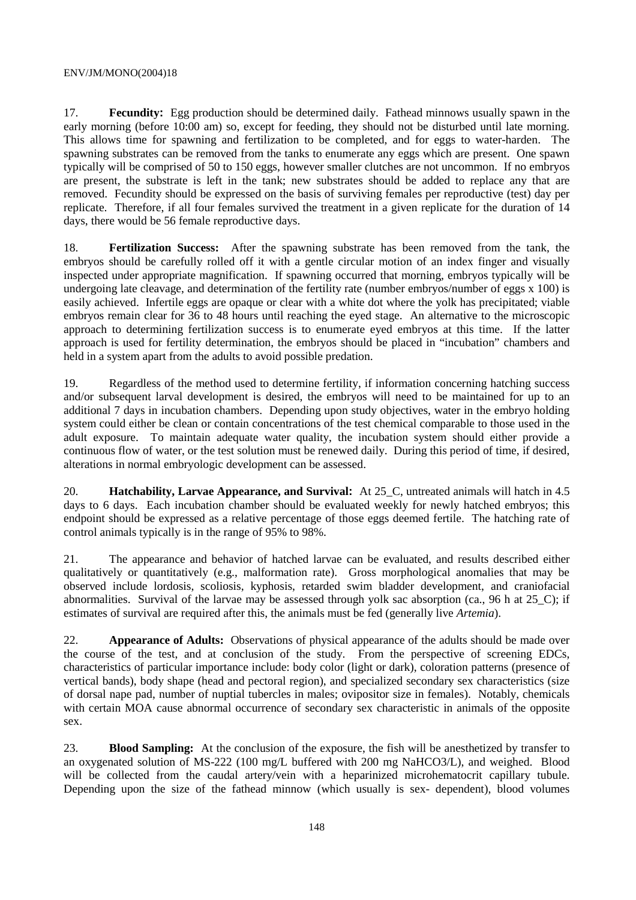17. **Fecundity:** Egg production should be determined daily. Fathead minnows usually spawn in the early morning (before 10:00 am) so, except for feeding, they should not be disturbed until late morning. This allows time for spawning and fertilization to be completed, and for eggs to water-harden. The spawning substrates can be removed from the tanks to enumerate any eggs which are present. One spawn typically will be comprised of 50 to 150 eggs, however smaller clutches are not uncommon. If no embryos are present, the substrate is left in the tank; new substrates should be added to replace any that are removed. Fecundity should be expressed on the basis of surviving females per reproductive (test) day per replicate. Therefore, if all four females survived the treatment in a given replicate for the duration of 14 days, there would be 56 female reproductive days.

18. **Fertilization Success:** After the spawning substrate has been removed from the tank, the embryos should be carefully rolled off it with a gentle circular motion of an index finger and visually inspected under appropriate magnification. If spawning occurred that morning, embryos typically will be undergoing late cleavage, and determination of the fertility rate (number embryos/number of eggs x 100) is easily achieved. Infertile eggs are opaque or clear with a white dot where the yolk has precipitated; viable embryos remain clear for 36 to 48 hours until reaching the eyed stage. An alternative to the microscopic approach to determining fertilization success is to enumerate eyed embryos at this time. If the latter approach is used for fertility determination, the embryos should be placed in "incubation" chambers and held in a system apart from the adults to avoid possible predation.

19. Regardless of the method used to determine fertility, if information concerning hatching success and/or subsequent larval development is desired, the embryos will need to be maintained for up to an additional 7 days in incubation chambers. Depending upon study objectives, water in the embryo holding system could either be clean or contain concentrations of the test chemical comparable to those used in the adult exposure. To maintain adequate water quality, the incubation system should either provide a continuous flow of water, or the test solution must be renewed daily. During this period of time, if desired, alterations in normal embryologic development can be assessed.

20. **Hatchability, Larvae Appearance, and Survival:** At 25_C, untreated animals will hatch in 4.5 days to 6 days. Each incubation chamber should be evaluated weekly for newly hatched embryos; this endpoint should be expressed as a relative percentage of those eggs deemed fertile. The hatching rate of control animals typically is in the range of 95% to 98%.

21. The appearance and behavior of hatched larvae can be evaluated, and results described either qualitatively or quantitatively (e.g., malformation rate). Gross morphological anomalies that may be observed include lordosis, scoliosis, kyphosis, retarded swim bladder development, and craniofacial abnormalities. Survival of the larvae may be assessed through yolk sac absorption (ca., 96 h at 25_C); if estimates of survival are required after this, the animals must be fed (generally live *Artemia*).

22. **Appearance of Adults:** Observations of physical appearance of the adults should be made over the course of the test, and at conclusion of the study. From the perspective of screening EDCs, characteristics of particular importance include: body color (light or dark), coloration patterns (presence of vertical bands), body shape (head and pectoral region), and specialized secondary sex characteristics (size of dorsal nape pad, number of nuptial tubercles in males; ovipositor size in females). Notably, chemicals with certain MOA cause abnormal occurrence of secondary sex characteristic in animals of the opposite sex.

23. **Blood Sampling:** At the conclusion of the exposure, the fish will be anesthetized by transfer to an oxygenated solution of MS-222 (100 mg/L buffered with 200 mg $NaHCO_3$/L), and weighed. Blood will be collected from the caudal artery/vein with a heparinized microhematocrit capillary tubule. Depending upon the size of the fathead minnow (which usually is sex- dependent), blood volumes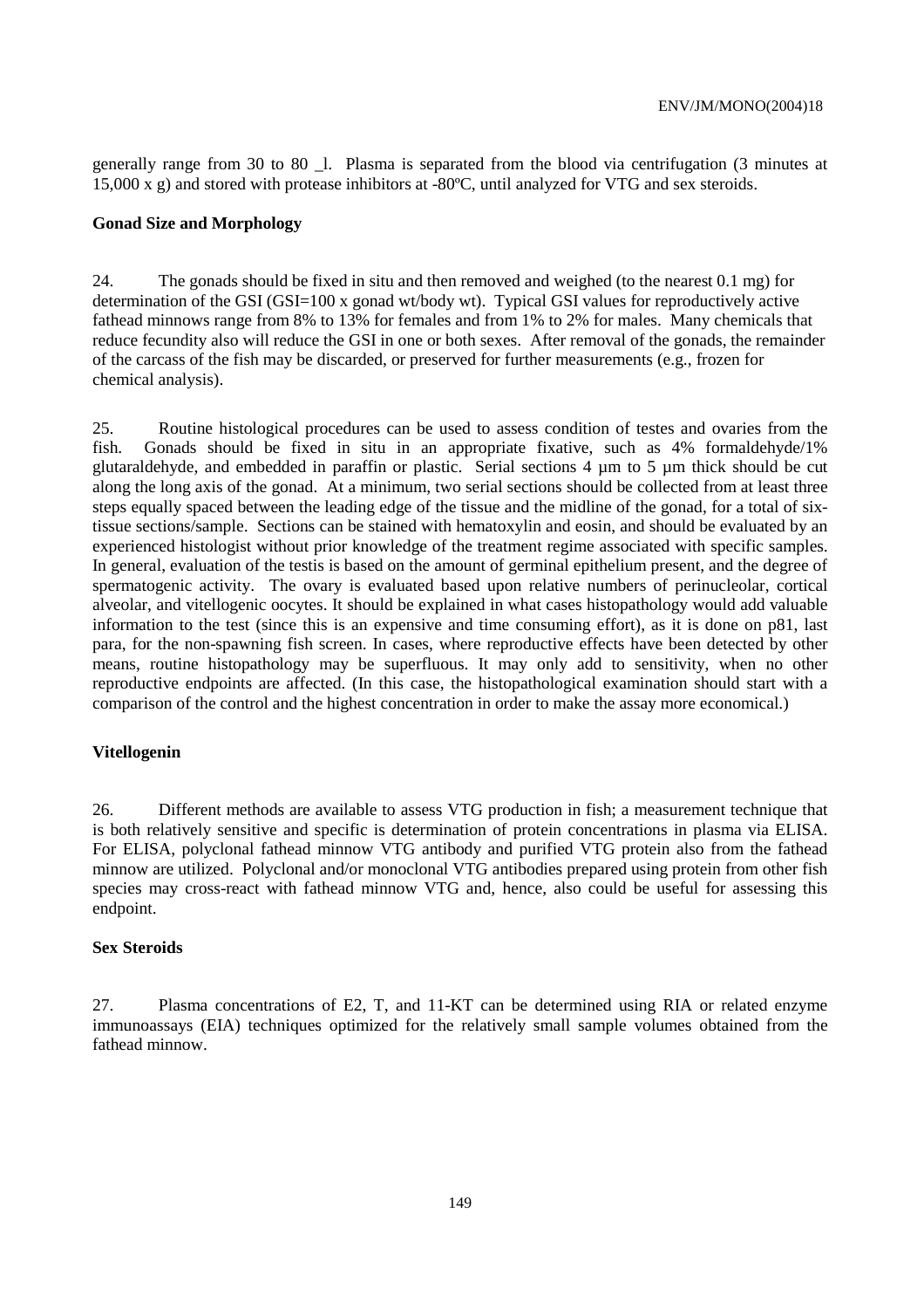generally range from 30 to 80 _l. Plasma is separated from the blood via centrifugation (3 minutes at 15,000 x g) and stored with protease inhibitors at -80ºC, until analyzed for VTG and sex steroids.

**Gonad Size and Morphology**

24. The gonads should be fixed in situ and then removed and weighed (to the nearest 0.1 mg) for determination of the GSI (GSI=100 x gonad wt/body wt). Typical GSI values for reproductively active fathead minnows range from 8% to 13% for females and from 1% to 2% for males. Many chemicals that reduce fecundity also will reduce the GSI in one or both sexes. After removal of the gonads, the remainder of the carcass of the fish may be discarded, or preserved for further measurements (e.g., frozen for chemical analysis).

25. Routine histological procedures can be used to assess condition of testes and ovaries from the fish. Gonads should be fixed in situ in an appropriate fixative, such as 4% formaldehyde/1% glutaraldehyde, and embedded in paraffin or plastic. Serial sections 4 µm to 5 µm thick should be cut along the long axis of the gonad. At a minimum, two serial sections should be collected from at least three steps equally spaced between the leading edge of the tissue and the midline of the gonad, for a total of six-tissue sections/sample. Sections can be stained with hematoxylin and eosin, and should be evaluated by an experienced histologist without prior knowledge of the treatment regime associated with specific samples. In general, evaluation of the testis is based on the amount of germinal epithelium present, and the degree of spermatogenic activity. The ovary is evaluated based upon relative numbers of perinucleolar, cortical alveolar, and vitellogenic oocytes. It should be explained in what cases histopathology would add valuable information to the test (since this is an expensive and time consuming effort), as it is done on p81, last para, for the non-spawning fish screen. In cases, where reproductive effects have been detected by other means, routine histopathology may be superfluous. It may only add to sensitivity, when no other reproductive endpoints are affected. (In this case, the histopathological examination should start with a comparison of the control and the highest concentration in order to make the assay more economical.)

**Vitellogenin**

26. Different methods are available to assess VTG production in fish; a measurement technique that is both relatively sensitive and specific is determination of protein concentrations in plasma via ELISA. For ELISA, polyclonal fathead minnow VTG antibody and purified VTG protein also from the fathead minnow are utilized. Polyclonal and/or monoclonal VTG antibodies prepared using protein from other fish species may cross-react with fathead minnow VTG and, hence, also could be useful for assessing this endpoint.

**Sex Steroids**

27. Plasma concentrations of E2, T, and 11-KT can be determined using RIA or related enzyme immunoassays (EIA) techniques optimized for the relatively small sample volumes obtained from the fathead minnow.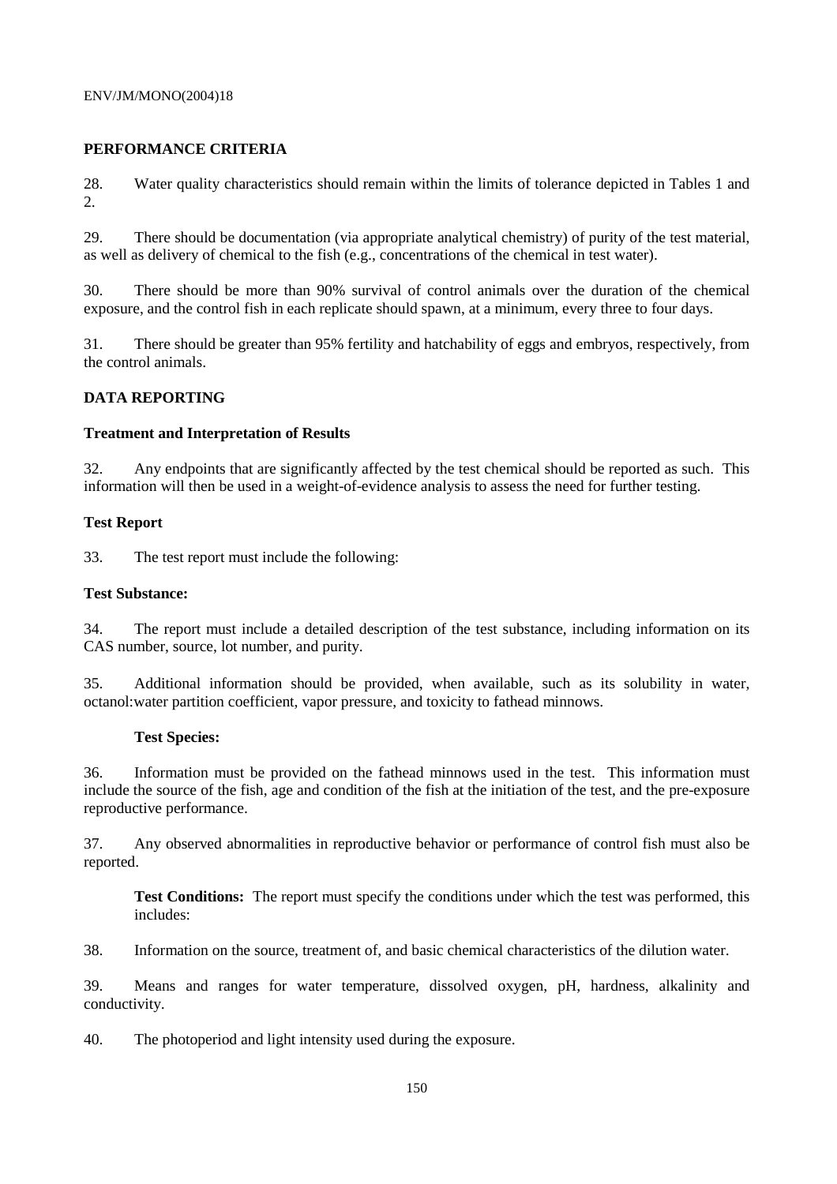## PERFORMANCE CRITERIA

28. Water quality characteristics should remain within the limits of tolerance depicted in Tables 1 and 2.

29. There should be documentation (via appropriate analytical chemistry) of purity of the test material, as well as delivery of chemical to the fish (e.g., concentrations of the chemical in test water).

30. There should be more than 90% survival of control animals over the duration of the chemical exposure, and the control fish in each replicate should spawn, at a minimum, every three to four days.

31. There should be greater than 95% fertility and hatchability of eggs and embryos, respectively, from the control animals.

## DATA REPORTING

### Treatment and Interpretation of Results

32. Any endpoints that are significantly affected by the test chemical should be reported as such. This information will then be used in a weight-of-evidence analysis to assess the need for further testing.

### Test Report

33. The test report must include the following:

### Test Substance:

34. The report must include a detailed description of the test substance, including information on its CAS number, source, lot number, and purity.

35. Additional information should be provided, when available, such as its solubility in water, octanol:water partition coefficient, vapor pressure, and toxicity to fathead minnows.

### Test Species:

36. Information must be provided on the fathead minnows used in the test. This information must include the source of the fish, age and condition of the fish at the initiation of the test, and the pre-exposure reproductive performance.

37. Any observed abnormalities in reproductive behavior or performance of control fish must also be reported.

**Test Conditions:** The report must specify the conditions under which the test was performed, this includes:

38. Information on the source, treatment of, and basic chemical characteristics of the dilution water.

39. Means and ranges for water temperature, dissolved oxygen, pH, hardness, alkalinity and conductivity.

40. The photoperiod and light intensity used during the exposure.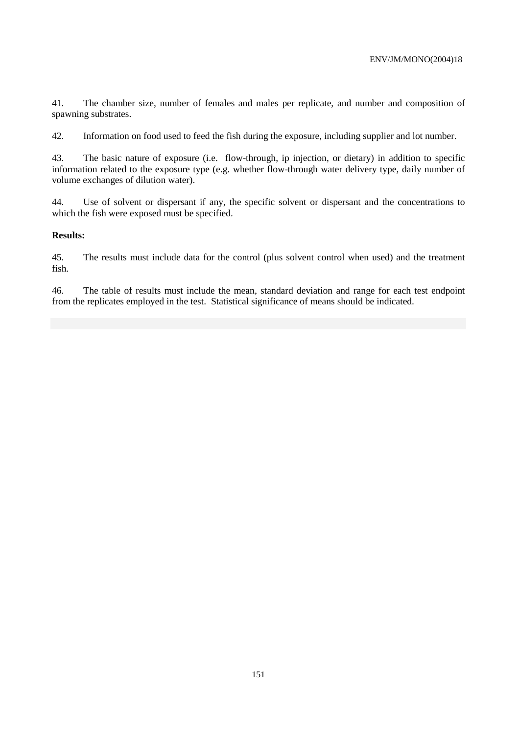41. The chamber size, number of females and males per replicate, and number and composition of spawning substrates.

42. Information on food used to feed the fish during the exposure, including supplier and lot number.

43. The basic nature of exposure (i.e. flow-through, ip injection, or dietary) in addition to specific information related to the exposure type (e.g. whether flow-through water delivery type, daily number of volume exchanges of dilution water).

44. Use of solvent or dispersant if any, the specific solvent or dispersant and the concentrations to which the fish were exposed must be specified.

**Results:**

45. The results must include data for the control (plus solvent control when used) and the treatment fish.

46. The table of results must include the mean, standard deviation and range for each test endpoint from the replicates employed in the test. Statistical significance of means should be indicated.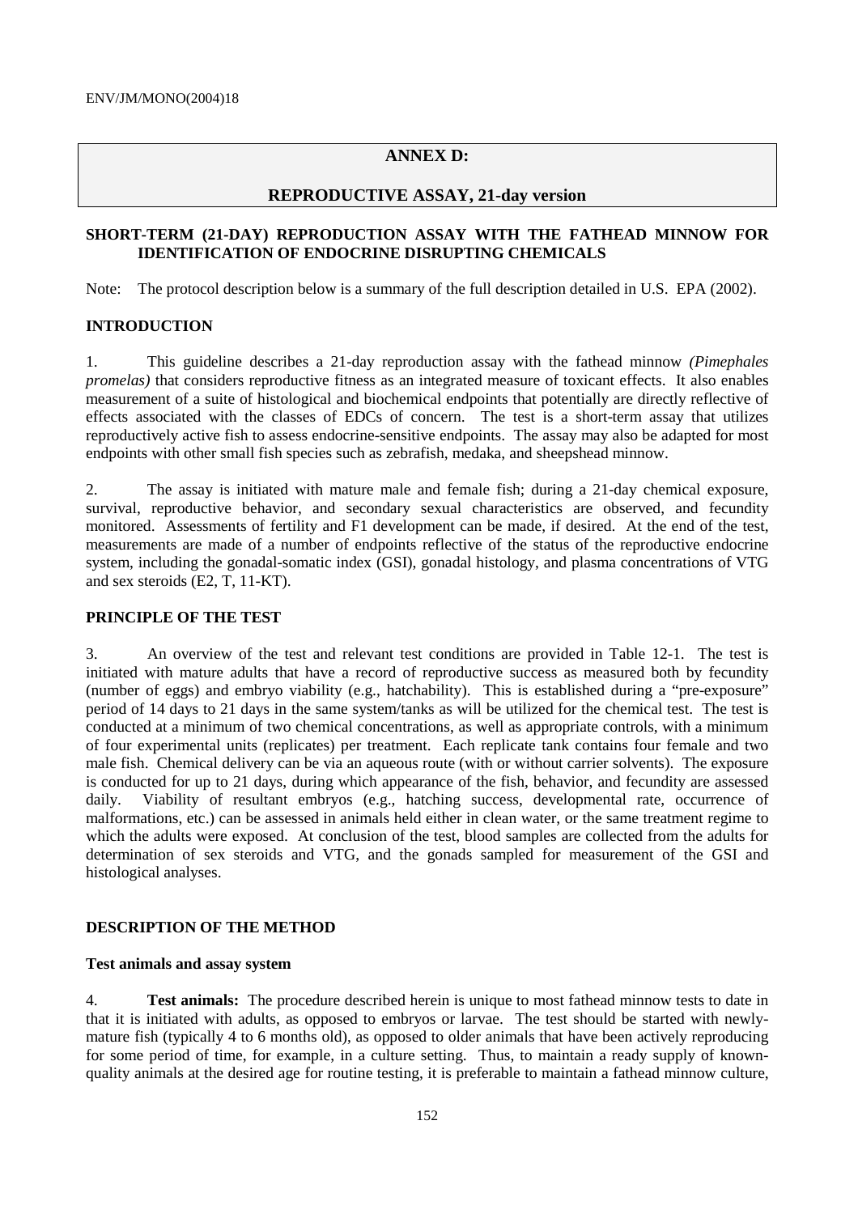## ANNEX D:

## REPRODUCTIVE ASSAY, 21-day version

### SHORT-TERM (21-DAY) REPRODUCTION ASSAY WITH THE FATHEAD MINNOW FOR IDENTIFICATION OF ENDOCRINE DISRUPTING CHEMICALS

Note: The protocol description below is a summary of the full description detailed in U.S. EPA (2002).

### INTRODUCTION

1. This guideline describes a 21-day reproduction assay with the fathead minnow *(Pimephales promelas)* that considers reproductive fitness as an integrated measure of toxicant effects. It also enables measurement of a suite of histological and biochemical endpoints that potentially are directly reflective of effects associated with the classes of EDCs of concern. The test is a short-term assay that utilizes reproductively active fish to assess endocrine-sensitive endpoints. The assay may also be adapted for most endpoints with other small fish species such as zebrafish, medaka, and sheepshead minnow.

2. The assay is initiated with mature male and female fish; during a 21-day chemical exposure, survival, reproductive behavior, and secondary sexual characteristics are observed, and fecundity monitored. Assessments of fertility and F1 development can be made, if desired. At the end of the test, measurements are made of a number of endpoints reflective of the status of the reproductive endocrine system, including the gonadal-somatic index (GSI), gonadal histology, and plasma concentrations of VTG and sex steroids (E2, T, 11-KT).

### PRINCIPLE OF THE TEST

3. An overview of the test and relevant test conditions are provided in Table 12-1. The test is initiated with mature adults that have a record of reproductive success as measured both by fecundity (number of eggs) and embryo viability (e.g., hatchability). This is established during a "pre-exposure" period of 14 days to 21 days in the same system/tanks as will be utilized for the chemical test. The test is conducted at a minimum of two chemical concentrations, as well as appropriate controls, with a minimum of four experimental units (replicates) per treatment. Each replicate tank contains four female and two male fish. Chemical delivery can be via an aqueous route (with or without carrier solvents). The exposure is conducted for up to 21 days, during which appearance of the fish, behavior, and fecundity are assessed daily. Viability of resultant embryos (e.g., hatching success, developmental rate, occurrence of malformations, etc.) can be assessed in animals held either in clean water, or the same treatment regime to which the adults were exposed. At conclusion of the test, blood samples are collected from the adults for determination of sex steroids and VTG, and the gonads sampled for measurement of the GSI and histological analyses.

### DESCRIPTION OF THE METHOD

#### Test animals and assay system

4. **Test animals:** The procedure described herein is unique to most fathead minnow tests to date in that it is initiated with adults, as opposed to embryos or larvae. The test should be started with newly-mature fish (typically 4 to 6 months old), as opposed to older animals that have been actively reproducing for some period of time, for example, in a culture setting. Thus, to maintain a ready supply of known-quality animals at the desired age for routine testing, it is preferable to maintain a fathead minnow culture,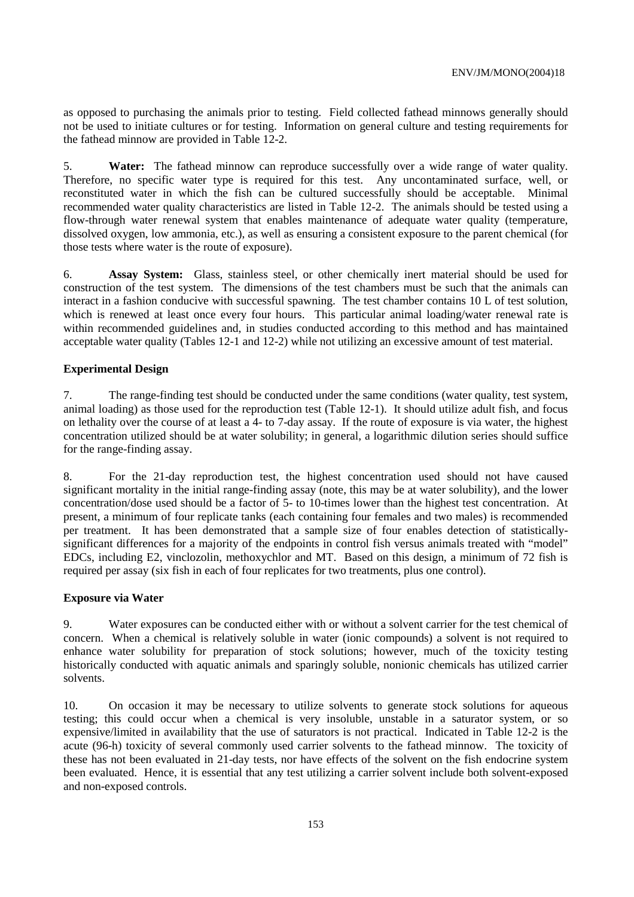as opposed to purchasing the animals prior to testing. Field collected fathead minnows generally should not be used to initiate cultures or for testing. Information on general culture and testing requirements for the fathead minnow are provided in Table 12-2.

5. **Water:** The fathead minnow can reproduce successfully over a wide range of water quality. Therefore, no specific water type is required for this test. Any uncontaminated surface, well, or reconstituted water in which the fish can be cultured successfully should be acceptable. Minimal recommended water quality characteristics are listed in Table 12-2. The animals should be tested using a flow-through water renewal system that enables maintenance of adequate water quality (temperature, dissolved oxygen, low ammonia, etc.), as well as ensuring a consistent exposure to the parent chemical (for those tests where water is the route of exposure).

6. **Assay System:** Glass, stainless steel, or other chemically inert material should be used for construction of the test system. The dimensions of the test chambers must be such that the animals can interact in a fashion conducive with successful spawning. The test chamber contains 10 L of test solution, which is renewed at least once every four hours. This particular animal loading/water renewal rate is within recommended guidelines and, in studies conducted according to this method and has maintained acceptable water quality (Tables 12-1 and 12-2) while not utilizing an excessive amount of test material.

**Experimental Design**

7. The range-finding test should be conducted under the same conditions (water quality, test system, animal loading) as those used for the reproduction test (Table 12-1). It should utilize adult fish, and focus on lethality over the course of at least a 4- to 7-day assay. If the route of exposure is via water, the highest concentration utilized should be at water solubility; in general, a logarithmic dilution series should suffice for the range-finding assay.

8. For the 21-day reproduction test, the highest concentration used should not have caused significant mortality in the initial range-finding assay (note, this may be at water solubility), and the lower concentration/dose used should be a factor of 5- to 10-times lower than the highest test concentration. At present, a minimum of four replicate tanks (each containing four females and two males) is recommended per treatment. It has been demonstrated that a sample size of four enables detection of statistically-significant differences for a majority of the endpoints in control fish versus animals treated with "model" EDCs, including E2, vinclozolin, methoxychlor and MT. Based on this design, a minimum of 72 fish is required per assay (six fish in each of four replicates for two treatments, plus one control).

**Exposure via Water**

9. Water exposures can be conducted either with or without a solvent carrier for the test chemical of concern. When a chemical is relatively soluble in water (ionic compounds) a solvent is not required to enhance water solubility for preparation of stock solutions; however, much of the toxicity testing historically conducted with aquatic animals and sparingly soluble, nonionic chemicals has utilized carrier solvents.

10. On occasion it may be necessary to utilize solvents to generate stock solutions for aqueous testing; this could occur when a chemical is very insoluble, unstable in a saturator system, or so expensive/limited in availability that the use of saturators is not practical. Indicated in Table 12-2 is the acute (96-h) toxicity of several commonly used carrier solvents to the fathead minnow. The toxicity of these has not been evaluated in 21-day tests, nor have effects of the solvent on the fish endocrine system been evaluated. Hence, it is essential that any test utilizing a carrier solvent include both solvent-exposed and non-exposed controls.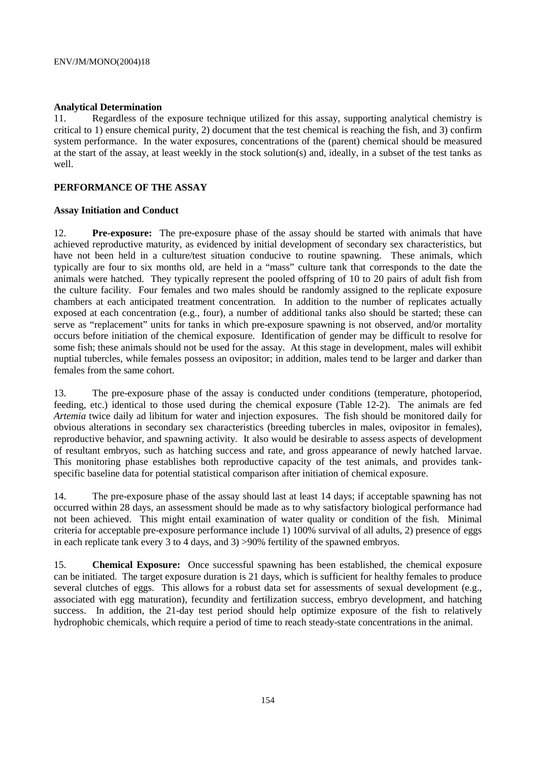**Analytical Determination**

11. Regardless of the exposure technique utilized for this assay, supporting analytical chemistry is critical to 1) ensure chemical purity, 2) document that the test chemical is reaching the fish, and 3) confirm system performance. In the water exposures, concentrations of the (parent) chemical should be measured at the start of the assay, at least weekly in the stock solution(s) and, ideally, in a subset of the test tanks as well.

## PERFORMANCE OF THE ASSAY

**Assay Initiation and Conduct**

12. **Pre-exposure:** The pre-exposure phase of the assay should be started with animals that have achieved reproductive maturity, as evidenced by initial development of secondary sex characteristics, but have not been held in a culture/test situation conducive to routine spawning. These animals, which typically are four to six months old, are held in a "mass" culture tank that corresponds to the date the animals were hatched. They typically represent the pooled offspring of 10 to 20 pairs of adult fish from the culture facility. Four females and two males should be randomly assigned to the replicate exposure chambers at each anticipated treatment concentration. In addition to the number of replicates actually exposed at each concentration (e.g., four), a number of additional tanks also should be started; these can serve as "replacement" units for tanks in which pre-exposure spawning is not observed, and/or mortality occurs before initiation of the chemical exposure. Identification of gender may be difficult to resolve for some fish; these animals should not be used for the assay. At this stage in development, males will exhibit nuptial tubercles, while females possess an ovipositor; in addition, males tend to be larger and darker than females from the same cohort.

13. The pre-exposure phase of the assay is conducted under conditions (temperature, photoperiod, feeding, etc.) identical to those used during the chemical exposure (Table 12-2). The animals are fed *Artemia* twice daily ad libitum for water and injection exposures. The fish should be monitored daily for obvious alterations in secondary sex characteristics (breeding tubercles in males, ovipositor in females), reproductive behavior, and spawning activity. It also would be desirable to assess aspects of development of resultant embryos, such as hatching success and rate, and gross appearance of newly hatched larvae. This monitoring phase establishes both reproductive capacity of the test animals, and provides tank-specific baseline data for potential statistical comparison after initiation of chemical exposure.

14. The pre-exposure phase of the assay should last at least 14 days; if acceptable spawning has not occurred within 28 days, an assessment should be made as to why satisfactory biological performance had not been achieved. This might entail examination of water quality or condition of the fish. Minimal criteria for acceptable pre-exposure performance include 1) 100% survival of all adults, 2) presence of eggs in each replicate tank every 3 to 4 days, and 3) >90% fertility of the spawned embryos.

15. **Chemical Exposure:** Once successful spawning has been established, the chemical exposure can be initiated. The target exposure duration is 21 days, which is sufficient for healthy females to produce several clutches of eggs. This allows for a robust data set for assessments of sexual development (e.g., associated with egg maturation), fecundity and fertilization success, embryo development, and hatching success. In addition, the 21-day test period should help optimize exposure of the fish to relatively hydrophobic chemicals, which require a period of time to reach steady-state concentrations in the animal.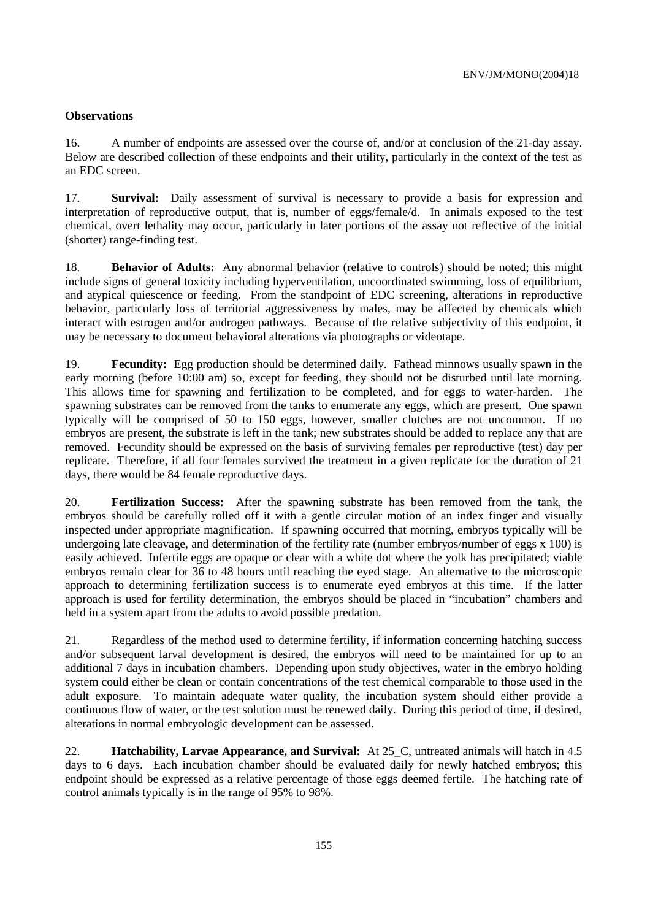**Observations**

16. A number of endpoints are assessed over the course of, and/or at conclusion of the 21-day assay. Below are described collection of these endpoints and their utility, particularly in the context of the test as an EDC screen.

17. **Survival:** Daily assessment of survival is necessary to provide a basis for expression and interpretation of reproductive output, that is, number of eggs/female/d. In animals exposed to the test chemical, overt lethality may occur, particularly in later portions of the assay not reflective of the initial (shorter) range-finding test.

18. **Behavior of Adults:** Any abnormal behavior (relative to controls) should be noted; this might include signs of general toxicity including hyperventilation, uncoordinated swimming, loss of equilibrium, and atypical quiescence or feeding. From the standpoint of EDC screening, alterations in reproductive behavior, particularly loss of territorial aggressiveness by males, may be affected by chemicals which interact with estrogen and/or androgen pathways. Because of the relative subjectivity of this endpoint, it may be necessary to document behavioral alterations via photographs or videotape.

19. **Fecundity:** Egg production should be determined daily. Fathead minnows usually spawn in the early morning (before 10:00 am) so, except for feeding, they should not be disturbed until late morning. This allows time for spawning and fertilization to be completed, and for eggs to water-harden. The spawning substrates can be removed from the tanks to enumerate any eggs, which are present. One spawn typically will be comprised of 50 to 150 eggs, however, smaller clutches are not uncommon. If no embryos are present, the substrate is left in the tank; new substrates should be added to replace any that are removed. Fecundity should be expressed on the basis of surviving females per reproductive (test) day per replicate. Therefore, if all four females survived the treatment in a given replicate for the duration of 21 days, there would be 84 female reproductive days.

20. **Fertilization Success:** After the spawning substrate has been removed from the tank, the embryos should be carefully rolled off it with a gentle circular motion of an index finger and visually inspected under appropriate magnification. If spawning occurred that morning, embryos typically will be undergoing late cleavage, and determination of the fertility rate (number embryos/number of eggs x 100) is easily achieved. Infertile eggs are opaque or clear with a white dot where the yolk has precipitated; viable embryos remain clear for 36 to 48 hours until reaching the eyed stage. An alternative to the microscopic approach to determining fertilization success is to enumerate eyed embryos at this time. If the latter approach is used for fertility determination, the embryos should be placed in "incubation" chambers and held in a system apart from the adults to avoid possible predation.

21. Regardless of the method used to determine fertility, if information concerning hatching success and/or subsequent larval development is desired, the embryos will need to be maintained for up to an additional 7 days in incubation chambers. Depending upon study objectives, water in the embryo holding system could either be clean or contain concentrations of the test chemical comparable to those used in the adult exposure. To maintain adequate water quality, the incubation system should either provide a continuous flow of water, or the test solution must be renewed daily. During this period of time, if desired, alterations in normal embryologic development can be assessed.

22. **Hatchability, Larvae Appearance, and Survival:** At 25_C, untreated animals will hatch in 4.5 days to 6 days. Each incubation chamber should be evaluated daily for newly hatched embryos; this endpoint should be expressed as a relative percentage of those eggs deemed fertile. The hatching rate of control animals typically is in the range of 95% to 98%.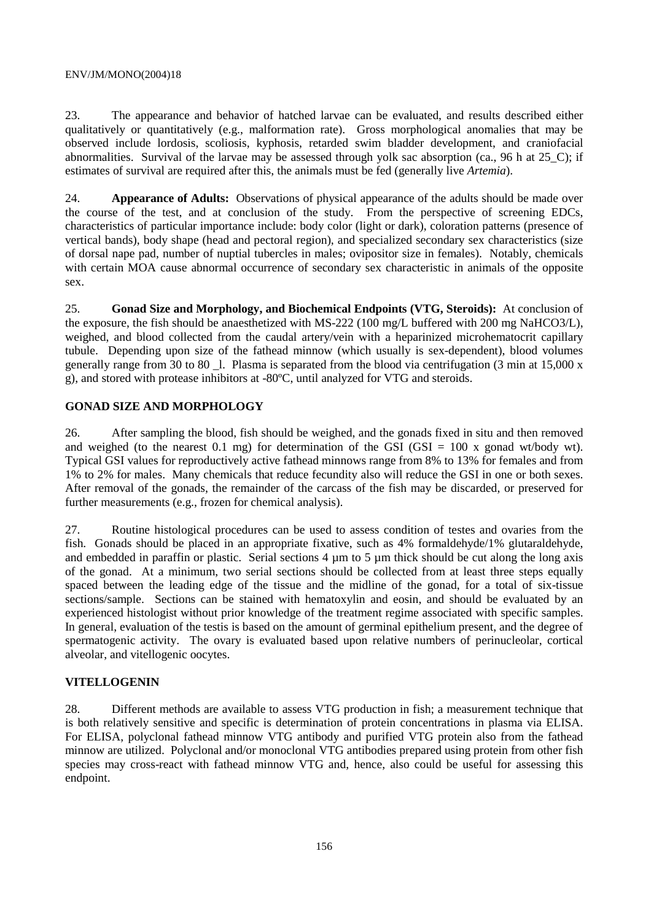23. The appearance and behavior of hatched larvae can be evaluated, and results described either qualitatively or quantitatively (e.g., malformation rate). Gross morphological anomalies that may be observed include lordosis, scoliosis, kyphosis, retarded swim bladder development, and craniofacial abnormalities. Survival of the larvae may be assessed through yolk sac absorption (ca., 96 h at 25_C); if estimates of survival are required after this, the animals must be fed (generally live *Artemia*).

24. **Appearance of Adults:** Observations of physical appearance of the adults should be made over the course of the test, and at conclusion of the study. From the perspective of screening EDCs, characteristics of particular importance include: body color (light or dark), coloration patterns (presence of vertical bands), body shape (head and pectoral region), and specialized secondary sex characteristics (size of dorsal nape pad, number of nuptial tubercles in males; ovipositor size in females). Notably, chemicals with certain MOA cause abnormal occurrence of secondary sex characteristic in animals of the opposite sex.

25. **Gonad Size and Morphology, and Biochemical Endpoints (VTG, Steroids):** At conclusion of the exposure, the fish should be anaesthetized with MS-222 (100 mg/L buffered with 200 mg $NaHCO_3$/L), weighed, and blood collected from the caudal artery/vein with a heparinized microhematocrit capillary tubule. Depending upon size of the fathead minnow (which usually is sex-dependent), blood volumes generally range from 30 to 80 _l. Plasma is separated from the blood via centrifugation (3 min at 15,000 x g), and stored with protease inhibitors at -80ºC, until analyzed for VTG and steroids.

## GONAD SIZE AND MORPHOLOGY

26. After sampling the blood, fish should be weighed, and the gonads fixed in situ and then removed and weighed (to the nearest 0.1 mg) for determination of the GSI (GSI = 100 x gonad wt/body wt). Typical GSI values for reproductively active fathead minnows range from 8% to 13% for females and from 1% to 2% for males. Many chemicals that reduce fecundity also will reduce the GSI in one or both sexes. After removal of the gonads, the remainder of the carcass of the fish may be discarded, or preserved for further measurements (e.g., frozen for chemical analysis).

27. Routine histological procedures can be used to assess condition of testes and ovaries from the fish. Gonads should be placed in an appropriate fixative, such as 4% formaldehyde/1% glutaraldehyde, and embedded in paraffin or plastic. Serial sections 4 µm to 5 µm thick should be cut along the long axis of the gonad. At a minimum, two serial sections should be collected from at least three steps equally spaced between the leading edge of the tissue and the midline of the gonad, for a total of six-tissue sections/sample. Sections can be stained with hematoxylin and eosin, and should be evaluated by an experienced histologist without prior knowledge of the treatment regime associated with specific samples. In general, evaluation of the testis is based on the amount of germinal epithelium present, and the degree of spermatogenic activity. The ovary is evaluated based upon relative numbers of perinucleolar, cortical alveolar, and vitellogenic oocytes.

## VITELLOGENIN

28. Different methods are available to assess VTG production in fish; a measurement technique that is both relatively sensitive and specific is determination of protein concentrations in plasma via ELISA. For ELISA, polyclonal fathead minnow VTG antibody and purified VTG protein also from the fathead minnow are utilized. Polyclonal and/or monoclonal VTG antibodies prepared using protein from other fish species may cross-react with fathead minnow VTG and, hence, also could be useful for assessing this endpoint.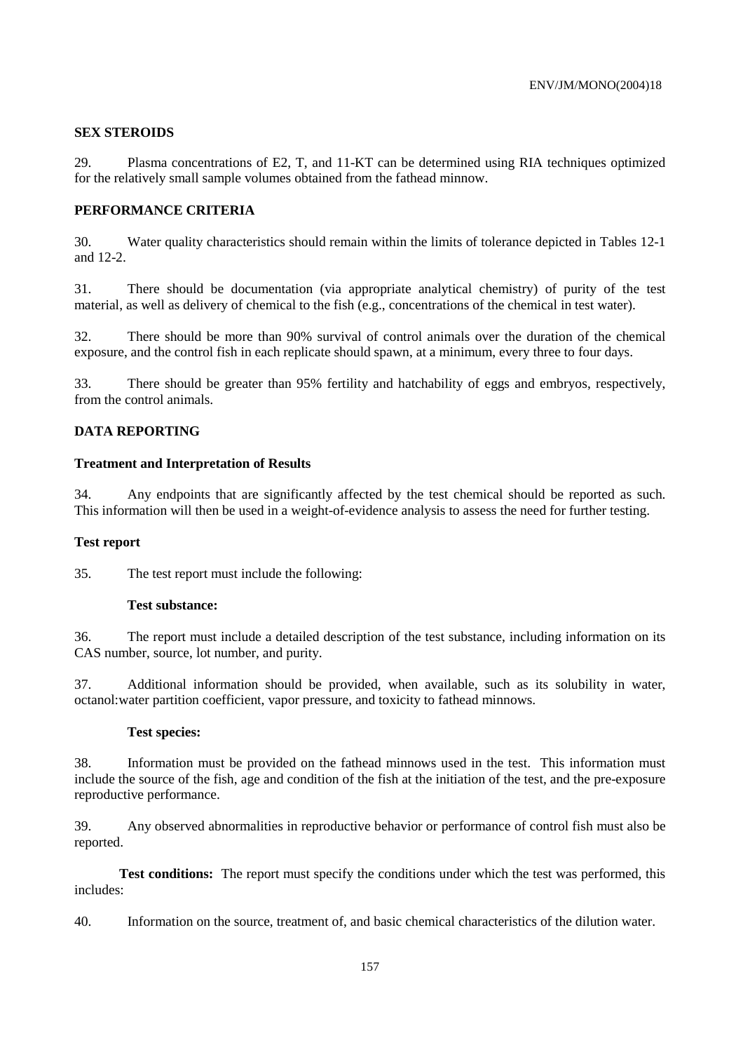**SEX STEROIDS**

29. Plasma concentrations of E2, T, and 11-KT can be determined using RIA techniques optimized for the relatively small sample volumes obtained from the fathead minnow.

**PERFORMANCE CRITERIA**

30. Water quality characteristics should remain within the limits of tolerance depicted in Tables 12-1 and 12-2.

31. There should be documentation (via appropriate analytical chemistry) of purity of the test material, as well as delivery of chemical to the fish (e.g., concentrations of the chemical in test water).

32. There should be more than 90% survival of control animals over the duration of the chemical exposure, and the control fish in each replicate should spawn, at a minimum, every three to four days.

33. There should be greater than 95% fertility and hatchability of eggs and embryos, respectively, from the control animals.

**DATA REPORTING**

**Treatment and Interpretation of Results**

34. Any endpoints that are significantly affected by the test chemical should be reported as such. This information will then be used in a weight-of-evidence analysis to assess the need for further testing.

**Test report**

35. The test report must include the following:

**Test substance:**

36. The report must include a detailed description of the test substance, including information on its CAS number, source, lot number, and purity.

37. Additional information should be provided, when available, such as its solubility in water, octanol:water partition coefficient, vapor pressure, and toxicity to fathead minnows.

**Test species:**

38. Information must be provided on the fathead minnows used in the test. This information must include the source of the fish, age and condition of the fish at the initiation of the test, and the pre-exposure reproductive performance.

39. Any observed abnormalities in reproductive behavior or performance of control fish must also be reported.

**Test conditions:** The report must specify the conditions under which the test was performed, this includes:

40. Information on the source, treatment of, and basic chemical characteristics of the dilution water.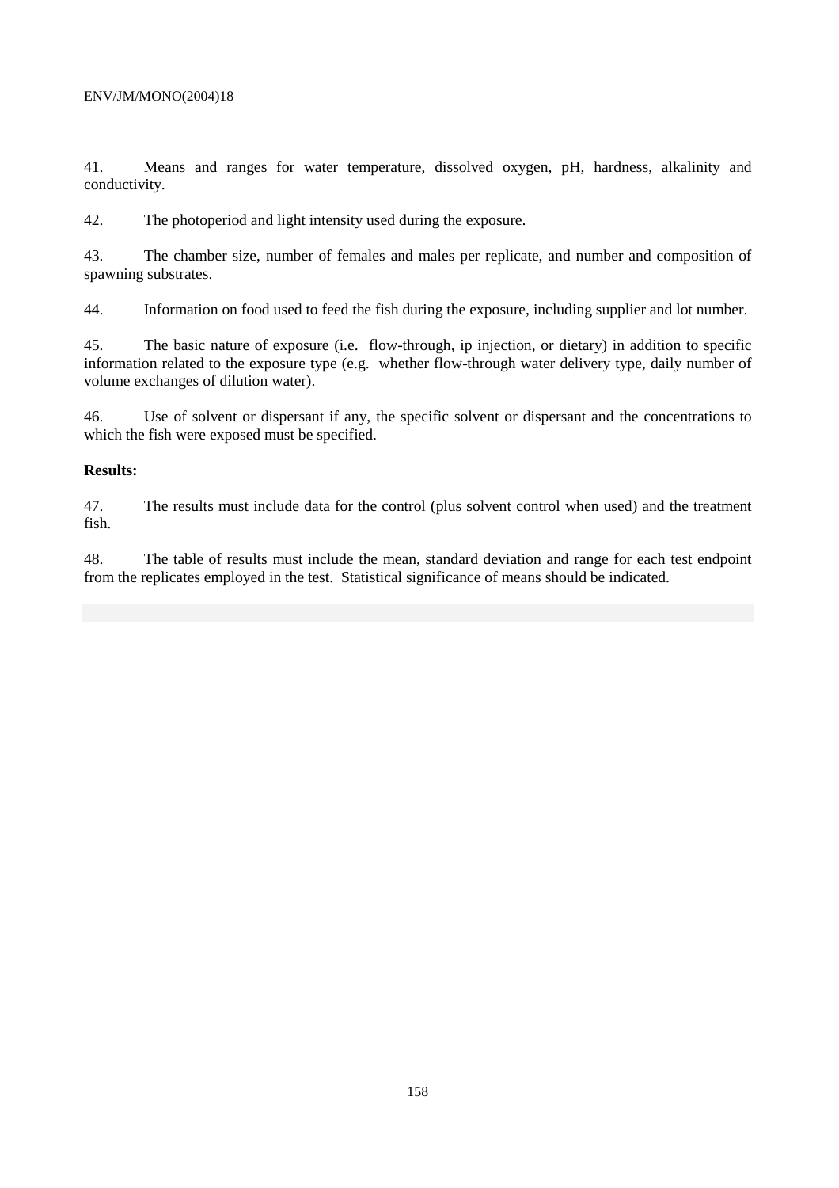41. Means and ranges for water temperature, dissolved oxygen, pH, hardness, alkalinity and conductivity.

42. The photoperiod and light intensity used during the exposure.

43. The chamber size, number of females and males per replicate, and number and composition of spawning substrates.

44. Information on food used to feed the fish during the exposure, including supplier and lot number.

45. The basic nature of exposure (i.e. flow-through, ip injection, or dietary) in addition to specific information related to the exposure type (e.g. whether flow-through water delivery type, daily number of volume exchanges of dilution water).

46. Use of solvent or dispersant if any, the specific solvent or dispersant and the concentrations to which the fish were exposed must be specified.

**Results:**

47. The results must include data for the control (plus solvent control when used) and the treatment fish.

48. The table of results must include the mean, standard deviation and range for each test endpoint from the replicates employed in the test. Statistical significance of means should be indicated.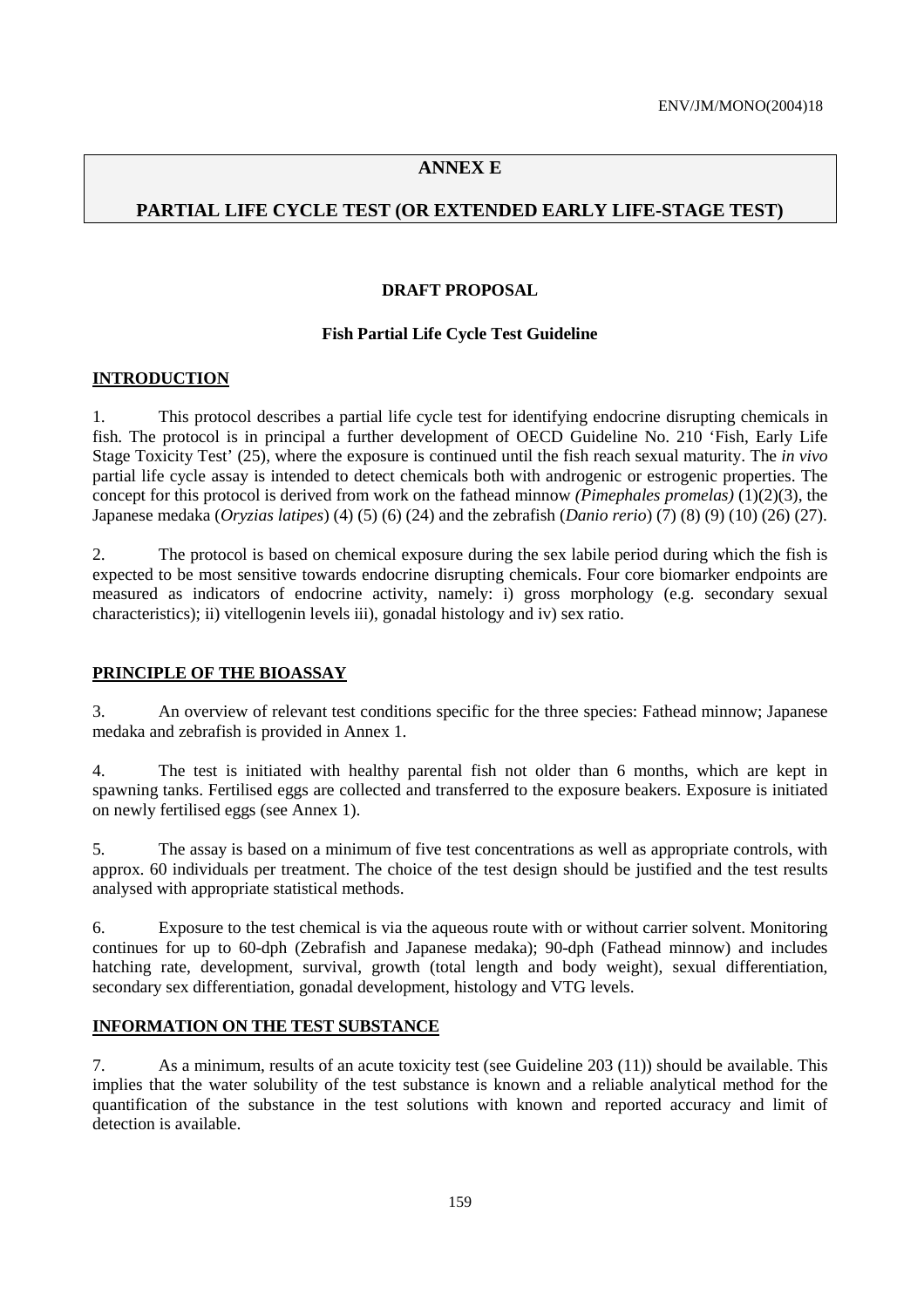# ANNEX E

# PARTIAL LIFE CYCLE TEST (OR EXTENDED EARLY LIFE-STAGE TEST)

**DRAFT PROPOSAL**

**Fish Partial Life Cycle Test Guideline**

## INTRODUCTION

1. This protocol describes a partial life cycle test for identifying endocrine disrupting chemicals in fish. The protocol is in principal a further development of OECD Guideline No. 210 'Fish, Early Life Stage Toxicity Test' (25), where the exposure is continued until the fish reach sexual maturity. The *in vivo* partial life cycle assay is intended to detect chemicals both with androgenic or estrogenic properties. The concept for this protocol is derived from work on the fathead minnow *(Pimephales promelas)* (1)(2)(3), the Japanese medaka (*Oryzias latipes*) (4) (5) (6) (24) and the zebrafish (*Danio rerio*) (7) (8) (9) (10) (26) (27).

2. The protocol is based on chemical exposure during the sex labile period during which the fish is expected to be most sensitive towards endocrine disrupting chemicals. Four core biomarker endpoints are measured as indicators of endocrine activity, namely: i) gross morphology (e.g. secondary sexual characteristics); ii) vitellogenin levels iii), gonadal histology and iv) sex ratio.

## PRINCIPLE OF THE BIOASSAY

3. An overview of relevant test conditions specific for the three species: Fathead minnow; Japanese medaka and zebrafish is provided in Annex 1.

4. The test is initiated with healthy parental fish not older than 6 months, which are kept in spawning tanks. Fertilised eggs are collected and transferred to the exposure beakers. Exposure is initiated on newly fertilised eggs (see Annex 1).

5. The assay is based on a minimum of five test concentrations as well as appropriate controls, with approx. 60 individuals per treatment. The choice of the test design should be justified and the test results analysed with appropriate statistical methods.

6. Exposure to the test chemical is via the aqueous route with or without carrier solvent. Monitoring continues for up to 60-dph (Zebrafish and Japanese medaka); 90-dph (Fathead minnow) and includes hatching rate, development, survival, growth (total length and body weight), sexual differentiation, secondary sex differentiation, gonadal development, histology and VTG levels.

## INFORMATION ON THE TEST SUBSTANCE

7. As a minimum, results of an acute toxicity test (see Guideline 203 (11)) should be available. This implies that the water solubility of the test substance is known and a reliable analytical method for the quantification of the substance in the test solutions with known and reported accuracy and limit of detection is available.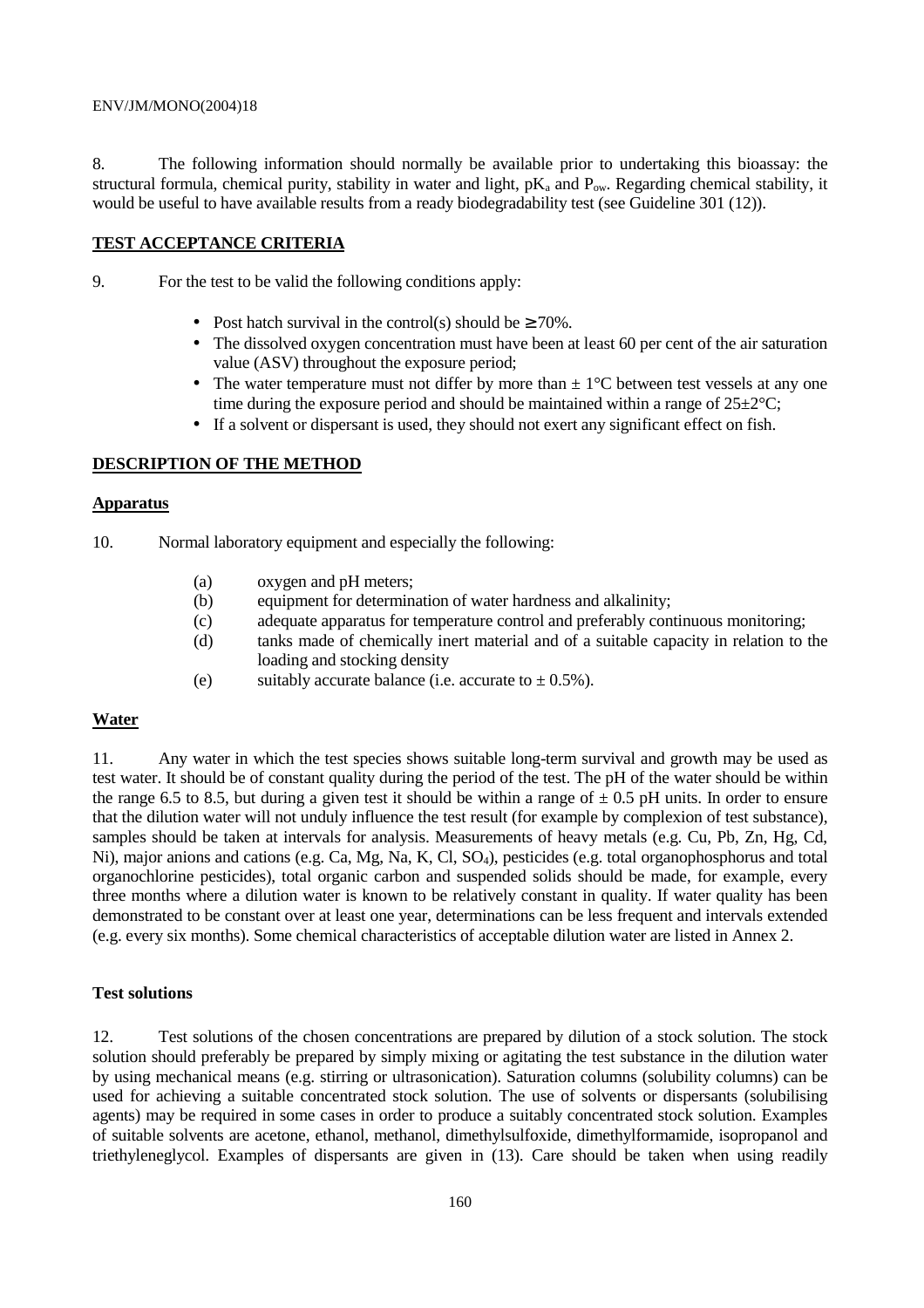8. The following information should normally be available prior to undertaking this bioassay: the structural formula, chemical purity, stability in water and light, $pK_a$ and $P_{ow}$. Regarding chemical stability, it would be useful to have available results from a ready biodegradability test (see Guideline 301 (12)).

## TEST ACCEPTANCE CRITERIA

9. For the test to be valid the following conditions apply:

- Post hatch survival in the control(s) should be ≥ 70%.
- The dissolved oxygen concentration must have been at least 60 per cent of the air saturation value (ASV) throughout the exposure period;
- The water temperature must not differ by more than ± 1°C between test vessels at any one time during the exposure period and should be maintained within a range of 25±2°C;
- If a solvent or dispersant is used, they should not exert any significant effect on fish.

## DESCRIPTION OF THE METHOD

### Apparatus

10. Normal laboratory equipment and especially the following:

(a) oxygen and pH meters;
(b) equipment for determination of water hardness and alkalinity;
(c) adequate apparatus for temperature control and preferably continuous monitoring;
(d) tanks made of chemically inert material and of a suitable capacity in relation to the loading and stocking density
(e) suitably accurate balance (i.e. accurate to ± 0.5%).

### Water

11. Any water in which the test species shows suitable long-term survival and growth may be used as test water. It should be of constant quality during the period of the test. The pH of the water should be within the range 6.5 to 8.5, but during a given test it should be within a range of ± 0.5 pH units. In order to ensure that the dilution water will not unduly influence the test result (for example by complexion of test substance), samples should be taken at intervals for analysis. Measurements of heavy metals (e.g. Cu, Pb, Zn, Hg, Cd, Ni), major anions and cations (e.g. Ca, Mg, Na, K, Cl, $SO_4$), pesticides (e.g. total organophosphorus and total organochlorine pesticides), total organic carbon and suspended solids should be made, for example, every three months where a dilution water is known to be relatively constant in quality. If water quality has been demonstrated to be constant over at least one year, determinations can be less frequent and intervals extended (e.g. every six months). Some chemical characteristics of acceptable dilution water are listed in Annex 2.

**Test solutions**

12. Test solutions of the chosen concentrations are prepared by dilution of a stock solution. The stock solution should preferably be prepared by simply mixing or agitating the test substance in the dilution water by using mechanical means (e.g. stirring or ultrasonication). Saturation columns (solubility columns) can be used for achieving a suitable concentrated stock solution. The use of solvents or dispersants (solubilising agents) may be required in some cases in order to produce a suitably concentrated stock solution. Examples of suitable solvents are acetone, ethanol, methanol, dimethylsulfoxide, dimethylformamide, isopropanol and triethyleneglycol. Examples of dispersants are given in (13). Care should be taken when using readily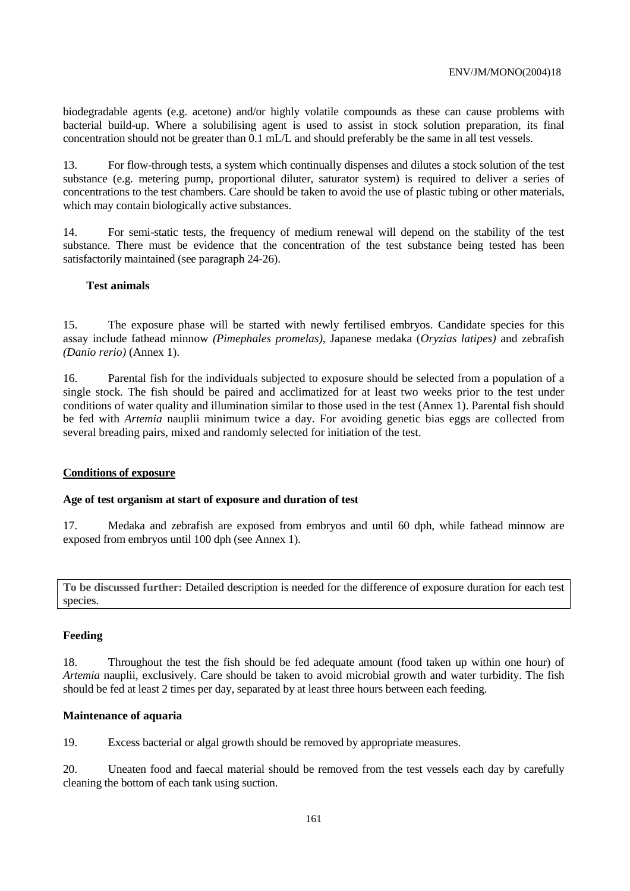biodegradable agents (e.g. acetone) and/or highly volatile compounds as these can cause problems with bacterial build-up. Where a solubilising agent is used to assist in stock solution preparation, its final concentration should not be greater than 0.1 mL/L and should preferably be the same in all test vessels.

13. For flow-through tests, a system which continually dispenses and dilutes a stock solution of the test substance (e.g. metering pump, proportional diluter, saturator system) is required to deliver a series of concentrations to the test chambers. Care should be taken to avoid the use of plastic tubing or other materials, which may contain biologically active substances.

14. For semi-static tests, the frequency of medium renewal will depend on the stability of the test substance. There must be evidence that the concentration of the test substance being tested has been satisfactorily maintained (see paragraph 24-26).

### Test animals

15. The exposure phase will be started with newly fertilised embryos. Candidate species for this assay include fathead minnow *(Pimephales promelas)*, Japanese medaka (*Oryzias latipes)* and zebrafish *(Danio rerio)* (Annex 1).

16. Parental fish for the individuals subjected to exposure should be selected from a population of a single stock. The fish should be paired and acclimatized for at least two weeks prior to the test under conditions of water quality and illumination similar to those used in the test (Annex 1). Parental fish should be fed with *Artemia* nauplii minimum twice a day. For avoiding genetic bias eggs are collected from several breading pairs, mixed and randomly selected for initiation of the test.

## Conditions of exposure

### Age of test organism at start of exposure and duration of test

17. Medaka and zebrafish are exposed from embryos and until 60 dph, while fathead minnow are exposed from embryos until 100 dph (see Annex 1).

| **To be discussed further:** Detailed description is needed for the difference of exposure duration for each test species. |
|---|

### Feeding

18. Throughout the test the fish should be fed adequate amount (food taken up within one hour) of *Artemia* nauplii, exclusively. Care should be taken to avoid microbial growth and water turbidity. The fish should be fed at least 2 times per day, separated by at least three hours between each feeding.

### Maintenance of aquaria

19. Excess bacterial or algal growth should be removed by appropriate measures.

20. Uneaten food and faecal material should be removed from the test vessels each day by carefully cleaning the bottom of each tank using suction.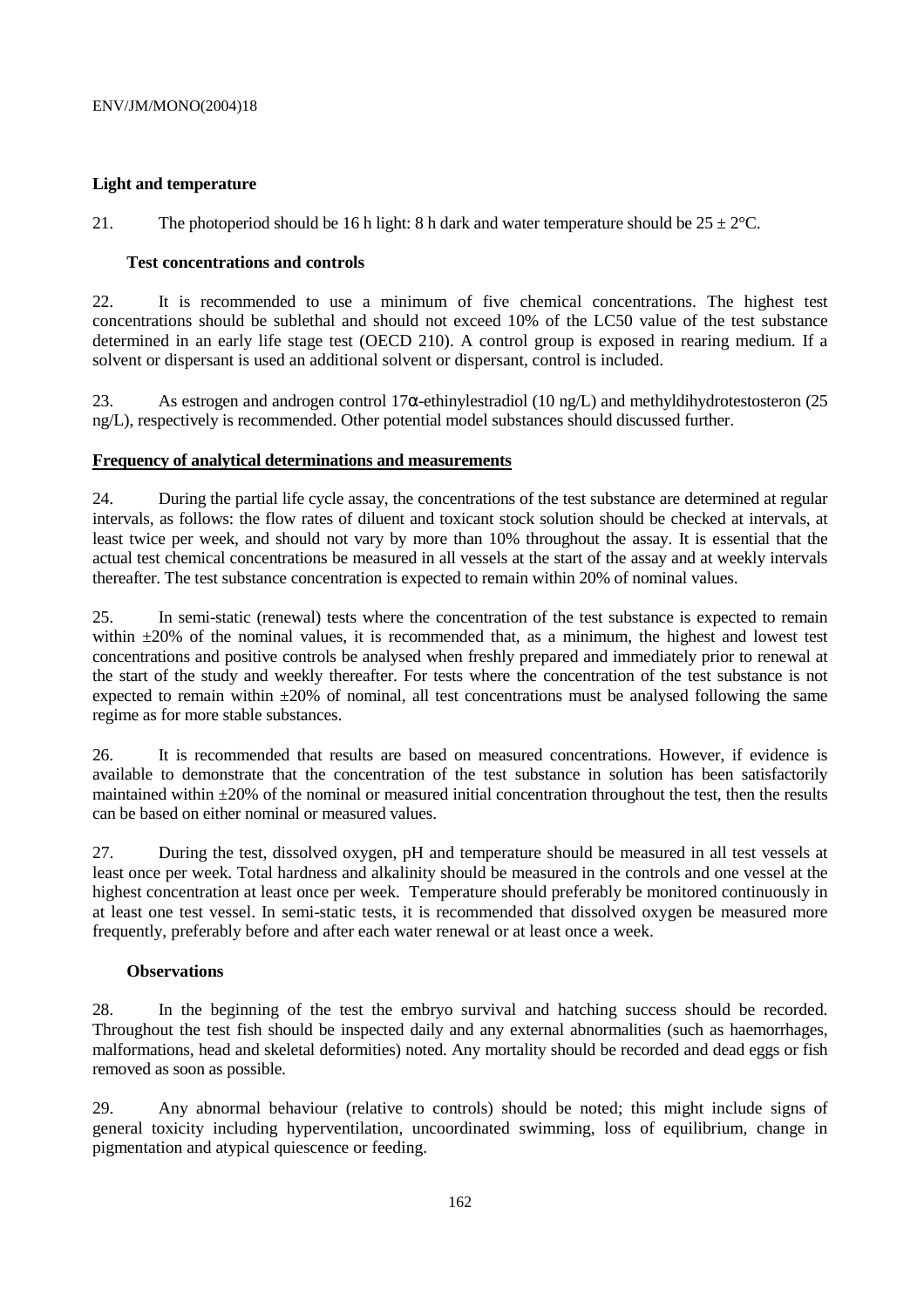**Light and temperature**

21. The photoperiod should be 16 h light: 8 h dark and water temperature should be $25 \pm 2$°C.

**Test concentrations and controls**

22. It is recommended to use a minimum of five chemical concentrations. The highest test concentrations should be sublethal and should not exceed 10% of the LC50 value of the test substance determined in an early life stage test (OECD 210). A control group is exposed in rearing medium. If a solvent or dispersant is used an additional solvent or dispersant, control is included.

23. As estrogen and androgen control 17α-ethinylestradiol (10 ng/L) and methyldihydrotestosteron (25 ng/L), respectively is recommended. Other potential model substances should discussed further.

**Frequency of analytical determinations and measurements**

24. During the partial life cycle assay, the concentrations of the test substance are determined at regular intervals, as follows: the flow rates of diluent and toxicant stock solution should be checked at intervals, at least twice per week, and should not vary by more than 10% throughout the assay. It is essential that the actual test chemical concentrations be measured in all vessels at the start of the assay and at weekly intervals thereafter. The test substance concentration is expected to remain within 20% of nominal values.

25. In semi-static (renewal) tests where the concentration of the test substance is expected to remain within ±20% of the nominal values, it is recommended that, as a minimum, the highest and lowest test concentrations and positive controls be analysed when freshly prepared and immediately prior to renewal at the start of the study and weekly thereafter. For tests where the concentration of the test substance is not expected to remain within ±20% of nominal, all test concentrations must be analysed following the same regime as for more stable substances.

26. It is recommended that results are based on measured concentrations. However, if evidence is available to demonstrate that the concentration of the test substance in solution has been satisfactorily maintained within ±20% of the nominal or measured initial concentration throughout the test, then the results can be based on either nominal or measured values.

27. During the test, dissolved oxygen, pH and temperature should be measured in all test vessels at least once per week. Total hardness and alkalinity should be measured in the controls and one vessel at the highest concentration at least once per week. Temperature should preferably be monitored continuously in at least one test vessel. In semi-static tests, it is recommended that dissolved oxygen be measured more frequently, preferably before and after each water renewal or at least once a week.

**Observations**

28. In the beginning of the test the embryo survival and hatching success should be recorded. Throughout the test fish should be inspected daily and any external abnormalities (such as haemorrhages, malformations, head and skeletal deformities) noted. Any mortality should be recorded and dead eggs or fish removed as soon as possible.

29. Any abnormal behaviour (relative to controls) should be noted; this might include signs of general toxicity including hyperventilation, uncoordinated swimming, loss of equilibrium, change in pigmentation and atypical quiescence or feeding.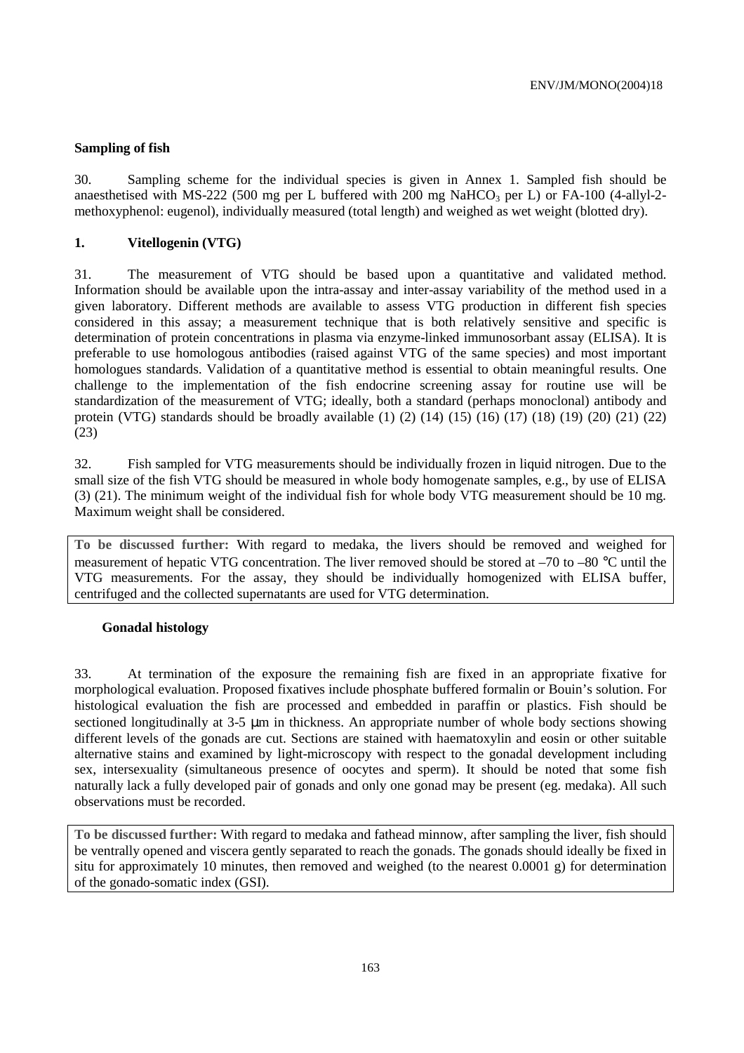### Sampling of fish

30. Sampling scheme for the individual species is given in Annex 1. Sampled fish should be anaesthetised with MS-222 (500 mg per L buffered with 200 mg $NaHCO_3$ per L) or FA-100 (4-allyl-2-methoxyphenol: eugenol), individually measured (total length) and weighed as wet weight (blotted dry).

### 1. Vitellogenin (VTG)

31. The measurement of VTG should be based upon a quantitative and validated method. Information should be available upon the intra-assay and inter-assay variability of the method used in a given laboratory. Different methods are available to assess VTG production in different fish species considered in this assay; a measurement technique that is both relatively sensitive and specific is determination of protein concentrations in plasma via enzyme-linked immunosorbant assay (ELISA). It is preferable to use homologous antibodies (raised against VTG of the same species) and most important homologues standards. Validation of a quantitative method is essential to obtain meaningful results. One challenge to the implementation of the fish endocrine screening assay for routine use will be standardization of the measurement of VTG; ideally, both a standard (perhaps monoclonal) antibody and protein (VTG) standards should be broadly available (1) (2) (14) (15) (16) (17) (18) (19) (20) (21) (22) (23)

32. Fish sampled for VTG measurements should be individually frozen in liquid nitrogen. Due to the small size of the fish VTG should be measured in whole body homogenate samples, e.g., by use of ELISA (3) (21). The minimum weight of the individual fish for whole body VTG measurement should be 10 mg. Maximum weight shall be considered.

> **To be discussed further:** With regard to medaka, the livers should be removed and weighed for measurement of hepatic VTG concentration. The liver removed should be stored at –70 to –80 °C until the VTG measurements. For the assay, they should be individually homogenized with ELISA buffer, centrifuged and the collected supernatants are used for VTG determination.

### Gonadal histology

33. At termination of the exposure the remaining fish are fixed in an appropriate fixative for morphological evaluation. Proposed fixatives include phosphate buffered formalin or Bouin's solution. For histological evaluation the fish are processed and embedded in paraffin or plastics. Fish should be sectioned longitudinally at 3-5 μm in thickness. An appropriate number of whole body sections showing different levels of the gonads are cut. Sections are stained with haematoxylin and eosin or other suitable alternative stains and examined by light-microscopy with respect to the gonadal development including sex, intersexuality (simultaneous presence of oocytes and sperm). It should be noted that some fish naturally lack a fully developed pair of gonads and only one gonad may be present (eg. medaka). All such observations must be recorded.

> **To be discussed further:** With regard to medaka and fathead minnow, after sampling the liver, fish should be ventrally opened and viscera gently separated to reach the gonads. The gonads should ideally be fixed in situ for approximately 10 minutes, then removed and weighed (to the nearest 0.0001 g) for determination of the gonado-somatic index (GSI).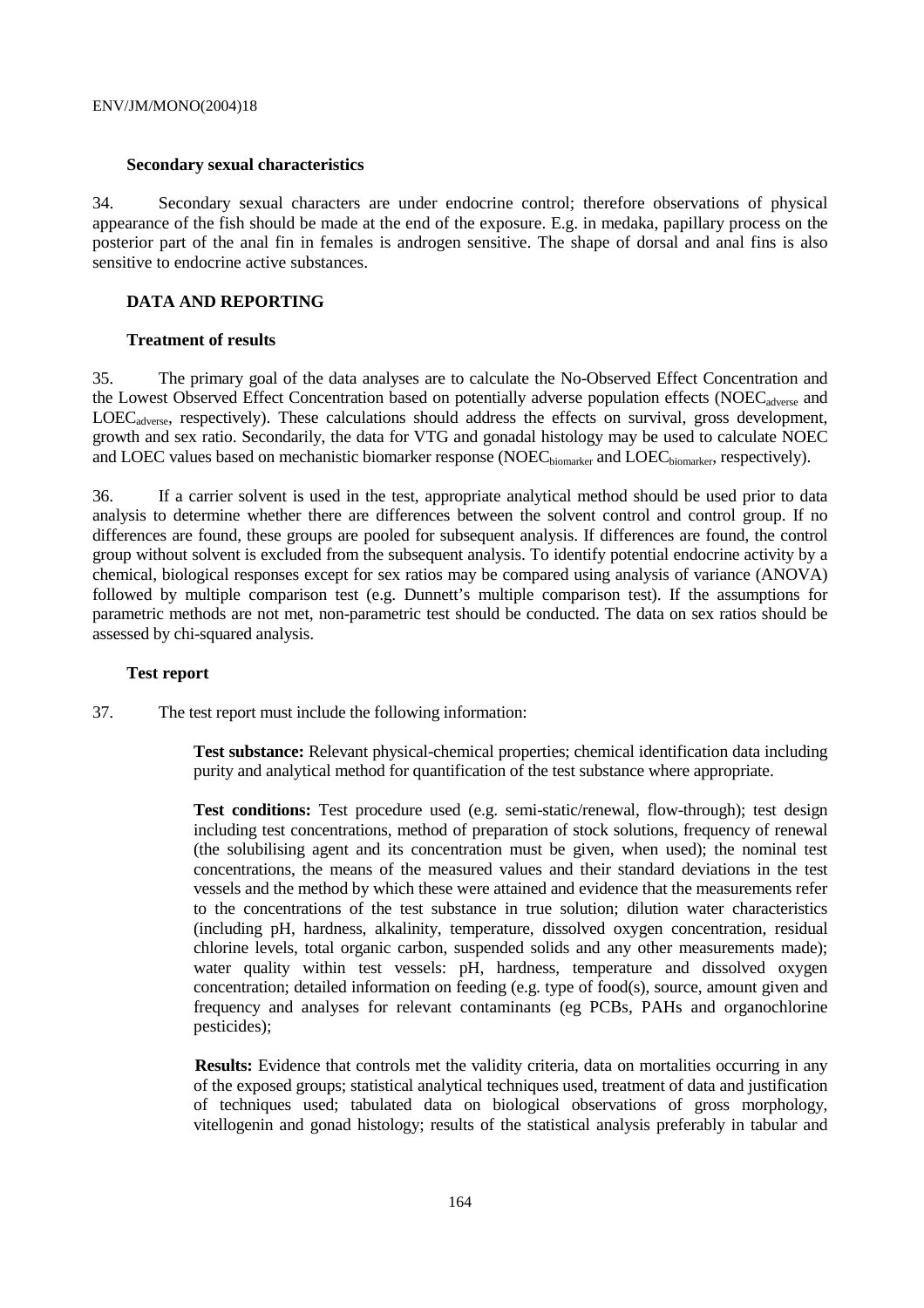### Secondary sexual characteristics

34. Secondary sexual characters are under endocrine control; therefore observations of physical appearance of the fish should be made at the end of the exposure. E.g. in medaka, papillary process on the posterior part of the anal fin in females is androgen sensitive. The shape of dorsal and anal fins is also sensitive to endocrine active substances.

## DATA AND REPORTING

### Treatment of results

35. The primary goal of the data analyses are to calculate the No-Observed Effect Concentration and the Lowest Observed Effect Concentration based on potentially adverse population effects ($NOEC_{adverse}$ and $LOEC_{adverse}$, respectively). These calculations should address the effects on survival, gross development, growth and sex ratio. Secondarily, the data for VTG and gonadal histology may be used to calculate NOEC and LOEC values based on mechanistic biomarker response ($NOEC_{biomarker}$ and $LOEC_{biomarker}$, respectively).

36. If a carrier solvent is used in the test, appropriate analytical method should be used prior to data analysis to determine whether there are differences between the solvent control and control group. If no differences are found, these groups are pooled for subsequent analysis. If differences are found, the control group without solvent is excluded from the subsequent analysis. To identify potential endocrine activity by a chemical, biological responses except for sex ratios may be compared using analysis of variance (ANOVA) followed by multiple comparison test (e.g. Dunnett's multiple comparison test). If the assumptions for parametric methods are not met, non-parametric test should be conducted. The data on sex ratios should be assessed by chi-squared analysis.

### Test report

37. The test report must include the following information:

**Test substance:** Relevant physical-chemical properties; chemical identification data including purity and analytical method for quantification of the test substance where appropriate.

**Test conditions:** Test procedure used (e.g. semi-static/renewal, flow-through); test design including test concentrations, method of preparation of stock solutions, frequency of renewal (the solubilising agent and its concentration must be given, when used); the nominal test concentrations, the means of the measured values and their standard deviations in the test vessels and the method by which these were attained and evidence that the measurements refer to the concentrations of the test substance in true solution; dilution water characteristics (including pH, hardness, alkalinity, temperature, dissolved oxygen concentration, residual chlorine levels, total organic carbon, suspended solids and any other measurements made); water quality within test vessels: pH, hardness, temperature and dissolved oxygen concentration; detailed information on feeding (e.g. type of food(s), source, amount given and frequency and analyses for relevant contaminants (eg PCBs, PAHs and organochlorine pesticides);

**Results:** Evidence that controls met the validity criteria, data on mortalities occurring in any of the exposed groups; statistical analytical techniques used, treatment of data and justification of techniques used; tabulated data on biological observations of gross morphology, vitellogenin and gonad histology; results of the statistical analysis preferably in tabular and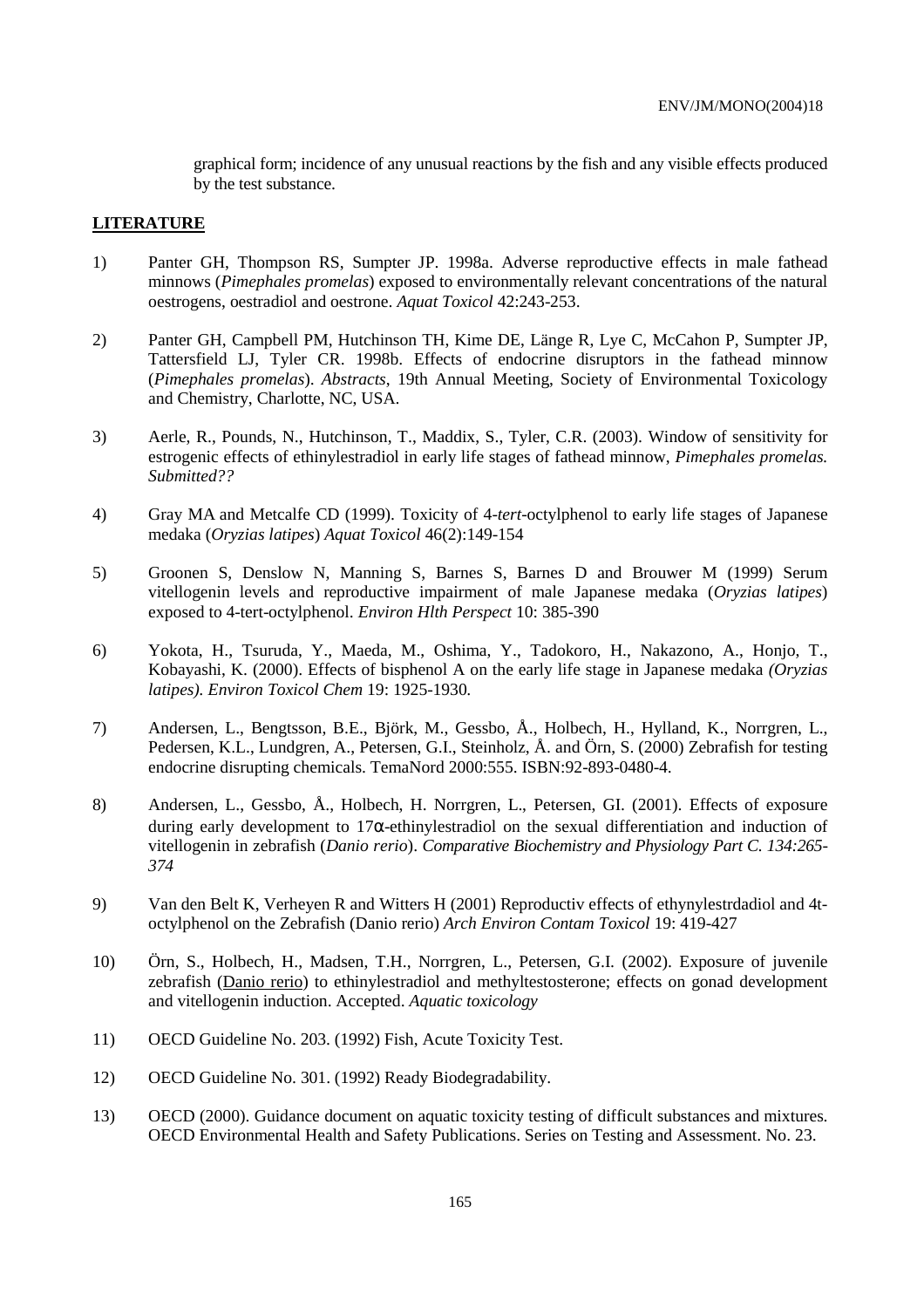graphical form; incidence of any unusual reactions by the fish and any visible effects produced by the test substance.

## LITERATURE

1) Panter GH, Thompson RS, Sumpter JP. 1998a. Adverse reproductive effects in male fathead minnows (*Pimephales promelas*) exposed to environmentally relevant concentrations of the natural oestrogens, oestradiol and oestrone. *Aquat Toxicol* 42:243-253.

2) Panter GH, Campbell PM, Hutchinson TH, Kime DE, Länge R, Lye C, McCahon P, Sumpter JP, Tattersfield LJ, Tyler CR. 1998b. Effects of endocrine disruptors in the fathead minnow (*Pimephales promelas*). *Abstracts*, 19th Annual Meeting, Society of Environmental Toxicology and Chemistry, Charlotte, NC, USA.

3) Aerle, R., Pounds, N., Hutchinson, T., Maddix, S., Tyler, C.R. (2003). Window of sensitivity for estrogenic effects of ethinylestradiol in early life stages of fathead minnow, *Pimephales promelas. Submitted??*

4) Gray MA and Metcalfe CD (1999). Toxicity of 4-*tert*-octylphenol to early life stages of Japanese medaka (*Oryzias latipes*) *Aquat Toxicol* 46(2):149-154

5) Groonen S, Denslow N, Manning S, Barnes S, Barnes D and Brouwer M (1999) Serum vitellogenin levels and reproductive impairment of male Japanese medaka (*Oryzias latipes*) exposed to 4-tert-octylphenol. *Environ Hlth Perspect* 10: 385-390

6) Yokota, H., Tsuruda, Y., Maeda, M., Oshima, Y., Tadokoro, H., Nakazono, A., Honjo, T., Kobayashi, K. (2000). Effects of bisphenol A on the early life stage in Japanese medaka *(Oryzias latipes). Environ Toxicol Chem* 19: 1925-1930*.*

7) Andersen, L., Bengtsson, B.E., Björk, M., Gessbo, Å., Holbech, H., Hylland, K., Norrgren, L., Pedersen, K.L., Lundgren, A., Petersen, G.I., Steinholz, Å. and Örn, S. (2000) Zebrafish for testing endocrine disrupting chemicals. TemaNord 2000:555. ISBN:92-893-0480-4.

8) Andersen, L., Gessbo, Å., Holbech, H. Norrgren, L., Petersen, GI. (2001). Effects of exposure during early development to 17α-ethinylestradiol on the sexual differentiation and induction of vitellogenin in zebrafish (*Danio rerio*). *Comparative Biochemistry and Physiology Part C. 134:265-374*

9) Van den Belt K, Verheyen R and Witters H (2001) Reproductiv effects of ethynylestrdadiol and 4t-octylphenol on the Zebrafish (Danio rerio) *Arch Environ Contam Toxicol* 19: 419-427

10) Örn, S., Holbech, H., Madsen, T.H., Norrgren, L., Petersen, G.I. (2002). Exposure of juvenile zebrafish (Danio rerio) to ethinylestradiol and methyltestosterone; effects on gonad development and vitellogenin induction. Accepted. *Aquatic toxicology*

11) OECD Guideline No. 203. (1992) Fish, Acute Toxicity Test.

12) OECD Guideline No. 301. (1992) Ready Biodegradability.

13) OECD (2000). Guidance document on aquatic toxicity testing of difficult substances and mixtures. OECD Environmental Health and Safety Publications. Series on Testing and Assessment. No. 23.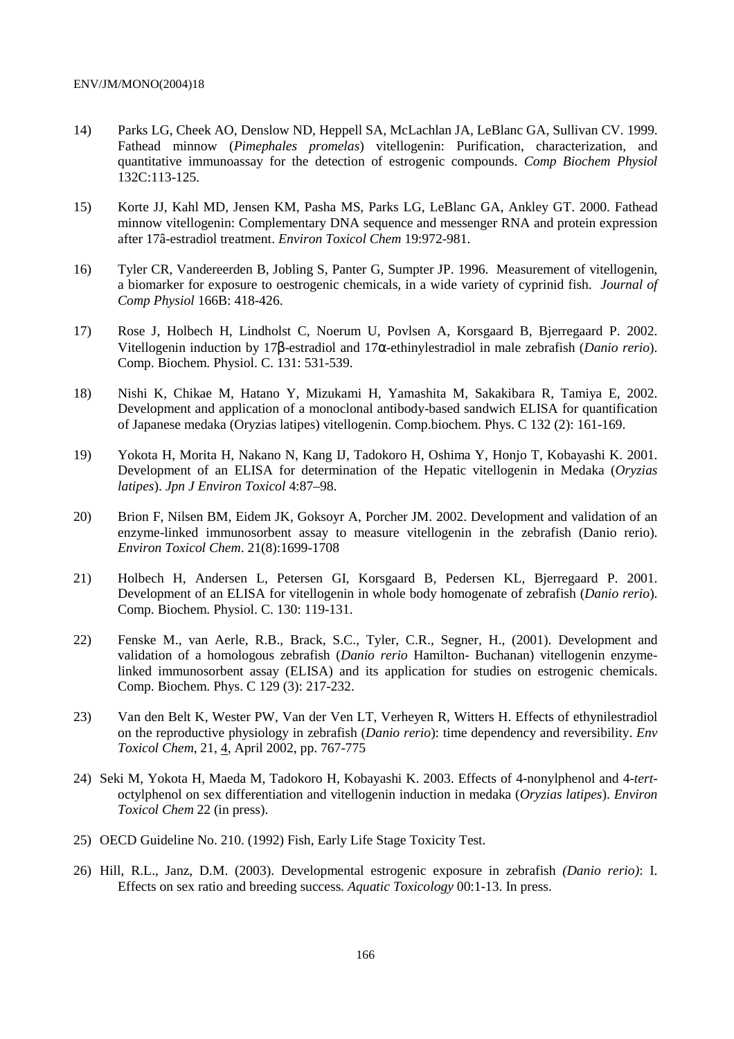14) Parks LG, Cheek AO, Denslow ND, Heppell SA, McLachlan JA, LeBlanc GA, Sullivan CV. 1999. Fathead minnow (*Pimephales promelas*) vitellogenin: Purification, characterization, and quantitative immunoassay for the detection of estrogenic compounds. *Comp Biochem Physiol* 132C:113-125.

15) Korte JJ, Kahl MD, Jensen KM, Pasha MS, Parks LG, LeBlanc GA, Ankley GT. 2000. Fathead minnow vitellogenin: Complementary DNA sequence and messenger RNA and protein expression after 17â-estradiol treatment. *Environ Toxicol Chem* 19:972-981.

16) Tyler CR, Vandereerden B, Jobling S, Panter G, Sumpter JP. 1996. Measurement of vitellogenin, a biomarker for exposure to oestrogenic chemicals, in a wide variety of cyprinid fish. *Journal of Comp Physiol* 166B: 418-426.

17) Rose J, Holbech H, Lindholst C, Noerum U, Povlsen A, Korsgaard B, Bjerregaard P. 2002. Vitellogenin induction by 17β-estradiol and 17α-ethinylestradiol in male zebrafish (*Danio rerio*). Comp. Biochem. Physiol. C. 131: 531-539.

18) Nishi K, Chikae M, Hatano Y, Mizukami H, Yamashita M, Sakakibara R, Tamiya E, 2002. Development and application of a monoclonal antibody-based sandwich ELISA for quantification of Japanese medaka (Oryzias latipes) vitellogenin. Comp.biochem. Phys. C 132 (2): 161-169.

19) Yokota H, Morita H, Nakano N, Kang IJ, Tadokoro H, Oshima Y, Honjo T, Kobayashi K. 2001. Development of an ELISA for determination of the Hepatic vitellogenin in Medaka (*Oryzias latipes*). *Jpn J Environ Toxicol* 4:87–98.

20) Brion F, Nilsen BM, Eidem JK, Goksoyr A, Porcher JM. 2002. Development and validation of an enzyme-linked immunosorbent assay to measure vitellogenin in the zebrafish (Danio rerio). *Environ Toxicol Chem*. 21(8):1699-1708

21) Holbech H, Andersen L, Petersen GI, Korsgaard B, Pedersen KL, Bjerregaard P. 2001. Development of an ELISA for vitellogenin in whole body homogenate of zebrafish (*Danio rerio*). Comp. Biochem. Physiol. C. 130: 119-131.

22) Fenske M., van Aerle, R.B., Brack, S.C., Tyler, C.R., Segner, H., (2001). Development and validation of a homologous zebrafish (*Danio rerio* Hamilton- Buchanan) vitellogenin enzyme-linked immunosorbent assay (ELISA) and its application for studies on estrogenic chemicals. Comp. Biochem. Phys. C 129 (3): 217-232.

23) Van den Belt K, Wester PW, Van der Ven LT, Verheyen R, Witters H. Effects of ethynilestradiol on the reproductive physiology in zebrafish (*Danio rerio*): time dependency and reversibility. *Env Toxicol Chem*, 21, 4, April 2002, pp. 767-775

24) Seki M, Yokota H, Maeda M, Tadokoro H, Kobayashi K. 2003. Effects of 4-nonylphenol and 4-*tert*-octylphenol on sex differentiation and vitellogenin induction in medaka (*Oryzias latipes*). *Environ Toxicol Chem* 22 (in press).

25) OECD Guideline No. 210. (1992) Fish, Early Life Stage Toxicity Test.

26) Hill, R.L., Janz, D.M. (2003). Developmental estrogenic exposure in zebrafish *(Danio rerio)*: I. Effects on sex ratio and breeding success. *Aquatic Toxicology* 00:1-13. In press.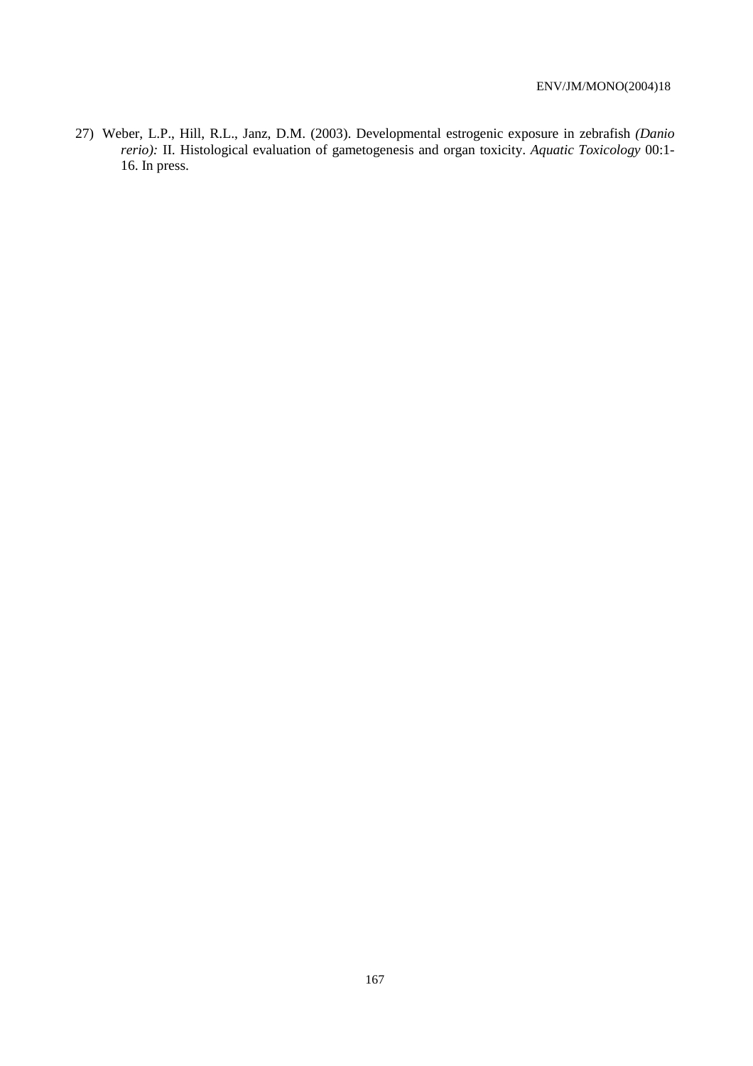27) Weber, L.P., Hill, R.L., Janz, D.M. (2003). Developmental estrogenic exposure in zebrafish *(Danio rerio):* II. Histological evaluation of gametogenesis and organ toxicity. *Aquatic Toxicology* 00:1-16. In press.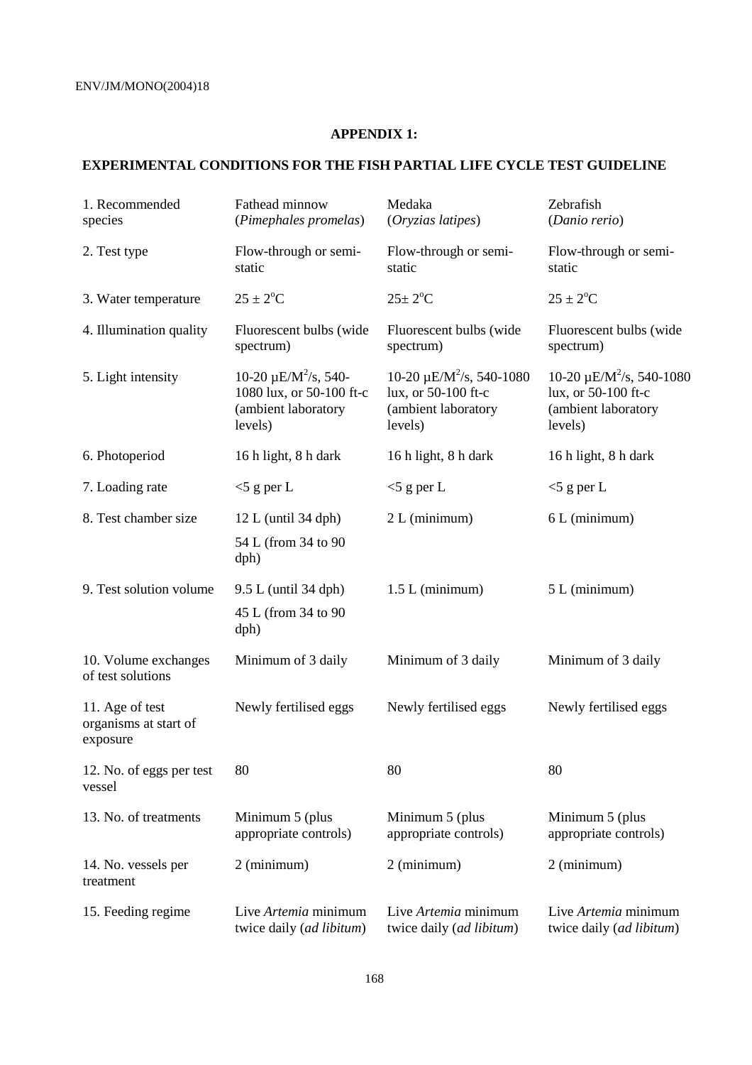## APPENDIX 1:

## EXPERIMENTAL CONDITIONS FOR THE FISH PARTIAL LIFE CYCLE TEST GUIDELINE

| | | | |
|---|---|---|---|
| 1. Recommended species | Fathead minnow (*Pimephales promelas*) | Medaka (*Oryzias latipes*) | Zebrafish (*Danio rerio*) |
| 2. Test type | Flow-through or semi-static | Flow-through or semi-static | Flow-through or semi-static |
| 3. Water temperature | 25 ± 2°C | 25± 2°C | 25 ± 2°C |
| 4. Illumination quality | Fluorescent bulbs (wide spectrum) | Fluorescent bulbs (wide spectrum) | Fluorescent bulbs (wide spectrum) |
| 5. Light intensity | 10-20 µE/$M^2$/s, 540-1080 lux, or 50-100 ft-c (ambient laboratory levels) | 10-20 µE/$M^2$/s, 540-1080 lux, or 50-100 ft-c (ambient laboratory levels) | 10-20 µE/$M^2$/s, 540-1080 lux, or 50-100 ft-c (ambient laboratory levels) |
| 6. Photoperiod | 16 h light, 8 h dark | 16 h light, 8 h dark | 16 h light, 8 h dark |
| 7. Loading rate | <5 g per L | <5 g per L | <5 g per L |
| 8. Test chamber size | 12 L (until 34 dph)<br>54 L (from 34 to 90 dph) | 2 L (minimum) | 6 L (minimum) |
| 9. Test solution volume | 9.5 L (until 34 dph)<br>45 L (from 34 to 90 dph) | 1.5 L (minimum) | 5 L (minimum) |
| 10. Volume exchanges of test solutions | Minimum of 3 daily | Minimum of 3 daily | Minimum of 3 daily |
| 11. Age of test organisms at start of exposure | Newly fertilised eggs | Newly fertilised eggs | Newly fertilised eggs |
| 12. No. of eggs per test vessel | 80 | 80 | 80 |
| 13. No. of treatments | Minimum 5 (plus appropriate controls) | Minimum 5 (plus appropriate controls) | Minimum 5 (plus appropriate controls) |
| 14. No. vessels per treatment | 2 (minimum) | 2 (minimum) | 2 (minimum) |
| 15. Feeding regime | Live *Artemia* minimum twice daily (*ad libitum*) | Live *Artemia* minimum twice daily (*ad libitum*) | Live *Artemia* minimum twice daily (*ad libitum*) |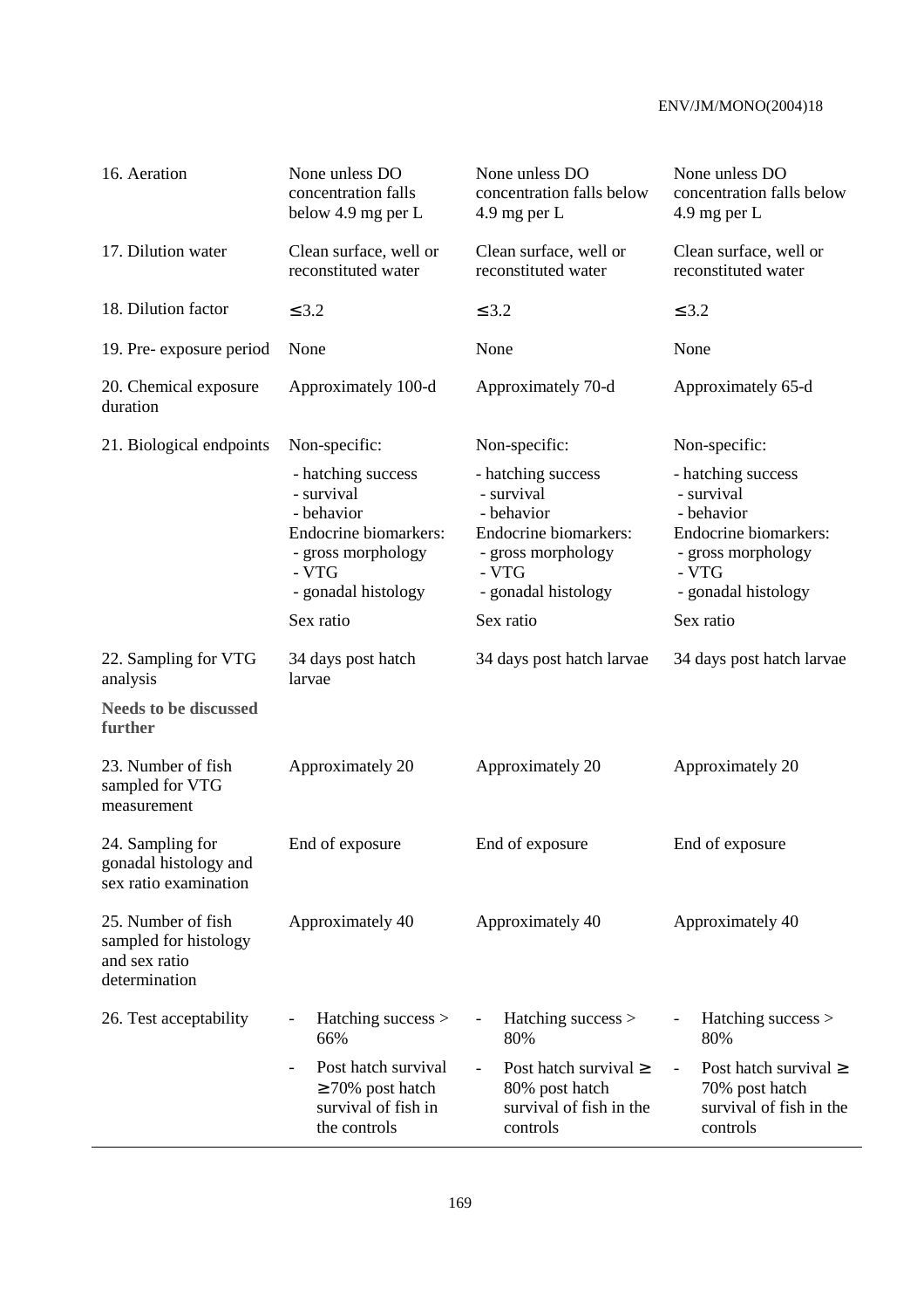| | | | |
|---|---|---|---|
| 16. Aeration | None unless DO concentration falls below 4.9 mg per L | None unless DO concentration falls below 4.9 mg per L | None unless DO concentration falls below 4.9 mg per L |
| 17. Dilution water | Clean surface, well or reconstituted water | Clean surface, well or reconstituted water | Clean surface, well or reconstituted water |
| 18. Dilution factor | ≤3.2 | ≤3.2 | ≤3.2 |
| 19. Pre- exposure period | None | None | None |
| 20. Chemical exposure duration | Approximately 100-d | Approximately 70-d | Approximately 65-d |
| 21. Biological endpoints | Non-specific:<br>- hatching success<br>- survival<br>- behavior<br>Endocrine biomarkers:<br>- gross morphology<br>- VTG<br>- gonadal histology<br>Sex ratio | Non-specific:<br>- hatching success<br>- survival<br>- behavior<br>Endocrine biomarkers:<br>- gross morphology<br>- VTG<br>- gonadal histology<br>Sex ratio | Non-specific:<br>- hatching success<br>- survival<br>- behavior<br>Endocrine biomarkers:<br>- gross morphology<br>- VTG<br>- gonadal histology<br>Sex ratio |
| 22. Sampling for VTG analysis<br>**Needs to be discussed further** | 34 days post hatch larvae | 34 days post hatch larvae | 34 days post hatch larvae |
| 23. Number of fish sampled for VTG measurement | Approximately 20 | Approximately 20 | Approximately 20 |
| 24. Sampling for gonadal histology and sex ratio examination | End of exposure | End of exposure | End of exposure |
| 25. Number of fish sampled for histology and sex ratio determination | Approximately 40 | Approximately 40 | Approximately 40 |
| 26. Test acceptability | - Hatching success > 66%<br>- Post hatch survival ≥70% post hatch survival of fish in the controls | - Hatching success > 80%<br>- Post hatch survival ≥ 80% post hatch survival of fish in the controls | - Hatching success > 80%<br>- Post hatch survival ≥ 70% post hatch survival of fish in the controls |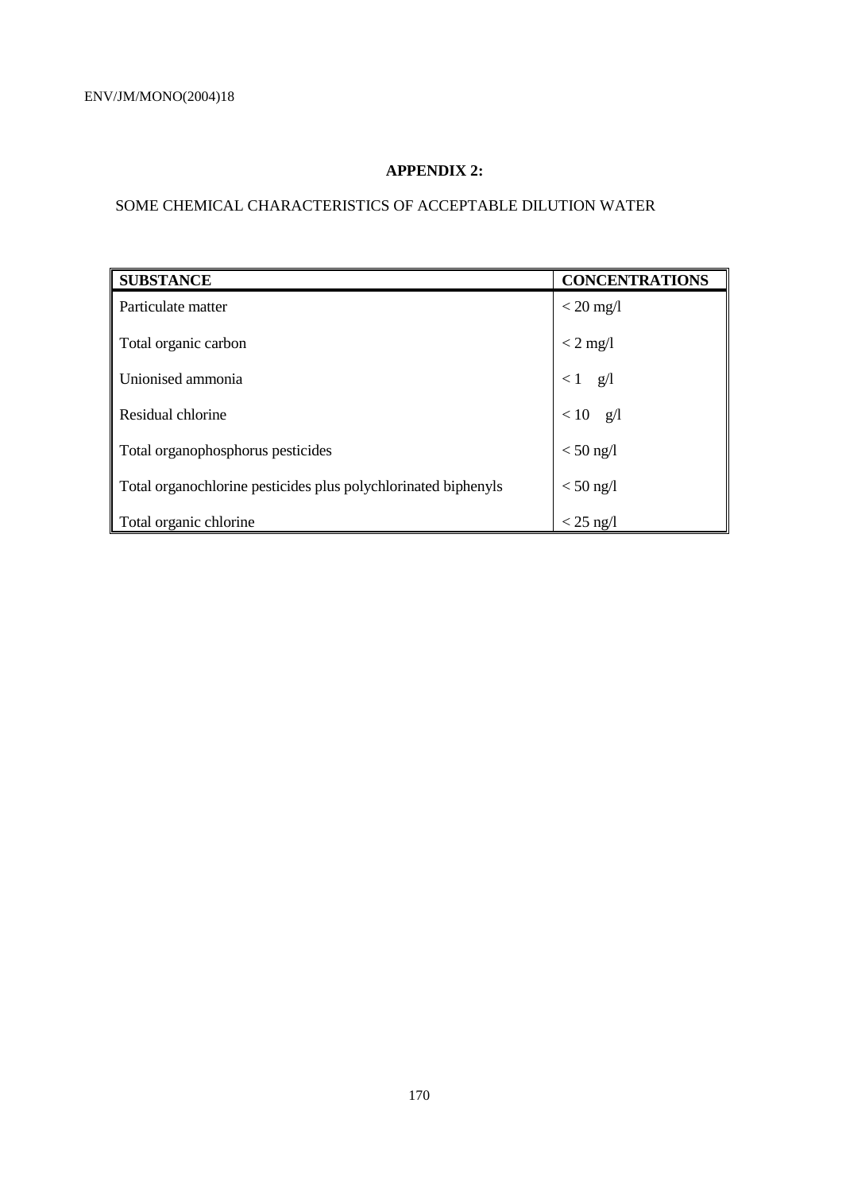# APPENDIX 2:

SOME CHEMICAL CHARACTERISTICS OF ACCEPTABLE DILUTION WATER

| SUBSTANCE | CONCENTRATIONS |
|---|---|
| Particulate matter | < 20 mg/l |
| Total organic carbon | < 2 mg/l |
| Unionised ammonia | < 1   g/l |
| Residual chlorine | < 10   g/l |
| Total organophosphorus pesticides | < 50 ng/l |
| Total organochlorine pesticides plus polychlorinated biphenyls | < 50 ng/l |
| Total organic chlorine | < 25 ng/l |